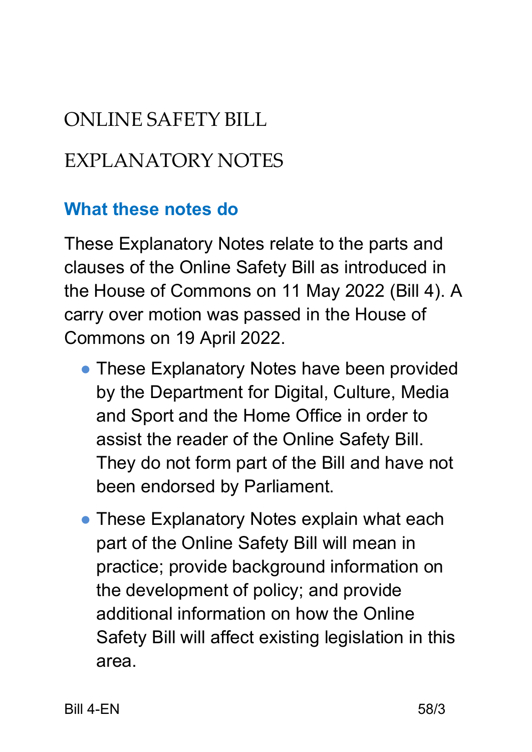# ONLINE SAFETY BILL

# EXPLANATORY NOTES

## What these notes do

These Explanatory Notes relate to the parts and clauses of the Online Safety Bill as introduced in the House of Commons on 11 May 2022 (Bill 4). A carry over motion was passed in the House of Commons on 19 April 2022.

- These Explanatory Notes have been provided by the Department for Digital, Culture, Media and Sport and the Home Office in order to assist the reader of the Online Safety Bill. They do not form part of the Bill and have not been endorsed by Parliament.

- These Explanatory Notes explain what each part of the Online Safety Bill will mean in practice; provide background information on the development of policy; and provide additional information on how the Online Safety Bill will affect existing legislation in this area.

Bill 4-EN 58/3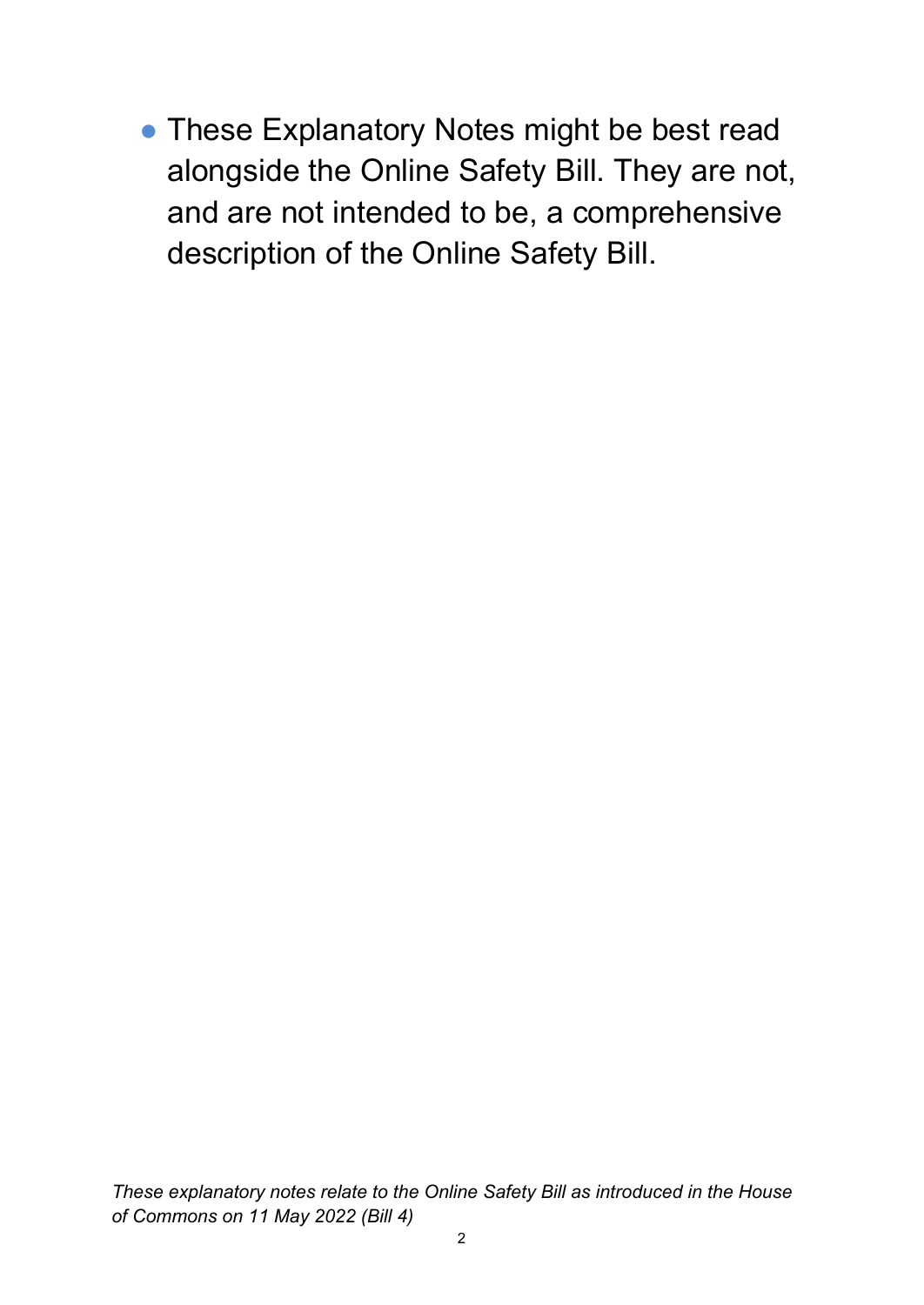- These Explanatory Notes might be best read alongside the Online Safety Bill. They are not, and are not intended to be, a comprehensive description of the Online Safety Bill.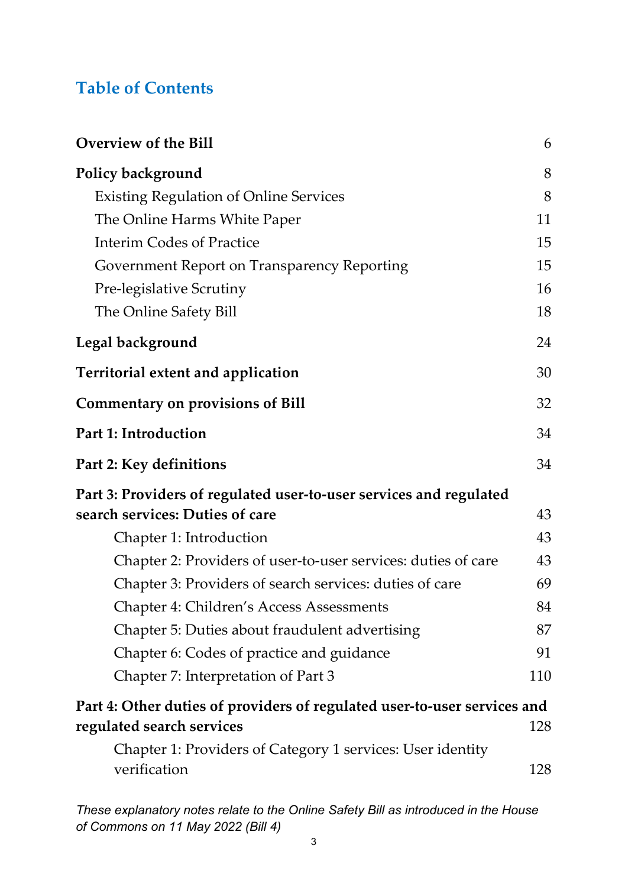# Table of Contents

| | |
|---|---|
| **Overview of the Bill** | 6 |
| **Policy background** | 8 |
| Existing Regulation of Online Services | 8 |
| The Online Harms White Paper | 11 |
| Interim Codes of Practice | 15 |
| Government Report on Transparency Reporting | 15 |
| Pre-legislative Scrutiny | 16 |
| The Online Safety Bill | 18 |
| **Legal background** | 24 |
| **Territorial extent and application** | 30 |
| **Commentary on provisions of Bill** | 32 |
| **Part 1: Introduction** | 34 |
| **Part 2: Key definitions** | 34 |
| **Part 3: Providers of regulated user-to-user services and regulated search services: Duties of care** | 43 |
| Chapter 1: Introduction | 43 |
| Chapter 2: Providers of user-to-user services: duties of care | 43 |
| Chapter 3: Providers of search services: duties of care | 69 |
| Chapter 4: Children's Access Assessments | 84 |
| Chapter 5: Duties about fraudulent advertising | 87 |
| Chapter 6: Codes of practice and guidance | 91 |
| Chapter 7: Interpretation of Part 3 | 110 |
| **Part 4: Other duties of providers of regulated user-to-user services and regulated search services** | 128 |
| Chapter 1: Providers of Category 1 services: User identity verification | 128 |

*These explanatory notes relate to the Online Safety Bill as introduced in the House of Commons on 11 May 2022 (Bill 4)*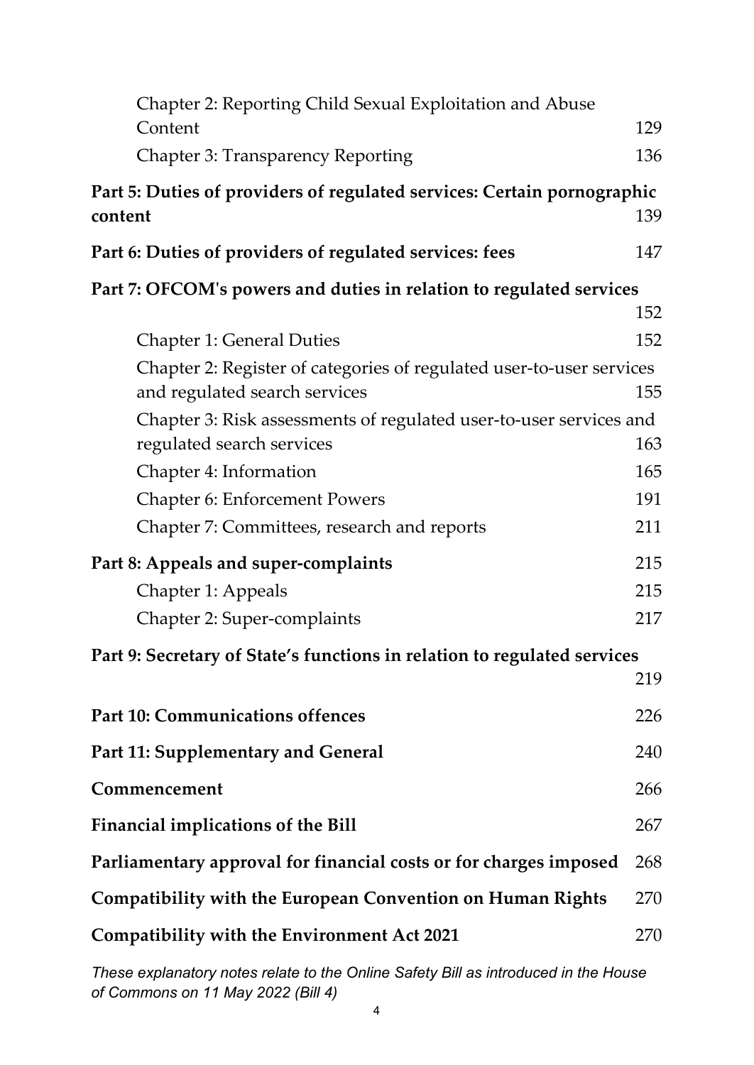Chapter 2: Reporting Child Sexual Exploitation and Abuse Content 129

Chapter 3: Transparency Reporting 136

**Part 5: Duties of providers of regulated services: Certain pornographic content** 139

**Part 6: Duties of providers of regulated services: fees** 147

**Part 7: OFCOM's powers and duties in relation to regulated services** 152

Chapter 1: General Duties 152

Chapter 2: Register of categories of regulated user-to-user services and regulated search services 155

Chapter 3: Risk assessments of regulated user-to-user services and regulated search services 163

Chapter 4: Information 165

Chapter 6: Enforcement Powers 191

Chapter 7: Committees, research and reports 211

**Part 8: Appeals and super-complaints** 215

Chapter 1: Appeals 215

Chapter 2: Super-complaints 217

**Part 9: Secretary of State's functions in relation to regulated services** 219

**Part 10: Communications offences** 226

**Part 11: Supplementary and General** 240

**Commencement** 266

**Financial implications of the Bill** 267

**Parliamentary approval for financial costs or for charges imposed** 268

**Compatibility with the European Convention on Human Rights** 270

**Compatibility with the Environment Act 2021** 270

*These explanatory notes relate to the Online Safety Bill as introduced in the House of Commons on 11 May 2022 (Bill 4)*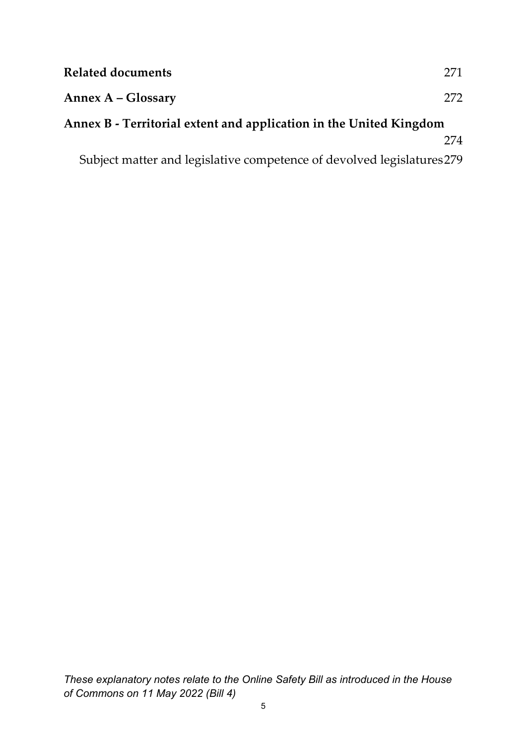**Related documents** 271

**Annex A – Glossary** 272

**Annex B - Territorial extent and application in the United Kingdom** 274

Subject matter and legislative competence of devolved legislatures 279

*These explanatory notes relate to the Online Safety Bill as introduced in the House of Commons on 11 May 2022 (Bill 4)*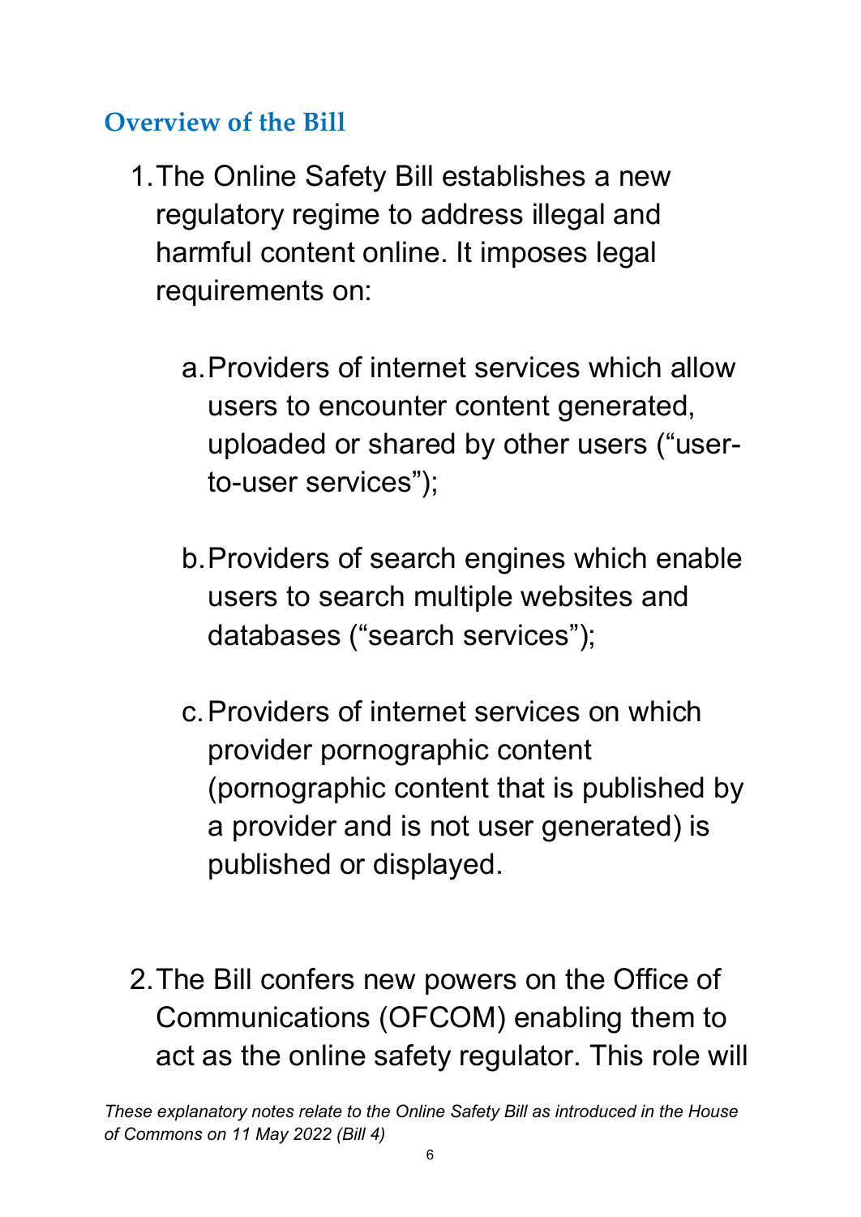## Overview of the Bill

1. The Online Safety Bill establishes a new regulatory regime to address illegal and harmful content online. It imposes legal requirements on:

    a. Providers of internet services which allow users to encounter content generated, uploaded or shared by other users ("user-to-user services");

    b. Providers of search engines which enable users to search multiple websites and databases ("search services");

    c. Providers of internet services on which provider pornographic content (pornographic content that is published by a provider and is not user generated) is published or displayed.

2. The Bill confers new powers on the Office of Communications (OFCOM) enabling them to act as the online safety regulator. This role will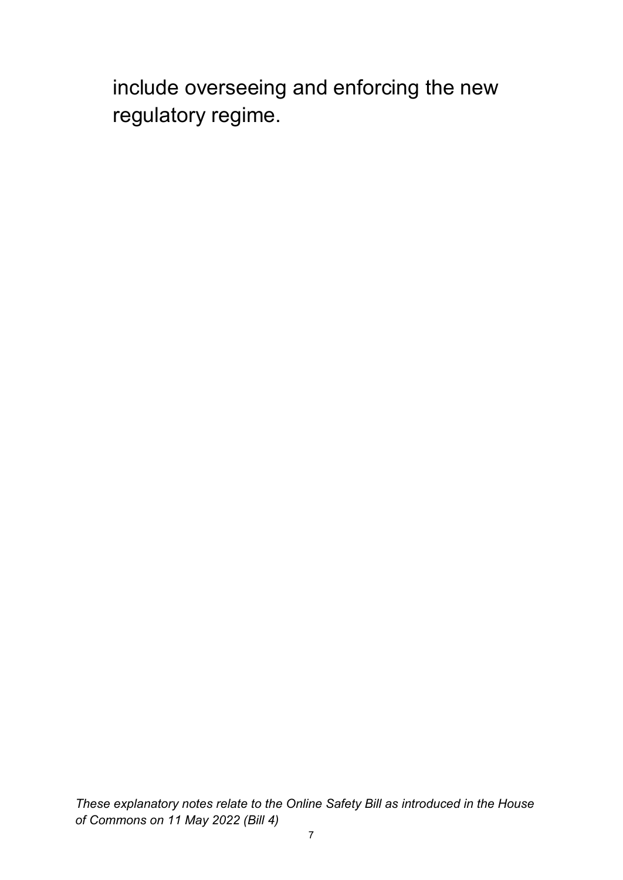include overseeing and enforcing the new regulatory regime.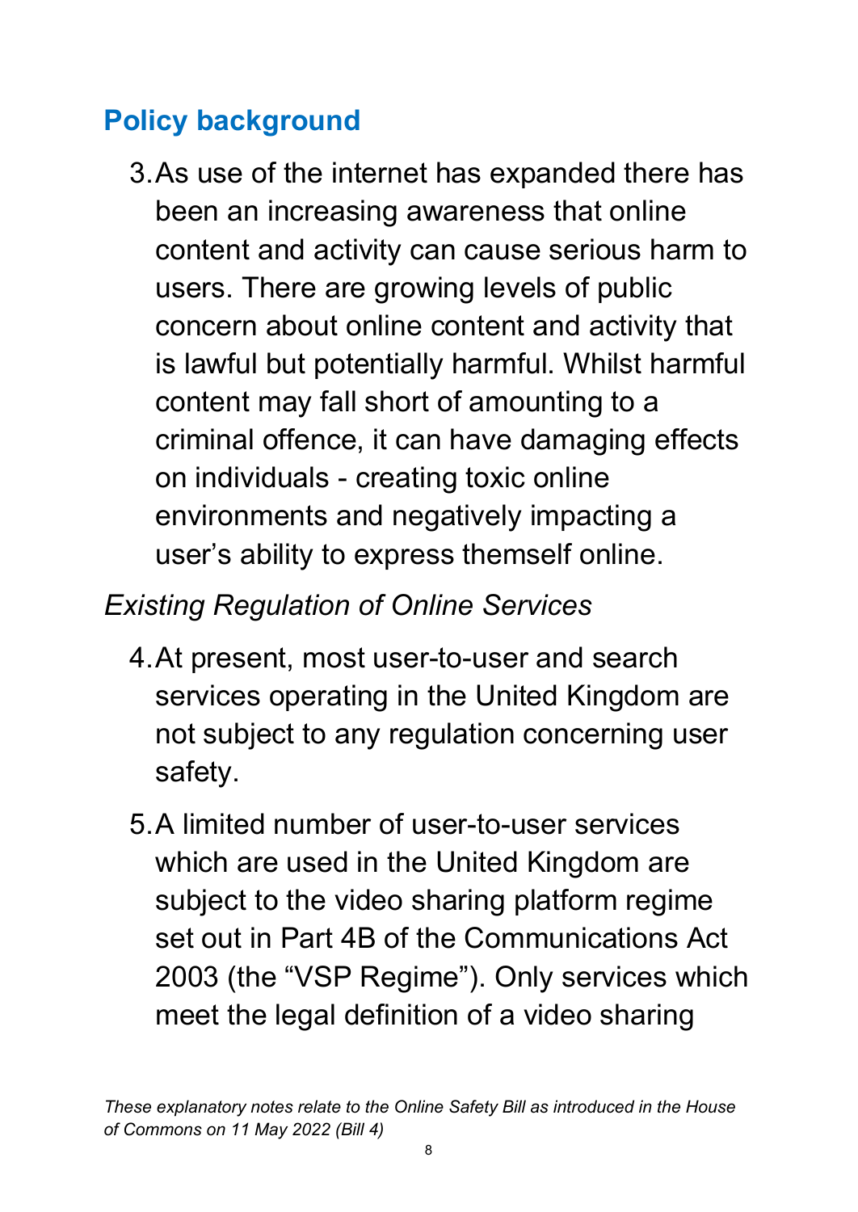## Policy background

3. As use of the internet has expanded there has been an increasing awareness that online content and activity can cause serious harm to users. There are growing levels of public concern about online content and activity that is lawful but potentially harmful. Whilst harmful content may fall short of amounting to a criminal offence, it can have damaging effects on individuals - creating toxic online environments and negatively impacting a user's ability to express themself online.

### *Existing Regulation of Online Services*

4. At present, most user-to-user and search services operating in the United Kingdom are not subject to any regulation concerning user safety.

5. A limited number of user-to-user services which are used in the United Kingdom are subject to the video sharing platform regime set out in Part 4B of the Communications Act 2003 (the "VSP Regime"). Only services which meet the legal definition of a video sharing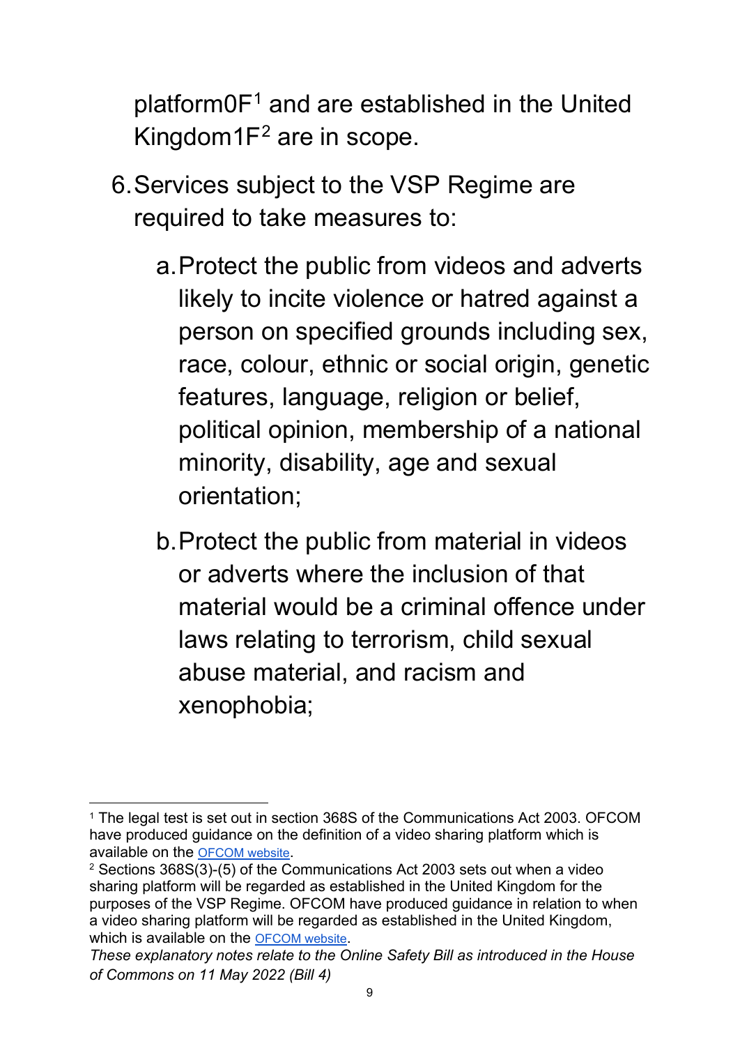platform0F[1] and are established in the United Kingdom1F[2] are in scope.

6. Services subject to the VSP Regime are required to take measures to:

   a. Protect the public from videos and adverts likely to incite violence or hatred against a person on specified grounds including sex, race, colour, ethnic or social origin, genetic features, language, religion or belief, political opinion, membership of a national minority, disability, age and sexual orientation;

   b. Protect the public from material in videos or adverts where the inclusion of that material would be a criminal offence under laws relating to terrorism, child sexual abuse material, and racism and xenophobia;

---

[1] The legal test is set out in section 368S of the Communications Act 2003. OFCOM have produced guidance on the definition of a video sharing platform which is available on the OFCOM website.

[2] Sections 368S(3)-(5) of the Communications Act 2003 sets out when a video sharing platform will be regarded as established in the United Kingdom for the purposes of the VSP Regime. OFCOM have produced guidance in relation to when a video sharing platform will be regarded as established in the United Kingdom, which is available on the OFCOM website.

*These explanatory notes relate to the Online Safety Bill as introduced in the House of Commons on 11 May 2022 (Bill 4)*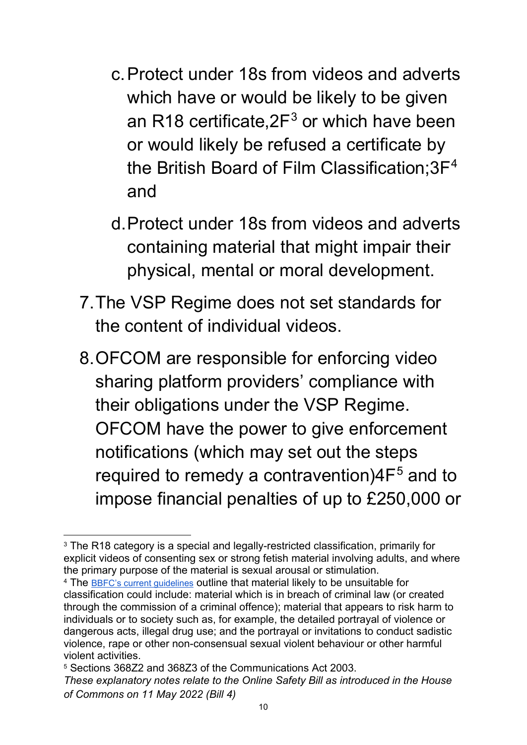c. Protect under 18s from videos and adverts which have or would be likely to be given an R18 certificate,2F[3] or which have been or would likely be refused a certificate by the British Board of Film Classification;3F[4] and

d. Protect under 18s from videos and adverts containing material that might impair their physical, mental or moral development.

7. The VSP Regime does not set standards for the content of individual videos.

8. OFCOM are responsible for enforcing video sharing platform providers' compliance with their obligations under the VSP Regime. OFCOM have the power to give enforcement notifications (which may set out the steps required to remedy a contravention)4F[5] and to impose financial penalties of up to £250,000 or

---

[3] The R18 category is a special and legally-restricted classification, primarily for explicit videos of consenting sex or strong fetish material involving adults, and where the primary purpose of the material is sexual arousal or stimulation.

[4] The BBFC's current guidelines outline that material likely to be unsuitable for classification could include: material which is in breach of criminal law (or created through the commission of a criminal offence); material that appears to risk harm to individuals or to society such as, for example, the detailed portrayal of violence or dangerous acts, illegal drug use; and the portrayal or invitations to conduct sadistic violence, rape or other non-consensual sexual violent behaviour or other harmful violent activities.

[5] Sections 368Z2 and 368Z3 of the Communications Act 2003.

*These explanatory notes relate to the Online Safety Bill as introduced in the House of Commons on 11 May 2022 (Bill 4)*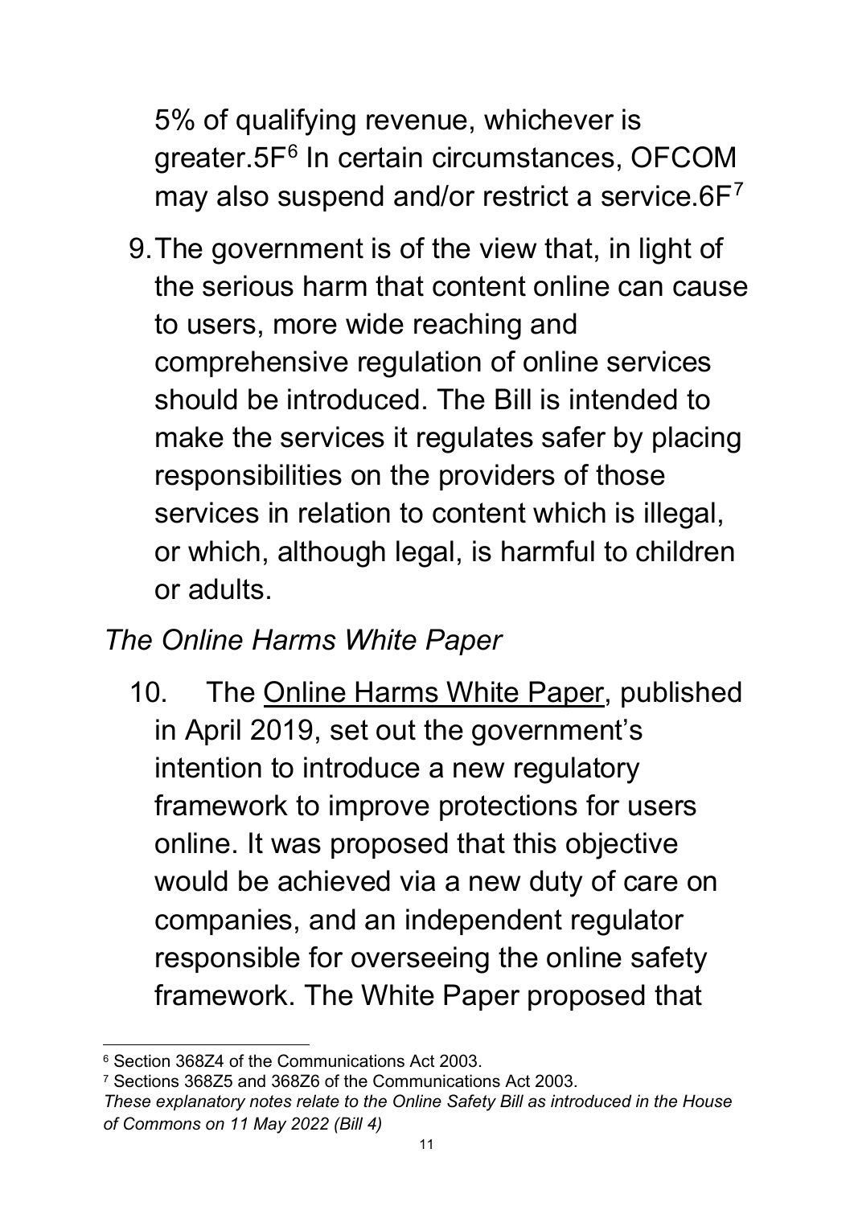5% of qualifying revenue, whichever is greater.5F[6] In certain circumstances, OFCOM may also suspend and/or restrict a service.6F[7]

9. The government is of the view that, in light of the serious harm that content online can cause to users, more wide reaching and comprehensive regulation of online services should be introduced. The Bill is intended to make the services it regulates safer by placing responsibilities on the providers of those services in relation to content which is illegal, or which, although legal, is harmful to children or adults.

*The Online Harms White Paper*

10. The Online Harms White Paper, published in April 2019, set out the government's intention to introduce a new regulatory framework to improve protections for users online. It was proposed that this objective would be achieved via a new duty of care on companies, and an independent regulator responsible for overseeing the online safety framework. The White Paper proposed that

---

[6] Section 368Z4 of the Communications Act 2003.

[7] Sections 368Z5 and 368Z6 of the Communications Act 2003.

*These explanatory notes relate to the Online Safety Bill as introduced in the House of Commons on 11 May 2022 (Bill 4)*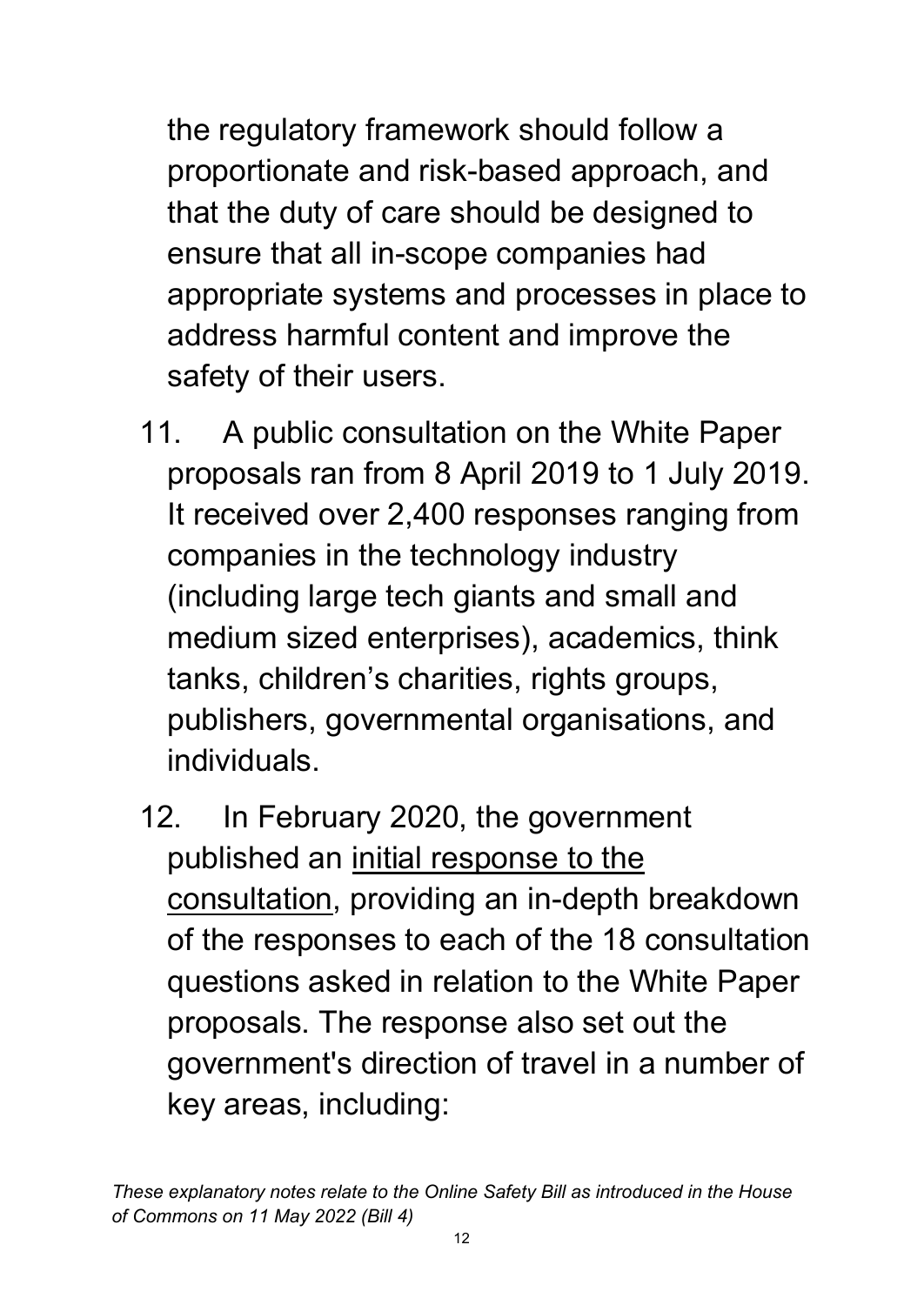the regulatory framework should follow a proportionate and risk-based approach, and that the duty of care should be designed to ensure that all in-scope companies had appropriate systems and processes in place to address harmful content and improve the safety of their users.

11. A public consultation on the White Paper proposals ran from 8 April 2019 to 1 July 2019. It received over 2,400 responses ranging from companies in the technology industry (including large tech giants and small and medium sized enterprises), academics, think tanks, children's charities, rights groups, publishers, governmental organisations, and individuals.

12. In February 2020, the government published an initial response to the consultation, providing an in-depth breakdown of the responses to each of the 18 consultation questions asked in relation to the White Paper proposals. The response also set out the government's direction of travel in a number of key areas, including: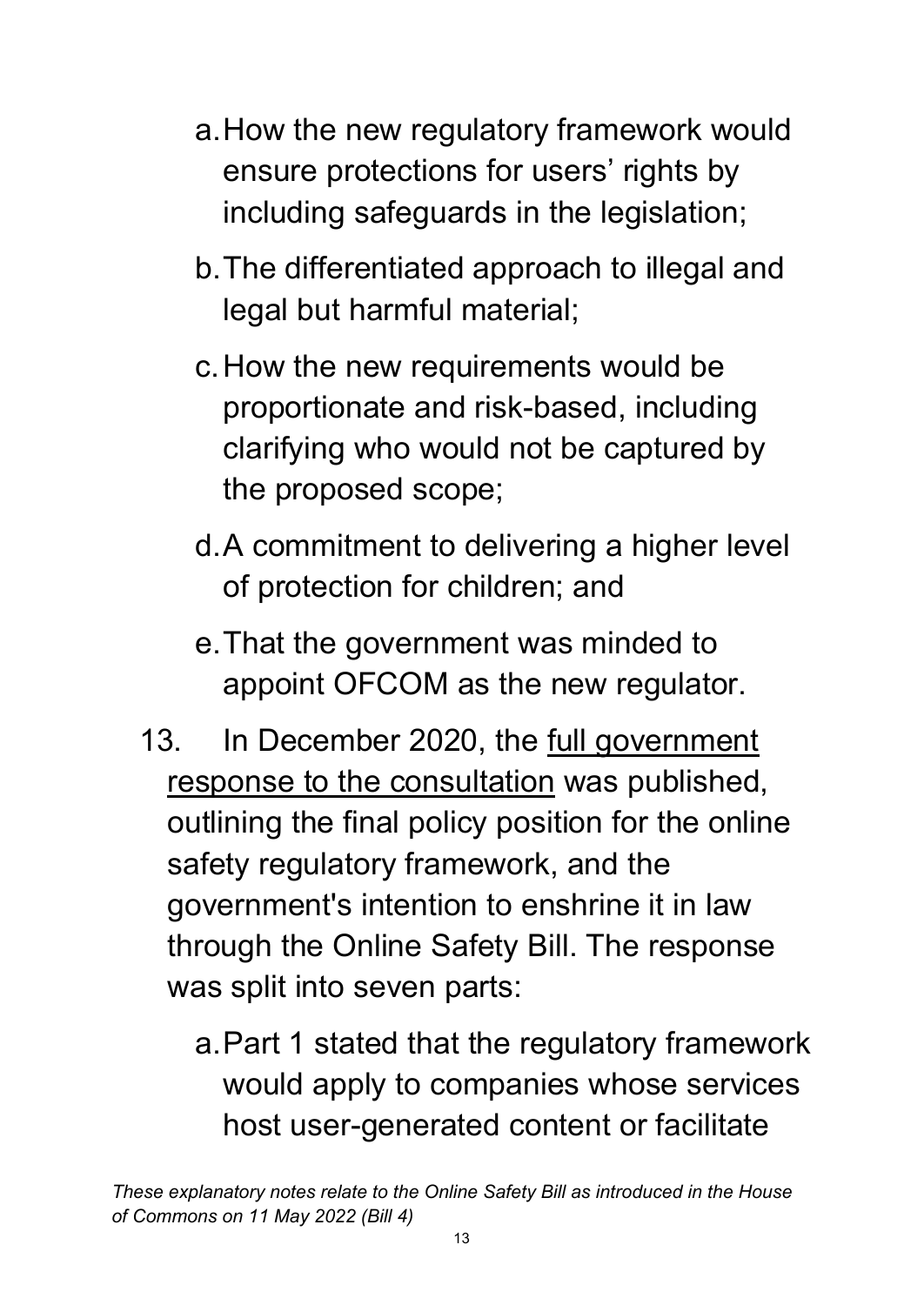a. How the new regulatory framework would ensure protections for users' rights by including safeguards in the legislation;

b. The differentiated approach to illegal and legal but harmful material;

c. How the new requirements would be proportionate and risk-based, including clarifying who would not be captured by the proposed scope;

d. A commitment to delivering a higher level of protection for children; and

e. That the government was minded to appoint OFCOM as the new regulator.

13. In December 2020, the full government response to the consultation was published, outlining the final policy position for the online safety regulatory framework, and the government's intention to enshrine it in law through the Online Safety Bill. The response was split into seven parts:

a. Part 1 stated that the regulatory framework would apply to companies whose services host user-generated content or facilitate

*These explanatory notes relate to the Online Safety Bill as introduced in the House of Commons on 11 May 2022 (Bill 4)*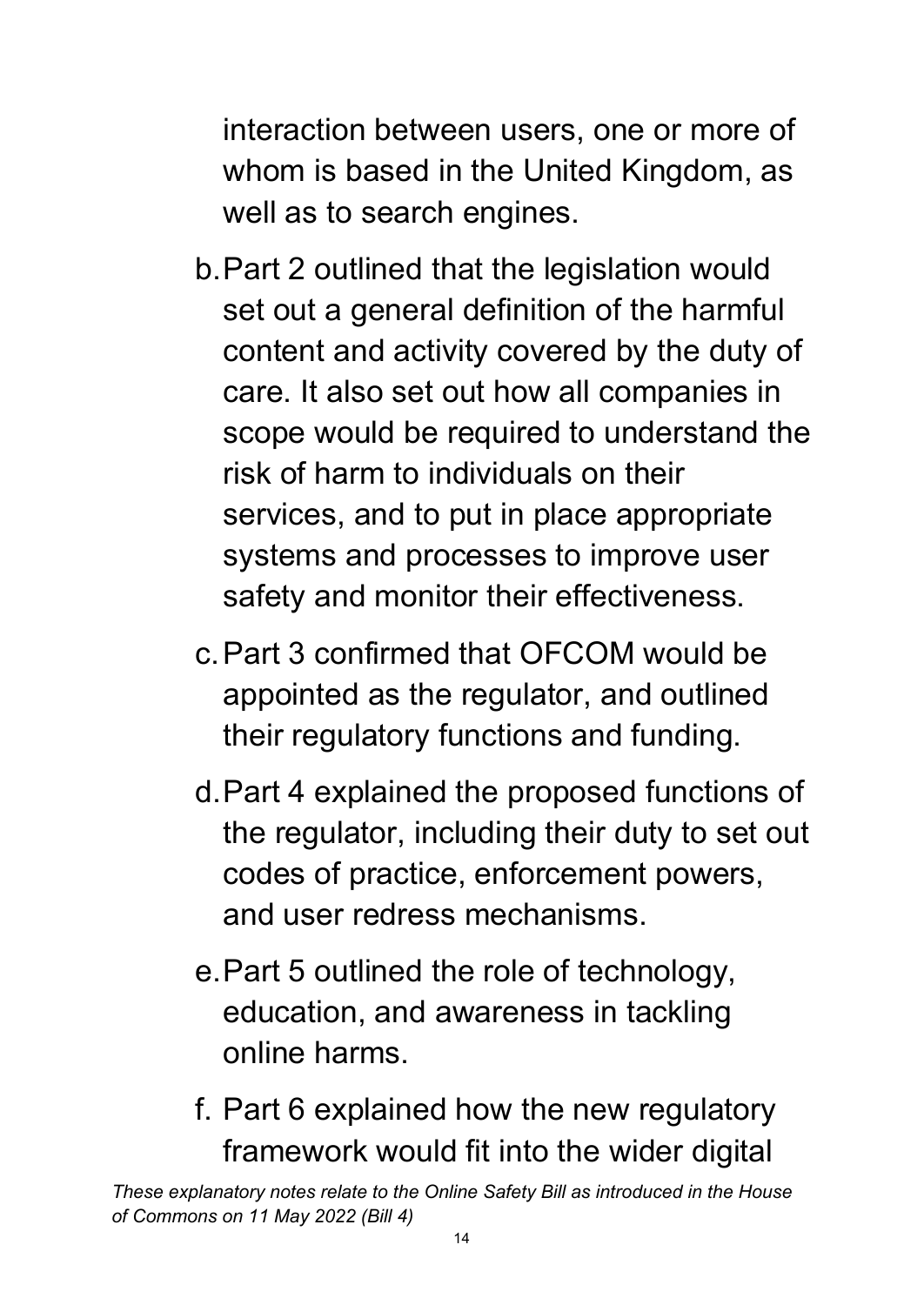interaction between users, one or more of whom is based in the United Kingdom, as well as to search engines.

b. Part 2 outlined that the legislation would set out a general definition of the harmful content and activity covered by the duty of care. It also set out how all companies in scope would be required to understand the risk of harm to individuals on their services, and to put in place appropriate systems and processes to improve user safety and monitor their effectiveness.

c. Part 3 confirmed that OFCOM would be appointed as the regulator, and outlined their regulatory functions and funding.

d. Part 4 explained the proposed functions of the regulator, including their duty to set out codes of practice, enforcement powers, and user redress mechanisms.

e. Part 5 outlined the role of technology, education, and awareness in tackling online harms.

f. Part 6 explained how the new regulatory framework would fit into the wider digital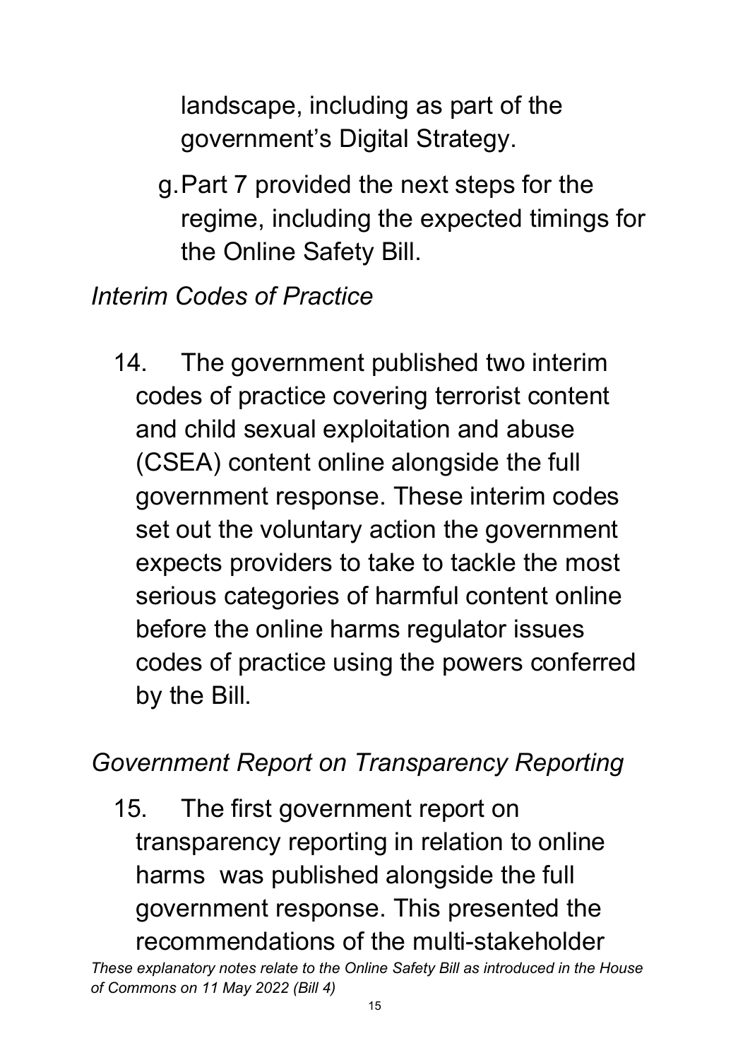landscape, including as part of the government's Digital Strategy.

g. Part 7 provided the next steps for the regime, including the expected timings for the Online Safety Bill.

*Interim Codes of Practice*

14. The government published two interim codes of practice covering terrorist content and child sexual exploitation and abuse (CSEA) content online alongside the full government response. These interim codes set out the voluntary action the government expects providers to take to tackle the most serious categories of harmful content online before the online harms regulator issues codes of practice using the powers conferred by the Bill.

*Government Report on Transparency Reporting*

15. The first government report on transparency reporting in relation to online harms was published alongside the full government response. This presented the recommendations of the multi-stakeholder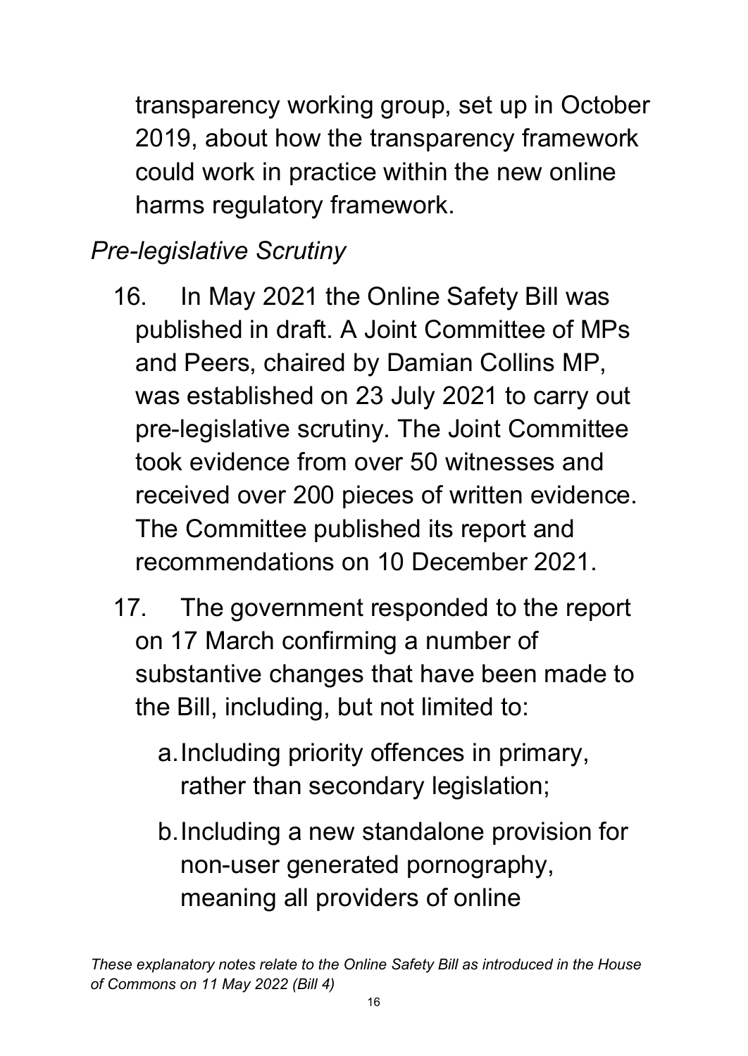transparency working group, set up in October 2019, about how the transparency framework could work in practice within the new online harms regulatory framework.

*Pre-legislative Scrutiny*

16. In May 2021 the Online Safety Bill was published in draft. A Joint Committee of MPs and Peers, chaired by Damian Collins MP, was established on 23 July 2021 to carry out pre-legislative scrutiny. The Joint Committee took evidence from over 50 witnesses and received over 200 pieces of written evidence. The Committee published its report and recommendations on 10 December 2021.

17. The government responded to the report on 17 March confirming a number of substantive changes that have been made to the Bill, including, but not limited to:

    a. Including priority offences in primary, rather than secondary legislation;

    b. Including a new standalone provision for non-user generated pornography, meaning all providers of online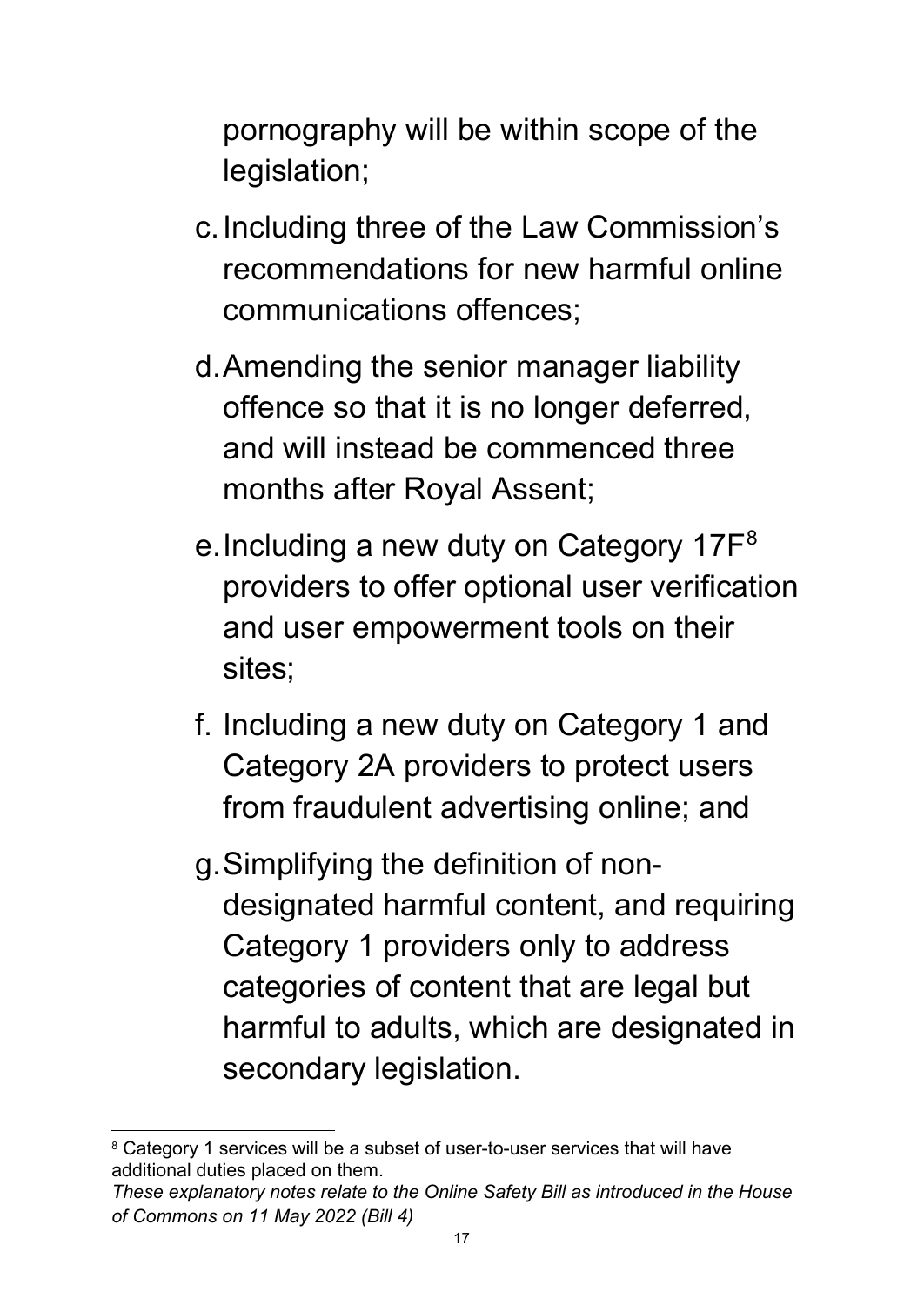pornography will be within scope of the legislation;

c. Including three of the Law Commission's recommendations for new harmful online communications offences;

d. Amending the senior manager liability offence so that it is no longer deferred, and will instead be commenced three months after Royal Assent;

e. Including a new duty on Category 17F[8] providers to offer optional user verification and user empowerment tools on their sites;

f. Including a new duty on Category 1 and Category 2A providers to protect users from fraudulent advertising online; and

g. Simplifying the definition of non-designated harmful content, and requiring Category 1 providers only to address categories of content that are legal but harmful to adults, which are designated in secondary legislation.

---

[8] Category 1 services will be a subset of user-to-user services that will have additional duties placed on them.

*These explanatory notes relate to the Online Safety Bill as introduced in the House of Commons on 11 May 2022 (Bill 4)*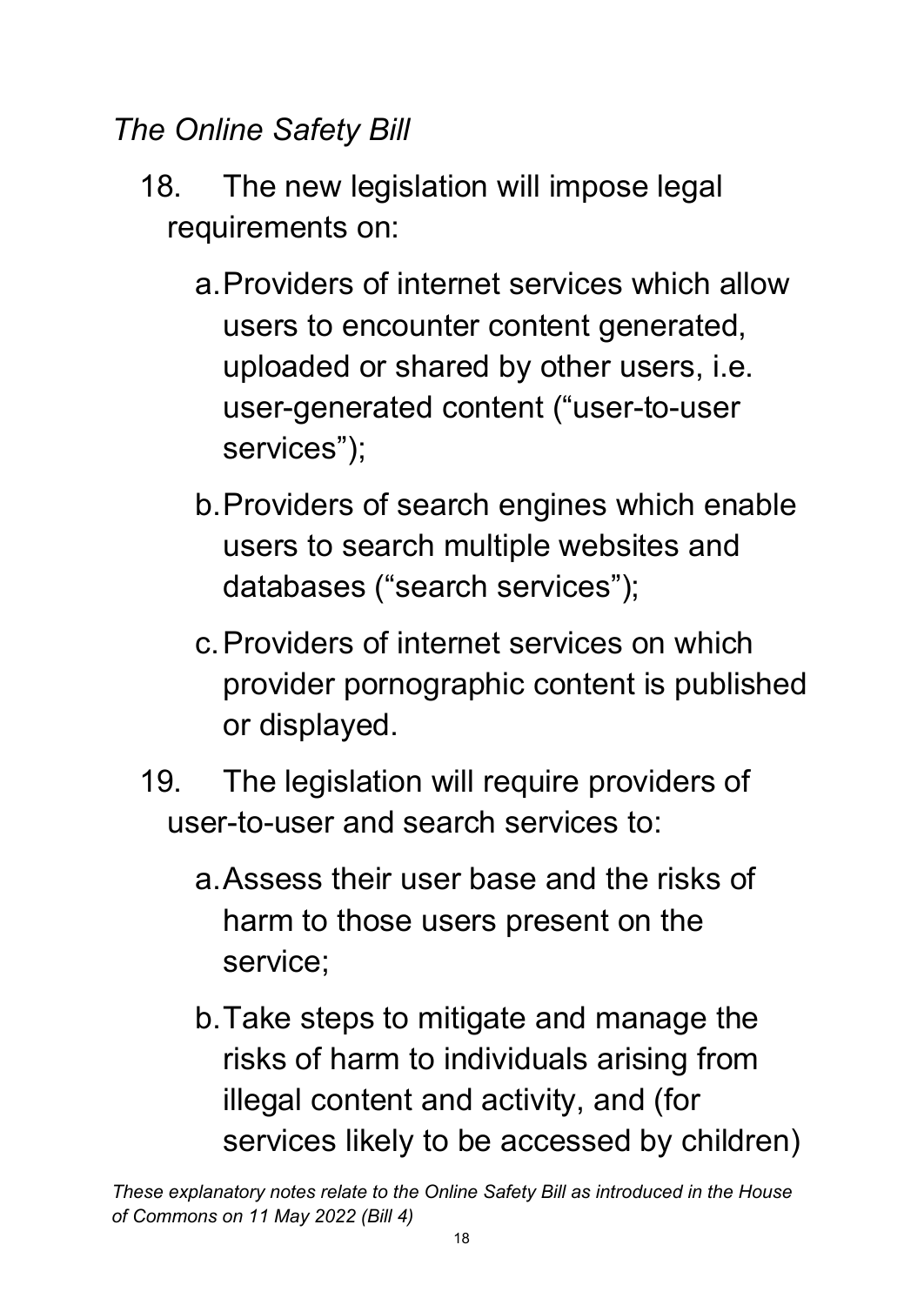*The Online Safety Bill*

18. The new legislation will impose legal requirements on:

    a. Providers of internet services which allow users to encounter content generated, uploaded or shared by other users, i.e. user-generated content ("user-to-user services");

    b. Providers of search engines which enable users to search multiple websites and databases ("search services");

    c. Providers of internet services on which provider pornographic content is published or displayed.

19. The legislation will require providers of user-to-user and search services to:

    a. Assess their user base and the risks of harm to those users present on the service;

    b. Take steps to mitigate and manage the risks of harm to individuals arising from illegal content and activity, and (for services likely to be accessed by children)

*These explanatory notes relate to the Online Safety Bill as introduced in the House of Commons on 11 May 2022 (Bill 4)*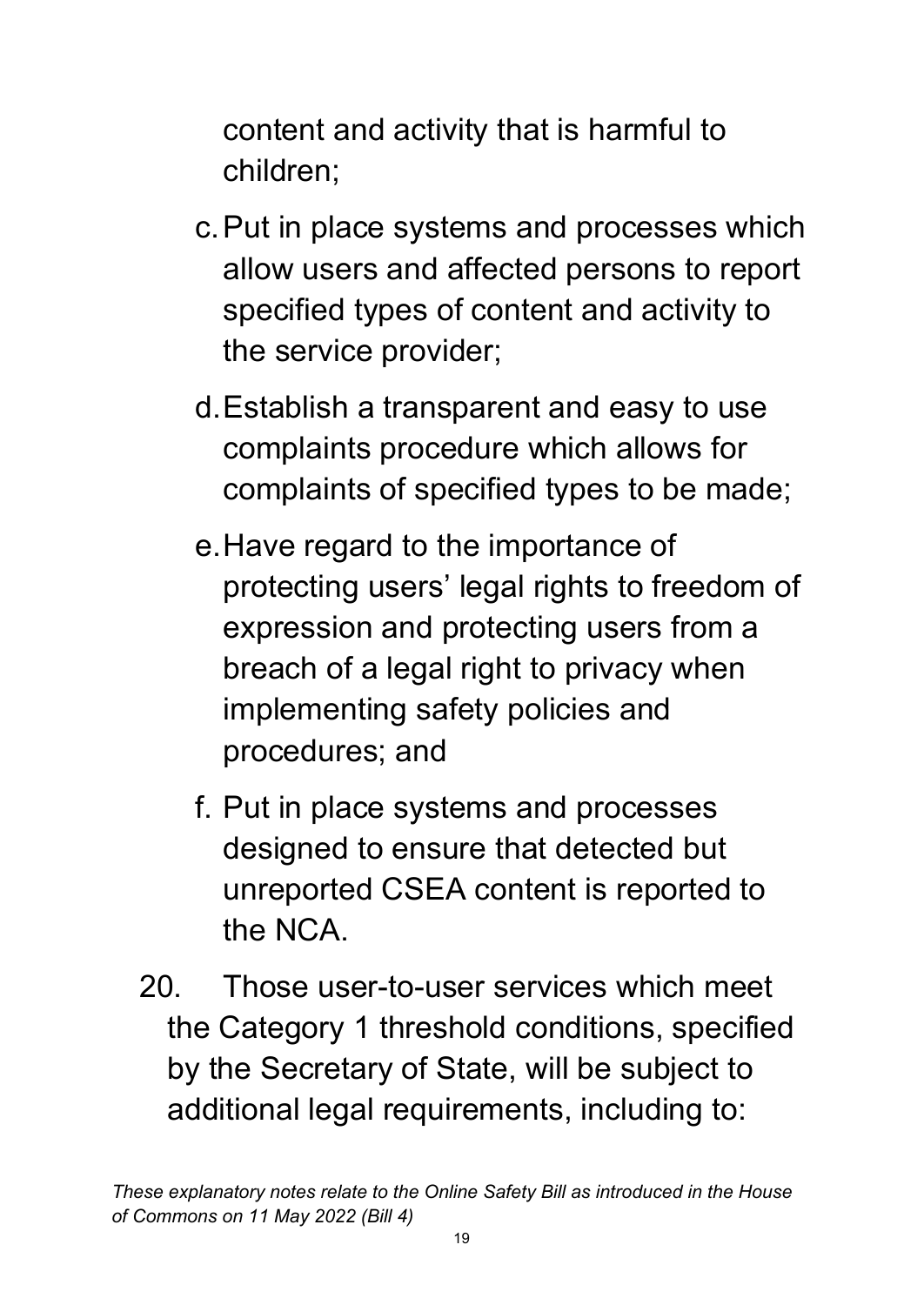content and activity that is harmful to children;

c. Put in place systems and processes which allow users and affected persons to report specified types of content and activity to the service provider;

d. Establish a transparent and easy to use complaints procedure which allows for complaints of specified types to be made;

e. Have regard to the importance of protecting users' legal rights to freedom of expression and protecting users from a breach of a legal right to privacy when implementing safety policies and procedures; and

f. Put in place systems and processes designed to ensure that detected but unreported CSEA content is reported to the NCA.

20. Those user-to-user services which meet the Category 1 threshold conditions, specified by the Secretary of State, will be subject to additional legal requirements, including to: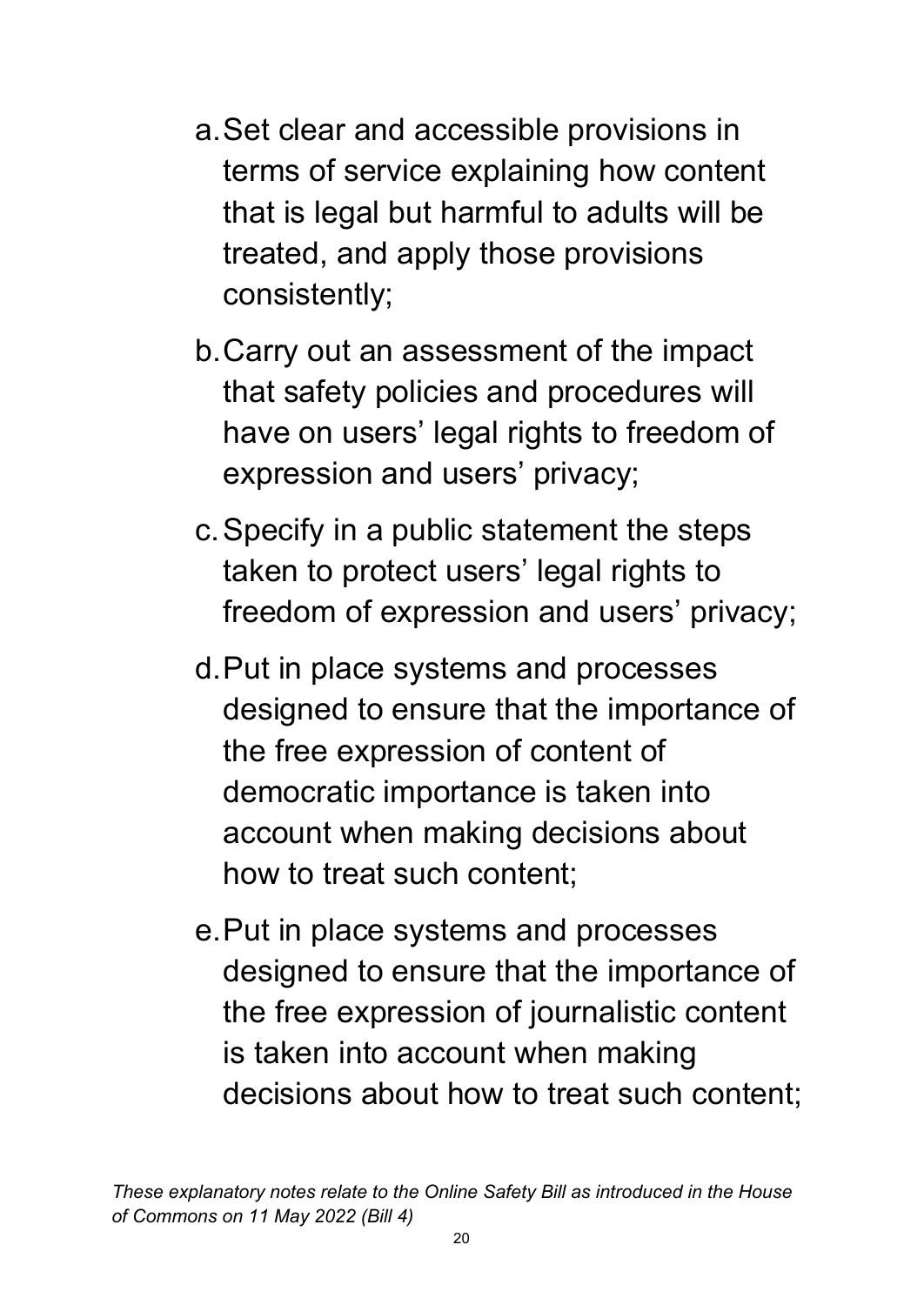a. Set clear and accessible provisions in terms of service explaining how content that is legal but harmful to adults will be treated, and apply those provisions consistently;

b. Carry out an assessment of the impact that safety policies and procedures will have on users' legal rights to freedom of expression and users' privacy;

c. Specify in a public statement the steps taken to protect users' legal rights to freedom of expression and users' privacy;

d. Put in place systems and processes designed to ensure that the importance of the free expression of content of democratic importance is taken into account when making decisions about how to treat such content;

e. Put in place systems and processes designed to ensure that the importance of the free expression of journalistic content is taken into account when making decisions about how to treat such content;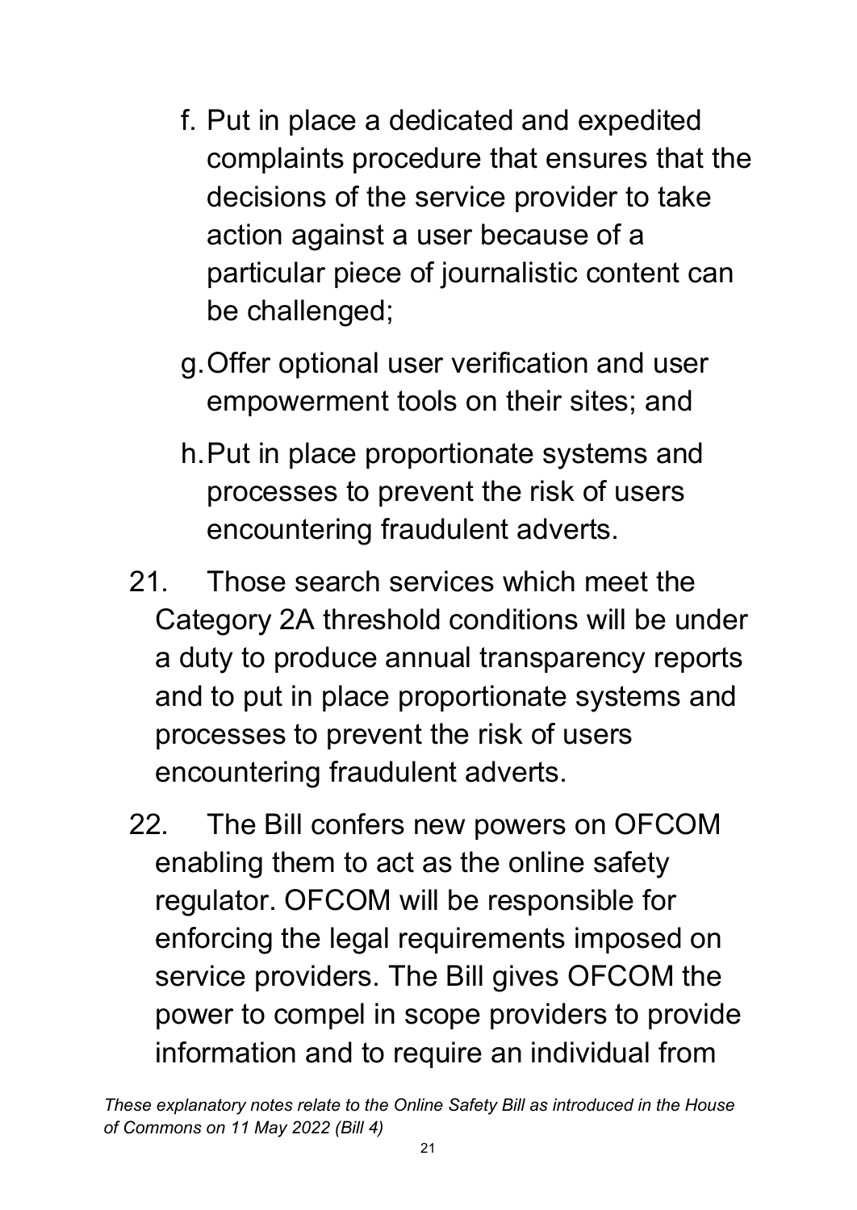f. Put in place a dedicated and expedited complaints procedure that ensures that the decisions of the service provider to take action against a user because of a particular piece of journalistic content can be challenged;

g. Offer optional user verification and user empowerment tools on their sites; and

h. Put in place proportionate systems and processes to prevent the risk of users encountering fraudulent adverts.

21. Those search services which meet the Category 2A threshold conditions will be under a duty to produce annual transparency reports and to put in place proportionate systems and processes to prevent the risk of users encountering fraudulent adverts.

22. The Bill confers new powers on OFCOM enabling them to act as the online safety regulator. OFCOM will be responsible for enforcing the legal requirements imposed on service providers. The Bill gives OFCOM the power to compel in scope providers to provide information and to require an individual from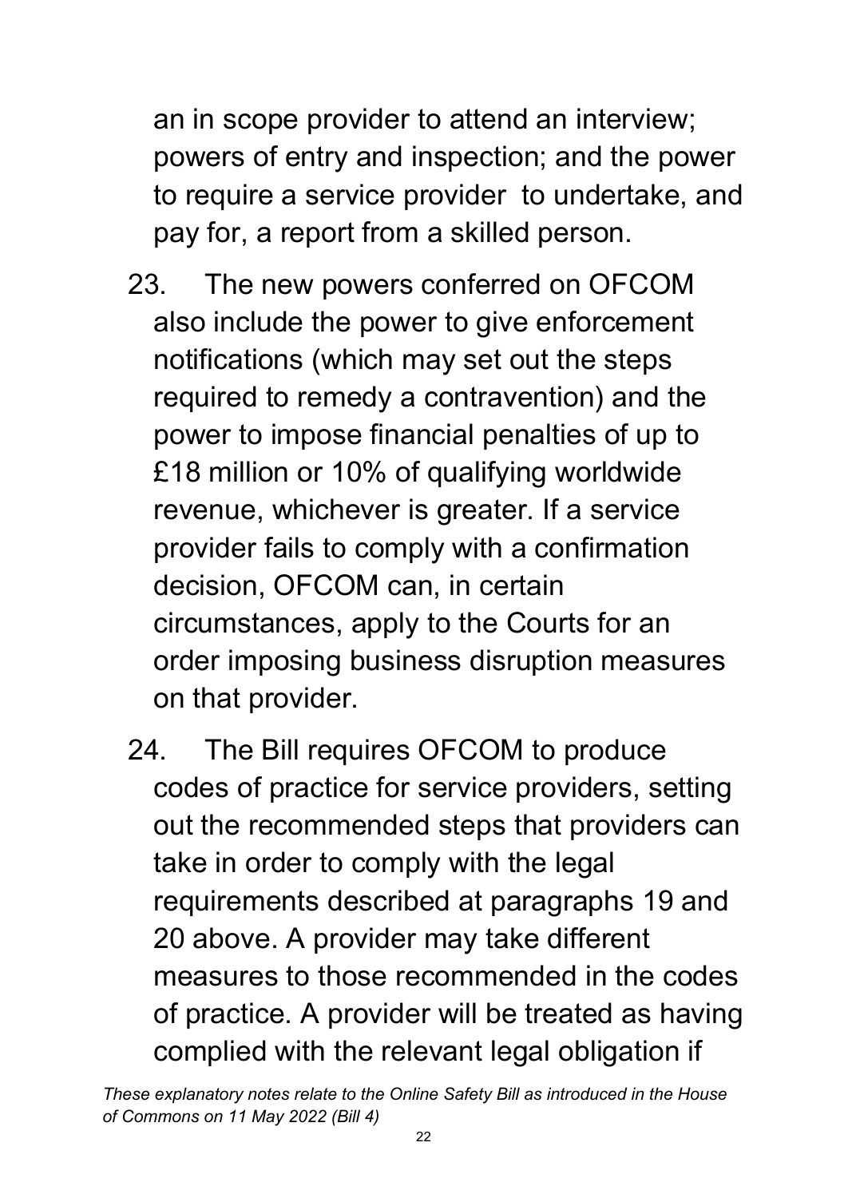an in scope provider to attend an interview; powers of entry and inspection; and the power to require a service provider to undertake, and pay for, a report from a skilled person.

23. The new powers conferred on OFCOM also include the power to give enforcement notifications (which may set out the steps required to remedy a contravention) and the power to impose financial penalties of up to £18 million or 10% of qualifying worldwide revenue, whichever is greater. If a service provider fails to comply with a confirmation decision, OFCOM can, in certain circumstances, apply to the Courts for an order imposing business disruption measures on that provider.

24. The Bill requires OFCOM to produce codes of practice for service providers, setting out the recommended steps that providers can take in order to comply with the legal requirements described at paragraphs 19 and 20 above. A provider may take different measures to those recommended in the codes of practice. A provider will be treated as having complied with the relevant legal obligation if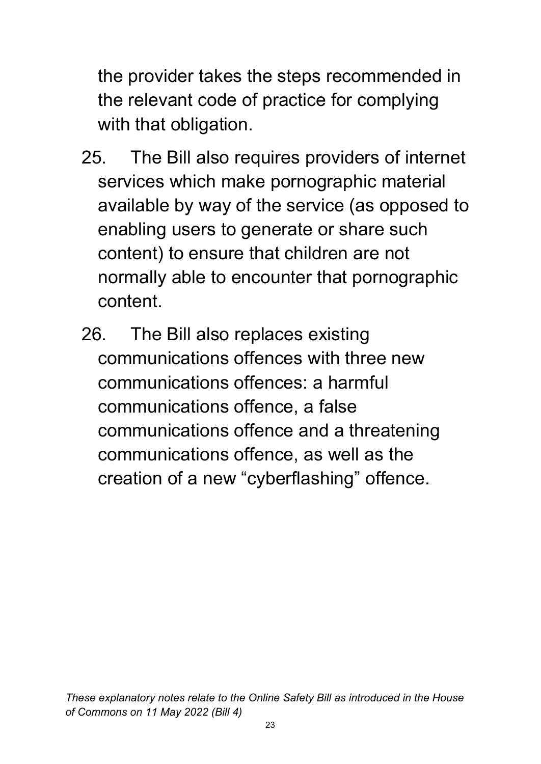the provider takes the steps recommended in the relevant code of practice for complying with that obligation.

25. The Bill also requires providers of internet services which make pornographic material available by way of the service (as opposed to enabling users to generate or share such content) to ensure that children are not normally able to encounter that pornographic content.

26. The Bill also replaces existing communications offences with three new communications offences: a harmful communications offence, a false communications offence and a threatening communications offence, as well as the creation of a new "cyberflashing" offence.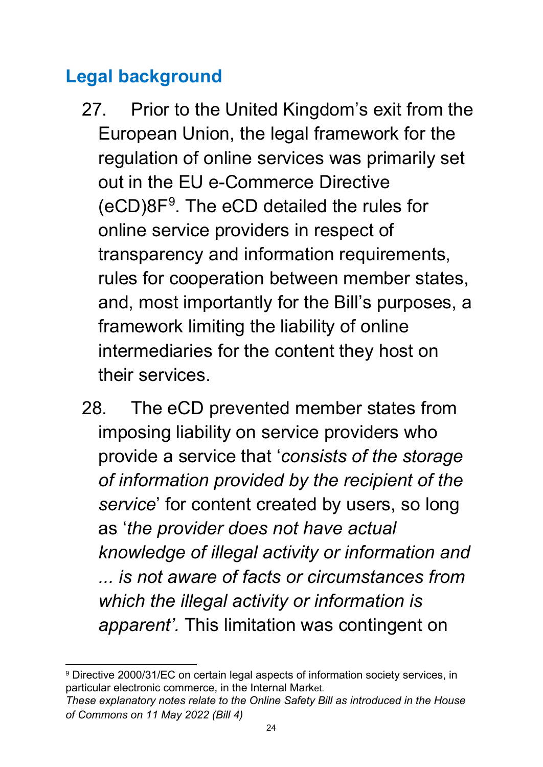## Legal background

27. Prior to the United Kingdom's exit from the European Union, the legal framework for the regulation of online services was primarily set out in the EU e-Commerce Directive (eCD)8F[9]. The eCD detailed the rules for online service providers in respect of transparency and information requirements, rules for cooperation between member states, and, most importantly for the Bill's purposes, a framework limiting the liability of online intermediaries for the content they host on their services.

28. The eCD prevented member states from imposing liability on service providers who provide a service that '*consists of the storage of information provided by the recipient of the service*' for content created by users, so long as '*the provider does not have actual knowledge of illegal activity or information and ... is not aware of facts or circumstances from which the illegal activity or information is apparent'.* This limitation was contingent on

[9] Directive 2000/31/EC on certain legal aspects of information society services, in particular electronic commerce, in the Internal Market.

*These explanatory notes relate to the Online Safety Bill as introduced in the House of Commons on 11 May 2022 (Bill 4)*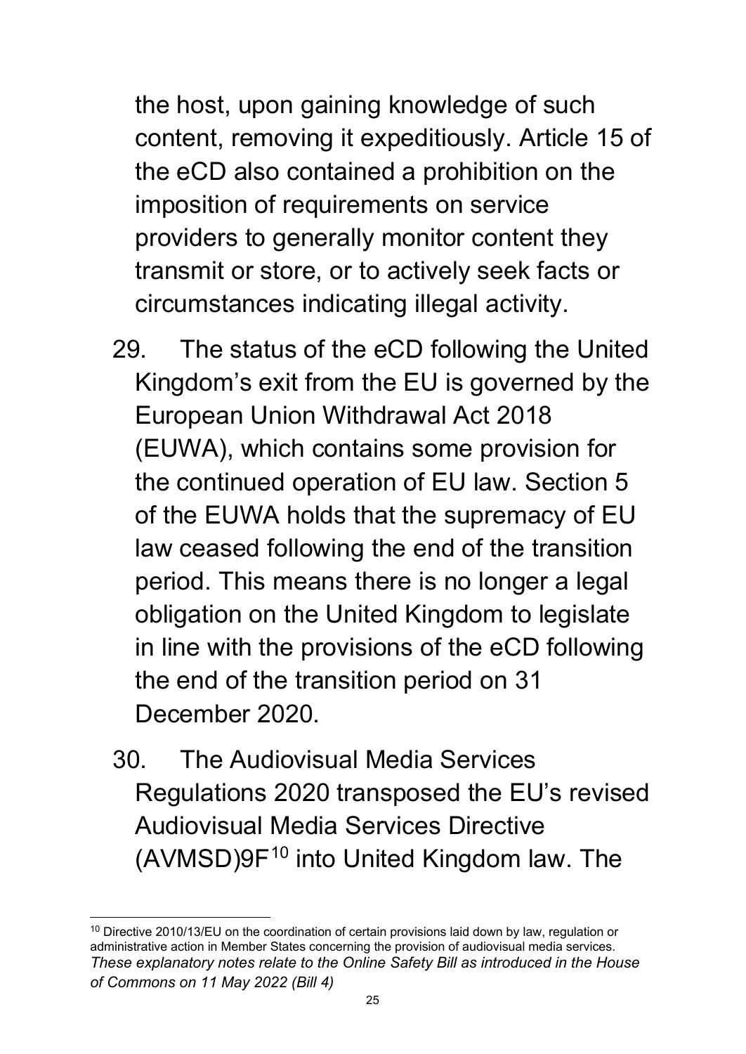the host, upon gaining knowledge of such content, removing it expeditiously. Article 15 of the eCD also contained a prohibition on the imposition of requirements on service providers to generally monitor content they transmit or store, or to actively seek facts or circumstances indicating illegal activity.

29. The status of the eCD following the United Kingdom's exit from the EU is governed by the European Union Withdrawal Act 2018 (EUWA), which contains some provision for the continued operation of EU law. Section 5 of the EUWA holds that the supremacy of EU law ceased following the end of the transition period. This means there is no longer a legal obligation on the United Kingdom to legislate in line with the provisions of the eCD following the end of the transition period on 31 December 2020.

30. The Audiovisual Media Services Regulations 2020 transposed the EU's revised Audiovisual Media Services Directive (AVMSD)9F[10] into United Kingdom law. The

[10] Directive 2010/13/EU on the coordination of certain provisions laid down by law, regulation or administrative action in Member States concerning the provision of audiovisual media services.

*These explanatory notes relate to the Online Safety Bill as introduced in the House of Commons on 11 May 2022 (Bill 4)*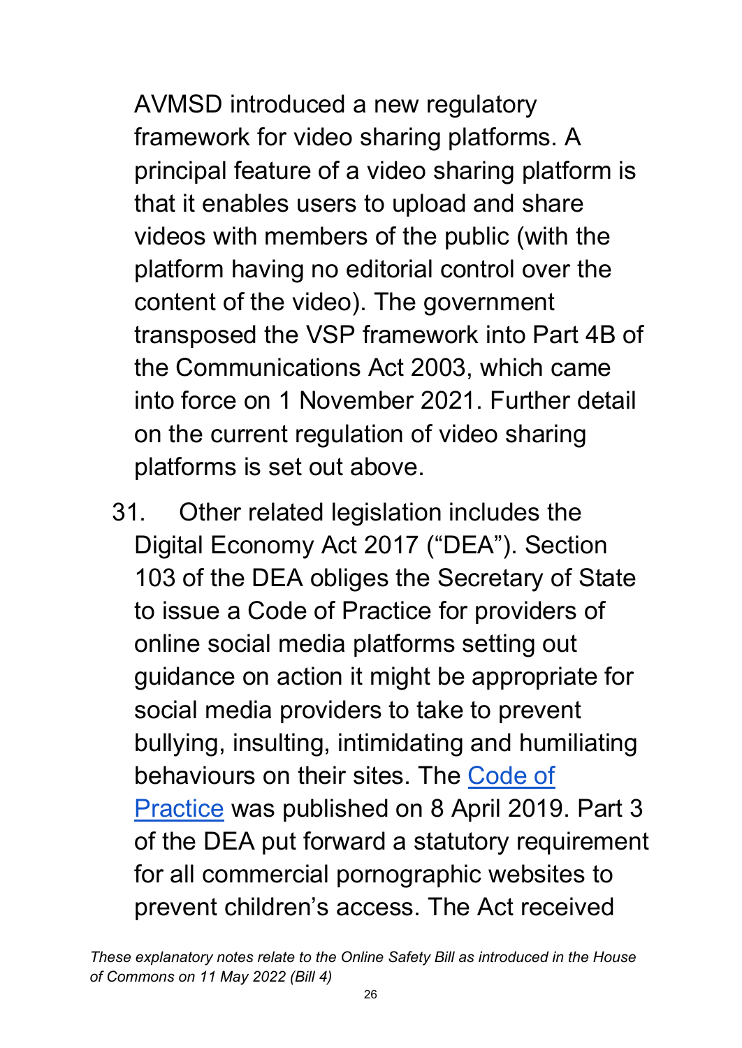AVMSD introduced a new regulatory framework for video sharing platforms. A principal feature of a video sharing platform is that it enables users to upload and share videos with members of the public (with the platform having no editorial control over the content of the video). The government transposed the VSP framework into Part 4B of the Communications Act 2003, which came into force on 1 November 2021. Further detail on the current regulation of video sharing platforms is set out above.

31. Other related legislation includes the Digital Economy Act 2017 ("DEA"). Section 103 of the DEA obliges the Secretary of State to issue a Code of Practice for providers of online social media platforms setting out guidance on action it might be appropriate for social media providers to take to prevent bullying, insulting, intimidating and humiliating behaviours on their sites. The Code of Practice was published on 8 April 2019. Part 3 of the DEA put forward a statutory requirement for all commercial pornographic websites to prevent children's access. The Act received

*These explanatory notes relate to the Online Safety Bill as introduced in the House of Commons on 11 May 2022 (Bill 4)*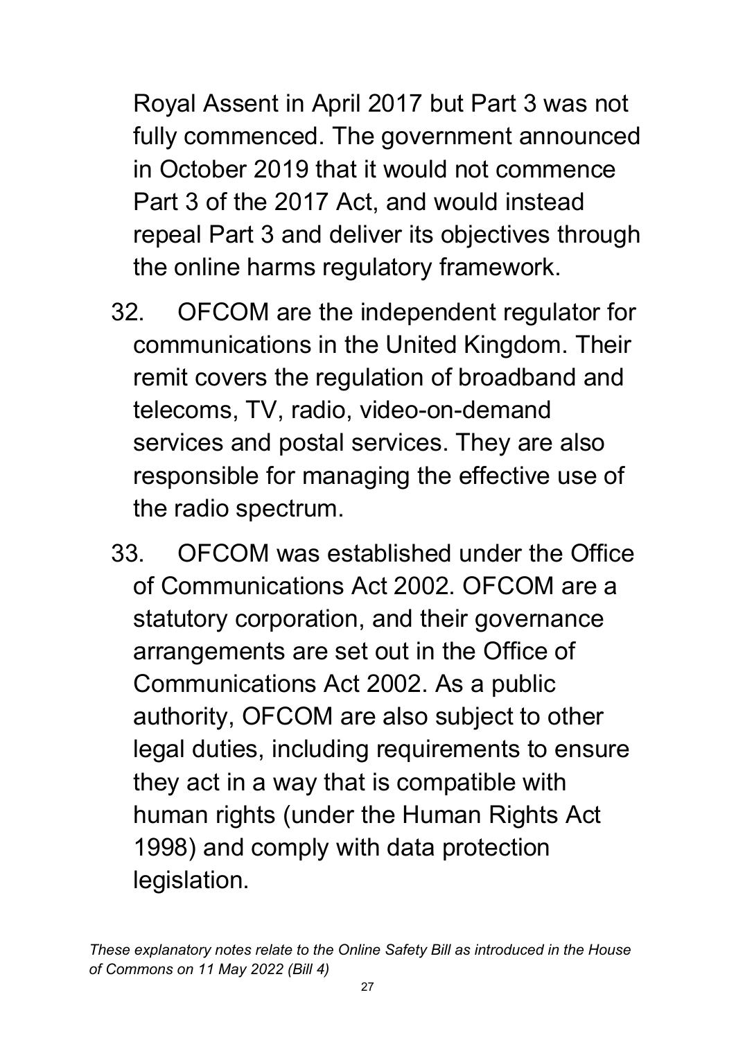Royal Assent in April 2017 but Part 3 was not fully commenced. The government announced in October 2019 that it would not commence Part 3 of the 2017 Act, and would instead repeal Part 3 and deliver its objectives through the online harms regulatory framework.

32. OFCOM are the independent regulator for communications in the United Kingdom. Their remit covers the regulation of broadband and telecoms, TV, radio, video-on-demand services and postal services. They are also responsible for managing the effective use of the radio spectrum.

33. OFCOM was established under the Office of Communications Act 2002. OFCOM are a statutory corporation, and their governance arrangements are set out in the Office of Communications Act 2002. As a public authority, OFCOM are also subject to other legal duties, including requirements to ensure they act in a way that is compatible with human rights (under the Human Rights Act 1998) and comply with data protection legislation.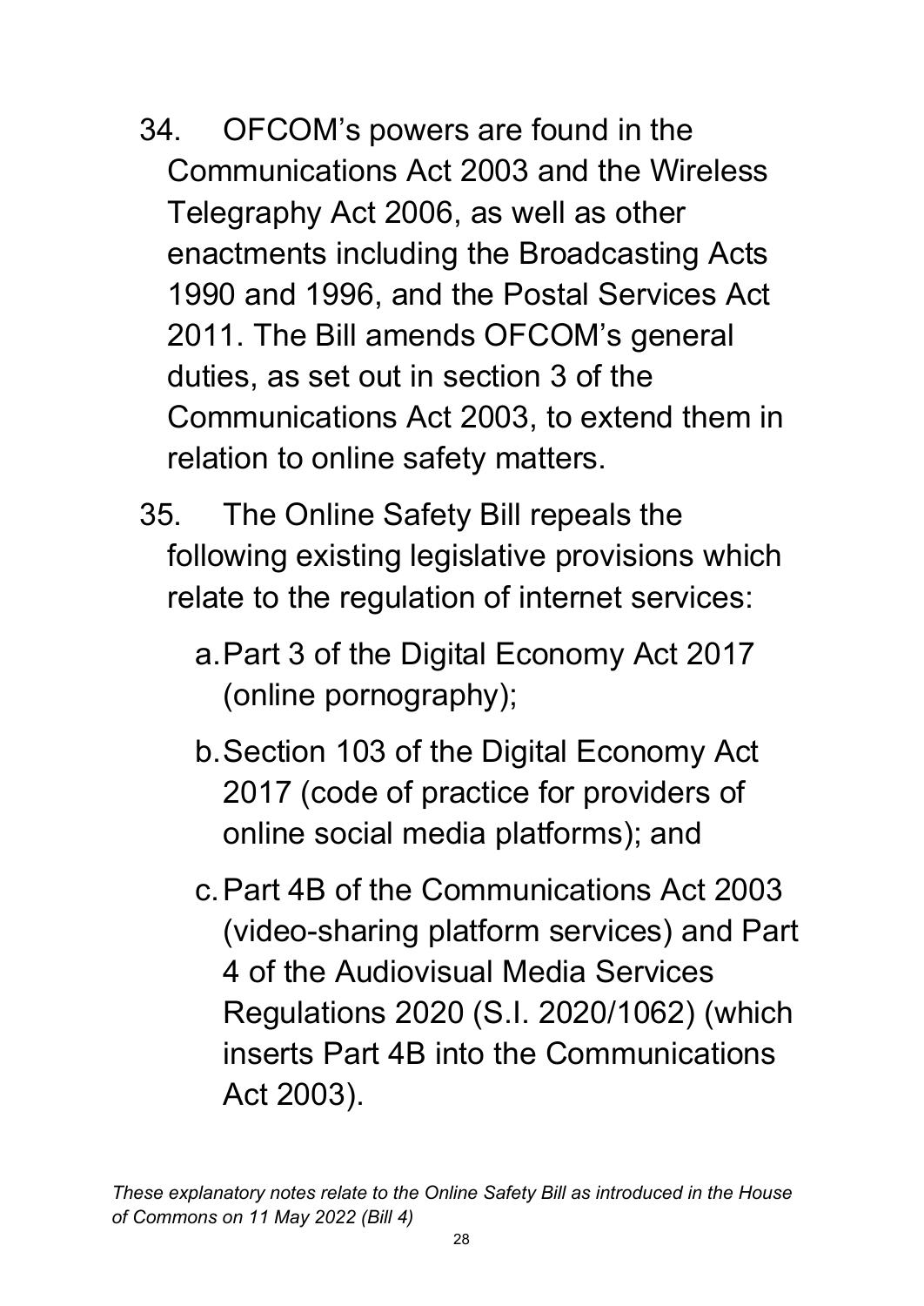34. OFCOM's powers are found in the Communications Act 2003 and the Wireless Telegraphy Act 2006, as well as other enactments including the Broadcasting Acts 1990 and 1996, and the Postal Services Act 2011. The Bill amends OFCOM's general duties, as set out in section 3 of the Communications Act 2003, to extend them in relation to online safety matters.

35. The Online Safety Bill repeals the following existing legislative provisions which relate to the regulation of internet services:

    a. Part 3 of the Digital Economy Act 2017 (online pornography);

    b. Section 103 of the Digital Economy Act 2017 (code of practice for providers of online social media platforms); and

    c. Part 4B of the Communications Act 2003 (video-sharing platform services) and Part 4 of the Audiovisual Media Services Regulations 2020 (S.I. 2020/1062) (which inserts Part 4B into the Communications Act 2003).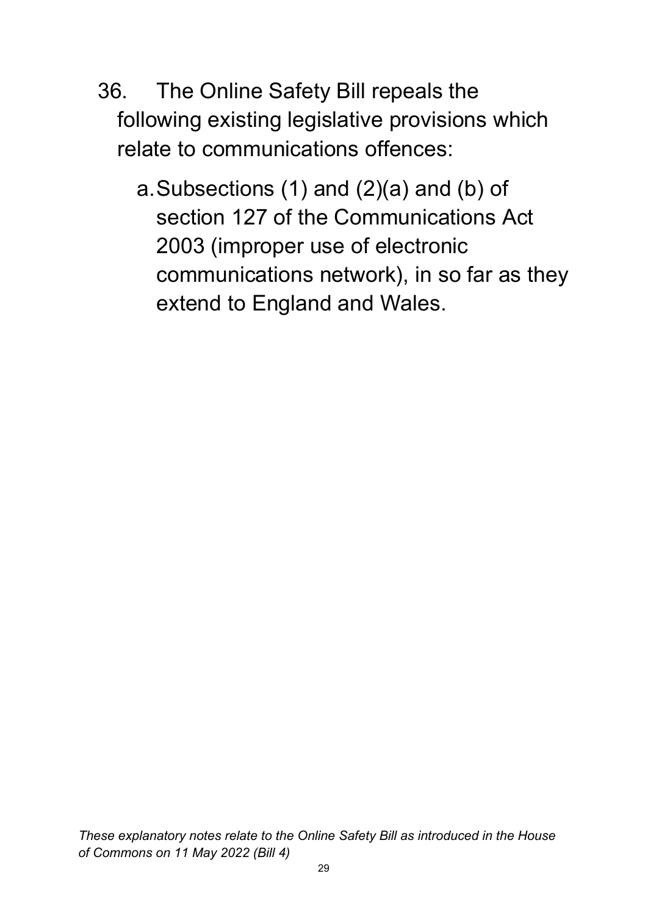36. The Online Safety Bill repeals the following existing legislative provisions which relate to communications offences:

    a. Subsections (1) and (2)(a) and (b) of section 127 of the Communications Act 2003 (improper use of electronic communications network), in so far as they extend to England and Wales.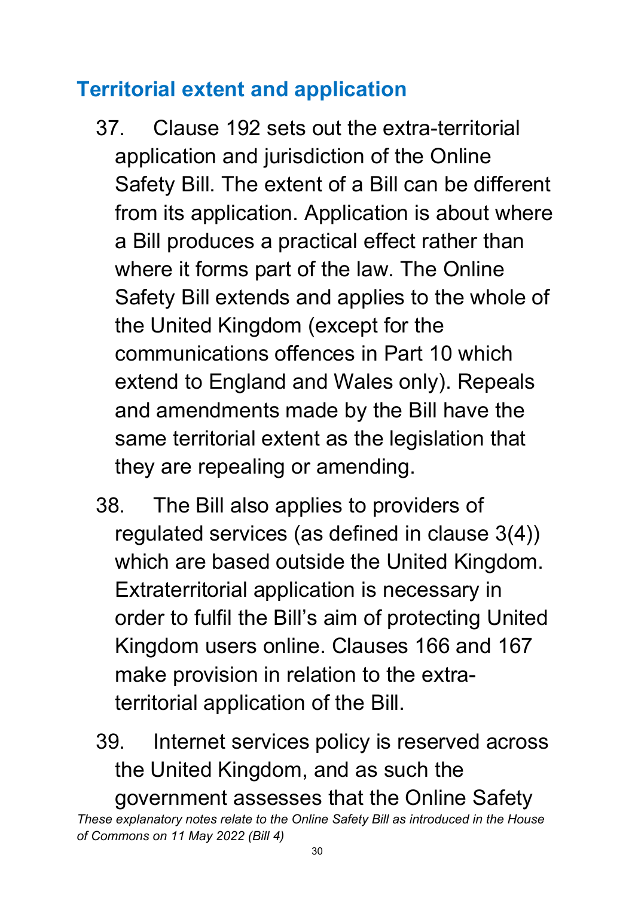## Territorial extent and application

37. Clause 192 sets out the extra-territorial application and jurisdiction of the Online Safety Bill. The extent of a Bill can be different from its application. Application is about where a Bill produces a practical effect rather than where it forms part of the law. The Online Safety Bill extends and applies to the whole of the United Kingdom (except for the communications offences in Part 10 which extend to England and Wales only). Repeals and amendments made by the Bill have the same territorial extent as the legislation that they are repealing or amending.

38. The Bill also applies to providers of regulated services (as defined in clause 3(4)) which are based outside the United Kingdom. Extraterritorial application is necessary in order to fulfil the Bill's aim of protecting United Kingdom users online. Clauses 166 and 167 make provision in relation to the extra-territorial application of the Bill.

39. Internet services policy is reserved across the United Kingdom, and as such the government assesses that the Online Safety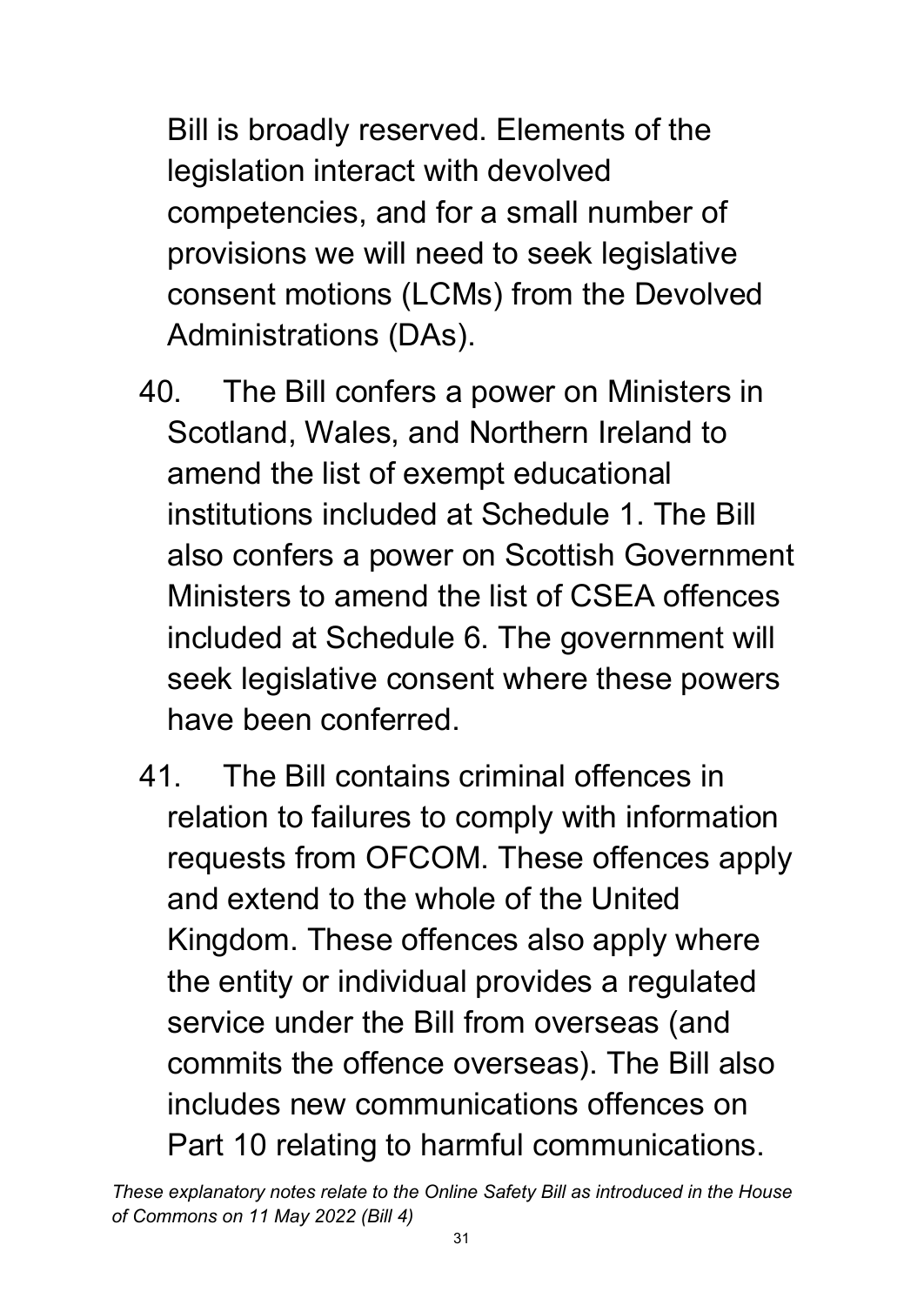Bill is broadly reserved. Elements of the legislation interact with devolved competencies, and for a small number of provisions we will need to seek legislative consent motions (LCMs) from the Devolved Administrations (DAs).

40. The Bill confers a power on Ministers in Scotland, Wales, and Northern Ireland to amend the list of exempt educational institutions included at Schedule 1. The Bill also confers a power on Scottish Government Ministers to amend the list of CSEA offences included at Schedule 6. The government will seek legislative consent where these powers have been conferred.

41. The Bill contains criminal offences in relation to failures to comply with information requests from OFCOM. These offences apply and extend to the whole of the United Kingdom. These offences also apply where the entity or individual provides a regulated service under the Bill from overseas (and commits the offence overseas). The Bill also includes new communications offences on Part 10 relating to harmful communications.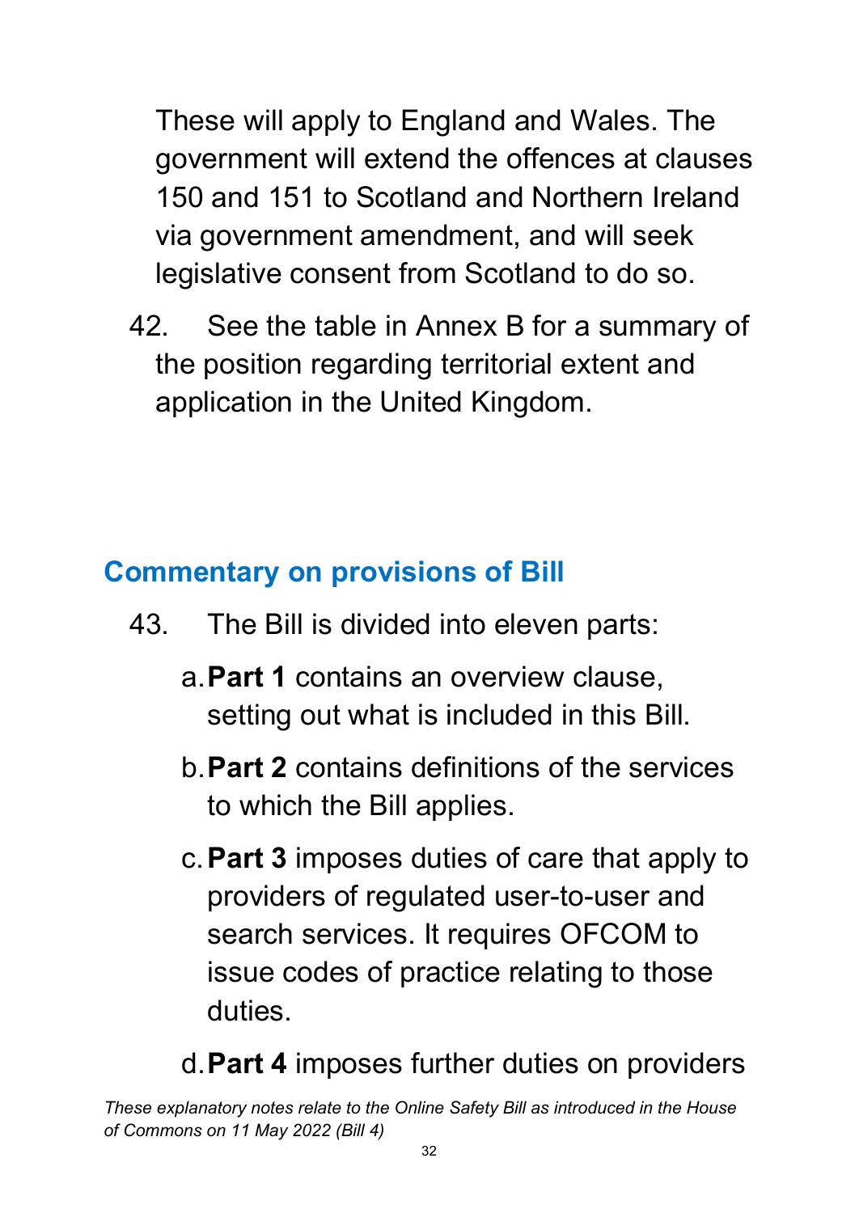These will apply to England and Wales. The government will extend the offences at clauses 150 and 151 to Scotland and Northern Ireland via government amendment, and will seek legislative consent from Scotland to do so.

42. See the table in Annex B for a summary of the position regarding territorial extent and application in the United Kingdom.

## Commentary on provisions of Bill

43. The Bill is divided into eleven parts:

   a. **Part 1** contains an overview clause, setting out what is included in this Bill.

   b. **Part 2** contains definitions of the services to which the Bill applies.

   c. **Part 3** imposes duties of care that apply to providers of regulated user-to-user and search services. It requires OFCOM to issue codes of practice relating to those duties.

   d. **Part 4** imposes further duties on providers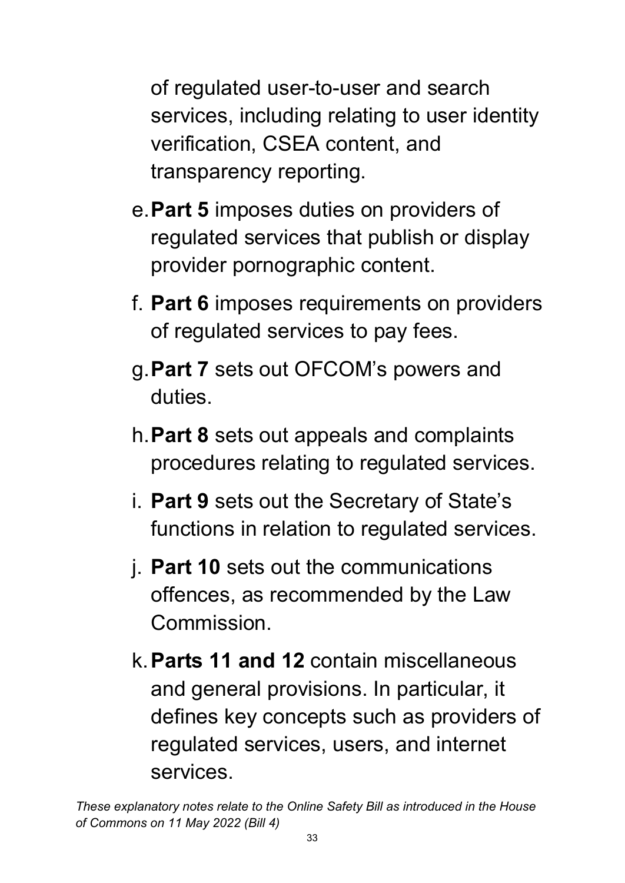of regulated user-to-user and search services, including relating to user identity verification, CSEA content, and transparency reporting.

e. **Part 5** imposes duties on providers of regulated services that publish or display provider pornographic content.

f. **Part 6** imposes requirements on providers of regulated services to pay fees.

g. **Part 7** sets out OFCOM's powers and duties.

h. **Part 8** sets out appeals and complaints procedures relating to regulated services.

i. **Part 9** sets out the Secretary of State's functions in relation to regulated services.

j. **Part 10** sets out the communications offences, as recommended by the Law Commission.

k. **Parts 11 and 12** contain miscellaneous and general provisions. In particular, it defines key concepts such as providers of regulated services, users, and internet services.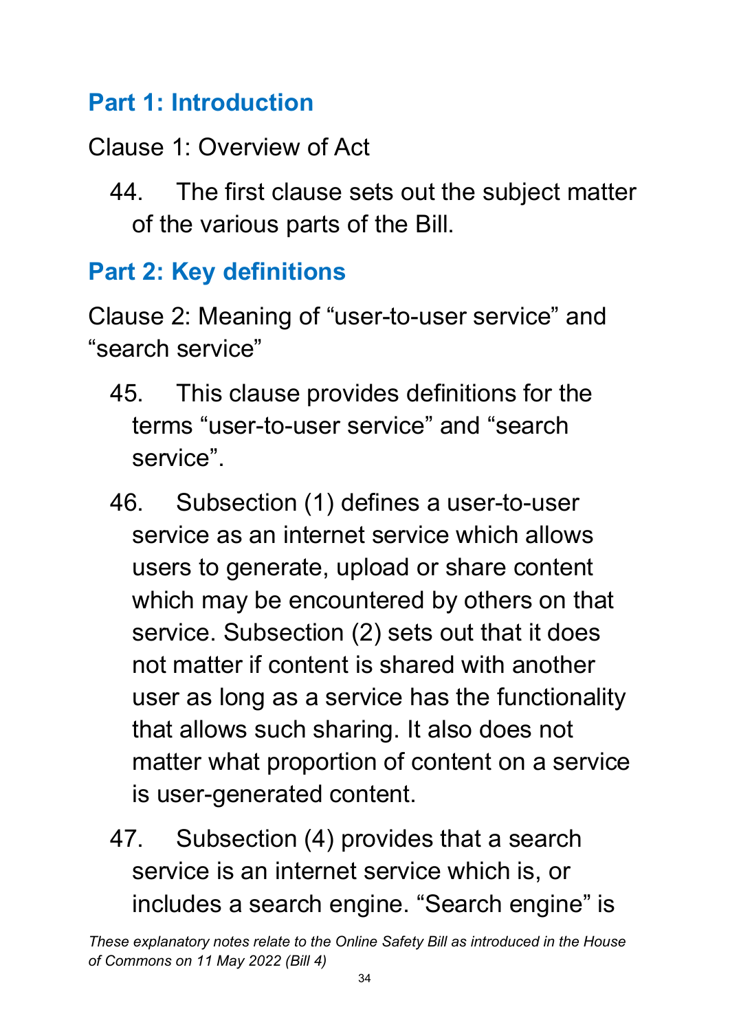## Part 1: Introduction

Clause 1: Overview of Act

44. The first clause sets out the subject matter of the various parts of the Bill.

## Part 2: Key definitions

Clause 2: Meaning of "user-to-user service" and "search service"

45. This clause provides definitions for the terms "user-to-user service" and "search service".

46. Subsection (1) defines a user-to-user service as an internet service which allows users to generate, upload or share content which may be encountered by others on that service. Subsection (2) sets out that it does not matter if content is shared with another user as long as a service has the functionality that allows such sharing. It also does not matter what proportion of content on a service is user-generated content.

47. Subsection (4) provides that a search service is an internet service which is, or includes a search engine. "Search engine" is

*These explanatory notes relate to the Online Safety Bill as introduced in the House of Commons on 11 May 2022 (Bill 4)*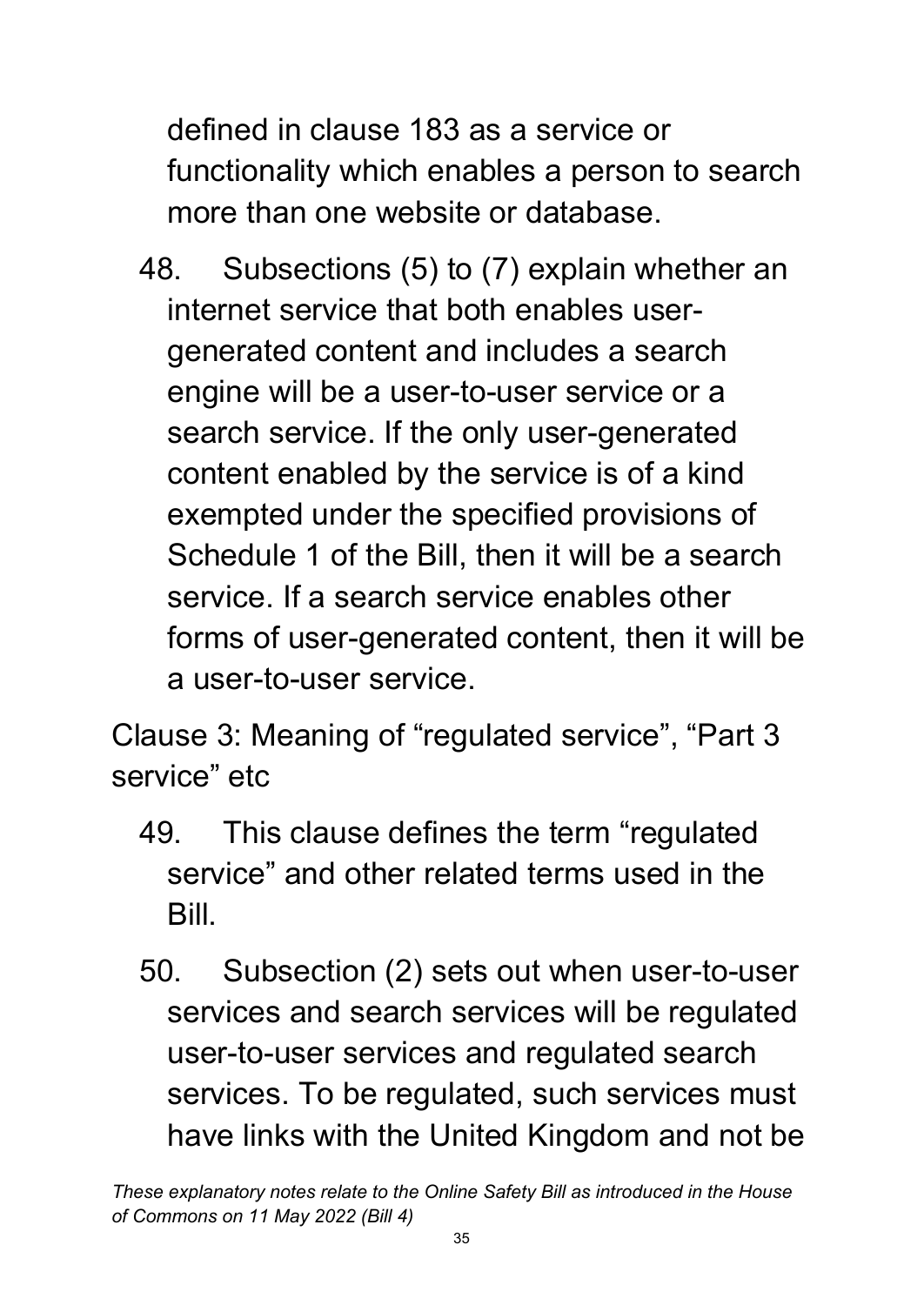defined in clause 183 as a service or functionality which enables a person to search more than one website or database.

48. Subsections (5) to (7) explain whether an internet service that both enables user-generated content and includes a search engine will be a user-to-user service or a search service. If the only user-generated content enabled by the service is of a kind exempted under the specified provisions of Schedule 1 of the Bill, then it will be a search service. If a search service enables other forms of user-generated content, then it will be a user-to-user service.

## Clause 3: Meaning of "regulated service", "Part 3 service" etc

49. This clause defines the term "regulated service" and other related terms used in the Bill.

50. Subsection (2) sets out when user-to-user services and search services will be regulated user-to-user services and regulated search services. To be regulated, such services must have links with the United Kingdom and not be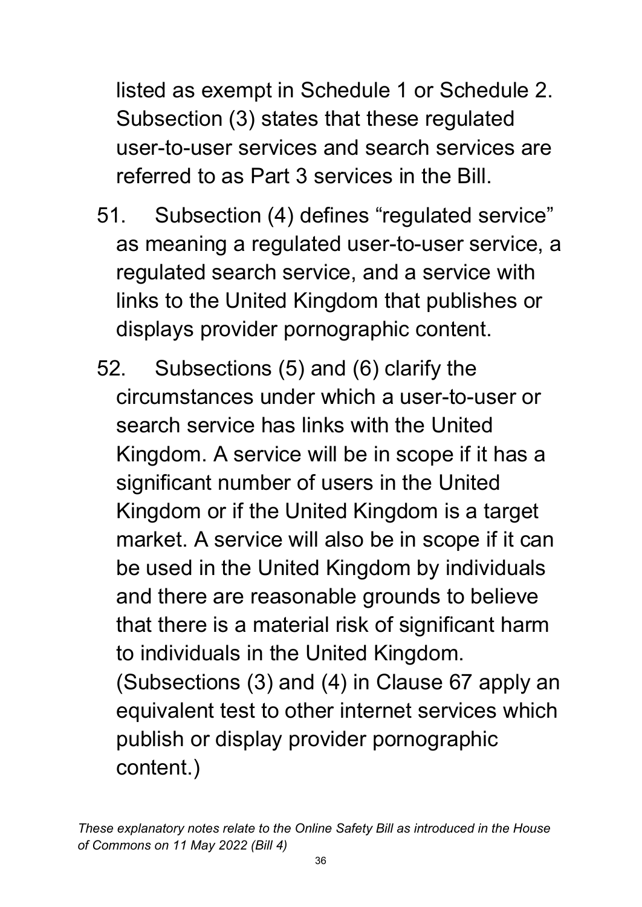listed as exempt in Schedule 1 or Schedule 2. Subsection (3) states that these regulated user-to-user services and search services are referred to as Part 3 services in the Bill.

51. Subsection (4) defines "regulated service" as meaning a regulated user-to-user service, a regulated search service, and a service with links to the United Kingdom that publishes or displays provider pornographic content.

52. Subsections (5) and (6) clarify the circumstances under which a user-to-user or search service has links with the United Kingdom. A service will be in scope if it has a significant number of users in the United Kingdom or if the United Kingdom is a target market. A service will also be in scope if it can be used in the United Kingdom by individuals and there are reasonable grounds to believe that there is a material risk of significant harm to individuals in the United Kingdom. (Subsections (3) and (4) in Clause 67 apply an equivalent test to other internet services which publish or display provider pornographic content.)

*These explanatory notes relate to the Online Safety Bill as introduced in the House of Commons on 11 May 2022 (Bill 4)*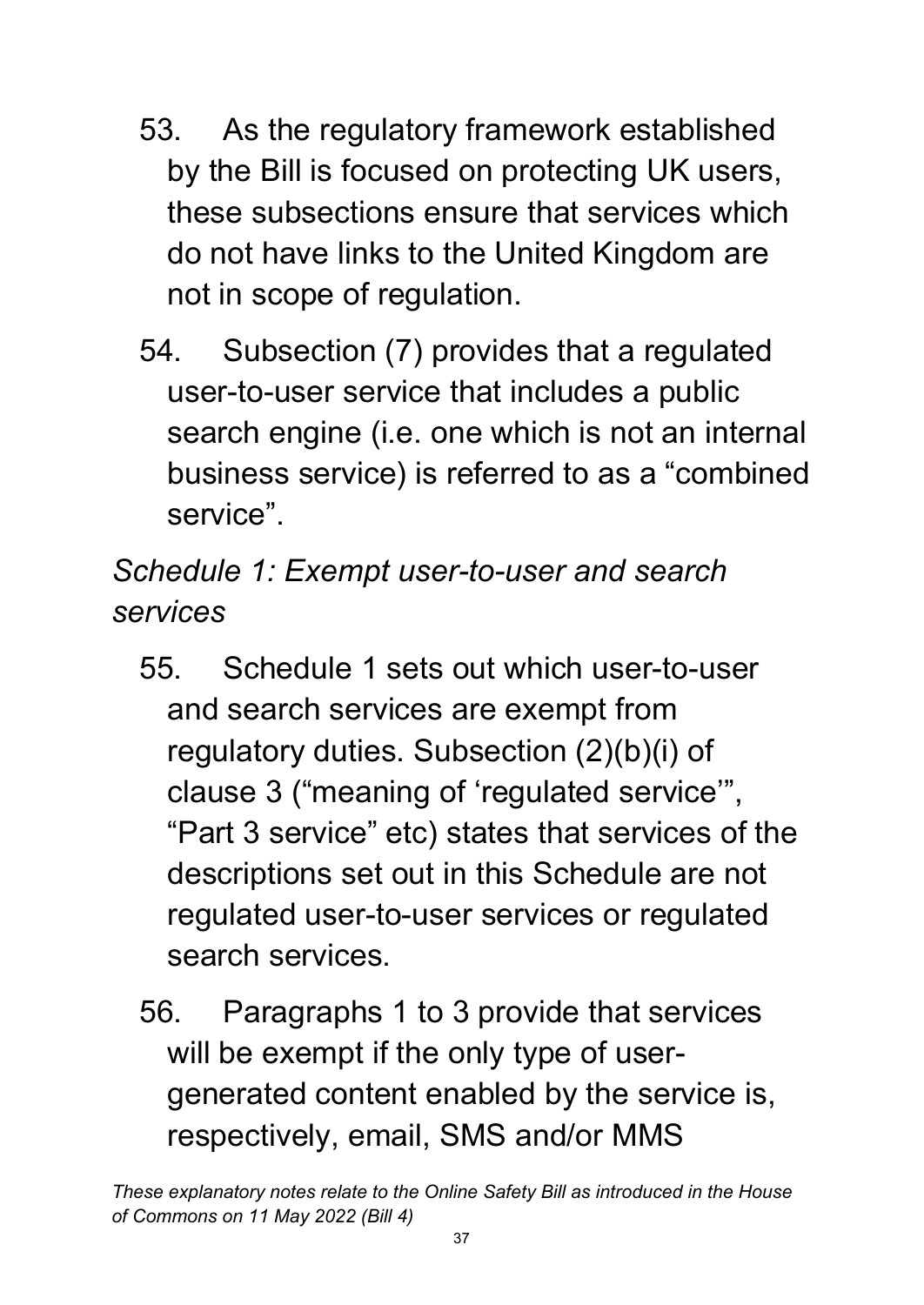53. As the regulatory framework established by the Bill is focused on protecting UK users, these subsections ensure that services which do not have links to the United Kingdom are not in scope of regulation.

54. Subsection (7) provides that a regulated user-to-user service that includes a public search engine (i.e. one which is not an internal business service) is referred to as a "combined service".

*Schedule 1: Exempt user-to-user and search services*

55. Schedule 1 sets out which user-to-user and search services are exempt from regulatory duties. Subsection (2)(b)(i) of clause 3 ("meaning of 'regulated service'", "Part 3 service" etc) states that services of the descriptions set out in this Schedule are not regulated user-to-user services or regulated search services.

56. Paragraphs 1 to 3 provide that services will be exempt if the only type of user-generated content enabled by the service is, respectively, email, SMS and/or MMS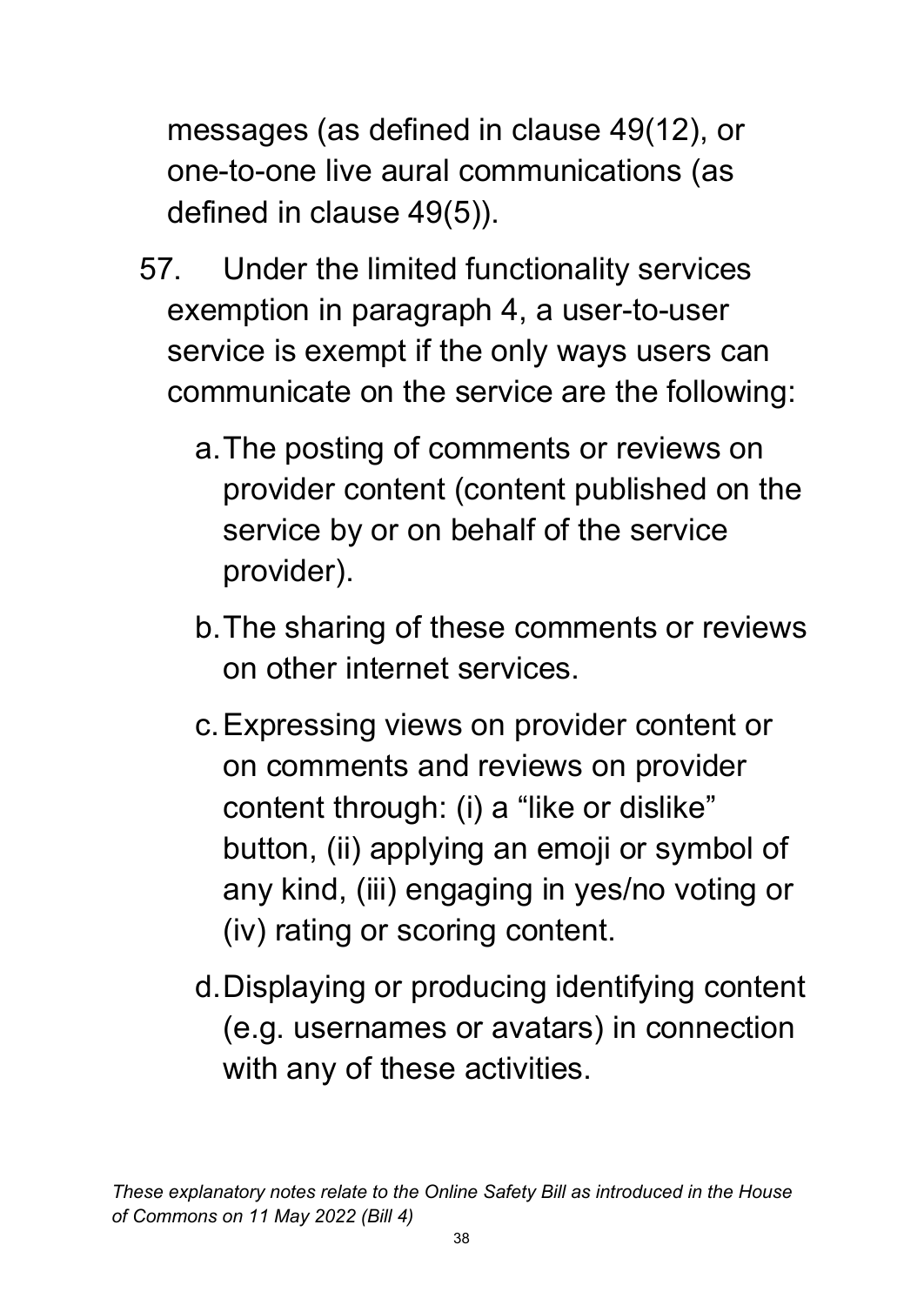messages (as defined in clause 49(12), or one-to-one live aural communications (as defined in clause 49(5)).

57. Under the limited functionality services exemption in paragraph 4, a user-to-user service is exempt if the only ways users can communicate on the service are the following:

   a. The posting of comments or reviews on provider content (content published on the service by or on behalf of the service provider).

   b. The sharing of these comments or reviews on other internet services.

   c. Expressing views on provider content or on comments and reviews on provider content through: (i) a "like or dislike" button, (ii) applying an emoji or symbol of any kind, (iii) engaging in yes/no voting or (iv) rating or scoring content.

   d. Displaying or producing identifying content (e.g. usernames or avatars) in connection with any of these activities.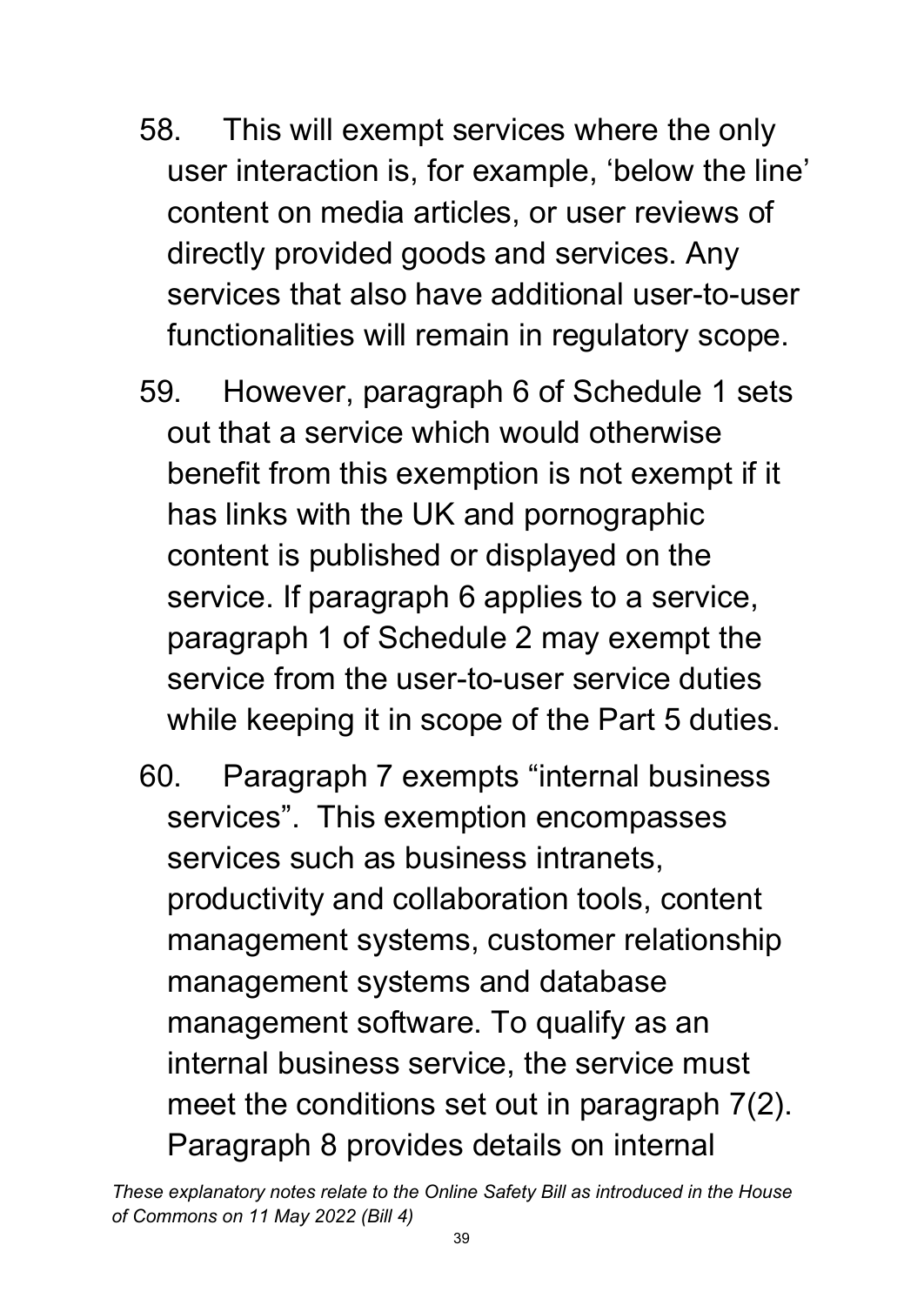58. This will exempt services where the only user interaction is, for example, 'below the line' content on media articles, or user reviews of directly provided goods and services. Any services that also have additional user-to-user functionalities will remain in regulatory scope.

59. However, paragraph 6 of Schedule 1 sets out that a service which would otherwise benefit from this exemption is not exempt if it has links with the UK and pornographic content is published or displayed on the service. If paragraph 6 applies to a service, paragraph 1 of Schedule 2 may exempt the service from the user-to-user service duties while keeping it in scope of the Part 5 duties.

60. Paragraph 7 exempts "internal business services". This exemption encompasses services such as business intranets, productivity and collaboration tools, content management systems, customer relationship management systems and database management software. To qualify as an internal business service, the service must meet the conditions set out in paragraph 7(2). Paragraph 8 provides details on internal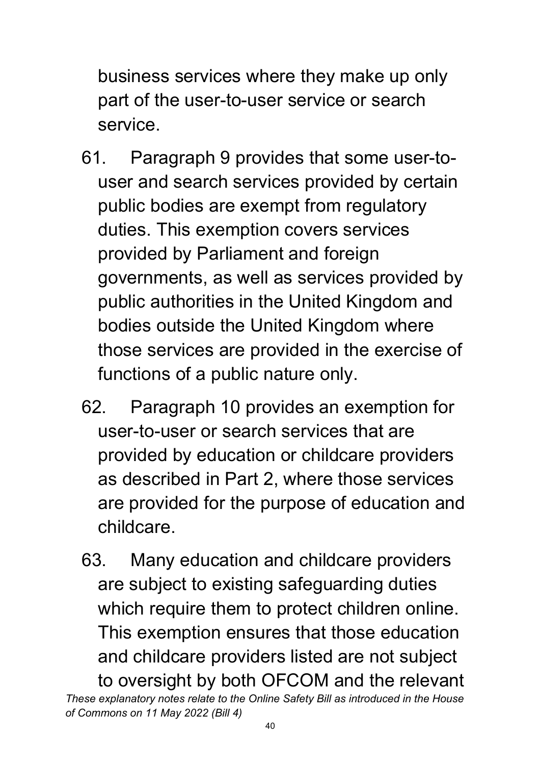business services where they make up only part of the user-to-user service or search service.

61. Paragraph 9 provides that some user-to-user and search services provided by certain public bodies are exempt from regulatory duties. This exemption covers services provided by Parliament and foreign governments, as well as services provided by public authorities in the United Kingdom and bodies outside the United Kingdom where those services are provided in the exercise of functions of a public nature only.

62. Paragraph 10 provides an exemption for user-to-user or search services that are provided by education or childcare providers as described in Part 2, where those services are provided for the purpose of education and childcare.

63. Many education and childcare providers are subject to existing safeguarding duties which require them to protect children online. This exemption ensures that those education and childcare providers listed are not subject to oversight by both OFCOM and the relevant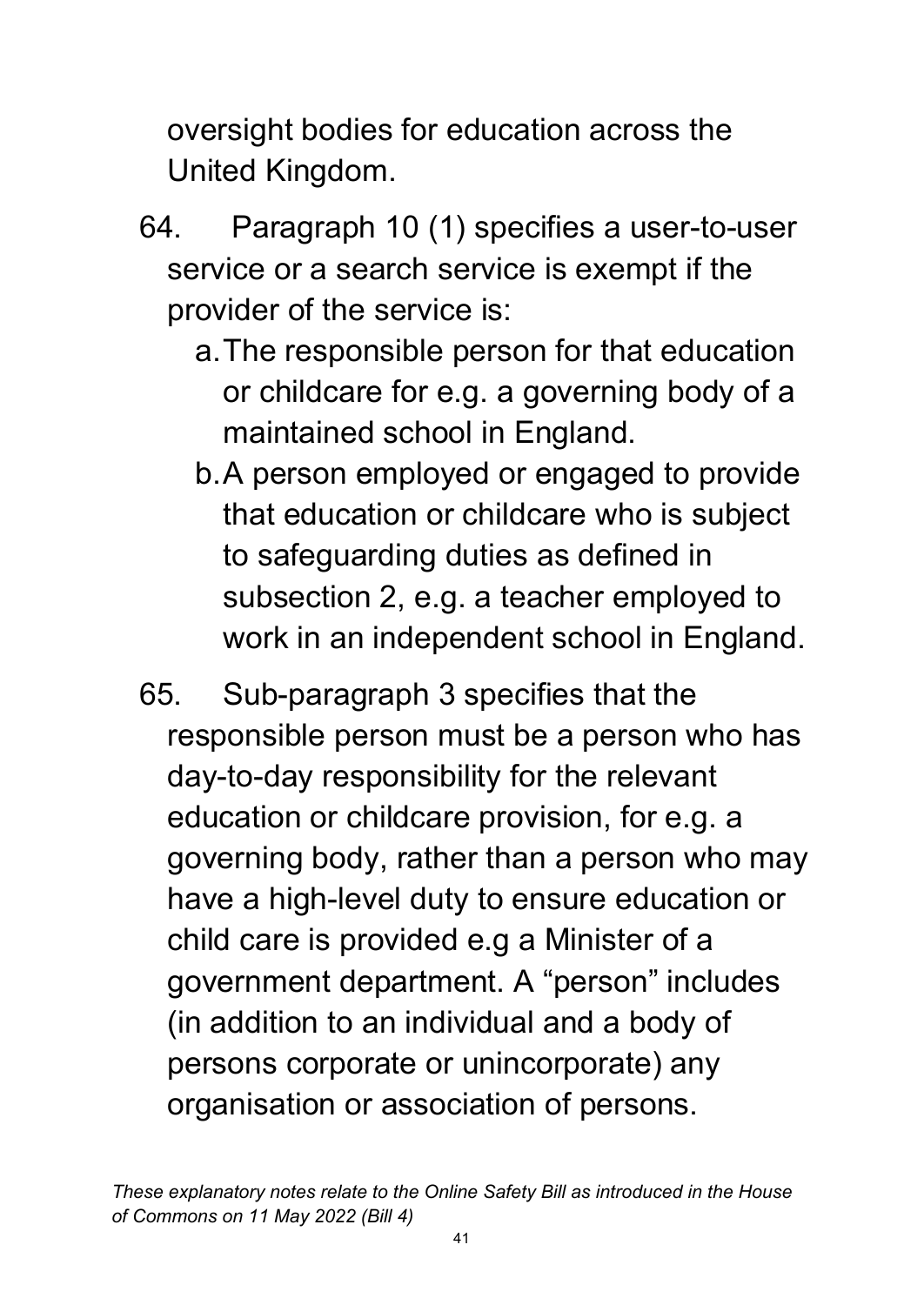oversight bodies for education across the United Kingdom.

64. Paragraph 10 (1) specifies a user-to-user service or a search service is exempt if the provider of the service is:

   a. The responsible person for that education or childcare for e.g. a governing body of a maintained school in England.

   b. A person employed or engaged to provide that education or childcare who is subject to safeguarding duties as defined in subsection 2, e.g. a teacher employed to work in an independent school in England.

65. Sub-paragraph 3 specifies that the responsible person must be a person who has day-to-day responsibility for the relevant education or childcare provision, for e.g. a governing body, rather than a person who may have a high-level duty to ensure education or child care is provided e.g a Minister of a government department. A "person" includes (in addition to an individual and a body of persons corporate or unincorporate) any organisation or association of persons.

*These explanatory notes relate to the Online Safety Bill as introduced in the House of Commons on 11 May 2022 (Bill 4)*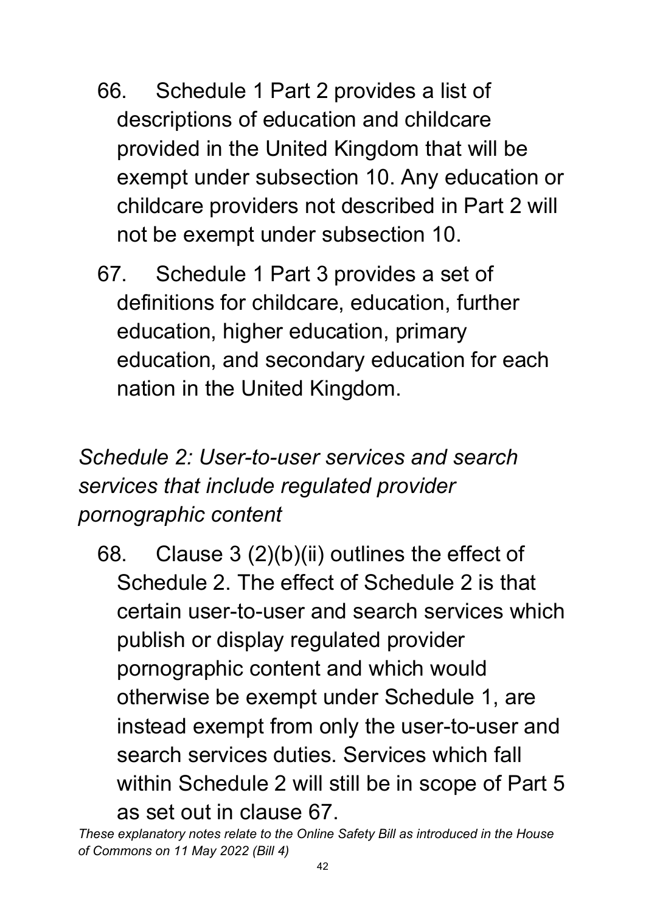66. Schedule 1 Part 2 provides a list of descriptions of education and childcare provided in the United Kingdom that will be exempt under subsection 10. Any education or childcare providers not described in Part 2 will not be exempt under subsection 10.

67. Schedule 1 Part 3 provides a set of definitions for childcare, education, further education, higher education, primary education, and secondary education for each nation in the United Kingdom.

*Schedule 2: User-to-user services and search services that include regulated provider pornographic content*

68. Clause 3 (2)(b)(ii) outlines the effect of Schedule 2. The effect of Schedule 2 is that certain user-to-user and search services which publish or display regulated provider pornographic content and which would otherwise be exempt under Schedule 1, are instead exempt from only the user-to-user and search services duties. Services which fall within Schedule 2 will still be in scope of Part 5 as set out in clause 67.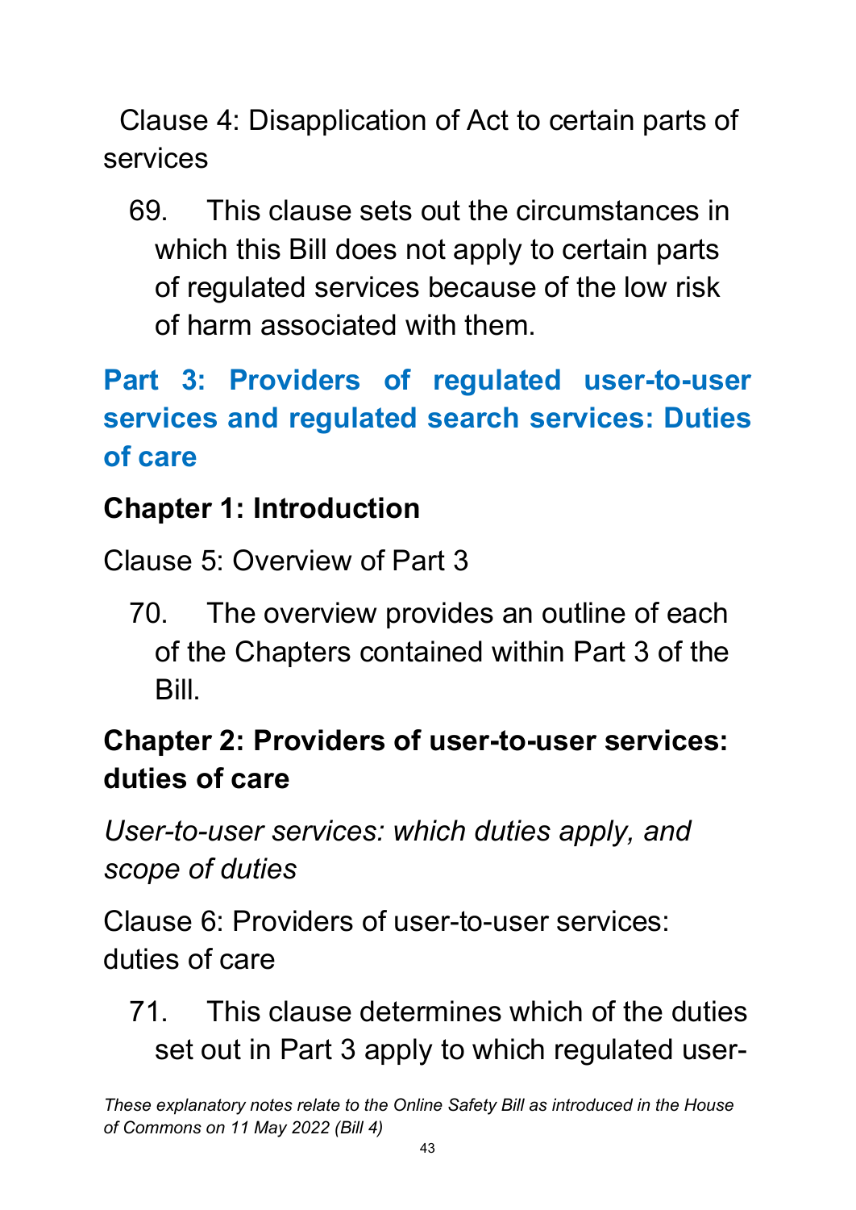Clause 4: Disapplication of Act to certain parts of services

69. This clause sets out the circumstances in which this Bill does not apply to certain parts of regulated services because of the low risk of harm associated with them.

# Part 3: Providers of regulated user-to-user services and regulated search services: Duties of care

## Chapter 1: Introduction

Clause 5: Overview of Part 3

70. The overview provides an outline of each of the Chapters contained within Part 3 of the Bill.

## Chapter 2: Providers of user-to-user services: duties of care

*User-to-user services: which duties apply, and scope of duties*

Clause 6: Providers of user-to-user services: duties of care

71. This clause determines which of the duties set out in Part 3 apply to which regulated user-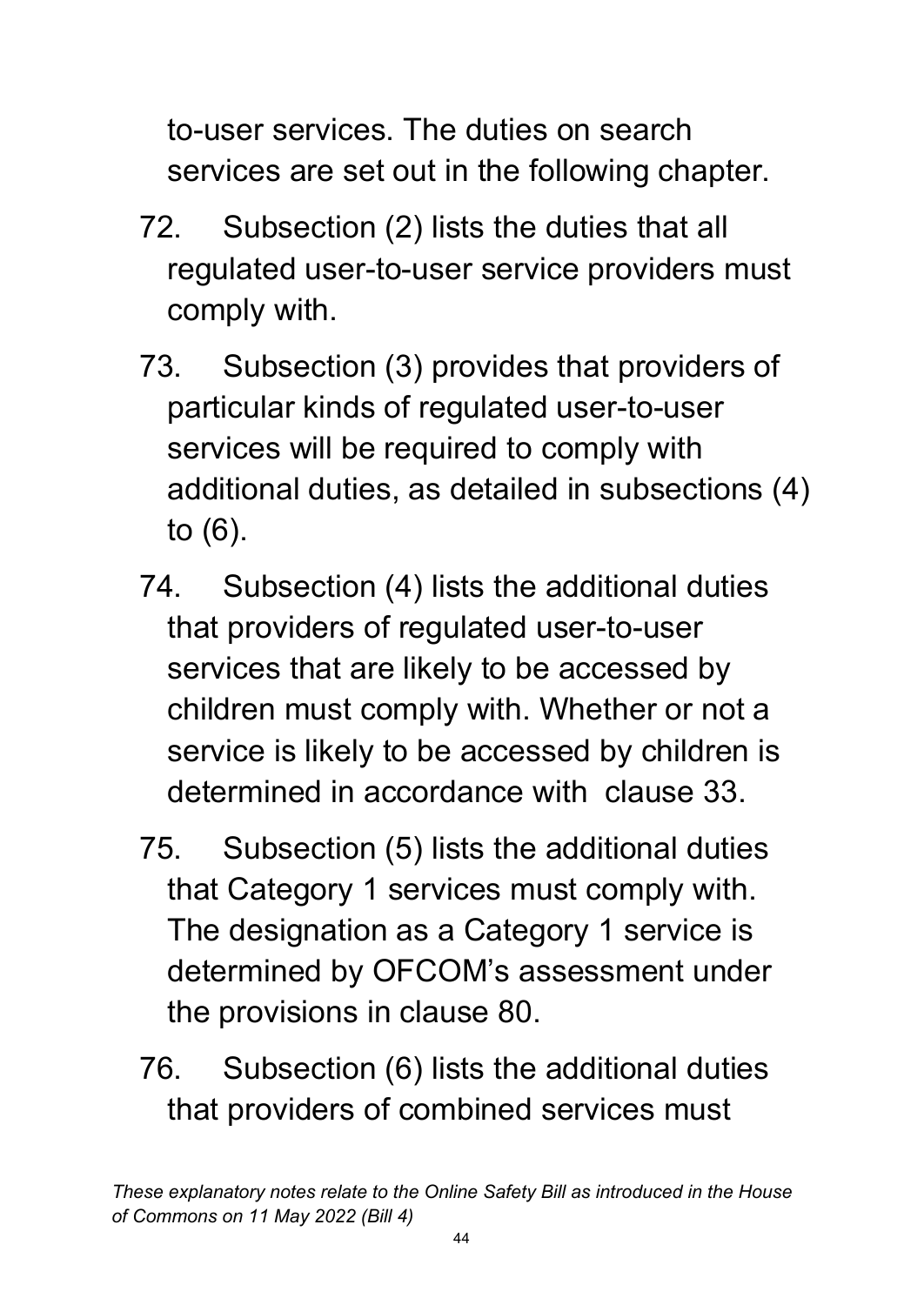to-user services. The duties on search services are set out in the following chapter.

72. Subsection (2) lists the duties that all regulated user-to-user service providers must comply with.

73. Subsection (3) provides that providers of particular kinds of regulated user-to-user services will be required to comply with additional duties, as detailed in subsections (4) to (6).

74. Subsection (4) lists the additional duties that providers of regulated user-to-user services that are likely to be accessed by children must comply with. Whether or not a service is likely to be accessed by children is determined in accordance with clause 33.

75. Subsection (5) lists the additional duties that Category 1 services must comply with. The designation as a Category 1 service is determined by OFCOM's assessment under the provisions in clause 80.

76. Subsection (6) lists the additional duties that providers of combined services must

*These explanatory notes relate to the Online Safety Bill as introduced in the House of Commons on 11 May 2022 (Bill 4)*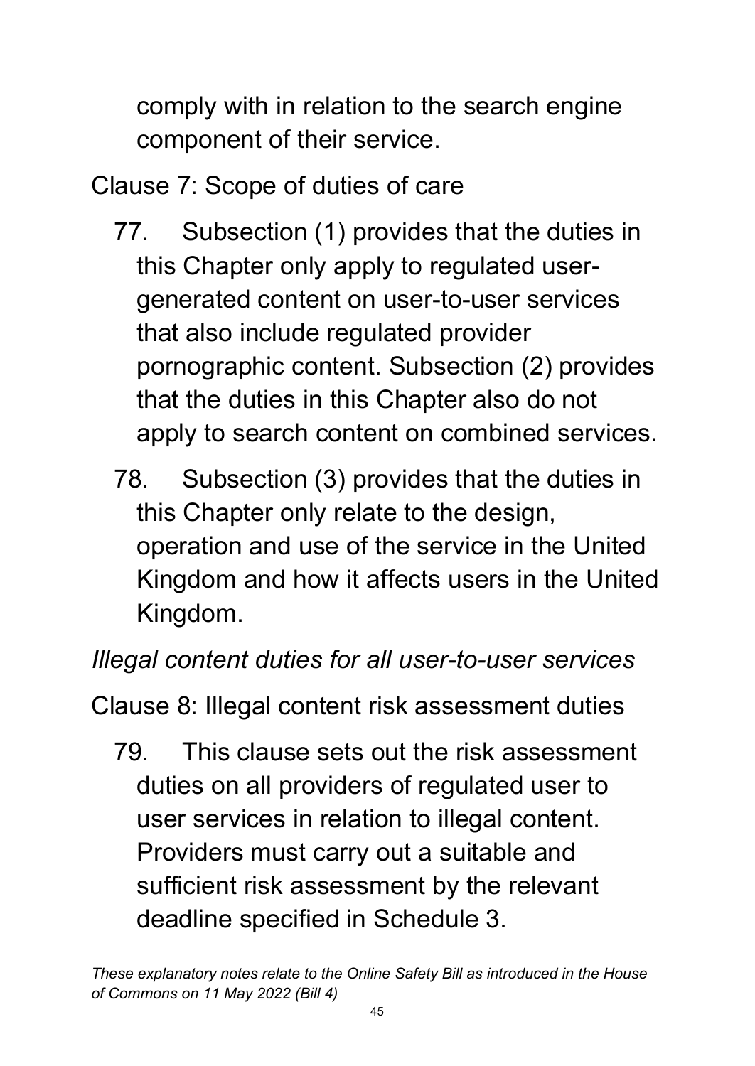comply with in relation to the search engine component of their service.

### Clause 7: Scope of duties of care

77. Subsection (1) provides that the duties in this Chapter only apply to regulated user-generated content on user-to-user services that also include regulated provider pornographic content. Subsection (2) provides that the duties in this Chapter also do not apply to search content on combined services.

78. Subsection (3) provides that the duties in this Chapter only relate to the design, operation and use of the service in the United Kingdom and how it affects users in the United Kingdom.

*Illegal content duties for all user-to-user services*

### Clause 8: Illegal content risk assessment duties

79. This clause sets out the risk assessment duties on all providers of regulated user to user services in relation to illegal content. Providers must carry out a suitable and sufficient risk assessment by the relevant deadline specified in Schedule 3.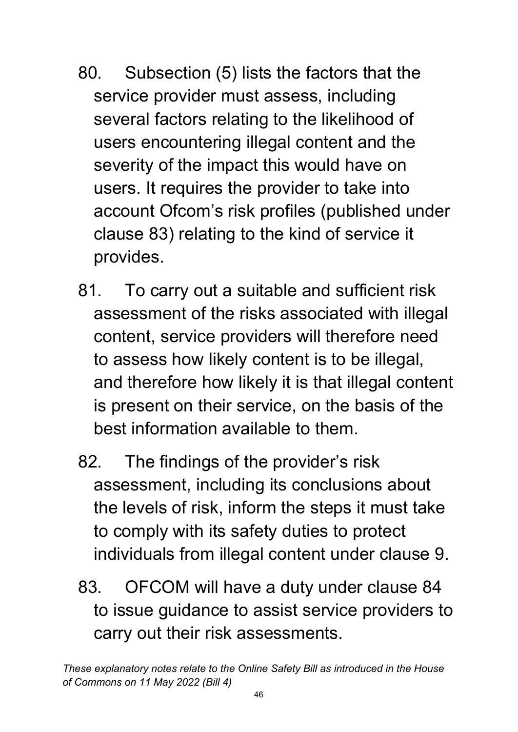80. Subsection (5) lists the factors that the service provider must assess, including several factors relating to the likelihood of users encountering illegal content and the severity of the impact this would have on users. It requires the provider to take into account Ofcom's risk profiles (published under clause 83) relating to the kind of service it provides.

81. To carry out a suitable and sufficient risk assessment of the risks associated with illegal content, service providers will therefore need to assess how likely content is to be illegal, and therefore how likely it is that illegal content is present on their service, on the basis of the best information available to them.

82. The findings of the provider's risk assessment, including its conclusions about the levels of risk, inform the steps it must take to comply with its safety duties to protect individuals from illegal content under clause 9.

83. OFCOM will have a duty under clause 84 to issue guidance to assist service providers to carry out their risk assessments.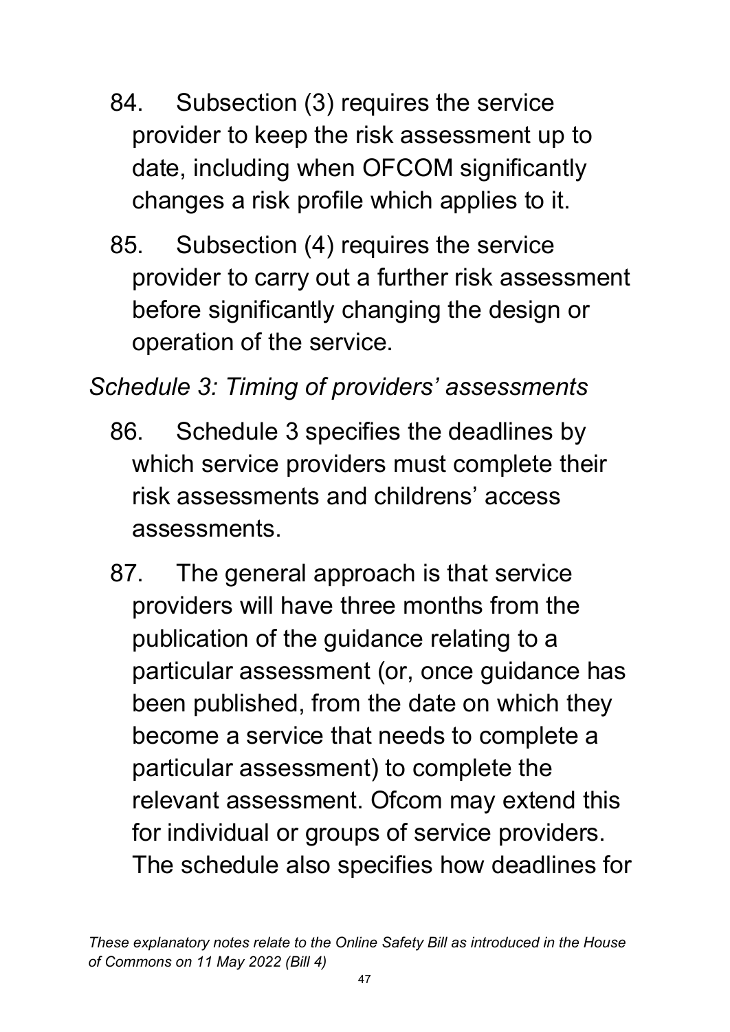84. Subsection (3) requires the service provider to keep the risk assessment up to date, including when OFCOM significantly changes a risk profile which applies to it.

85. Subsection (4) requires the service provider to carry out a further risk assessment before significantly changing the design or operation of the service.

*Schedule 3: Timing of providers' assessments*

86. Schedule 3 specifies the deadlines by which service providers must complete their risk assessments and childrens' access assessments.

87. The general approach is that service providers will have three months from the publication of the guidance relating to a particular assessment (or, once guidance has been published, from the date on which they become a service that needs to complete a particular assessment) to complete the relevant assessment. Ofcom may extend this for individual or groups of service providers. The schedule also specifies how deadlines for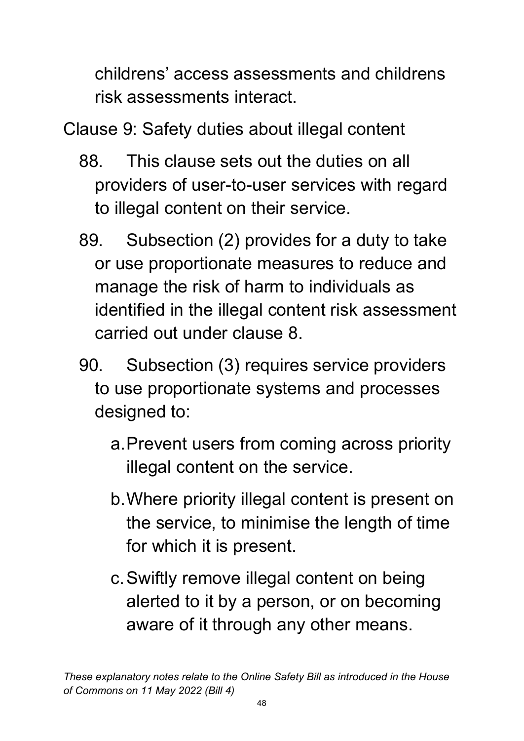childrens' access assessments and childrens risk assessments interact.

Clause 9: Safety duties about illegal content

88. This clause sets out the duties on all providers of user-to-user services with regard to illegal content on their service.

89. Subsection (2) provides for a duty to take or use proportionate measures to reduce and manage the risk of harm to individuals as identified in the illegal content risk assessment carried out under clause 8.

90. Subsection (3) requires service providers to use proportionate systems and processes designed to:

   a. Prevent users from coming across priority illegal content on the service.

   b. Where priority illegal content is present on the service, to minimise the length of time for which it is present.

   c. Swiftly remove illegal content on being alerted to it by a person, or on becoming aware of it through any other means.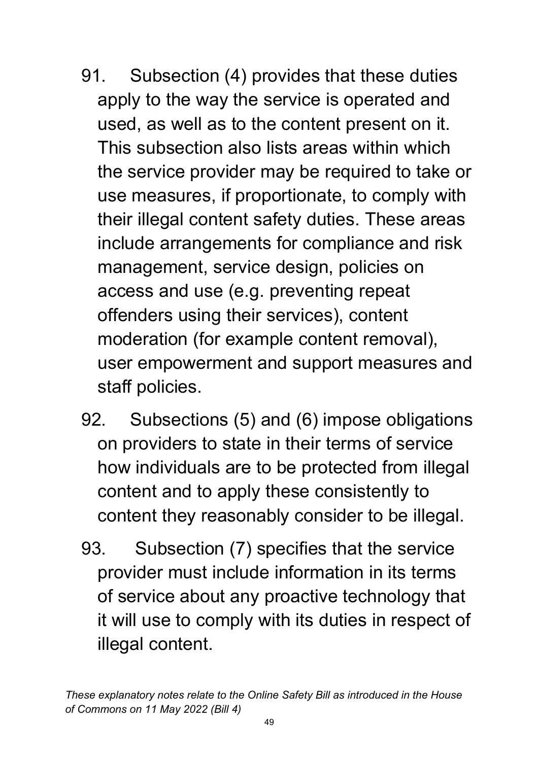91. Subsection (4) provides that these duties apply to the way the service is operated and used, as well as to the content present on it. This subsection also lists areas within which the service provider may be required to take or use measures, if proportionate, to comply with their illegal content safety duties. These areas include arrangements for compliance and risk management, service design, policies on access and use (e.g. preventing repeat offenders using their services), content moderation (for example content removal), user empowerment and support measures and staff policies.

92. Subsections (5) and (6) impose obligations on providers to state in their terms of service how individuals are to be protected from illegal content and to apply these consistently to content they reasonably consider to be illegal.

93. Subsection (7) specifies that the service provider must include information in its terms of service about any proactive technology that it will use to comply with its duties in respect of illegal content.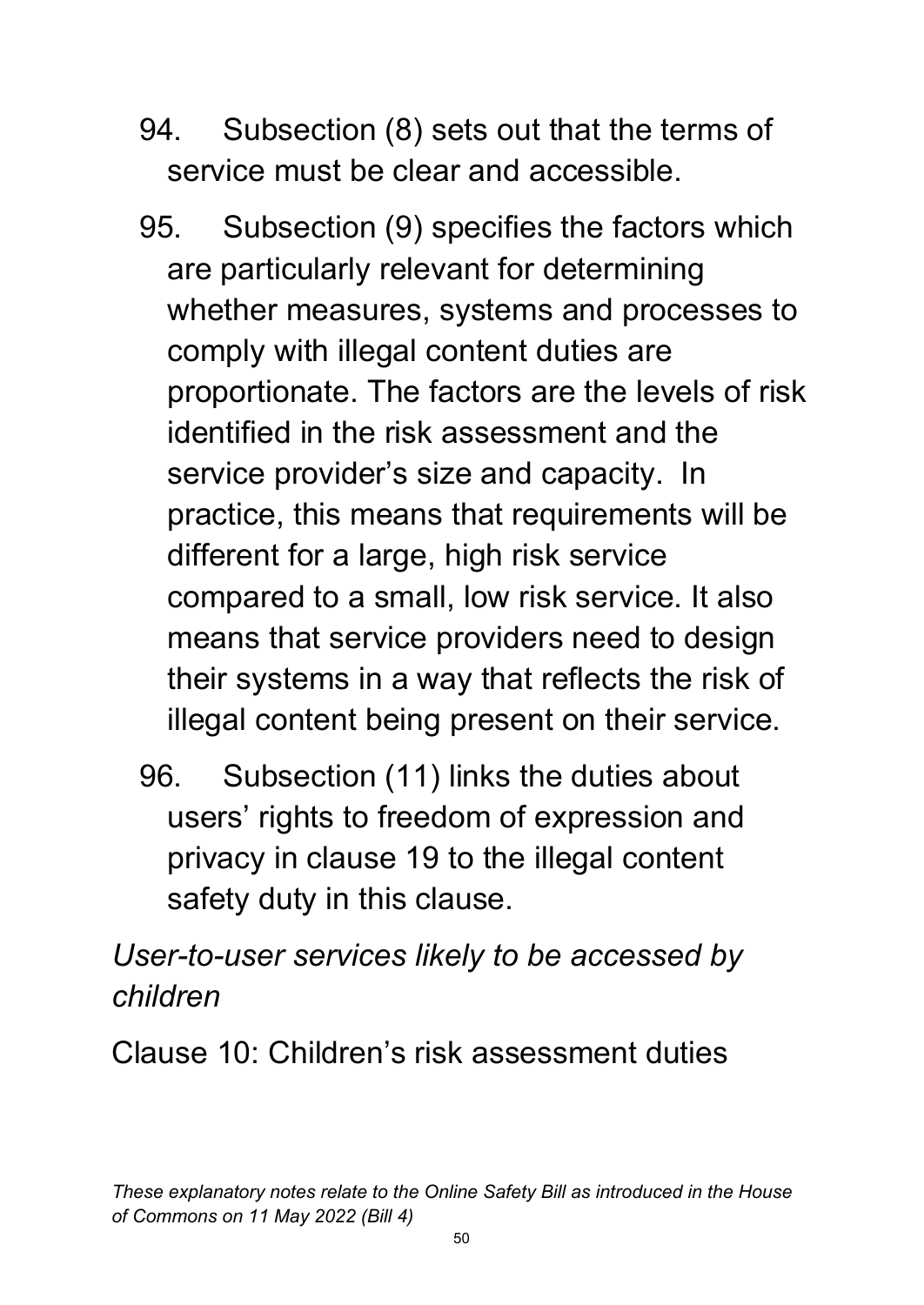94. Subsection (8) sets out that the terms of service must be clear and accessible.

95. Subsection (9) specifies the factors which are particularly relevant for determining whether measures, systems and processes to comply with illegal content duties are proportionate. The factors are the levels of risk identified in the risk assessment and the service provider's size and capacity. In practice, this means that requirements will be different for a large, high risk service compared to a small, low risk service. It also means that service providers need to design their systems in a way that reflects the risk of illegal content being present on their service.

96. Subsection (11) links the duties about users' rights to freedom of expression and privacy in clause 19 to the illegal content safety duty in this clause.

*User-to-user services likely to be accessed by children*

Clause 10: Children's risk assessment duties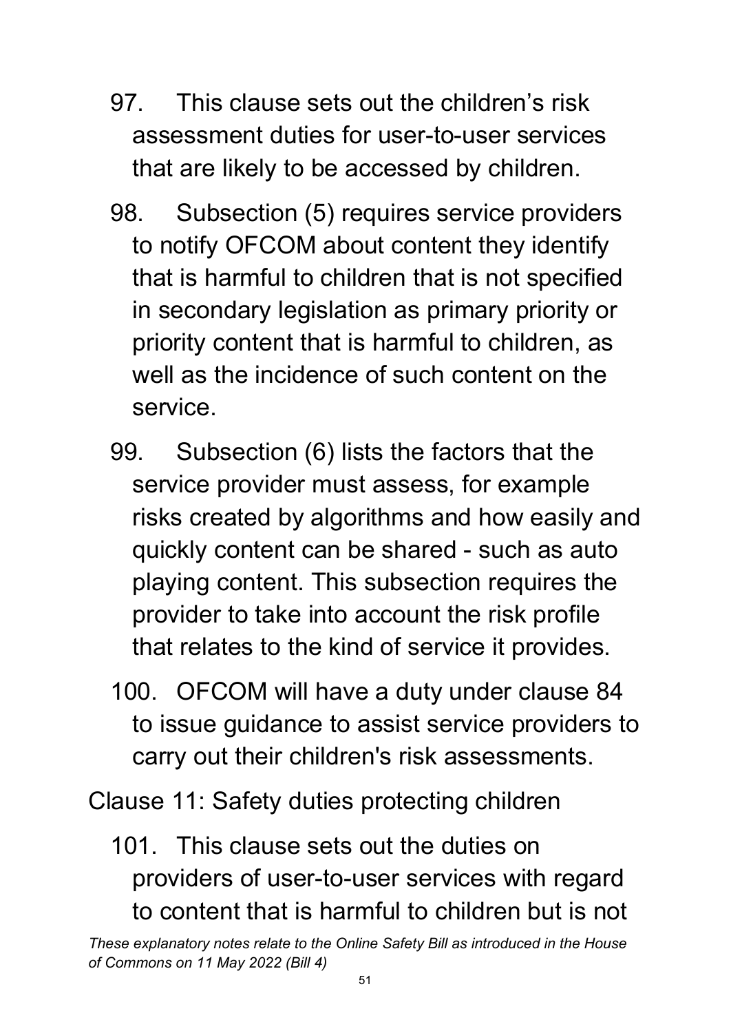97. This clause sets out the children's risk assessment duties for user-to-user services that are likely to be accessed by children.

98. Subsection (5) requires service providers to notify OFCOM about content they identify that is harmful to children that is not specified in secondary legislation as primary priority or priority content that is harmful to children, as well as the incidence of such content on the service.

99. Subsection (6) lists the factors that the service provider must assess, for example risks created by algorithms and how easily and quickly content can be shared - such as auto playing content. This subsection requires the provider to take into account the risk profile that relates to the kind of service it provides.

100. OFCOM will have a duty under clause 84 to issue guidance to assist service providers to carry out their children's risk assessments.

Clause 11: Safety duties protecting children

101. This clause sets out the duties on providers of user-to-user services with regard to content that is harmful to children but is not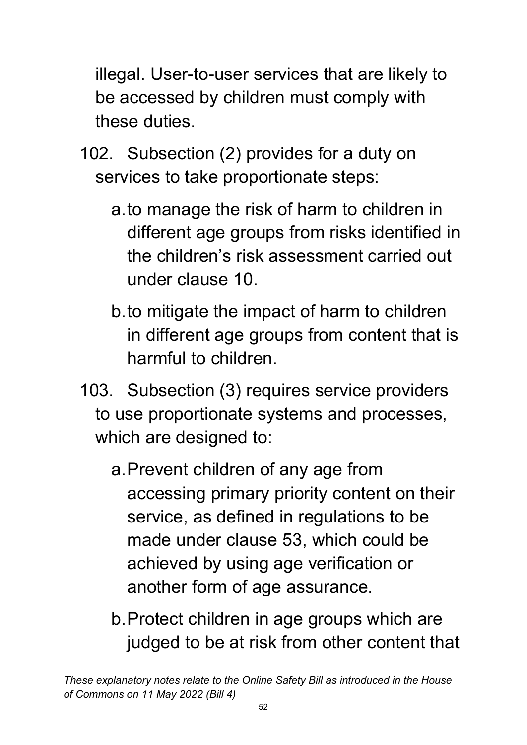illegal. User-to-user services that are likely to be accessed by children must comply with these duties.

102. Subsection (2) provides for a duty on services to take proportionate steps:

   a. to manage the risk of harm to children in different age groups from risks identified in the children's risk assessment carried out under clause 10.

   b. to mitigate the impact of harm to children in different age groups from content that is harmful to children.

103. Subsection (3) requires service providers to use proportionate systems and processes, which are designed to:

   a. Prevent children of any age from accessing primary priority content on their service, as defined in regulations to be made under clause 53, which could be achieved by using age verification or another form of age assurance.

   b. Protect children in age groups which are judged to be at risk from other content that

*These explanatory notes relate to the Online Safety Bill as introduced in the House of Commons on 11 May 2022 (Bill 4)*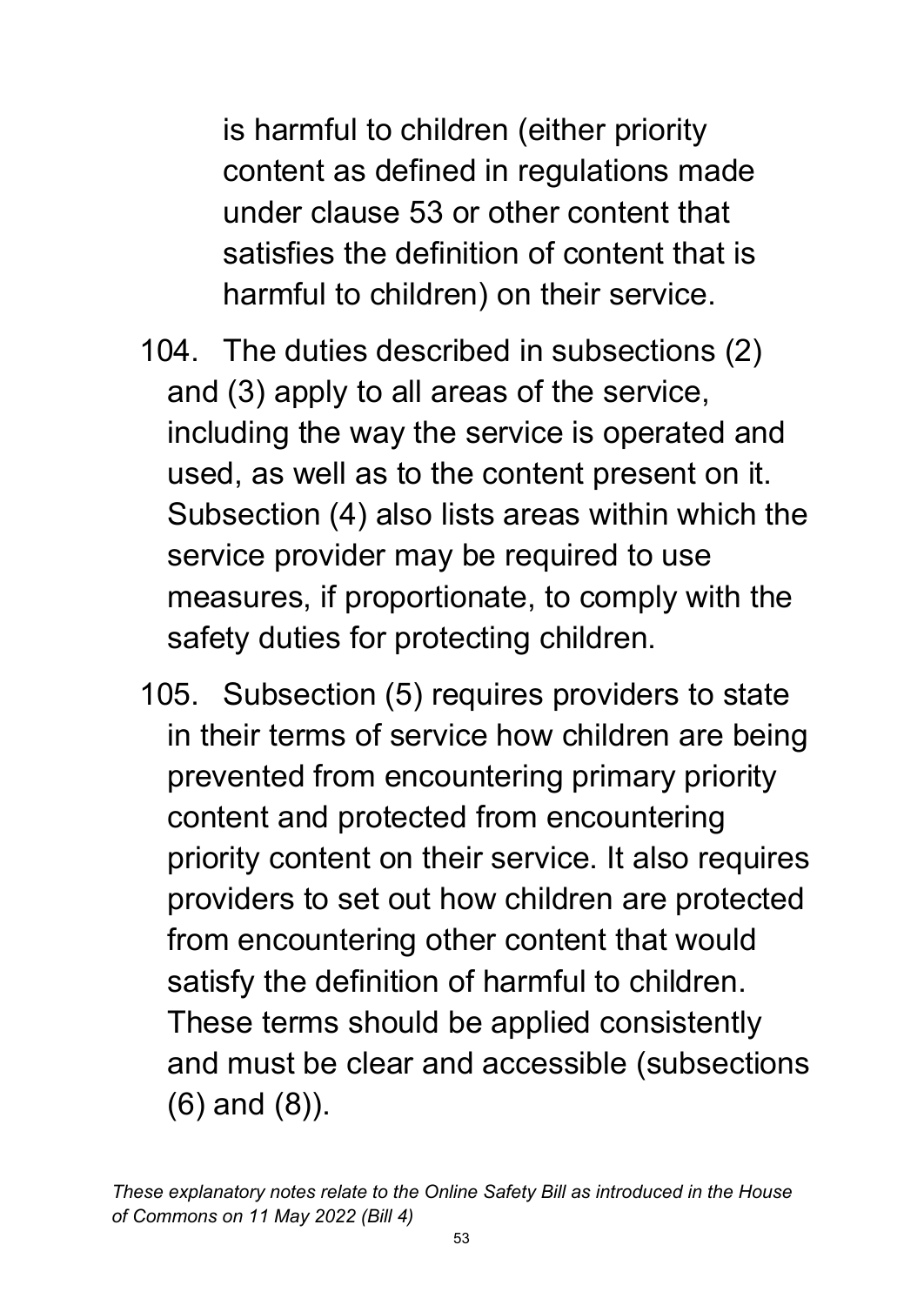is harmful to children (either priority content as defined in regulations made under clause 53 or other content that satisfies the definition of content that is harmful to children) on their service.

104. The duties described in subsections (2) and (3) apply to all areas of the service, including the way the service is operated and used, as well as to the content present on it. Subsection (4) also lists areas within which the service provider may be required to use measures, if proportionate, to comply with the safety duties for protecting children.

105. Subsection (5) requires providers to state in their terms of service how children are being prevented from encountering primary priority content and protected from encountering priority content on their service. It also requires providers to set out how children are protected from encountering other content that would satisfy the definition of harmful to children. These terms should be applied consistently and must be clear and accessible (subsections (6) and (8)).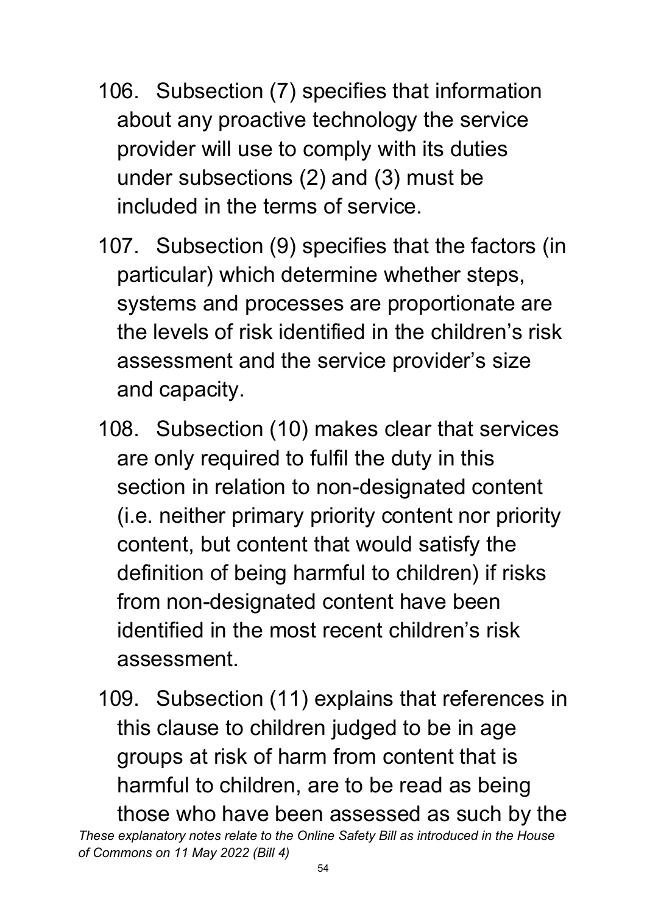106. Subsection (7) specifies that information about any proactive technology the service provider will use to comply with its duties under subsections (2) and (3) must be included in the terms of service.

107. Subsection (9) specifies that the factors (in particular) which determine whether steps, systems and processes are proportionate are the levels of risk identified in the children's risk assessment and the service provider's size and capacity.

108. Subsection (10) makes clear that services are only required to fulfil the duty in this section in relation to non-designated content (i.e. neither primary priority content nor priority content, but content that would satisfy the definition of being harmful to children) if risks from non-designated content have been identified in the most recent children's risk assessment.

109. Subsection (11) explains that references in this clause to children judged to be in age groups at risk of harm from content that is harmful to children, are to be read as being those who have been assessed as such by the

*These explanatory notes relate to the Online Safety Bill as introduced in the House of Commons on 11 May 2022 (Bill 4)*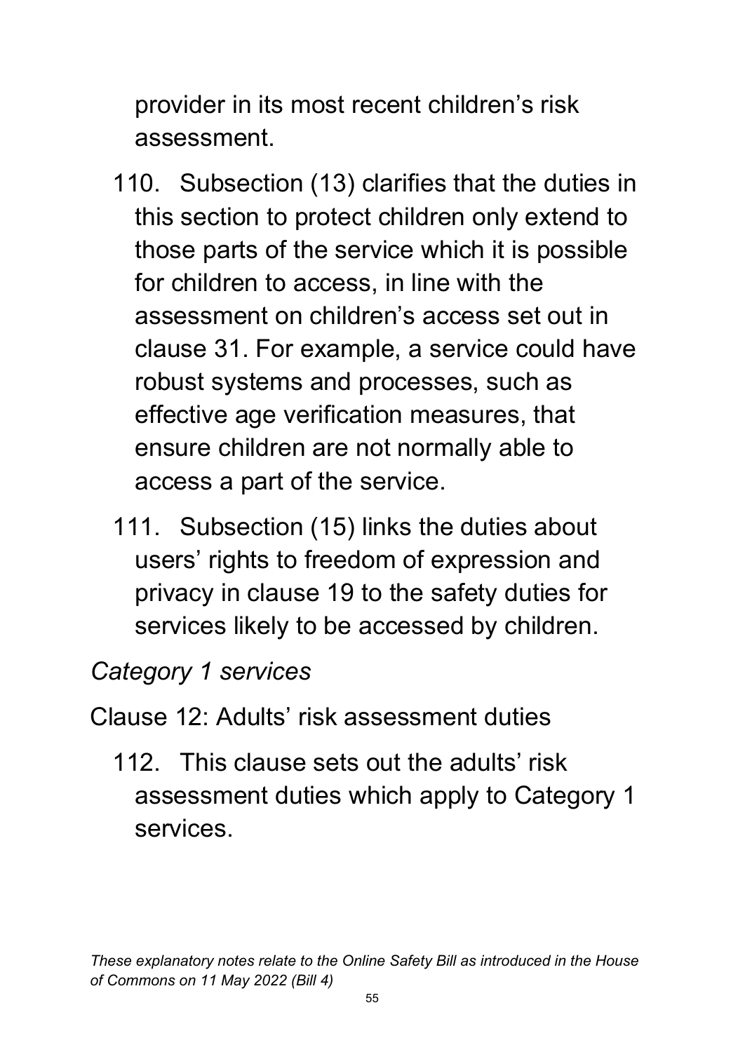provider in its most recent children's risk assessment.

110. Subsection (13) clarifies that the duties in this section to protect children only extend to those parts of the service which it is possible for children to access, in line with the assessment on children's access set out in clause 31. For example, a service could have robust systems and processes, such as effective age verification measures, that ensure children are not normally able to access a part of the service.

111. Subsection (15) links the duties about users' rights to freedom of expression and privacy in clause 19 to the safety duties for services likely to be accessed by children.

*Category 1 services*

Clause 12: Adults' risk assessment duties

112. This clause sets out the adults' risk assessment duties which apply to Category 1 services.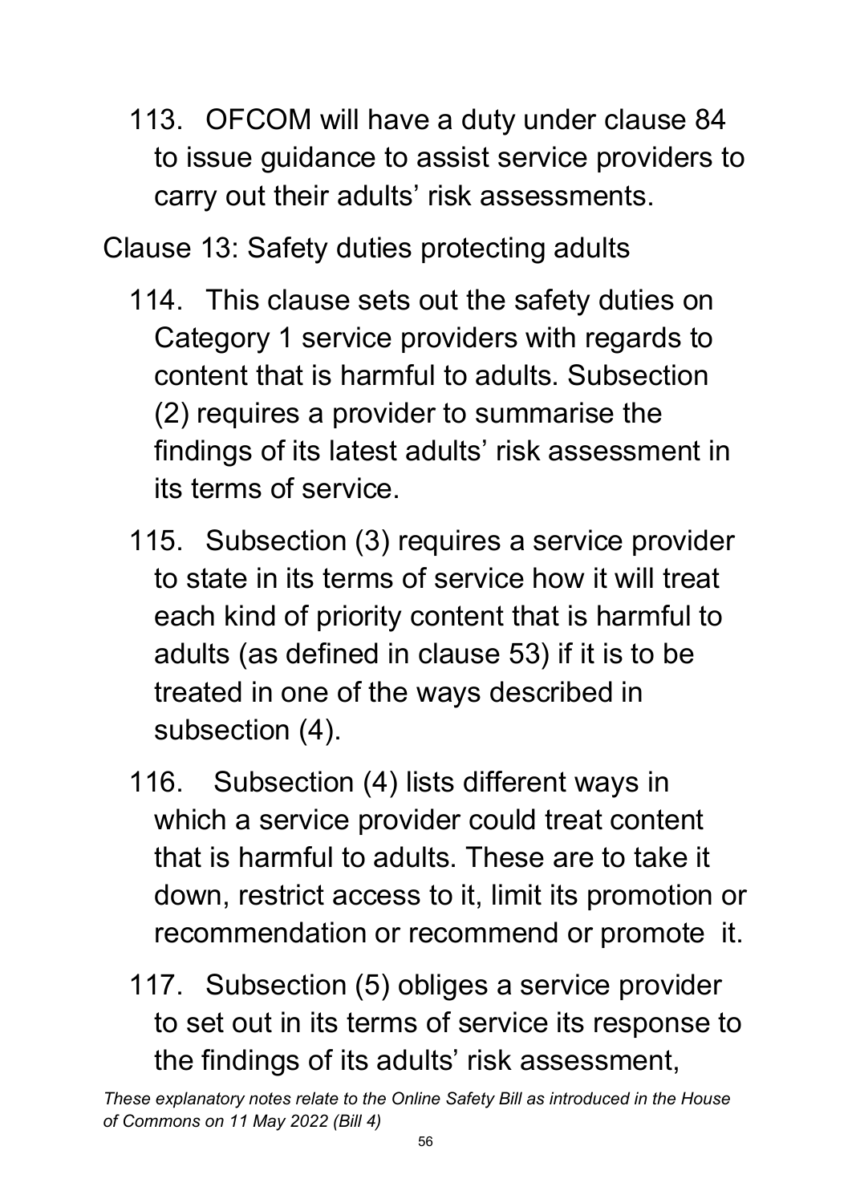113. OFCOM will have a duty under clause 84 to issue guidance to assist service providers to carry out their adults' risk assessments.

### Clause 13: Safety duties protecting adults

114. This clause sets out the safety duties on Category 1 service providers with regards to content that is harmful to adults. Subsection (2) requires a provider to summarise the findings of its latest adults' risk assessment in its terms of service.

115. Subsection (3) requires a service provider to state in its terms of service how it will treat each kind of priority content that is harmful to adults (as defined in clause 53) if it is to be treated in one of the ways described in subsection (4).

116. Subsection (4) lists different ways in which a service provider could treat content that is harmful to adults. These are to take it down, restrict access to it, limit its promotion or recommendation or recommend or promote it.

117. Subsection (5) obliges a service provider to set out in its terms of service its response to the findings of its adults' risk assessment,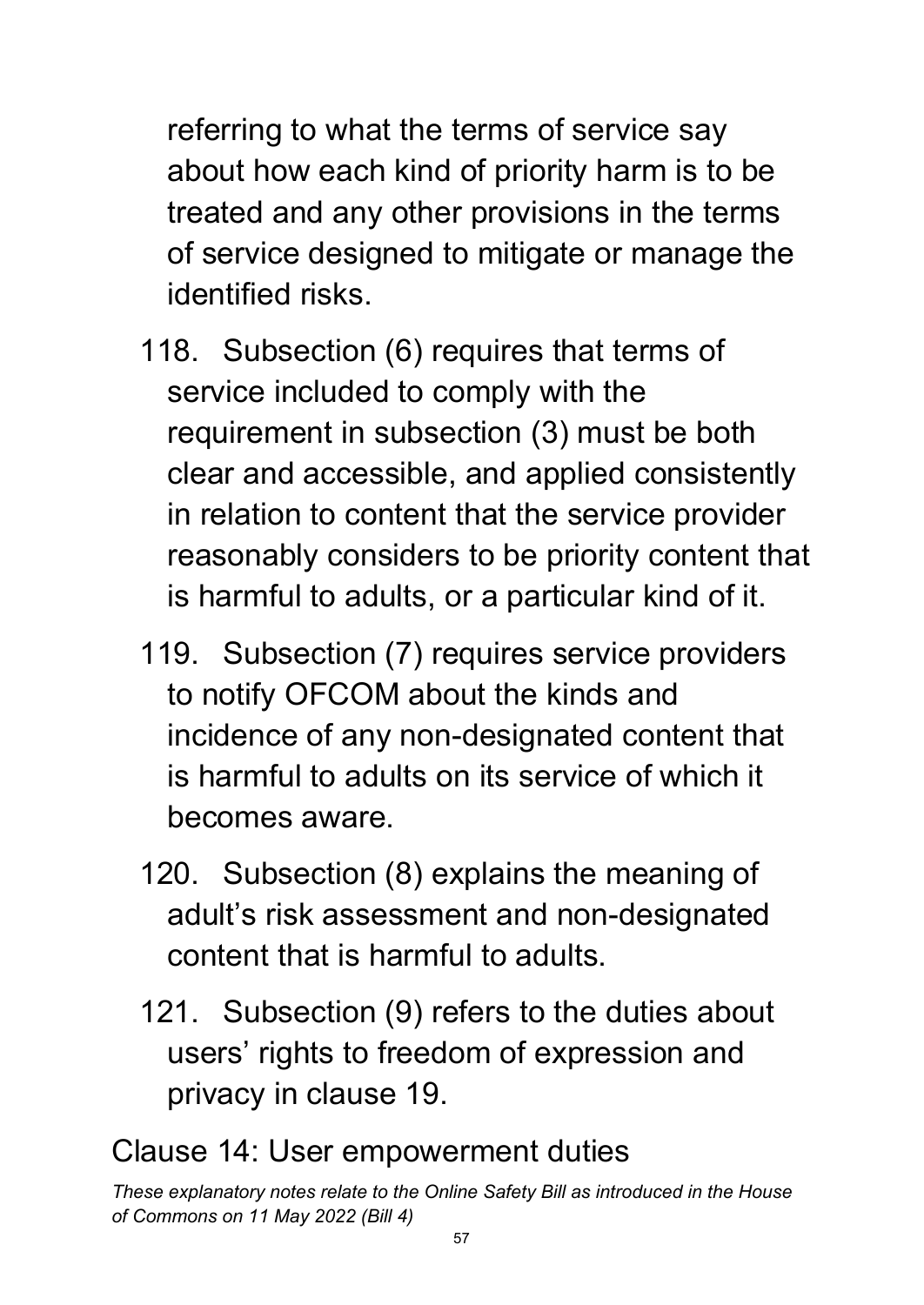referring to what the terms of service say about how each kind of priority harm is to be treated and any other provisions in the terms of service designed to mitigate or manage the identified risks.

118. Subsection (6) requires that terms of service included to comply with the requirement in subsection (3) must be both clear and accessible, and applied consistently in relation to content that the service provider reasonably considers to be priority content that is harmful to adults, or a particular kind of it.

119. Subsection (7) requires service providers to notify OFCOM about the kinds and incidence of any non-designated content that is harmful to adults on its service of which it becomes aware.

120. Subsection (8) explains the meaning of adult's risk assessment and non-designated content that is harmful to adults.

121. Subsection (9) refers to the duties about users' rights to freedom of expression and privacy in clause 19.

## Clause 14: User empowerment duties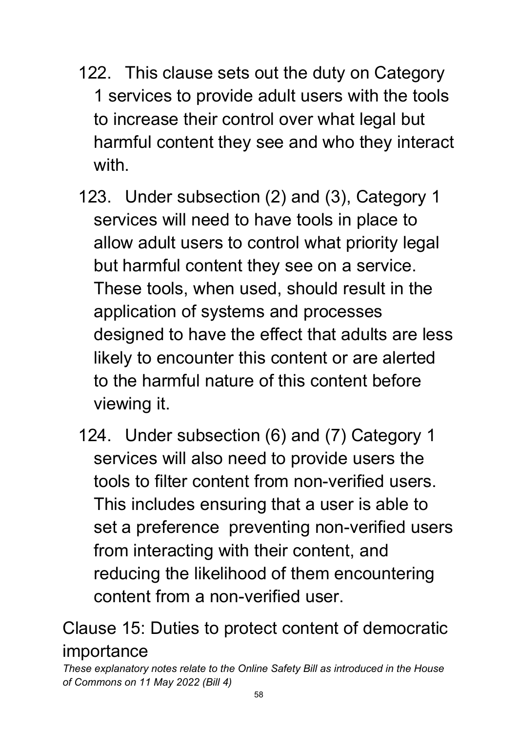122. This clause sets out the duty on Category 1 services to provide adult users with the tools to increase their control over what legal but harmful content they see and who they interact with.

123. Under subsection (2) and (3), Category 1 services will need to have tools in place to allow adult users to control what priority legal but harmful content they see on a service. These tools, when used, should result in the application of systems and processes designed to have the effect that adults are less likely to encounter this content or are alerted to the harmful nature of this content before viewing it.

124. Under subsection (6) and (7) Category 1 services will also need to provide users the tools to filter content from non-verified users. This includes ensuring that a user is able to set a preference preventing non-verified users from interacting with their content, and reducing the likelihood of them encountering content from a non-verified user.

## Clause 15: Duties to protect content of democratic importance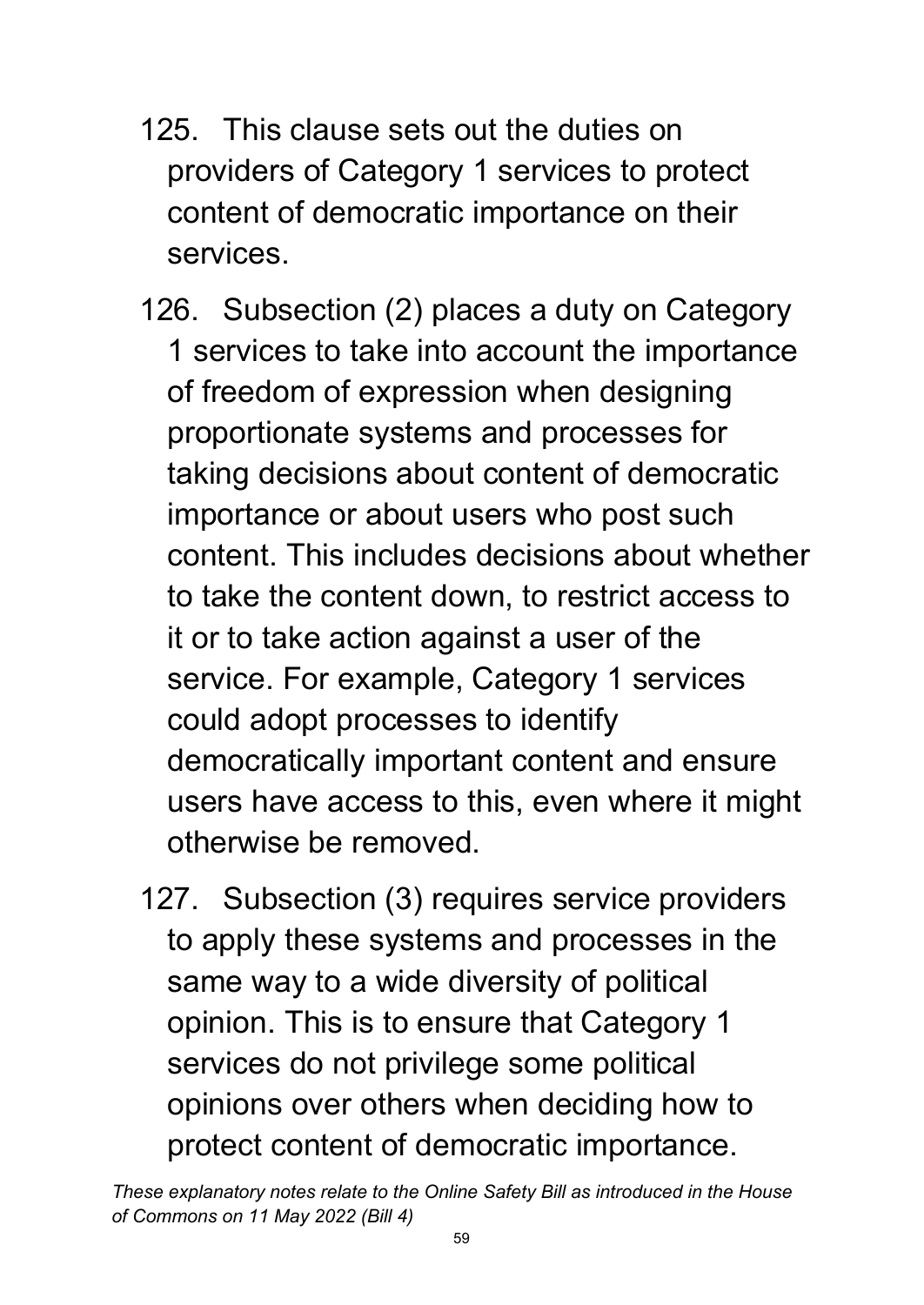125. This clause sets out the duties on providers of Category 1 services to protect content of democratic importance on their services.

126. Subsection (2) places a duty on Category 1 services to take into account the importance of freedom of expression when designing proportionate systems and processes for taking decisions about content of democratic importance or about users who post such content. This includes decisions about whether to take the content down, to restrict access to it or to take action against a user of the service. For example, Category 1 services could adopt processes to identify democratically important content and ensure users have access to this, even where it might otherwise be removed.

127. Subsection (3) requires service providers to apply these systems and processes in the same way to a wide diversity of political opinion. This is to ensure that Category 1 services do not privilege some political opinions over others when deciding how to protect content of democratic importance.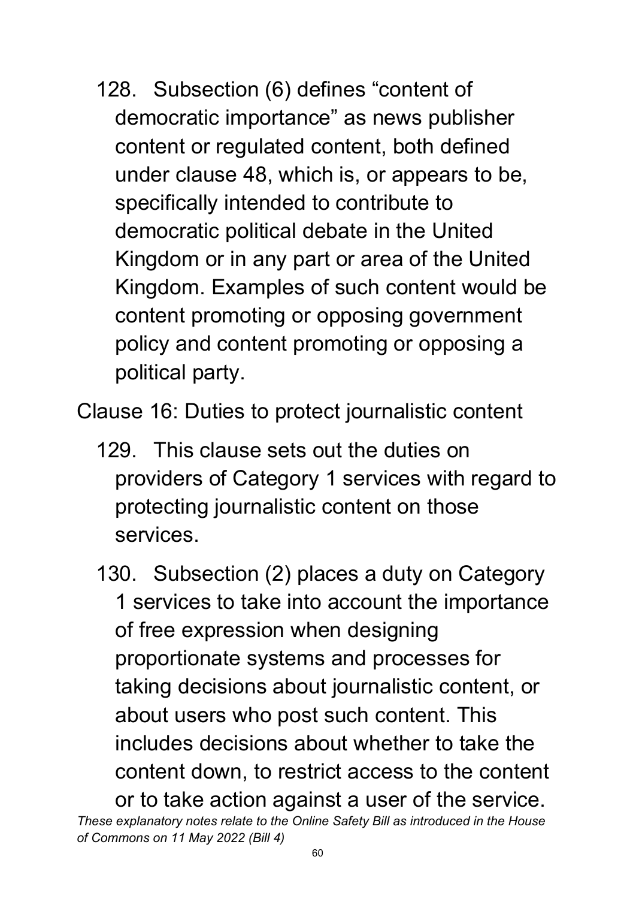128. Subsection (6) defines "content of democratic importance" as news publisher content or regulated content, both defined under clause 48, which is, or appears to be, specifically intended to contribute to democratic political debate in the United Kingdom or in any part or area of the United Kingdom. Examples of such content would be content promoting or opposing government policy and content promoting or opposing a political party.

Clause 16: Duties to protect journalistic content

129. This clause sets out the duties on providers of Category 1 services with regard to protecting journalistic content on those services.

130. Subsection (2) places a duty on Category 1 services to take into account the importance of free expression when designing proportionate systems and processes for taking decisions about journalistic content, or about users who post such content. This includes decisions about whether to take the content down, to restrict access to the content or to take action against a user of the service.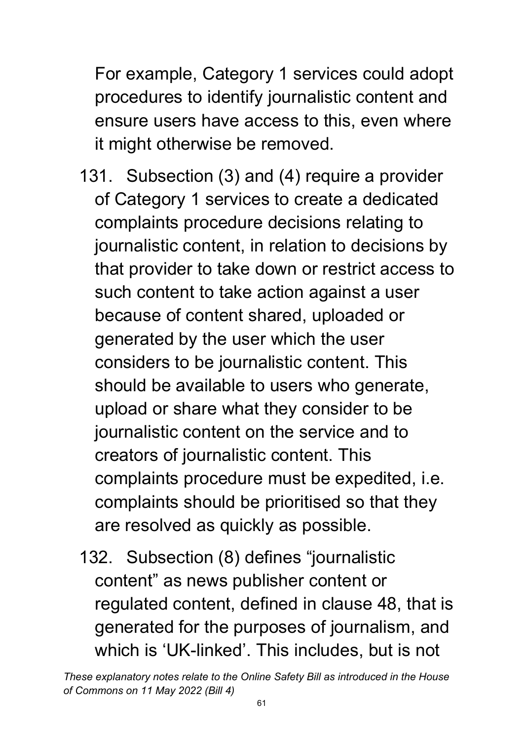For example, Category 1 services could adopt procedures to identify journalistic content and ensure users have access to this, even where it might otherwise be removed.

131. Subsection (3) and (4) require a provider of Category 1 services to create a dedicated complaints procedure decisions relating to journalistic content, in relation to decisions by that provider to take down or restrict access to such content to take action against a user because of content shared, uploaded or generated by the user which the user considers to be journalistic content. This should be available to users who generate, upload or share what they consider to be journalistic content on the service and to creators of journalistic content. This complaints procedure must be expedited, i.e. complaints should be prioritised so that they are resolved as quickly as possible.

132. Subsection (8) defines "journalistic content" as news publisher content or regulated content, defined in clause 48, that is generated for the purposes of journalism, and which is 'UK-linked'. This includes, but is not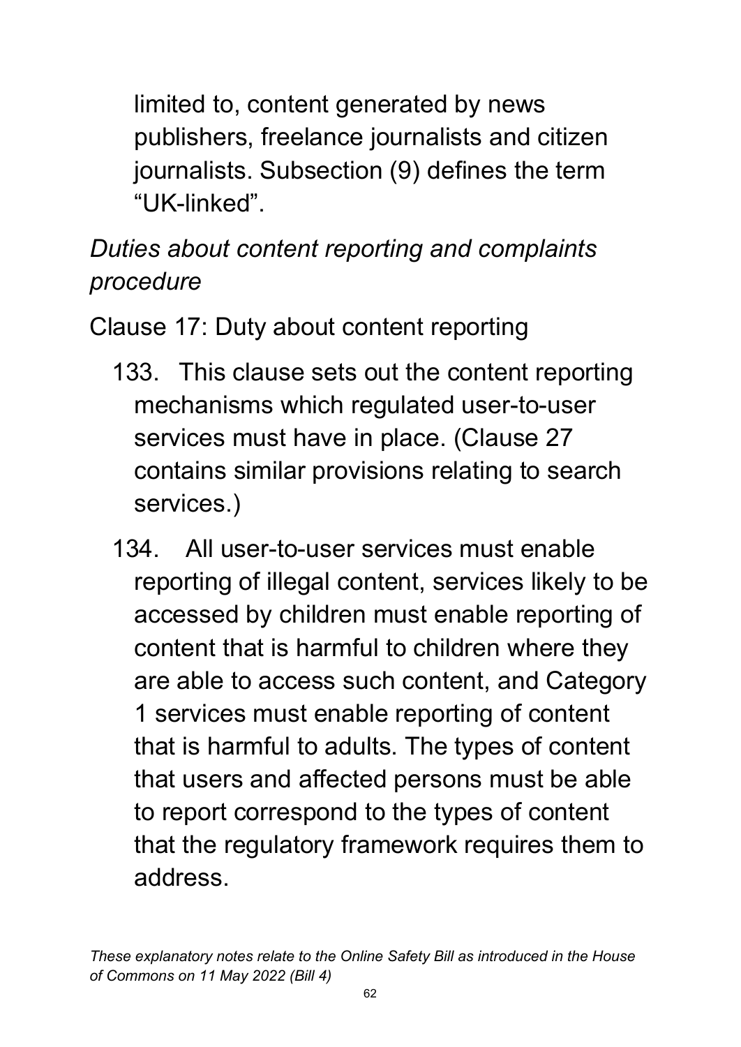limited to, content generated by news publishers, freelance journalists and citizen journalists. Subsection (9) defines the term "UK-linked".

*Duties about content reporting and complaints procedure*

Clause 17: Duty about content reporting

133. This clause sets out the content reporting mechanisms which regulated user-to-user services must have in place. (Clause 27 contains similar provisions relating to search services.)

134. All user-to-user services must enable reporting of illegal content, services likely to be accessed by children must enable reporting of content that is harmful to children where they are able to access such content, and Category 1 services must enable reporting of content that is harmful to adults. The types of content that users and affected persons must be able to report correspond to the types of content that the regulatory framework requires them to address.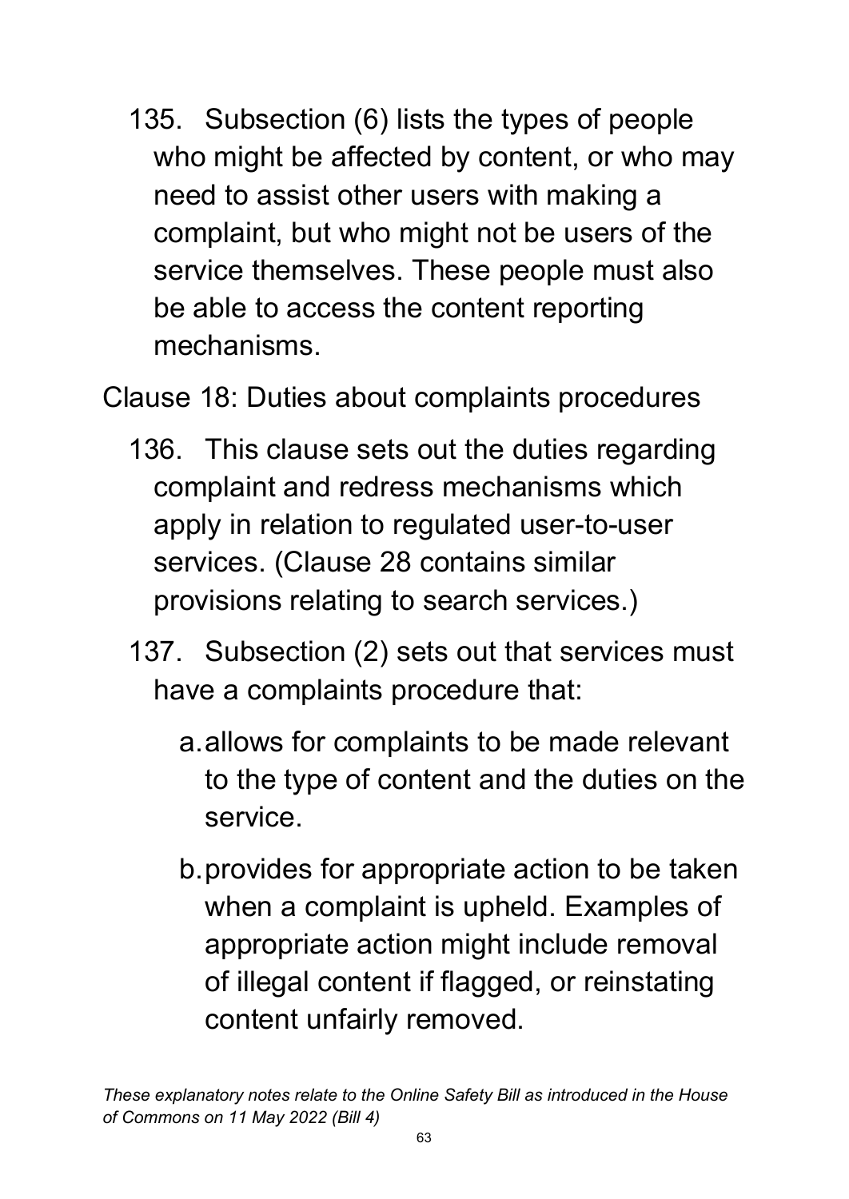135. Subsection (6) lists the types of people who might be affected by content, or who may need to assist other users with making a complaint, but who might not be users of the service themselves. These people must also be able to access the content reporting mechanisms.

Clause 18: Duties about complaints procedures

136. This clause sets out the duties regarding complaint and redress mechanisms which apply in relation to regulated user-to-user services. (Clause 28 contains similar provisions relating to search services.)

137. Subsection (2) sets out that services must have a complaints procedure that:

   a. allows for complaints to be made relevant to the type of content and the duties on the service.

   b. provides for appropriate action to be taken when a complaint is upheld. Examples of appropriate action might include removal of illegal content if flagged, or reinstating content unfairly removed.

*These explanatory notes relate to the Online Safety Bill as introduced in the House of Commons on 11 May 2022 (Bill 4)*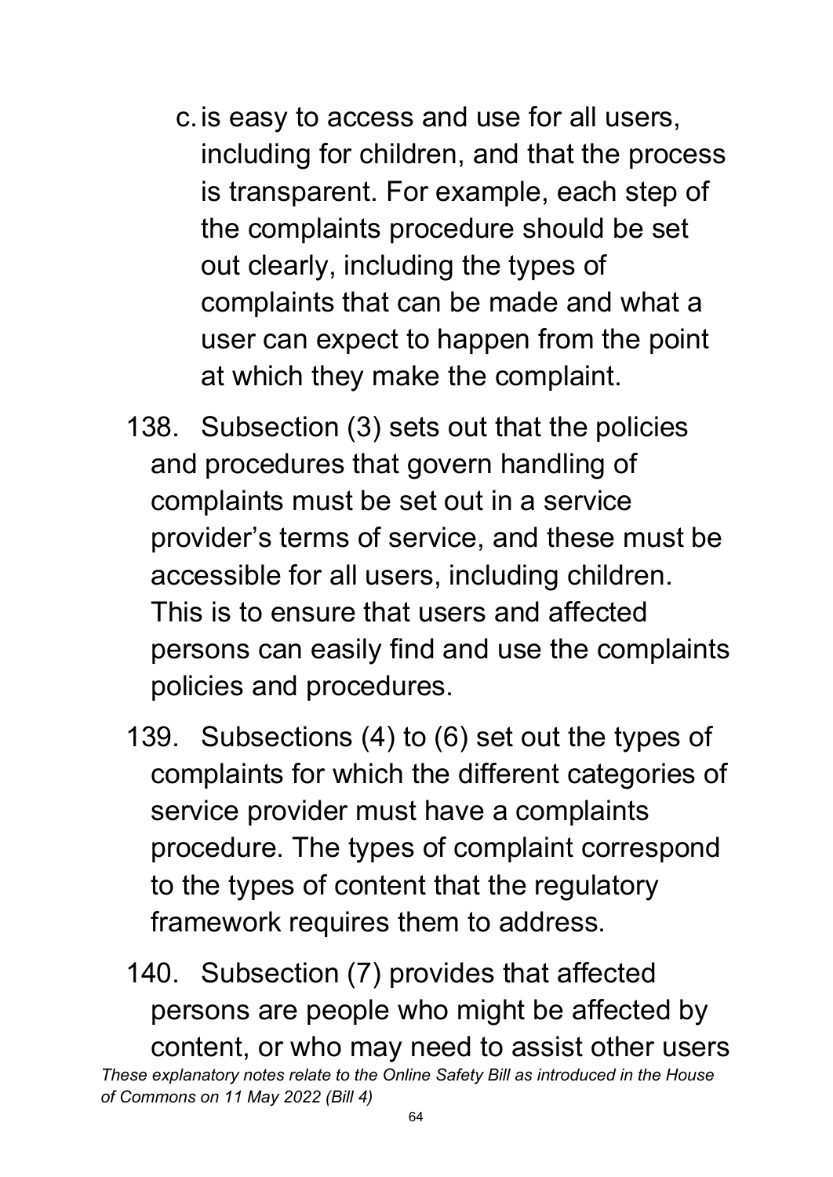c. is easy to access and use for all users, including for children, and that the process is transparent. For example, each step of the complaints procedure should be set out clearly, including the types of complaints that can be made and what a user can expect to happen from the point at which they make the complaint.

138. Subsection (3) sets out that the policies and procedures that govern handling of complaints must be set out in a service provider's terms of service, and these must be accessible for all users, including children. This is to ensure that users and affected persons can easily find and use the complaints policies and procedures.

139. Subsections (4) to (6) set out the types of complaints for which the different categories of service provider must have a complaints procedure. The types of complaint correspond to the types of content that the regulatory framework requires them to address.

140. Subsection (7) provides that affected persons are people who might be affected by content, or who may need to assist other users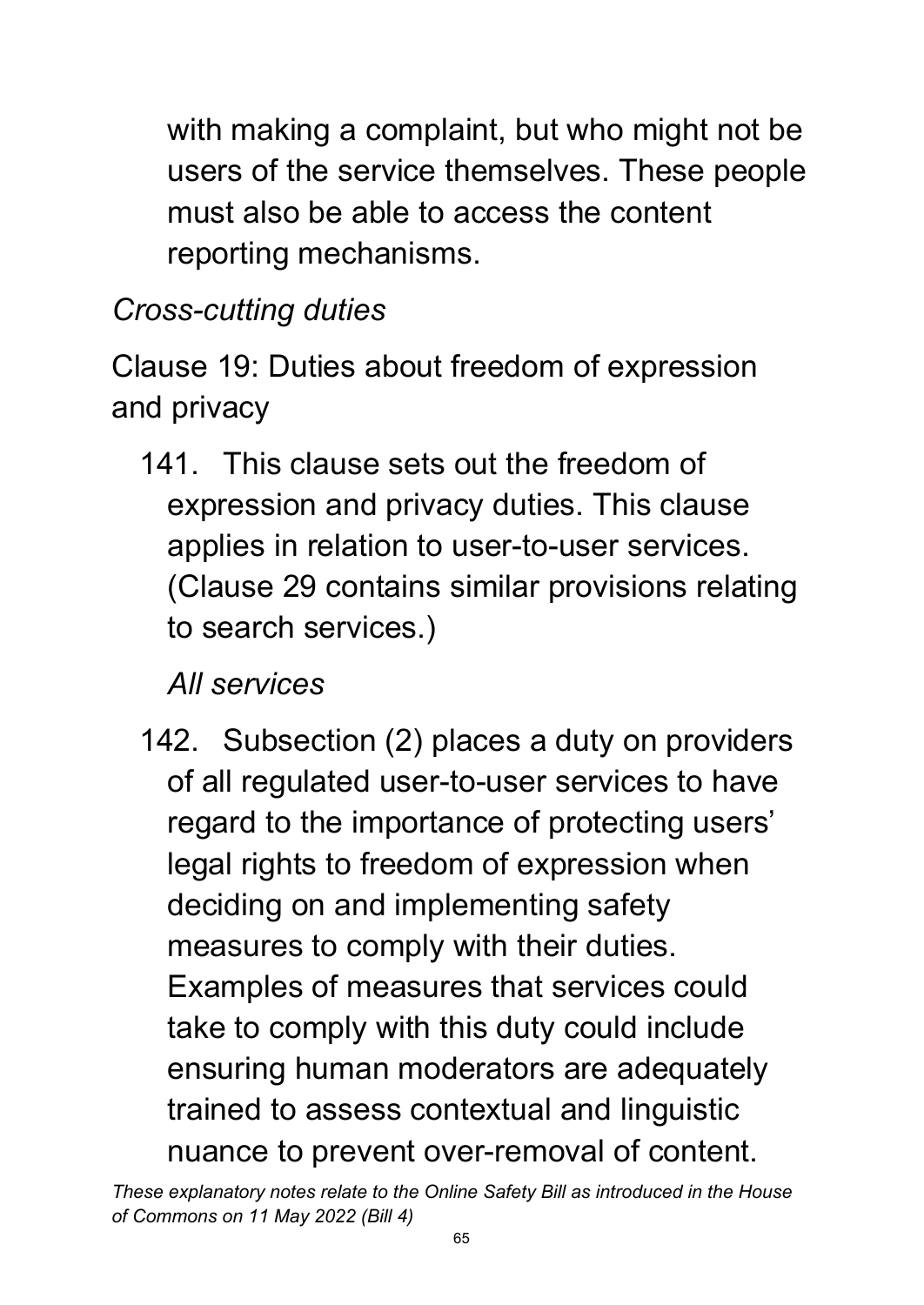with making a complaint, but who might not be users of the service themselves. These people must also be able to access the content reporting mechanisms.

*Cross-cutting duties*

Clause 19: Duties about freedom of expression and privacy

141. This clause sets out the freedom of expression and privacy duties. This clause applies in relation to user-to-user services. (Clause 29 contains similar provisions relating to search services.)

*All services*

142. Subsection (2) places a duty on providers of all regulated user-to-user services to have regard to the importance of protecting users' legal rights to freedom of expression when deciding on and implementing safety measures to comply with their duties. Examples of measures that services could take to comply with this duty could include ensuring human moderators are adequately trained to assess contextual and linguistic nuance to prevent over-removal of content.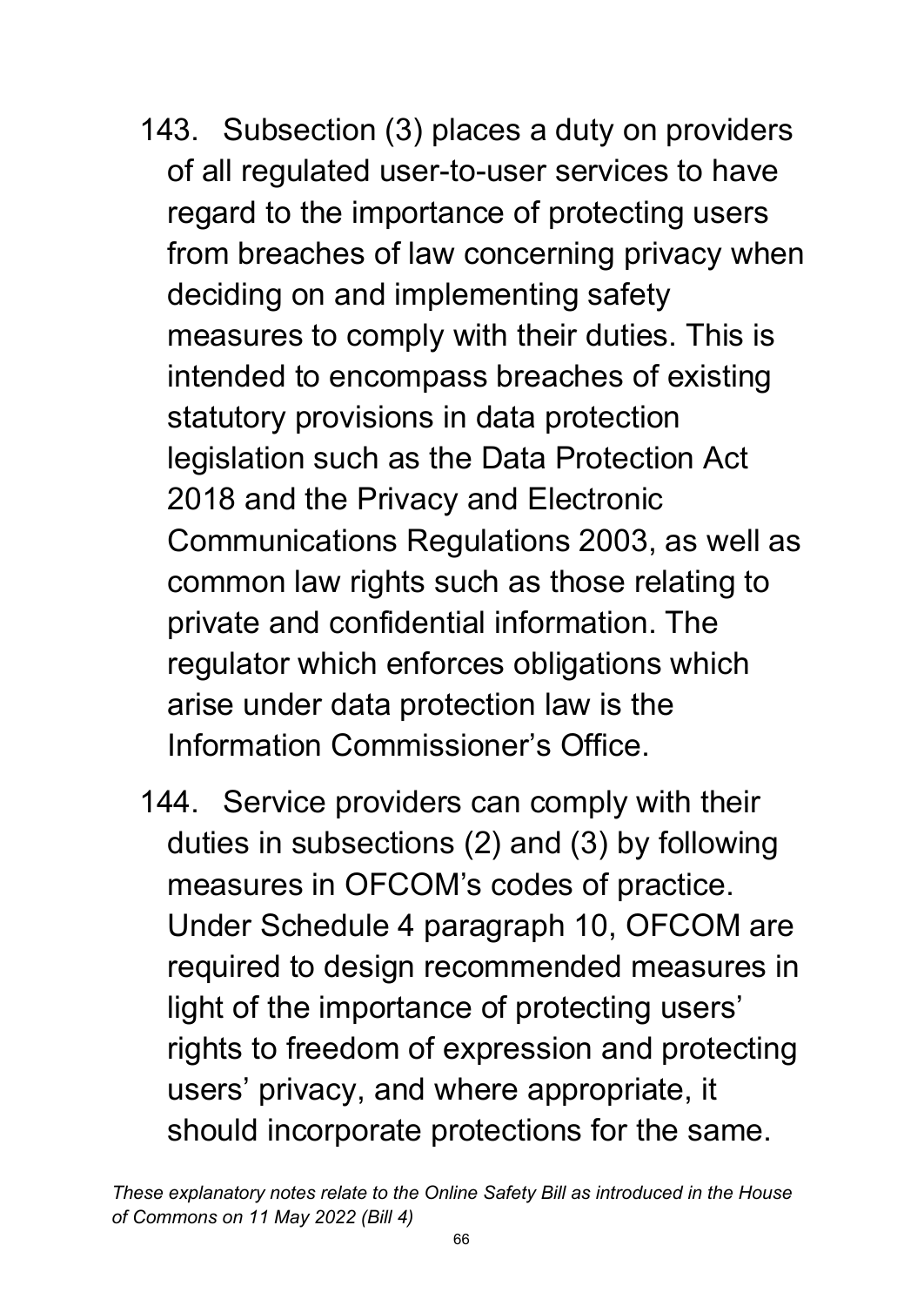143. Subsection (3) places a duty on providers of all regulated user-to-user services to have regard to the importance of protecting users from breaches of law concerning privacy when deciding on and implementing safety measures to comply with their duties. This is intended to encompass breaches of existing statutory provisions in data protection legislation such as the Data Protection Act 2018 and the Privacy and Electronic Communications Regulations 2003, as well as common law rights such as those relating to private and confidential information. The regulator which enforces obligations which arise under data protection law is the Information Commissioner's Office.

144. Service providers can comply with their duties in subsections (2) and (3) by following measures in OFCOM's codes of practice. Under Schedule 4 paragraph 10, OFCOM are required to design recommended measures in light of the importance of protecting users' rights to freedom of expression and protecting users' privacy, and where appropriate, it should incorporate protections for the same.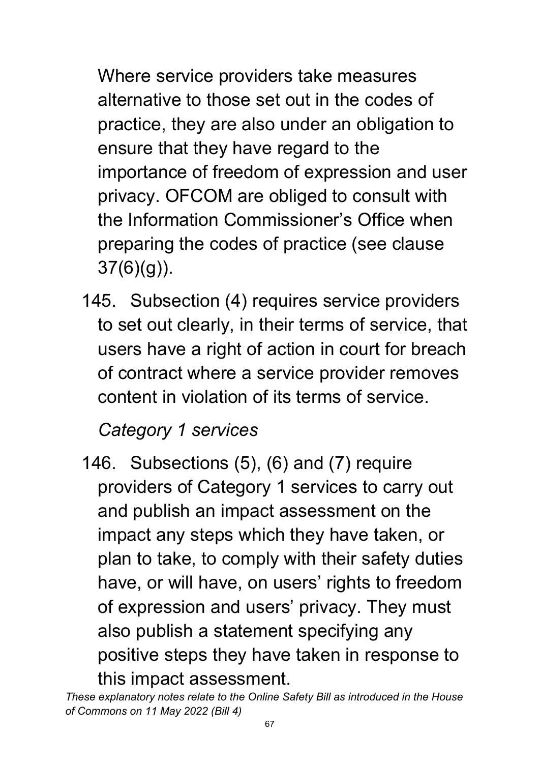Where service providers take measures alternative to those set out in the codes of practice, they are also under an obligation to ensure that they have regard to the importance of freedom of expression and user privacy. OFCOM are obliged to consult with the Information Commissioner's Office when preparing the codes of practice (see clause 37(6)(g)).

145. Subsection (4) requires service providers to set out clearly, in their terms of service, that users have a right of action in court for breach of contract where a service provider removes content in violation of its terms of service.

*Category 1 services*

146. Subsections (5), (6) and (7) require providers of Category 1 services to carry out and publish an impact assessment on the impact any steps which they have taken, or plan to take, to comply with their safety duties have, or will have, on users' rights to freedom of expression and users' privacy. They must also publish a statement specifying any positive steps they have taken in response to this impact assessment.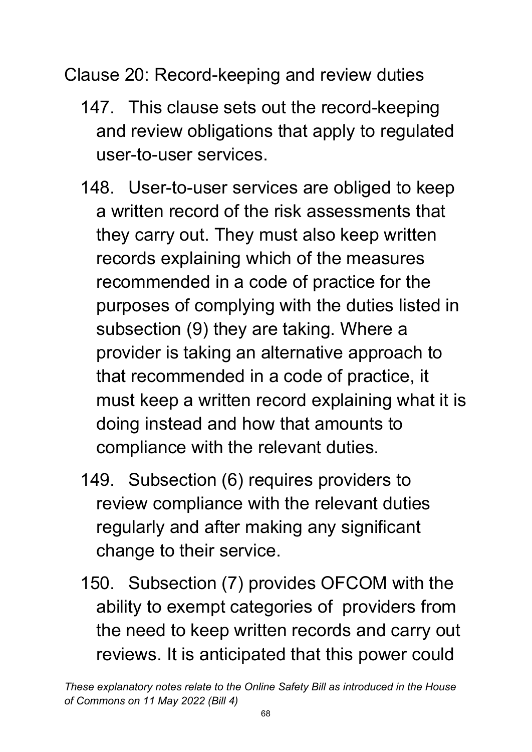Clause 20: Record-keeping and review duties

147. This clause sets out the record-keeping and review obligations that apply to regulated user-to-user services.

148. User-to-user services are obliged to keep a written record of the risk assessments that they carry out. They must also keep written records explaining which of the measures recommended in a code of practice for the purposes of complying with the duties listed in subsection (9) they are taking. Where a provider is taking an alternative approach to that recommended in a code of practice, it must keep a written record explaining what it is doing instead and how that amounts to compliance with the relevant duties.

149. Subsection (6) requires providers to review compliance with the relevant duties regularly and after making any significant change to their service.

150. Subsection (7) provides OFCOM with the ability to exempt categories of providers from the need to keep written records and carry out reviews. It is anticipated that this power could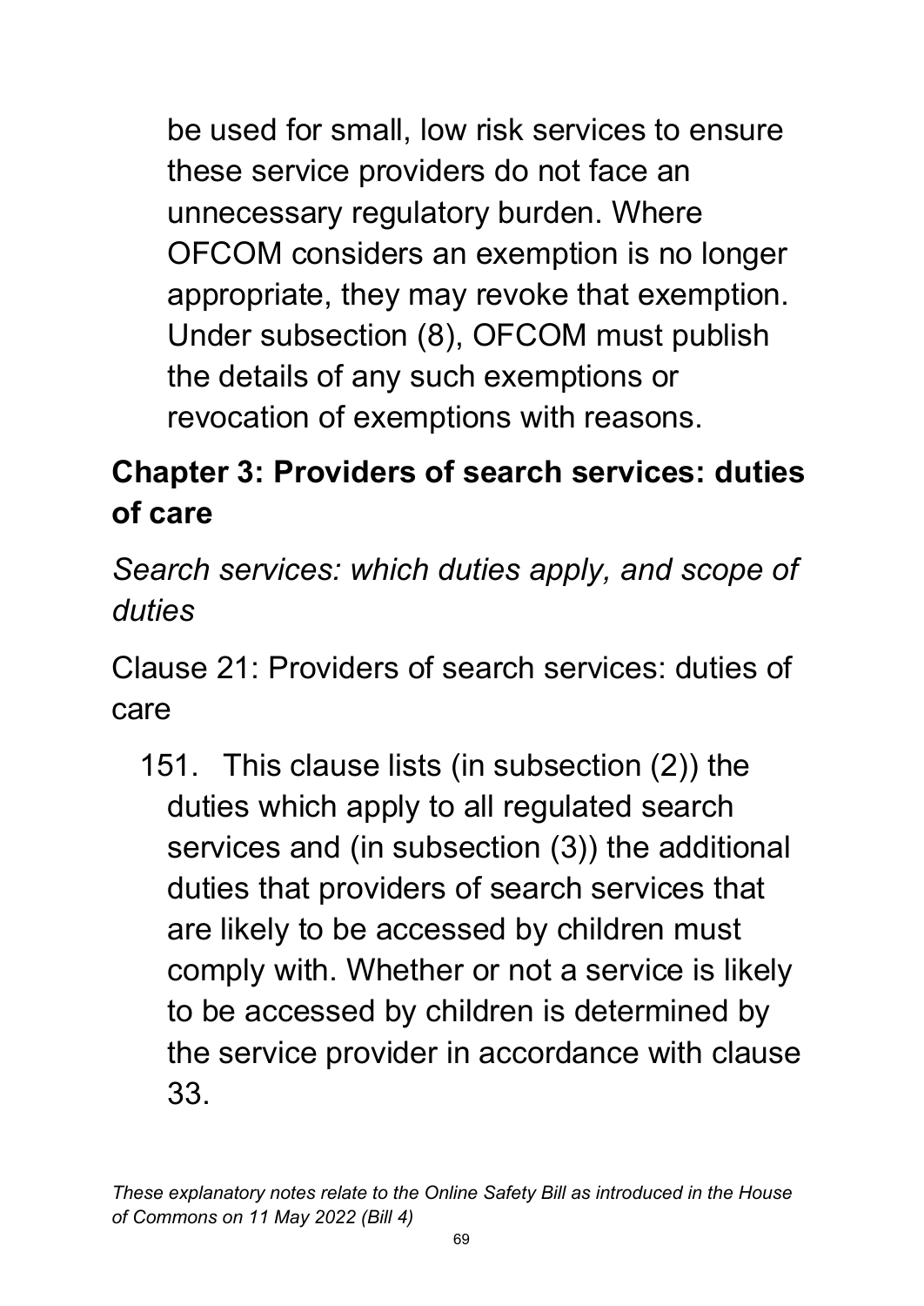be used for small, low risk services to ensure these service providers do not face an unnecessary regulatory burden. Where OFCOM considers an exemption is no longer appropriate, they may revoke that exemption. Under subsection (8), OFCOM must publish the details of any such exemptions or revocation of exemptions with reasons.

## Chapter 3: Providers of search services: duties of care

*Search services: which duties apply, and scope of duties*

Clause 21: Providers of search services: duties of care

151. This clause lists (in subsection (2)) the duties which apply to all regulated search services and (in subsection (3)) the additional duties that providers of search services that are likely to be accessed by children must comply with. Whether or not a service is likely to be accessed by children is determined by the service provider in accordance with clause 33.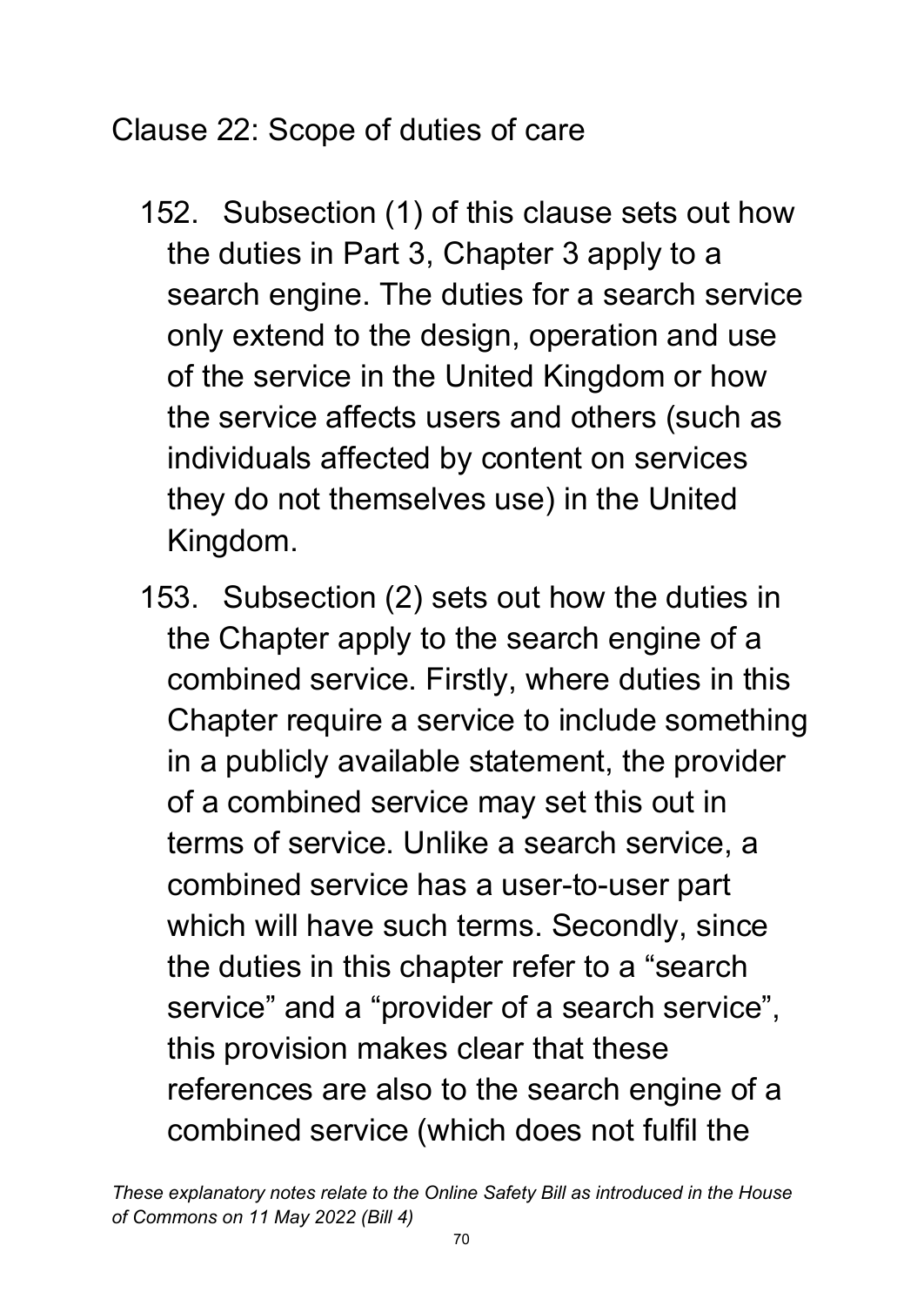Clause 22: Scope of duties of care

152. Subsection (1) of this clause sets out how the duties in Part 3, Chapter 3 apply to a search engine. The duties for a search service only extend to the design, operation and use of the service in the United Kingdom or how the service affects users and others (such as individuals affected by content on services they do not themselves use) in the United Kingdom.

153. Subsection (2) sets out how the duties in the Chapter apply to the search engine of a combined service. Firstly, where duties in this Chapter require a service to include something in a publicly available statement, the provider of a combined service may set this out in terms of service. Unlike a search service, a combined service has a user-to-user part which will have such terms. Secondly, since the duties in this chapter refer to a "search service" and a "provider of a search service", this provision makes clear that these references are also to the search engine of a combined service (which does not fulfil the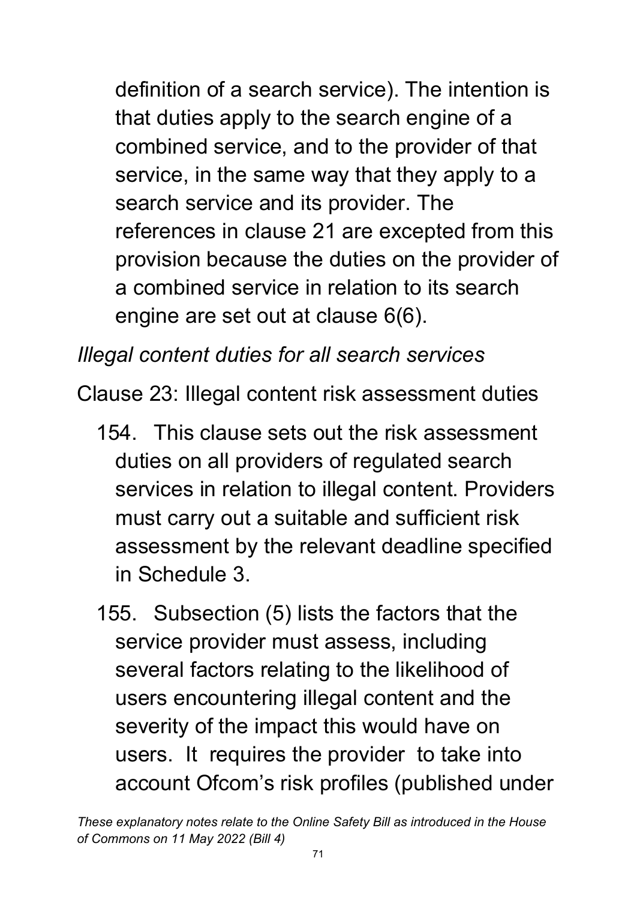definition of a search service). The intention is that duties apply to the search engine of a combined service, and to the provider of that service, in the same way that they apply to a search service and its provider. The references in clause 21 are excepted from this provision because the duties on the provider of a combined service in relation to its search engine are set out at clause 6(6).

*Illegal content duties for all search services*

Clause 23: Illegal content risk assessment duties

154. This clause sets out the risk assessment duties on all providers of regulated search services in relation to illegal content. Providers must carry out a suitable and sufficient risk assessment by the relevant deadline specified in Schedule 3.

155. Subsection (5) lists the factors that the service provider must assess, including several factors relating to the likelihood of users encountering illegal content and the severity of the impact this would have on users. It requires the provider to take into account Ofcom's risk profiles (published under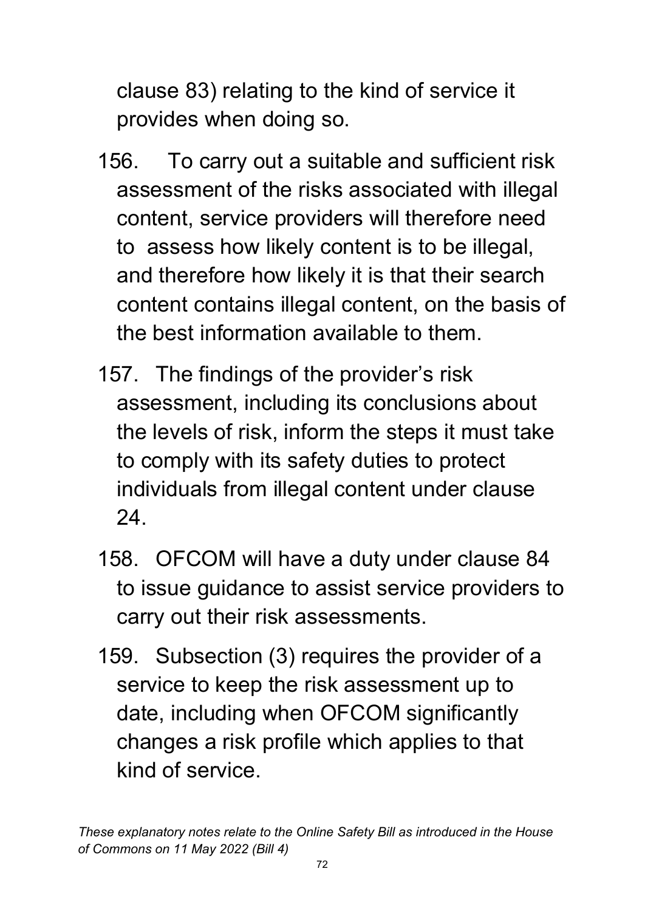clause 83) relating to the kind of service it provides when doing so.

156. To carry out a suitable and sufficient risk assessment of the risks associated with illegal content, service providers will therefore need to assess how likely content is to be illegal, and therefore how likely it is that their search content contains illegal content, on the basis of the best information available to them.

157. The findings of the provider's risk assessment, including its conclusions about the levels of risk, inform the steps it must take to comply with its safety duties to protect individuals from illegal content under clause 24.

158. OFCOM will have a duty under clause 84 to issue guidance to assist service providers to carry out their risk assessments.

159. Subsection (3) requires the provider of a service to keep the risk assessment up to date, including when OFCOM significantly changes a risk profile which applies to that kind of service.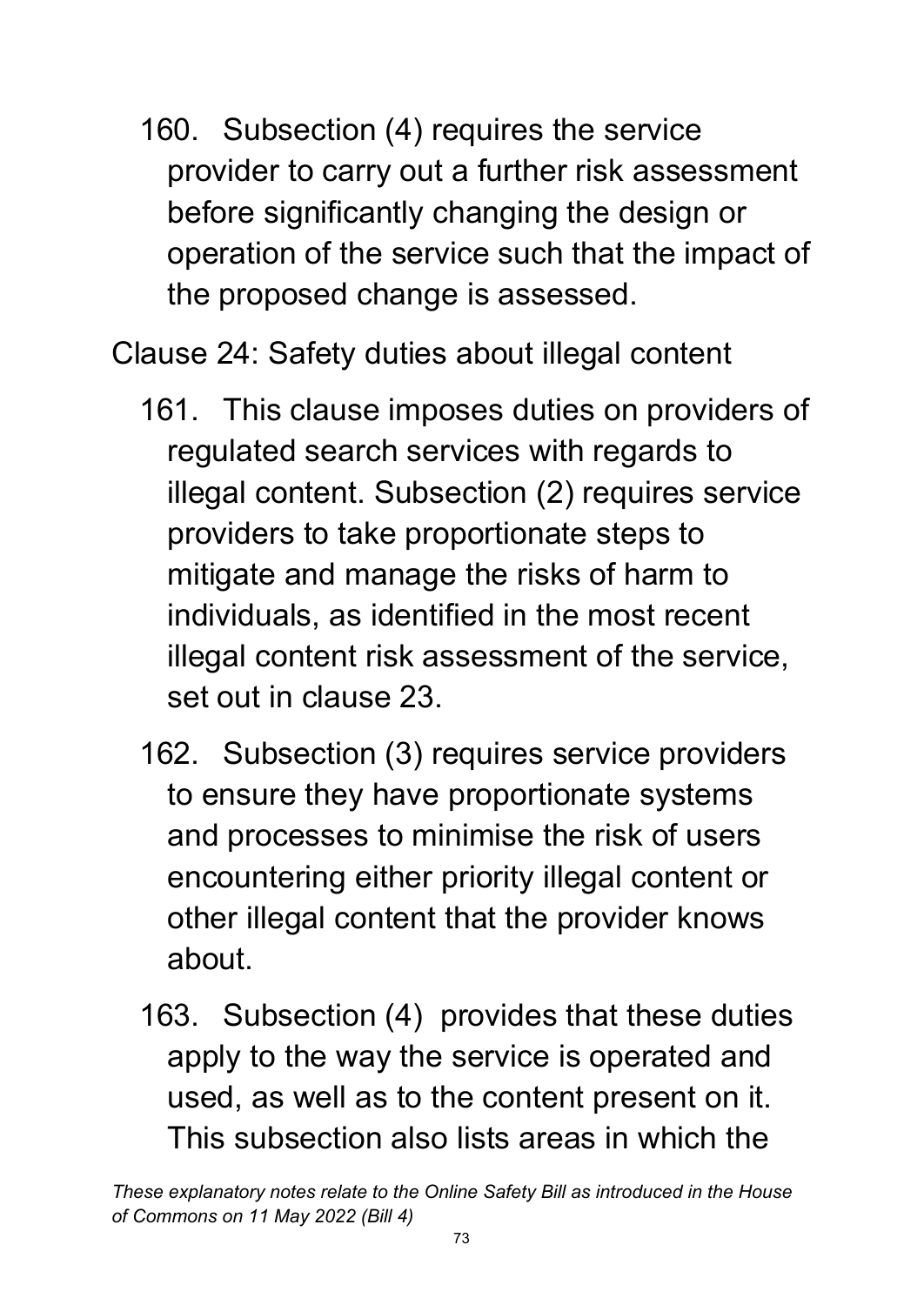160. Subsection (4) requires the service provider to carry out a further risk assessment before significantly changing the design or operation of the service such that the impact of the proposed change is assessed.

Clause 24: Safety duties about illegal content

161. This clause imposes duties on providers of regulated search services with regards to illegal content. Subsection (2) requires service providers to take proportionate steps to mitigate and manage the risks of harm to individuals, as identified in the most recent illegal content risk assessment of the service, set out in clause 23.

162. Subsection (3) requires service providers to ensure they have proportionate systems and processes to minimise the risk of users encountering either priority illegal content or other illegal content that the provider knows about.

163. Subsection (4) provides that these duties apply to the way the service is operated and used, as well as to the content present on it. This subsection also lists areas in which the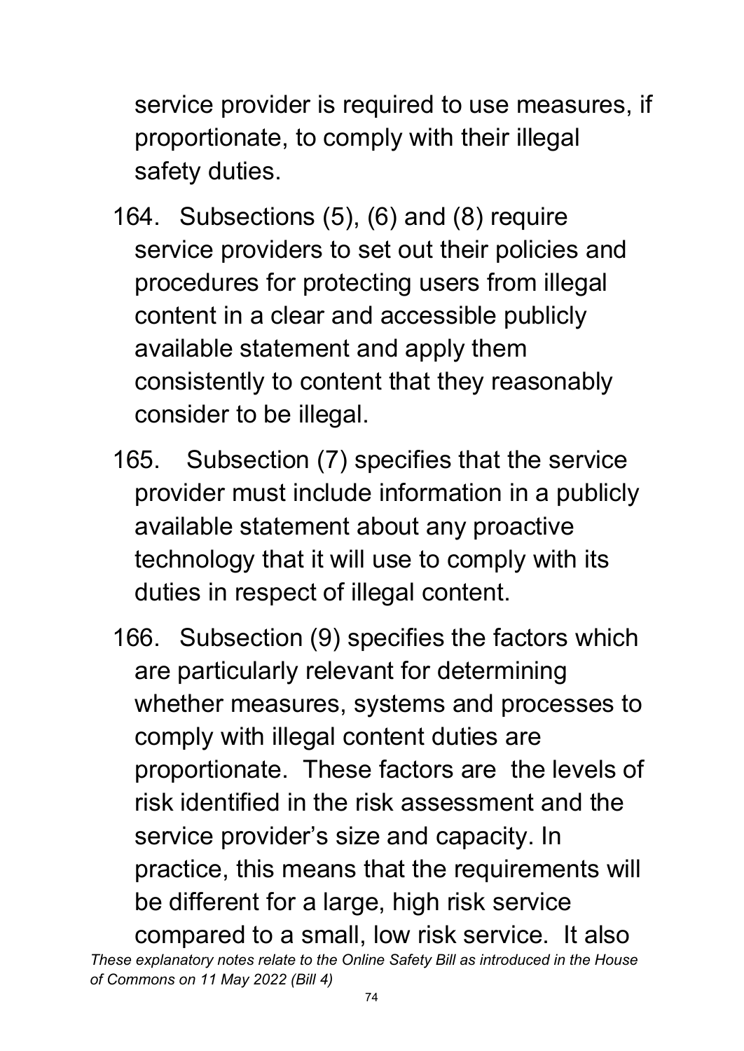service provider is required to use measures, if proportionate, to comply with their illegal safety duties.

164. Subsections (5), (6) and (8) require service providers to set out their policies and procedures for protecting users from illegal content in a clear and accessible publicly available statement and apply them consistently to content that they reasonably consider to be illegal.

165. Subsection (7) specifies that the service provider must include information in a publicly available statement about any proactive technology that it will use to comply with its duties in respect of illegal content.

166. Subsection (9) specifies the factors which are particularly relevant for determining whether measures, systems and processes to comply with illegal content duties are proportionate. These factors are the levels of risk identified in the risk assessment and the service provider's size and capacity. In practice, this means that the requirements will be different for a large, high risk service compared to a small, low risk service. It also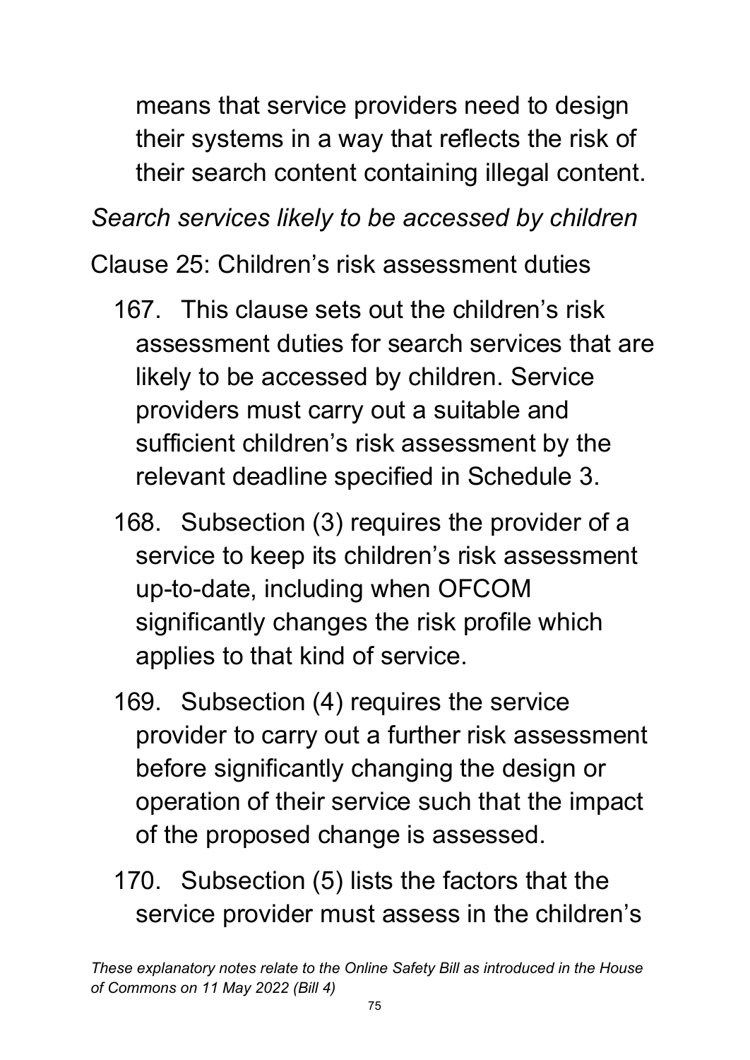means that service providers need to design their systems in a way that reflects the risk of their search content containing illegal content.

*Search services likely to be accessed by children*

Clause 25: Children's risk assessment duties

167. This clause sets out the children's risk assessment duties for search services that are likely to be accessed by children. Service providers must carry out a suitable and sufficient children's risk assessment by the relevant deadline specified in Schedule 3.

168. Subsection (3) requires the provider of a service to keep its children's risk assessment up-to-date, including when OFCOM significantly changes the risk profile which applies to that kind of service.

169. Subsection (4) requires the service provider to carry out a further risk assessment before significantly changing the design or operation of their service such that the impact of the proposed change is assessed.

170. Subsection (5) lists the factors that the service provider must assess in the children's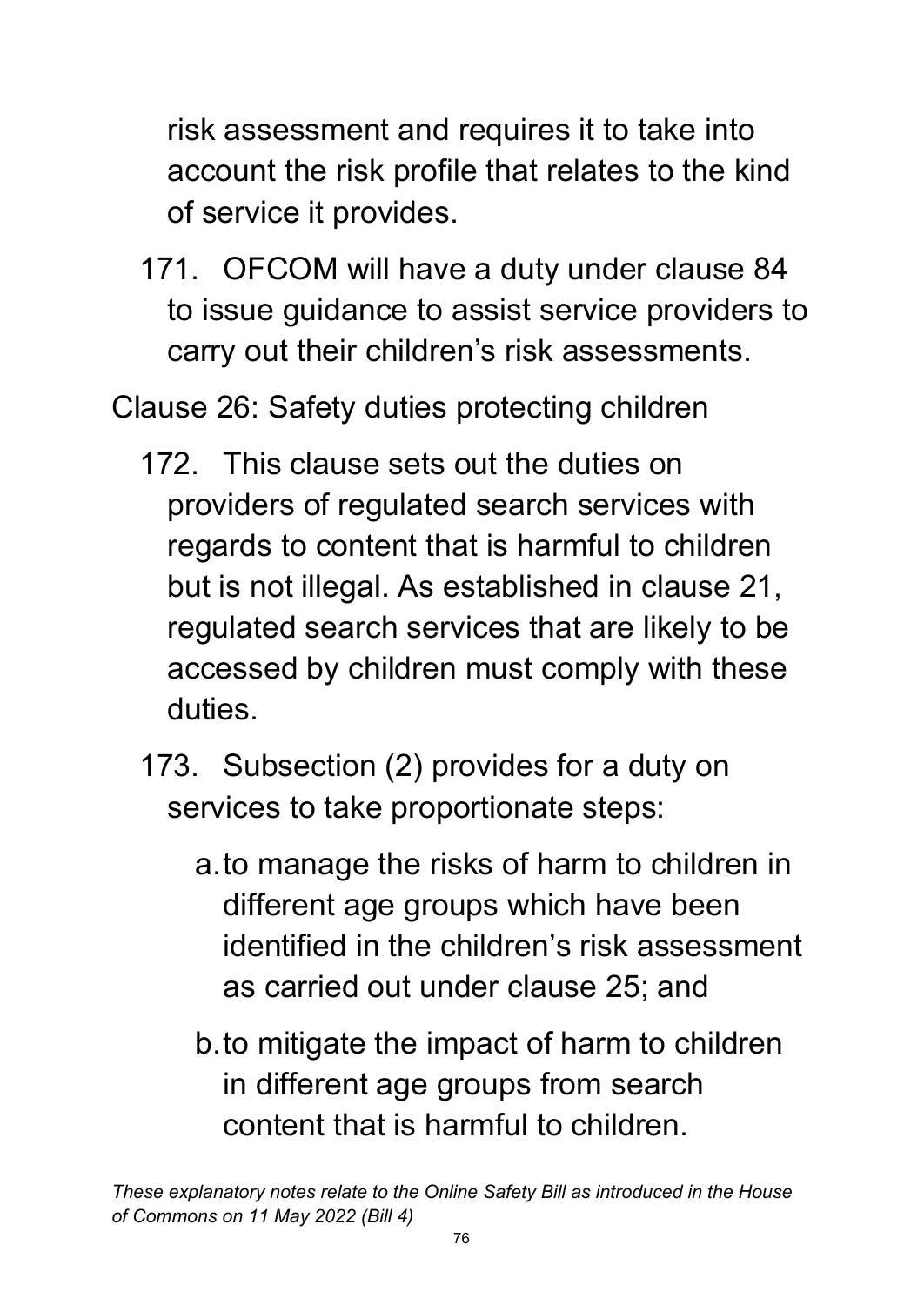risk assessment and requires it to take into account the risk profile that relates to the kind of service it provides.

171. OFCOM will have a duty under clause 84 to issue guidance to assist service providers to carry out their children's risk assessments.

Clause 26: Safety duties protecting children

172. This clause sets out the duties on providers of regulated search services with regards to content that is harmful to children but is not illegal. As established in clause 21, regulated search services that are likely to be accessed by children must comply with these duties.

173. Subsection (2) provides for a duty on services to take proportionate steps:

   a. to manage the risks of harm to children in different age groups which have been identified in the children's risk assessment as carried out under clause 25; and

   b. to mitigate the impact of harm to children in different age groups from search content that is harmful to children.

*These explanatory notes relate to the Online Safety Bill as introduced in the House of Commons on 11 May 2022 (Bill 4)*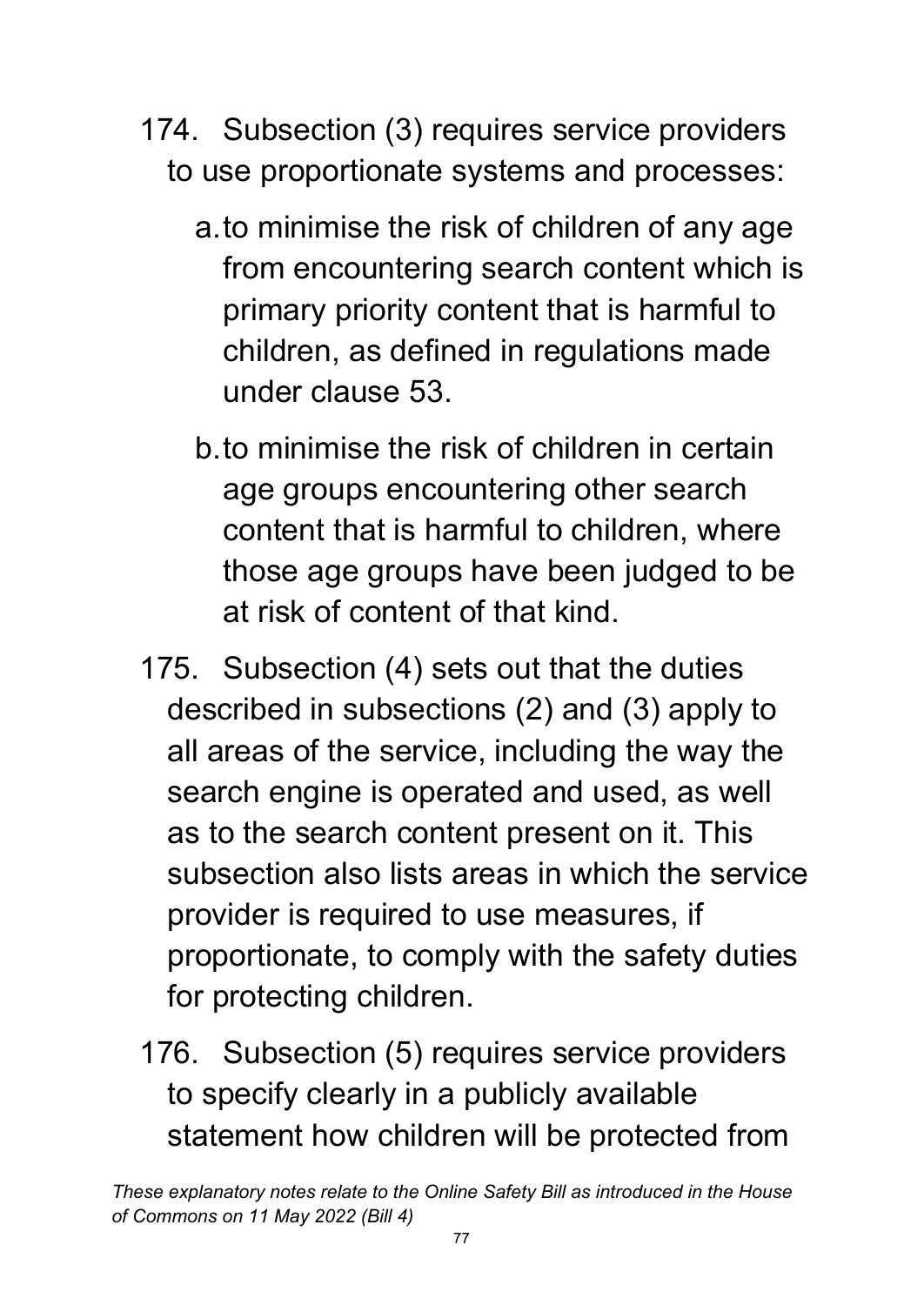174. Subsection (3) requires service providers to use proportionate systems and processes:

   a. to minimise the risk of children of any age from encountering search content which is primary priority content that is harmful to children, as defined in regulations made under clause 53.

   b. to minimise the risk of children in certain age groups encountering other search content that is harmful to children, where those age groups have been judged to be at risk of content of that kind.

175. Subsection (4) sets out that the duties described in subsections (2) and (3) apply to all areas of the service, including the way the search engine is operated and used, as well as to the search content present on it. This subsection also lists areas in which the service provider is required to use measures, if proportionate, to comply with the safety duties for protecting children.

176. Subsection (5) requires service providers to specify clearly in a publicly available statement how children will be protected from

*These explanatory notes relate to the Online Safety Bill as introduced in the House of Commons on 11 May 2022 (Bill 4)*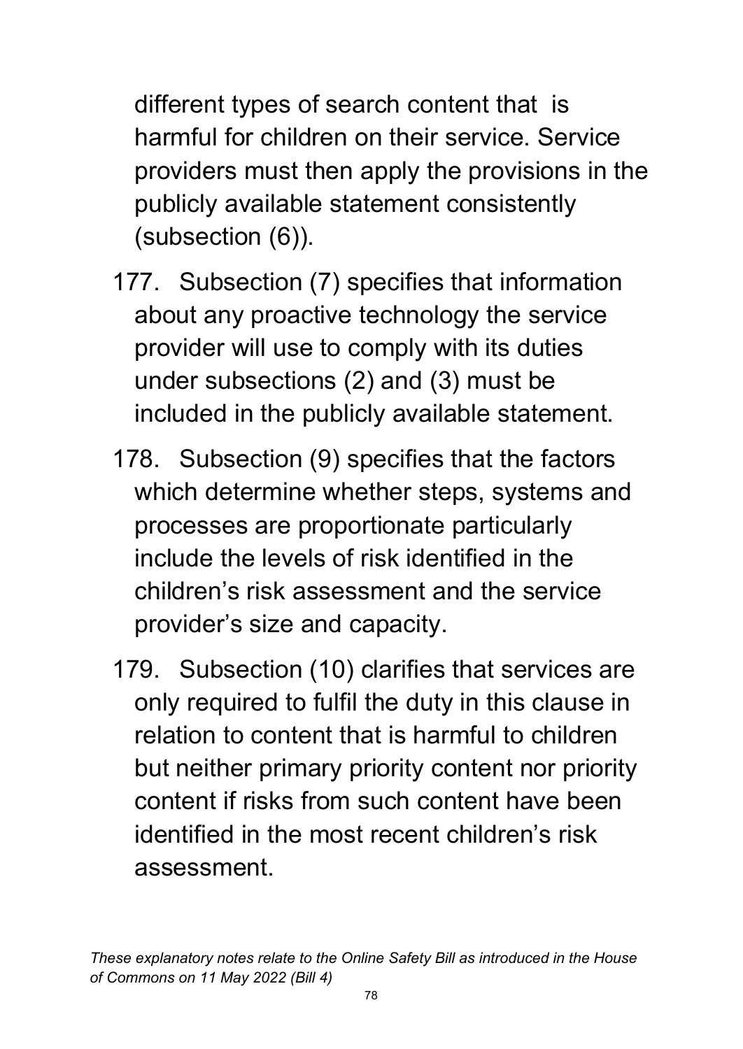different types of search content that is harmful for children on their service. Service providers must then apply the provisions in the publicly available statement consistently (subsection (6)).

177. Subsection (7) specifies that information about any proactive technology the service provider will use to comply with its duties under subsections (2) and (3) must be included in the publicly available statement.

178. Subsection (9) specifies that the factors which determine whether steps, systems and processes are proportionate particularly include the levels of risk identified in the children's risk assessment and the service provider's size and capacity.

179. Subsection (10) clarifies that services are only required to fulfil the duty in this clause in relation to content that is harmful to children but neither primary priority content nor priority content if risks from such content have been identified in the most recent children's risk assessment.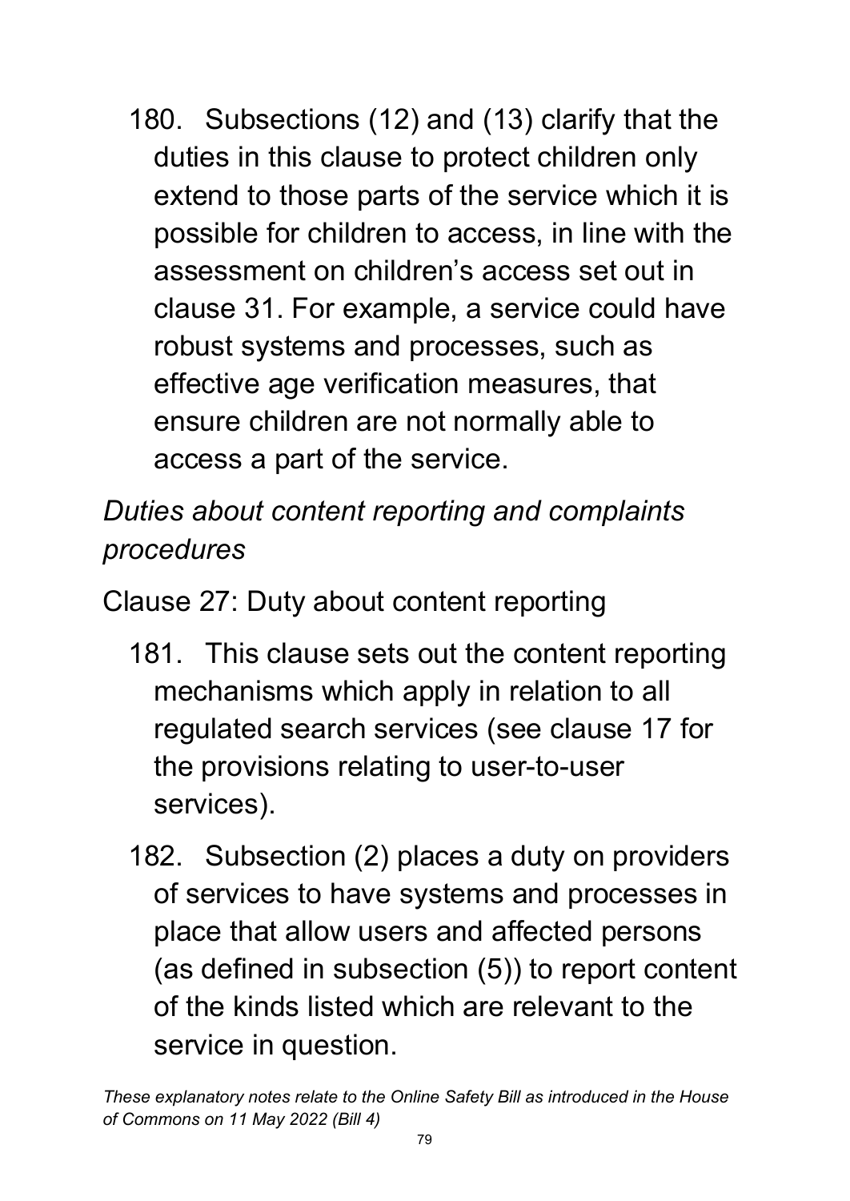180. Subsections (12) and (13) clarify that the duties in this clause to protect children only extend to those parts of the service which it is possible for children to access, in line with the assessment on children's access set out in clause 31. For example, a service could have robust systems and processes, such as effective age verification measures, that ensure children are not normally able to access a part of the service.

*Duties about content reporting and complaints procedures*

Clause 27: Duty about content reporting

181. This clause sets out the content reporting mechanisms which apply in relation to all regulated search services (see clause 17 for the provisions relating to user-to-user services).

182. Subsection (2) places a duty on providers of services to have systems and processes in place that allow users and affected persons (as defined in subsection (5)) to report content of the kinds listed which are relevant to the service in question.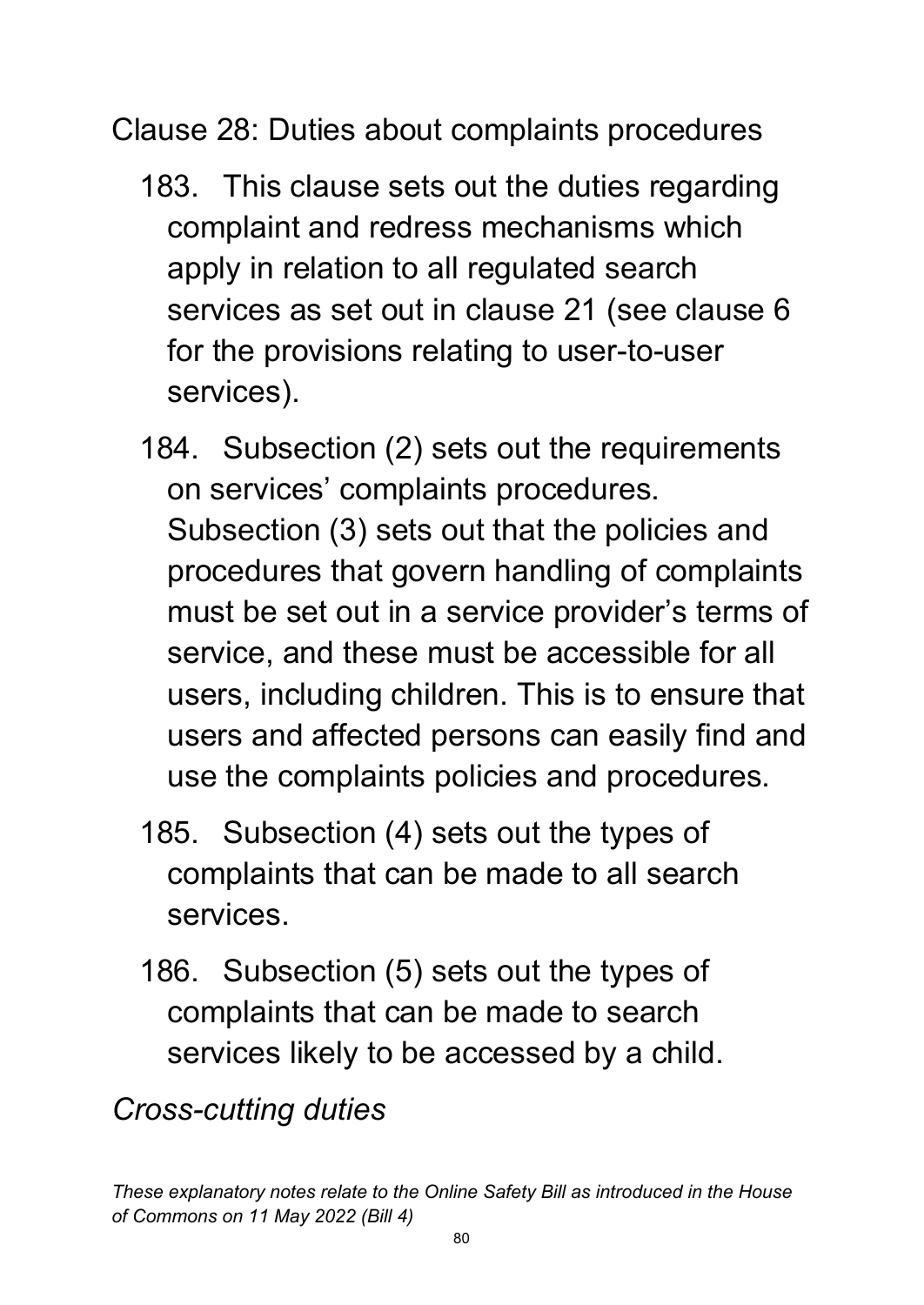Clause 28: Duties about complaints procedures

183. This clause sets out the duties regarding complaint and redress mechanisms which apply in relation to all regulated search services as set out in clause 21 (see clause 6 for the provisions relating to user-to-user services).

184. Subsection (2) sets out the requirements on services' complaints procedures. Subsection (3) sets out that the policies and procedures that govern handling of complaints must be set out in a service provider's terms of service, and these must be accessible for all users, including children. This is to ensure that users and affected persons can easily find and use the complaints policies and procedures.

185. Subsection (4) sets out the types of complaints that can be made to all search services.

186. Subsection (5) sets out the types of complaints that can be made to search services likely to be accessed by a child.

*Cross-cutting duties*

*These explanatory notes relate to the Online Safety Bill as introduced in the House of Commons on 11 May 2022 (Bill 4)*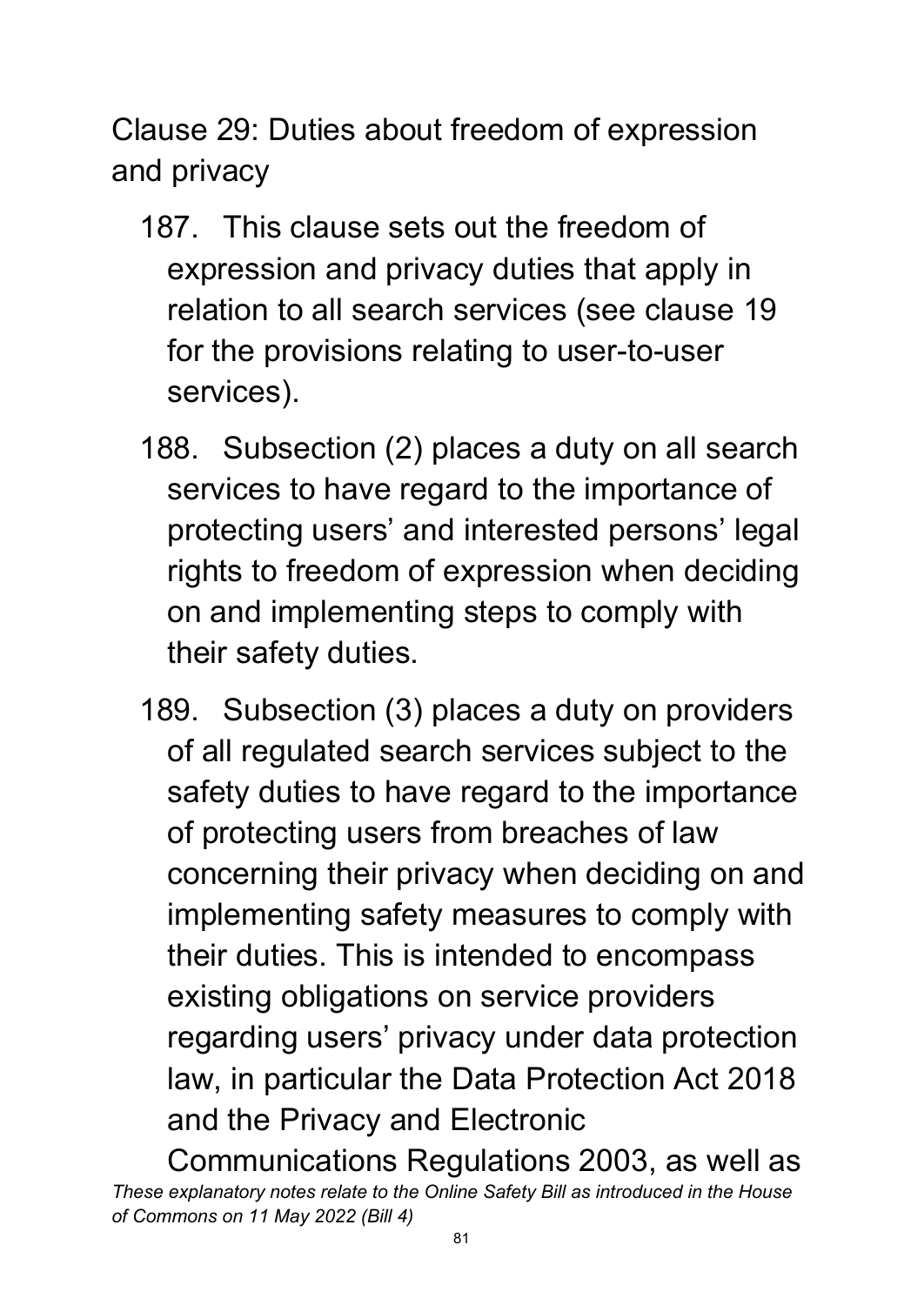## Clause 29: Duties about freedom of expression and privacy

187. This clause sets out the freedom of expression and privacy duties that apply in relation to all search services (see clause 19 for the provisions relating to user-to-user services).

188. Subsection (2) places a duty on all search services to have regard to the importance of protecting users' and interested persons' legal rights to freedom of expression when deciding on and implementing steps to comply with their safety duties.

189. Subsection (3) places a duty on providers of all regulated search services subject to the safety duties to have regard to the importance of protecting users from breaches of law concerning their privacy when deciding on and implementing safety measures to comply with their duties. This is intended to encompass existing obligations on service providers regarding users' privacy under data protection law, in particular the Data Protection Act 2018 and the Privacy and Electronic Communications Regulations 2003, as well as

*These explanatory notes relate to the Online Safety Bill as introduced in the House of Commons on 11 May 2022 (Bill 4)*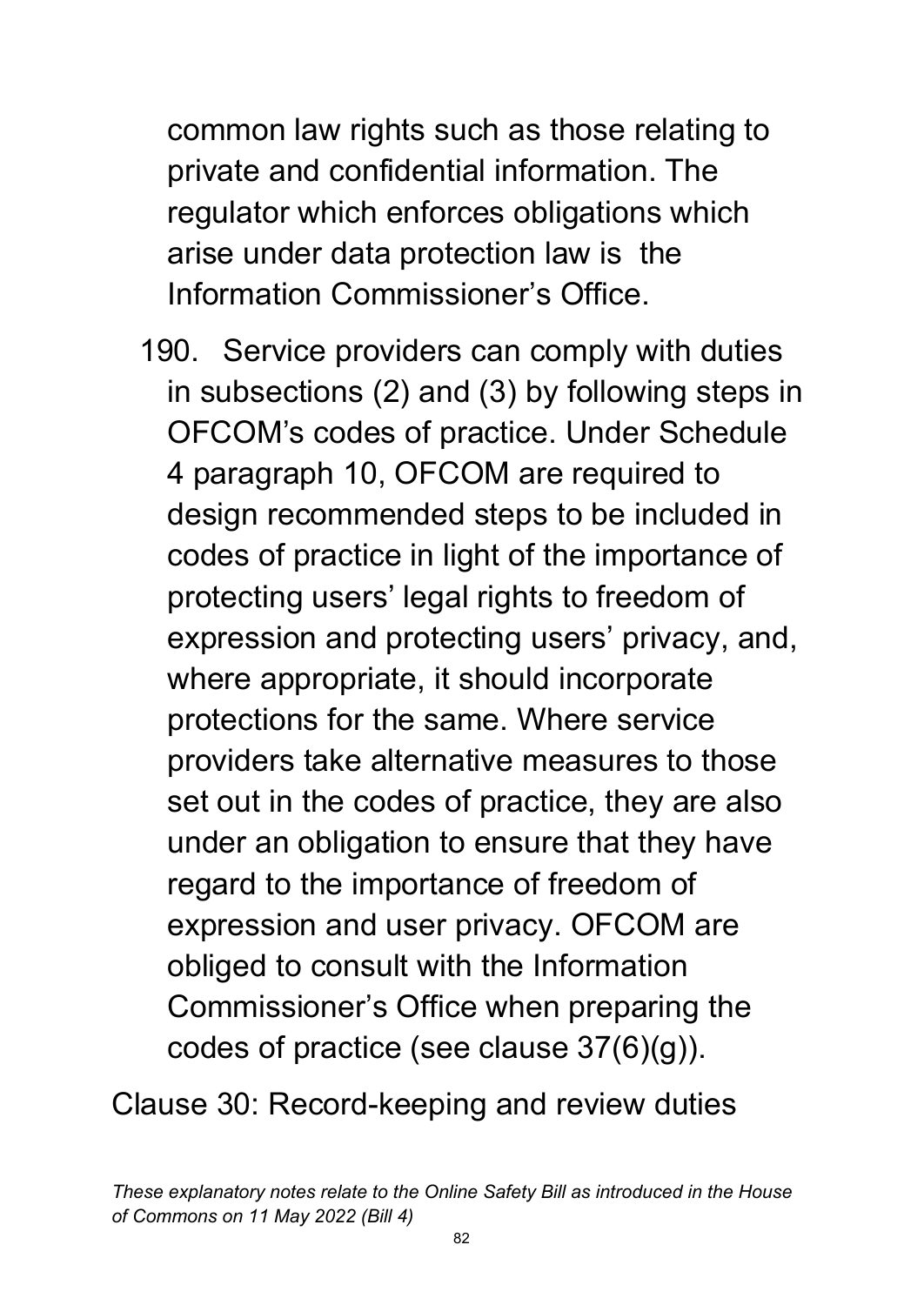common law rights such as those relating to private and confidential information. The regulator which enforces obligations which arise under data protection law is the Information Commissioner's Office.

190. Service providers can comply with duties in subsections (2) and (3) by following steps in OFCOM's codes of practice. Under Schedule 4 paragraph 10, OFCOM are required to design recommended steps to be included in codes of practice in light of the importance of protecting users' legal rights to freedom of expression and protecting users' privacy, and, where appropriate, it should incorporate protections for the same. Where service providers take alternative measures to those set out in the codes of practice, they are also under an obligation to ensure that they have regard to the importance of freedom of expression and user privacy. OFCOM are obliged to consult with the Information Commissioner's Office when preparing the codes of practice (see clause 37(6)(g)).

Clause 30: Record-keeping and review duties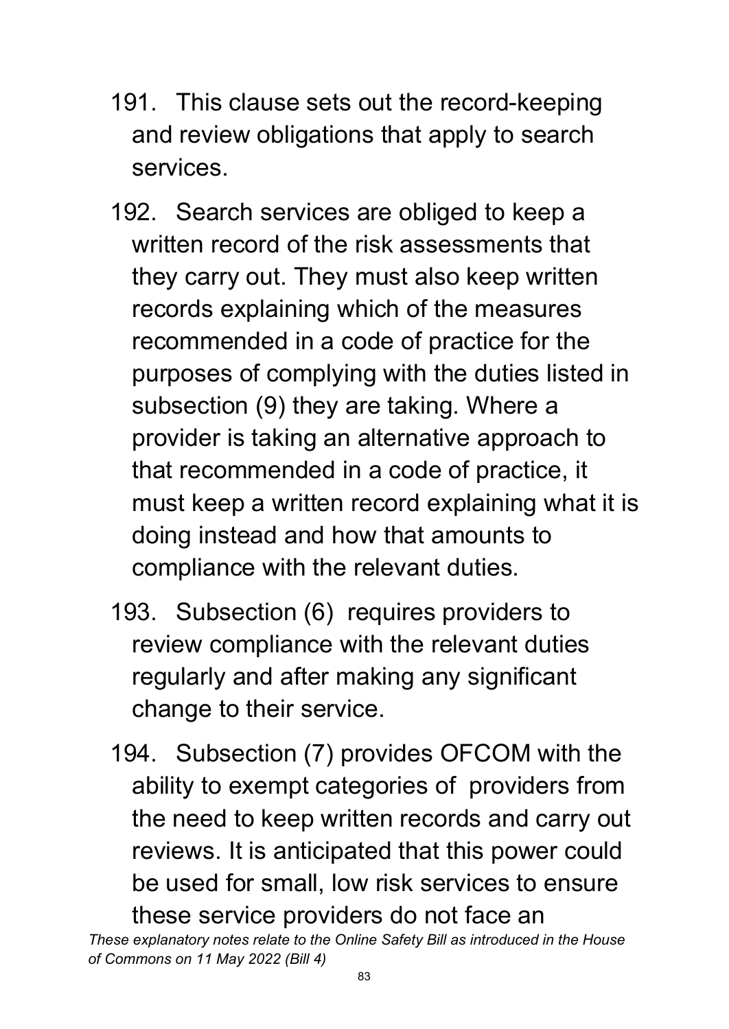191. This clause sets out the record-keeping and review obligations that apply to search services.

192. Search services are obliged to keep a written record of the risk assessments that they carry out. They must also keep written records explaining which of the measures recommended in a code of practice for the purposes of complying with the duties listed in subsection (9) they are taking. Where a provider is taking an alternative approach to that recommended in a code of practice, it must keep a written record explaining what it is doing instead and how that amounts to compliance with the relevant duties.

193. Subsection (6) requires providers to review compliance with the relevant duties regularly and after making any significant change to their service.

194. Subsection (7) provides OFCOM with the ability to exempt categories of providers from the need to keep written records and carry out reviews. It is anticipated that this power could be used for small, low risk services to ensure these service providers do not face an

*These explanatory notes relate to the Online Safety Bill as introduced in the House of Commons on 11 May 2022 (Bill 4)*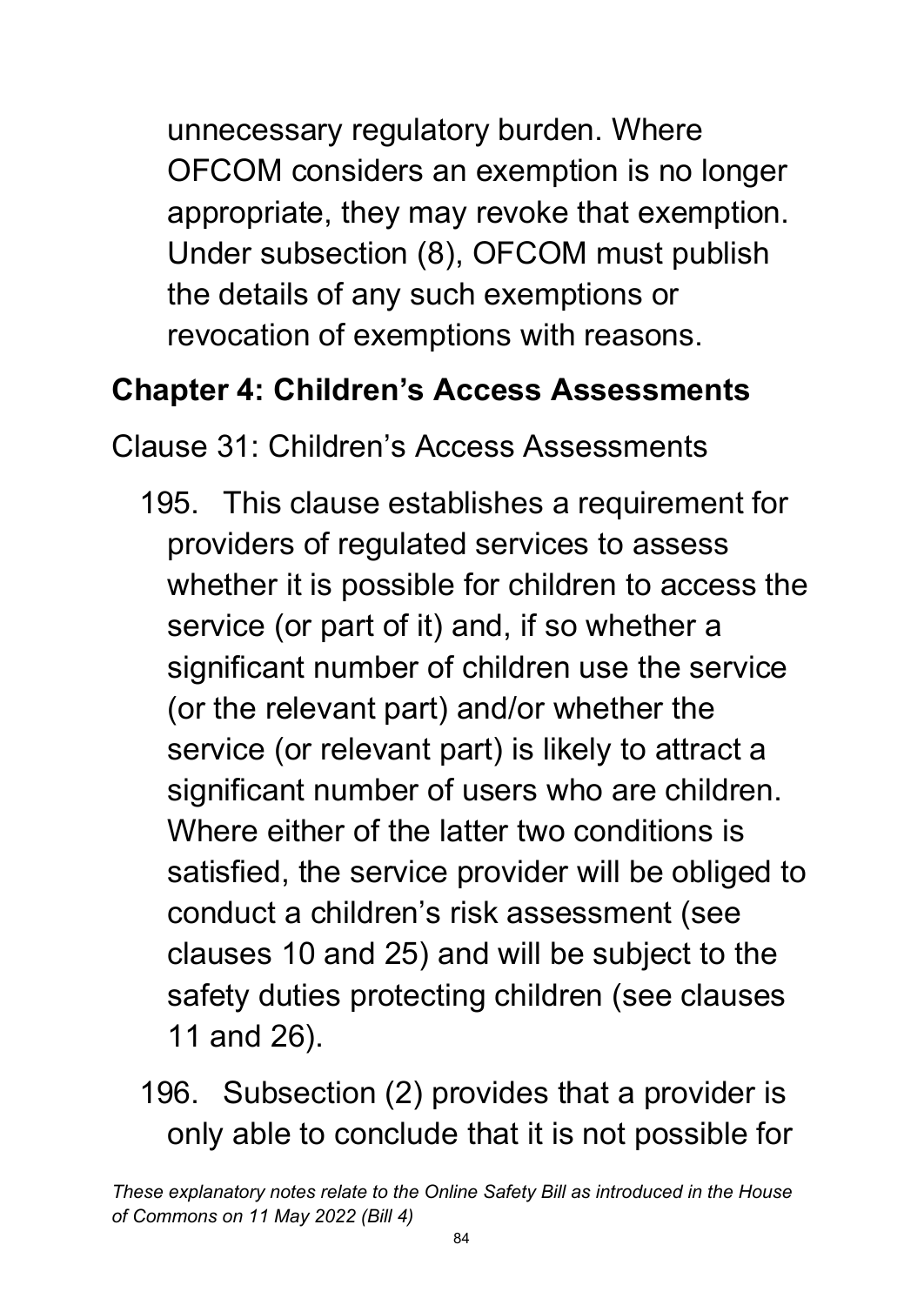unnecessary regulatory burden. Where OFCOM considers an exemption is no longer appropriate, they may revoke that exemption. Under subsection (8), OFCOM must publish the details of any such exemptions or revocation of exemptions with reasons.

## Chapter 4: Children's Access Assessments

Clause 31: Children's Access Assessments

195. This clause establishes a requirement for providers of regulated services to assess whether it is possible for children to access the service (or part of it) and, if so whether a significant number of children use the service (or the relevant part) and/or whether the service (or relevant part) is likely to attract a significant number of users who are children. Where either of the latter two conditions is satisfied, the service provider will be obliged to conduct a children's risk assessment (see clauses 10 and 25) and will be subject to the safety duties protecting children (see clauses 11 and 26).

196. Subsection (2) provides that a provider is only able to conclude that it is not possible for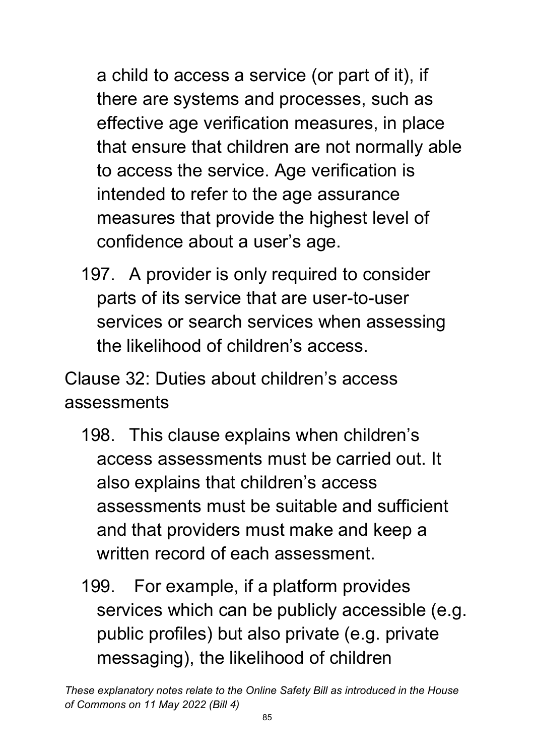a child to access a service (or part of it), if there are systems and processes, such as effective age verification measures, in place that ensure that children are not normally able to access the service. Age verification is intended to refer to the age assurance measures that provide the highest level of confidence about a user's age.

197. A provider is only required to consider parts of its service that are user-to-user services or search services when assessing the likelihood of children's access.

Clause 32: Duties about children's access assessments

198. This clause explains when children's access assessments must be carried out. It also explains that children's access assessments must be suitable and sufficient and that providers must make and keep a written record of each assessment.

199. For example, if a platform provides services which can be publicly accessible (e.g. public profiles) but also private (e.g. private messaging), the likelihood of children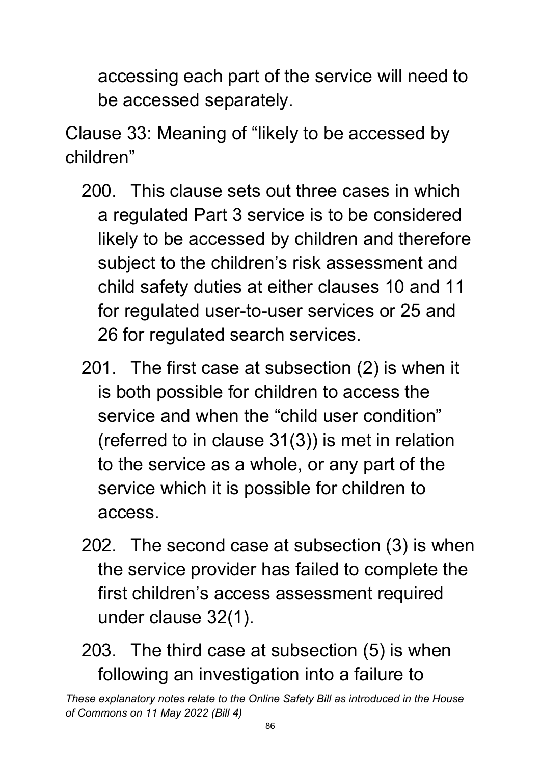accessing each part of the service will need to be accessed separately.

## Clause 33: Meaning of “likely to be accessed by children”

200. This clause sets out three cases in which a regulated Part 3 service is to be considered likely to be accessed by children and therefore subject to the children’s risk assessment and child safety duties at either clauses 10 and 11 for regulated user-to-user services or 25 and 26 for regulated search services.

201. The first case at subsection (2) is when it is both possible for children to access the service and when the “child user condition” (referred to in clause 31(3)) is met in relation to the service as a whole, or any part of the service which it is possible for children to access.

202. The second case at subsection (3) is when the service provider has failed to complete the first children’s access assessment required under clause 32(1).

203. The third case at subsection (5) is when following an investigation into a failure to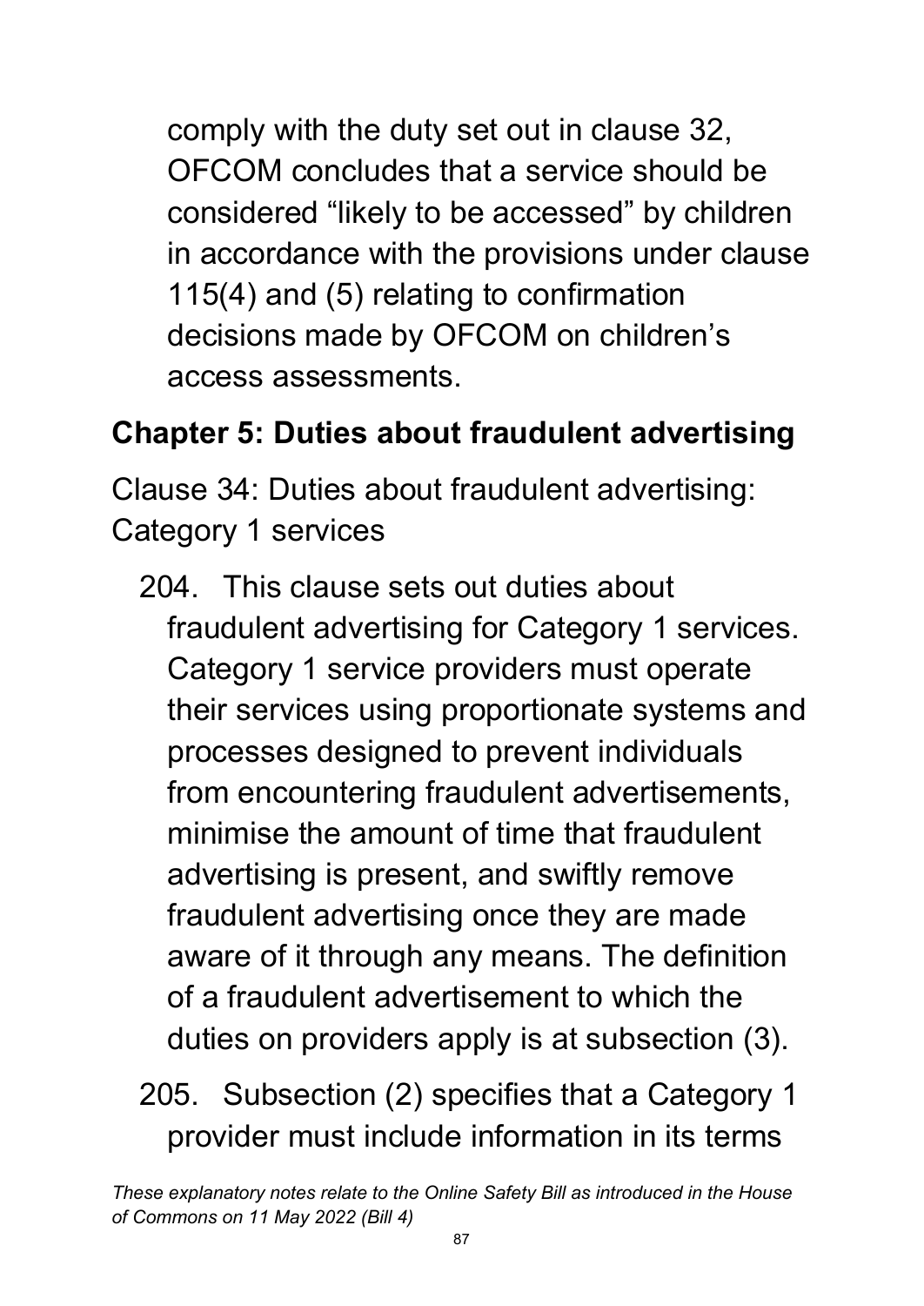comply with the duty set out in clause 32, OFCOM concludes that a service should be considered "likely to be accessed" by children in accordance with the provisions under clause 115(4) and (5) relating to confirmation decisions made by OFCOM on children's access assessments.

## Chapter 5: Duties about fraudulent advertising

### Clause 34: Duties about fraudulent advertising: Category 1 services

204. This clause sets out duties about fraudulent advertising for Category 1 services. Category 1 service providers must operate their services using proportionate systems and processes designed to prevent individuals from encountering fraudulent advertisements, minimise the amount of time that fraudulent advertising is present, and swiftly remove fraudulent advertising once they are made aware of it through any means. The definition of a fraudulent advertisement to which the duties on providers apply is at subsection (3).

205. Subsection (2) specifies that a Category 1 provider must include information in its terms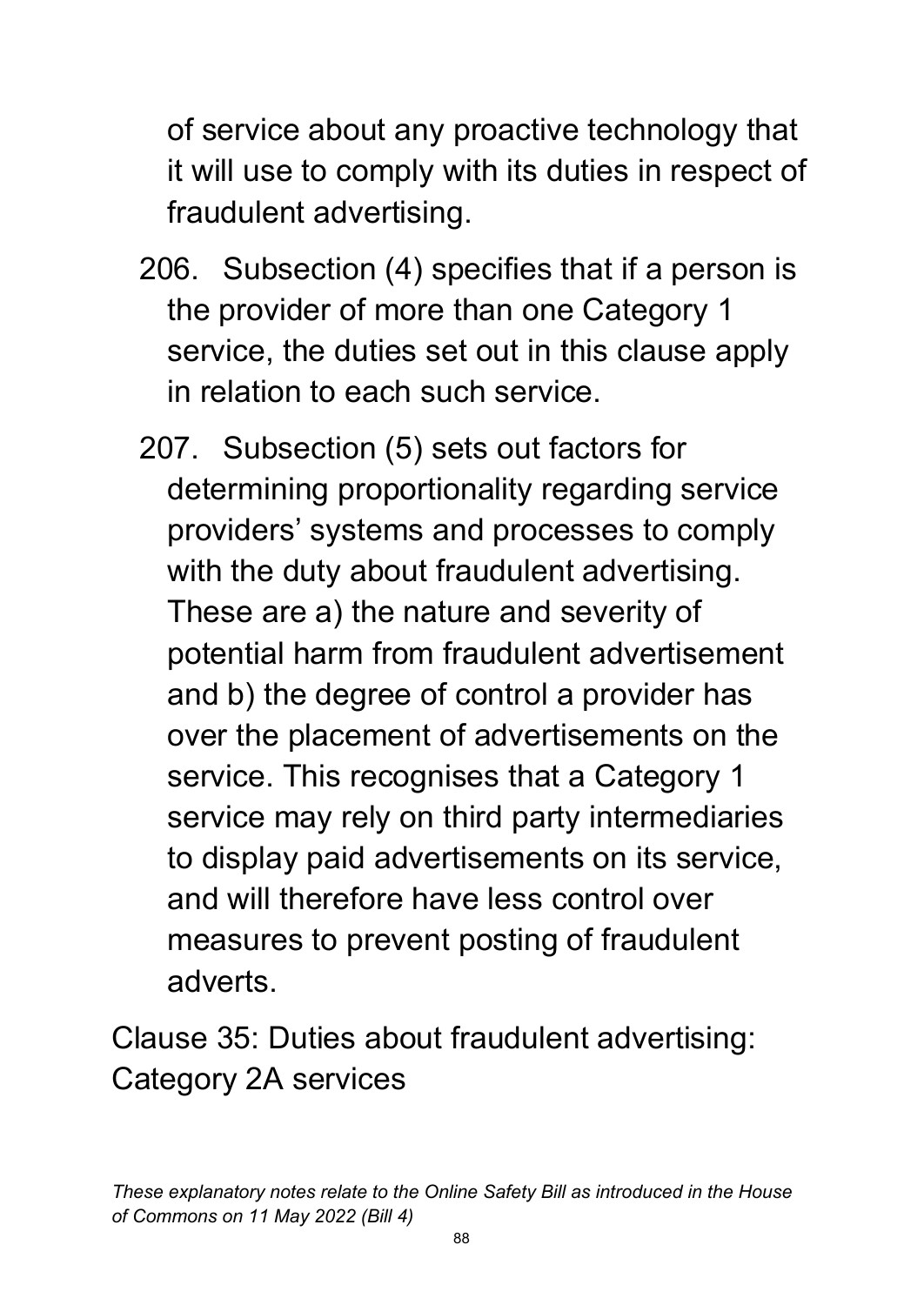of service about any proactive technology that it will use to comply with its duties in respect of fraudulent advertising.

206. Subsection (4) specifies that if a person is the provider of more than one Category 1 service, the duties set out in this clause apply in relation to each such service.

207. Subsection (5) sets out factors for determining proportionality regarding service providers' systems and processes to comply with the duty about fraudulent advertising. These are a) the nature and severity of potential harm from fraudulent advertisement and b) the degree of control a provider has over the placement of advertisements on the service. This recognises that a Category 1 service may rely on third party intermediaries to display paid advertisements on its service, and will therefore have less control over measures to prevent posting of fraudulent adverts.

Clause 35: Duties about fraudulent advertising: Category 2A services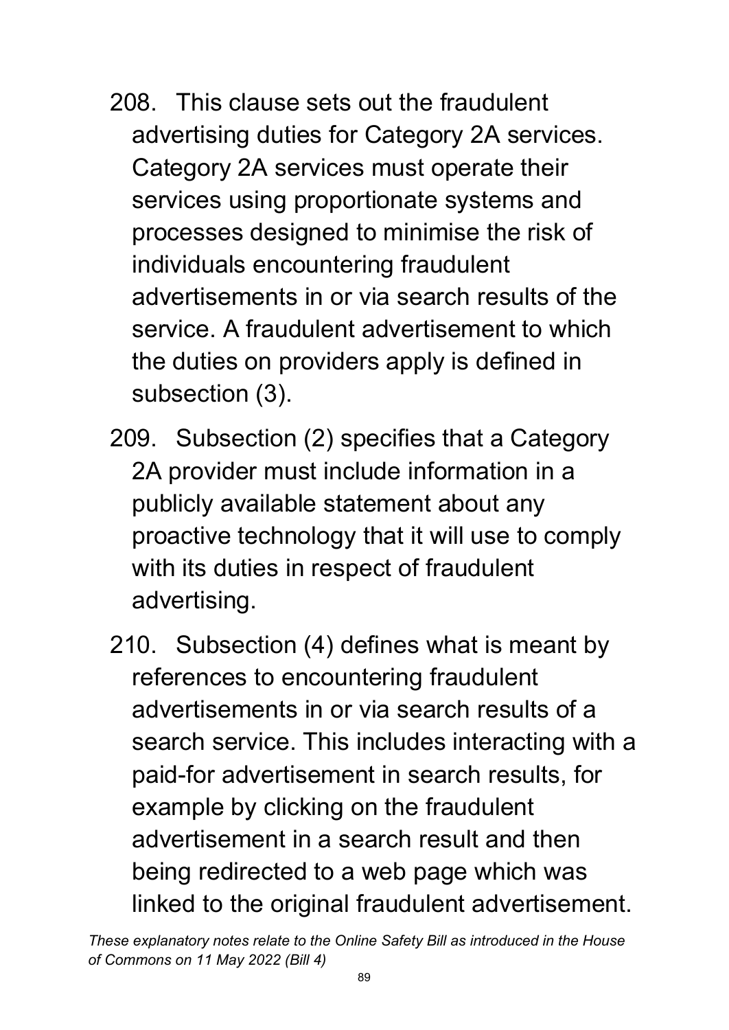208. This clause sets out the fraudulent advertising duties for Category 2A services. Category 2A services must operate their services using proportionate systems and processes designed to minimise the risk of individuals encountering fraudulent advertisements in or via search results of the service. A fraudulent advertisement to which the duties on providers apply is defined in subsection (3).

209. Subsection (2) specifies that a Category 2A provider must include information in a publicly available statement about any proactive technology that it will use to comply with its duties in respect of fraudulent advertising.

210. Subsection (4) defines what is meant by references to encountering fraudulent advertisements in or via search results of a search service. This includes interacting with a paid-for advertisement in search results, for example by clicking on the fraudulent advertisement in a search result and then being redirected to a web page which was linked to the original fraudulent advertisement.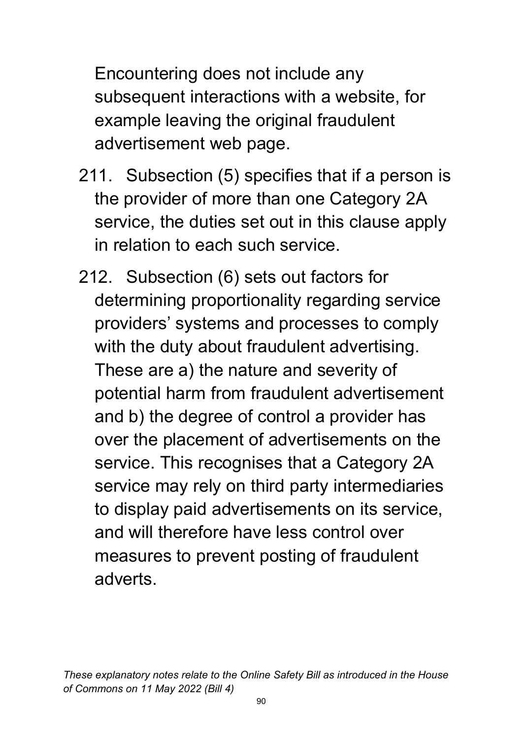Encountering does not include any subsequent interactions with a website, for example leaving the original fraudulent advertisement web page.

211. Subsection (5) specifies that if a person is the provider of more than one Category 2A service, the duties set out in this clause apply in relation to each such service.

212. Subsection (6) sets out factors for determining proportionality regarding service providers' systems and processes to comply with the duty about fraudulent advertising. These are a) the nature and severity of potential harm from fraudulent advertisement and b) the degree of control a provider has over the placement of advertisements on the service. This recognises that a Category 2A service may rely on third party intermediaries to display paid advertisements on its service, and will therefore have less control over measures to prevent posting of fraudulent adverts.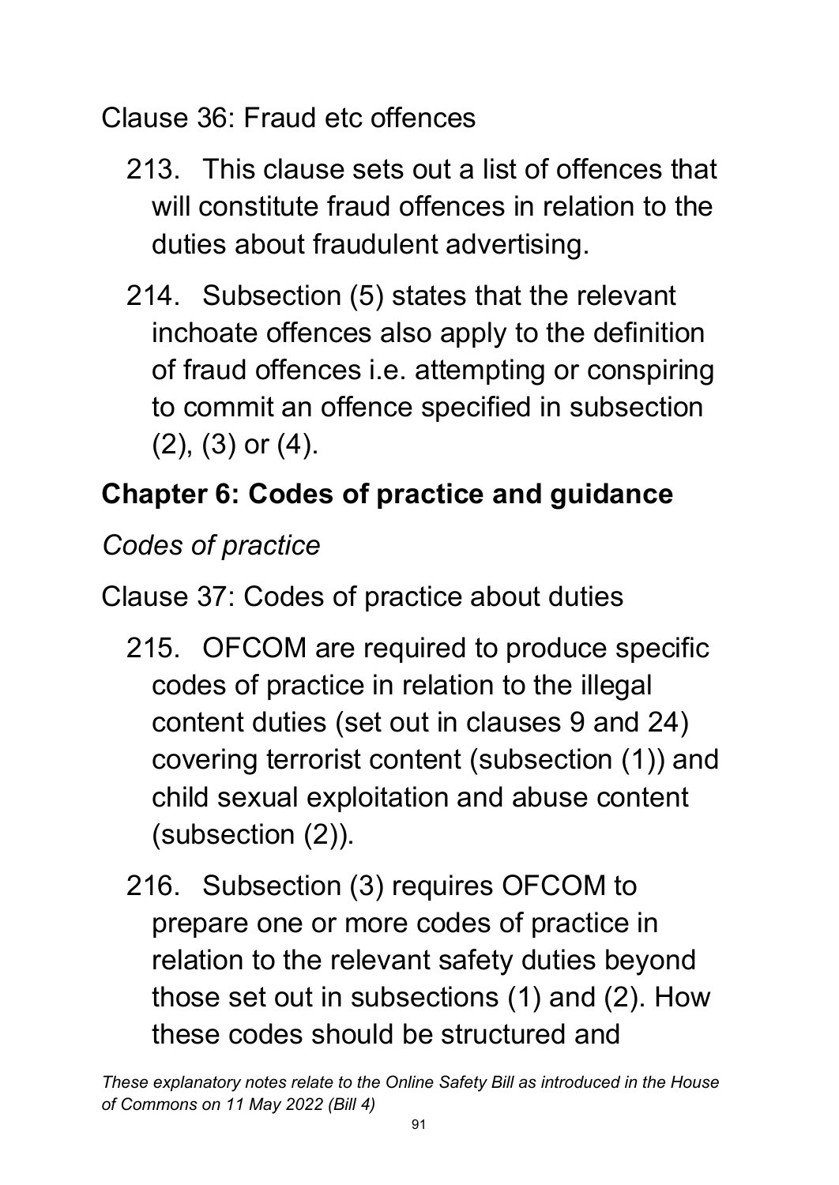Clause 36: Fraud etc offences

213. This clause sets out a list of offences that will constitute fraud offences in relation to the duties about fraudulent advertising.

214. Subsection (5) states that the relevant inchoate offences also apply to the definition of fraud offences i.e. attempting or conspiring to commit an offence specified in subsection (2), (3) or (4).

## Chapter 6: Codes of practice and guidance

*Codes of practice*

Clause 37: Codes of practice about duties

215. OFCOM are required to produce specific codes of practice in relation to the illegal content duties (set out in clauses 9 and 24) covering terrorist content (subsection (1)) and child sexual exploitation and abuse content (subsection (2)).

216. Subsection (3) requires OFCOM to prepare one or more codes of practice in relation to the relevant safety duties beyond those set out in subsections (1) and (2). How these codes should be structured and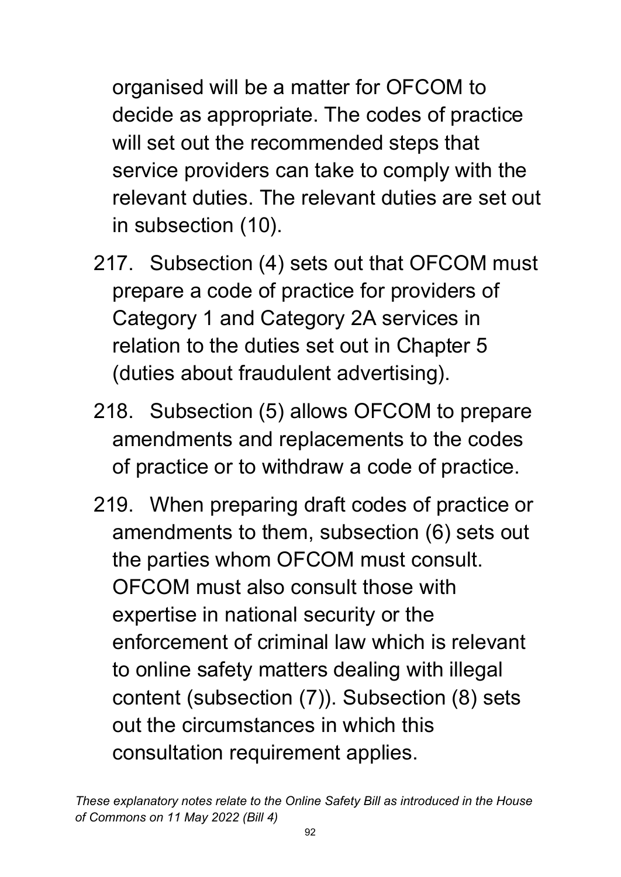organised will be a matter for OFCOM to decide as appropriate. The codes of practice will set out the recommended steps that service providers can take to comply with the relevant duties. The relevant duties are set out in subsection (10).

217. Subsection (4) sets out that OFCOM must prepare a code of practice for providers of Category 1 and Category 2A services in relation to the duties set out in Chapter 5 (duties about fraudulent advertising).

218. Subsection (5) allows OFCOM to prepare amendments and replacements to the codes of practice or to withdraw a code of practice.

219. When preparing draft codes of practice or amendments to them, subsection (6) sets out the parties whom OFCOM must consult. OFCOM must also consult those with expertise in national security or the enforcement of criminal law which is relevant to online safety matters dealing with illegal content (subsection (7)). Subsection (8) sets out the circumstances in which this consultation requirement applies.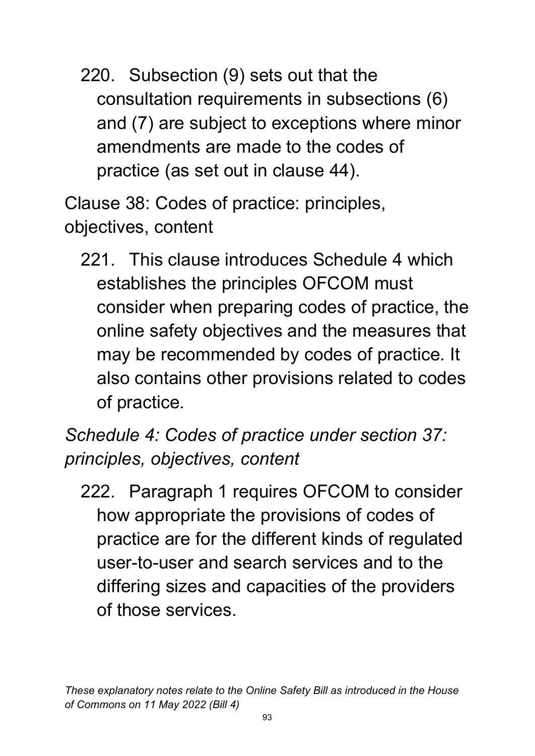220. Subsection (9) sets out that the consultation requirements in subsections (6) and (7) are subject to exceptions where minor amendments are made to the codes of practice (as set out in clause 44).

Clause 38: Codes of practice: principles, objectives, content

221. This clause introduces Schedule 4 which establishes the principles OFCOM must consider when preparing codes of practice, the online safety objectives and the measures that may be recommended by codes of practice. It also contains other provisions related to codes of practice.

*Schedule 4: Codes of practice under section 37: principles, objectives, content*

222. Paragraph 1 requires OFCOM to consider how appropriate the provisions of codes of practice are for the different kinds of regulated user-to-user and search services and to the differing sizes and capacities of the providers of those services.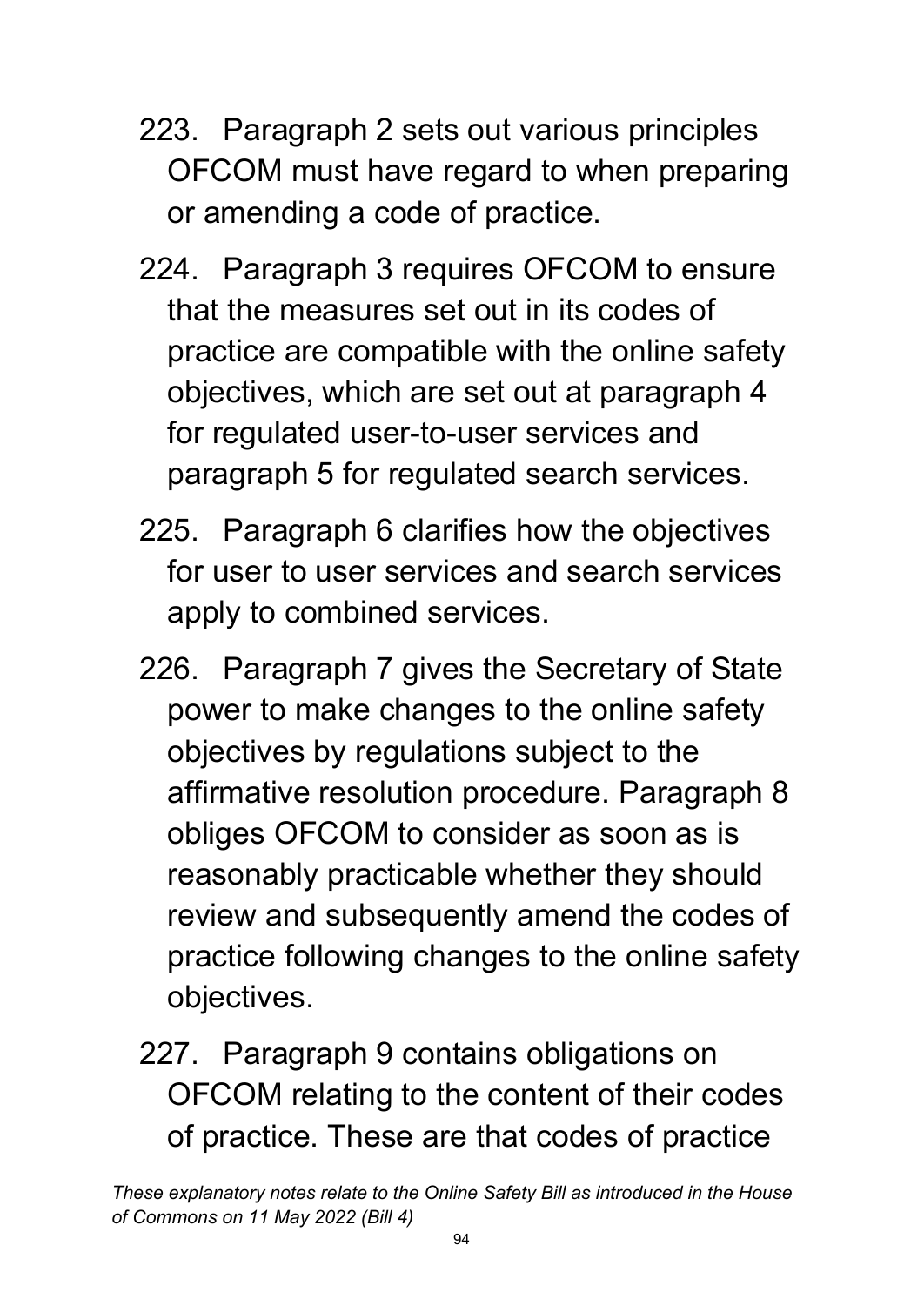223. Paragraph 2 sets out various principles OFCOM must have regard to when preparing or amending a code of practice.

224. Paragraph 3 requires OFCOM to ensure that the measures set out in its codes of practice are compatible with the online safety objectives, which are set out at paragraph 4 for regulated user-to-user services and paragraph 5 for regulated search services.

225. Paragraph 6 clarifies how the objectives for user to user services and search services apply to combined services.

226. Paragraph 7 gives the Secretary of State power to make changes to the online safety objectives by regulations subject to the affirmative resolution procedure. Paragraph 8 obliges OFCOM to consider as soon as is reasonably practicable whether they should review and subsequently amend the codes of practice following changes to the online safety objectives.

227. Paragraph 9 contains obligations on OFCOM relating to the content of their codes of practice. These are that codes of practice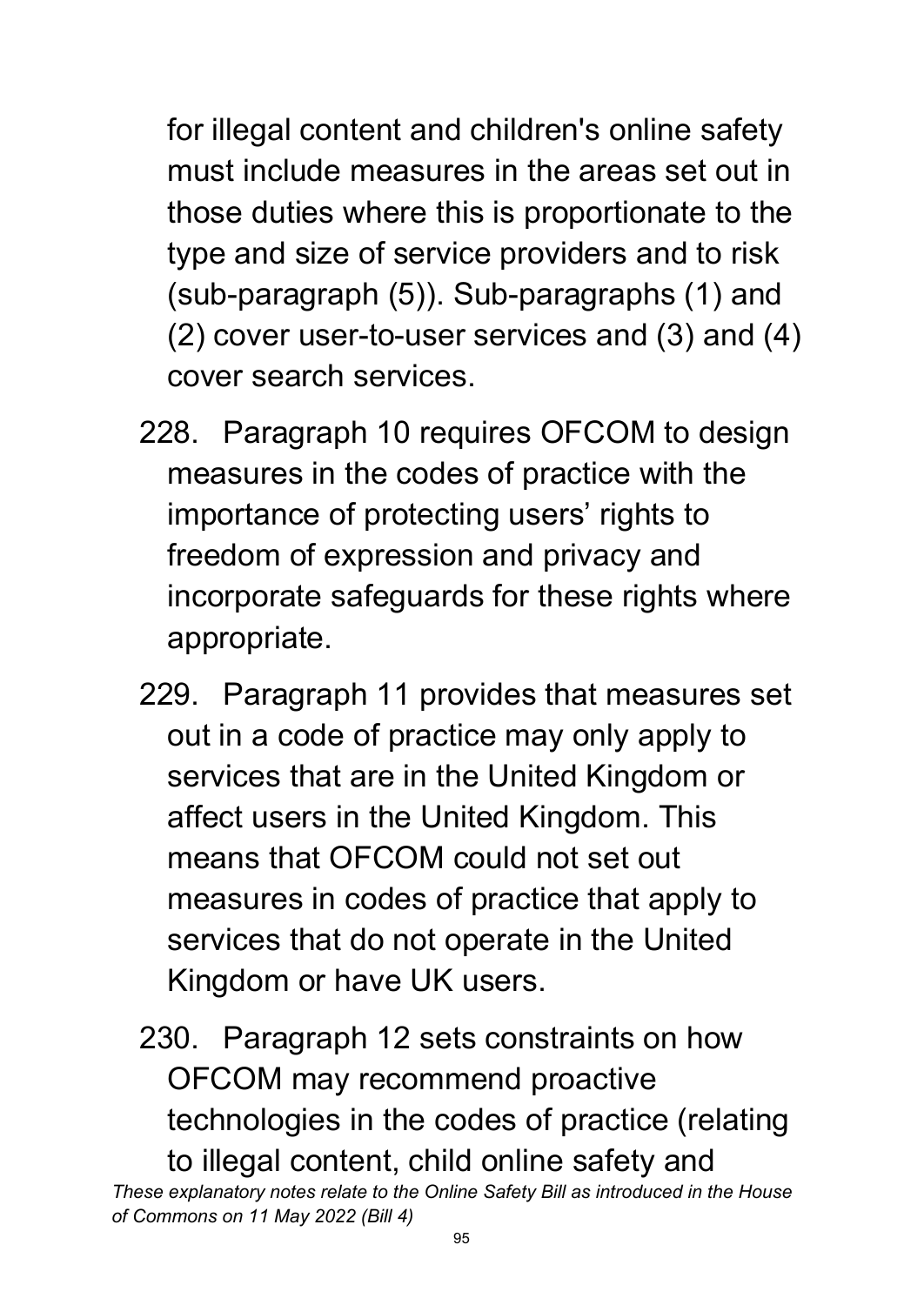for illegal content and children's online safety must include measures in the areas set out in those duties where this is proportionate to the type and size of service providers and to risk (sub-paragraph (5)). Sub-paragraphs (1) and (2) cover user-to-user services and (3) and (4) cover search services.

228. Paragraph 10 requires OFCOM to design measures in the codes of practice with the importance of protecting users' rights to freedom of expression and privacy and incorporate safeguards for these rights where appropriate.

229. Paragraph 11 provides that measures set out in a code of practice may only apply to services that are in the United Kingdom or affect users in the United Kingdom. This means that OFCOM could not set out measures in codes of practice that apply to services that do not operate in the United Kingdom or have UK users.

230. Paragraph 12 sets constraints on how OFCOM may recommend proactive technologies in the codes of practice (relating to illegal content, child online safety and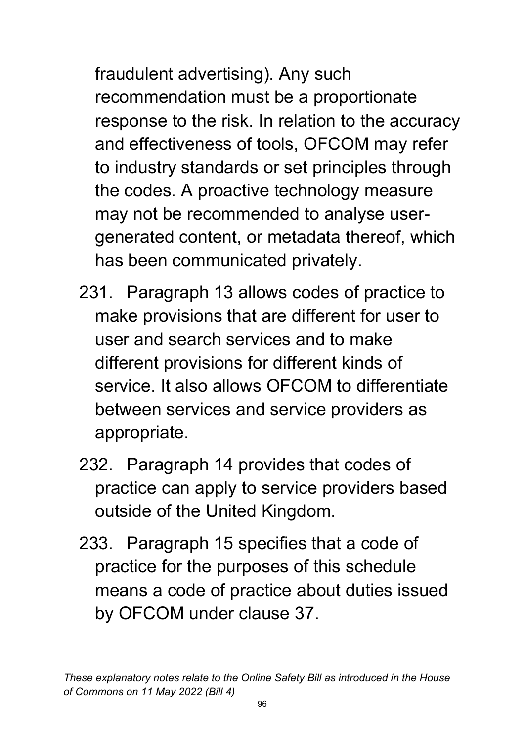fraudulent advertising). Any such recommendation must be a proportionate response to the risk. In relation to the accuracy and effectiveness of tools, OFCOM may refer to industry standards or set principles through the codes. A proactive technology measure may not be recommended to analyse user-generated content, or metadata thereof, which has been communicated privately.

231. Paragraph 13 allows codes of practice to make provisions that are different for user to user and search services and to make different provisions for different kinds of service. It also allows OFCOM to differentiate between services and service providers as appropriate.

232. Paragraph 14 provides that codes of practice can apply to service providers based outside of the United Kingdom.

233. Paragraph 15 specifies that a code of practice for the purposes of this schedule means a code of practice about duties issued by OFCOM under clause 37.

*These explanatory notes relate to the Online Safety Bill as introduced in the House of Commons on 11 May 2022 (Bill 4)*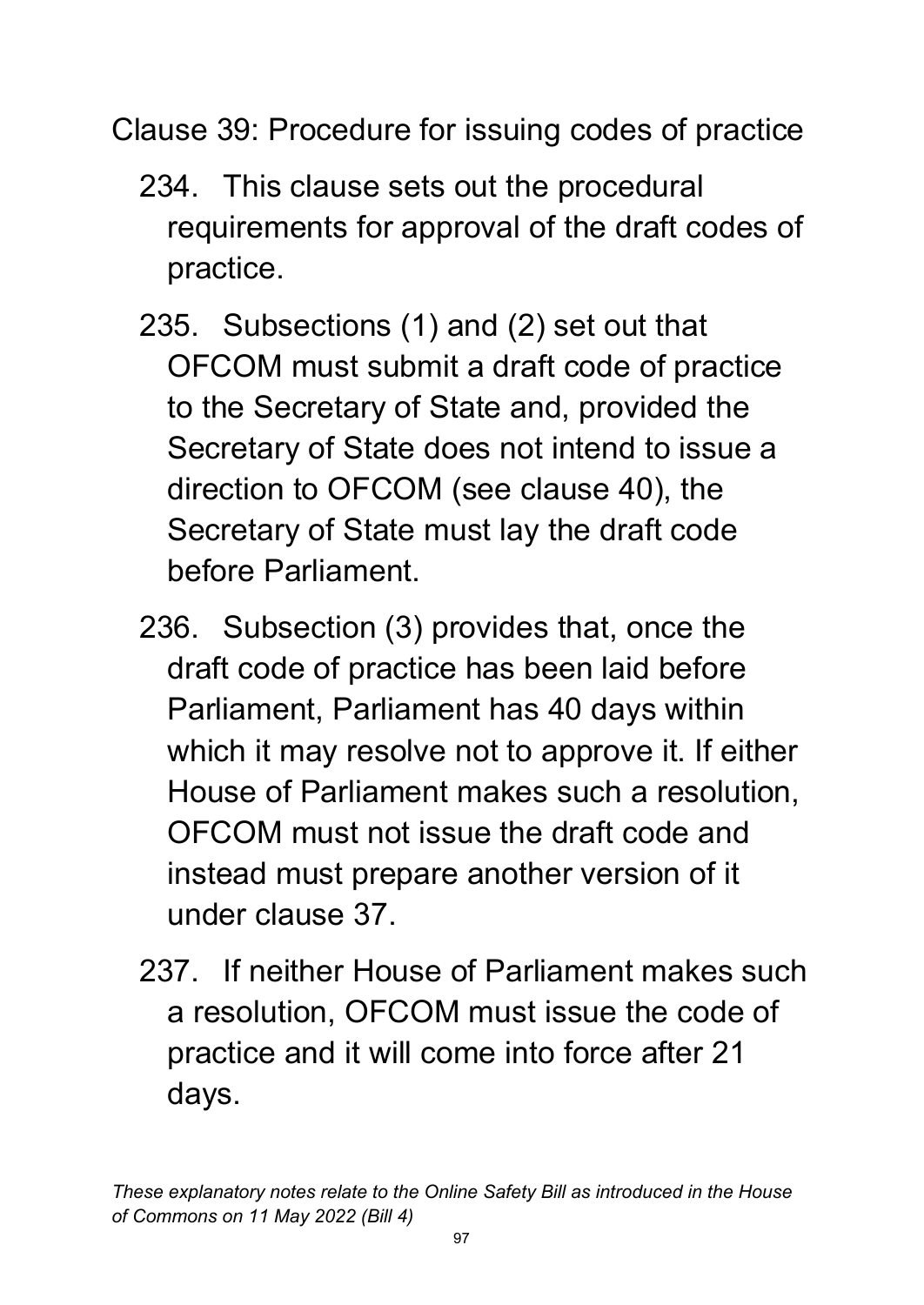Clause 39: Procedure for issuing codes of practice

234. This clause sets out the procedural requirements for approval of the draft codes of practice.

235. Subsections (1) and (2) set out that OFCOM must submit a draft code of practice to the Secretary of State and, provided the Secretary of State does not intend to issue a direction to OFCOM (see clause 40), the Secretary of State must lay the draft code before Parliament.

236. Subsection (3) provides that, once the draft code of practice has been laid before Parliament, Parliament has 40 days within which it may resolve not to approve it. If either House of Parliament makes such a resolution, OFCOM must not issue the draft code and instead must prepare another version of it under clause 37.

237. If neither House of Parliament makes such a resolution, OFCOM must issue the code of practice and it will come into force after 21 days.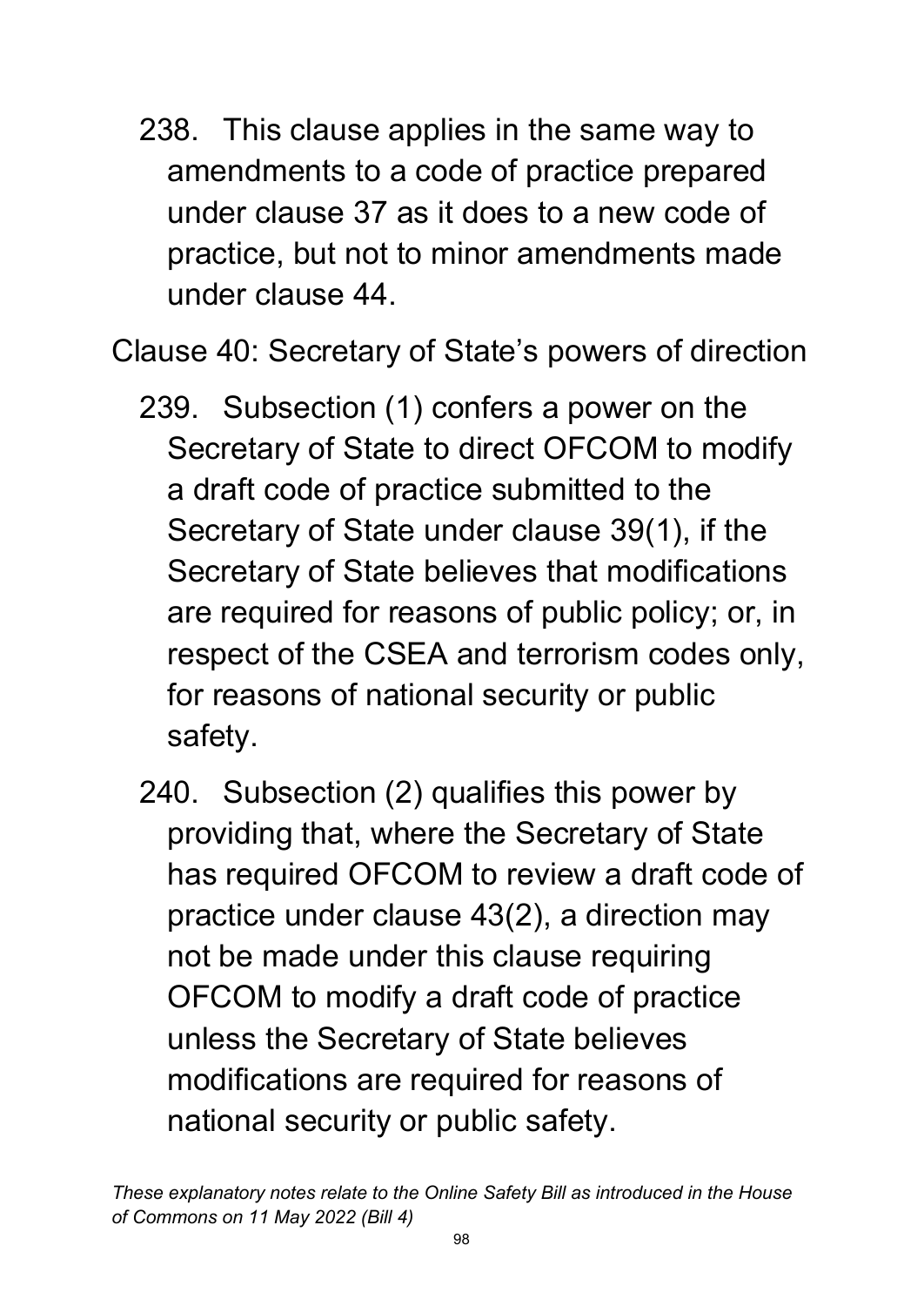238. This clause applies in the same way to amendments to a code of practice prepared under clause 37 as it does to a new code of practice, but not to minor amendments made under clause 44.

Clause 40: Secretary of State's powers of direction

239. Subsection (1) confers a power on the Secretary of State to direct OFCOM to modify a draft code of practice submitted to the Secretary of State under clause 39(1), if the Secretary of State believes that modifications are required for reasons of public policy; or, in respect of the CSEA and terrorism codes only, for reasons of national security or public safety.

240. Subsection (2) qualifies this power by providing that, where the Secretary of State has required OFCOM to review a draft code of practice under clause 43(2), a direction may not be made under this clause requiring OFCOM to modify a draft code of practice unless the Secretary of State believes modifications are required for reasons of national security or public safety.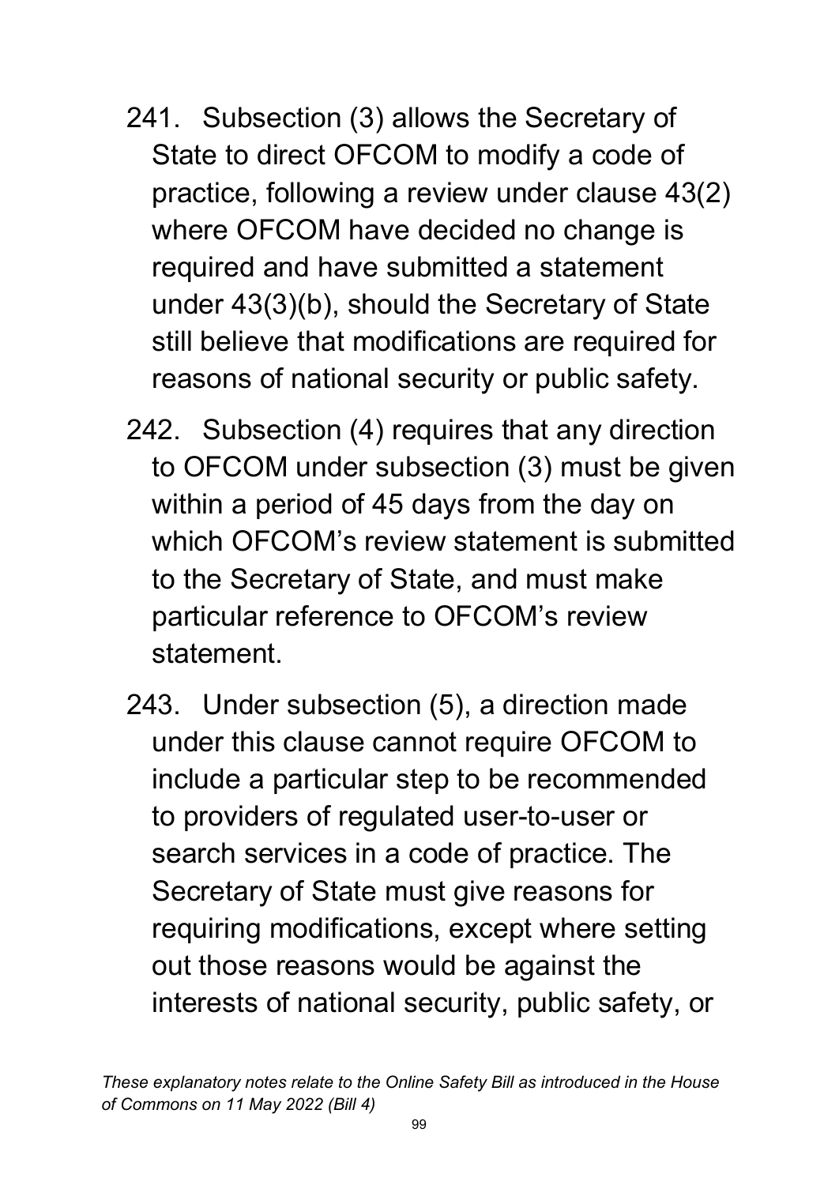241. Subsection (3) allows the Secretary of State to direct OFCOM to modify a code of practice, following a review under clause 43(2) where OFCOM have decided no change is required and have submitted a statement under 43(3)(b), should the Secretary of State still believe that modifications are required for reasons of national security or public safety.

242. Subsection (4) requires that any direction to OFCOM under subsection (3) must be given within a period of 45 days from the day on which OFCOM's review statement is submitted to the Secretary of State, and must make particular reference to OFCOM's review statement.

243. Under subsection (5), a direction made under this clause cannot require OFCOM to include a particular step to be recommended to providers of regulated user-to-user or search services in a code of practice. The Secretary of State must give reasons for requiring modifications, except where setting out those reasons would be against the interests of national security, public safety, or

*These explanatory notes relate to the Online Safety Bill as introduced in the House of Commons on 11 May 2022 (Bill 4)*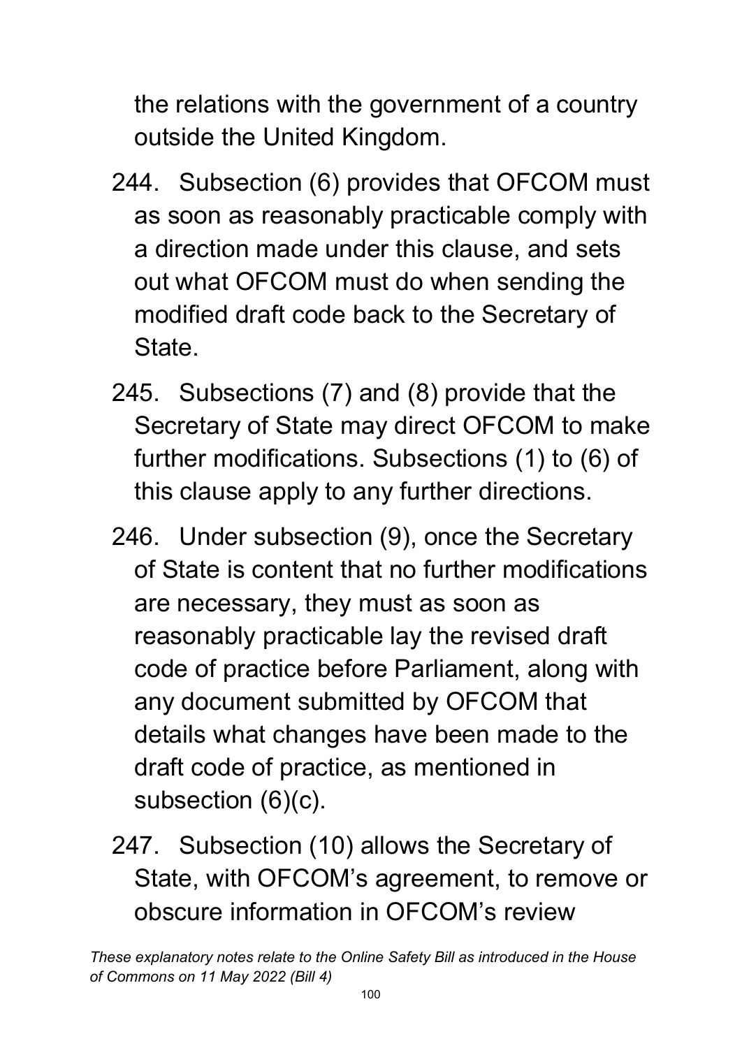the relations with the government of a country outside the United Kingdom.

244. Subsection (6) provides that OFCOM must as soon as reasonably practicable comply with a direction made under this clause, and sets out what OFCOM must do when sending the modified draft code back to the Secretary of State.

245. Subsections (7) and (8) provide that the Secretary of State may direct OFCOM to make further modifications. Subsections (1) to (6) of this clause apply to any further directions.

246. Under subsection (9), once the Secretary of State is content that no further modifications are necessary, they must as soon as reasonably practicable lay the revised draft code of practice before Parliament, along with any document submitted by OFCOM that details what changes have been made to the draft code of practice, as mentioned in subsection (6)(c).

247. Subsection (10) allows the Secretary of State, with OFCOM's agreement, to remove or obscure information in OFCOM's review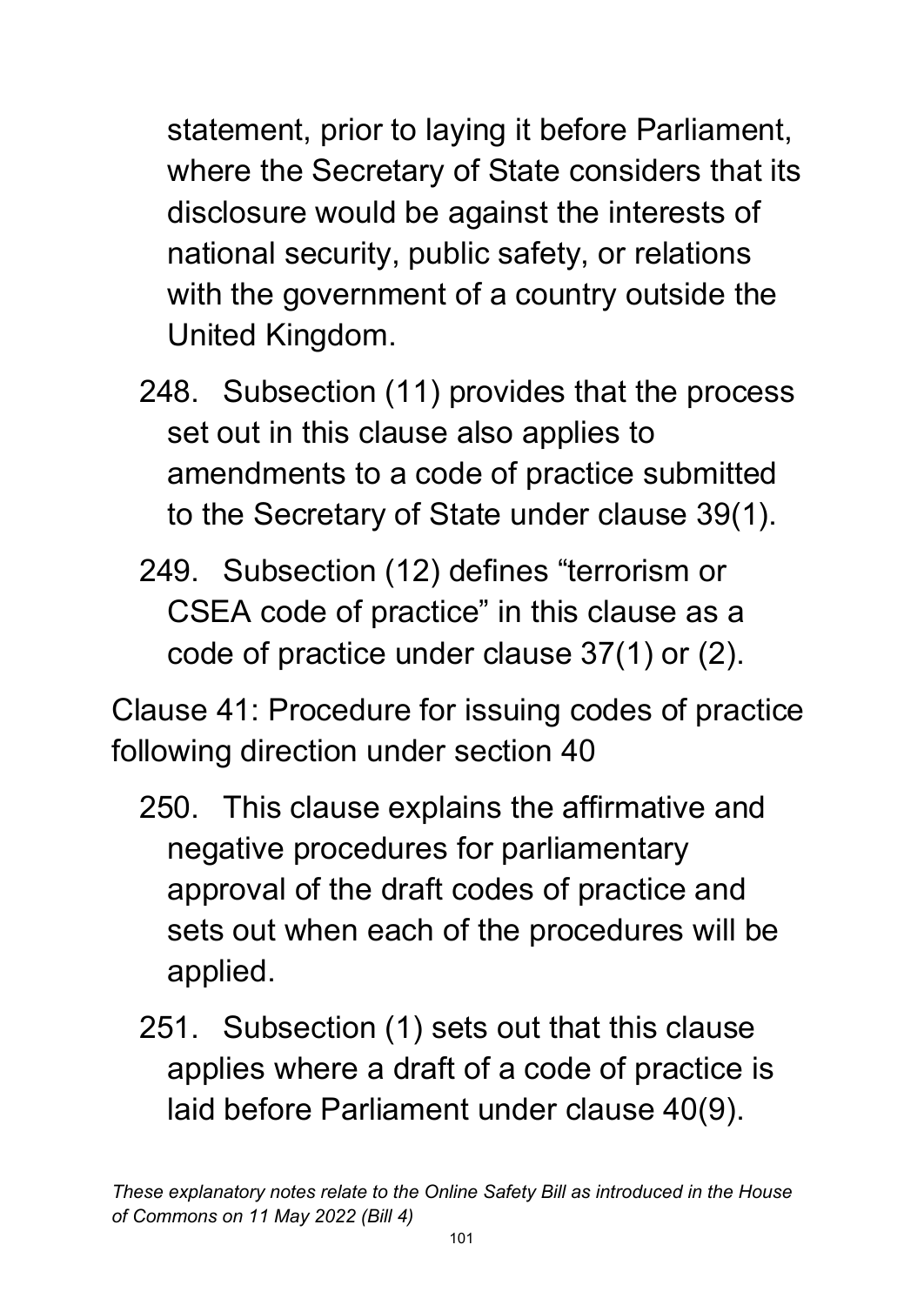statement, prior to laying it before Parliament, where the Secretary of State considers that its disclosure would be against the interests of national security, public safety, or relations with the government of a country outside the United Kingdom.

248. Subsection (11) provides that the process set out in this clause also applies to amendments to a code of practice submitted to the Secretary of State under clause 39(1).

249. Subsection (12) defines "terrorism or CSEA code of practice" in this clause as a code of practice under clause 37(1) or (2).

Clause 41: Procedure for issuing codes of practice following direction under section 40

250. This clause explains the affirmative and negative procedures for parliamentary approval of the draft codes of practice and sets out when each of the procedures will be applied.

251. Subsection (1) sets out that this clause applies where a draft of a code of practice is laid before Parliament under clause 40(9).

*These explanatory notes relate to the Online Safety Bill as introduced in the House of Commons on 11 May 2022 (Bill 4)*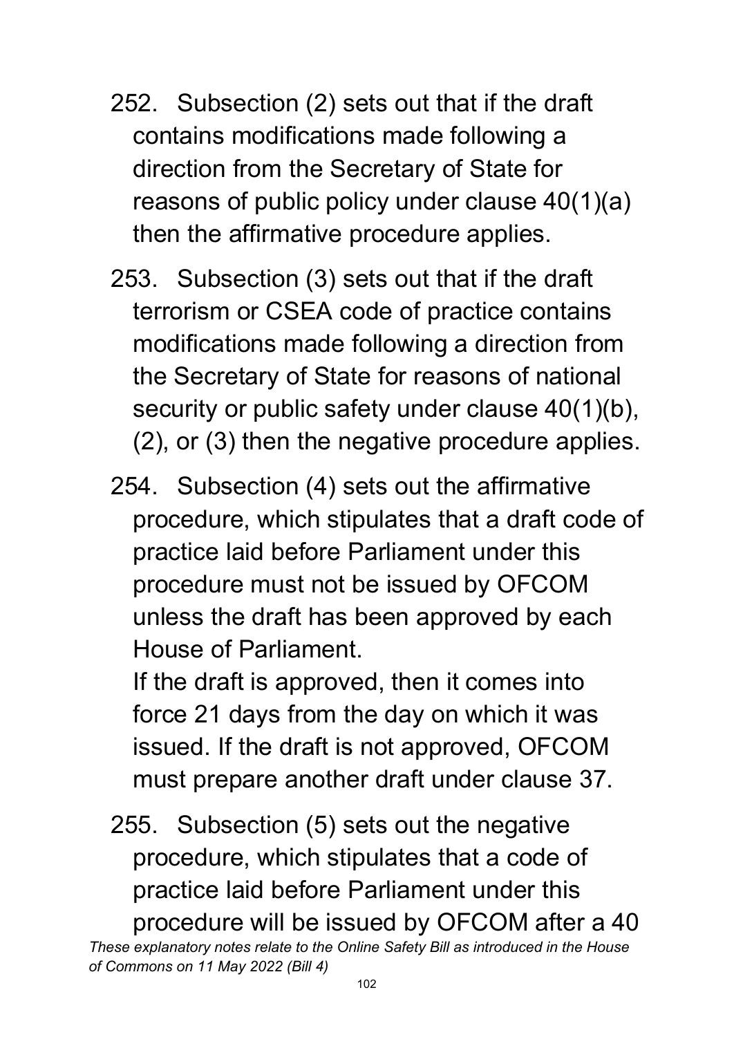252. Subsection (2) sets out that if the draft contains modifications made following a direction from the Secretary of State for reasons of public policy under clause 40(1)(a) then the affirmative procedure applies.

253. Subsection (3) sets out that if the draft terrorism or CSEA code of practice contains modifications made following a direction from the Secretary of State for reasons of national security or public safety under clause 40(1)(b), (2), or (3) then the negative procedure applies.

254. Subsection (4) sets out the affirmative procedure, which stipulates that a draft code of practice laid before Parliament under this procedure must not be issued by OFCOM unless the draft has been approved by each House of Parliament.

If the draft is approved, then it comes into force 21 days from the day on which it was issued. If the draft is not approved, OFCOM must prepare another draft under clause 37.

255. Subsection (5) sets out the negative procedure, which stipulates that a code of practice laid before Parliament under this procedure will be issued by OFCOM after a 40

*These explanatory notes relate to the Online Safety Bill as introduced in the House of Commons on 11 May 2022 (Bill 4)*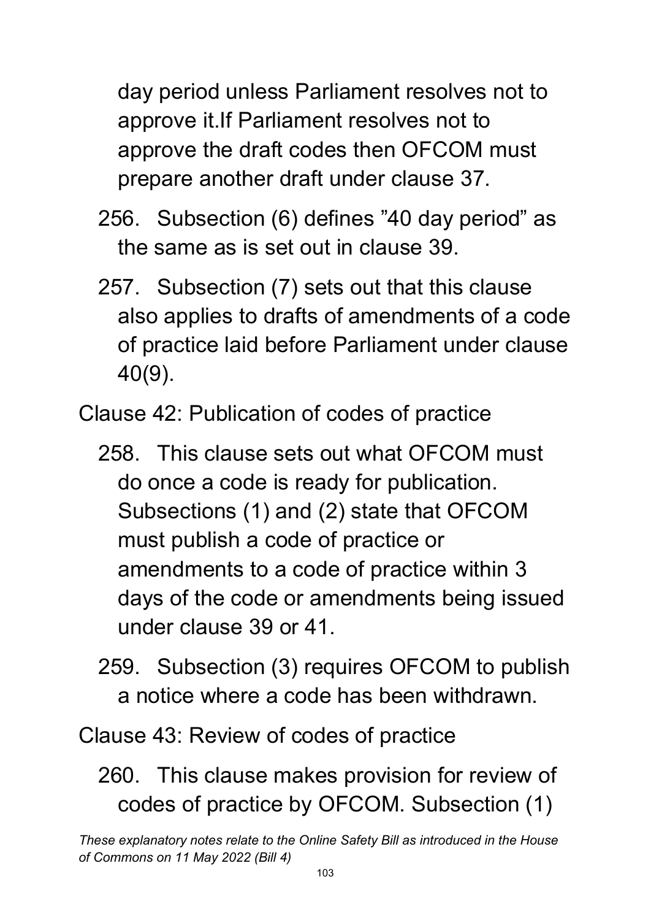day period unless Parliament resolves not to approve it.If Parliament resolves not to approve the draft codes then OFCOM must prepare another draft under clause 37.

256. Subsection (6) defines ”40 day period” as the same as is set out in clause 39.

257. Subsection (7) sets out that this clause also applies to drafts of amendments of a code of practice laid before Parliament under clause 40(9).

Clause 42: Publication of codes of practice

258. This clause sets out what OFCOM must do once a code is ready for publication. Subsections (1) and (2) state that OFCOM must publish a code of practice or amendments to a code of practice within 3 days of the code or amendments being issued under clause 39 or 41.

259. Subsection (3) requires OFCOM to publish a notice where a code has been withdrawn.

Clause 43: Review of codes of practice

260. This clause makes provision for review of codes of practice by OFCOM. Subsection (1)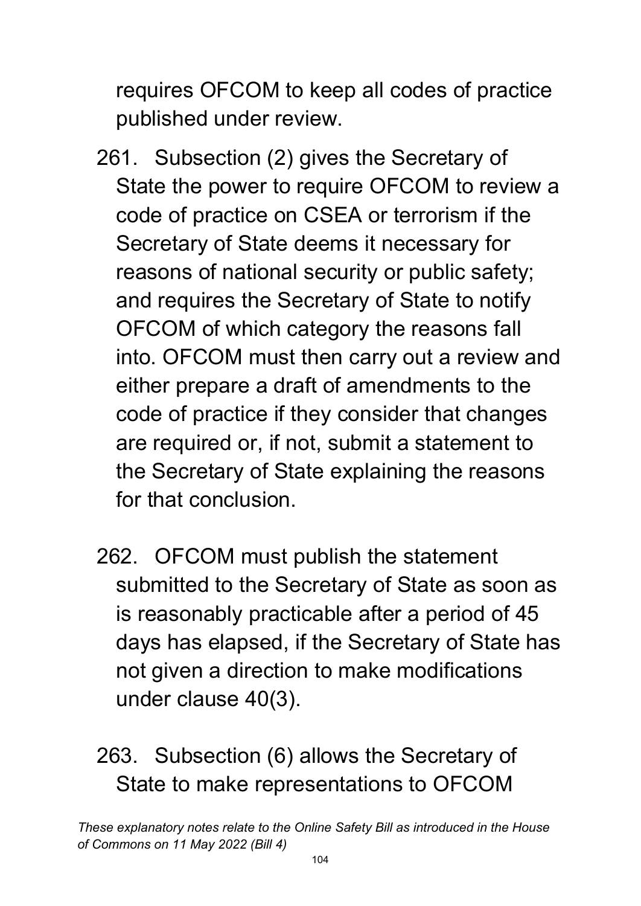requires OFCOM to keep all codes of practice published under review.

261. Subsection (2) gives the Secretary of State the power to require OFCOM to review a code of practice on CSEA or terrorism if the Secretary of State deems it necessary for reasons of national security or public safety; and requires the Secretary of State to notify OFCOM of which category the reasons fall into. OFCOM must then carry out a review and either prepare a draft of amendments to the code of practice if they consider that changes are required or, if not, submit a statement to the Secretary of State explaining the reasons for that conclusion.

262. OFCOM must publish the statement submitted to the Secretary of State as soon as is reasonably practicable after a period of 45 days has elapsed, if the Secretary of State has not given a direction to make modifications under clause 40(3).

263. Subsection (6) allows the Secretary of State to make representations to OFCOM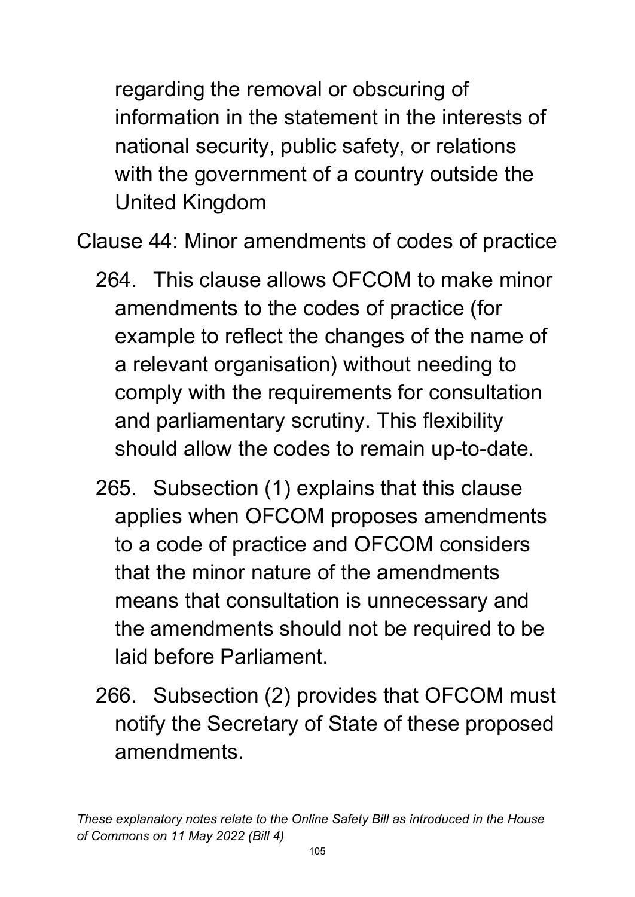regarding the removal or obscuring of information in the statement in the interests of national security, public safety, or relations with the government of a country outside the United Kingdom

Clause 44: Minor amendments of codes of practice

264. This clause allows OFCOM to make minor amendments to the codes of practice (for example to reflect the changes of the name of a relevant organisation) without needing to comply with the requirements for consultation and parliamentary scrutiny. This flexibility should allow the codes to remain up-to-date.

265. Subsection (1) explains that this clause applies when OFCOM proposes amendments to a code of practice and OFCOM considers that the minor nature of the amendments means that consultation is unnecessary and the amendments should not be required to be laid before Parliament.

266. Subsection (2) provides that OFCOM must notify the Secretary of State of these proposed amendments.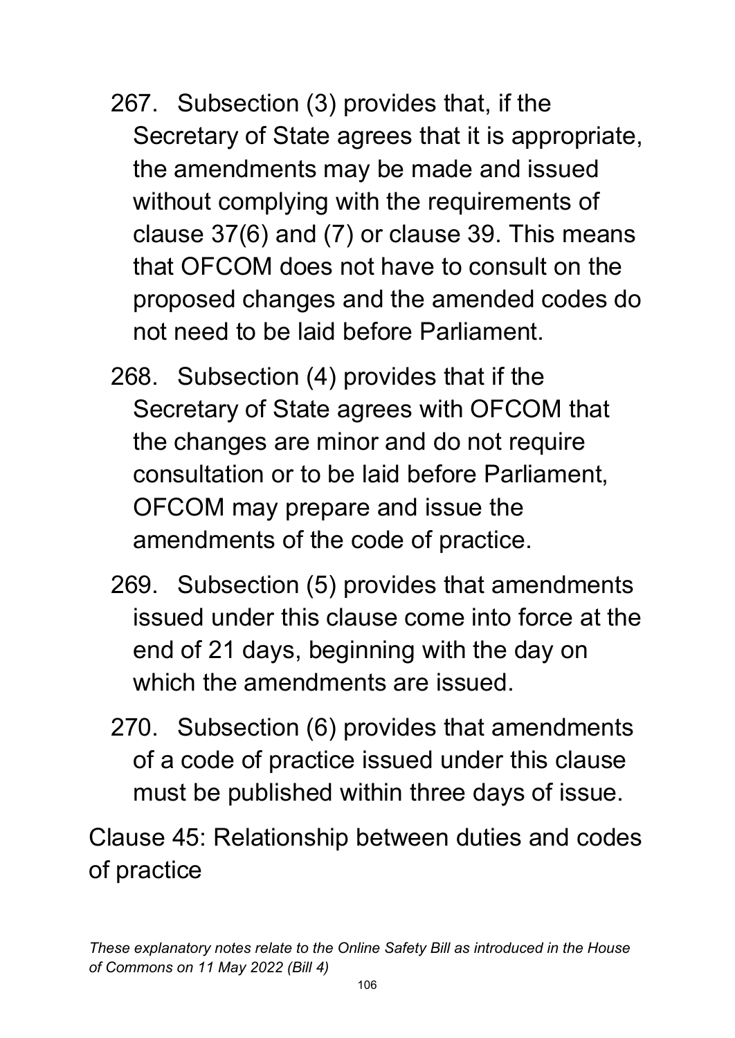267. Subsection (3) provides that, if the Secretary of State agrees that it is appropriate, the amendments may be made and issued without complying with the requirements of clause 37(6) and (7) or clause 39. This means that OFCOM does not have to consult on the proposed changes and the amended codes do not need to be laid before Parliament.

268. Subsection (4) provides that if the Secretary of State agrees with OFCOM that the changes are minor and do not require consultation or to be laid before Parliament, OFCOM may prepare and issue the amendments of the code of practice.

269. Subsection (5) provides that amendments issued under this clause come into force at the end of 21 days, beginning with the day on which the amendments are issued.

270. Subsection (6) provides that amendments of a code of practice issued under this clause must be published within three days of issue.

Clause 45: Relationship between duties and codes of practice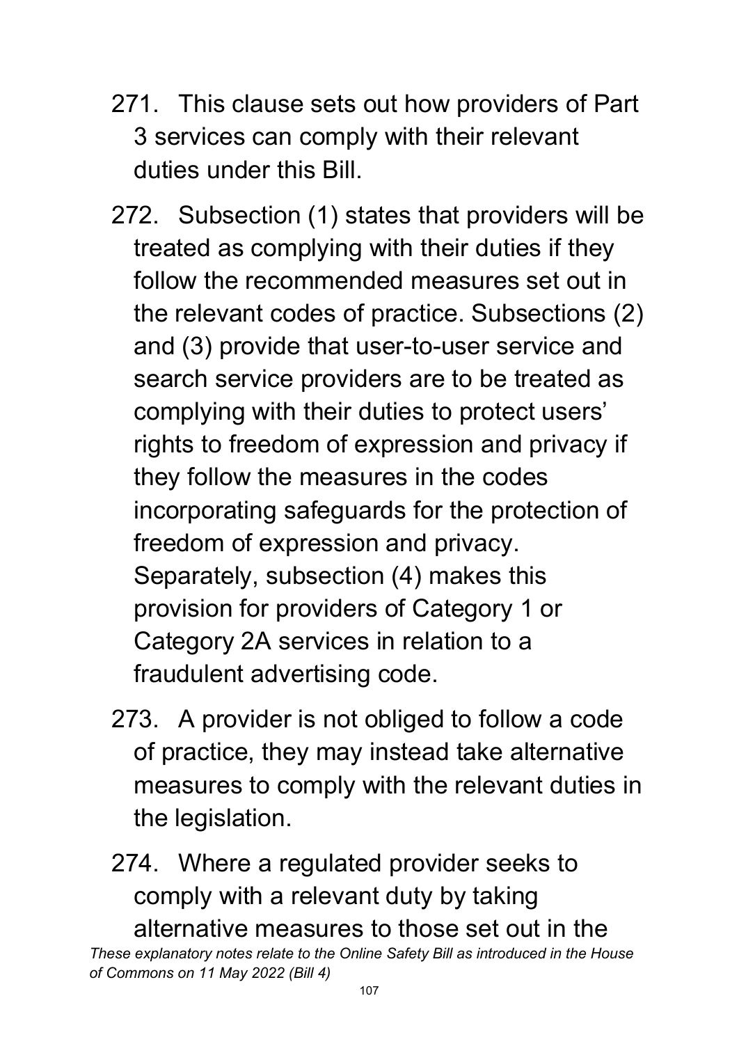271. This clause sets out how providers of Part 3 services can comply with their relevant duties under this Bill.

272. Subsection (1) states that providers will be treated as complying with their duties if they follow the recommended measures set out in the relevant codes of practice. Subsections (2) and (3) provide that user-to-user service and search service providers are to be treated as complying with their duties to protect users' rights to freedom of expression and privacy if they follow the measures in the codes incorporating safeguards for the protection of freedom of expression and privacy. Separately, subsection (4) makes this provision for providers of Category 1 or Category 2A services in relation to a fraudulent advertising code.

273. A provider is not obliged to follow a code of practice, they may instead take alternative measures to comply with the relevant duties in the legislation.

274. Where a regulated provider seeks to comply with a relevant duty by taking alternative measures to those set out in the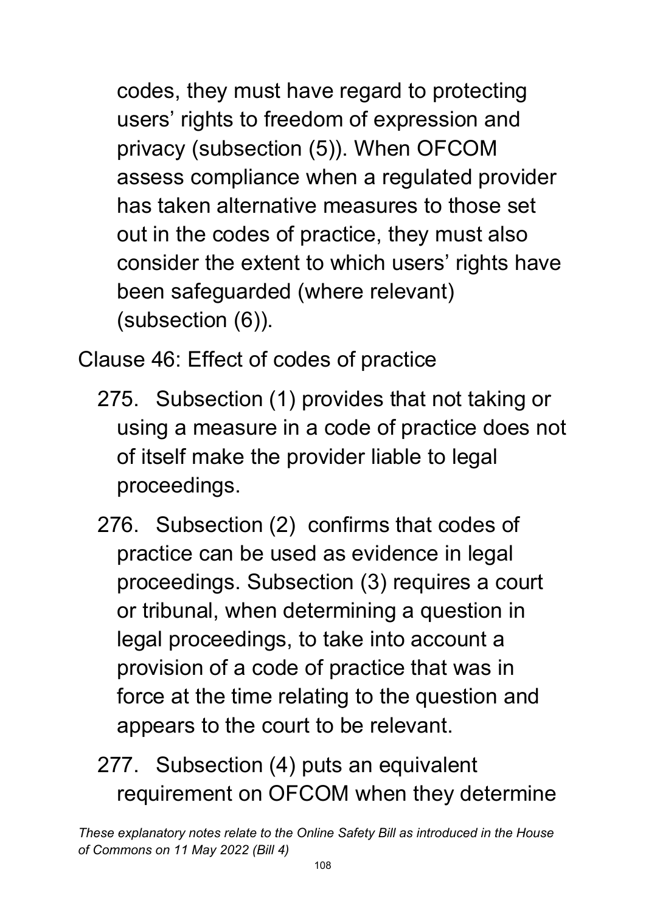codes, they must have regard to protecting users' rights to freedom of expression and privacy (subsection (5)). When OFCOM assess compliance when a regulated provider has taken alternative measures to those set out in the codes of practice, they must also consider the extent to which users' rights have been safeguarded (where relevant) (subsection (6)).

Clause 46: Effect of codes of practice

275. Subsection (1) provides that not taking or using a measure in a code of practice does not of itself make the provider liable to legal proceedings.

276. Subsection (2) confirms that codes of practice can be used as evidence in legal proceedings. Subsection (3) requires a court or tribunal, when determining a question in legal proceedings, to take into account a provision of a code of practice that was in force at the time relating to the question and appears to the court to be relevant.

277. Subsection (4) puts an equivalent requirement on OFCOM when they determine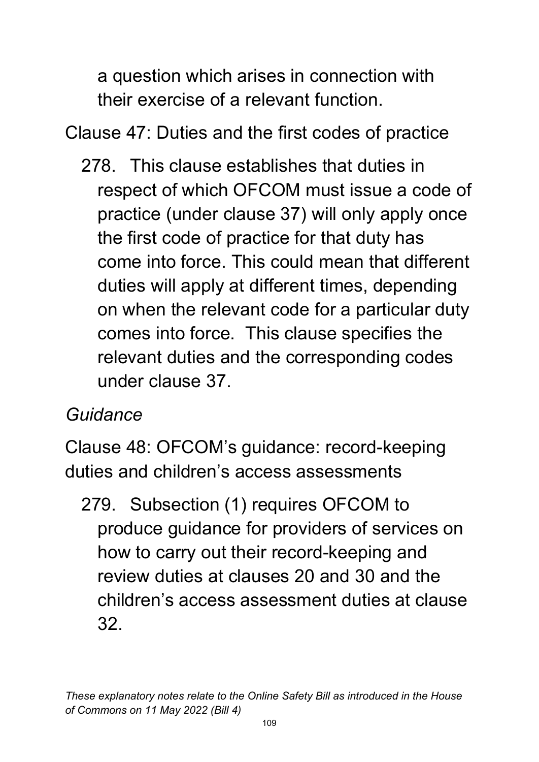a question which arises in connection with their exercise of a relevant function.

Clause 47: Duties and the first codes of practice

278. This clause establishes that duties in respect of which OFCOM must issue a code of practice (under clause 37) will only apply once the first code of practice for that duty has come into force. This could mean that different duties will apply at different times, depending on when the relevant code for a particular duty comes into force. This clause specifies the relevant duties and the corresponding codes under clause 37.

*Guidance*

Clause 48: OFCOM's guidance: record-keeping duties and children's access assessments

279. Subsection (1) requires OFCOM to produce guidance for providers of services on how to carry out their record-keeping and review duties at clauses 20 and 30 and the children's access assessment duties at clause 32.

*These explanatory notes relate to the Online Safety Bill as introduced in the House of Commons on 11 May 2022 (Bill 4)*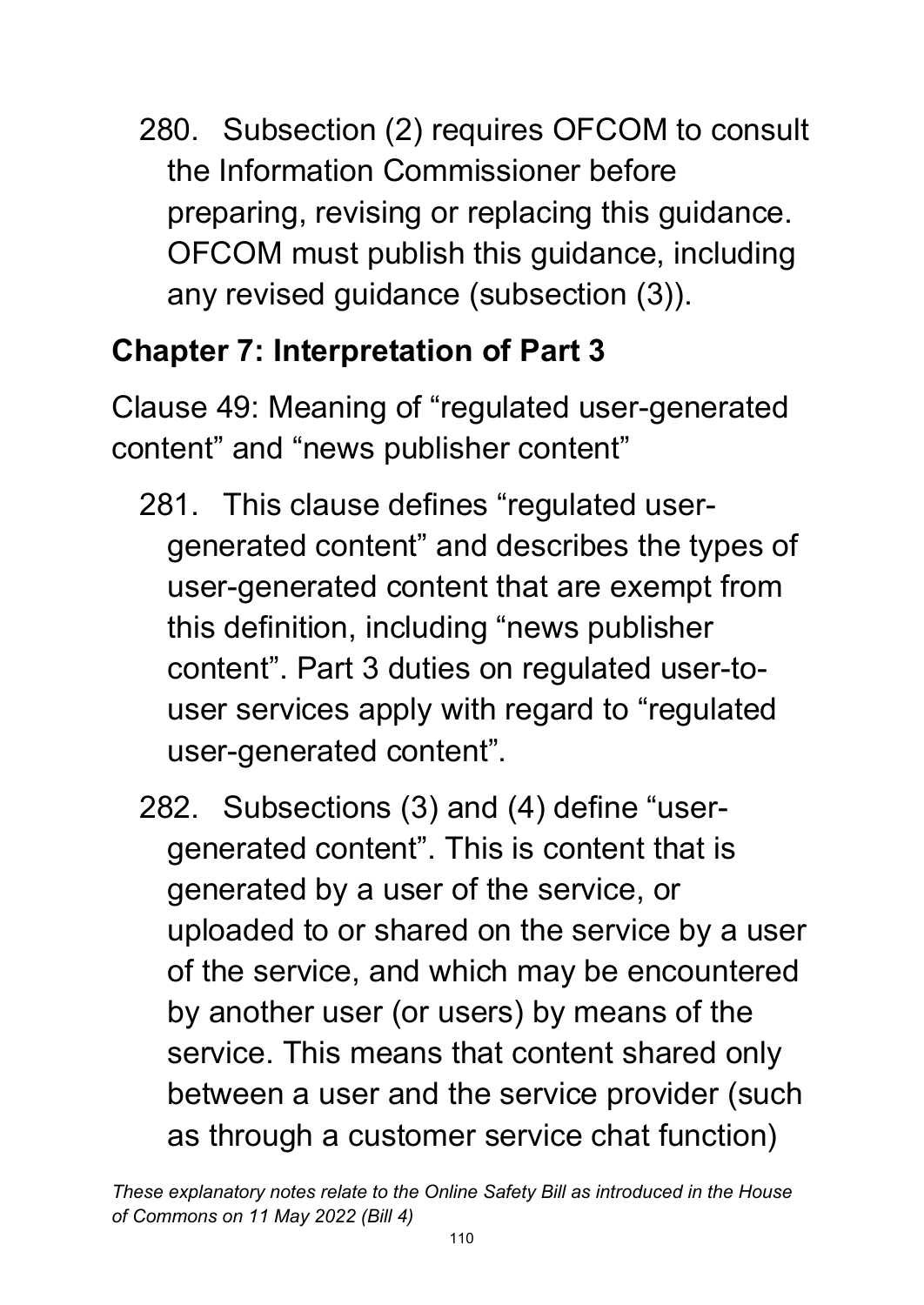280. Subsection (2) requires OFCOM to consult the Information Commissioner before preparing, revising or replacing this guidance. OFCOM must publish this guidance, including any revised guidance (subsection (3)).

## Chapter 7: Interpretation of Part 3

Clause 49: Meaning of “regulated user-generated content” and “news publisher content”

281. This clause defines “regulated user-generated content” and describes the types of user-generated content that are exempt from this definition, including “news publisher content”. Part 3 duties on regulated user-to-user services apply with regard to “regulated user-generated content”.

282. Subsections (3) and (4) define “user-generated content”. This is content that is generated by a user of the service, or uploaded to or shared on the service by a user of the service, and which may be encountered by another user (or users) by means of the service. This means that content shared only between a user and the service provider (such as through a customer service chat function)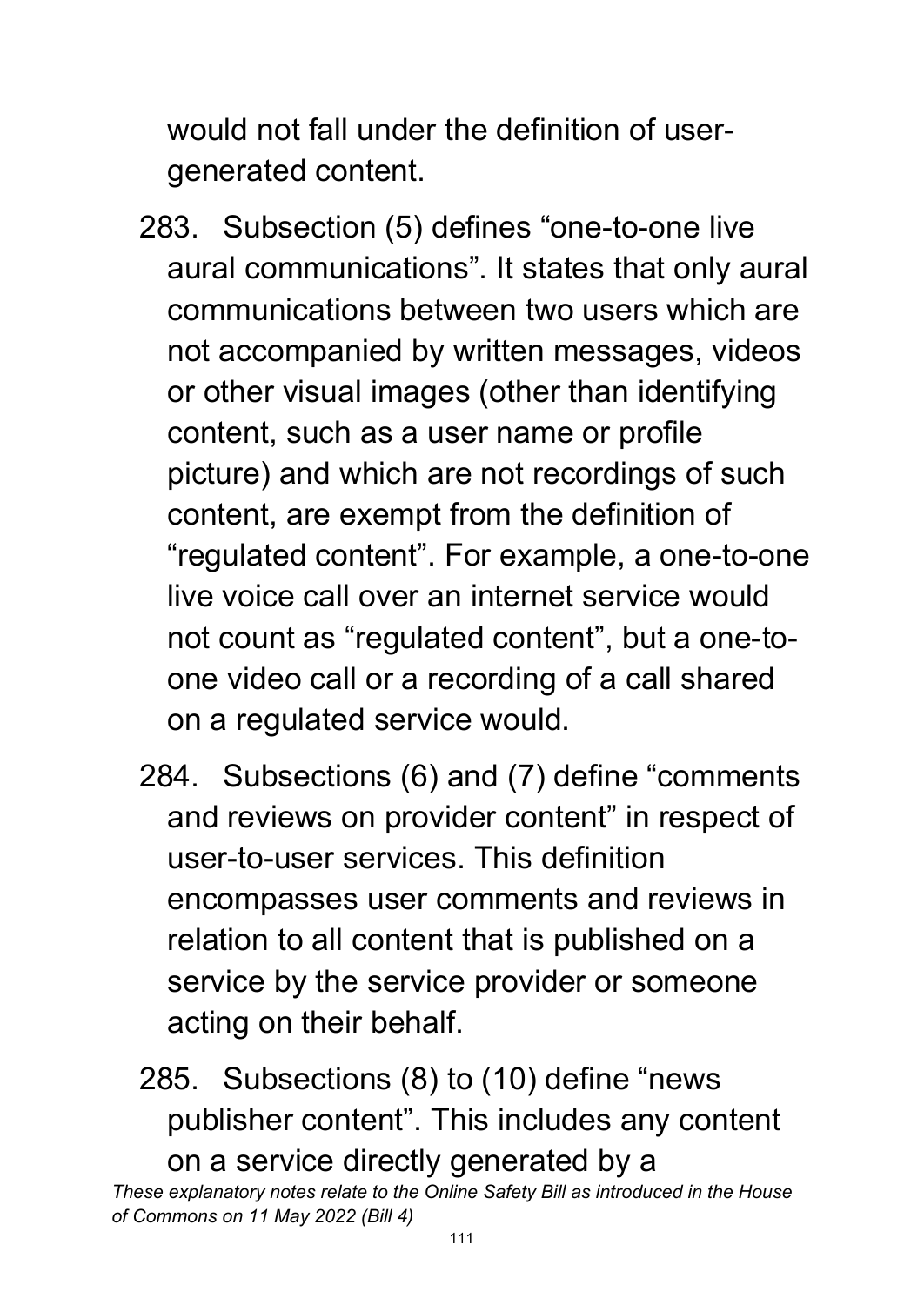would not fall under the definition of user-generated content.

283. Subsection (5) defines "one-to-one live aural communications". It states that only aural communications between two users which are not accompanied by written messages, videos or other visual images (other than identifying content, such as a user name or profile picture) and which are not recordings of such content, are exempt from the definition of "regulated content". For example, a one-to-one live voice call over an internet service would not count as "regulated content", but a one-to-one video call or a recording of a call shared on a regulated service would.

284. Subsections (6) and (7) define "comments and reviews on provider content" in respect of user-to-user services. This definition encompasses user comments and reviews in relation to all content that is published on a service by the service provider or someone acting on their behalf.

285. Subsections (8) to (10) define "news publisher content". This includes any content on a service directly generated by a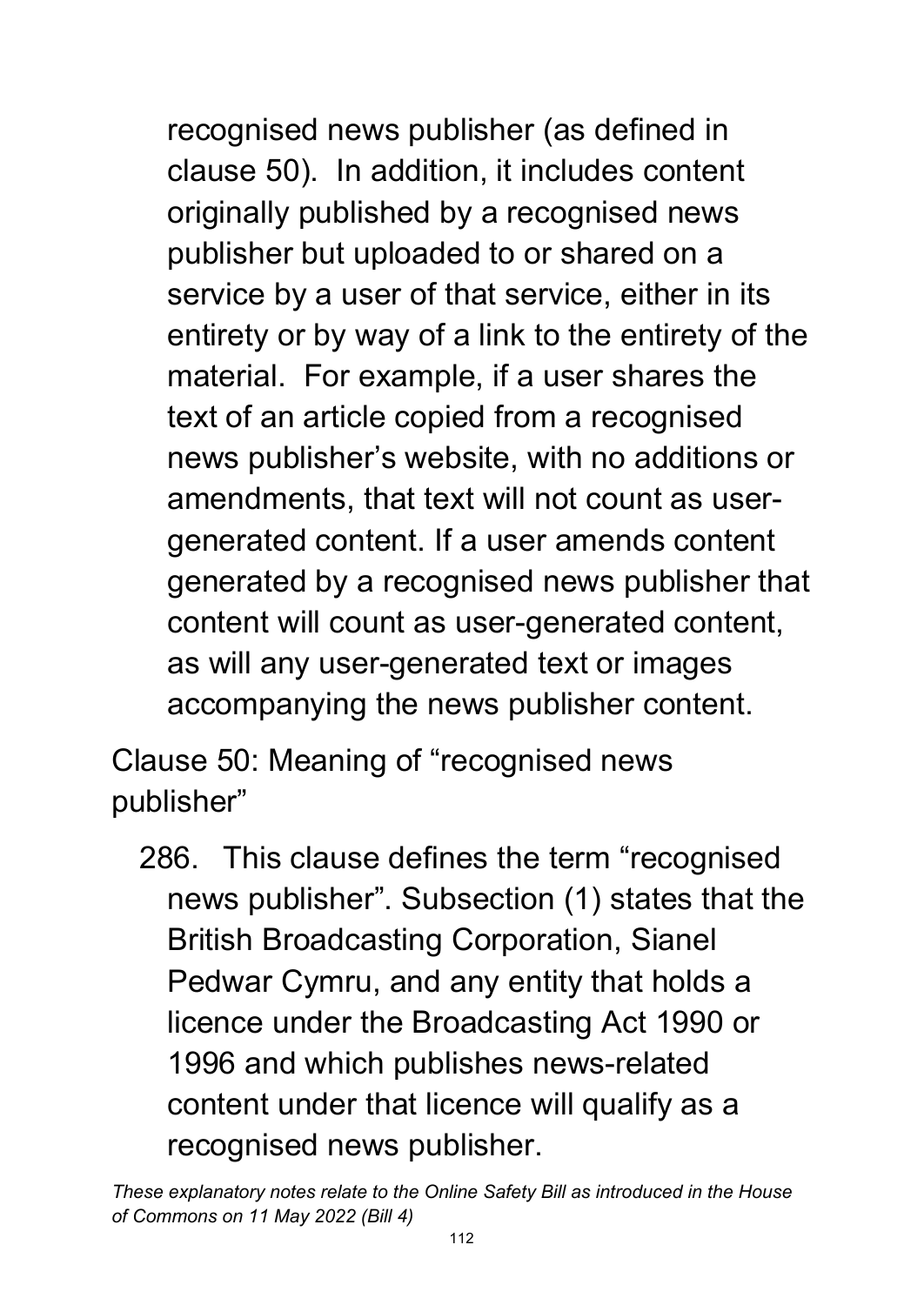recognised news publisher (as defined in clause 50). In addition, it includes content originally published by a recognised news publisher but uploaded to or shared on a service by a user of that service, either in its entirety or by way of a link to the entirety of the material. For example, if a user shares the text of an article copied from a recognised news publisher's website, with no additions or amendments, that text will not count as user-generated content. If a user amends content generated by a recognised news publisher that content will count as user-generated content, as will any user-generated text or images accompanying the news publisher content.

Clause 50: Meaning of "recognised news publisher"

286. This clause defines the term "recognised news publisher". Subsection (1) states that the British Broadcasting Corporation, Sianel Pedwar Cymru, and any entity that holds a licence under the Broadcasting Act 1990 or 1996 and which publishes news-related content under that licence will qualify as a recognised news publisher.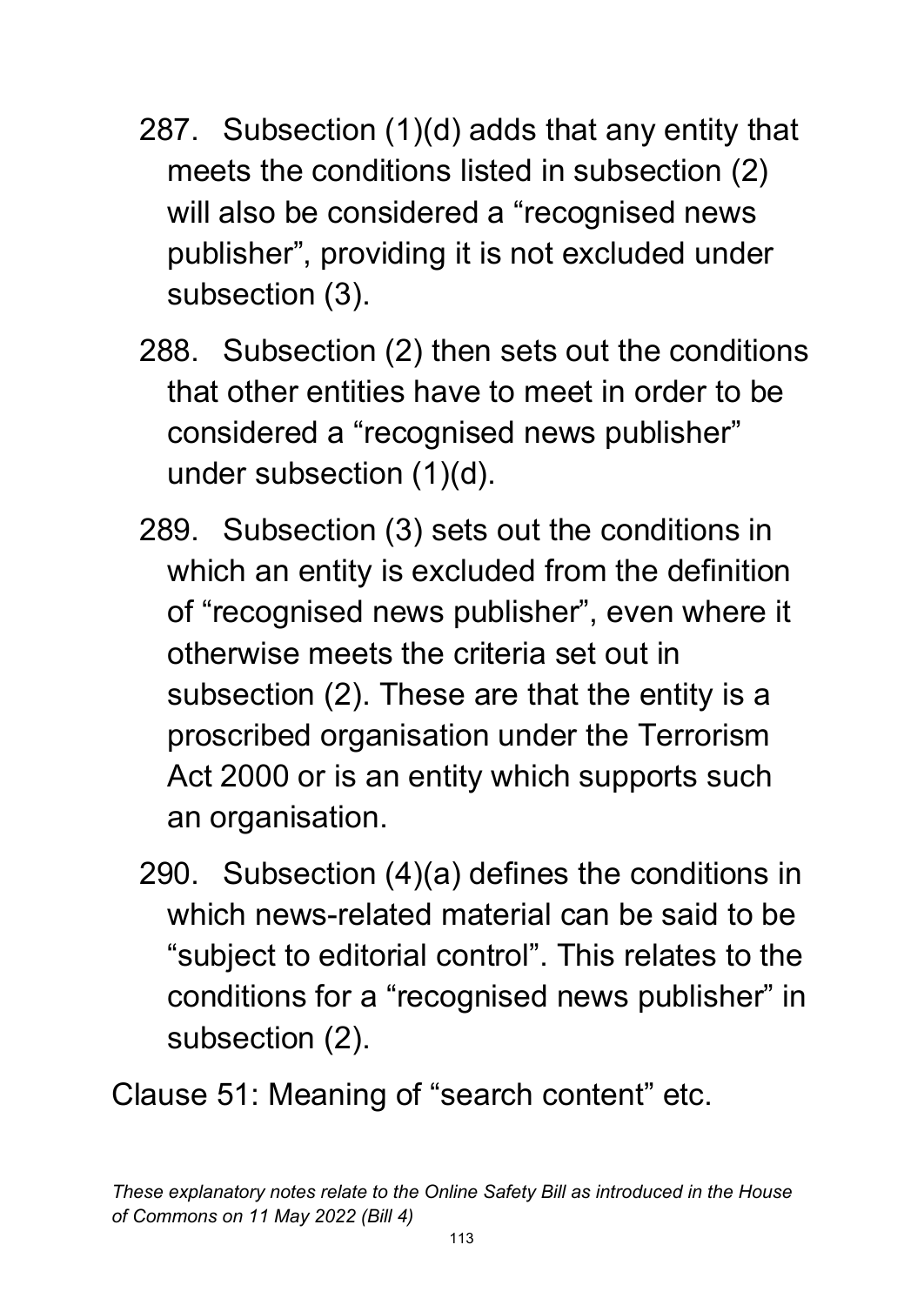287. Subsection (1)(d) adds that any entity that meets the conditions listed in subsection (2) will also be considered a "recognised news publisher", providing it is not excluded under subsection (3).

288. Subsection (2) then sets out the conditions that other entities have to meet in order to be considered a "recognised news publisher" under subsection (1)(d).

289. Subsection (3) sets out the conditions in which an entity is excluded from the definition of "recognised news publisher", even where it otherwise meets the criteria set out in subsection (2). These are that the entity is a proscribed organisation under the Terrorism Act 2000 or is an entity which supports such an organisation.

290. Subsection (4)(a) defines the conditions in which news-related material can be said to be "subject to editorial control". This relates to the conditions for a "recognised news publisher" in subsection (2).

Clause 51: Meaning of "search content" etc.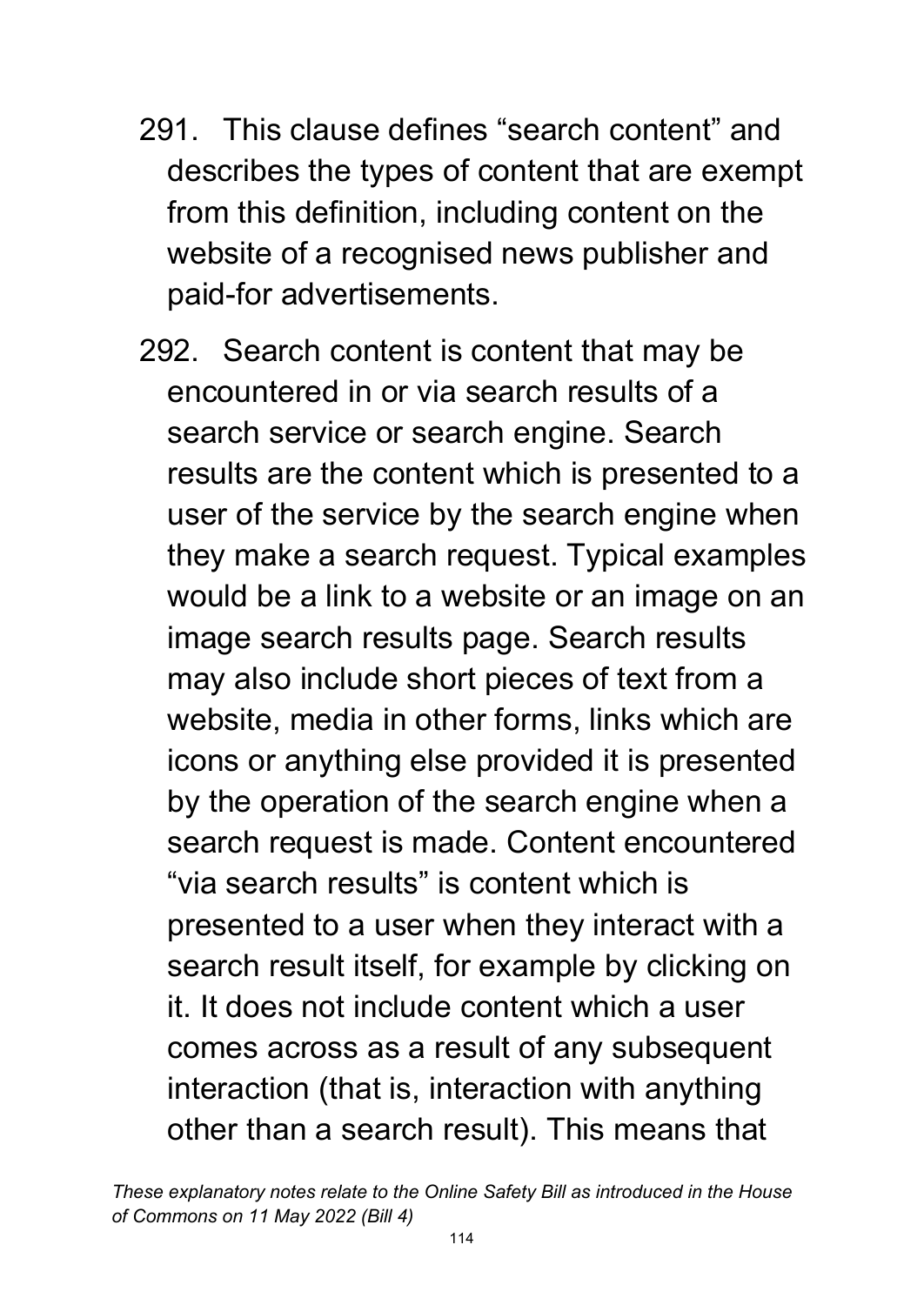291. This clause defines "search content" and describes the types of content that are exempt from this definition, including content on the website of a recognised news publisher and paid-for advertisements.

292. Search content is content that may be encountered in or via search results of a search service or search engine. Search results are the content which is presented to a user of the service by the search engine when they make a search request. Typical examples would be a link to a website or an image on an image search results page. Search results may also include short pieces of text from a website, media in other forms, links which are icons or anything else provided it is presented by the operation of the search engine when a search request is made. Content encountered "via search results" is content which is presented to a user when they interact with a search result itself, for example by clicking on it. It does not include content which a user comes across as a result of any subsequent interaction (that is, interaction with anything other than a search result). This means that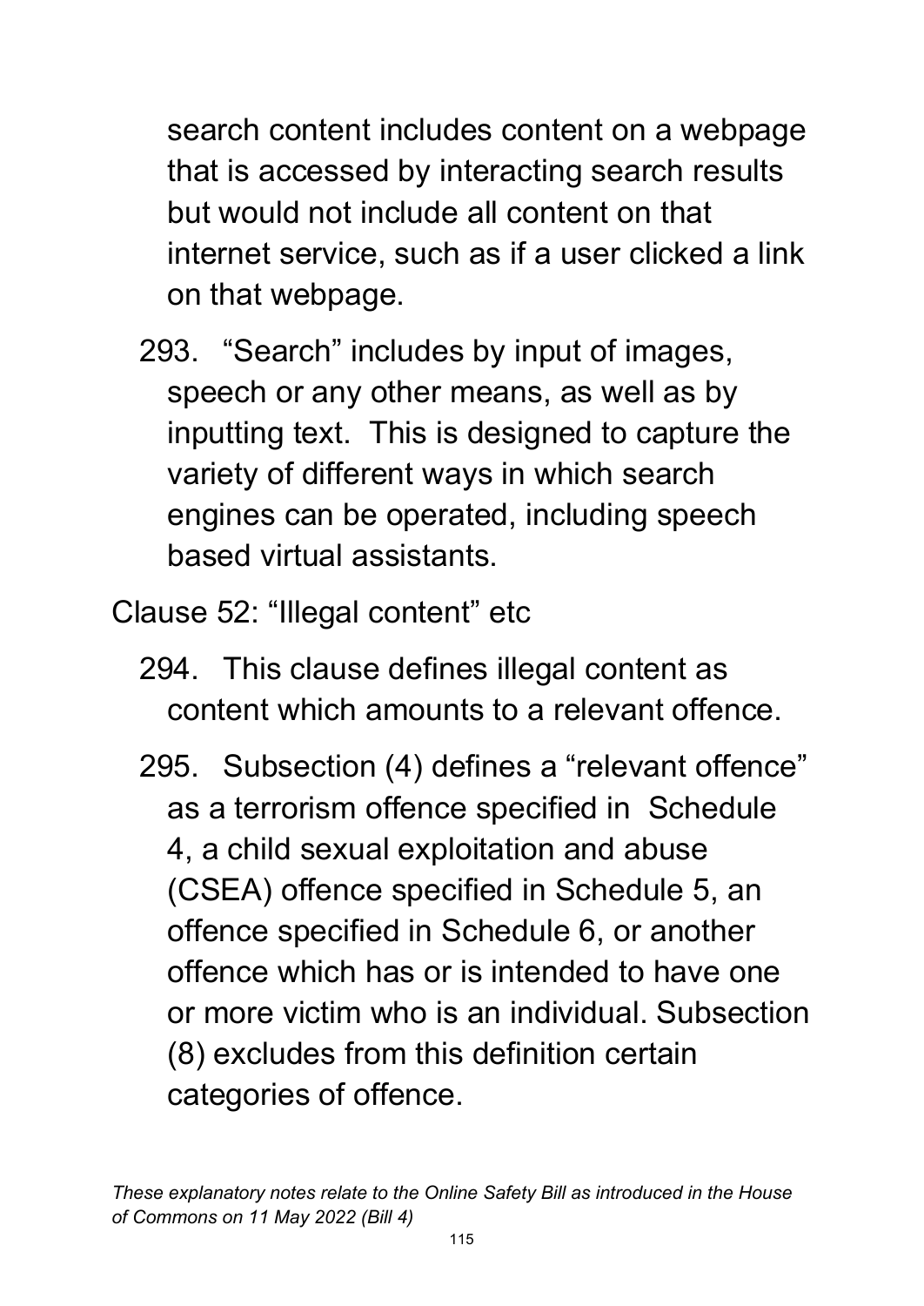search content includes content on a webpage that is accessed by interacting search results but would not include all content on that internet service, such as if a user clicked a link on that webpage.

293. "Search" includes by input of images, speech or any other means, as well as by inputting text. This is designed to capture the variety of different ways in which search engines can be operated, including speech based virtual assistants.

Clause 52: "Illegal content" etc

294. This clause defines illegal content as content which amounts to a relevant offence.

295. Subsection (4) defines a "relevant offence" as a terrorism offence specified in Schedule 4, a child sexual exploitation and abuse (CSEA) offence specified in Schedule 5, an offence specified in Schedule 6, or another offence which has or is intended to have one or more victim who is an individual. Subsection (8) excludes from this definition certain categories of offence.

*These explanatory notes relate to the Online Safety Bill as introduced in the House of Commons on 11 May 2022 (Bill 4)*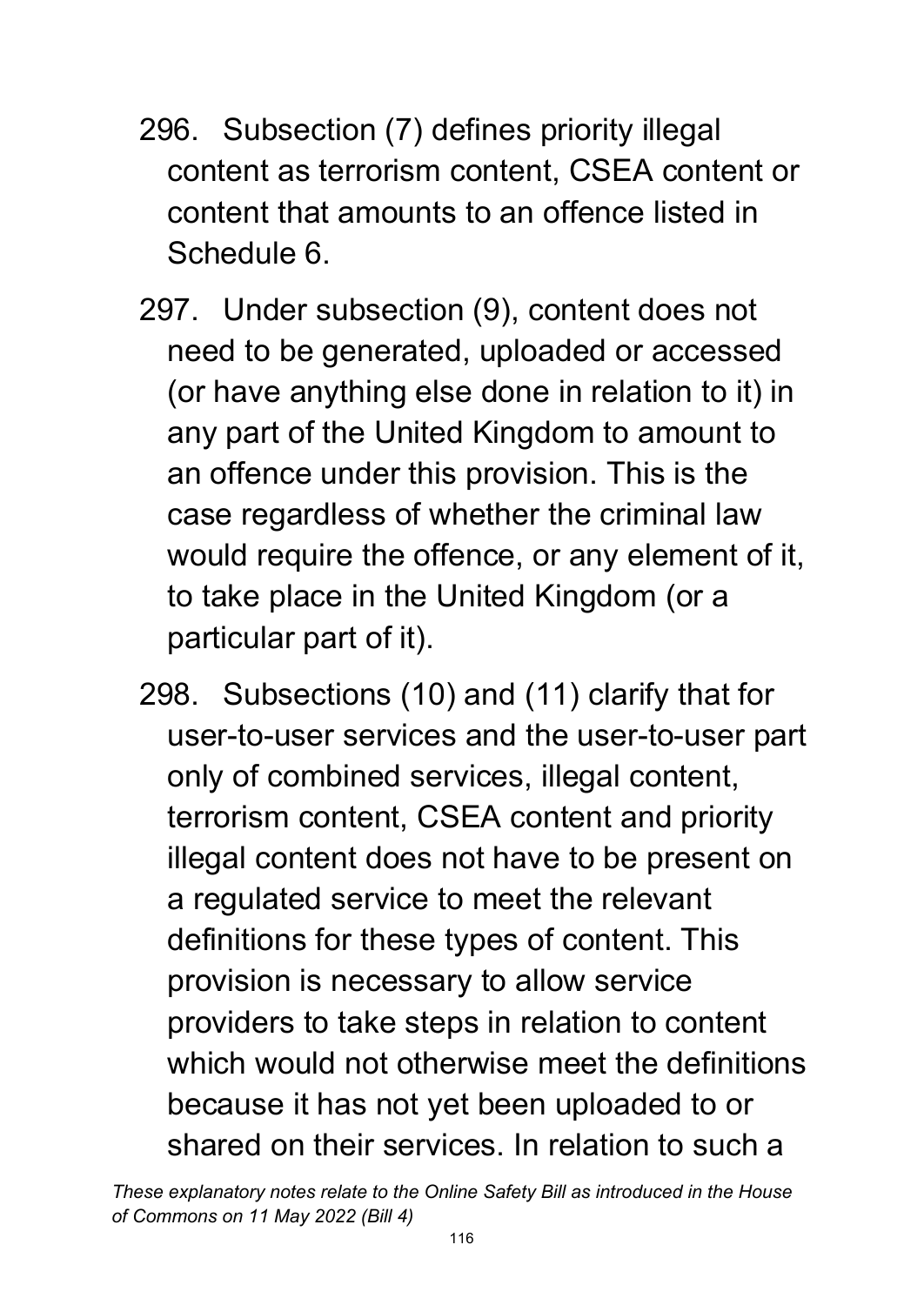296. Subsection (7) defines priority illegal content as terrorism content, CSEA content or content that amounts to an offence listed in Schedule 6.

297. Under subsection (9), content does not need to be generated, uploaded or accessed (or have anything else done in relation to it) in any part of the United Kingdom to amount to an offence under this provision. This is the case regardless of whether the criminal law would require the offence, or any element of it, to take place in the United Kingdom (or a particular part of it).

298. Subsections (10) and (11) clarify that for user-to-user services and the user-to-user part only of combined services, illegal content, terrorism content, CSEA content and priority illegal content does not have to be present on a regulated service to meet the relevant definitions for these types of content. This provision is necessary to allow service providers to take steps in relation to content which would not otherwise meet the definitions because it has not yet been uploaded to or shared on their services. In relation to such a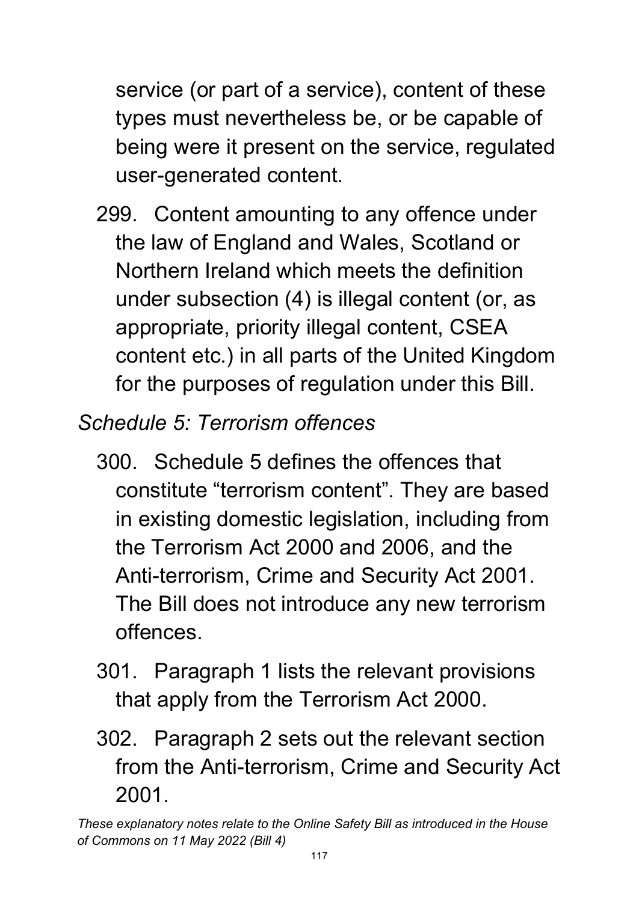service (or part of a service), content of these types must nevertheless be, or be capable of being were it present on the service, regulated user-generated content.

299. Content amounting to any offence under the law of England and Wales, Scotland or Northern Ireland which meets the definition under subsection (4) is illegal content (or, as appropriate, priority illegal content, CSEA content etc.) in all parts of the United Kingdom for the purposes of regulation under this Bill.

*Schedule 5: Terrorism offences*

300. Schedule 5 defines the offences that constitute "terrorism content". They are based in existing domestic legislation, including from the Terrorism Act 2000 and 2006, and the Anti-terrorism, Crime and Security Act 2001. The Bill does not introduce any new terrorism offences.

301. Paragraph 1 lists the relevant provisions that apply from the Terrorism Act 2000.

302. Paragraph 2 sets out the relevant section from the Anti-terrorism, Crime and Security Act 2001.

*These explanatory notes relate to the Online Safety Bill as introduced in the House of Commons on 11 May 2022 (Bill 4)*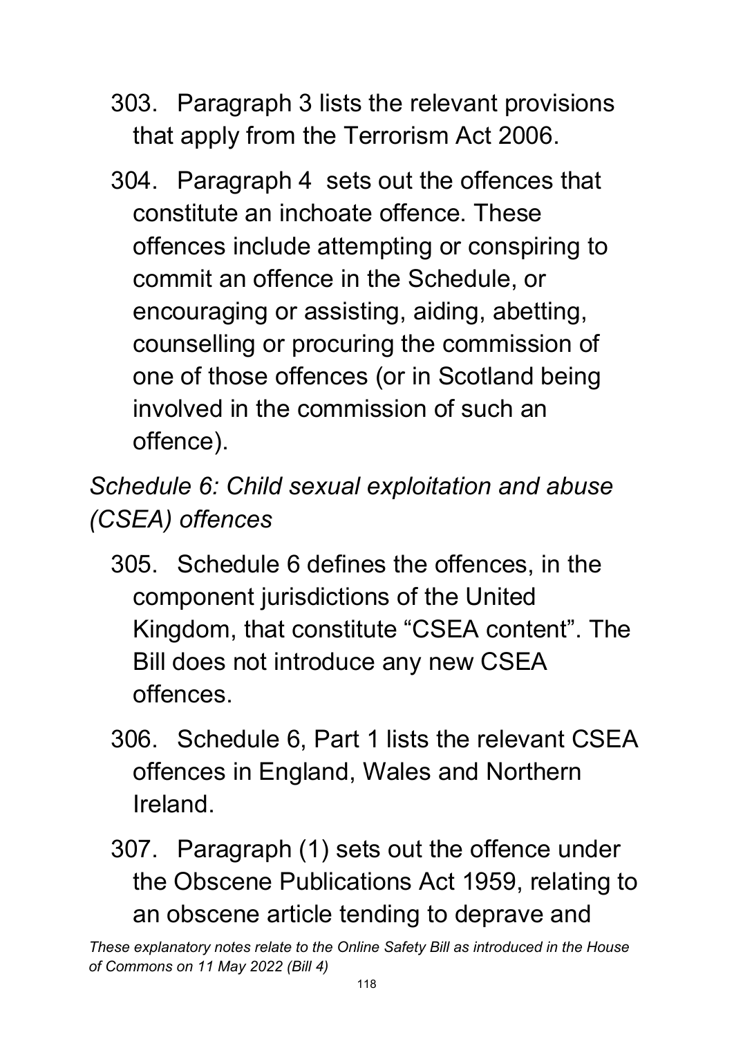303. Paragraph 3 lists the relevant provisions that apply from the Terrorism Act 2006.

304. Paragraph 4 sets out the offences that constitute an inchoate offence. These offences include attempting or conspiring to commit an offence in the Schedule, or encouraging or assisting, aiding, abetting, counselling or procuring the commission of one of those offences (or in Scotland being involved in the commission of such an offence).

*Schedule 6: Child sexual exploitation and abuse (CSEA) offences*

305. Schedule 6 defines the offences, in the component jurisdictions of the United Kingdom, that constitute "CSEA content". The Bill does not introduce any new CSEA offences.

306. Schedule 6, Part 1 lists the relevant CSEA offences in England, Wales and Northern Ireland.

307. Paragraph (1) sets out the offence under the Obscene Publications Act 1959, relating to an obscene article tending to deprave and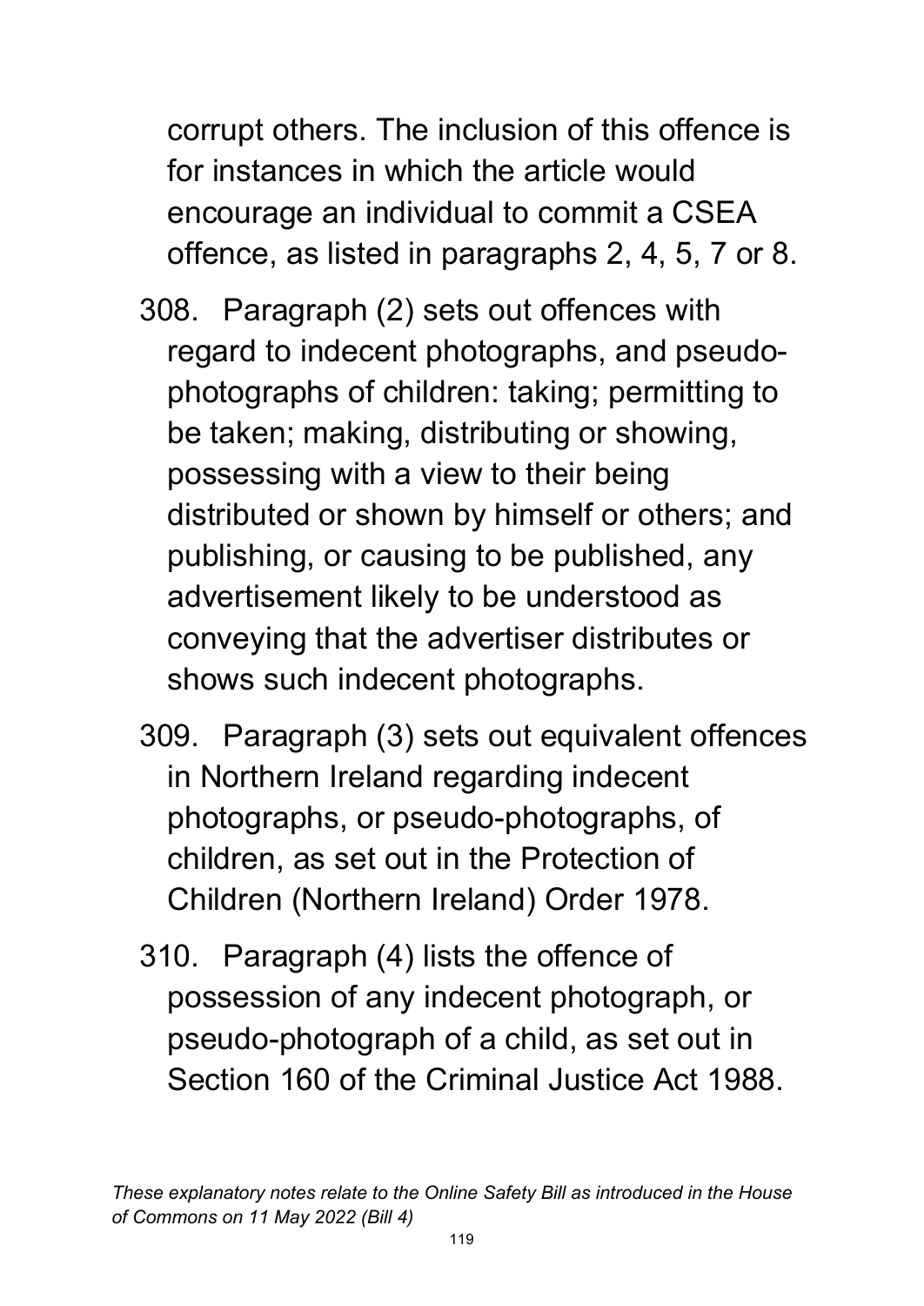corrupt others. The inclusion of this offence is for instances in which the article would encourage an individual to commit a CSEA offence, as listed in paragraphs 2, 4, 5, 7 or 8.

308. Paragraph (2) sets out offences with regard to indecent photographs, and pseudo-photographs of children: taking; permitting to be taken; making, distributing or showing, possessing with a view to their being distributed or shown by himself or others; and publishing, or causing to be published, any advertisement likely to be understood as conveying that the advertiser distributes or shows such indecent photographs.

309. Paragraph (3) sets out equivalent offences in Northern Ireland regarding indecent photographs, or pseudo-photographs, of children, as set out in the Protection of Children (Northern Ireland) Order 1978.

310. Paragraph (4) lists the offence of possession of any indecent photograph, or pseudo-photograph of a child, as set out in Section 160 of the Criminal Justice Act 1988.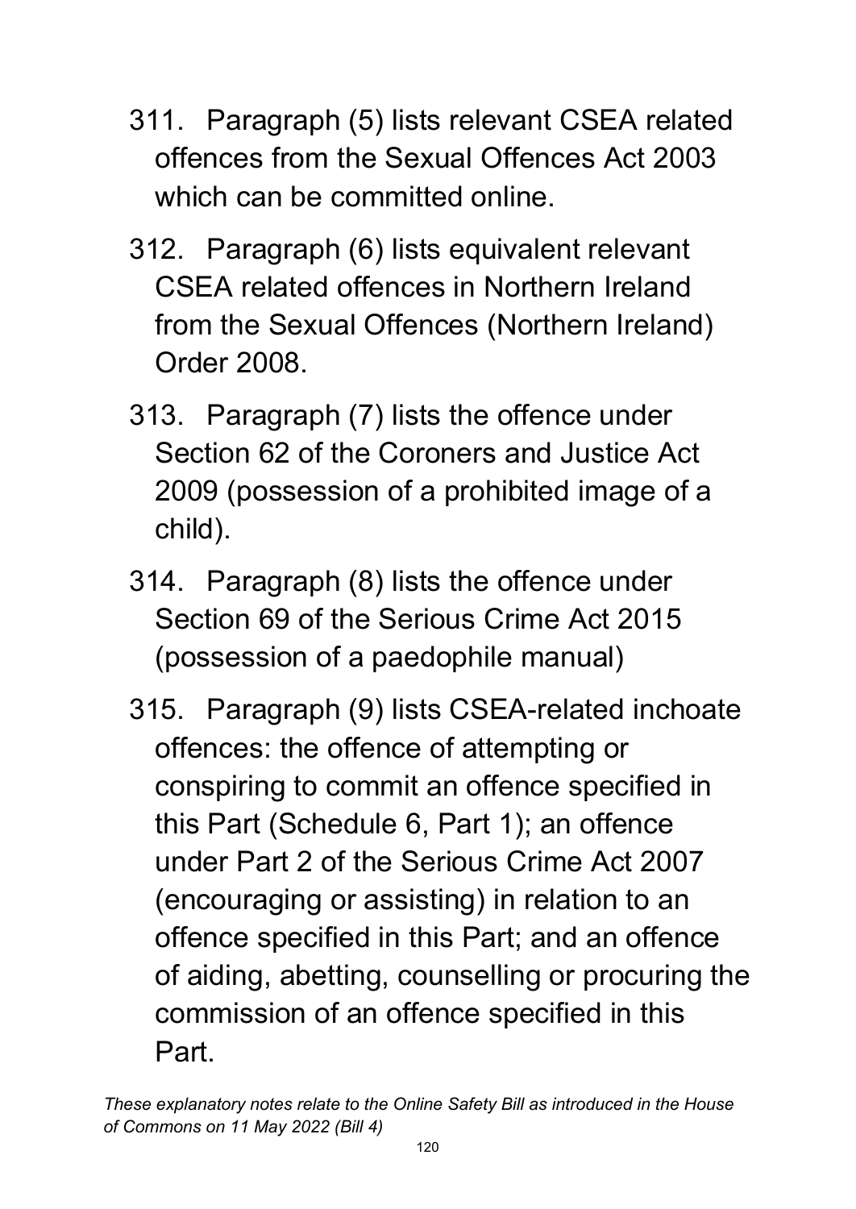311. Paragraph (5) lists relevant CSEA related offences from the Sexual Offences Act 2003 which can be committed online.

312. Paragraph (6) lists equivalent relevant CSEA related offences in Northern Ireland from the Sexual Offences (Northern Ireland) Order 2008.

313. Paragraph (7) lists the offence under Section 62 of the Coroners and Justice Act 2009 (possession of a prohibited image of a child).

314. Paragraph (8) lists the offence under Section 69 of the Serious Crime Act 2015 (possession of a paedophile manual)

315. Paragraph (9) lists CSEA-related inchoate offences: the offence of attempting or conspiring to commit an offence specified in this Part (Schedule 6, Part 1); an offence under Part 2 of the Serious Crime Act 2007 (encouraging or assisting) in relation to an offence specified in this Part; and an offence of aiding, abetting, counselling or procuring the commission of an offence specified in this Part.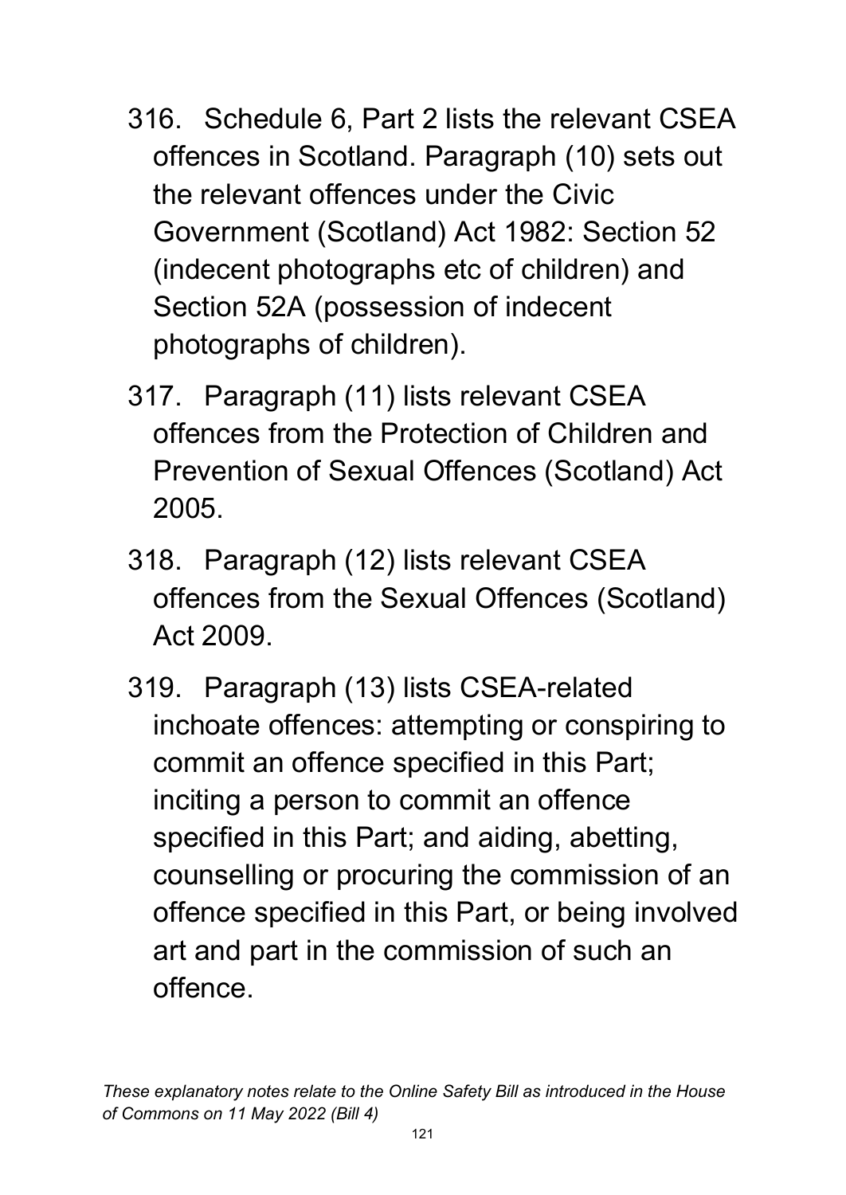316. Schedule 6, Part 2 lists the relevant CSEA offences in Scotland. Paragraph (10) sets out the relevant offences under the Civic Government (Scotland) Act 1982: Section 52 (indecent photographs etc of children) and Section 52A (possession of indecent photographs of children).

317. Paragraph (11) lists relevant CSEA offences from the Protection of Children and Prevention of Sexual Offences (Scotland) Act 2005.

318. Paragraph (12) lists relevant CSEA offences from the Sexual Offences (Scotland) Act 2009.

319. Paragraph (13) lists CSEA-related inchoate offences: attempting or conspiring to commit an offence specified in this Part; inciting a person to commit an offence specified in this Part; and aiding, abetting, counselling or procuring the commission of an offence specified in this Part, or being involved art and part in the commission of such an offence.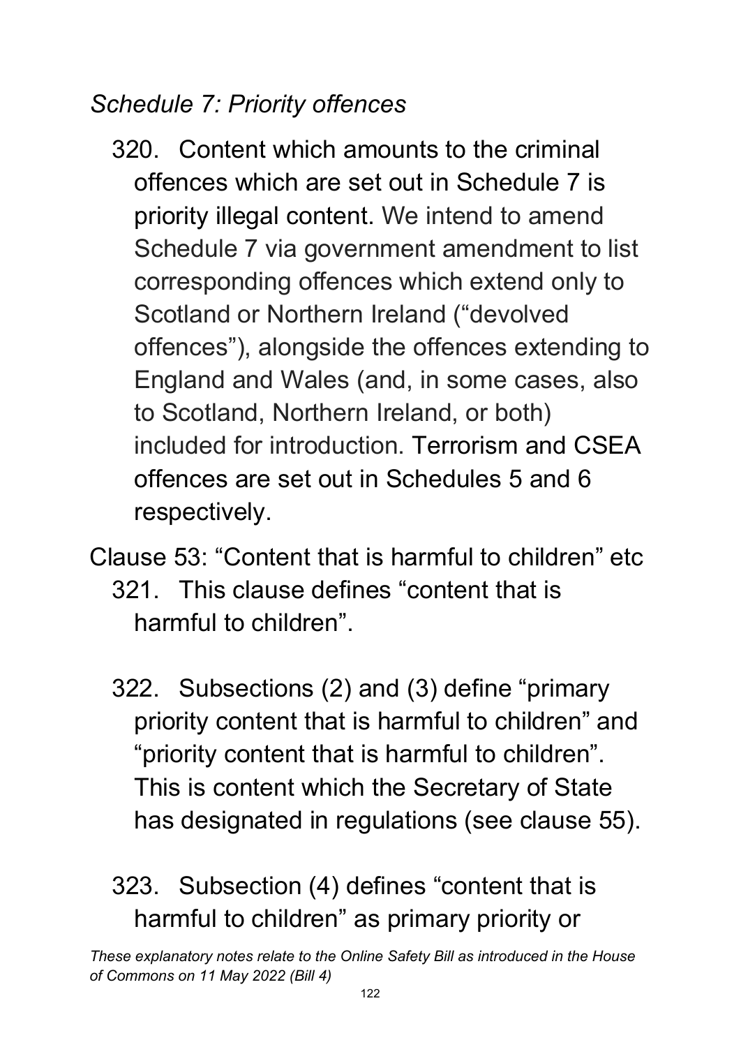*Schedule 7: Priority offences*

320. Content which amounts to the criminal offences which are set out in Schedule 7 is priority illegal content. We intend to amend Schedule 7 via government amendment to list corresponding offences which extend only to Scotland or Northern Ireland ("devolved offences"), alongside the offences extending to England and Wales (and, in some cases, also to Scotland, Northern Ireland, or both) included for introduction. Terrorism and CSEA offences are set out in Schedules 5 and 6 respectively.

Clause 53: "Content that is harmful to children" etc

321. This clause defines "content that is harmful to children".

322. Subsections (2) and (3) define "primary priority content that is harmful to children" and "priority content that is harmful to children". This is content which the Secretary of State has designated in regulations (see clause 55).

323. Subsection (4) defines "content that is harmful to children" as primary priority or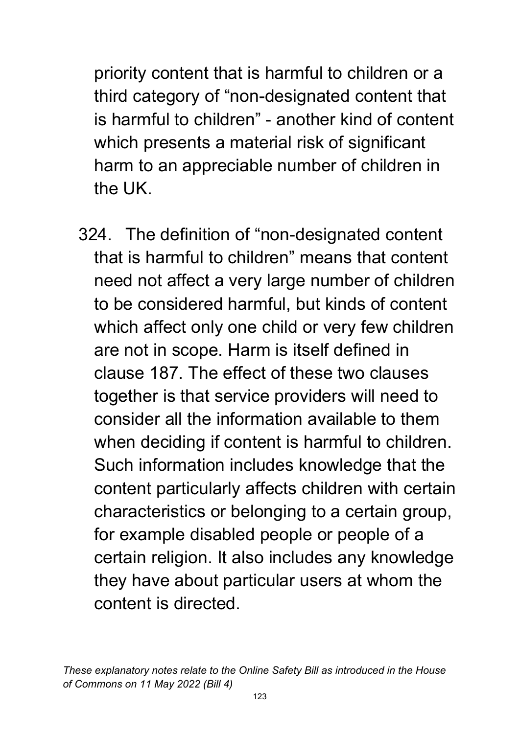priority content that is harmful to children or a third category of "non-designated content that is harmful to children" - another kind of content which presents a material risk of significant harm to an appreciable number of children in the UK.

324. The definition of "non-designated content that is harmful to children" means that content need not affect a very large number of children to be considered harmful, but kinds of content which affect only one child or very few children are not in scope. Harm is itself defined in clause 187. The effect of these two clauses together is that service providers will need to consider all the information available to them when deciding if content is harmful to children. Such information includes knowledge that the content particularly affects children with certain characteristics or belonging to a certain group, for example disabled people or people of a certain religion. It also includes any knowledge they have about particular users at whom the content is directed.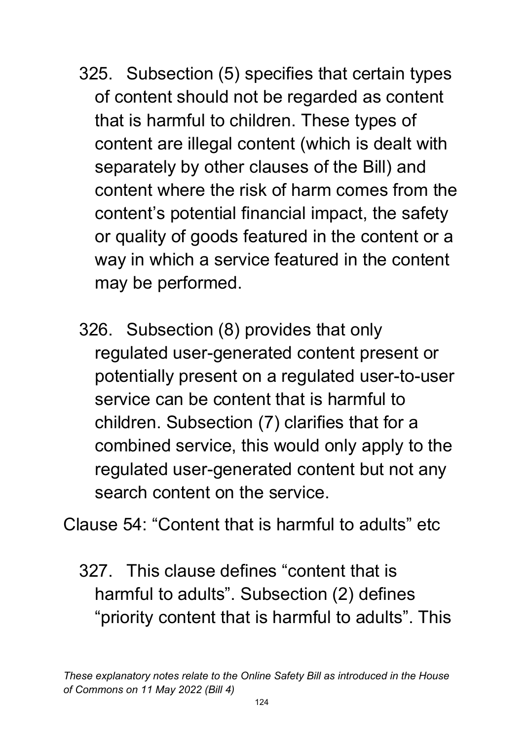325. Subsection (5) specifies that certain types of content should not be regarded as content that is harmful to children. These types of content are illegal content (which is dealt with separately by other clauses of the Bill) and content where the risk of harm comes from the content's potential financial impact, the safety or quality of goods featured in the content or a way in which a service featured in the content may be performed.

326. Subsection (8) provides that only regulated user-generated content present or potentially present on a regulated user-to-user service can be content that is harmful to children. Subsection (7) clarifies that for a combined service, this would only apply to the regulated user-generated content but not any search content on the service.

Clause 54: "Content that is harmful to adults" etc

327. This clause defines "content that is harmful to adults". Subsection (2) defines "priority content that is harmful to adults". This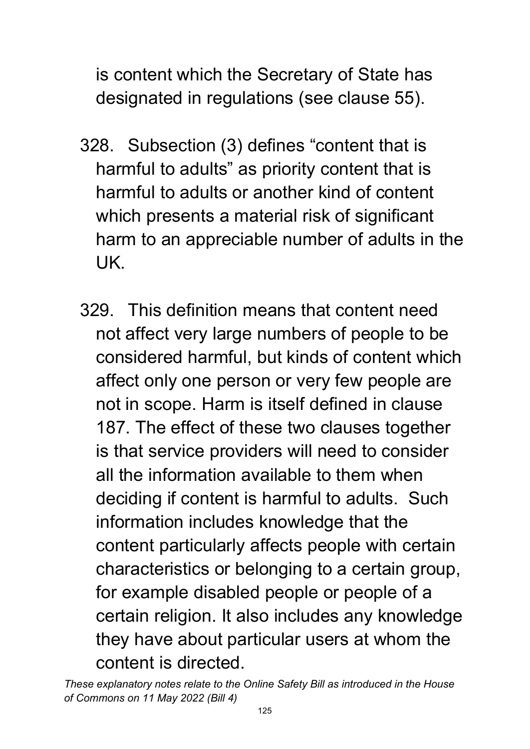is content which the Secretary of State has designated in regulations (see clause 55).

328. Subsection (3) defines “content that is harmful to adults” as priority content that is harmful to adults or another kind of content which presents a material risk of significant harm to an appreciable number of adults in the UK.

329. This definition means that content need not affect very large numbers of people to be considered harmful, but kinds of content which affect only one person or very few people are not in scope. Harm is itself defined in clause 187. The effect of these two clauses together is that service providers will need to consider all the information available to them when deciding if content is harmful to adults. Such information includes knowledge that the content particularly affects people with certain characteristics or belonging to a certain group, for example disabled people or people of a certain religion. It also includes any knowledge they have about particular users at whom the content is directed.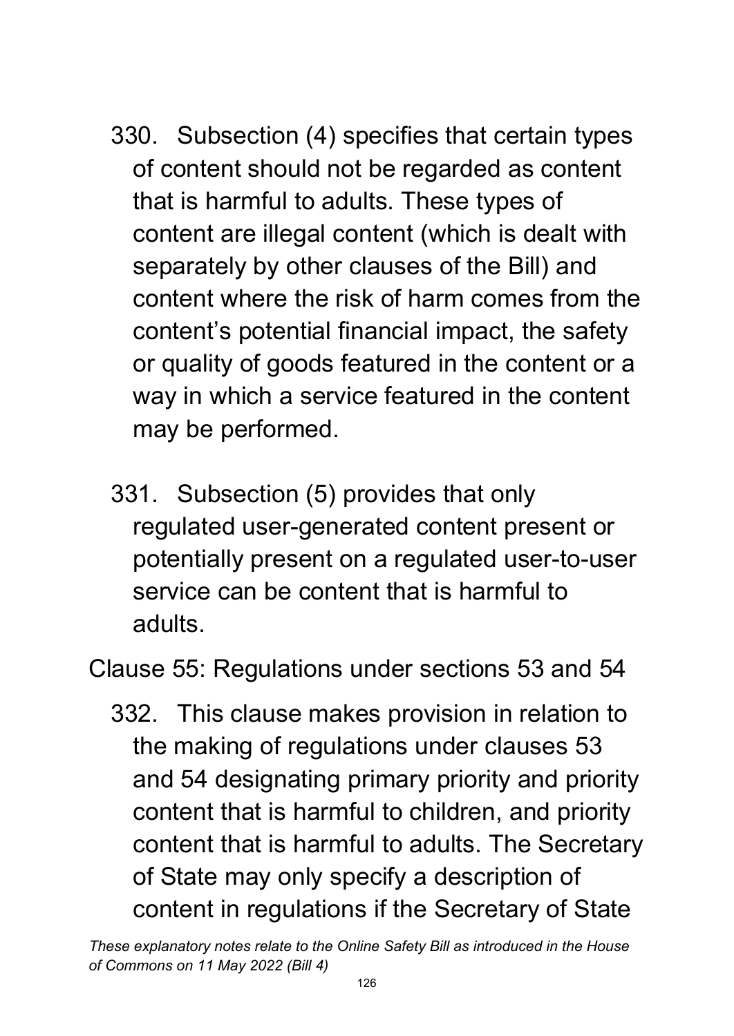330. Subsection (4) specifies that certain types of content should not be regarded as content that is harmful to adults. These types of content are illegal content (which is dealt with separately by other clauses of the Bill) and content where the risk of harm comes from the content's potential financial impact, the safety or quality of goods featured in the content or a way in which a service featured in the content may be performed.

331. Subsection (5) provides that only regulated user-generated content present or potentially present on a regulated user-to-user service can be content that is harmful to adults.

Clause 55: Regulations under sections 53 and 54

332. This clause makes provision in relation to the making of regulations under clauses 53 and 54 designating primary priority and priority content that is harmful to children, and priority content that is harmful to adults. The Secretary of State may only specify a description of content in regulations if the Secretary of State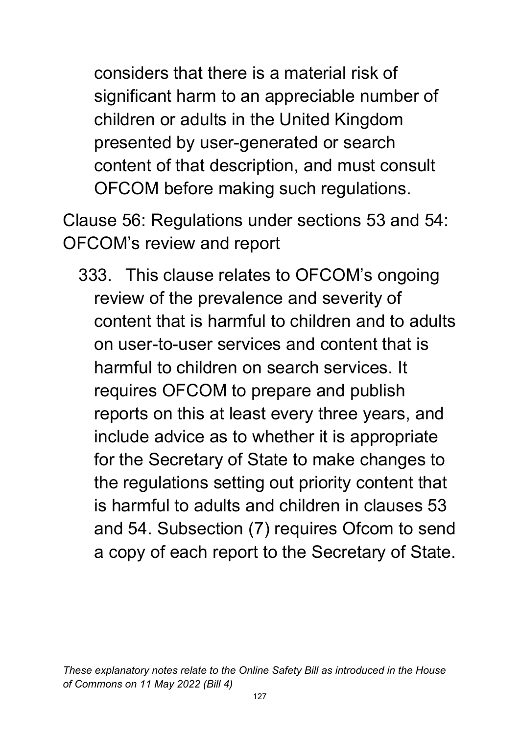considers that there is a material risk of significant harm to an appreciable number of children or adults in the United Kingdom presented by user-generated or search content of that description, and must consult OFCOM before making such regulations.

Clause 56: Regulations under sections 53 and 54: OFCOM's review and report

333. This clause relates to OFCOM's ongoing review of the prevalence and severity of content that is harmful to children and to adults on user-to-user services and content that is harmful to children on search services. It requires OFCOM to prepare and publish reports on this at least every three years, and include advice as to whether it is appropriate for the Secretary of State to make changes to the regulations setting out priority content that is harmful to adults and children in clauses 53 and 54. Subsection (7) requires Ofcom to send a copy of each report to the Secretary of State.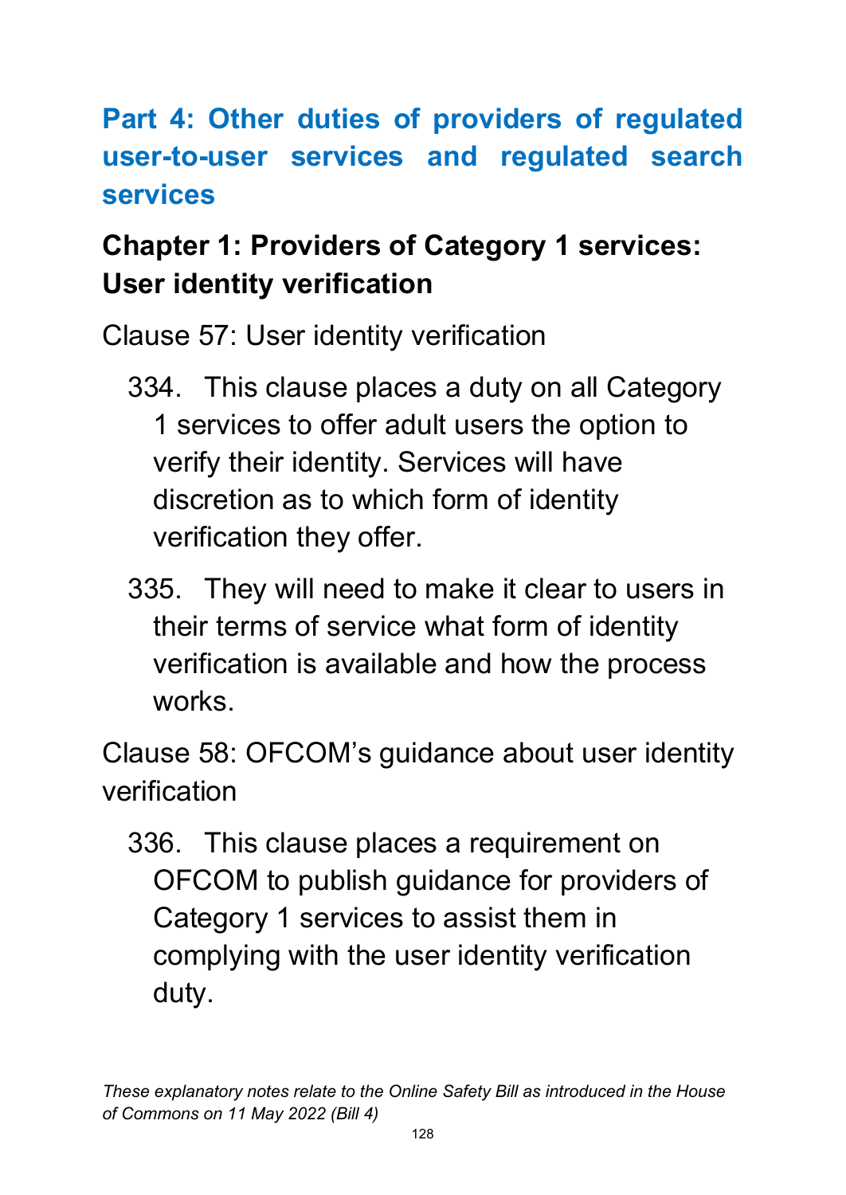# Part 4: Other duties of providers of regulated user-to-user services and regulated search services

## Chapter 1: Providers of Category 1 services: User identity verification

Clause 57: User identity verification

334. This clause places a duty on all Category 1 services to offer adult users the option to verify their identity. Services will have discretion as to which form of identity verification they offer.

335. They will need to make it clear to users in their terms of service what form of identity verification is available and how the process works.

Clause 58: OFCOM's guidance about user identity verification

336. This clause places a requirement on OFCOM to publish guidance for providers of Category 1 services to assist them in complying with the user identity verification duty.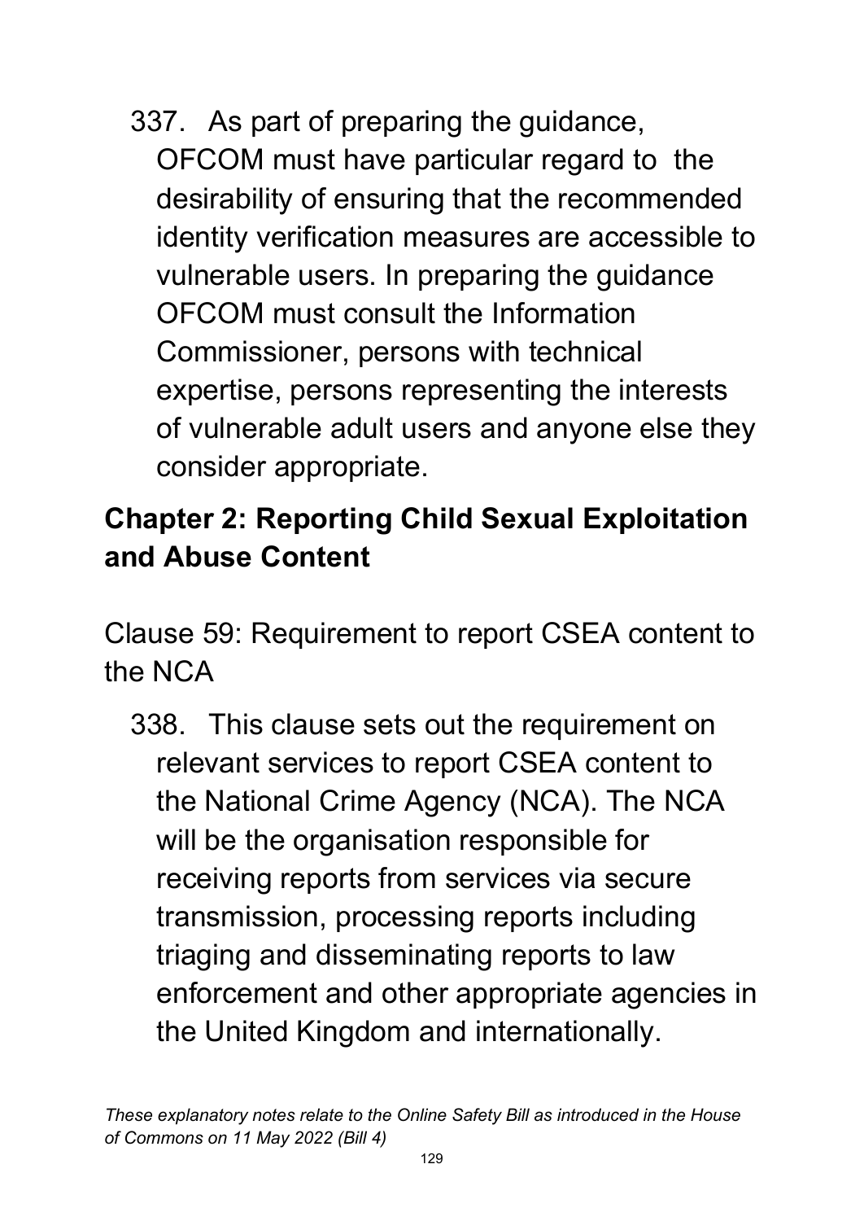337. As part of preparing the guidance, OFCOM must have particular regard to the desirability of ensuring that the recommended identity verification measures are accessible to vulnerable users. In preparing the guidance OFCOM must consult the Information Commissioner, persons with technical expertise, persons representing the interests of vulnerable adult users and anyone else they consider appropriate.

## Chapter 2: Reporting Child Sexual Exploitation and Abuse Content

Clause 59: Requirement to report CSEA content to the NCA

338. This clause sets out the requirement on relevant services to report CSEA content to the National Crime Agency (NCA). The NCA will be the organisation responsible for receiving reports from services via secure transmission, processing reports including triaging and disseminating reports to law enforcement and other appropriate agencies in the United Kingdom and internationally.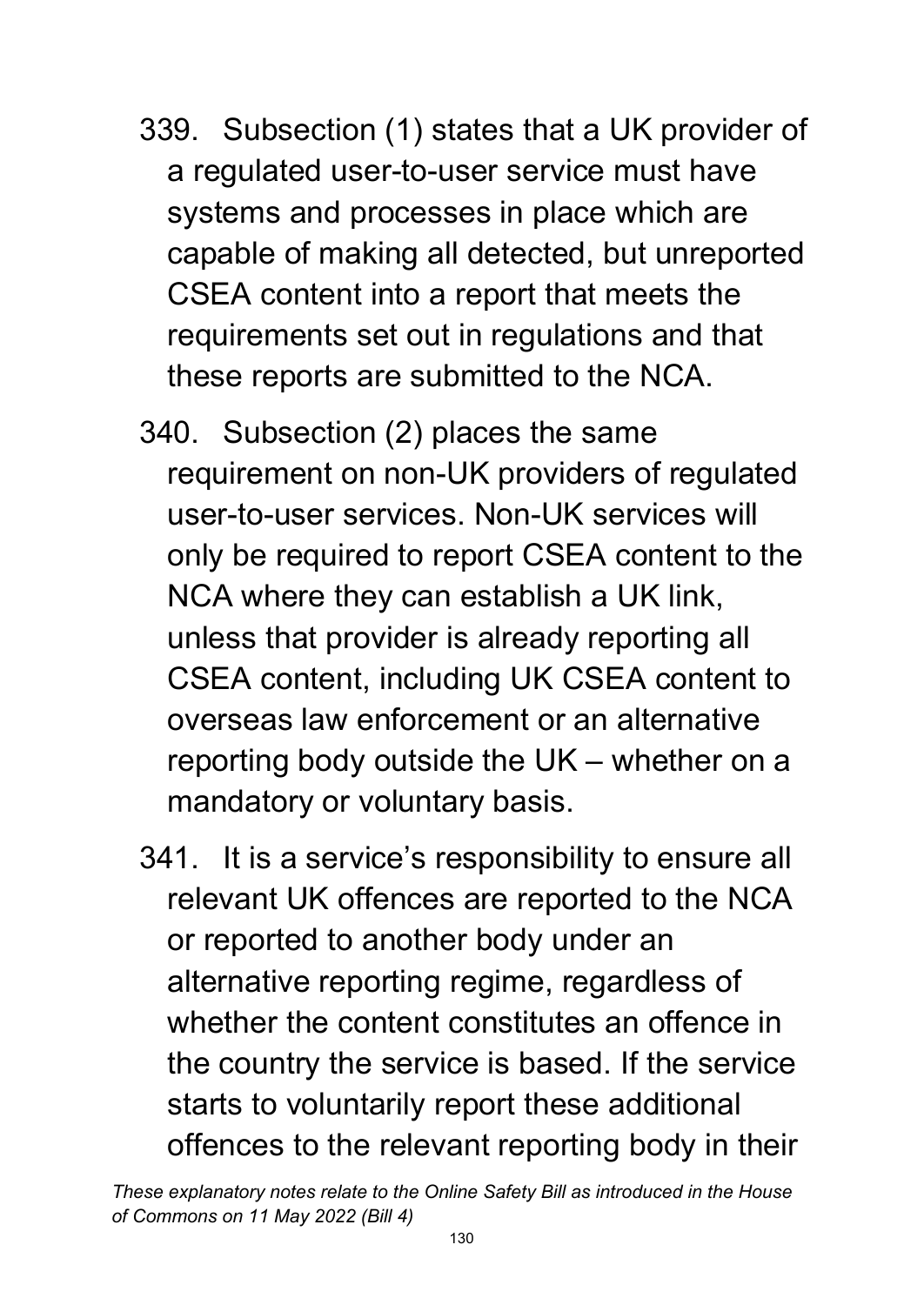339. Subsection (1) states that a UK provider of a regulated user-to-user service must have systems and processes in place which are capable of making all detected, but unreported CSEA content into a report that meets the requirements set out in regulations and that these reports are submitted to the NCA.

340. Subsection (2) places the same requirement on non-UK providers of regulated user-to-user services. Non-UK services will only be required to report CSEA content to the NCA where they can establish a UK link, unless that provider is already reporting all CSEA content, including UK CSEA content to overseas law enforcement or an alternative reporting body outside the UK – whether on a mandatory or voluntary basis.

341. It is a service's responsibility to ensure all relevant UK offences are reported to the NCA or reported to another body under an alternative reporting regime, regardless of whether the content constitutes an offence in the country the service is based. If the service starts to voluntarily report these additional offences to the relevant reporting body in their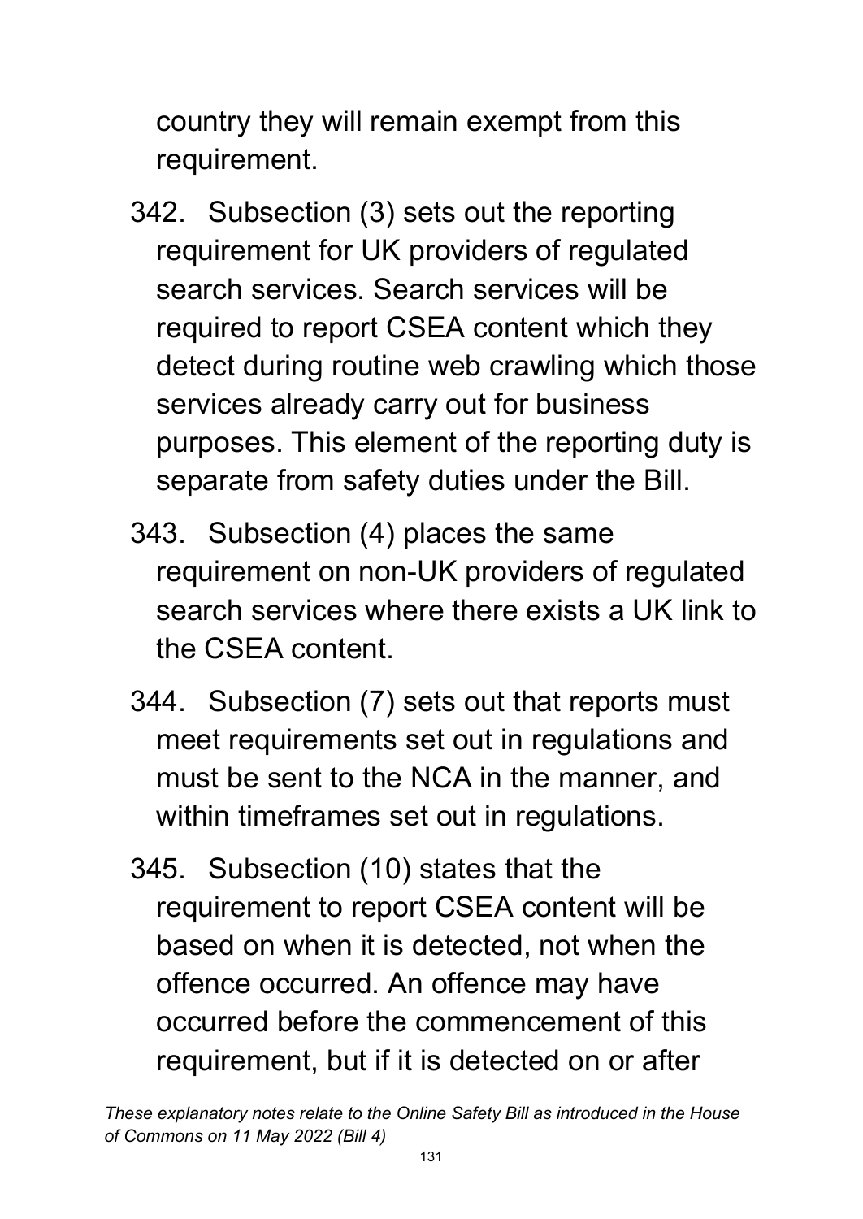country they will remain exempt from this requirement.

342. Subsection (3) sets out the reporting requirement for UK providers of regulated search services. Search services will be required to report CSEA content which they detect during routine web crawling which those services already carry out for business purposes. This element of the reporting duty is separate from safety duties under the Bill.

343. Subsection (4) places the same requirement on non-UK providers of regulated search services where there exists a UK link to the CSEA content.

344. Subsection (7) sets out that reports must meet requirements set out in regulations and must be sent to the NCA in the manner, and within timeframes set out in regulations.

345. Subsection (10) states that the requirement to report CSEA content will be based on when it is detected, not when the offence occurred. An offence may have occurred before the commencement of this requirement, but if it is detected on or after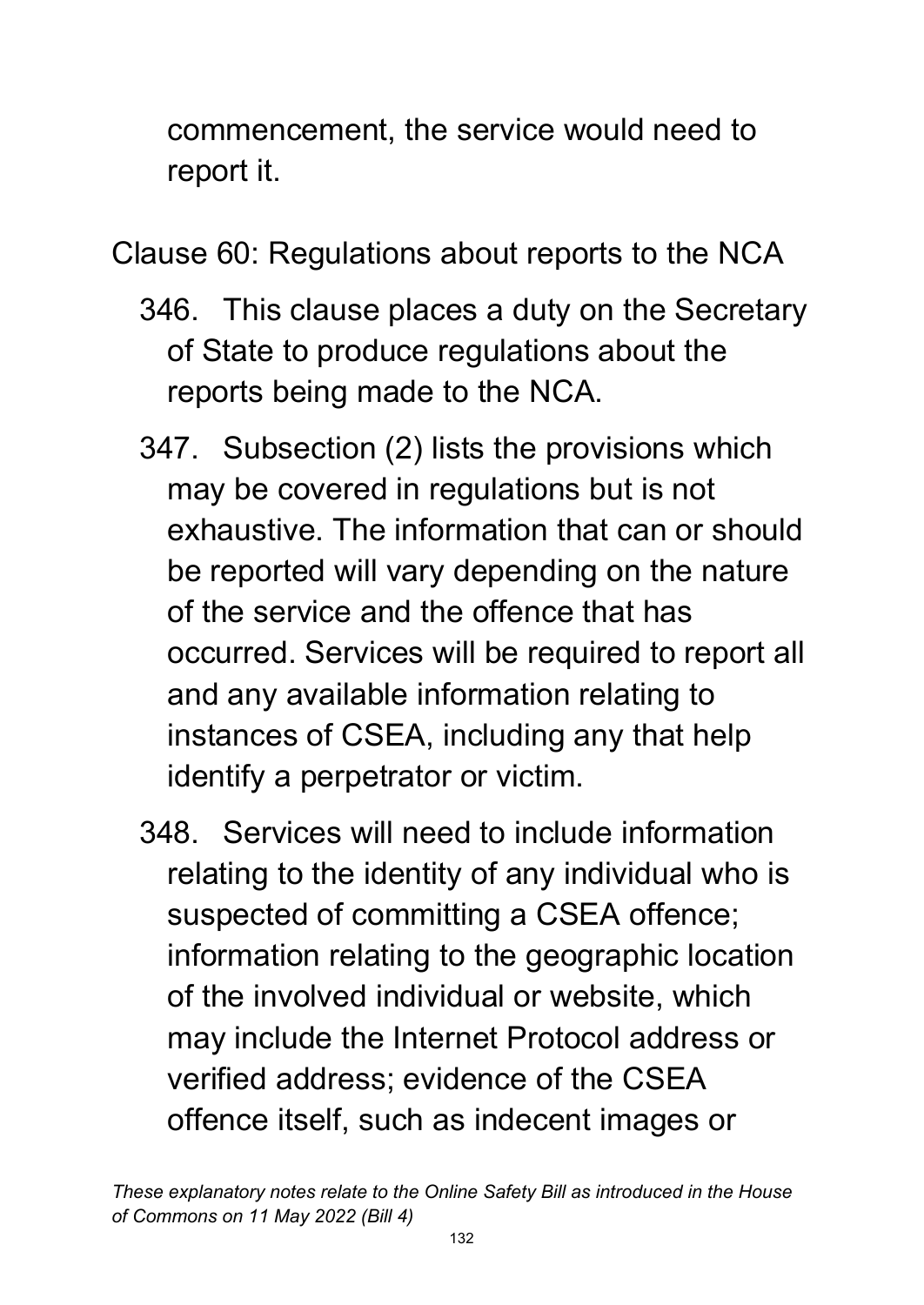commencement, the service would need to report it.

Clause 60: Regulations about reports to the NCA

346. This clause places a duty on the Secretary of State to produce regulations about the reports being made to the NCA.

347. Subsection (2) lists the provisions which may be covered in regulations but is not exhaustive. The information that can or should be reported will vary depending on the nature of the service and the offence that has occurred. Services will be required to report all and any available information relating to instances of CSEA, including any that help identify a perpetrator or victim.

348. Services will need to include information relating to the identity of any individual who is suspected of committing a CSEA offence; information relating to the geographic location of the involved individual or website, which may include the Internet Protocol address or verified address; evidence of the CSEA offence itself, such as indecent images or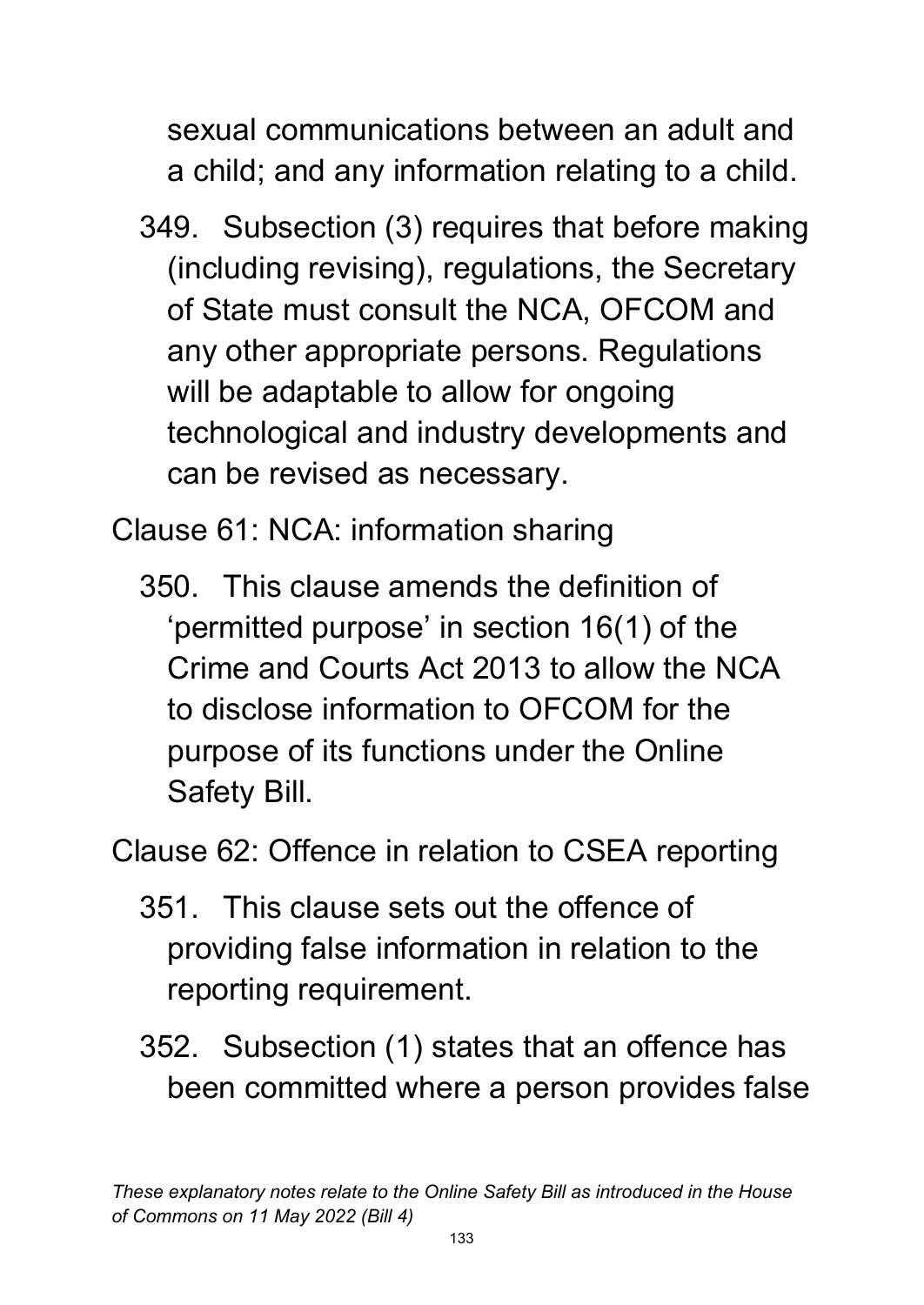sexual communications between an adult and a child; and any information relating to a child.

349. Subsection (3) requires that before making (including revising), regulations, the Secretary of State must consult the NCA, OFCOM and any other appropriate persons. Regulations will be adaptable to allow for ongoing technological and industry developments and can be revised as necessary.

Clause 61: NCA: information sharing

350. This clause amends the definition of 'permitted purpose' in section 16(1) of the Crime and Courts Act 2013 to allow the NCA to disclose information to OFCOM for the purpose of its functions under the Online Safety Bill.

Clause 62: Offence in relation to CSEA reporting

351. This clause sets out the offence of providing false information in relation to the reporting requirement.

352. Subsection (1) states that an offence has been committed where a person provides false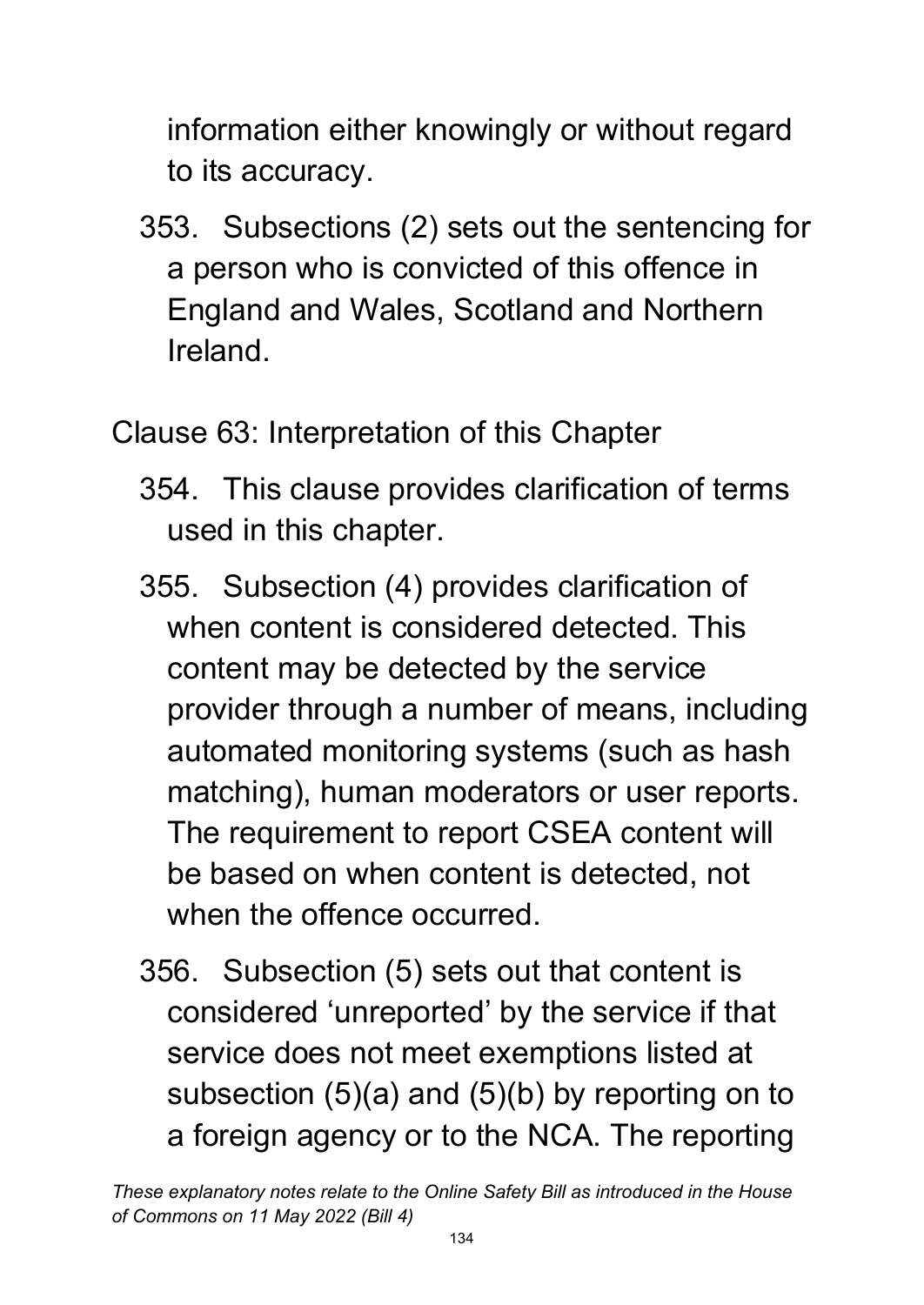information either knowingly or without regard to its accuracy.

353. Subsections (2) sets out the sentencing for a person who is convicted of this offence in England and Wales, Scotland and Northern Ireland.

Clause 63: Interpretation of this Chapter

354. This clause provides clarification of terms used in this chapter.

355. Subsection (4) provides clarification of when content is considered detected. This content may be detected by the service provider through a number of means, including automated monitoring systems (such as hash matching), human moderators or user reports. The requirement to report CSEA content will be based on when content is detected, not when the offence occurred.

356. Subsection (5) sets out that content is considered 'unreported' by the service if that service does not meet exemptions listed at subsection (5)(a) and (5)(b) by reporting on to a foreign agency or to the NCA. The reporting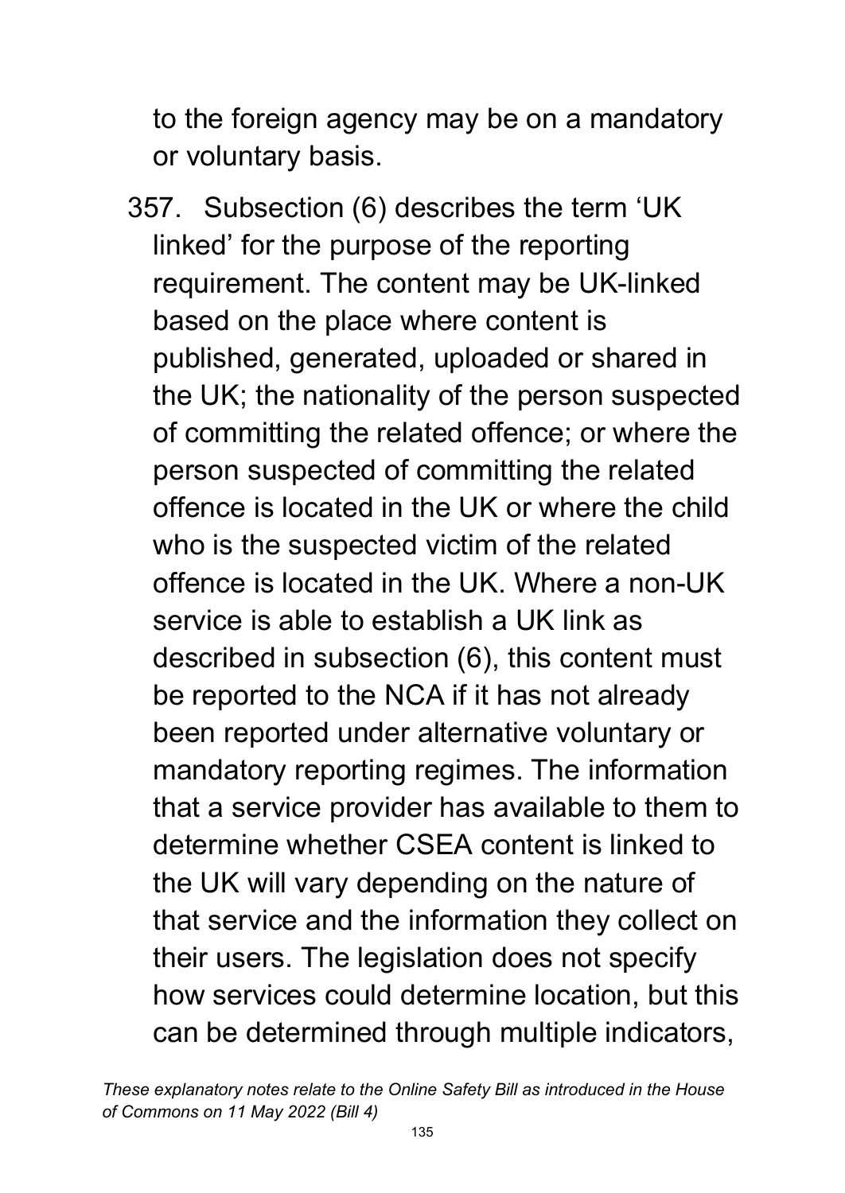to the foreign agency may be on a mandatory or voluntary basis.

357. Subsection (6) describes the term 'UK linked' for the purpose of the reporting requirement. The content may be UK-linked based on the place where content is published, generated, uploaded or shared in the UK; the nationality of the person suspected of committing the related offence; or where the person suspected of committing the related offence is located in the UK or where the child who is the suspected victim of the related offence is located in the UK. Where a non-UK service is able to establish a UK link as described in subsection (6), this content must be reported to the NCA if it has not already been reported under alternative voluntary or mandatory reporting regimes. The information that a service provider has available to them to determine whether CSEA content is linked to the UK will vary depending on the nature of that service and the information they collect on their users. The legislation does not specify how services could determine location, but this can be determined through multiple indicators,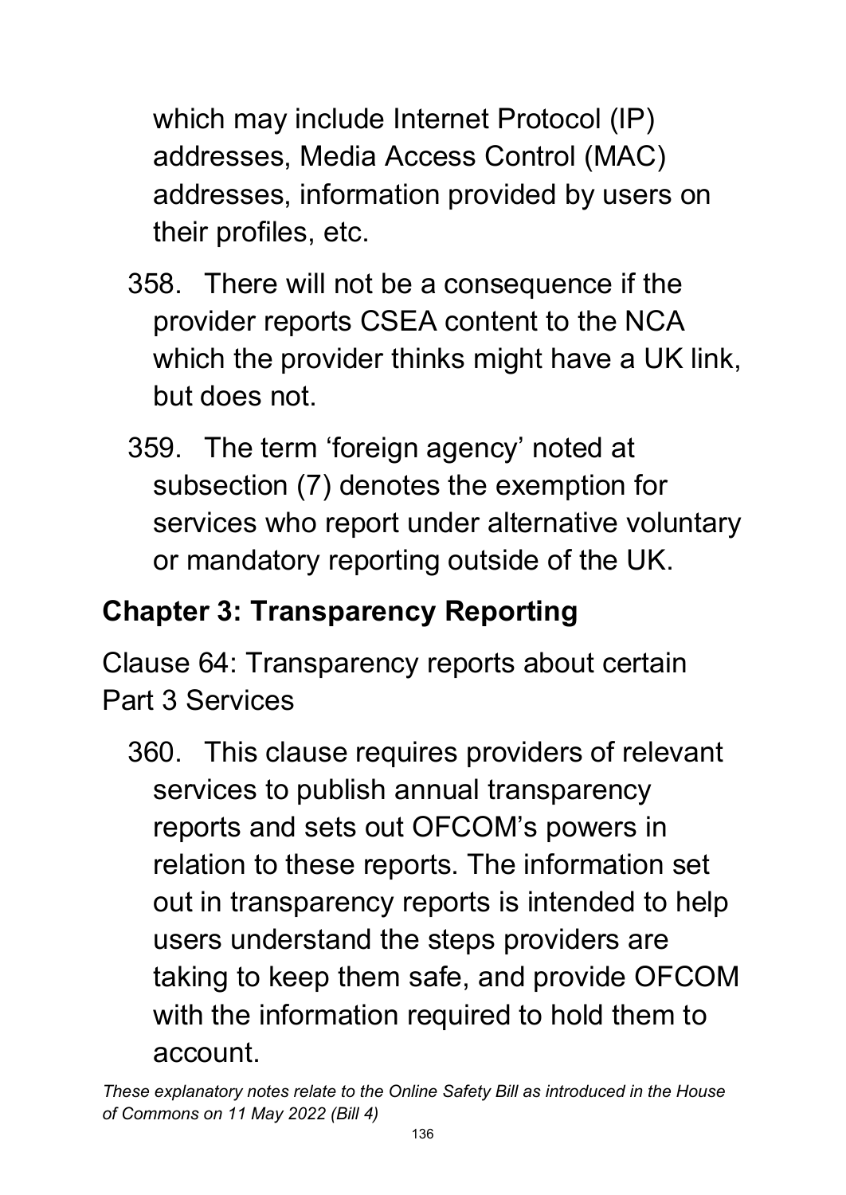which may include Internet Protocol (IP) addresses, Media Access Control (MAC) addresses, information provided by users on their profiles, etc.

358. There will not be a consequence if the provider reports CSEA content to the NCA which the provider thinks might have a UK link, but does not.

359. The term ‘foreign agency’ noted at subsection (7) denotes the exemption for services who report under alternative voluntary or mandatory reporting outside of the UK.

## Chapter 3: Transparency Reporting

Clause 64: Transparency reports about certain Part 3 Services

360. This clause requires providers of relevant services to publish annual transparency reports and sets out OFCOM’s powers in relation to these reports. The information set out in transparency reports is intended to help users understand the steps providers are taking to keep them safe, and provide OFCOM with the information required to hold them to account.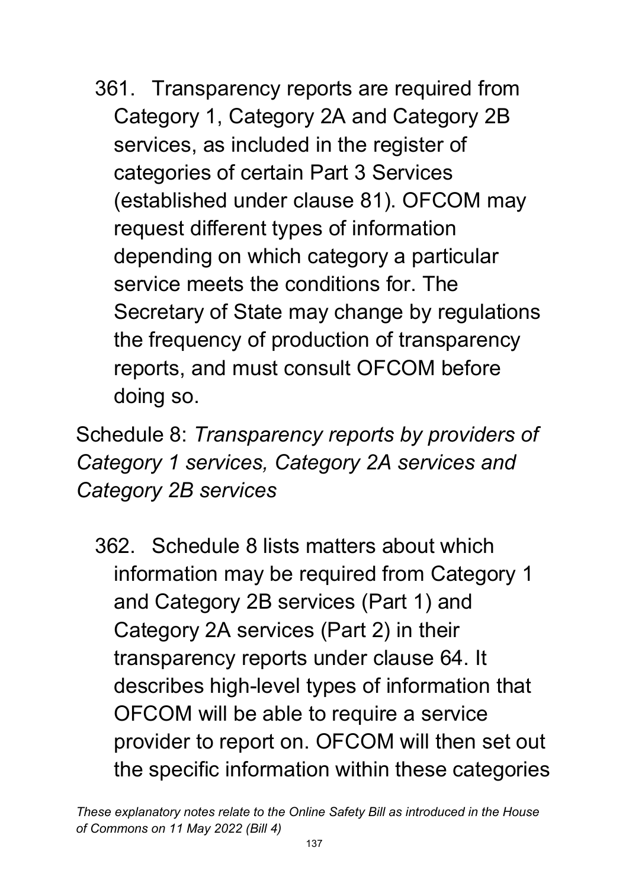361. Transparency reports are required from Category 1, Category 2A and Category 2B services, as included in the register of categories of certain Part 3 Services (established under clause 81). OFCOM may request different types of information depending on which category a particular service meets the conditions for. The Secretary of State may change by regulations the frequency of production of transparency reports, and must consult OFCOM before doing so.

Schedule 8: *Transparency reports by providers of Category 1 services, Category 2A services and Category 2B services*

362. Schedule 8 lists matters about which information may be required from Category 1 and Category 2B services (Part 1) and Category 2A services (Part 2) in their transparency reports under clause 64. It describes high-level types of information that OFCOM will be able to require a service provider to report on. OFCOM will then set out the specific information within these categories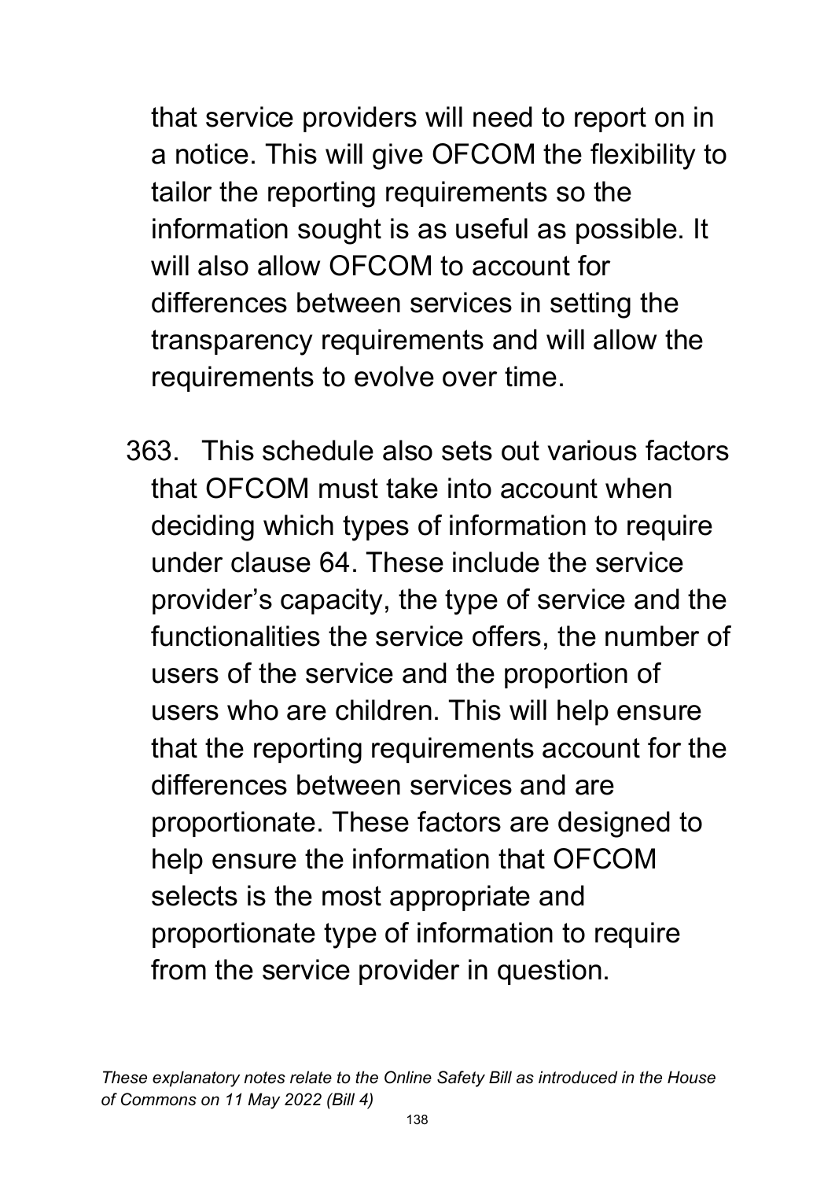that service providers will need to report on in a notice. This will give OFCOM the flexibility to tailor the reporting requirements so the information sought is as useful as possible. It will also allow OFCOM to account for differences between services in setting the transparency requirements and will allow the requirements to evolve over time.

363. This schedule also sets out various factors that OFCOM must take into account when deciding which types of information to require under clause 64. These include the service provider's capacity, the type of service and the functionalities the service offers, the number of users of the service and the proportion of users who are children. This will help ensure that the reporting requirements account for the differences between services and are proportionate. These factors are designed to help ensure the information that OFCOM selects is the most appropriate and proportionate type of information to require from the service provider in question.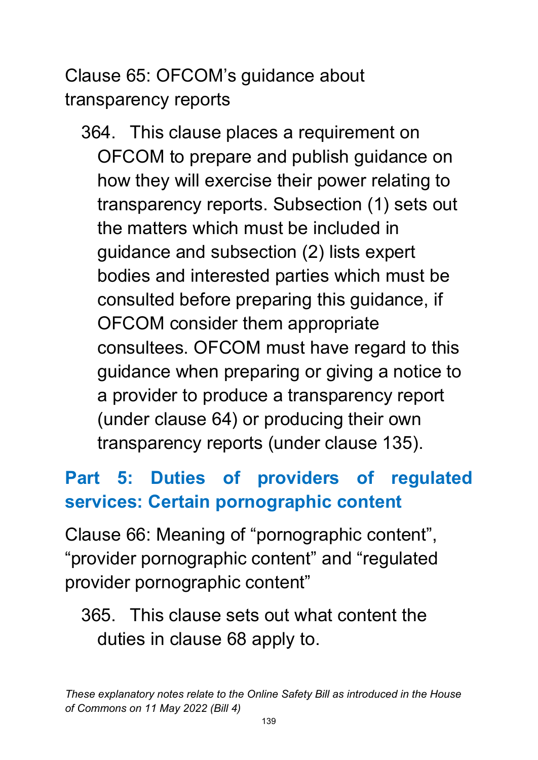### Clause 65: OFCOM's guidance about transparency reports

364. This clause places a requirement on OFCOM to prepare and publish guidance on how they will exercise their power relating to transparency reports. Subsection (1) sets out the matters which must be included in guidance and subsection (2) lists expert bodies and interested parties which must be consulted before preparing this guidance, if OFCOM consider them appropriate consultees. OFCOM must have regard to this guidance when preparing or giving a notice to a provider to produce a transparency report (under clause 64) or producing their own transparency reports (under clause 135).

## Part 5: Duties of providers of regulated services: Certain pornographic content

### Clause 66: Meaning of "pornographic content", "provider pornographic content" and "regulated provider pornographic content"

365. This clause sets out what content the duties in clause 68 apply to.

*These explanatory notes relate to the Online Safety Bill as introduced in the House of Commons on 11 May 2022 (Bill 4)*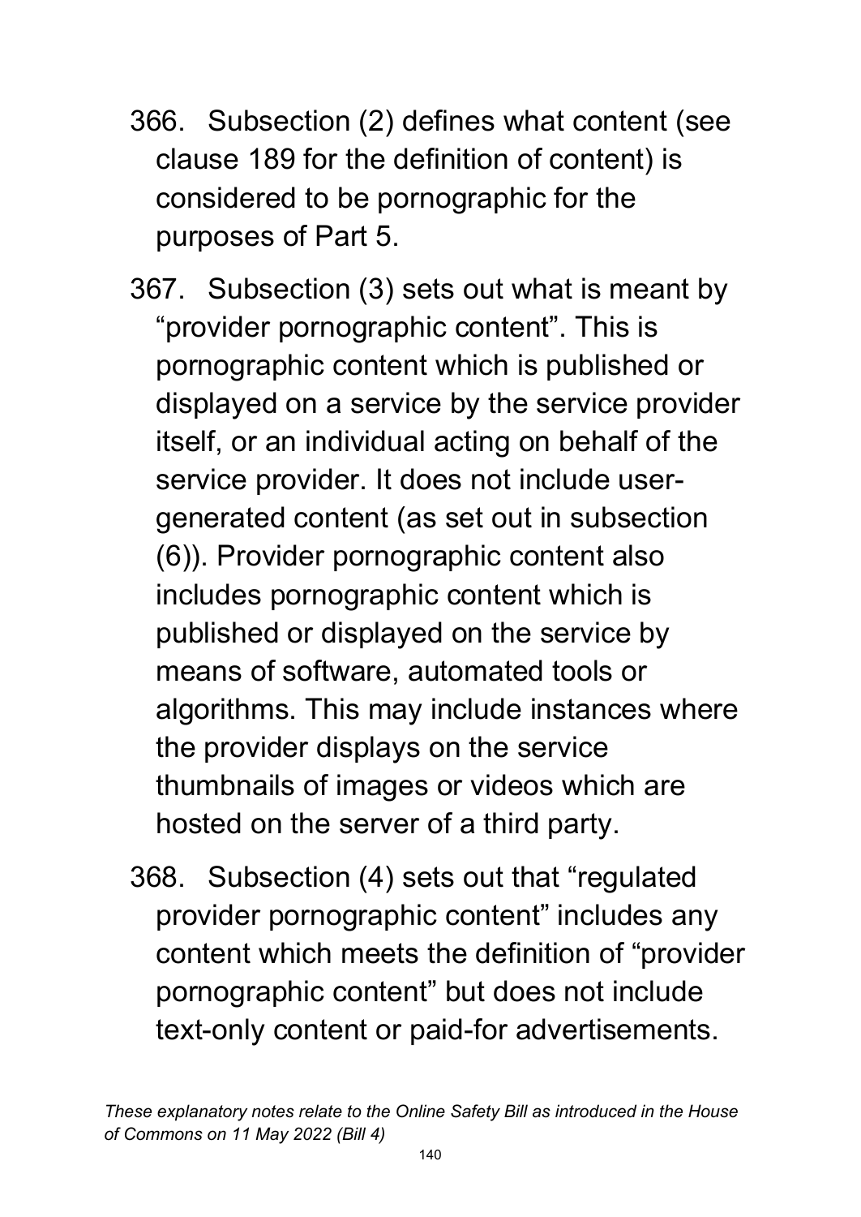366. Subsection (2) defines what content (see clause 189 for the definition of content) is considered to be pornographic for the purposes of Part 5.

367. Subsection (3) sets out what is meant by "provider pornographic content". This is pornographic content which is published or displayed on a service by the service provider itself, or an individual acting on behalf of the service provider. It does not include user-generated content (as set out in subsection (6)). Provider pornographic content also includes pornographic content which is published or displayed on the service by means of software, automated tools or algorithms. This may include instances where the provider displays on the service thumbnails of images or videos which are hosted on the server of a third party.

368. Subsection (4) sets out that "regulated provider pornographic content" includes any content which meets the definition of "provider pornographic content" but does not include text-only content or paid-for advertisements.

*These explanatory notes relate to the Online Safety Bill as introduced in the House of Commons on 11 May 2022 (Bill 4)*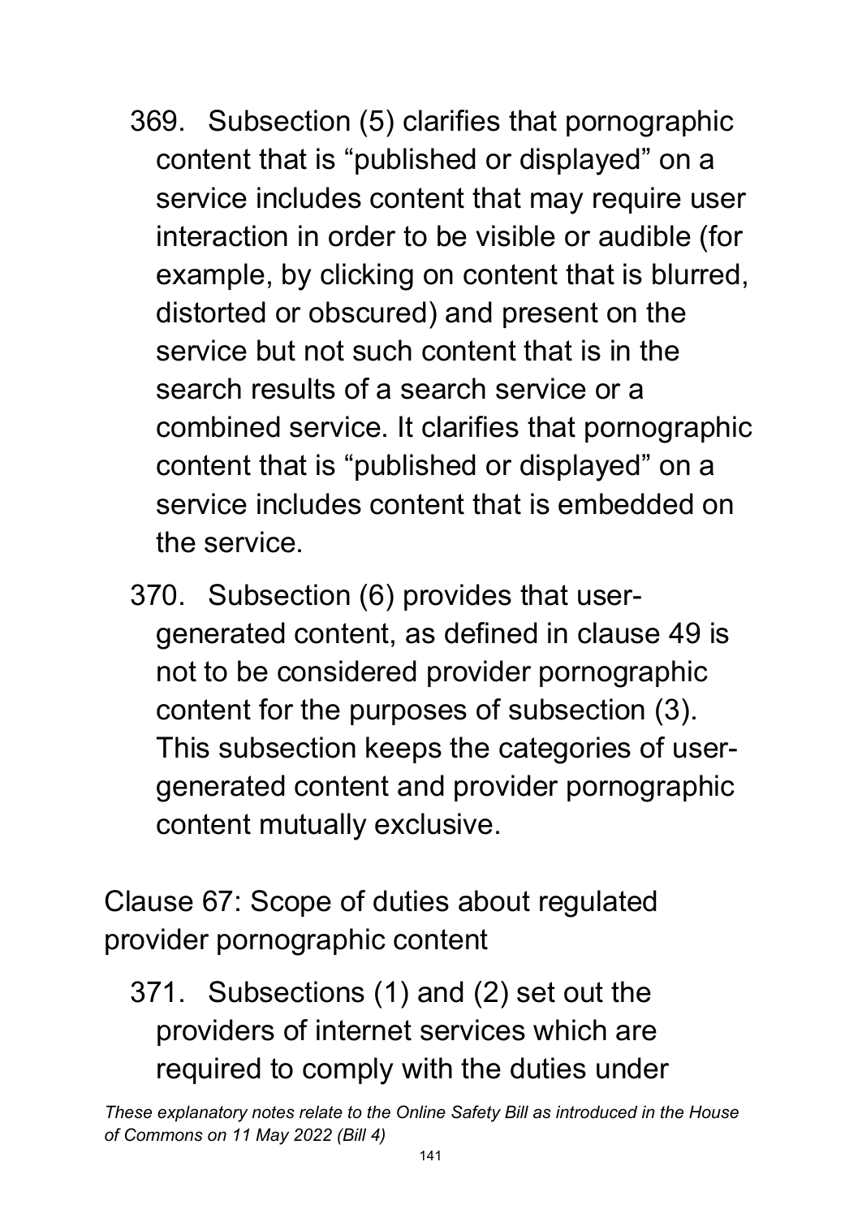369. Subsection (5) clarifies that pornographic content that is "published or displayed" on a service includes content that may require user interaction in order to be visible or audible (for example, by clicking on content that is blurred, distorted or obscured) and present on the service but not such content that is in the search results of a search service or a combined service. It clarifies that pornographic content that is "published or displayed" on a service includes content that is embedded on the service.

370. Subsection (6) provides that user-generated content, as defined in clause 49 is not to be considered provider pornographic content for the purposes of subsection (3). This subsection keeps the categories of user-generated content and provider pornographic content mutually exclusive.

## Clause 67: Scope of duties about regulated provider pornographic content

371. Subsections (1) and (2) set out the providers of internet services which are required to comply with the duties under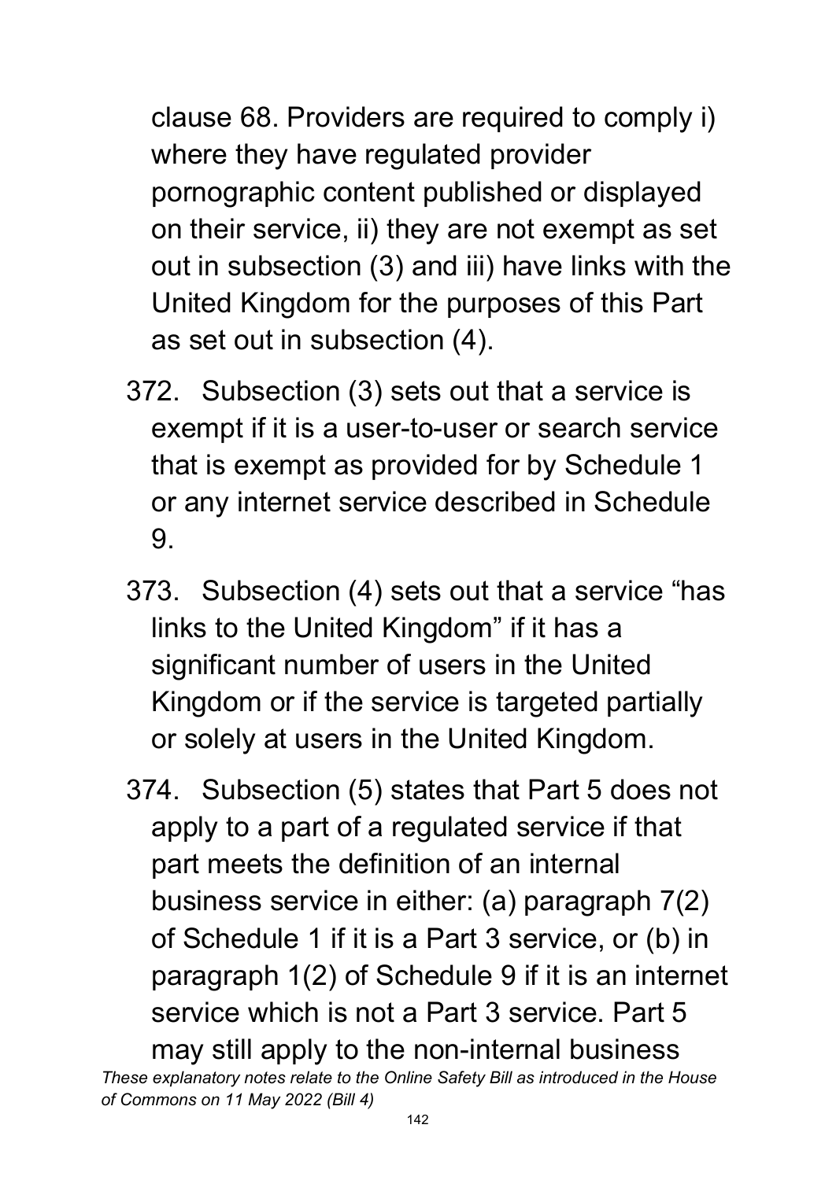clause 68. Providers are required to comply i) where they have regulated provider pornographic content published or displayed on their service, ii) they are not exempt as set out in subsection (3) and iii) have links with the United Kingdom for the purposes of this Part as set out in subsection (4).

372. Subsection (3) sets out that a service is exempt if it is a user-to-user or search service that is exempt as provided for by Schedule 1 or any internet service described in Schedule 9.

373. Subsection (4) sets out that a service "has links to the United Kingdom" if it has a significant number of users in the United Kingdom or if the service is targeted partially or solely at users in the United Kingdom.

374. Subsection (5) states that Part 5 does not apply to a part of a regulated service if that part meets the definition of an internal business service in either: (a) paragraph 7(2) of Schedule 1 if it is a Part 3 service, or (b) in paragraph 1(2) of Schedule 9 if it is an internet service which is not a Part 3 service. Part 5 may still apply to the non-internal business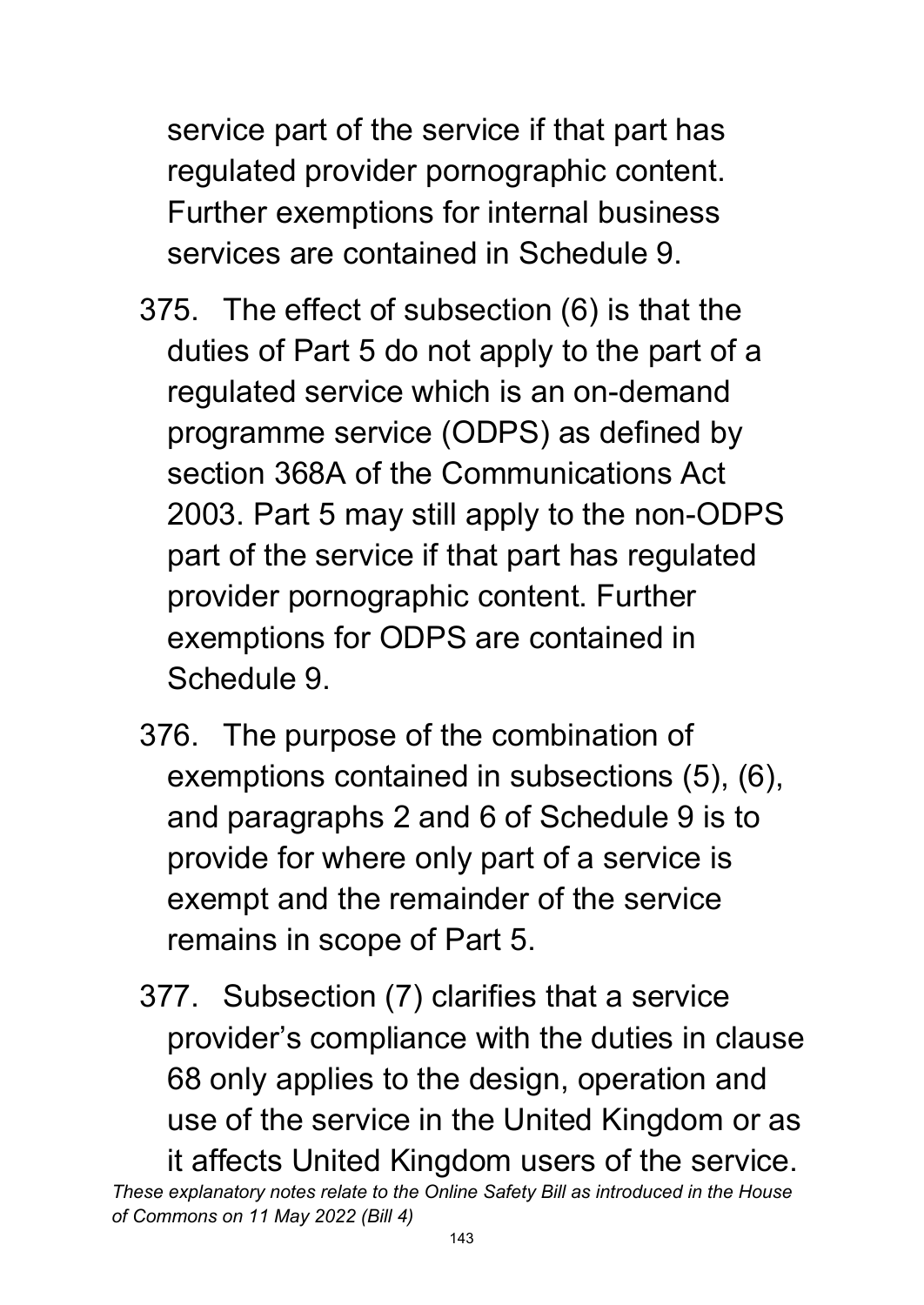service part of the service if that part has regulated provider pornographic content. Further exemptions for internal business services are contained in Schedule 9.

375. The effect of subsection (6) is that the duties of Part 5 do not apply to the part of a regulated service which is an on-demand programme service (ODPS) as defined by section 368A of the Communications Act 2003. Part 5 may still apply to the non-ODPS part of the service if that part has regulated provider pornographic content. Further exemptions for ODPS are contained in Schedule 9.

376. The purpose of the combination of exemptions contained in subsections (5), (6), and paragraphs 2 and 6 of Schedule 9 is to provide for where only part of a service is exempt and the remainder of the service remains in scope of Part 5.

377. Subsection (7) clarifies that a service provider's compliance with the duties in clause 68 only applies to the design, operation and use of the service in the United Kingdom or as it affects United Kingdom users of the service.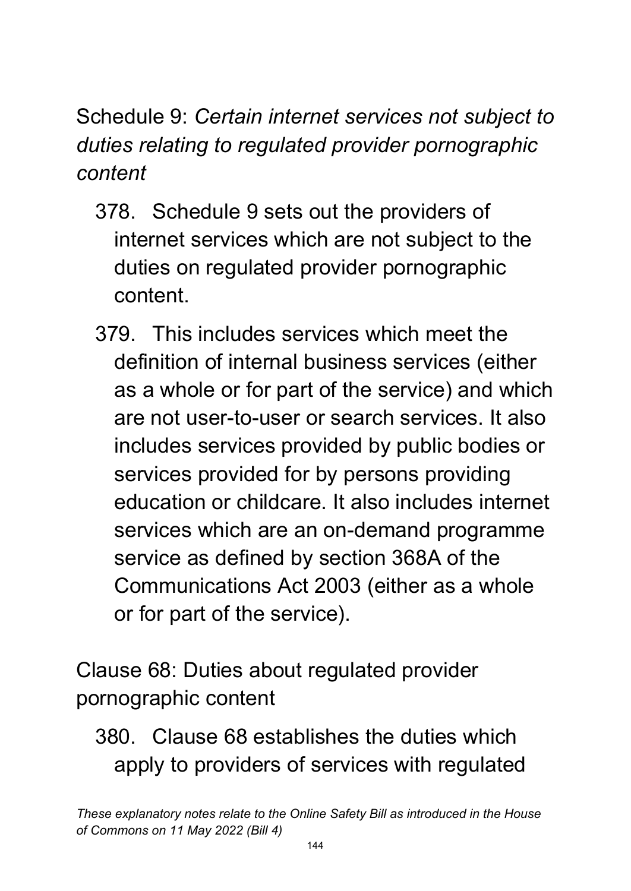## Schedule 9: *Certain internet services not subject to duties relating to regulated provider pornographic content*

378. Schedule 9 sets out the providers of internet services which are not subject to the duties on regulated provider pornographic content.

379. This includes services which meet the definition of internal business services (either as a whole or for part of the service) and which are not user-to-user or search services. It also includes services provided by public bodies or services provided for by persons providing education or childcare. It also includes internet services which are an on-demand programme service as defined by section 368A of the Communications Act 2003 (either as a whole or for part of the service).

## Clause 68: Duties about regulated provider pornographic content

380. Clause 68 establishes the duties which apply to providers of services with regulated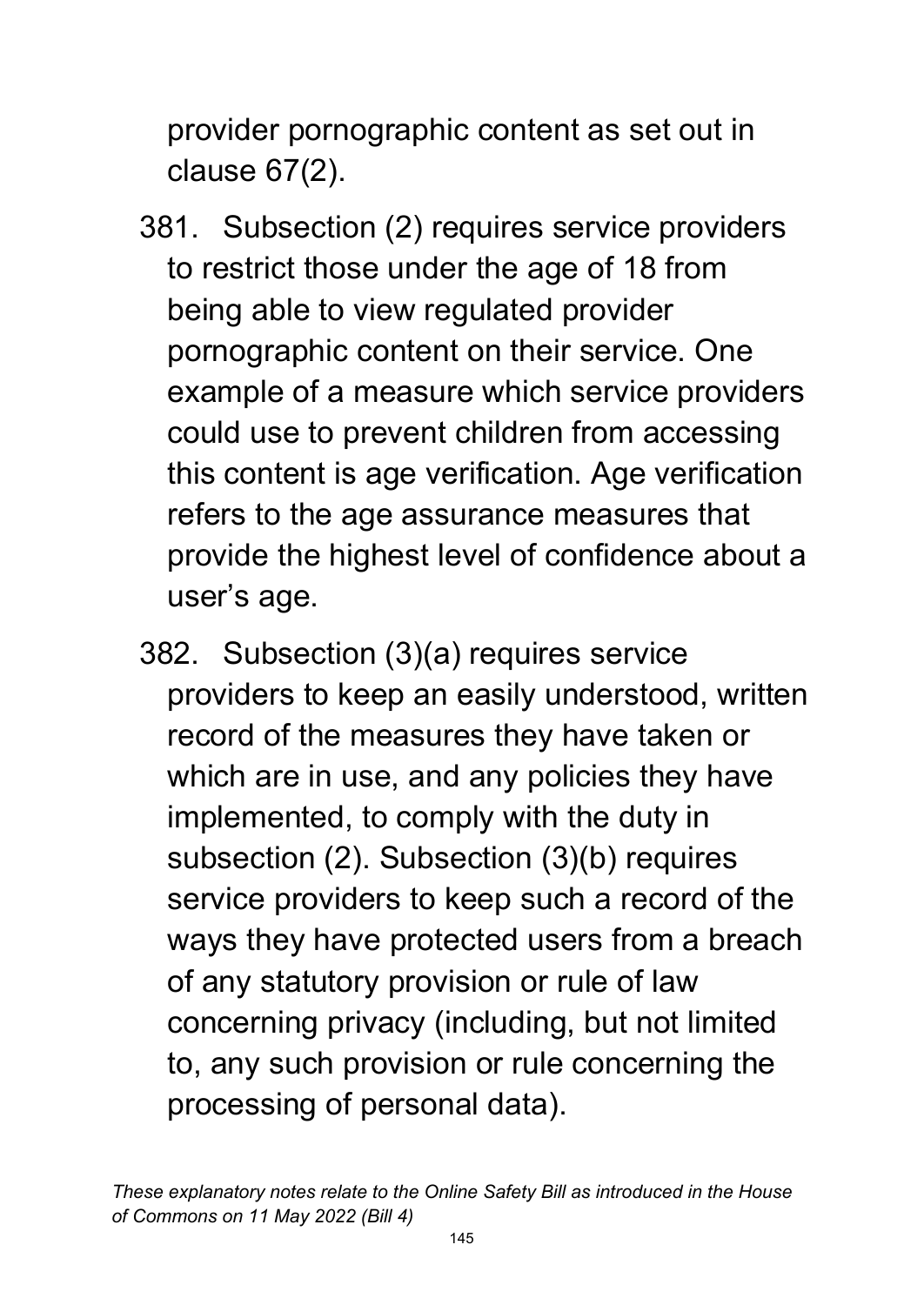provider pornographic content as set out in clause 67(2).

381. Subsection (2) requires service providers to restrict those under the age of 18 from being able to view regulated provider pornographic content on their service. One example of a measure which service providers could use to prevent children from accessing this content is age verification. Age verification refers to the age assurance measures that provide the highest level of confidence about a user's age.

382. Subsection (3)(a) requires service providers to keep an easily understood, written record of the measures they have taken or which are in use, and any policies they have implemented, to comply with the duty in subsection (2). Subsection (3)(b) requires service providers to keep such a record of the ways they have protected users from a breach of any statutory provision or rule of law concerning privacy (including, but not limited to, any such provision or rule concerning the processing of personal data).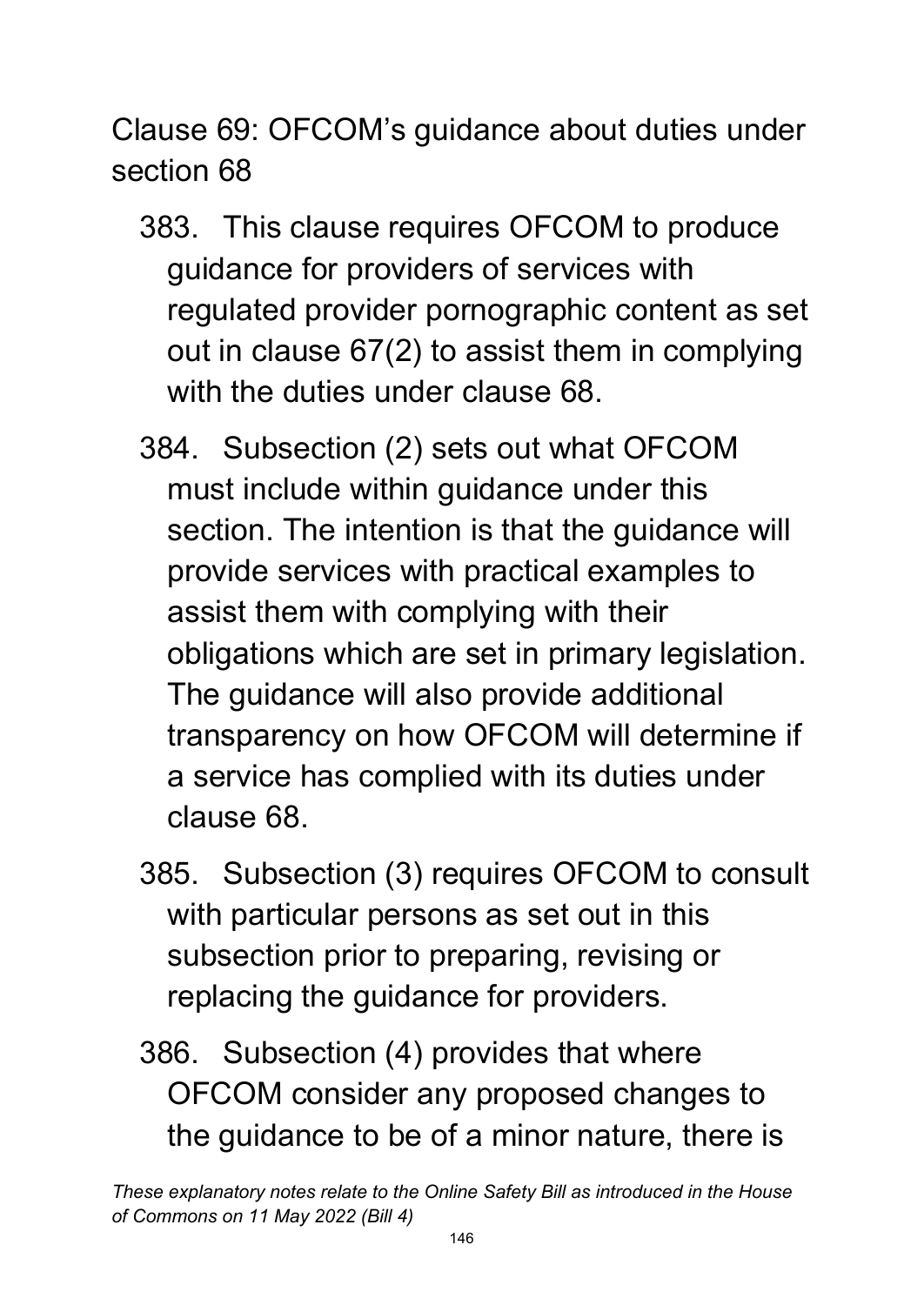Clause 69: OFCOM's guidance about duties under section 68

383. This clause requires OFCOM to produce guidance for providers of services with regulated provider pornographic content as set out in clause 67(2) to assist them in complying with the duties under clause 68.

384. Subsection (2) sets out what OFCOM must include within guidance under this section. The intention is that the guidance will provide services with practical examples to assist them with complying with their obligations which are set in primary legislation. The guidance will also provide additional transparency on how OFCOM will determine if a service has complied with its duties under clause 68.

385. Subsection (3) requires OFCOM to consult with particular persons as set out in this subsection prior to preparing, revising or replacing the guidance for providers.

386. Subsection (4) provides that where OFCOM consider any proposed changes to the guidance to be of a minor nature, there is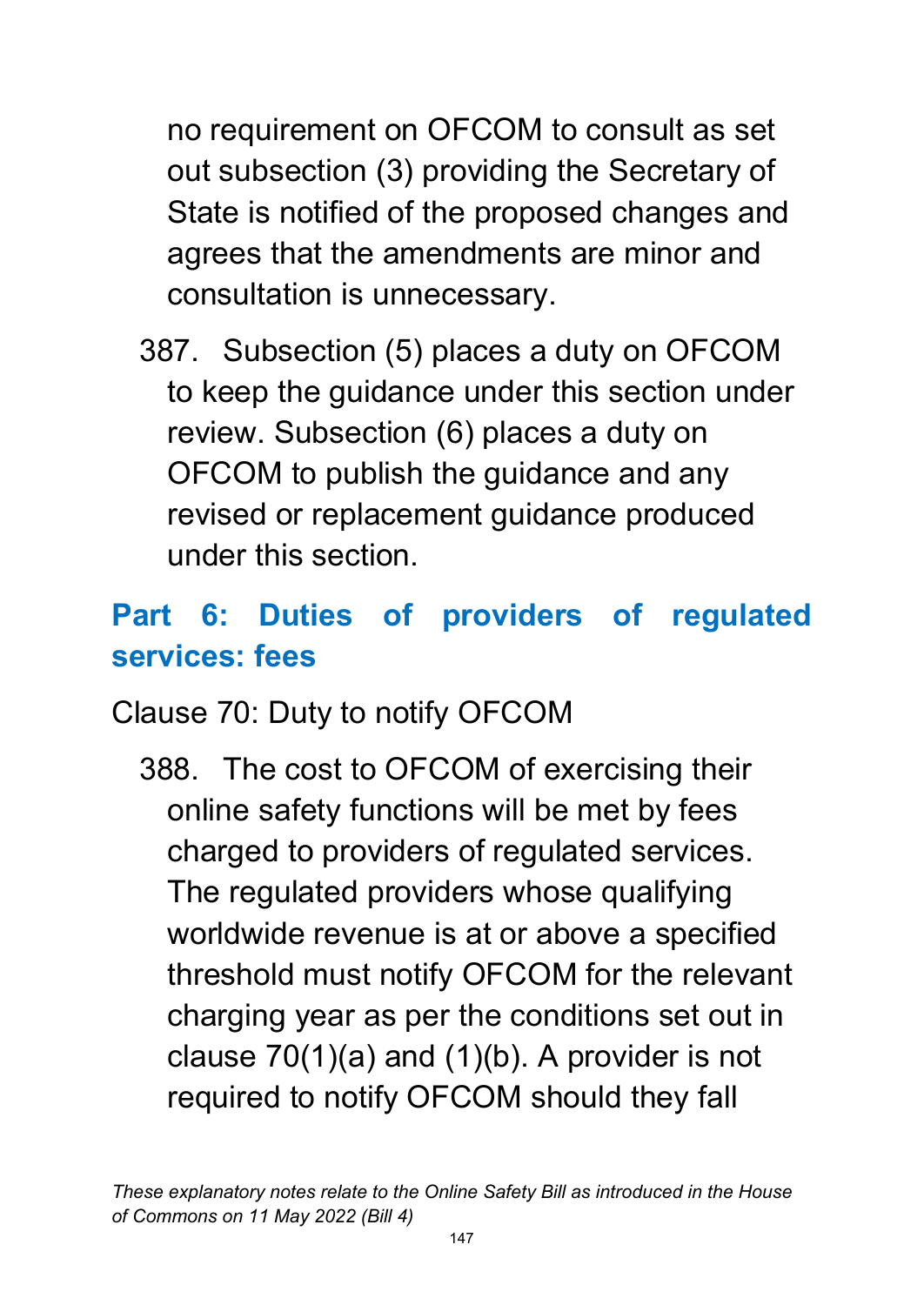no requirement on OFCOM to consult as set out subsection (3) providing the Secretary of State is notified of the proposed changes and agrees that the amendments are minor and consultation is unnecessary.

387. Subsection (5) places a duty on OFCOM to keep the guidance under this section under review. Subsection (6) places a duty on OFCOM to publish the guidance and any revised or replacement guidance produced under this section.

## Part 6: Duties of providers of regulated services: fees

Clause 70: Duty to notify OFCOM

388. The cost to OFCOM of exercising their online safety functions will be met by fees charged to providers of regulated services. The regulated providers whose qualifying worldwide revenue is at or above a specified threshold must notify OFCOM for the relevant charging year as per the conditions set out in clause 70(1)(a) and (1)(b). A provider is not required to notify OFCOM should they fall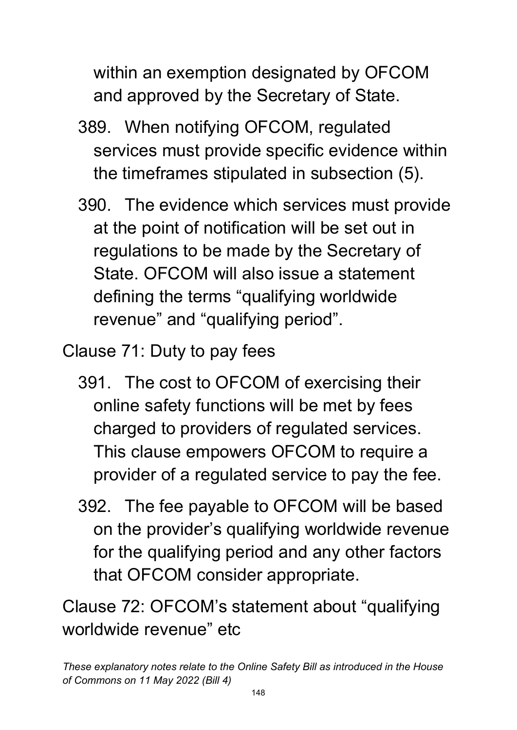within an exemption designated by OFCOM and approved by the Secretary of State.

389. When notifying OFCOM, regulated services must provide specific evidence within the timeframes stipulated in subsection (5).

390. The evidence which services must provide at the point of notification will be set out in regulations to be made by the Secretary of State. OFCOM will also issue a statement defining the terms "qualifying worldwide revenue" and "qualifying period".

## Clause 71: Duty to pay fees

391. The cost to OFCOM of exercising their online safety functions will be met by fees charged to providers of regulated services. This clause empowers OFCOM to require a provider of a regulated service to pay the fee.

392. The fee payable to OFCOM will be based on the provider's qualifying worldwide revenue for the qualifying period and any other factors that OFCOM consider appropriate.

## Clause 72: OFCOM's statement about "qualifying worldwide revenue" etc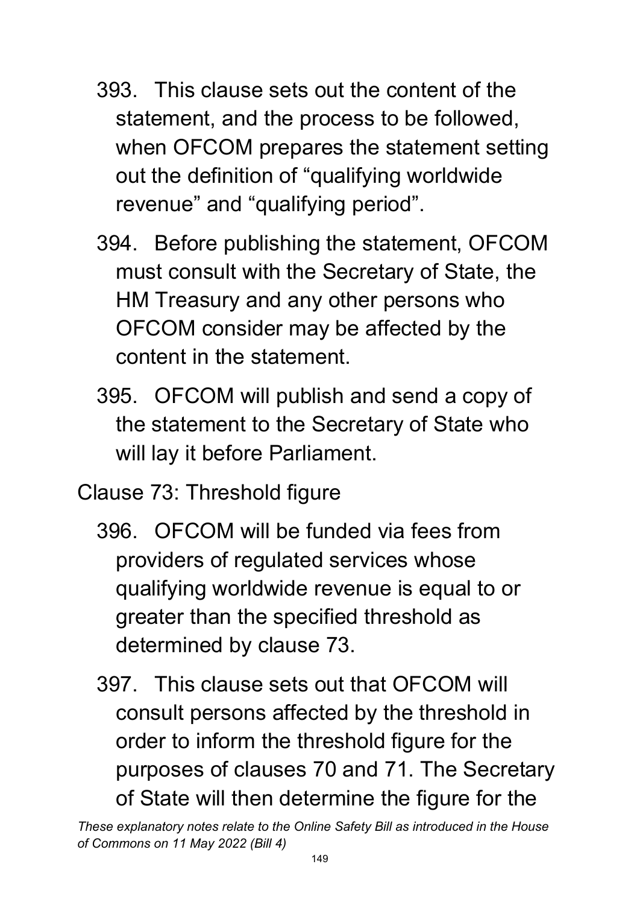393. This clause sets out the content of the statement, and the process to be followed, when OFCOM prepares the statement setting out the definition of "qualifying worldwide revenue" and "qualifying period".

394. Before publishing the statement, OFCOM must consult with the Secretary of State, the HM Treasury and any other persons who OFCOM consider may be affected by the content in the statement.

395. OFCOM will publish and send a copy of the statement to the Secretary of State who will lay it before Parliament.

Clause 73: Threshold figure

396. OFCOM will be funded via fees from providers of regulated services whose qualifying worldwide revenue is equal to or greater than the specified threshold as determined by clause 73.

397. This clause sets out that OFCOM will consult persons affected by the threshold in order to inform the threshold figure for the purposes of clauses 70 and 71. The Secretary of State will then determine the figure for the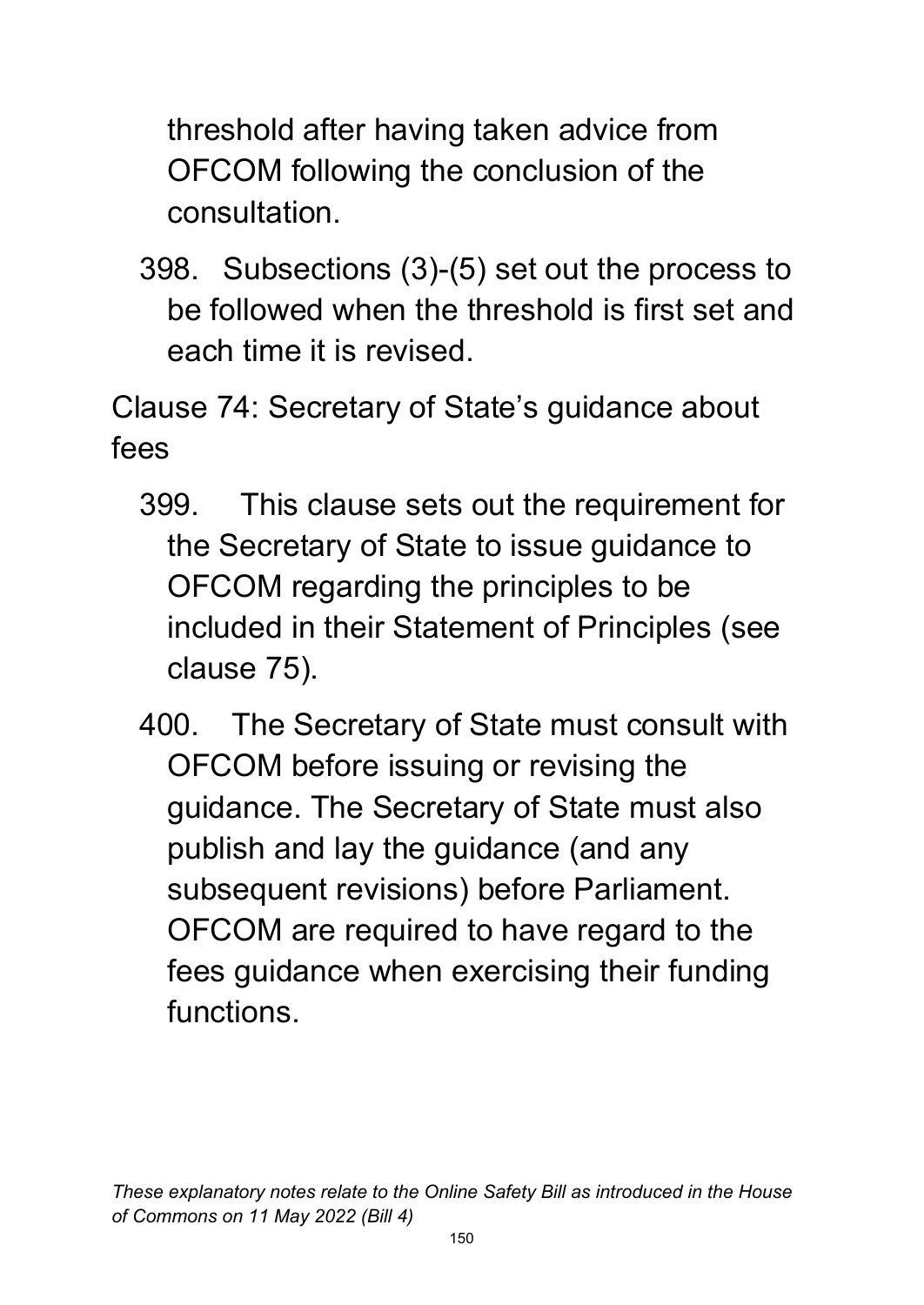threshold after having taken advice from OFCOM following the conclusion of the consultation.

398. Subsections (3)-(5) set out the process to be followed when the threshold is first set and each time it is revised.

Clause 74: Secretary of State's guidance about fees

399. This clause sets out the requirement for the Secretary of State to issue guidance to OFCOM regarding the principles to be included in their Statement of Principles (see clause 75).

400. The Secretary of State must consult with OFCOM before issuing or revising the guidance. The Secretary of State must also publish and lay the guidance (and any subsequent revisions) before Parliament. OFCOM are required to have regard to the fees guidance when exercising their funding functions.

*These explanatory notes relate to the Online Safety Bill as introduced in the House of Commons on 11 May 2022 (Bill 4)*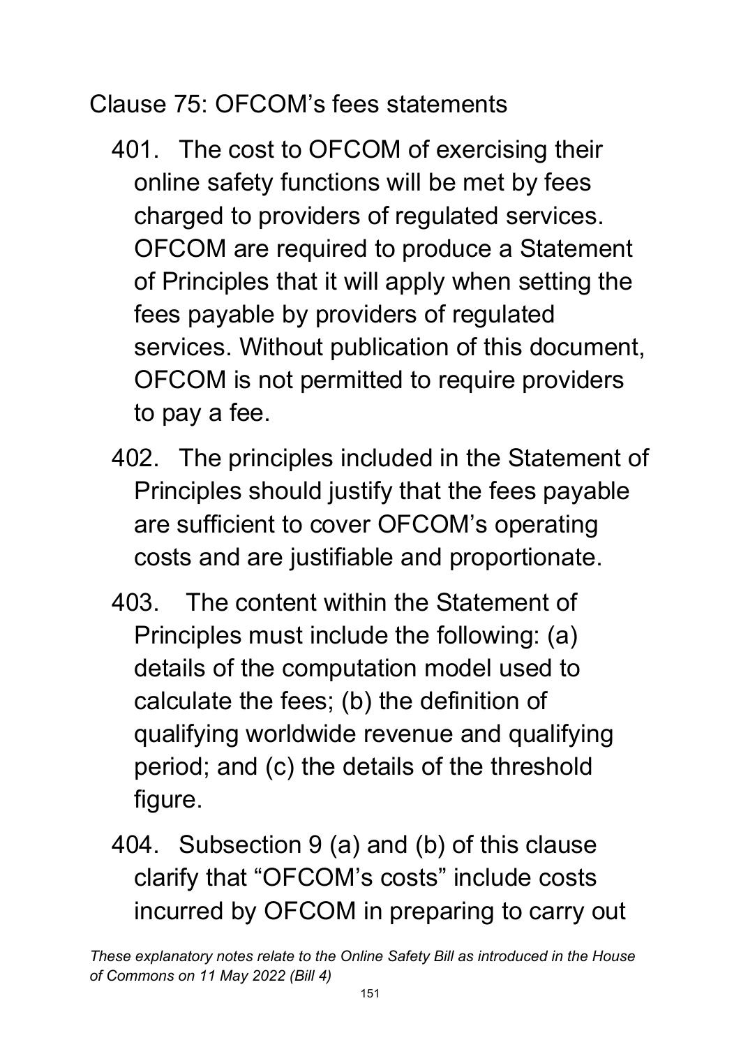Clause 75: OFCOM's fees statements

401. The cost to OFCOM of exercising their online safety functions will be met by fees charged to providers of regulated services. OFCOM are required to produce a Statement of Principles that it will apply when setting the fees payable by providers of regulated services. Without publication of this document, OFCOM is not permitted to require providers to pay a fee.

402. The principles included in the Statement of Principles should justify that the fees payable are sufficient to cover OFCOM's operating costs and are justifiable and proportionate.

403. The content within the Statement of Principles must include the following: (a) details of the computation model used to calculate the fees; (b) the definition of qualifying worldwide revenue and qualifying period; and (c) the details of the threshold figure.

404. Subsection 9 (a) and (b) of this clause clarify that "OFCOM's costs" include costs incurred by OFCOM in preparing to carry out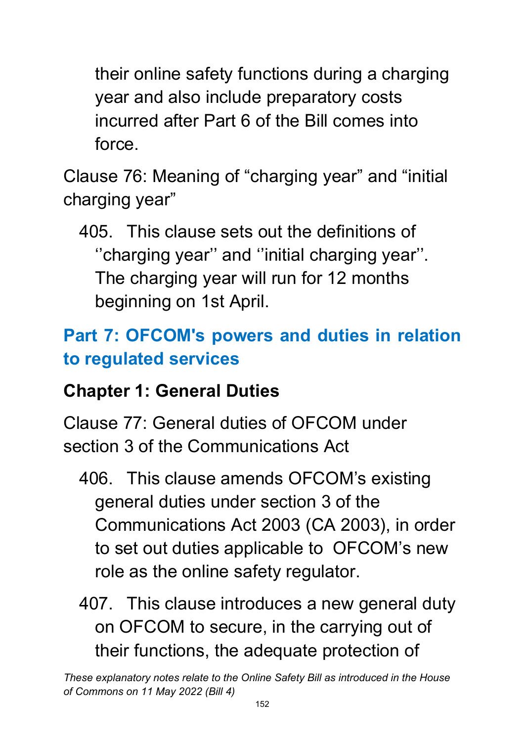their online safety functions during a charging year and also include preparatory costs incurred after Part 6 of the Bill comes into force.

Clause 76: Meaning of “charging year” and “initial charging year”

405. This clause sets out the definitions of ‘’charging year’’ and ‘’initial charging year’’. The charging year will run for 12 months beginning on 1st April.

## Part 7: OFCOM's powers and duties in relation to regulated services

### Chapter 1: General Duties

Clause 77: General duties of OFCOM under section 3 of the Communications Act

406. This clause amends OFCOM’s existing general duties under section 3 of the Communications Act 2003 (CA 2003), in order to set out duties applicable to OFCOM’s new role as the online safety regulator.

407. This clause introduces a new general duty on OFCOM to secure, in the carrying out of their functions, the adequate protection of

*These explanatory notes relate to the Online Safety Bill as introduced in the House of Commons on 11 May 2022 (Bill 4)*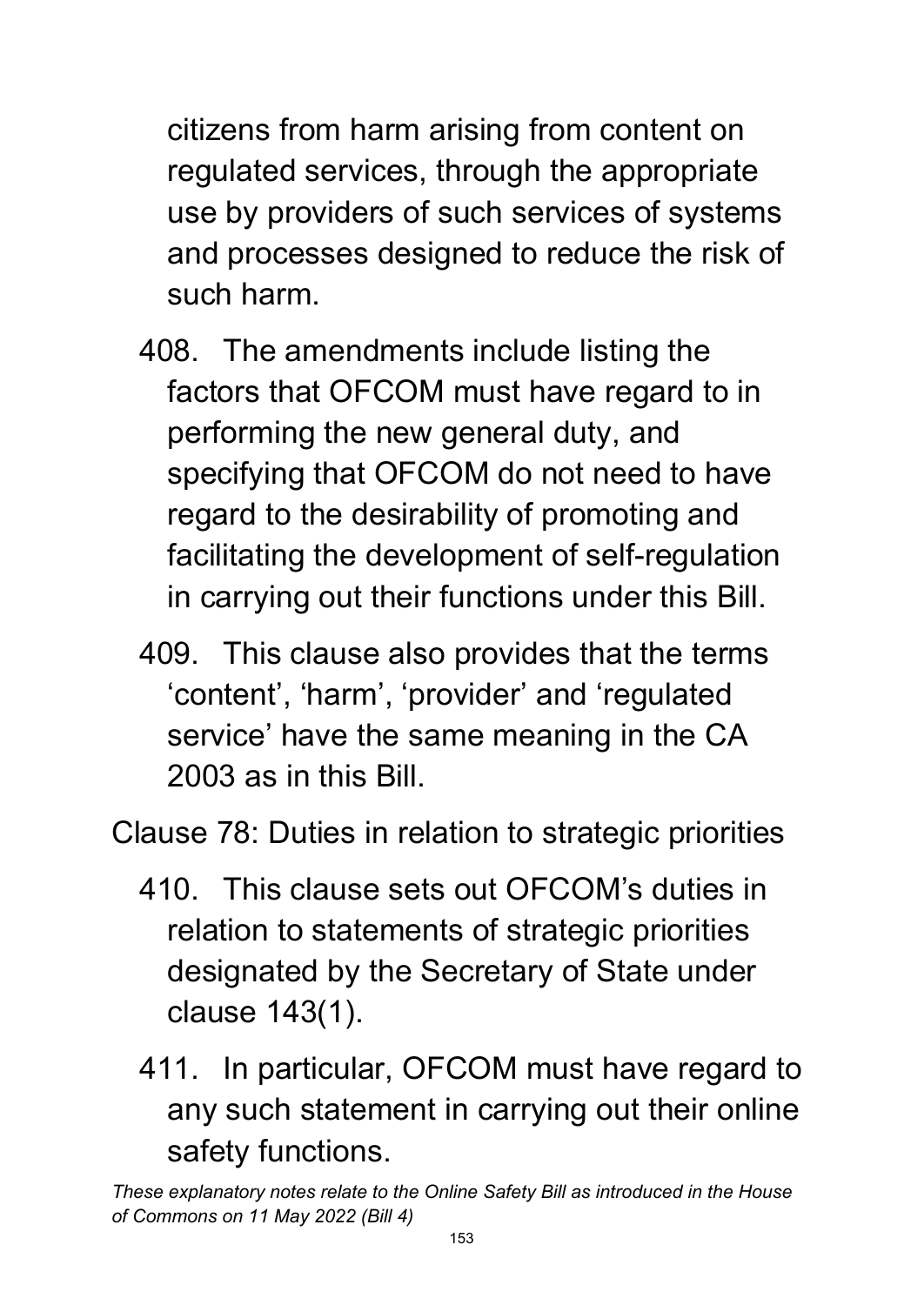citizens from harm arising from content on regulated services, through the appropriate use by providers of such services of systems and processes designed to reduce the risk of such harm.

408. The amendments include listing the factors that OFCOM must have regard to in performing the new general duty, and specifying that OFCOM do not need to have regard to the desirability of promoting and facilitating the development of self-regulation in carrying out their functions under this Bill.

409. This clause also provides that the terms 'content', 'harm', 'provider' and 'regulated service' have the same meaning in the CA 2003 as in this Bill.

Clause 78: Duties in relation to strategic priorities

410. This clause sets out OFCOM's duties in relation to statements of strategic priorities designated by the Secretary of State under clause 143(1).

411. In particular, OFCOM must have regard to any such statement in carrying out their online safety functions.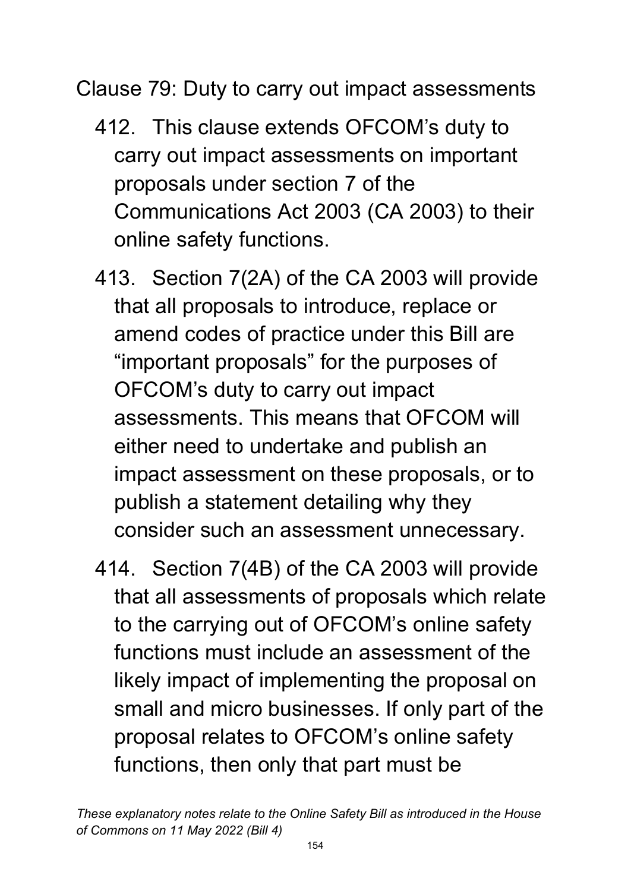Clause 79: Duty to carry out impact assessments

412. This clause extends OFCOM's duty to carry out impact assessments on important proposals under section 7 of the Communications Act 2003 (CA 2003) to their online safety functions.

413. Section 7(2A) of the CA 2003 will provide that all proposals to introduce, replace or amend codes of practice under this Bill are "important proposals" for the purposes of OFCOM's duty to carry out impact assessments. This means that OFCOM will either need to undertake and publish an impact assessment on these proposals, or to publish a statement detailing why they consider such an assessment unnecessary.

414. Section 7(4B) of the CA 2003 will provide that all assessments of proposals which relate to the carrying out of OFCOM's online safety functions must include an assessment of the likely impact of implementing the proposal on small and micro businesses. If only part of the proposal relates to OFCOM's online safety functions, then only that part must be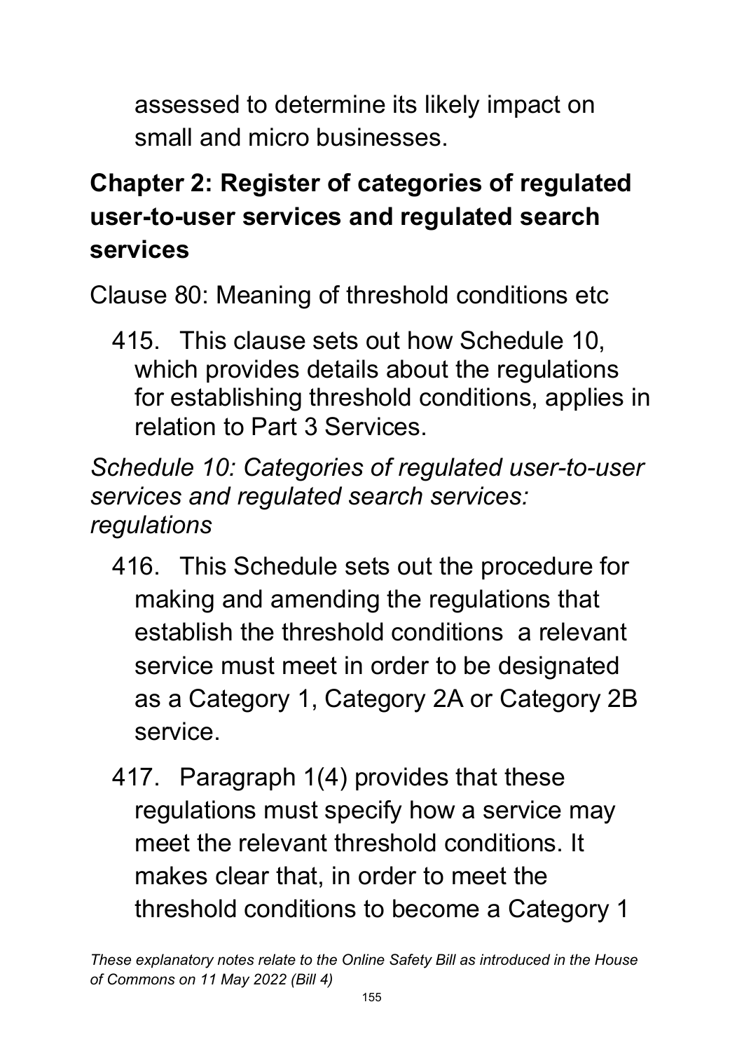assessed to determine its likely impact on small and micro businesses.

## Chapter 2: Register of categories of regulated user-to-user services and regulated search services

Clause 80: Meaning of threshold conditions etc

415. This clause sets out how Schedule 10, which provides details about the regulations for establishing threshold conditions, applies in relation to Part 3 Services.

*Schedule 10: Categories of regulated user-to-user services and regulated search services: regulations*

416. This Schedule sets out the procedure for making and amending the regulations that establish the threshold conditions a relevant service must meet in order to be designated as a Category 1, Category 2A or Category 2B service.

417. Paragraph 1(4) provides that these regulations must specify how a service may meet the relevant threshold conditions. It makes clear that, in order to meet the threshold conditions to become a Category 1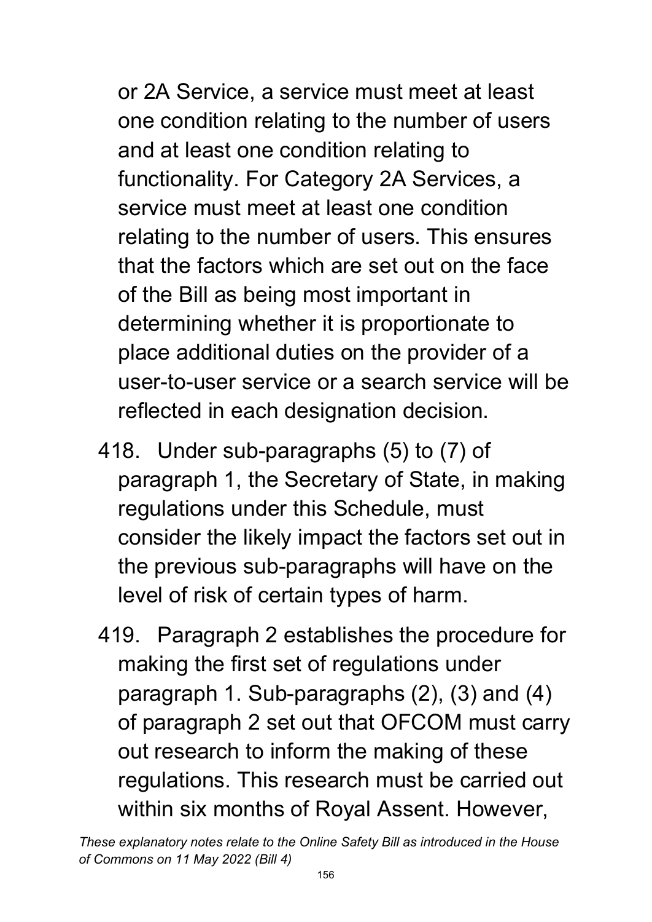or 2A Service, a service must meet at least one condition relating to the number of users and at least one condition relating to functionality. For Category 2A Services, a service must meet at least one condition relating to the number of users. This ensures that the factors which are set out on the face of the Bill as being most important in determining whether it is proportionate to place additional duties on the provider of a user-to-user service or a search service will be reflected in each designation decision.

418. Under sub-paragraphs (5) to (7) of paragraph 1, the Secretary of State, in making regulations under this Schedule, must consider the likely impact the factors set out in the previous sub-paragraphs will have on the level of risk of certain types of harm.

419. Paragraph 2 establishes the procedure for making the first set of regulations under paragraph 1. Sub-paragraphs (2), (3) and (4) of paragraph 2 set out that OFCOM must carry out research to inform the making of these regulations. This research must be carried out within six months of Royal Assent. However,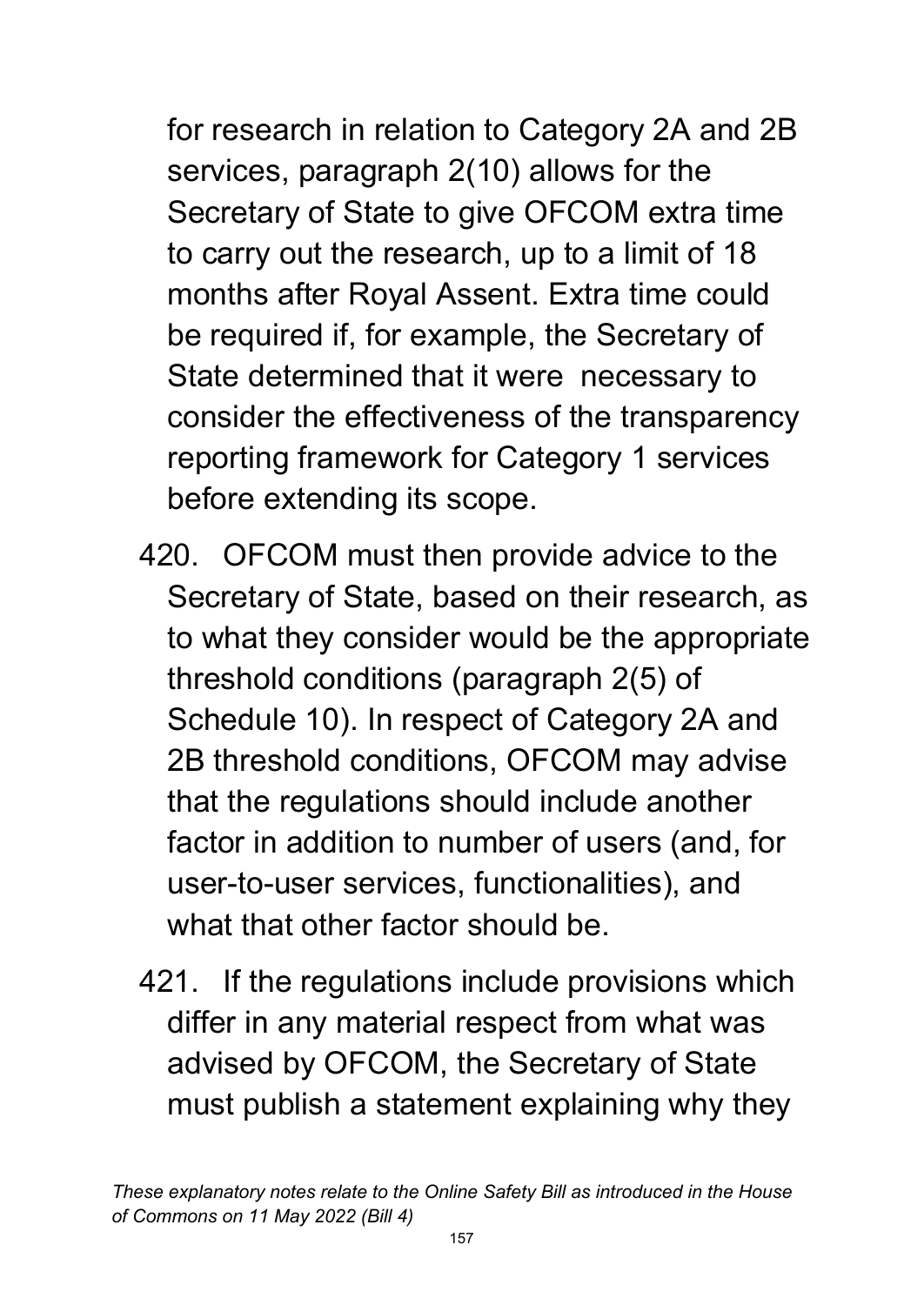for research in relation to Category 2A and 2B services, paragraph 2(10) allows for the Secretary of State to give OFCOM extra time to carry out the research, up to a limit of 18 months after Royal Assent. Extra time could be required if, for example, the Secretary of State determined that it were necessary to consider the effectiveness of the transparency reporting framework for Category 1 services before extending its scope.

420. OFCOM must then provide advice to the Secretary of State, based on their research, as to what they consider would be the appropriate threshold conditions (paragraph 2(5) of Schedule 10). In respect of Category 2A and 2B threshold conditions, OFCOM may advise that the regulations should include another factor in addition to number of users (and, for user-to-user services, functionalities), and what that other factor should be.

421. If the regulations include provisions which differ in any material respect from what was advised by OFCOM, the Secretary of State must publish a statement explaining why they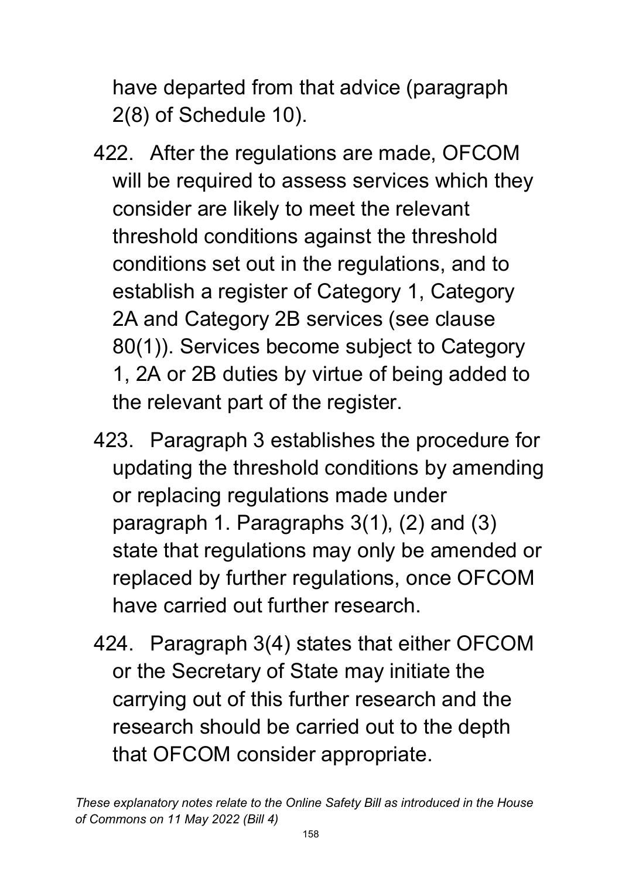have departed from that advice (paragraph 2(8) of Schedule 10).

422. After the regulations are made, OFCOM will be required to assess services which they consider are likely to meet the relevant threshold conditions against the threshold conditions set out in the regulations, and to establish a register of Category 1, Category 2A and Category 2B services (see clause 80(1)). Services become subject to Category 1, 2A or 2B duties by virtue of being added to the relevant part of the register.

423. Paragraph 3 establishes the procedure for updating the threshold conditions by amending or replacing regulations made under paragraph 1. Paragraphs 3(1), (2) and (3) state that regulations may only be amended or replaced by further regulations, once OFCOM have carried out further research.

424. Paragraph 3(4) states that either OFCOM or the Secretary of State may initiate the carrying out of this further research and the research should be carried out to the depth that OFCOM consider appropriate.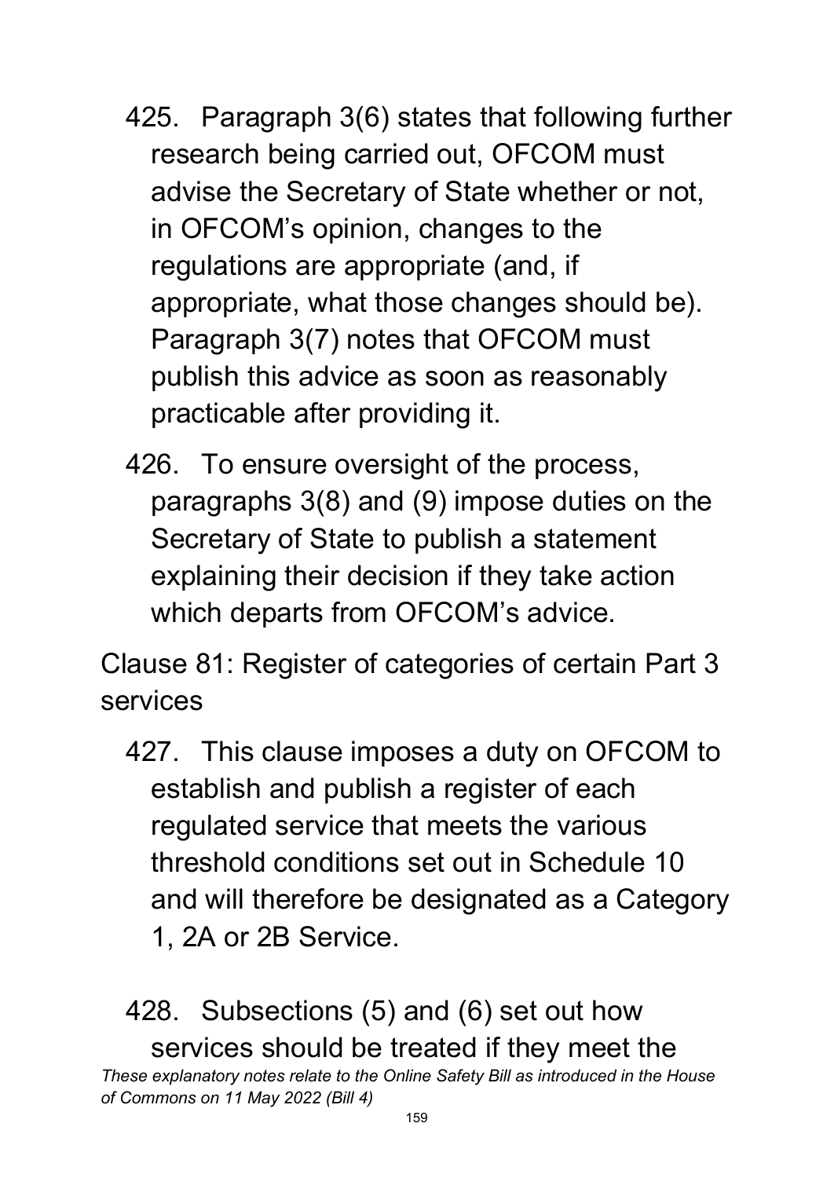425. Paragraph 3(6) states that following further research being carried out, OFCOM must advise the Secretary of State whether or not, in OFCOM's opinion, changes to the regulations are appropriate (and, if appropriate, what those changes should be). Paragraph 3(7) notes that OFCOM must publish this advice as soon as reasonably practicable after providing it.

426. To ensure oversight of the process, paragraphs 3(8) and (9) impose duties on the Secretary of State to publish a statement explaining their decision if they take action which departs from OFCOM's advice.

Clause 81: Register of categories of certain Part 3 services

427. This clause imposes a duty on OFCOM to establish and publish a register of each regulated service that meets the various threshold conditions set out in Schedule 10 and will therefore be designated as a Category 1, 2A or 2B Service.

428. Subsections (5) and (6) set out how services should be treated if they meet the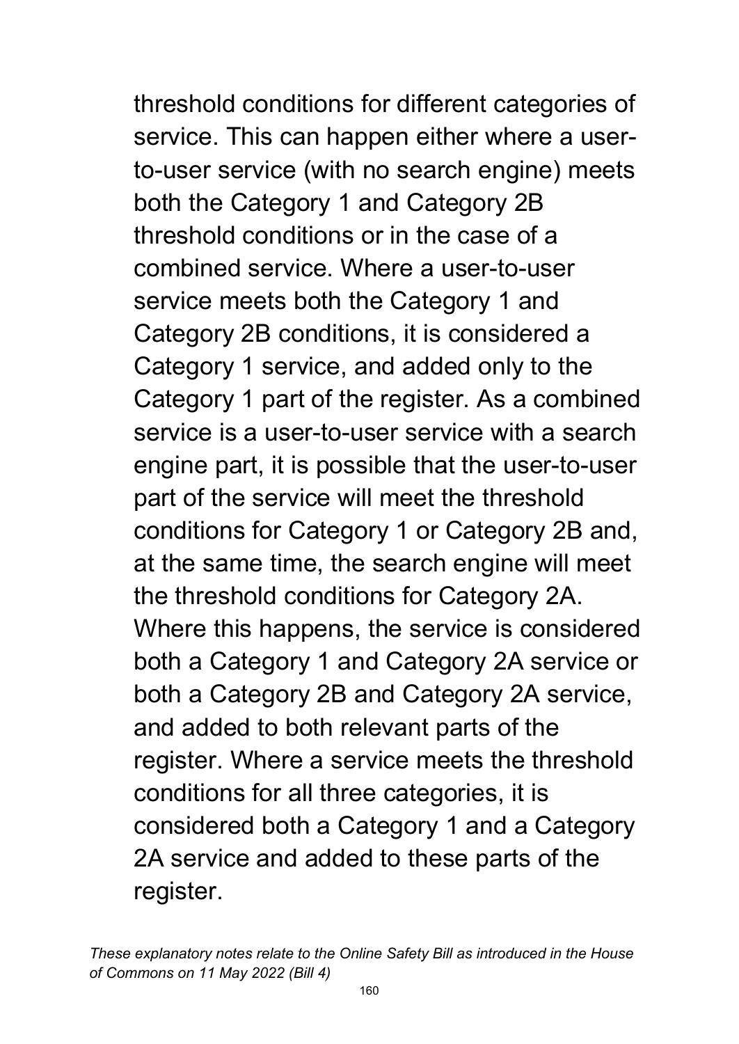threshold conditions for different categories of service. This can happen either where a user-to-user service (with no search engine) meets both the Category 1 and Category 2B threshold conditions or in the case of a combined service. Where a user-to-user service meets both the Category 1 and Category 2B conditions, it is considered a Category 1 service, and added only to the Category 1 part of the register. As a combined service is a user-to-user service with a search engine part, it is possible that the user-to-user part of the service will meet the threshold conditions for Category 1 or Category 2B and, at the same time, the search engine will meet the threshold conditions for Category 2A. Where this happens, the service is considered both a Category 1 and Category 2A service or both a Category 2B and Category 2A service, and added to both relevant parts of the register. Where a service meets the threshold conditions for all three categories, it is considered both a Category 1 and a Category 2A service and added to these parts of the register.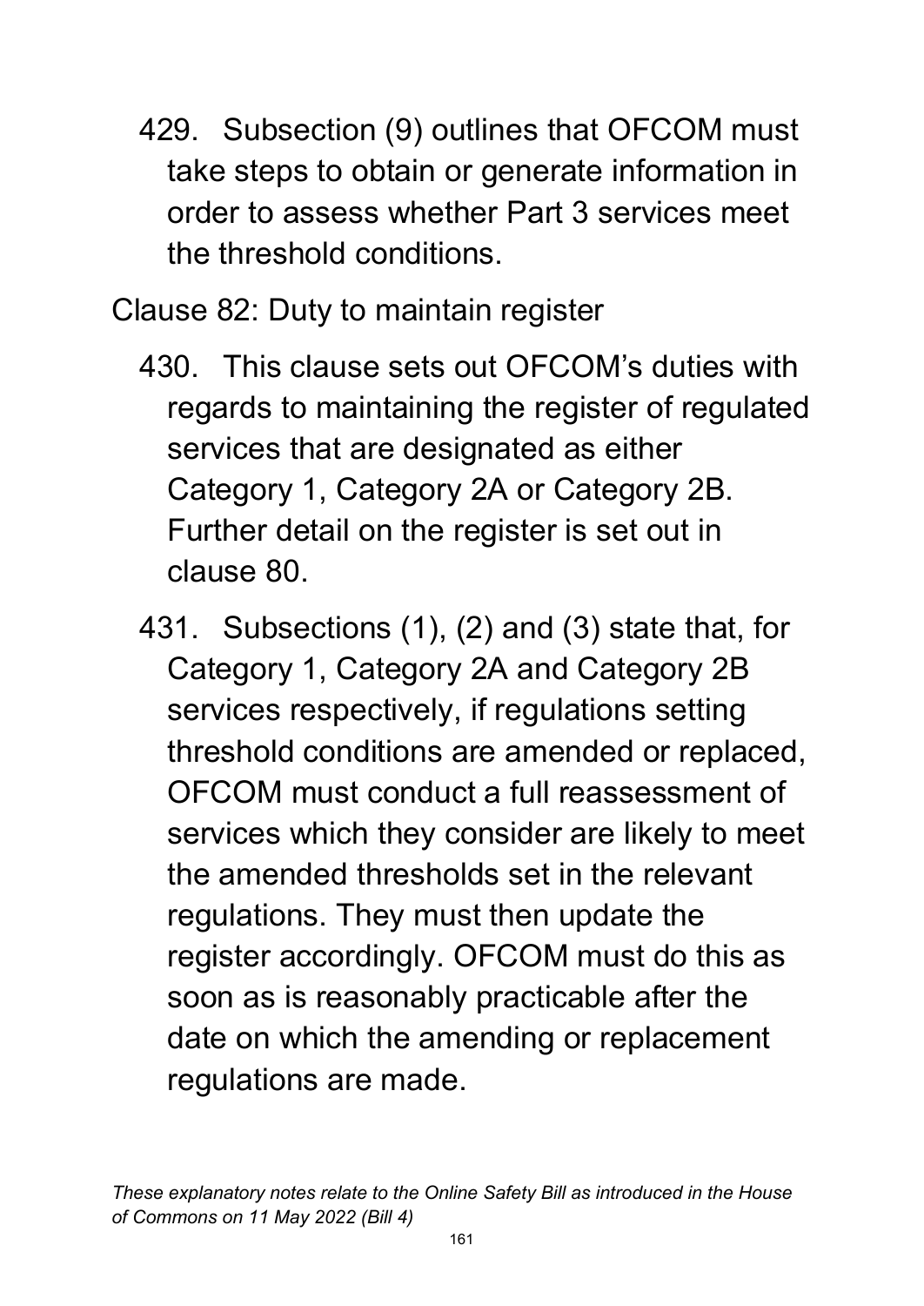429. Subsection (9) outlines that OFCOM must take steps to obtain or generate information in order to assess whether Part 3 services meet the threshold conditions.

Clause 82: Duty to maintain register

430. This clause sets out OFCOM's duties with regards to maintaining the register of regulated services that are designated as either Category 1, Category 2A or Category 2B. Further detail on the register is set out in clause 80.

431. Subsections (1), (2) and (3) state that, for Category 1, Category 2A and Category 2B services respectively, if regulations setting threshold conditions are amended or replaced, OFCOM must conduct a full reassessment of services which they consider are likely to meet the amended thresholds set in the relevant regulations. They must then update the register accordingly. OFCOM must do this as soon as is reasonably practicable after the date on which the amending or replacement regulations are made.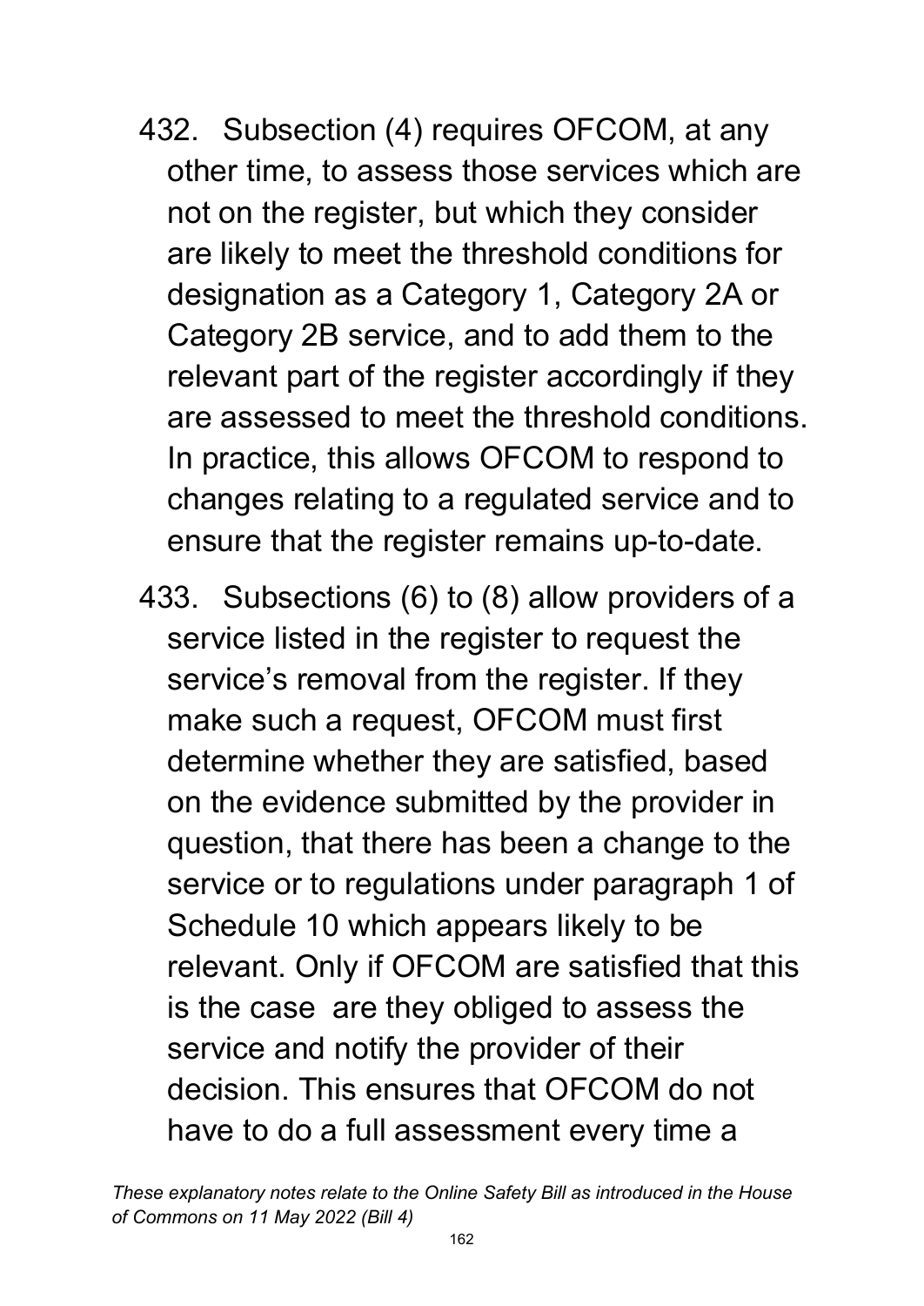432. Subsection (4) requires OFCOM, at any other time, to assess those services which are not on the register, but which they consider are likely to meet the threshold conditions for designation as a Category 1, Category 2A or Category 2B service, and to add them to the relevant part of the register accordingly if they are assessed to meet the threshold conditions. In practice, this allows OFCOM to respond to changes relating to a regulated service and to ensure that the register remains up-to-date.

433. Subsections (6) to (8) allow providers of a service listed in the register to request the service's removal from the register. If they make such a request, OFCOM must first determine whether they are satisfied, based on the evidence submitted by the provider in question, that there has been a change to the service or to regulations under paragraph 1 of Schedule 10 which appears likely to be relevant. Only if OFCOM are satisfied that this is the case are they obliged to assess the service and notify the provider of their decision. This ensures that OFCOM do not have to do a full assessment every time a

*These explanatory notes relate to the Online Safety Bill as introduced in the House of Commons on 11 May 2022 (Bill 4)*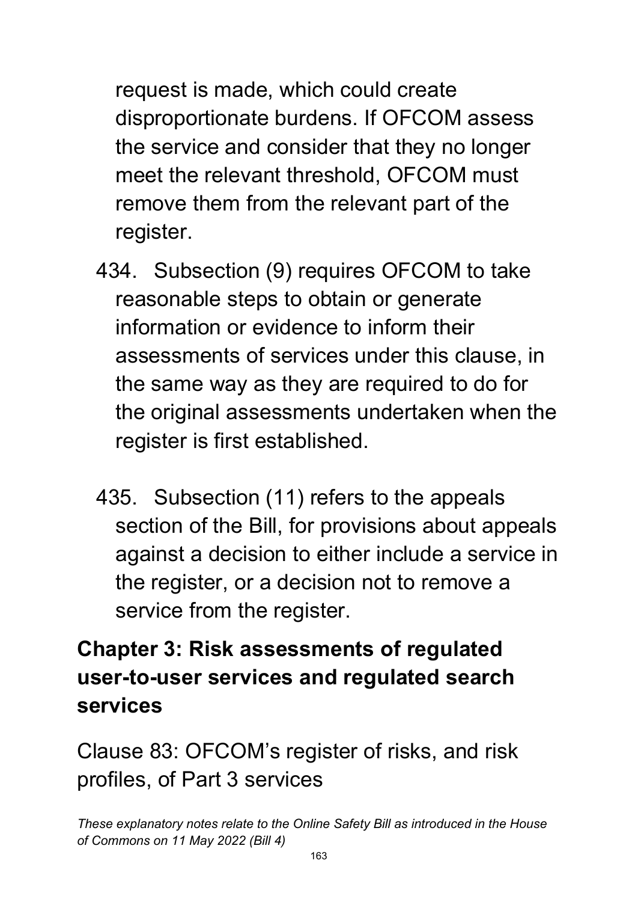request is made, which could create disproportionate burdens. If OFCOM assess the service and consider that they no longer meet the relevant threshold, OFCOM must remove them from the relevant part of the register.

434. Subsection (9) requires OFCOM to take reasonable steps to obtain or generate information or evidence to inform their assessments of services under this clause, in the same way as they are required to do for the original assessments undertaken when the register is first established.

435. Subsection (11) refers to the appeals section of the Bill, for provisions about appeals against a decision to either include a service in the register, or a decision not to remove a service from the register.

## Chapter 3: Risk assessments of regulated user-to-user services and regulated search services

Clause 83: OFCOM's register of risks, and risk profiles, of Part 3 services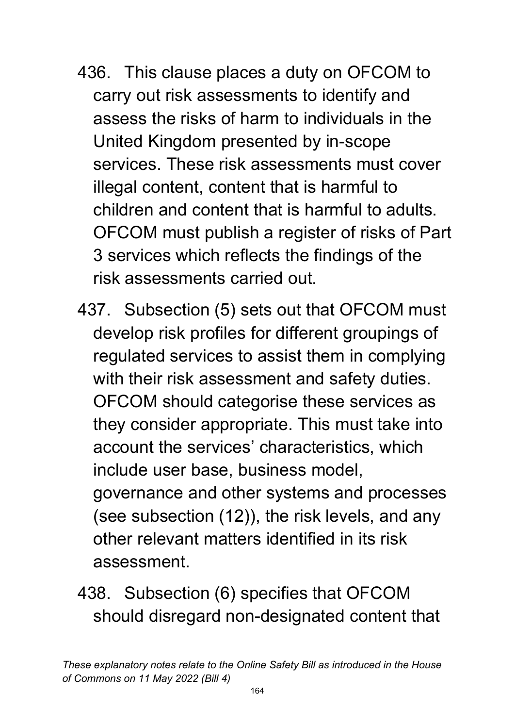436. This clause places a duty on OFCOM to carry out risk assessments to identify and assess the risks of harm to individuals in the United Kingdom presented by in-scope services. These risk assessments must cover illegal content, content that is harmful to children and content that is harmful to adults. OFCOM must publish a register of risks of Part 3 services which reflects the findings of the risk assessments carried out.

437. Subsection (5) sets out that OFCOM must develop risk profiles for different groupings of regulated services to assist them in complying with their risk assessment and safety duties. OFCOM should categorise these services as they consider appropriate. This must take into account the services' characteristics, which include user base, business model, governance and other systems and processes (see subsection (12)), the risk levels, and any other relevant matters identified in its risk assessment.

438. Subsection (6) specifies that OFCOM should disregard non-designated content that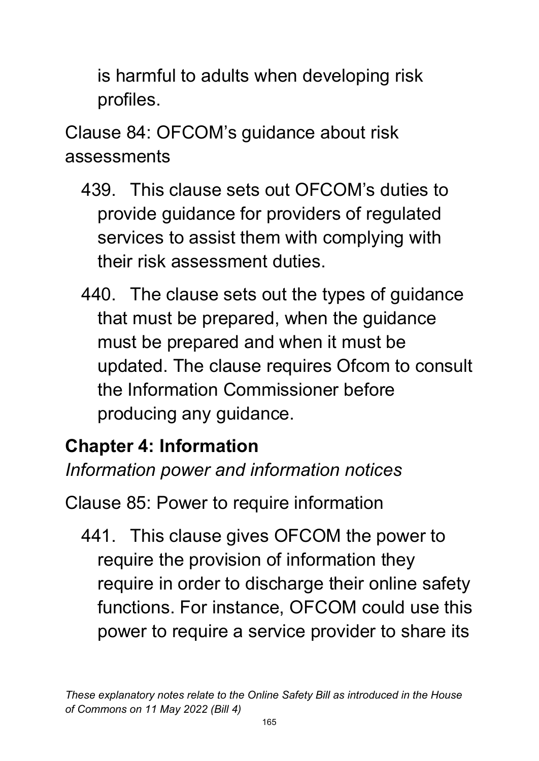is harmful to adults when developing risk profiles.

Clause 84: OFCOM's guidance about risk assessments

439. This clause sets out OFCOM's duties to provide guidance for providers of regulated services to assist them with complying with their risk assessment duties.

440. The clause sets out the types of guidance that must be prepared, when the guidance must be prepared and when it must be updated. The clause requires Ofcom to consult the Information Commissioner before producing any guidance.

## Chapter 4: Information

*Information power and information notices*

Clause 85: Power to require information

441. This clause gives OFCOM the power to require the provision of information they require in order to discharge their online safety functions. For instance, OFCOM could use this power to require a service provider to share its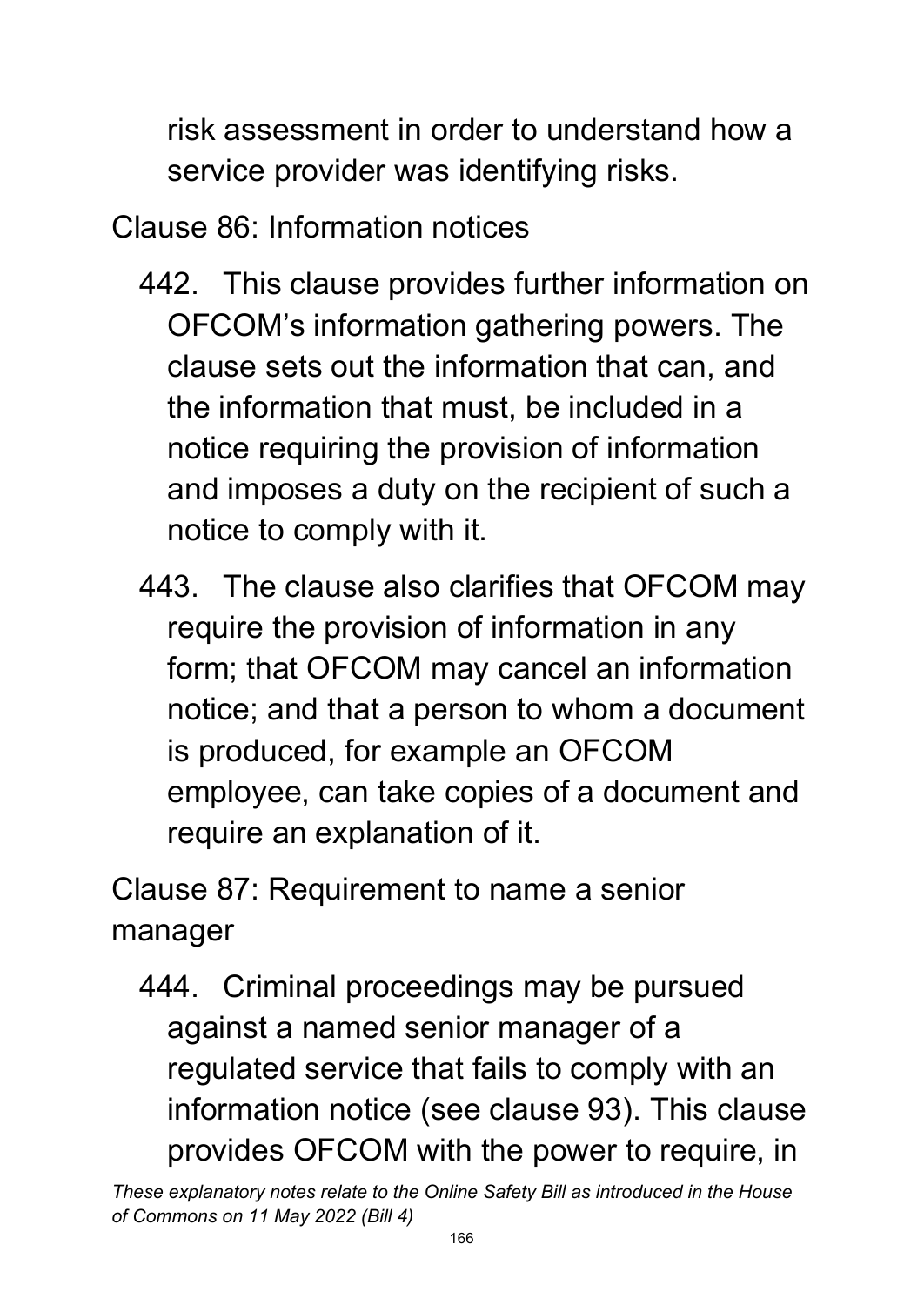risk assessment in order to understand how a service provider was identifying risks.

Clause 86: Information notices

442. This clause provides further information on OFCOM's information gathering powers. The clause sets out the information that can, and the information that must, be included in a notice requiring the provision of information and imposes a duty on the recipient of such a notice to comply with it.

443. The clause also clarifies that OFCOM may require the provision of information in any form; that OFCOM may cancel an information notice; and that a person to whom a document is produced, for example an OFCOM employee, can take copies of a document and require an explanation of it.

Clause 87: Requirement to name a senior manager

444. Criminal proceedings may be pursued against a named senior manager of a regulated service that fails to comply with an information notice (see clause 93). This clause provides OFCOM with the power to require, in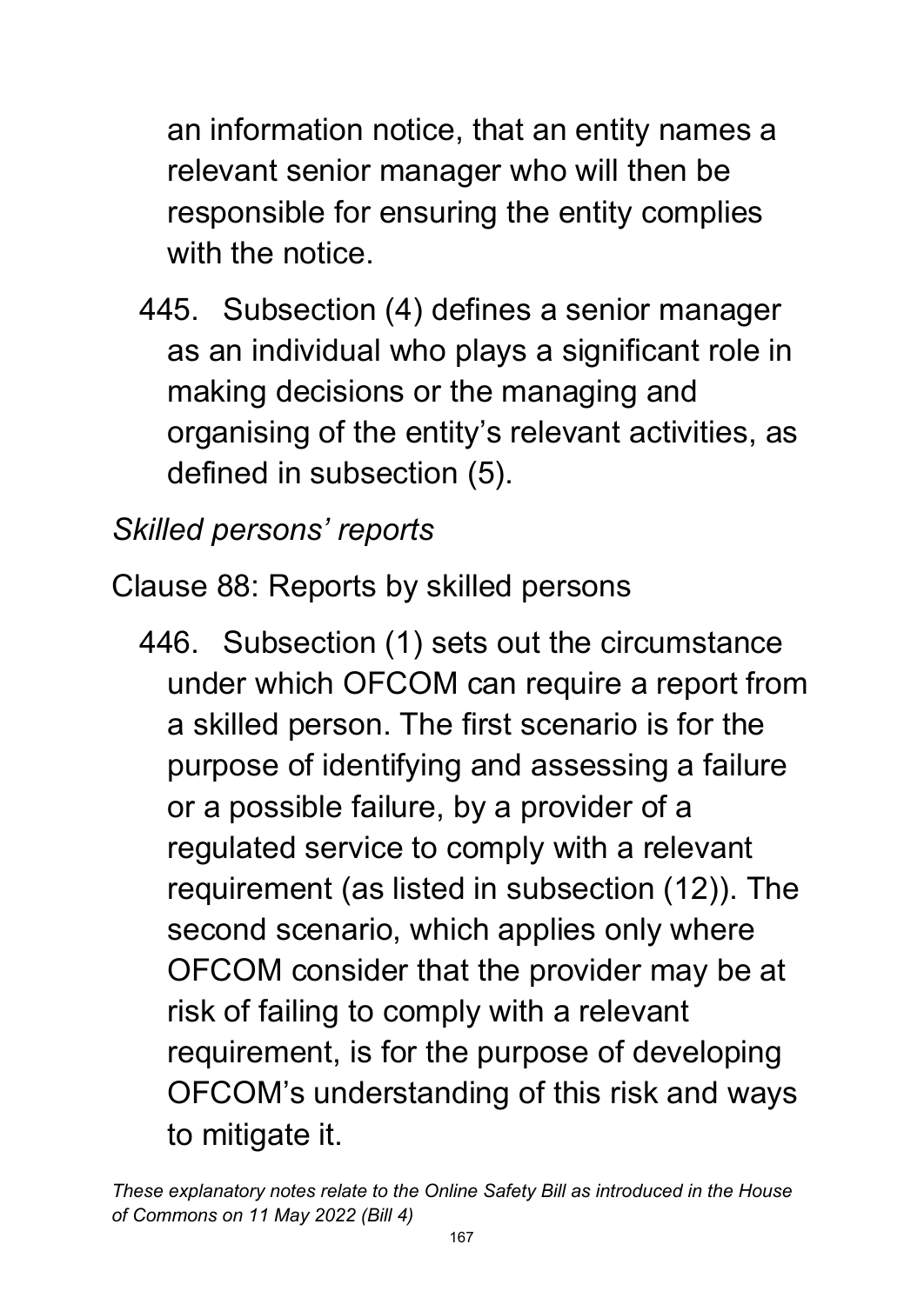an information notice, that an entity names a relevant senior manager who will then be responsible for ensuring the entity complies with the notice.

445. Subsection (4) defines a senior manager as an individual who plays a significant role in making decisions or the managing and organising of the entity's relevant activities, as defined in subsection (5).

*Skilled persons' reports*

Clause 88: Reports by skilled persons

446. Subsection (1) sets out the circumstance under which OFCOM can require a report from a skilled person. The first scenario is for the purpose of identifying and assessing a failure or a possible failure, by a provider of a regulated service to comply with a relevant requirement (as listed in subsection (12)). The second scenario, which applies only where OFCOM consider that the provider may be at risk of failing to comply with a relevant requirement, is for the purpose of developing OFCOM's understanding of this risk and ways to mitigate it.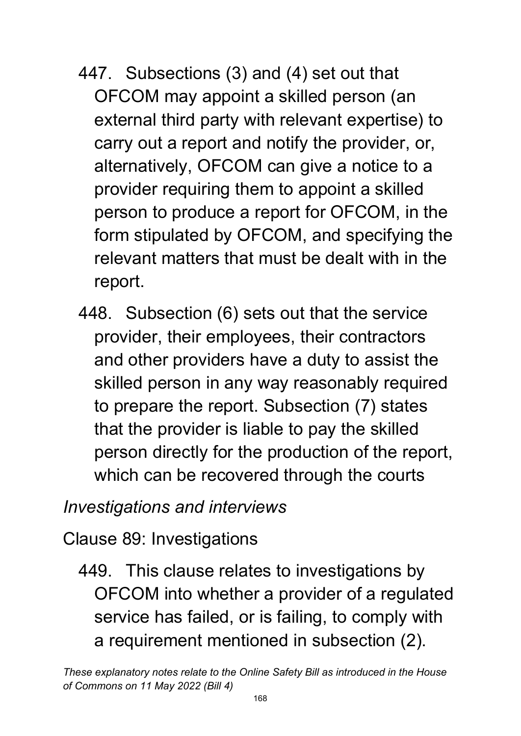447. Subsections (3) and (4) set out that OFCOM may appoint a skilled person (an external third party with relevant expertise) to carry out a report and notify the provider, or, alternatively, OFCOM can give a notice to a provider requiring them to appoint a skilled person to produce a report for OFCOM, in the form stipulated by OFCOM, and specifying the relevant matters that must be dealt with in the report.

448. Subsection (6) sets out that the service provider, their employees, their contractors and other providers have a duty to assist the skilled person in any way reasonably required to prepare the report. Subsection (7) states that the provider is liable to pay the skilled person directly for the production of the report, which can be recovered through the courts

*Investigations and interviews*

Clause 89: Investigations

449. This clause relates to investigations by OFCOM into whether a provider of a regulated service has failed, or is failing, to comply with a requirement mentioned in subsection (2).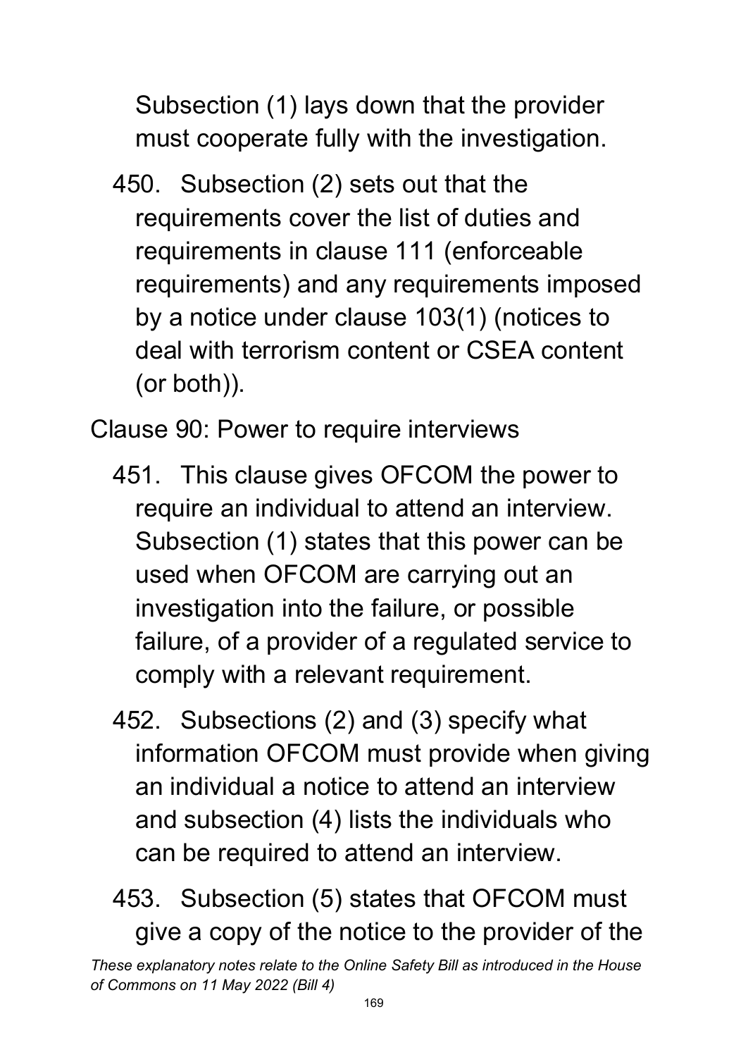Subsection (1) lays down that the provider must cooperate fully with the investigation.

450. Subsection (2) sets out that the requirements cover the list of duties and requirements in clause 111 (enforceable requirements) and any requirements imposed by a notice under clause 103(1) (notices to deal with terrorism content or CSEA content (or both)).

Clause 90: Power to require interviews

451. This clause gives OFCOM the power to require an individual to attend an interview. Subsection (1) states that this power can be used when OFCOM are carrying out an investigation into the failure, or possible failure, of a provider of a regulated service to comply with a relevant requirement.

452. Subsections (2) and (3) specify what information OFCOM must provide when giving an individual a notice to attend an interview and subsection (4) lists the individuals who can be required to attend an interview.

453. Subsection (5) states that OFCOM must give a copy of the notice to the provider of the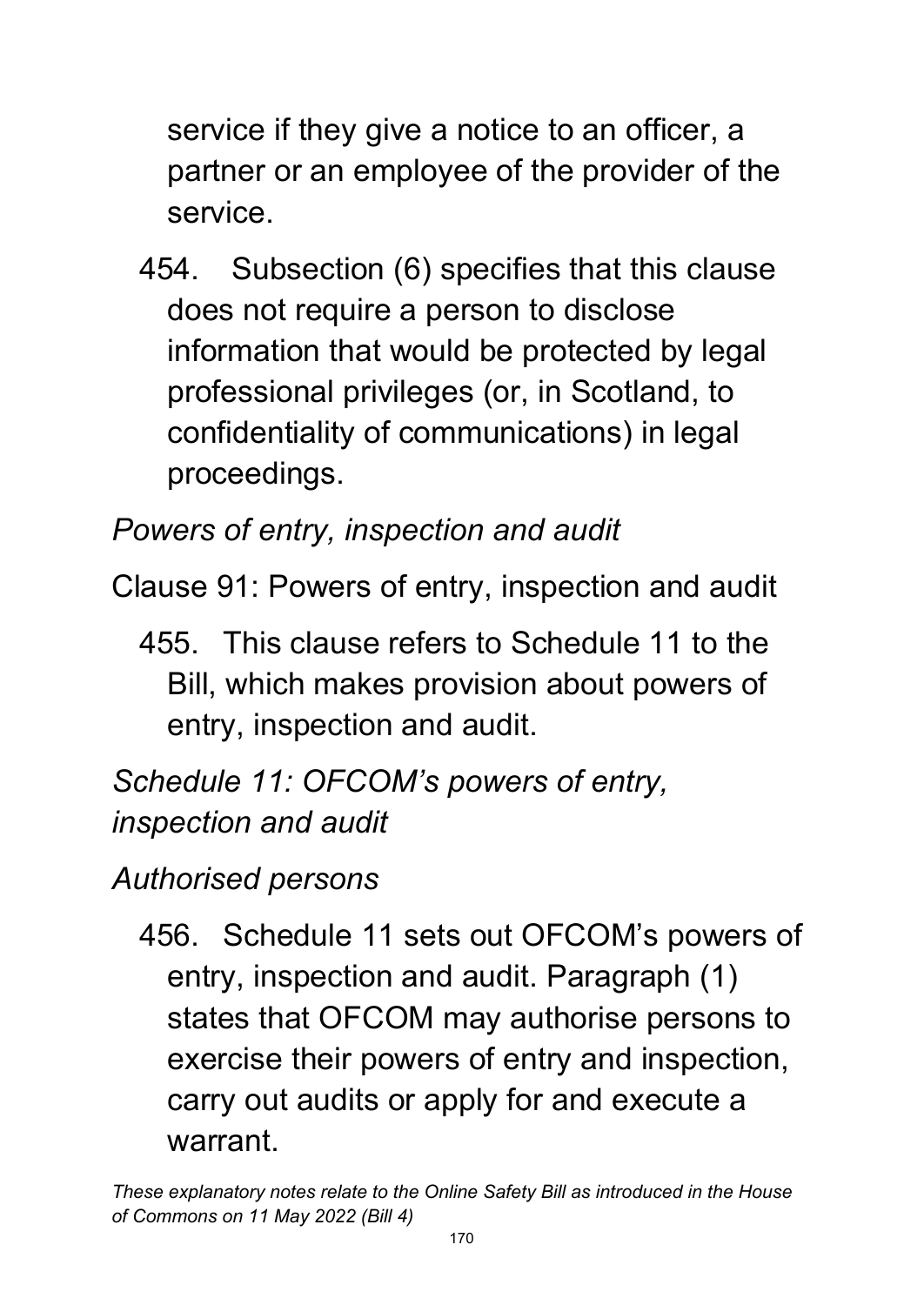service if they give a notice to an officer, a partner or an employee of the provider of the service.

454. Subsection (6) specifies that this clause does not require a person to disclose information that would be protected by legal professional privileges (or, in Scotland, to confidentiality of communications) in legal proceedings.

*Powers of entry, inspection and audit*

Clause 91: Powers of entry, inspection and audit

455. This clause refers to Schedule 11 to the Bill, which makes provision about powers of entry, inspection and audit.

*Schedule 11: OFCOM's powers of entry, inspection and audit*

*Authorised persons*

456. Schedule 11 sets out OFCOM's powers of entry, inspection and audit. Paragraph (1) states that OFCOM may authorise persons to exercise their powers of entry and inspection, carry out audits or apply for and execute a warrant.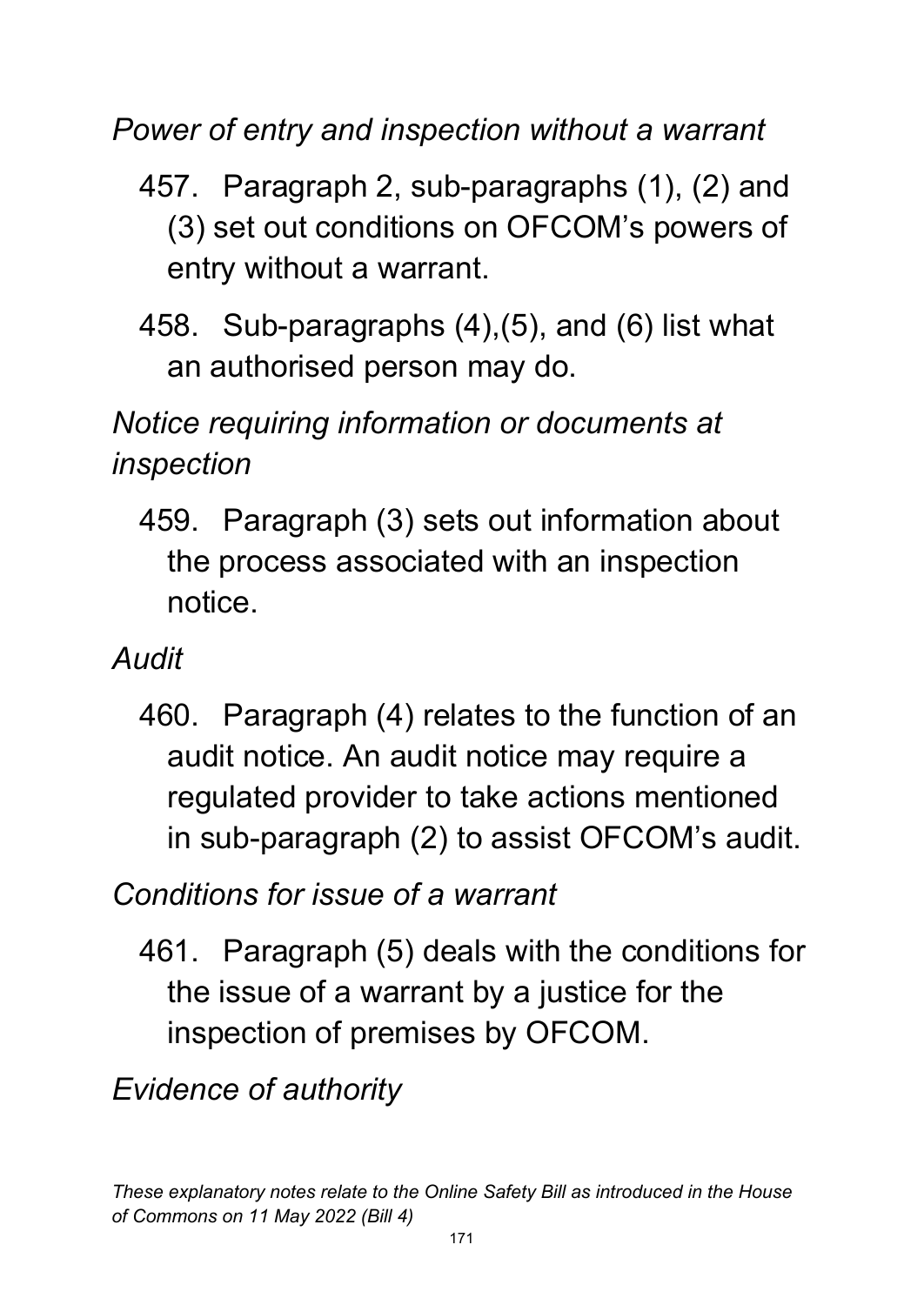*Power of entry and inspection without a warrant*

457. Paragraph 2, sub-paragraphs (1), (2) and (3) set out conditions on OFCOM's powers of entry without a warrant.

458. Sub-paragraphs (4),(5), and (6) list what an authorised person may do.

*Notice requiring information or documents at inspection*

459. Paragraph (3) sets out information about the process associated with an inspection notice.

*Audit*

460. Paragraph (4) relates to the function of an audit notice. An audit notice may require a regulated provider to take actions mentioned in sub-paragraph (2) to assist OFCOM's audit.

*Conditions for issue of a warrant*

461. Paragraph (5) deals with the conditions for the issue of a warrant by a justice for the inspection of premises by OFCOM.

*Evidence of authority*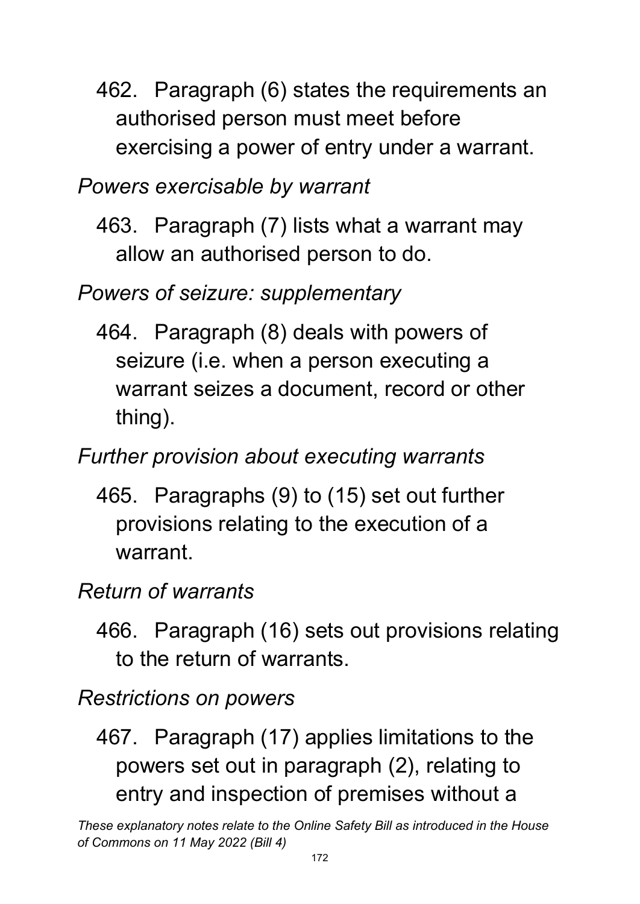462. Paragraph (6) states the requirements an authorised person must meet before exercising a power of entry under a warrant.

*Powers exercisable by warrant*

463. Paragraph (7) lists what a warrant may allow an authorised person to do.

*Powers of seizure: supplementary*

464. Paragraph (8) deals with powers of seizure (i.e. when a person executing a warrant seizes a document, record or other thing).

*Further provision about executing warrants*

465. Paragraphs (9) to (15) set out further provisions relating to the execution of a warrant.

*Return of warrants*

466. Paragraph (16) sets out provisions relating to the return of warrants.

*Restrictions on powers*

467. Paragraph (17) applies limitations to the powers set out in paragraph (2), relating to entry and inspection of premises without a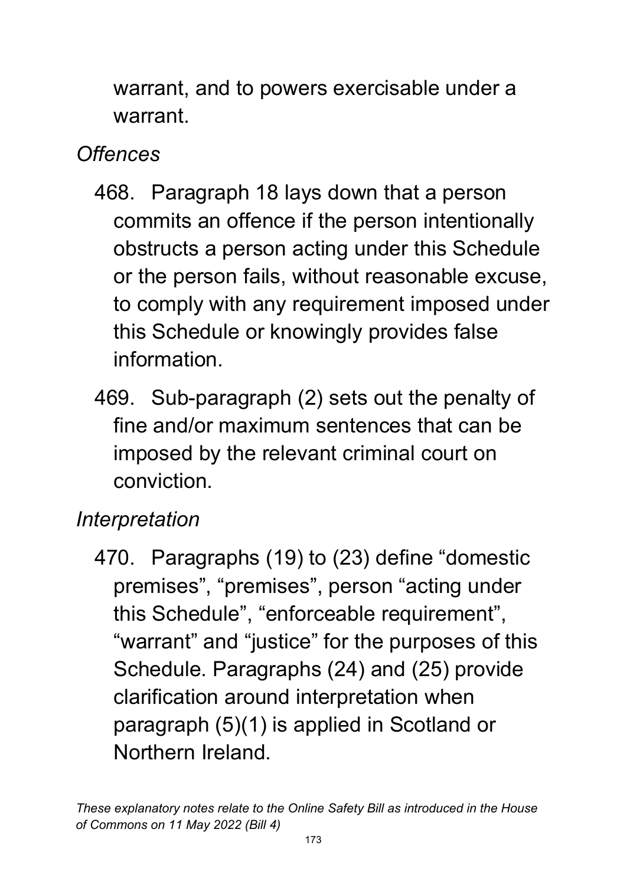warrant, and to powers exercisable under a warrant.

*Offences*

468. Paragraph 18 lays down that a person commits an offence if the person intentionally obstructs a person acting under this Schedule or the person fails, without reasonable excuse, to comply with any requirement imposed under this Schedule or knowingly provides false information.

469. Sub-paragraph (2) sets out the penalty of fine and/or maximum sentences that can be imposed by the relevant criminal court on conviction.

*Interpretation*

470. Paragraphs (19) to (23) define "domestic premises", "premises", person "acting under this Schedule", "enforceable requirement", "warrant" and "justice" for the purposes of this Schedule. Paragraphs (24) and (25) provide clarification around interpretation when paragraph (5)(1) is applied in Scotland or Northern Ireland.

*These explanatory notes relate to the Online Safety Bill as introduced in the House of Commons on 11 May 2022 (Bill 4)*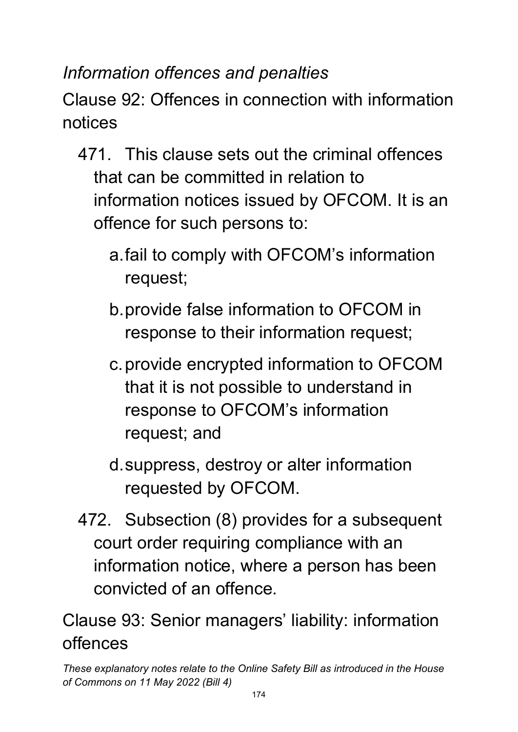*Information offences and penalties*

## Clause 92: Offences in connection with information notices

471. This clause sets out the criminal offences that can be committed in relation to information notices issued by OFCOM. It is an offence for such persons to:

   a. fail to comply with OFCOM's information request;

   b. provide false information to OFCOM in response to their information request;

   c. provide encrypted information to OFCOM that it is not possible to understand in response to OFCOM's information request; and

   d. suppress, destroy or alter information requested by OFCOM.

472. Subsection (8) provides for a subsequent court order requiring compliance with an information notice, where a person has been convicted of an offence.

## Clause 93: Senior managers' liability: information offences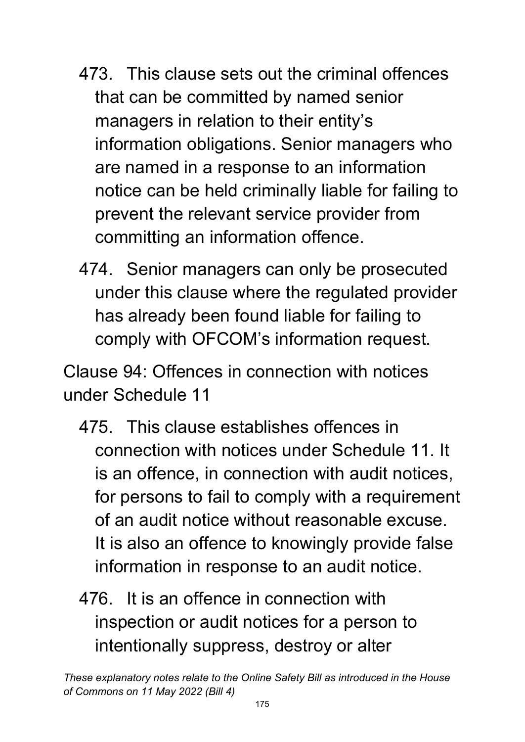473. This clause sets out the criminal offences that can be committed by named senior managers in relation to their entity's information obligations. Senior managers who are named in a response to an information notice can be held criminally liable for failing to prevent the relevant service provider from committing an information offence.

474. Senior managers can only be prosecuted under this clause where the regulated provider has already been found liable for failing to comply with OFCOM's information request.

Clause 94: Offences in connection with notices under Schedule 11

475. This clause establishes offences in connection with notices under Schedule 11. It is an offence, in connection with audit notices, for persons to fail to comply with a requirement of an audit notice without reasonable excuse. It is also an offence to knowingly provide false information in response to an audit notice.

476. It is an offence in connection with inspection or audit notices for a person to intentionally suppress, destroy or alter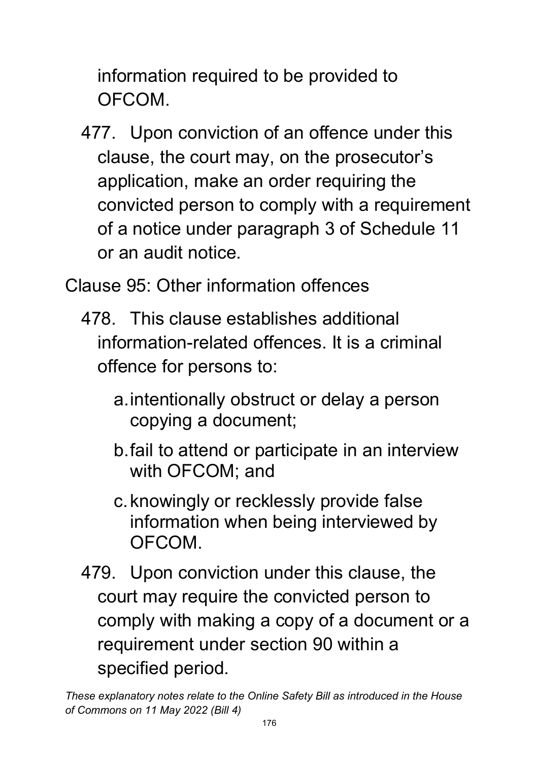information required to be provided to OFCOM.

477. Upon conviction of an offence under this clause, the court may, on the prosecutor's application, make an order requiring the convicted person to comply with a requirement of a notice under paragraph 3 of Schedule 11 or an audit notice.

Clause 95: Other information offences

478. This clause establishes additional information-related offences. It is a criminal offence for persons to:

a. intentionally obstruct or delay a person copying a document;

b. fail to attend or participate in an interview with OFCOM; and

c. knowingly or recklessly provide false information when being interviewed by OFCOM.

479. Upon conviction under this clause, the court may require the convicted person to comply with making a copy of a document or a requirement under section 90 within a specified period.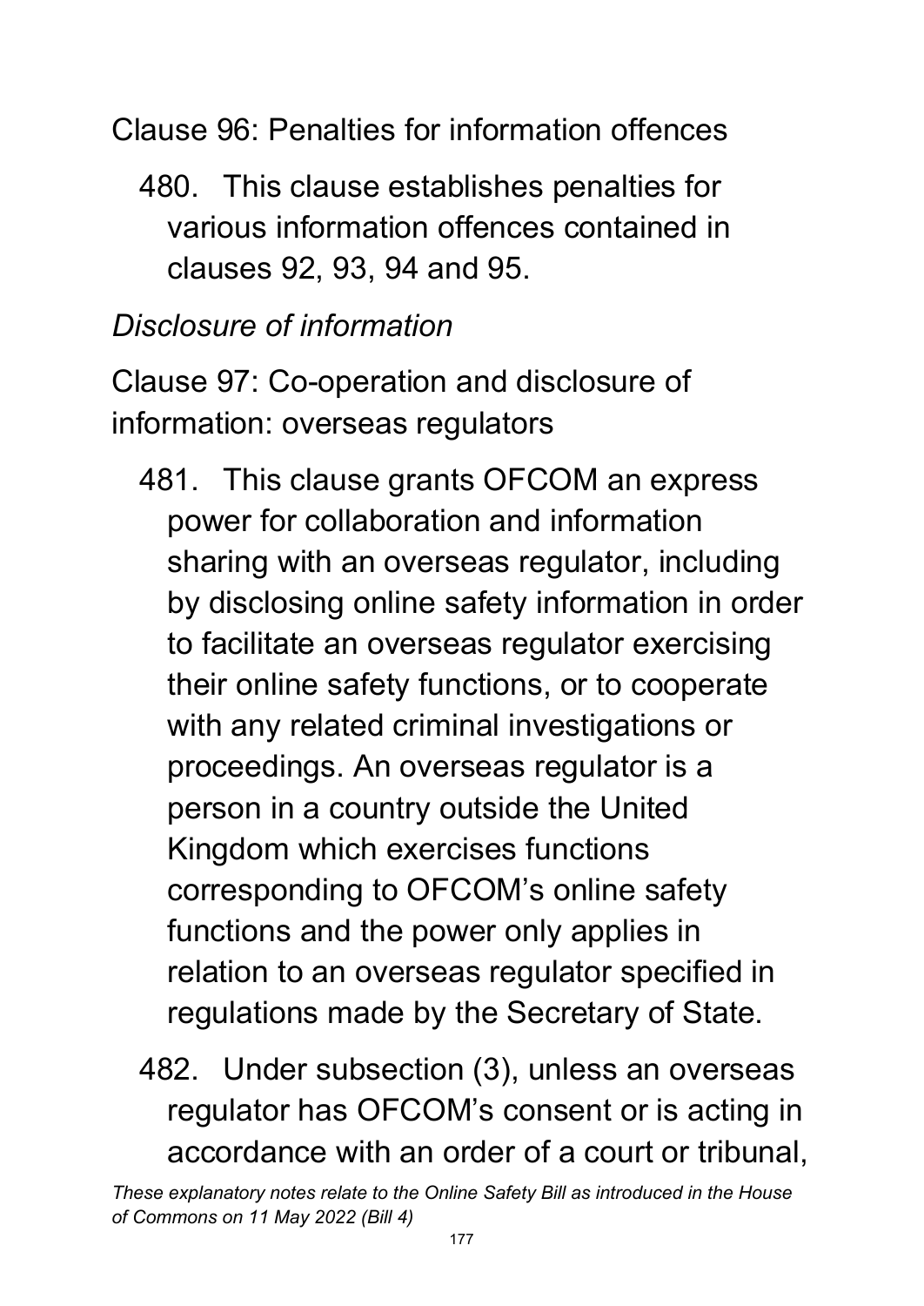Clause 96: Penalties for information offences

480. This clause establishes penalties for various information offences contained in clauses 92, 93, 94 and 95.

*Disclosure of information*

Clause 97: Co-operation and disclosure of information: overseas regulators

481. This clause grants OFCOM an express power for collaboration and information sharing with an overseas regulator, including by disclosing online safety information in order to facilitate an overseas regulator exercising their online safety functions, or to cooperate with any related criminal investigations or proceedings. An overseas regulator is a person in a country outside the United Kingdom which exercises functions corresponding to OFCOM's online safety functions and the power only applies in relation to an overseas regulator specified in regulations made by the Secretary of State.

482. Under subsection (3), unless an overseas regulator has OFCOM's consent or is acting in accordance with an order of a court or tribunal,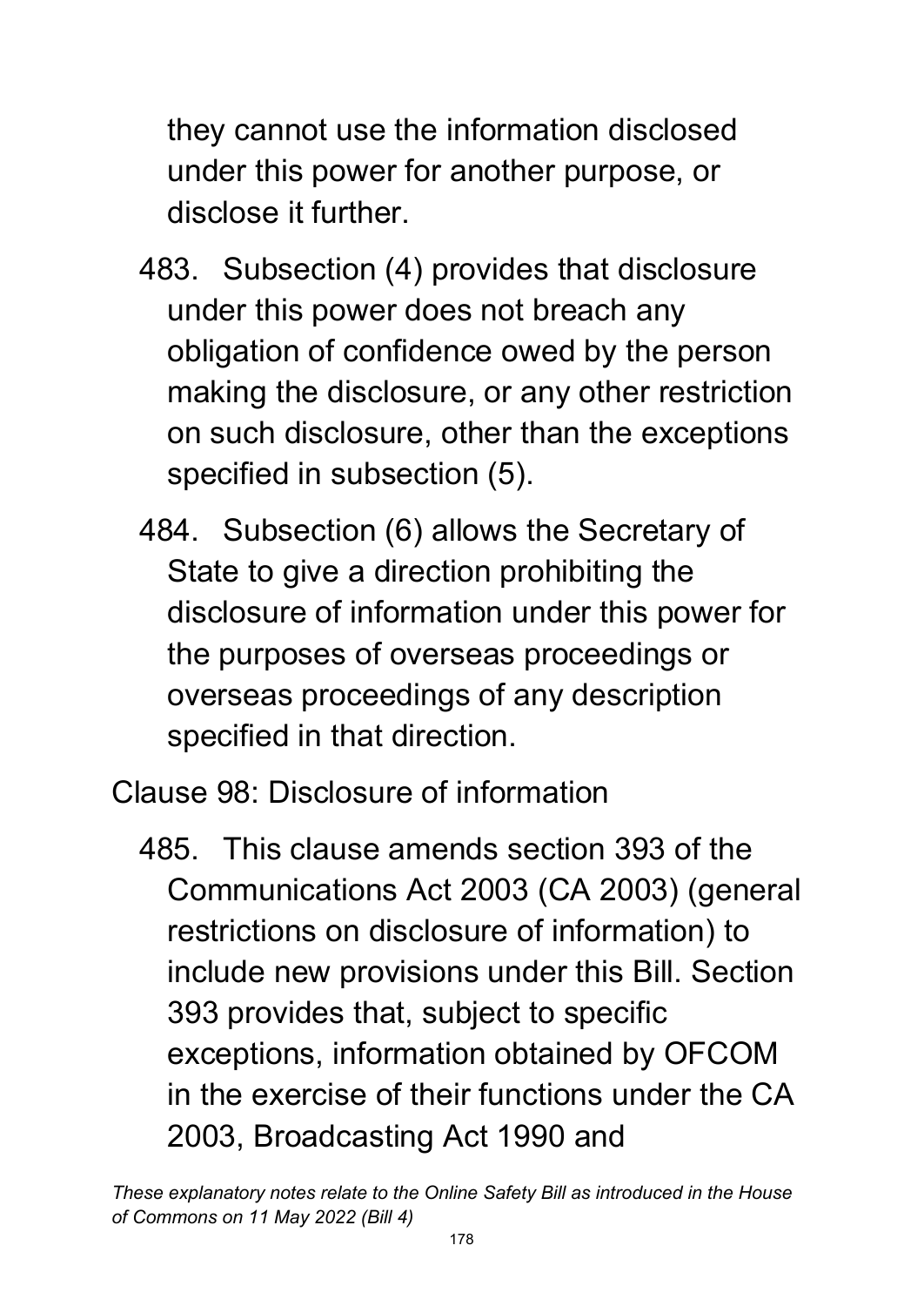they cannot use the information disclosed under this power for another purpose, or disclose it further.

483. Subsection (4) provides that disclosure under this power does not breach any obligation of confidence owed by the person making the disclosure, or any other restriction on such disclosure, other than the exceptions specified in subsection (5).

484. Subsection (6) allows the Secretary of State to give a direction prohibiting the disclosure of information under this power for the purposes of overseas proceedings or overseas proceedings of any description specified in that direction.

Clause 98: Disclosure of information

485. This clause amends section 393 of the Communications Act 2003 (CA 2003) (general restrictions on disclosure of information) to include new provisions under this Bill. Section 393 provides that, subject to specific exceptions, information obtained by OFCOM in the exercise of their functions under the CA 2003, Broadcasting Act 1990 and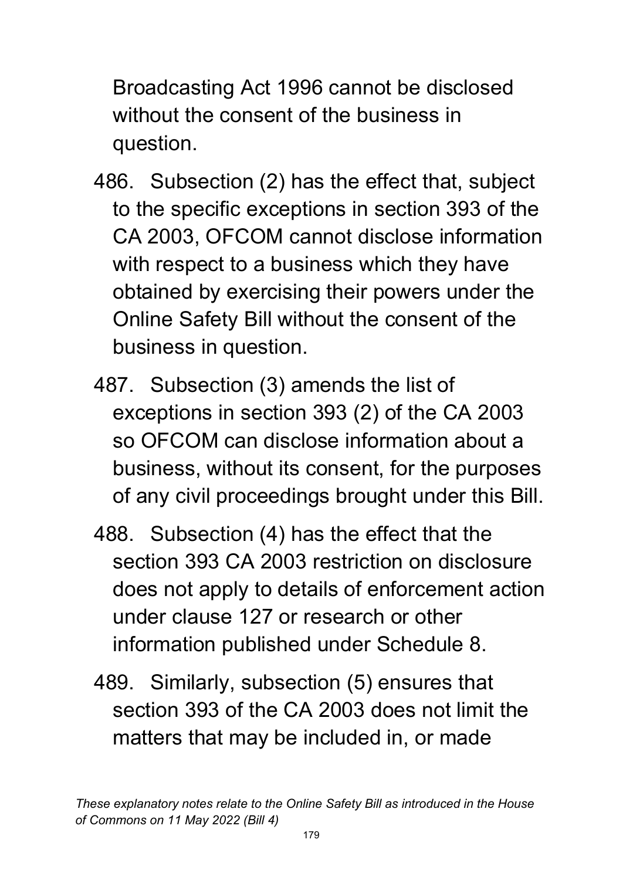Broadcasting Act 1996 cannot be disclosed without the consent of the business in question.

486. Subsection (2) has the effect that, subject to the specific exceptions in section 393 of the CA 2003, OFCOM cannot disclose information with respect to a business which they have obtained by exercising their powers under the Online Safety Bill without the consent of the business in question.

487. Subsection (3) amends the list of exceptions in section 393 (2) of the CA 2003 so OFCOM can disclose information about a business, without its consent, for the purposes of any civil proceedings brought under this Bill.

488. Subsection (4) has the effect that the section 393 CA 2003 restriction on disclosure does not apply to details of enforcement action under clause 127 or research or other information published under Schedule 8.

489. Similarly, subsection (5) ensures that section 393 of the CA 2003 does not limit the matters that may be included in, or made

*These explanatory notes relate to the Online Safety Bill as introduced in the House of Commons on 11 May 2022 (Bill 4)*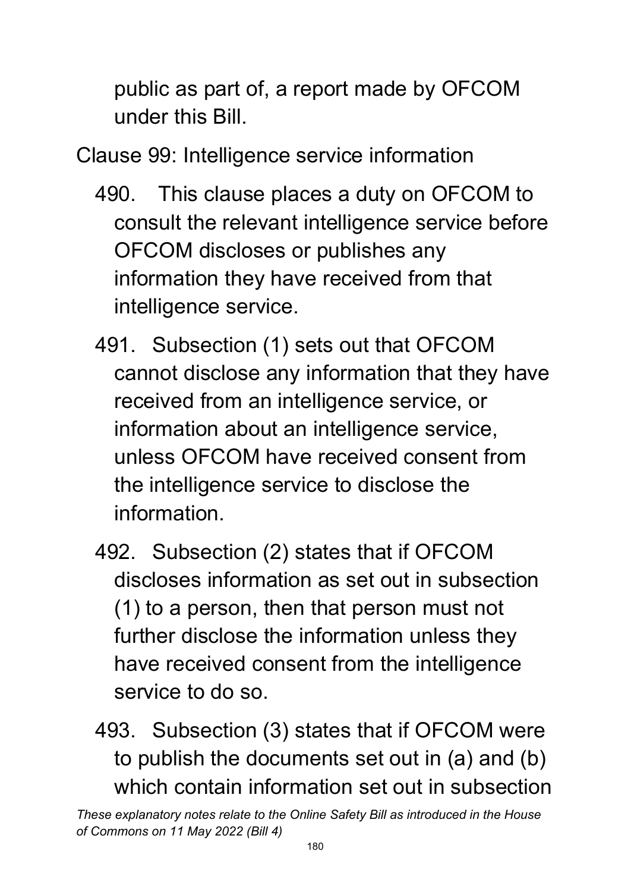public as part of, a report made by OFCOM under this Bill.

Clause 99: Intelligence service information

490. This clause places a duty on OFCOM to consult the relevant intelligence service before OFCOM discloses or publishes any information they have received from that intelligence service.

491. Subsection (1) sets out that OFCOM cannot disclose any information that they have received from an intelligence service, or information about an intelligence service, unless OFCOM have received consent from the intelligence service to disclose the information.

492. Subsection (2) states that if OFCOM discloses information as set out in subsection (1) to a person, then that person must not further disclose the information unless they have received consent from the intelligence service to do so.

493. Subsection (3) states that if OFCOM were to publish the documents set out in (a) and (b) which contain information set out in subsection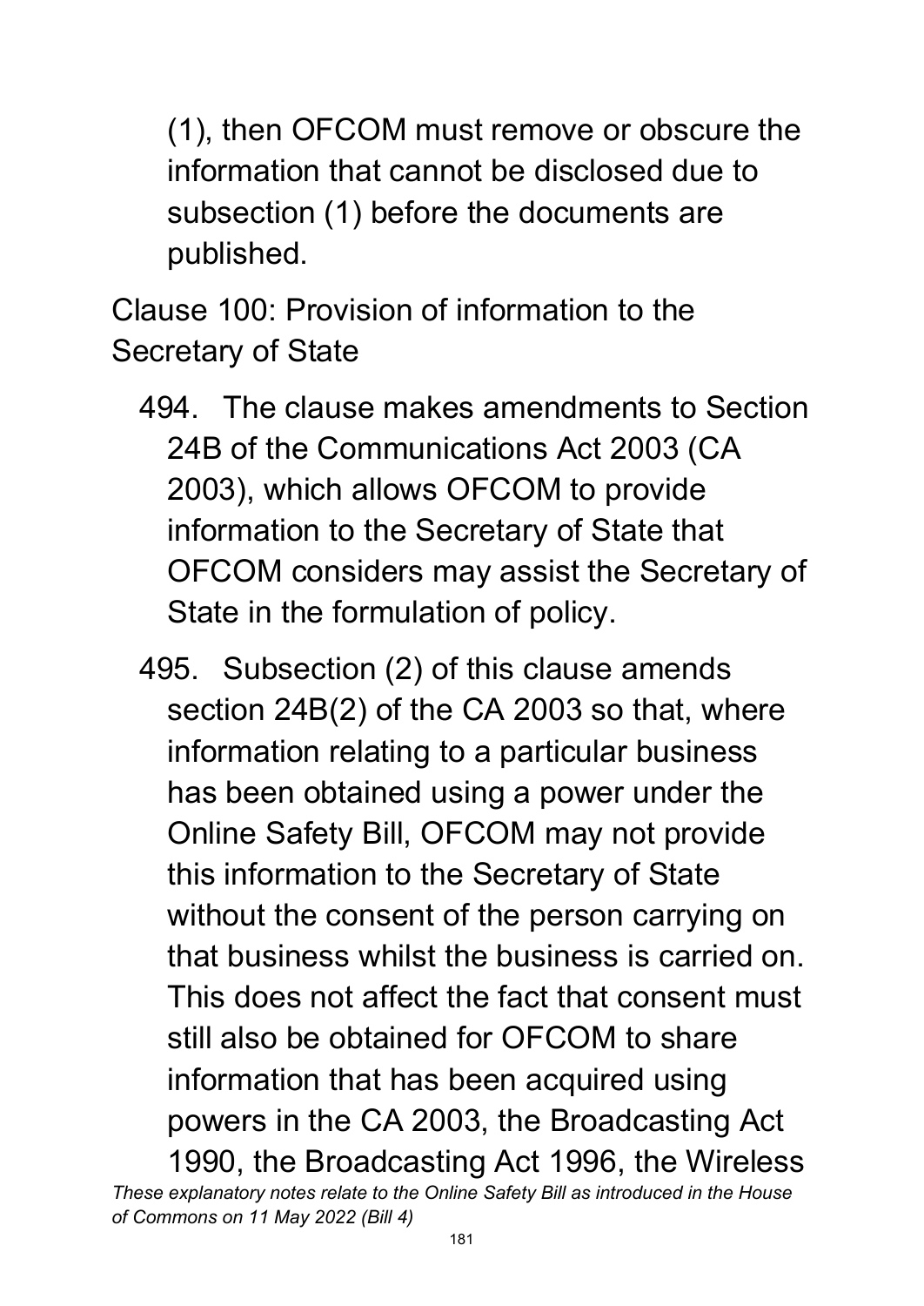(1), then OFCOM must remove or obscure the information that cannot be disclosed due to subsection (1) before the documents are published.

Clause 100: Provision of information to the Secretary of State

494. The clause makes amendments to Section 24B of the Communications Act 2003 (CA 2003), which allows OFCOM to provide information to the Secretary of State that OFCOM considers may assist the Secretary of State in the formulation of policy.

495. Subsection (2) of this clause amends section 24B(2) of the CA 2003 so that, where information relating to a particular business has been obtained using a power under the Online Safety Bill, OFCOM may not provide this information to the Secretary of State without the consent of the person carrying on that business whilst the business is carried on. This does not affect the fact that consent must still also be obtained for OFCOM to share information that has been acquired using powers in the CA 2003, the Broadcasting Act 1990, the Broadcasting Act 1996, the Wireless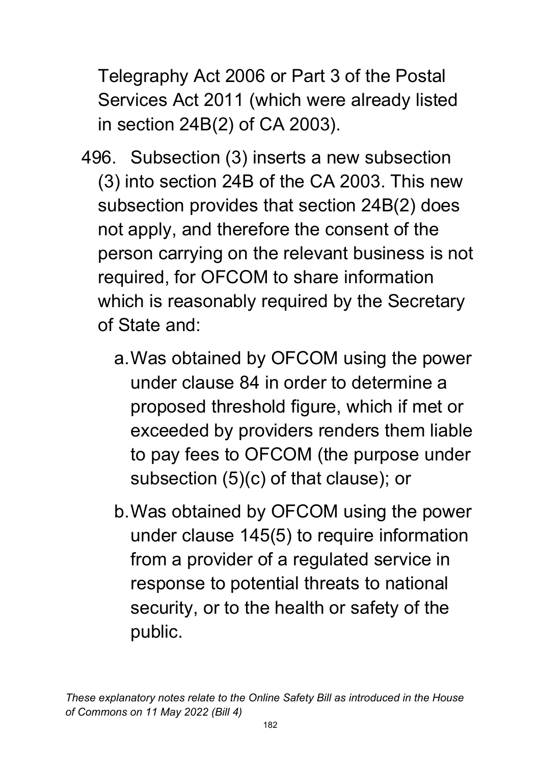Telegraphy Act 2006 or Part 3 of the Postal Services Act 2011 (which were already listed in section 24B(2) of CA 2003).

496. Subsection (3) inserts a new subsection (3) into section 24B of the CA 2003. This new subsection provides that section 24B(2) does not apply, and therefore the consent of the person carrying on the relevant business is not required, for OFCOM to share information which is reasonably required by the Secretary of State and:

   a. Was obtained by OFCOM using the power under clause 84 in order to determine a proposed threshold figure, which if met or exceeded by providers renders them liable to pay fees to OFCOM (the purpose under subsection (5)(c) of that clause); or

   b. Was obtained by OFCOM using the power under clause 145(5) to require information from a provider of a regulated service in response to potential threats to national security, or to the health or safety of the public.

*These explanatory notes relate to the Online Safety Bill as introduced in the House of Commons on 11 May 2022 (Bill 4)*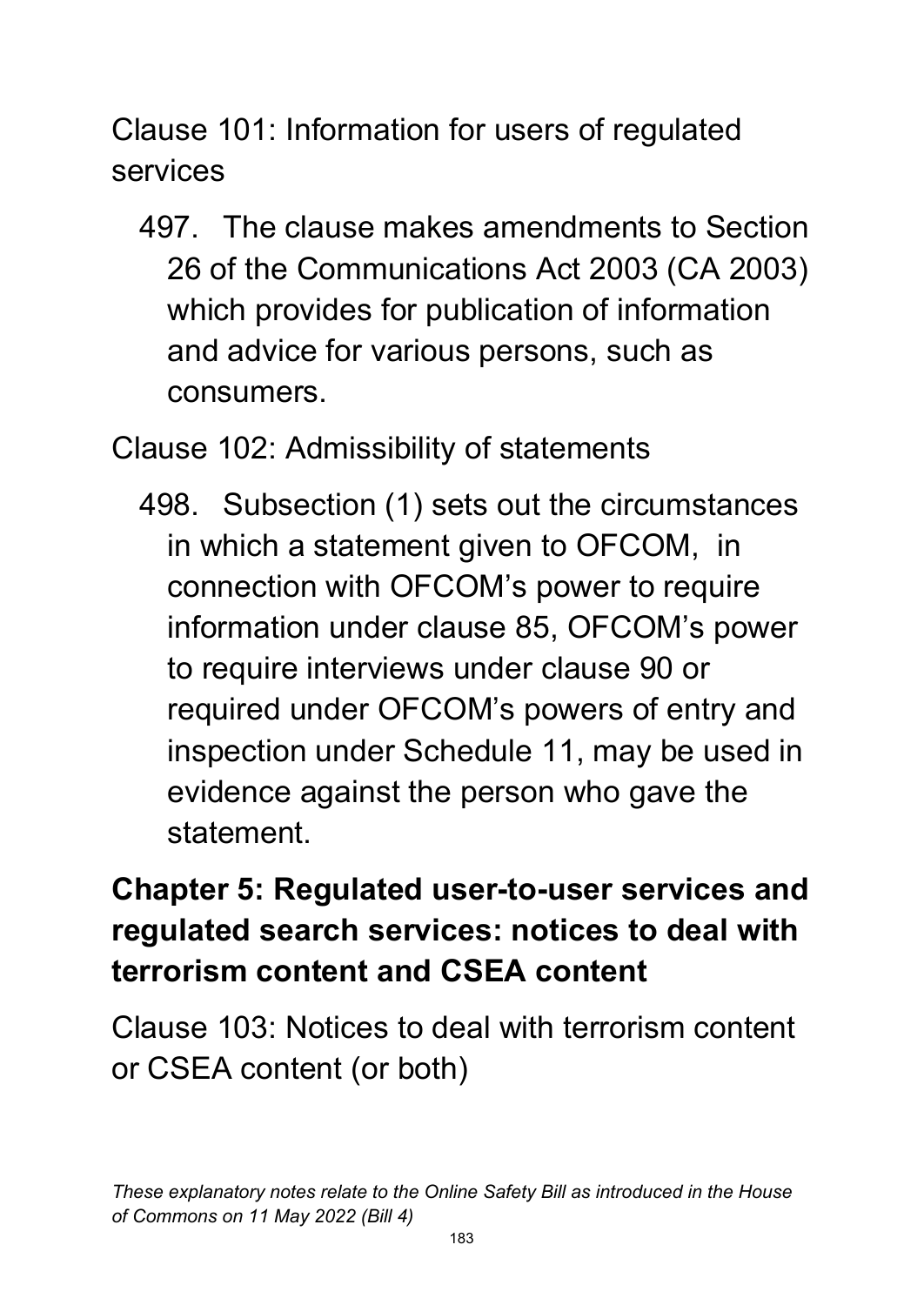Clause 101: Information for users of regulated services

497. The clause makes amendments to Section 26 of the Communications Act 2003 (CA 2003) which provides for publication of information and advice for various persons, such as consumers.

Clause 102: Admissibility of statements

498. Subsection (1) sets out the circumstances in which a statement given to OFCOM, in connection with OFCOM's power to require information under clause 85, OFCOM's power to require interviews under clause 90 or required under OFCOM's powers of entry and inspection under Schedule 11, may be used in evidence against the person who gave the statement.

## Chapter 5: Regulated user-to-user services and regulated search services: notices to deal with terrorism content and CSEA content

Clause 103: Notices to deal with terrorism content or CSEA content (or both)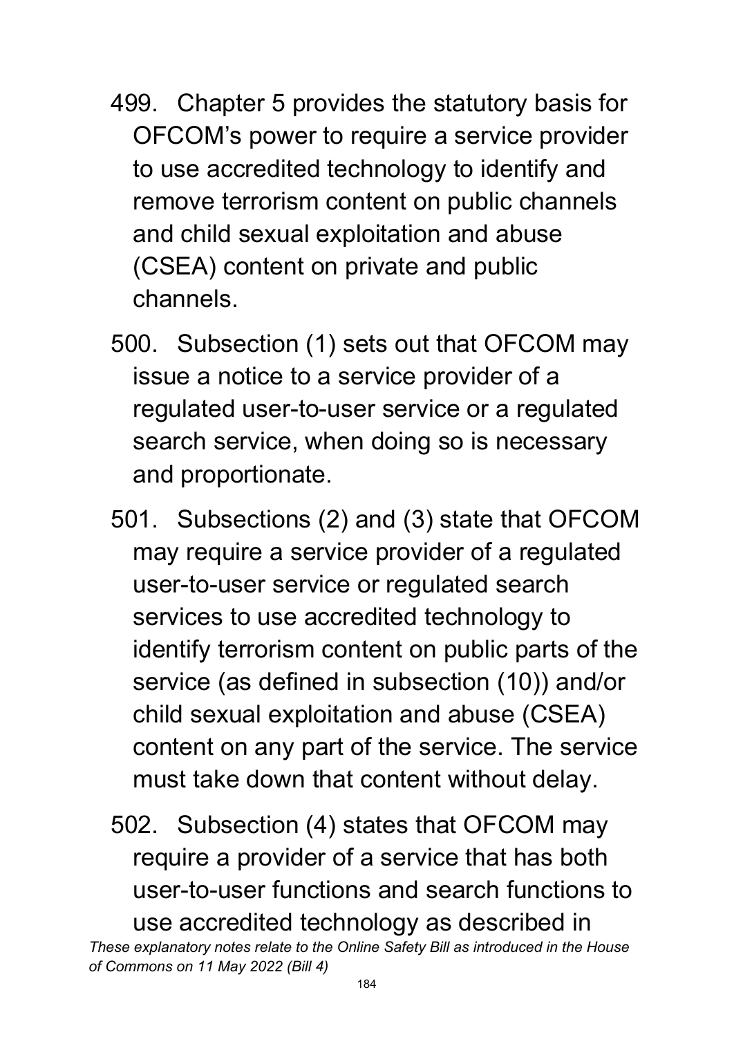499. Chapter 5 provides the statutory basis for OFCOM's power to require a service provider to use accredited technology to identify and remove terrorism content on public channels and child sexual exploitation and abuse (CSEA) content on private and public channels.

500. Subsection (1) sets out that OFCOM may issue a notice to a service provider of a regulated user-to-user service or a regulated search service, when doing so is necessary and proportionate.

501. Subsections (2) and (3) state that OFCOM may require a service provider of a regulated user-to-user service or regulated search services to use accredited technology to identify terrorism content on public parts of the service (as defined in subsection (10)) and/or child sexual exploitation and abuse (CSEA) content on any part of the service. The service must take down that content without delay.

502. Subsection (4) states that OFCOM may require a provider of a service that has both user-to-user functions and search functions to use accredited technology as described in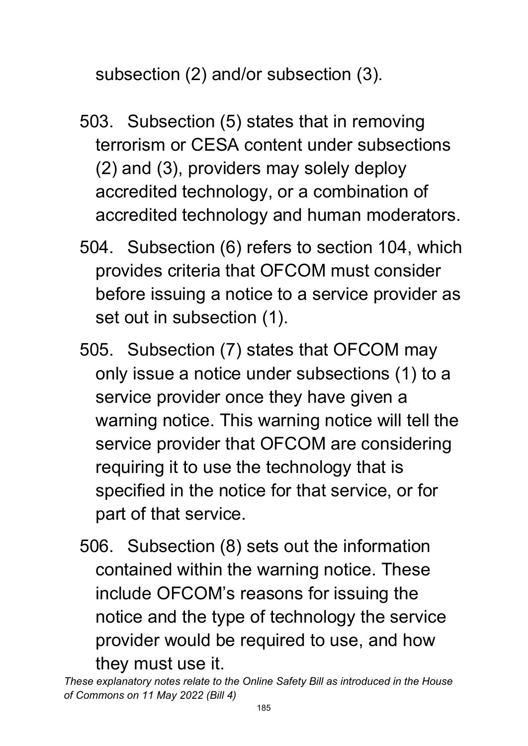subsection (2) and/or subsection (3).

503. Subsection (5) states that in removing terrorism or CESA content under subsections (2) and (3), providers may solely deploy accredited technology, or a combination of accredited technology and human moderators.

504. Subsection (6) refers to section 104, which provides criteria that OFCOM must consider before issuing a notice to a service provider as set out in subsection (1).

505. Subsection (7) states that OFCOM may only issue a notice under subsections (1) to a service provider once they have given a warning notice. This warning notice will tell the service provider that OFCOM are considering requiring it to use the technology that is specified in the notice for that service, or for part of that service.

506. Subsection (8) sets out the information contained within the warning notice. These include OFCOM's reasons for issuing the notice and the type of technology the service provider would be required to use, and how they must use it.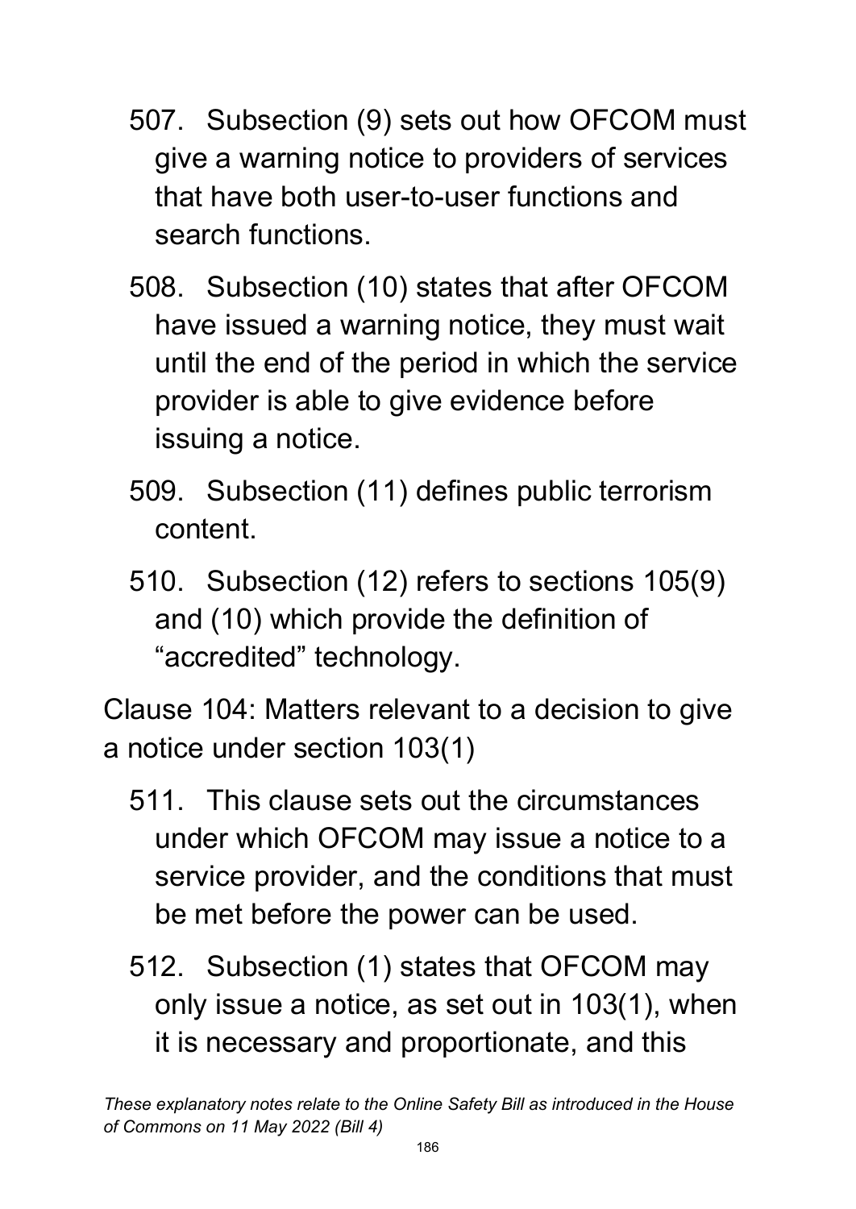507. Subsection (9) sets out how OFCOM must give a warning notice to providers of services that have both user-to-user functions and search functions.

508. Subsection (10) states that after OFCOM have issued a warning notice, they must wait until the end of the period in which the service provider is able to give evidence before issuing a notice.

509. Subsection (11) defines public terrorism content.

510. Subsection (12) refers to sections 105(9) and (10) which provide the definition of "accredited" technology.

Clause 104: Matters relevant to a decision to give a notice under section 103(1)

511. This clause sets out the circumstances under which OFCOM may issue a notice to a service provider, and the conditions that must be met before the power can be used.

512. Subsection (1) states that OFCOM may only issue a notice, as set out in 103(1), when it is necessary and proportionate, and this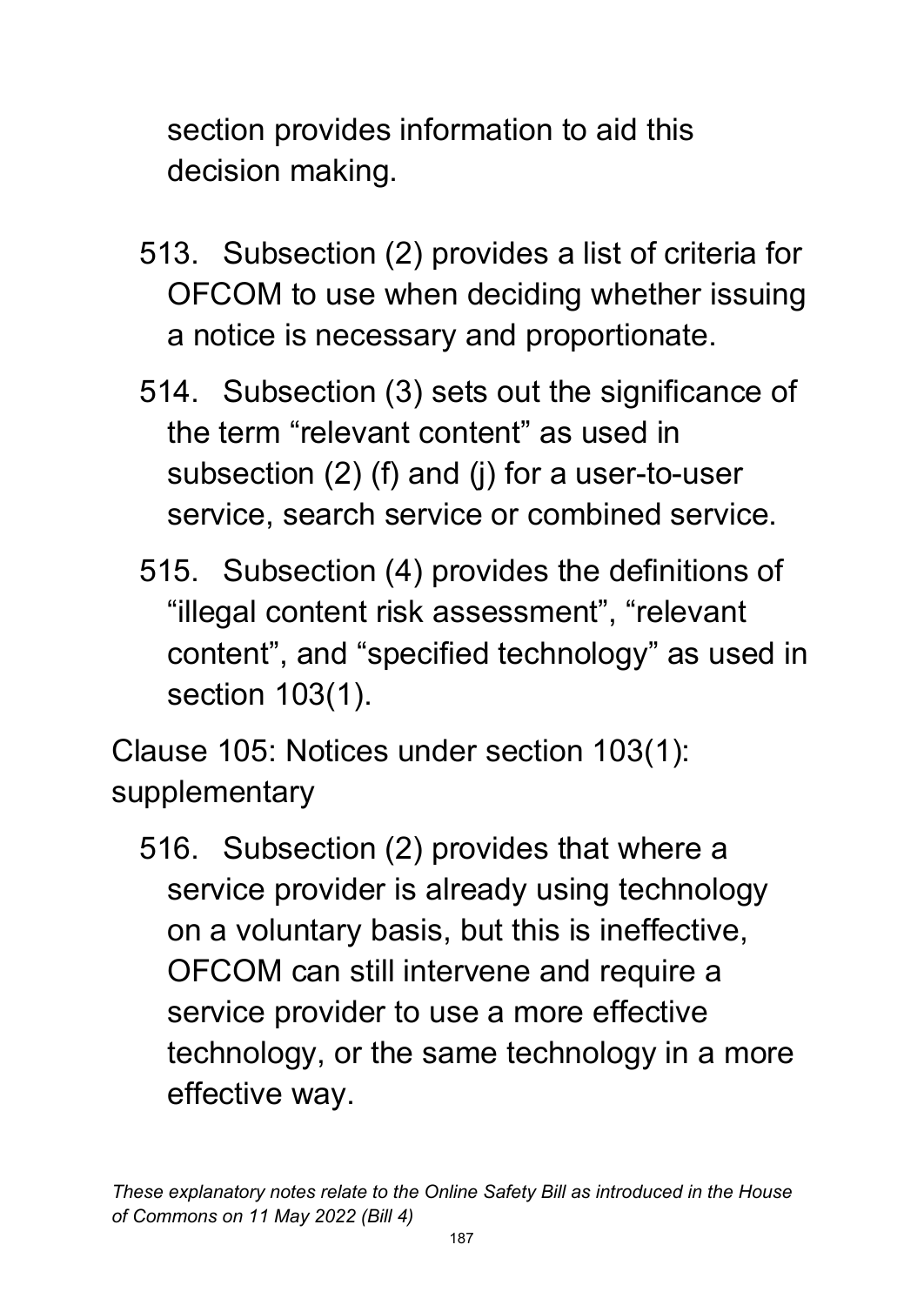section provides information to aid this decision making.

513. Subsection (2) provides a list of criteria for OFCOM to use when deciding whether issuing a notice is necessary and proportionate.

514. Subsection (3) sets out the significance of the term "relevant content" as used in subsection (2) (f) and (j) for a user-to-user service, search service or combined service.

515. Subsection (4) provides the definitions of "illegal content risk assessment", "relevant content", and "specified technology" as used in section 103(1).

Clause 105: Notices under section 103(1): supplementary

516. Subsection (2) provides that where a service provider is already using technology on a voluntary basis, but this is ineffective, OFCOM can still intervene and require a service provider to use a more effective technology, or the same technology in a more effective way.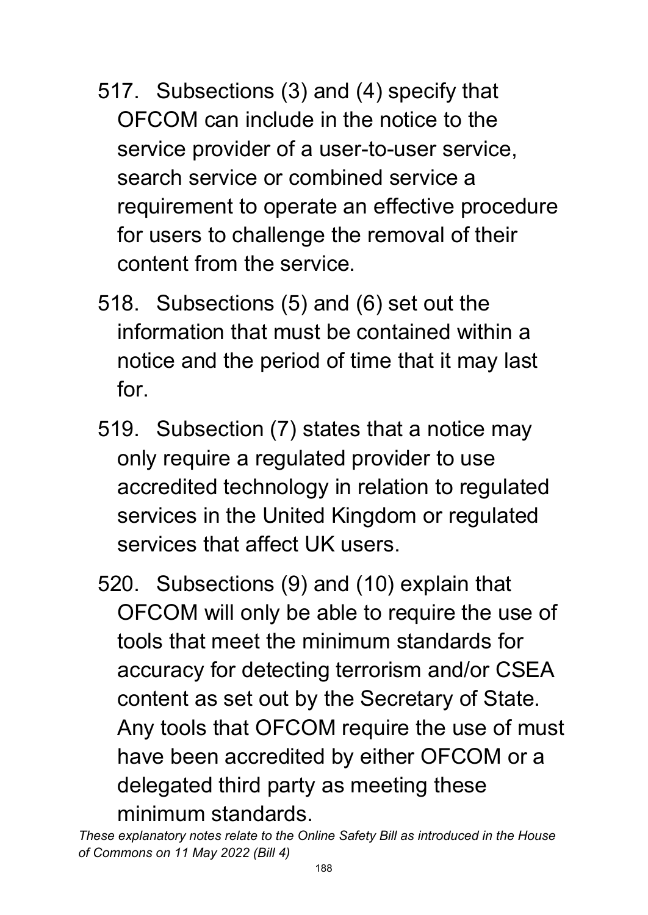517. Subsections (3) and (4) specify that OFCOM can include in the notice to the service provider of a user-to-user service, search service or combined service a requirement to operate an effective procedure for users to challenge the removal of their content from the service.

518. Subsections (5) and (6) set out the information that must be contained within a notice and the period of time that it may last for.

519. Subsection (7) states that a notice may only require a regulated provider to use accredited technology in relation to regulated services in the United Kingdom or regulated services that affect UK users.

520. Subsections (9) and (10) explain that OFCOM will only be able to require the use of tools that meet the minimum standards for accuracy for detecting terrorism and/or CSEA content as set out by the Secretary of State. Any tools that OFCOM require the use of must have been accredited by either OFCOM or a delegated third party as meeting these minimum standards.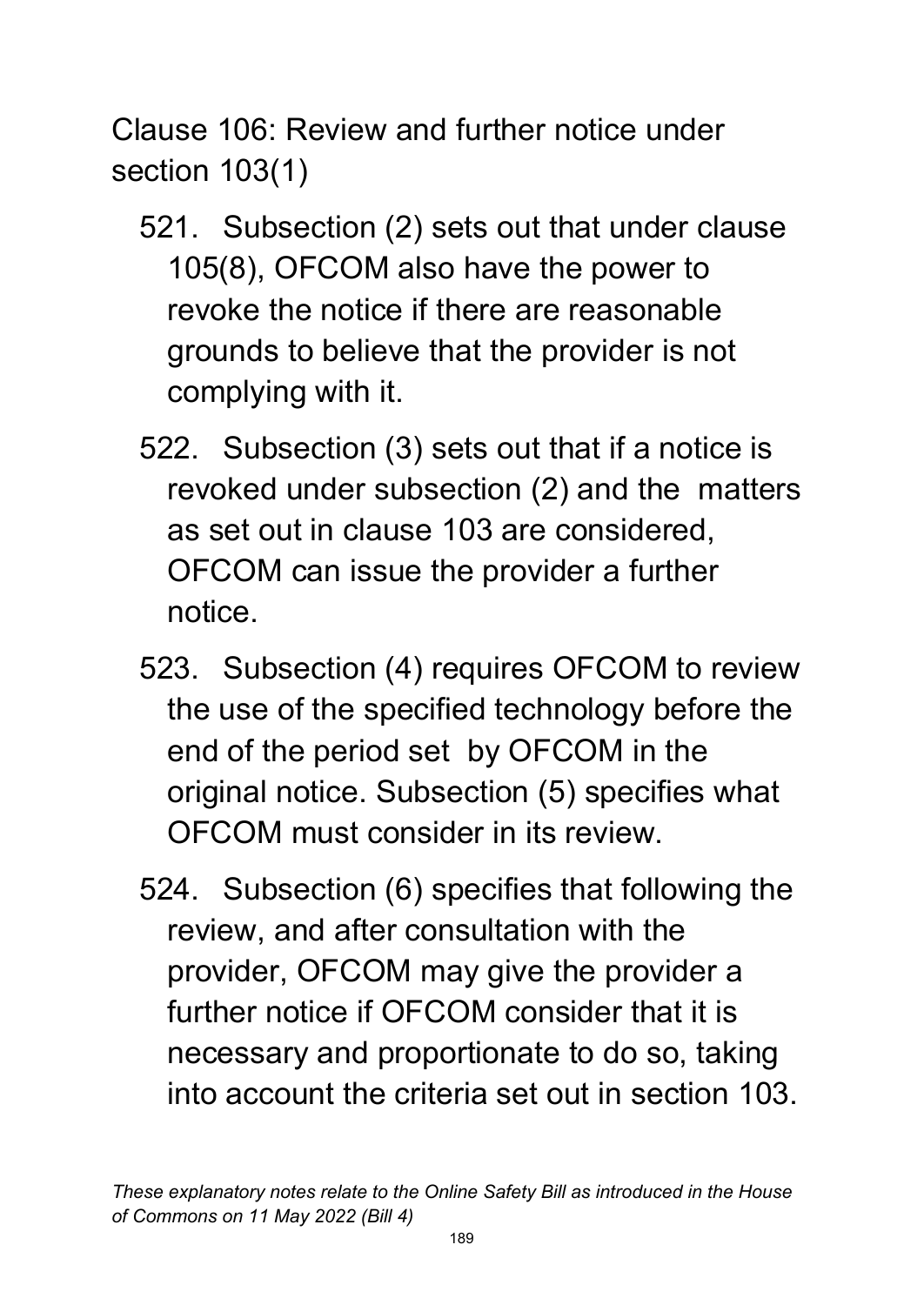Clause 106: Review and further notice under section 103(1)

521. Subsection (2) sets out that under clause 105(8), OFCOM also have the power to revoke the notice if there are reasonable grounds to believe that the provider is not complying with it.

522. Subsection (3) sets out that if a notice is revoked under subsection (2) and the matters as set out in clause 103 are considered, OFCOM can issue the provider a further notice.

523. Subsection (4) requires OFCOM to review the use of the specified technology before the end of the period set by OFCOM in the original notice. Subsection (5) specifies what OFCOM must consider in its review.

524. Subsection (6) specifies that following the review, and after consultation with the provider, OFCOM may give the provider a further notice if OFCOM consider that it is necessary and proportionate to do so, taking into account the criteria set out in section 103.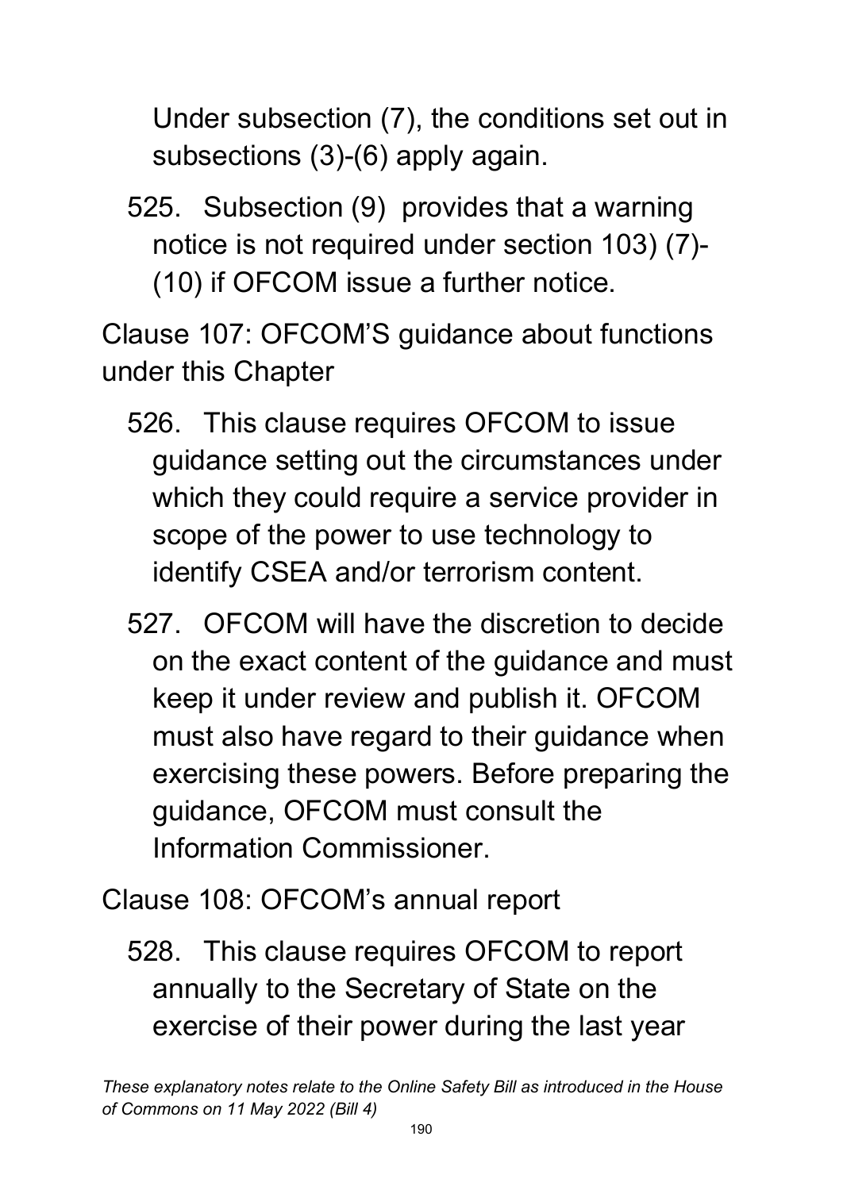Under subsection (7), the conditions set out in subsections (3)-(6) apply again.

525. Subsection (9) provides that a warning notice is not required under section 103) (7)-(10) if OFCOM issue a further notice.

Clause 107: OFCOM'S guidance about functions under this Chapter

526. This clause requires OFCOM to issue guidance setting out the circumstances under which they could require a service provider in scope of the power to use technology to identify CSEA and/or terrorism content.

527. OFCOM will have the discretion to decide on the exact content of the guidance and must keep it under review and publish it. OFCOM must also have regard to their guidance when exercising these powers. Before preparing the guidance, OFCOM must consult the Information Commissioner.

Clause 108: OFCOM's annual report

528. This clause requires OFCOM to report annually to the Secretary of State on the exercise of their power during the last year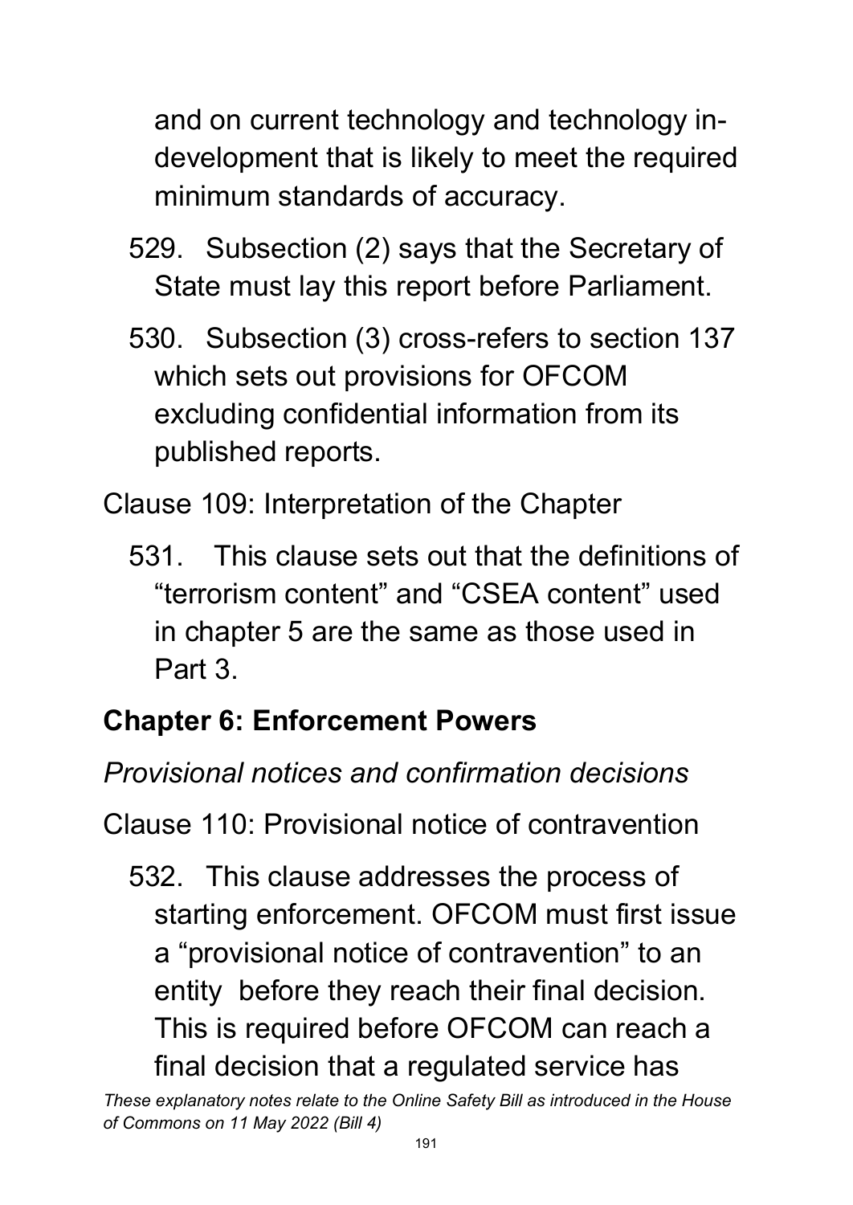and on current technology and technology in-development that is likely to meet the required minimum standards of accuracy.

529. Subsection (2) says that the Secretary of State must lay this report before Parliament.

530. Subsection (3) cross-refers to section 137 which sets out provisions for OFCOM excluding confidential information from its published reports.

Clause 109: Interpretation of the Chapter

531. This clause sets out that the definitions of "terrorism content" and "CSEA content" used in chapter 5 are the same as those used in Part 3.

## Chapter 6: Enforcement Powers

*Provisional notices and confirmation decisions*

Clause 110: Provisional notice of contravention

532. This clause addresses the process of starting enforcement. OFCOM must first issue a "provisional notice of contravention" to an entity before they reach their final decision. This is required before OFCOM can reach a final decision that a regulated service has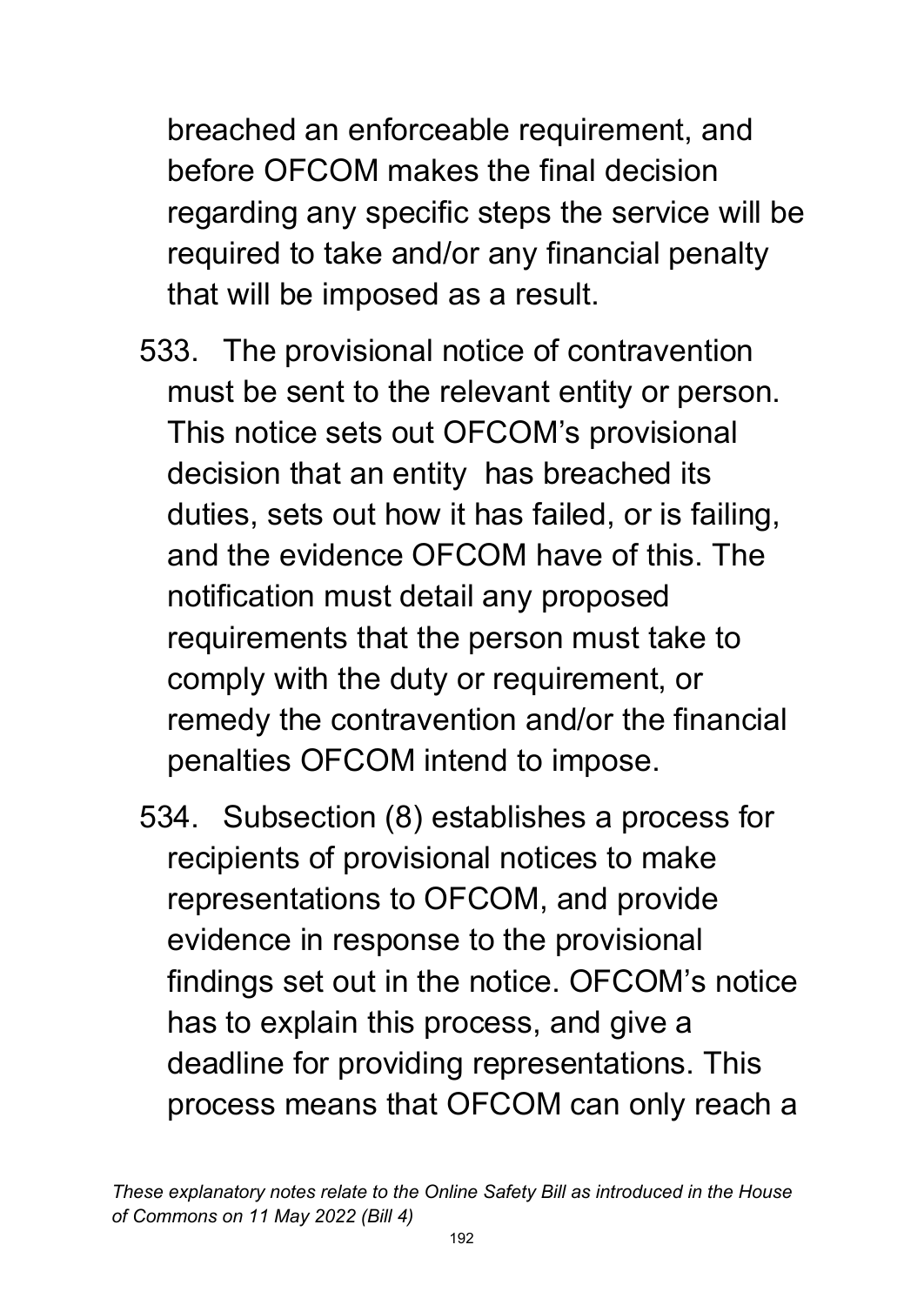breached an enforceable requirement, and before OFCOM makes the final decision regarding any specific steps the service will be required to take and/or any financial penalty that will be imposed as a result.

533. The provisional notice of contravention must be sent to the relevant entity or person. This notice sets out OFCOM's provisional decision that an entity has breached its duties, sets out how it has failed, or is failing, and the evidence OFCOM have of this. The notification must detail any proposed requirements that the person must take to comply with the duty or requirement, or remedy the contravention and/or the financial penalties OFCOM intend to impose.

534. Subsection (8) establishes a process for recipients of provisional notices to make representations to OFCOM, and provide evidence in response to the provisional findings set out in the notice. OFCOM's notice has to explain this process, and give a deadline for providing representations. This process means that OFCOM can only reach a

*These explanatory notes relate to the Online Safety Bill as introduced in the House of Commons on 11 May 2022 (Bill 4)*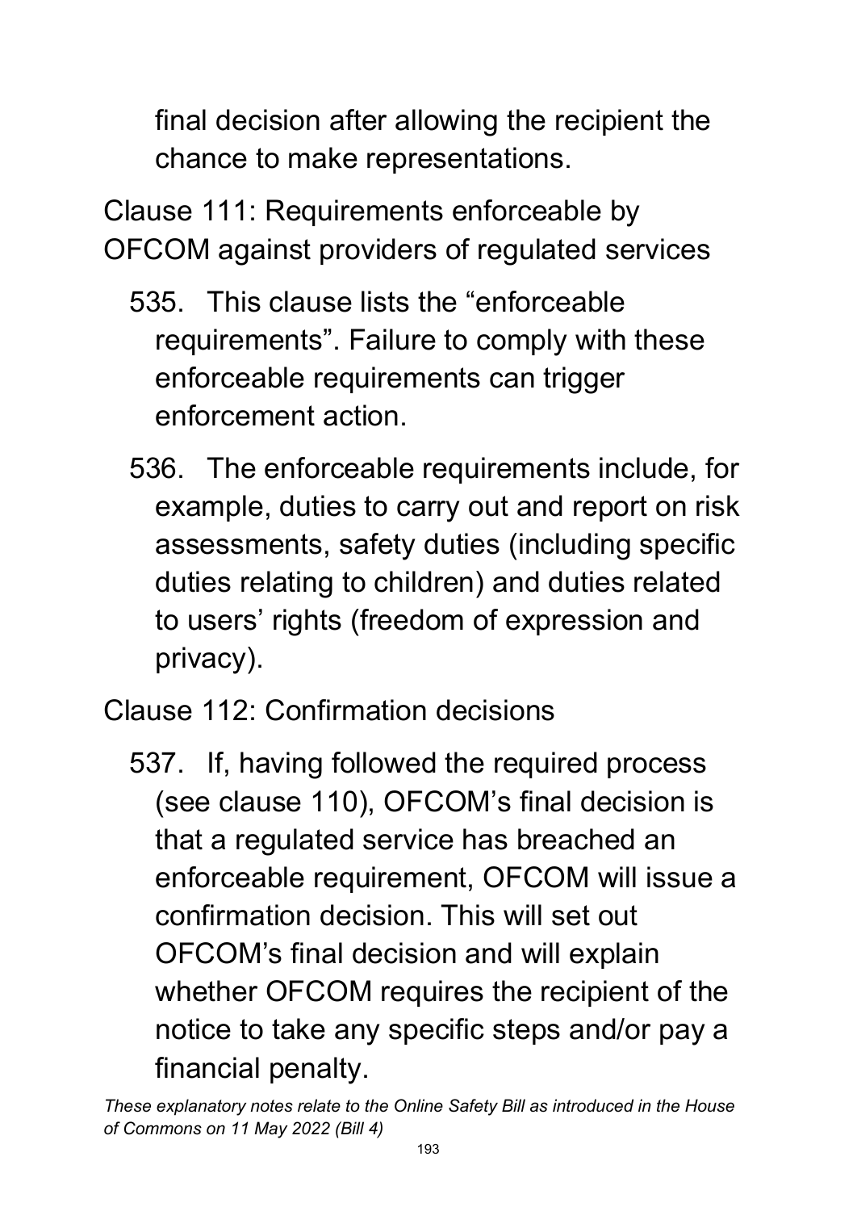final decision after allowing the recipient the chance to make representations.

Clause 111: Requirements enforceable by OFCOM against providers of regulated services

535. This clause lists the "enforceable requirements". Failure to comply with these enforceable requirements can trigger enforcement action.

536. The enforceable requirements include, for example, duties to carry out and report on risk assessments, safety duties (including specific duties relating to children) and duties related to users' rights (freedom of expression and privacy).

Clause 112: Confirmation decisions

537. If, having followed the required process (see clause 110), OFCOM's final decision is that a regulated service has breached an enforceable requirement, OFCOM will issue a confirmation decision. This will set out OFCOM's final decision and will explain whether OFCOM requires the recipient of the notice to take any specific steps and/or pay a financial penalty.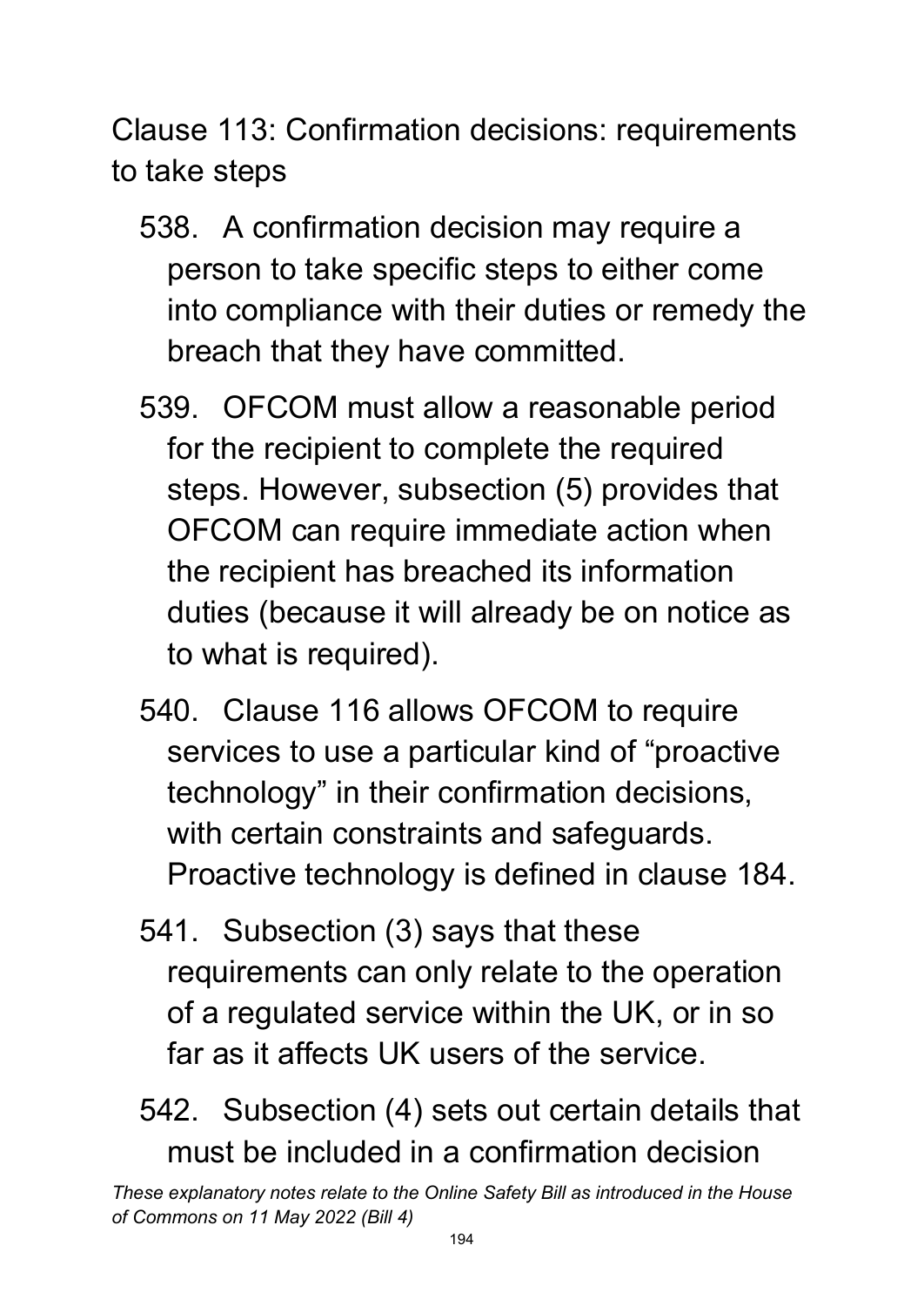Clause 113: Confirmation decisions: requirements to take steps

538. A confirmation decision may require a person to take specific steps to either come into compliance with their duties or remedy the breach that they have committed.

539. OFCOM must allow a reasonable period for the recipient to complete the required steps. However, subsection (5) provides that OFCOM can require immediate action when the recipient has breached its information duties (because it will already be on notice as to what is required).

540. Clause 116 allows OFCOM to require services to use a particular kind of "proactive technology" in their confirmation decisions, with certain constraints and safeguards. Proactive technology is defined in clause 184.

541. Subsection (3) says that these requirements can only relate to the operation of a regulated service within the UK, or in so far as it affects UK users of the service.

542. Subsection (4) sets out certain details that must be included in a confirmation decision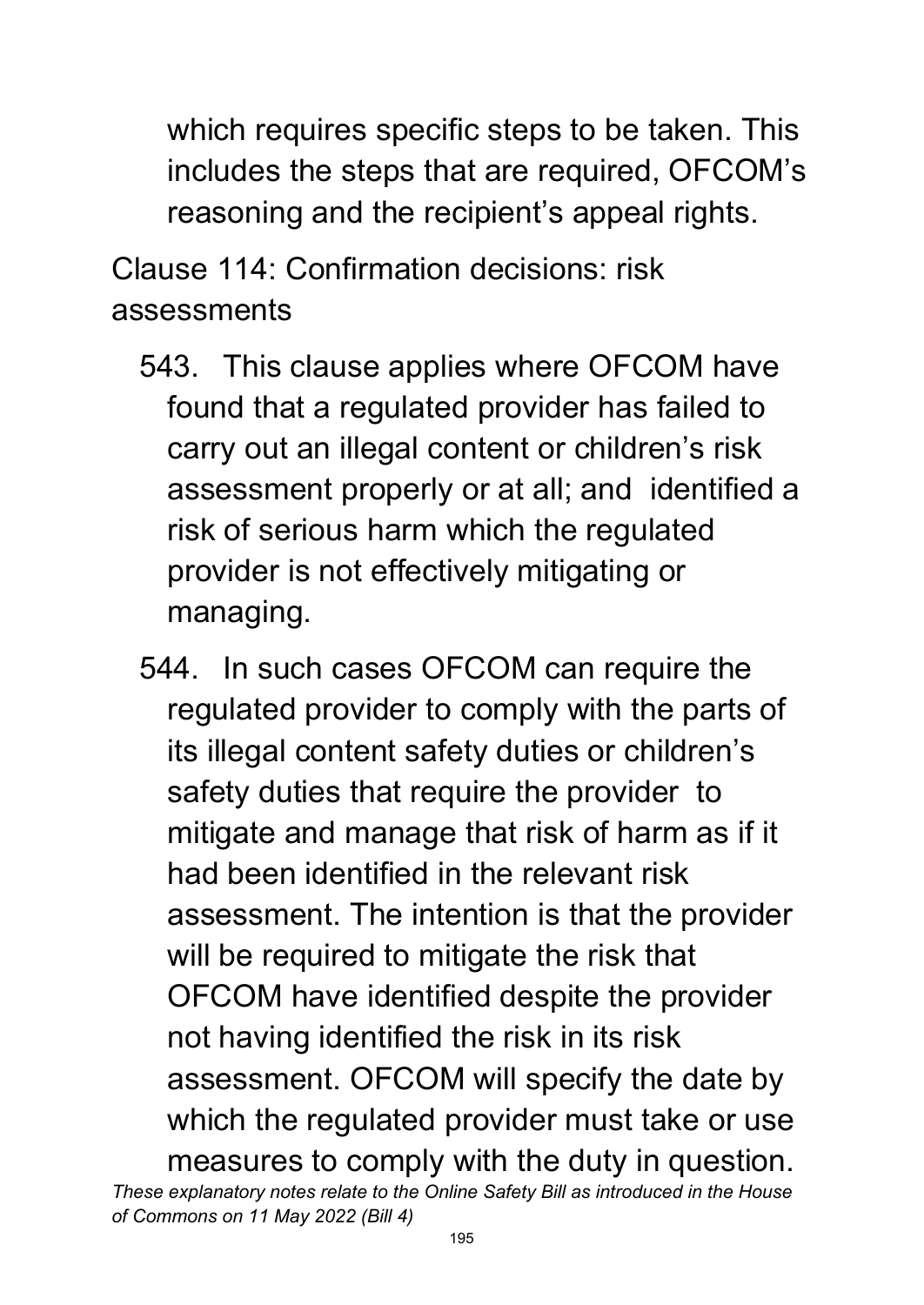which requires specific steps to be taken. This includes the steps that are required, OFCOM's reasoning and the recipient's appeal rights.

Clause 114: Confirmation decisions: risk assessments

543. This clause applies where OFCOM have found that a regulated provider has failed to carry out an illegal content or children's risk assessment properly or at all; and identified a risk of serious harm which the regulated provider is not effectively mitigating or managing.

544. In such cases OFCOM can require the regulated provider to comply with the parts of its illegal content safety duties or children's safety duties that require the provider to mitigate and manage that risk of harm as if it had been identified in the relevant risk assessment. The intention is that the provider will be required to mitigate the risk that OFCOM have identified despite the provider not having identified the risk in its risk assessment. OFCOM will specify the date by which the regulated provider must take or use measures to comply with the duty in question.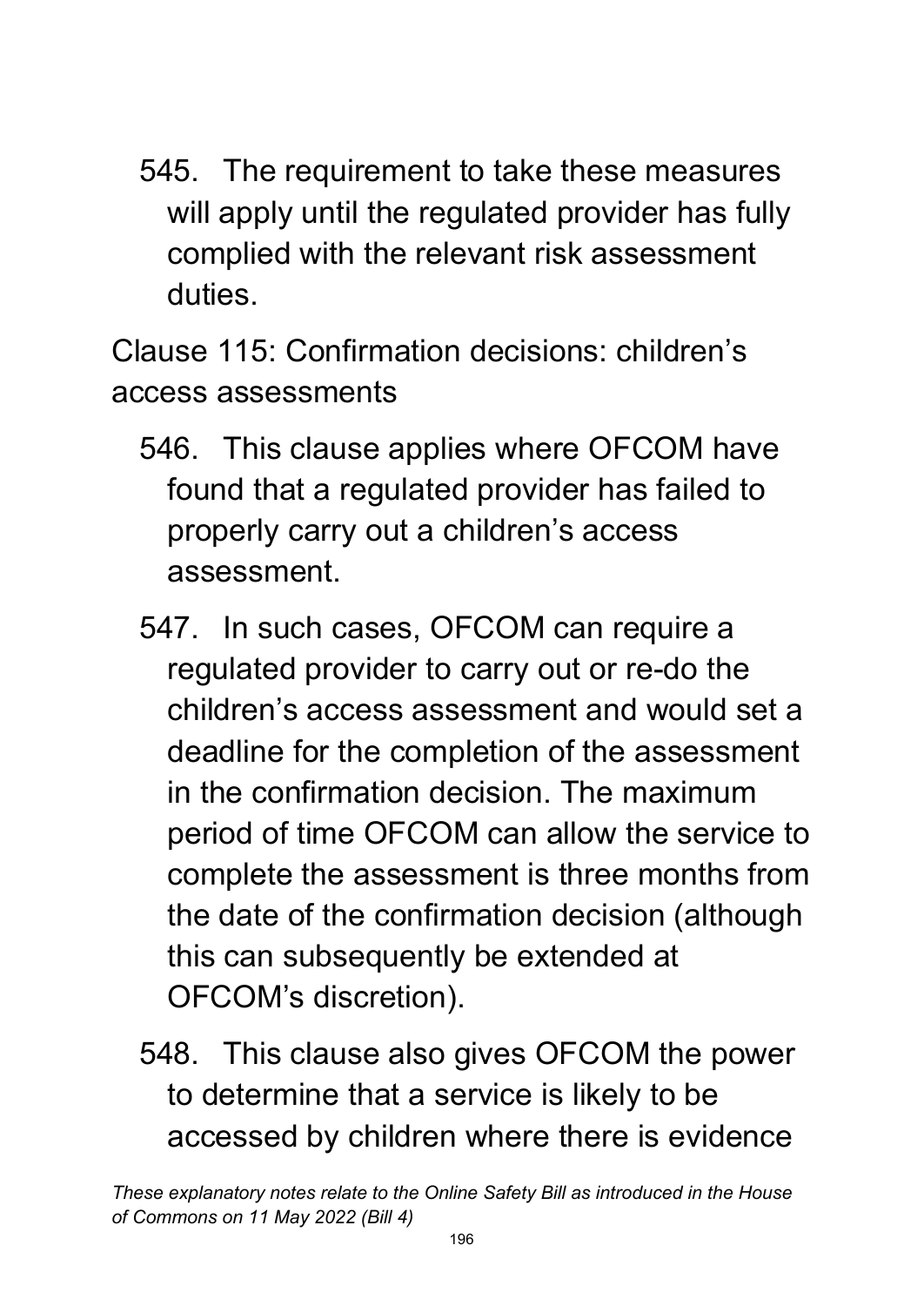545. The requirement to take these measures will apply until the regulated provider has fully complied with the relevant risk assessment duties.

Clause 115: Confirmation decisions: children's access assessments

546. This clause applies where OFCOM have found that a regulated provider has failed to properly carry out a children's access assessment.

547. In such cases, OFCOM can require a regulated provider to carry out or re-do the children's access assessment and would set a deadline for the completion of the assessment in the confirmation decision. The maximum period of time OFCOM can allow the service to complete the assessment is three months from the date of the confirmation decision (although this can subsequently be extended at OFCOM's discretion).

548. This clause also gives OFCOM the power to determine that a service is likely to be accessed by children where there is evidence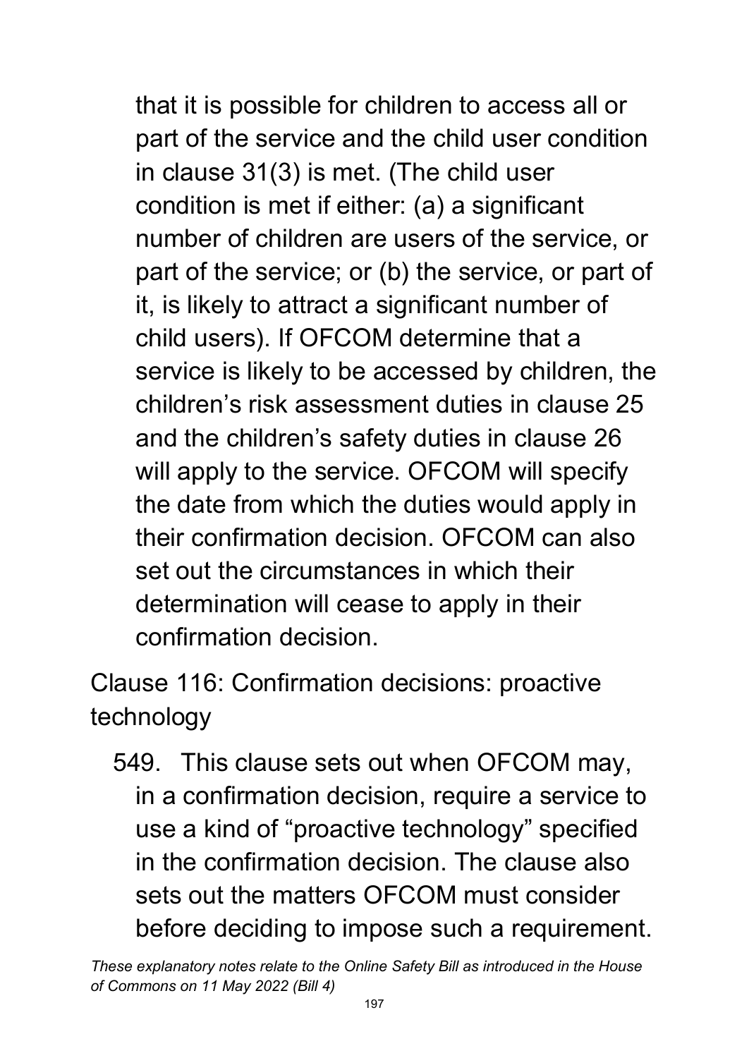that it is possible for children to access all or part of the service and the child user condition in clause 31(3) is met. (The child user condition is met if either: (a) a significant number of children are users of the service, or part of the service; or (b) the service, or part of it, is likely to attract a significant number of child users). If OFCOM determine that a service is likely to be accessed by children, the children's risk assessment duties in clause 25 and the children's safety duties in clause 26 will apply to the service. OFCOM will specify the date from which the duties would apply in their confirmation decision. OFCOM can also set out the circumstances in which their determination will cease to apply in their confirmation decision.

Clause 116: Confirmation decisions: proactive technology

549. This clause sets out when OFCOM may, in a confirmation decision, require a service to use a kind of "proactive technology" specified in the confirmation decision. The clause also sets out the matters OFCOM must consider before deciding to impose such a requirement.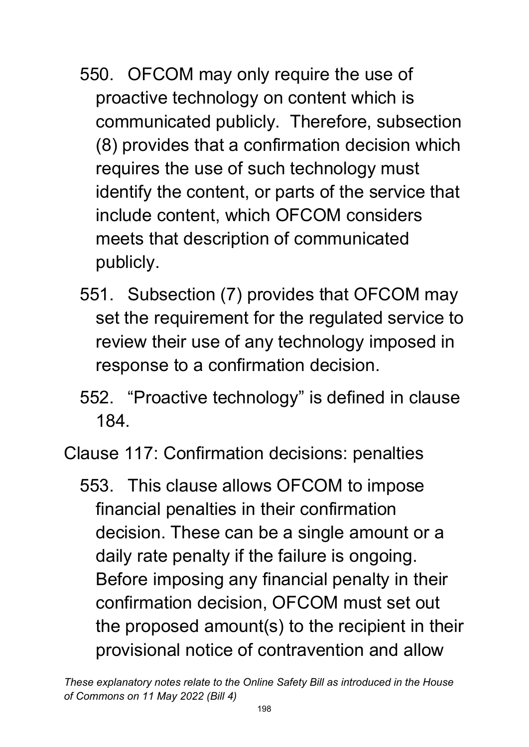550. OFCOM may only require the use of proactive technology on content which is communicated publicly. Therefore, subsection (8) provides that a confirmation decision which requires the use of such technology must identify the content, or parts of the service that include content, which OFCOM considers meets that description of communicated publicly.

551. Subsection (7) provides that OFCOM may set the requirement for the regulated service to review their use of any technology imposed in response to a confirmation decision.

552. "Proactive technology" is defined in clause 184.

Clause 117: Confirmation decisions: penalties

553. This clause allows OFCOM to impose financial penalties in their confirmation decision. These can be a single amount or a daily rate penalty if the failure is ongoing. Before imposing any financial penalty in their confirmation decision, OFCOM must set out the proposed amount(s) to the recipient in their provisional notice of contravention and allow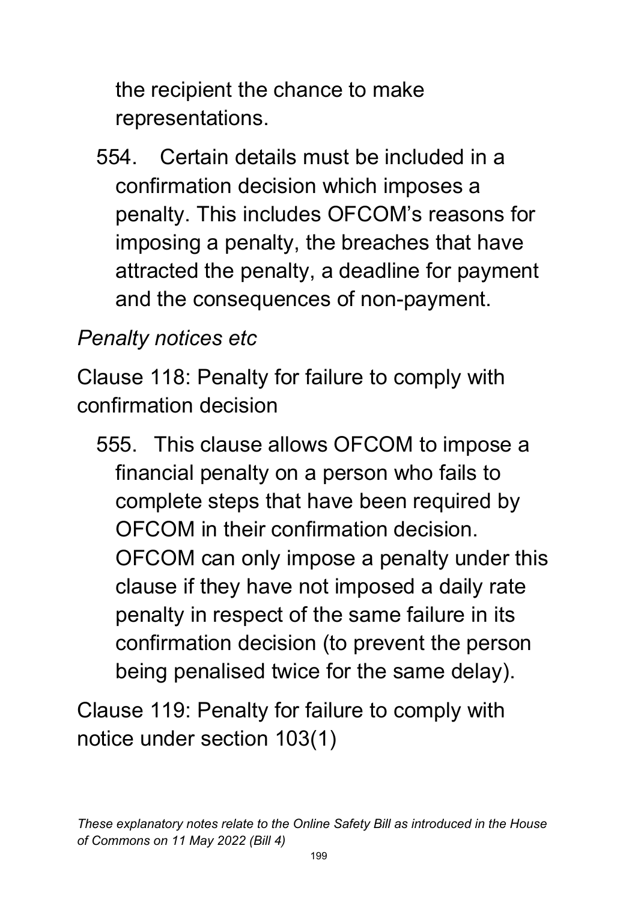the recipient the chance to make representations.

554. Certain details must be included in a confirmation decision which imposes a penalty. This includes OFCOM's reasons for imposing a penalty, the breaches that have attracted the penalty, a deadline for payment and the consequences of non-payment.

*Penalty notices etc*

Clause 118: Penalty for failure to comply with confirmation decision

555. This clause allows OFCOM to impose a financial penalty on a person who fails to complete steps that have been required by OFCOM in their confirmation decision. OFCOM can only impose a penalty under this clause if they have not imposed a daily rate penalty in respect of the same failure in its confirmation decision (to prevent the person being penalised twice for the same delay).

Clause 119: Penalty for failure to comply with notice under section 103(1)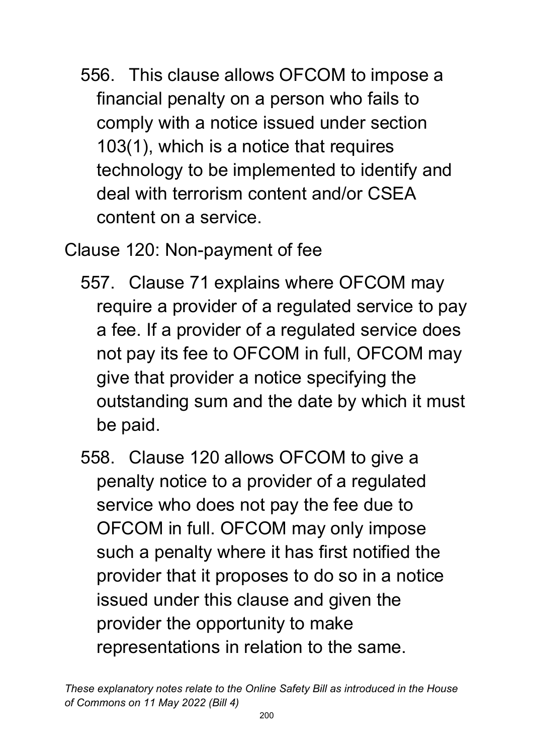556. This clause allows OFCOM to impose a financial penalty on a person who fails to comply with a notice issued under section 103(1), which is a notice that requires technology to be implemented to identify and deal with terrorism content and/or CSEA content on a service.

Clause 120: Non-payment of fee

557. Clause 71 explains where OFCOM may require a provider of a regulated service to pay a fee. If a provider of a regulated service does not pay its fee to OFCOM in full, OFCOM may give that provider a notice specifying the outstanding sum and the date by which it must be paid.

558. Clause 120 allows OFCOM to give a penalty notice to a provider of a regulated service who does not pay the fee due to OFCOM in full. OFCOM may only impose such a penalty where it has first notified the provider that it proposes to do so in a notice issued under this clause and given the provider the opportunity to make representations in relation to the same.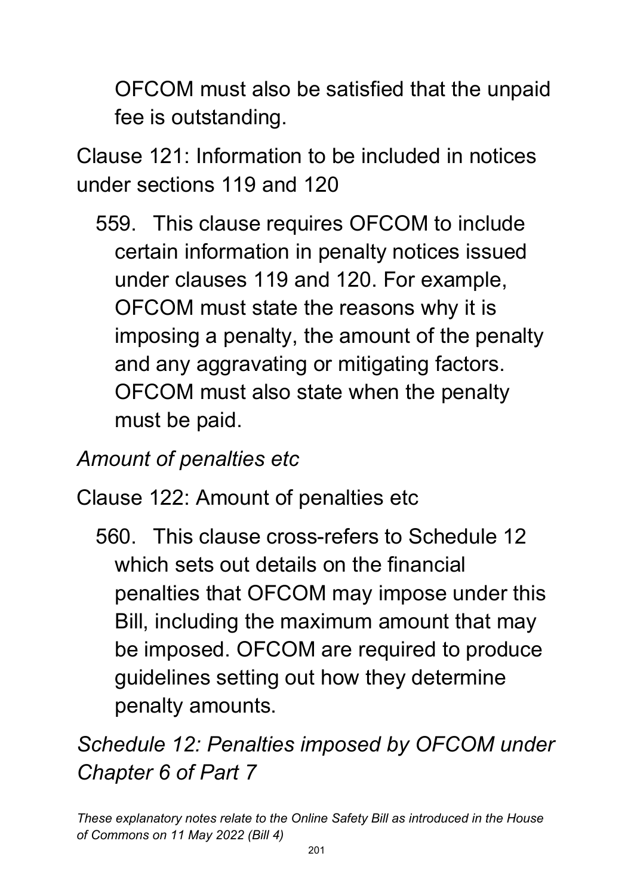OFCOM must also be satisfied that the unpaid fee is outstanding.

Clause 121: Information to be included in notices under sections 119 and 120

559. This clause requires OFCOM to include certain information in penalty notices issued under clauses 119 and 120. For example, OFCOM must state the reasons why it is imposing a penalty, the amount of the penalty and any aggravating or mitigating factors. OFCOM must also state when the penalty must be paid.

*Amount of penalties etc*

Clause 122: Amount of penalties etc

560. This clause cross-refers to Schedule 12 which sets out details on the financial penalties that OFCOM may impose under this Bill, including the maximum amount that may be imposed. OFCOM are required to produce guidelines setting out how they determine penalty amounts.

*Schedule 12: Penalties imposed by OFCOM under Chapter 6 of Part 7*

*These explanatory notes relate to the Online Safety Bill as introduced in the House of Commons on 11 May 2022 (Bill 4)*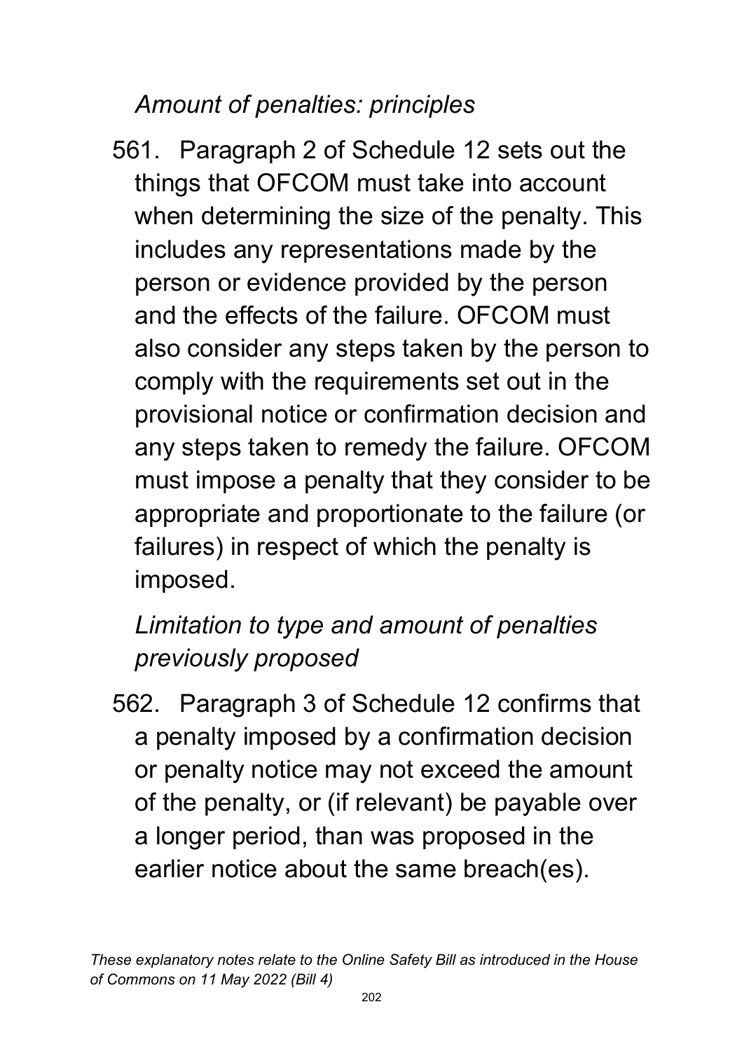*Amount of penalties: principles*

561. Paragraph 2 of Schedule 12 sets out the things that OFCOM must take into account when determining the size of the penalty. This includes any representations made by the person or evidence provided by the person and the effects of the failure. OFCOM must also consider any steps taken by the person to comply with the requirements set out in the provisional notice or confirmation decision and any steps taken to remedy the failure. OFCOM must impose a penalty that they consider to be appropriate and proportionate to the failure (or failures) in respect of which the penalty is imposed.

*Limitation to type and amount of penalties previously proposed*

562. Paragraph 3 of Schedule 12 confirms that a penalty imposed by a confirmation decision or penalty notice may not exceed the amount of the penalty, or (if relevant) be payable over a longer period, than was proposed in the earlier notice about the same breach(es).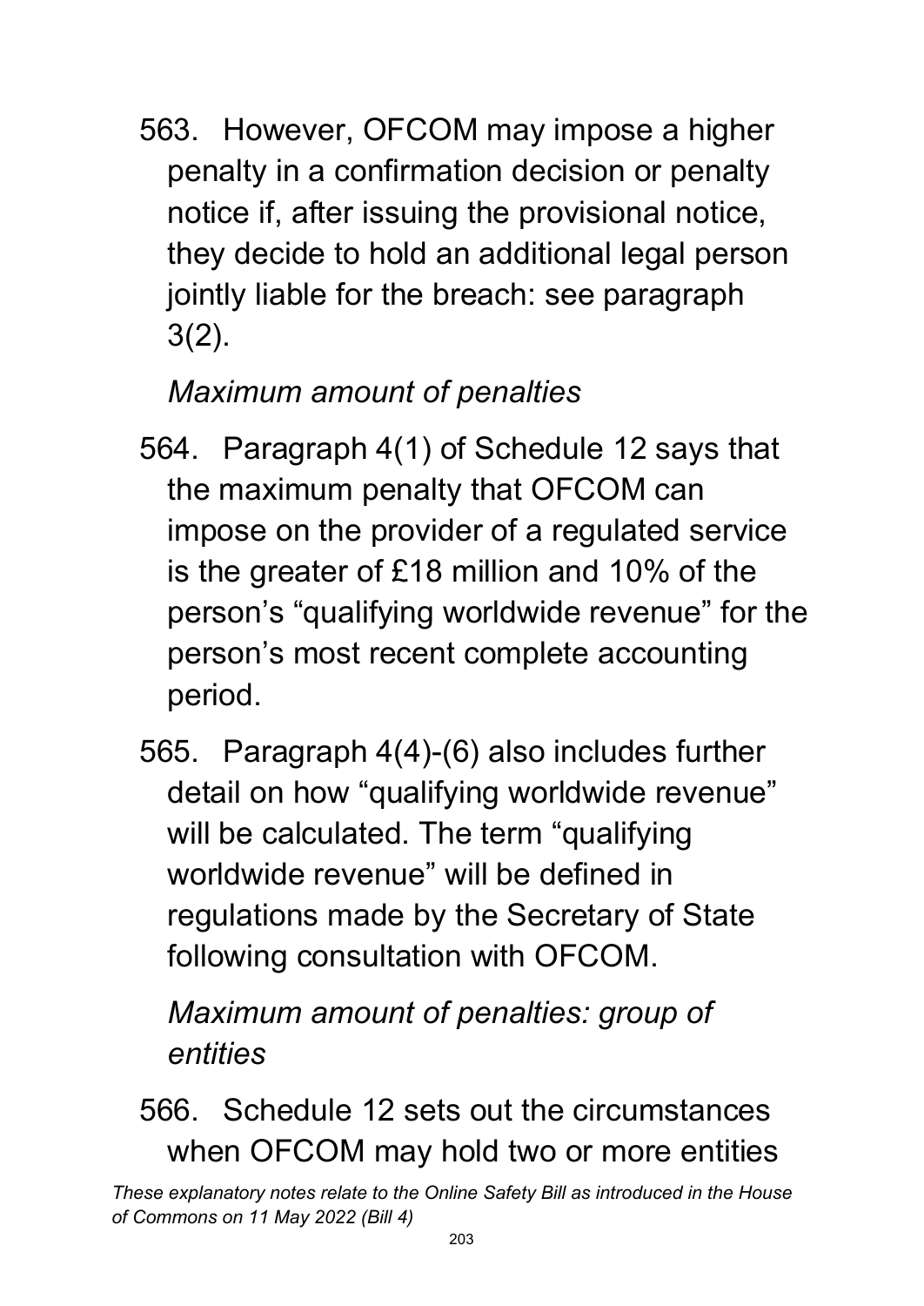563. However, OFCOM may impose a higher penalty in a confirmation decision or penalty notice if, after issuing the provisional notice, they decide to hold an additional legal person jointly liable for the breach: see paragraph 3(2).

*Maximum amount of penalties*

564. Paragraph 4(1) of Schedule 12 says that the maximum penalty that OFCOM can impose on the provider of a regulated service is the greater of £18 million and 10% of the person's "qualifying worldwide revenue" for the person's most recent complete accounting period.

565. Paragraph 4(4)-(6) also includes further detail on how "qualifying worldwide revenue" will be calculated. The term "qualifying worldwide revenue" will be defined in regulations made by the Secretary of State following consultation with OFCOM.

*Maximum amount of penalties: group of entities*

566. Schedule 12 sets out the circumstances when OFCOM may hold two or more entities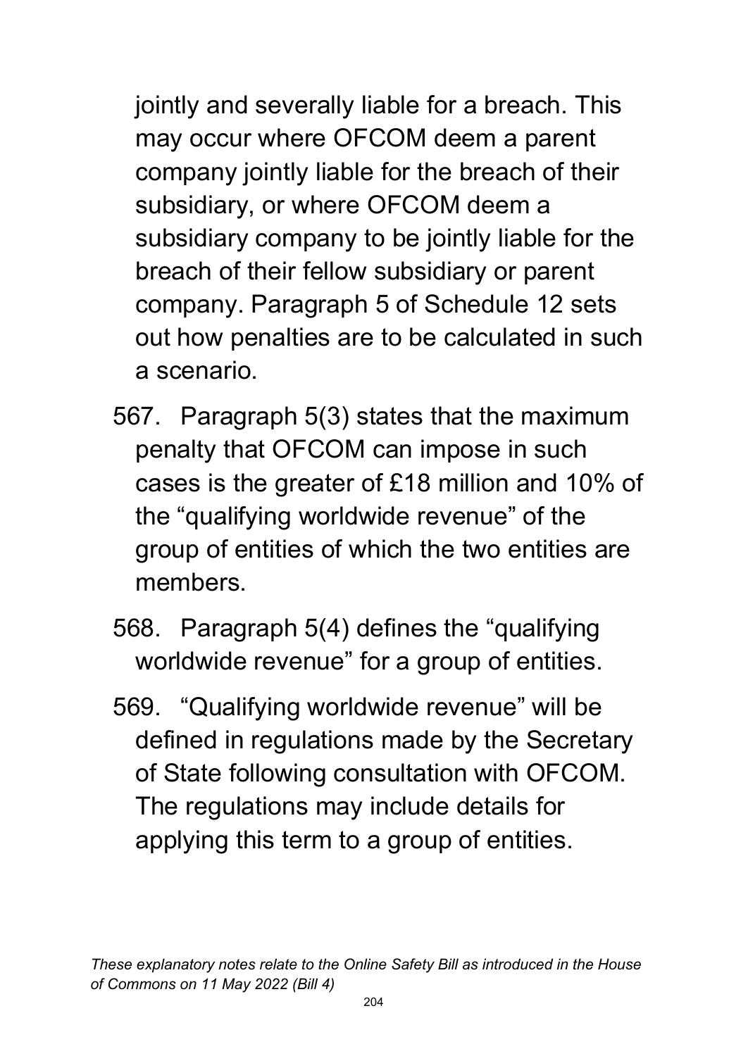jointly and severally liable for a breach. This may occur where OFCOM deem a parent company jointly liable for the breach of their subsidiary, or where OFCOM deem a subsidiary company to be jointly liable for the breach of their fellow subsidiary or parent company. Paragraph 5 of Schedule 12 sets out how penalties are to be calculated in such a scenario.

567. Paragraph 5(3) states that the maximum penalty that OFCOM can impose in such cases is the greater of £18 million and 10% of the "qualifying worldwide revenue" of the group of entities of which the two entities are members.

568. Paragraph 5(4) defines the "qualifying worldwide revenue" for a group of entities.

569. "Qualifying worldwide revenue" will be defined in regulations made by the Secretary of State following consultation with OFCOM. The regulations may include details for applying this term to a group of entities.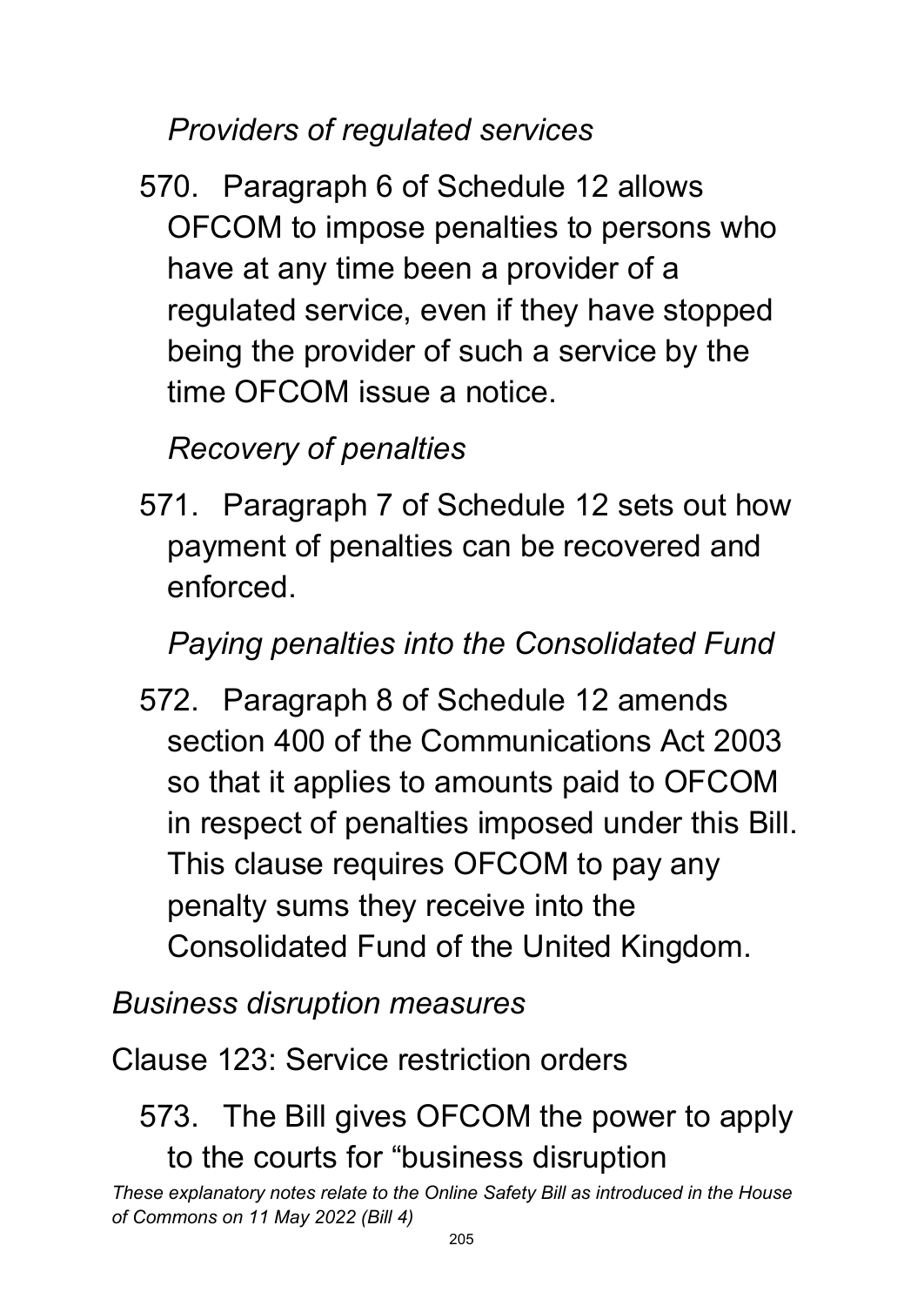*Providers of regulated services*

570. Paragraph 6 of Schedule 12 allows OFCOM to impose penalties to persons who have at any time been a provider of a regulated service, even if they have stopped being the provider of such a service by the time OFCOM issue a notice.

*Recovery of penalties*

571. Paragraph 7 of Schedule 12 sets out how payment of penalties can be recovered and enforced.

*Paying penalties into the Consolidated Fund*

572. Paragraph 8 of Schedule 12 amends section 400 of the Communications Act 2003 so that it applies to amounts paid to OFCOM in respect of penalties imposed under this Bill. This clause requires OFCOM to pay any penalty sums they receive into the Consolidated Fund of the United Kingdom.

*Business disruption measures*

Clause 123: Service restriction orders

573. The Bill gives OFCOM the power to apply to the courts for "business disruption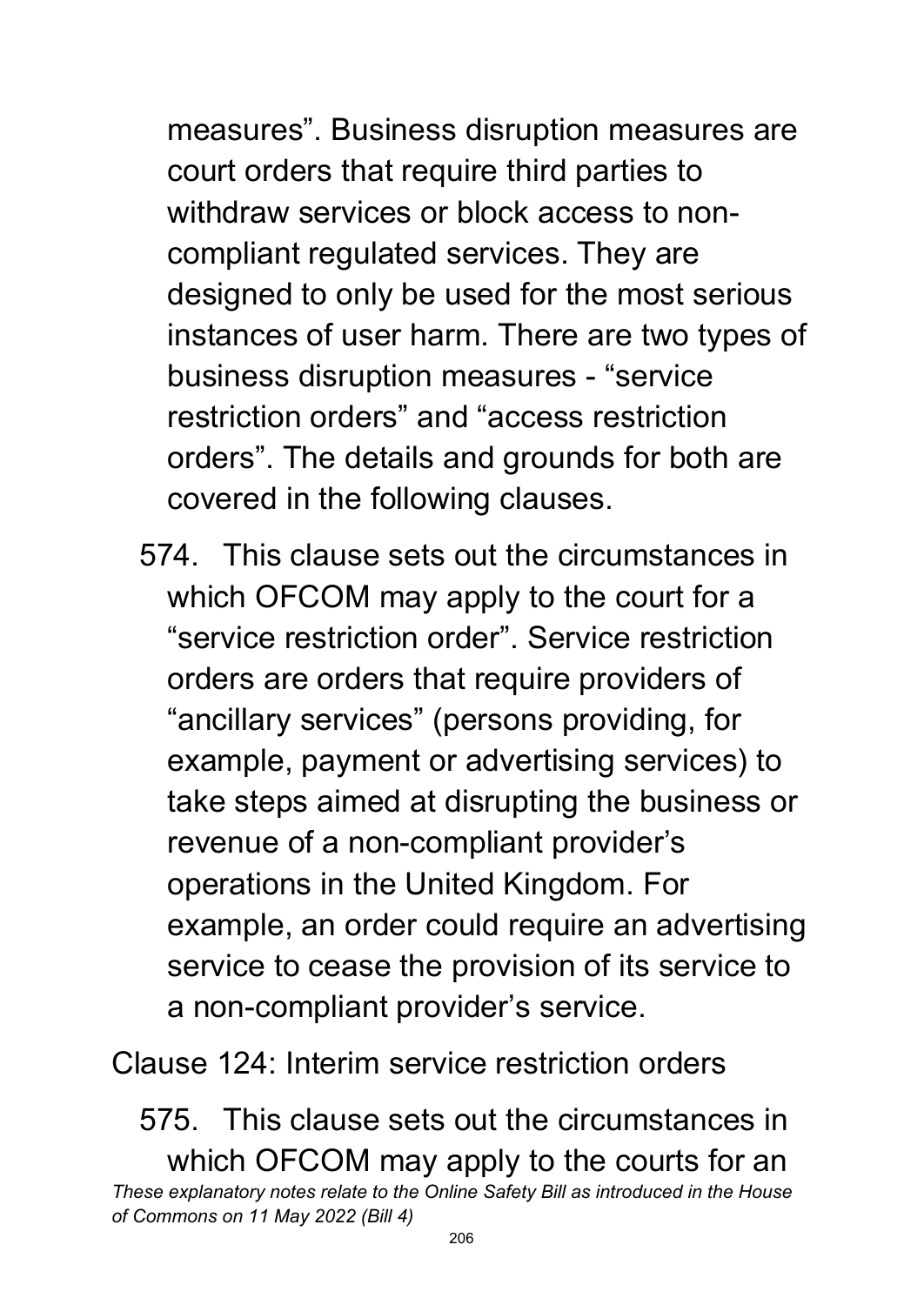measures". Business disruption measures are court orders that require third parties to withdraw services or block access to non-compliant regulated services. They are designed to only be used for the most serious instances of user harm. There are two types of business disruption measures - "service restriction orders" and "access restriction orders". The details and grounds for both are covered in the following clauses.

574. This clause sets out the circumstances in which OFCOM may apply to the court for a "service restriction order". Service restriction orders are orders that require providers of "ancillary services" (persons providing, for example, payment or advertising services) to take steps aimed at disrupting the business or revenue of a non-compliant provider's operations in the United Kingdom. For example, an order could require an advertising service to cease the provision of its service to a non-compliant provider's service.

Clause 124: Interim service restriction orders

575. This clause sets out the circumstances in which OFCOM may apply to the courts for an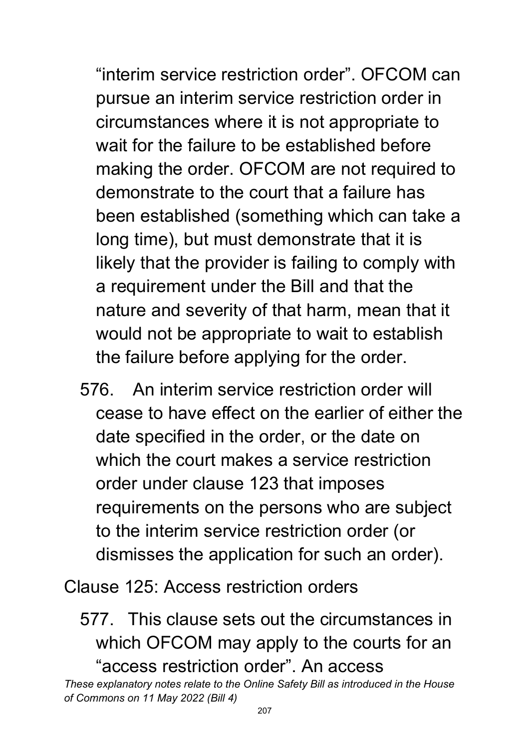"interim service restriction order". OFCOM can pursue an interim service restriction order in circumstances where it is not appropriate to wait for the failure to be established before making the order. OFCOM are not required to demonstrate to the court that a failure has been established (something which can take a long time), but must demonstrate that it is likely that the provider is failing to comply with a requirement under the Bill and that the nature and severity of that harm, mean that it would not be appropriate to wait to establish the failure before applying for the order.

576. An interim service restriction order will cease to have effect on the earlier of either the date specified in the order, or the date on which the court makes a service restriction order under clause 123 that imposes requirements on the persons who are subject to the interim service restriction order (or dismisses the application for such an order).

Clause 125: Access restriction orders

577. This clause sets out the circumstances in which OFCOM may apply to the courts for an "access restriction order". An access

*These explanatory notes relate to the Online Safety Bill as introduced in the House of Commons on 11 May 2022 (Bill 4)*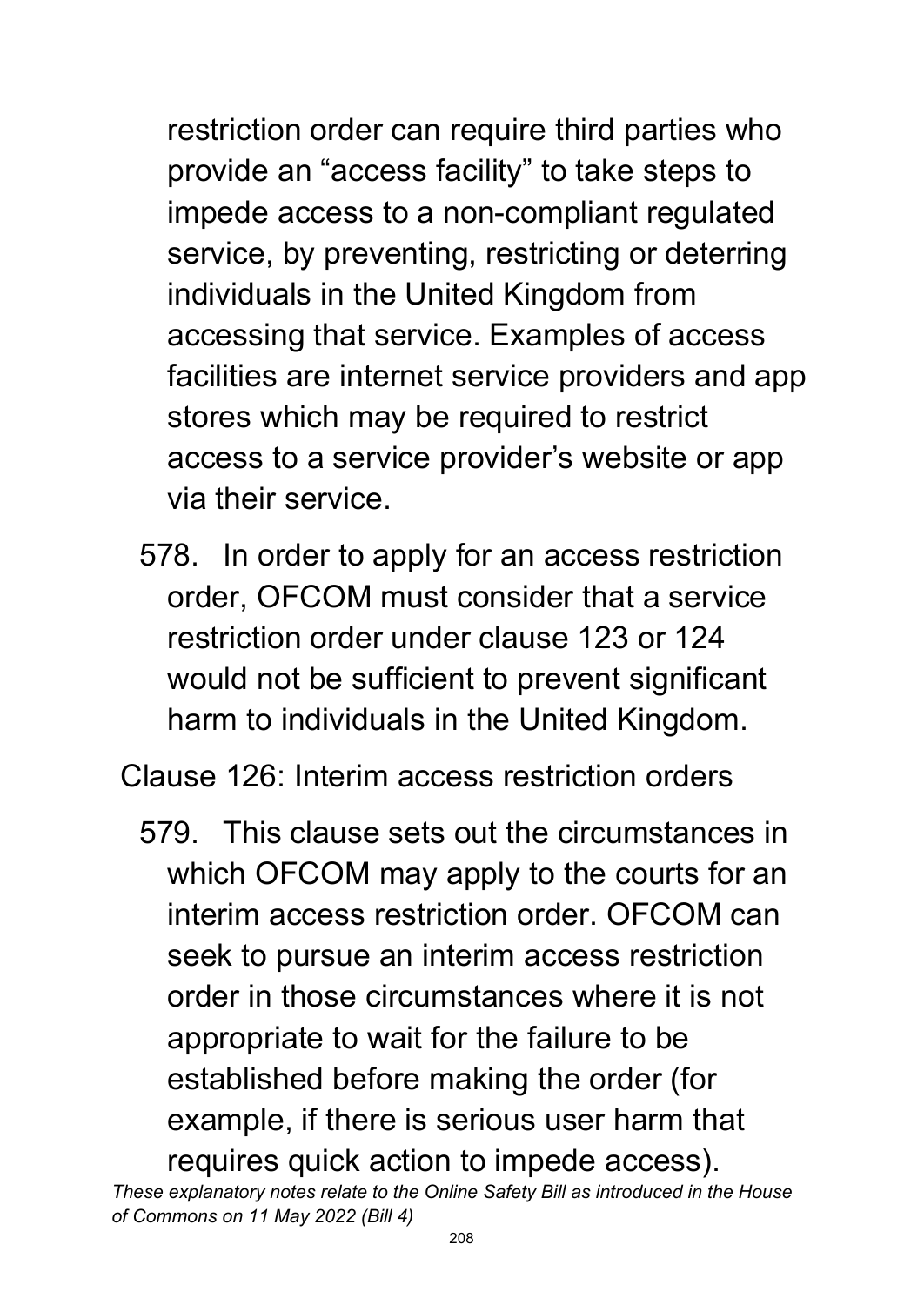restriction order can require third parties who provide an "access facility" to take steps to impede access to a non-compliant regulated service, by preventing, restricting or deterring individuals in the United Kingdom from accessing that service. Examples of access facilities are internet service providers and app stores which may be required to restrict access to a service provider's website or app via their service.

578. In order to apply for an access restriction order, OFCOM must consider that a service restriction order under clause 123 or 124 would not be sufficient to prevent significant harm to individuals in the United Kingdom.

Clause 126: Interim access restriction orders

579. This clause sets out the circumstances in which OFCOM may apply to the courts for an interim access restriction order. OFCOM can seek to pursue an interim access restriction order in those circumstances where it is not appropriate to wait for the failure to be established before making the order (for example, if there is serious user harm that requires quick action to impede access).

*These explanatory notes relate to the Online Safety Bill as introduced in the House of Commons on 11 May 2022 (Bill 4)*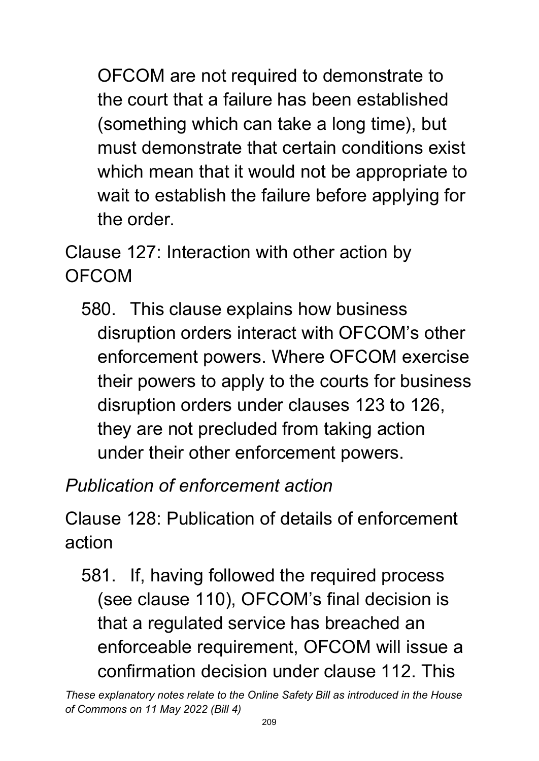OFCOM are not required to demonstrate to the court that a failure has been established (something which can take a long time), but must demonstrate that certain conditions exist which mean that it would not be appropriate to wait to establish the failure before applying for the order.

Clause 127: Interaction with other action by OFCOM

580. This clause explains how business disruption orders interact with OFCOM's other enforcement powers. Where OFCOM exercise their powers to apply to the courts for business disruption orders under clauses 123 to 126, they are not precluded from taking action under their other enforcement powers.

*Publication of enforcement action*

Clause 128: Publication of details of enforcement action

581. If, having followed the required process (see clause 110), OFCOM's final decision is that a regulated service has breached an enforceable requirement, OFCOM will issue a confirmation decision under clause 112. This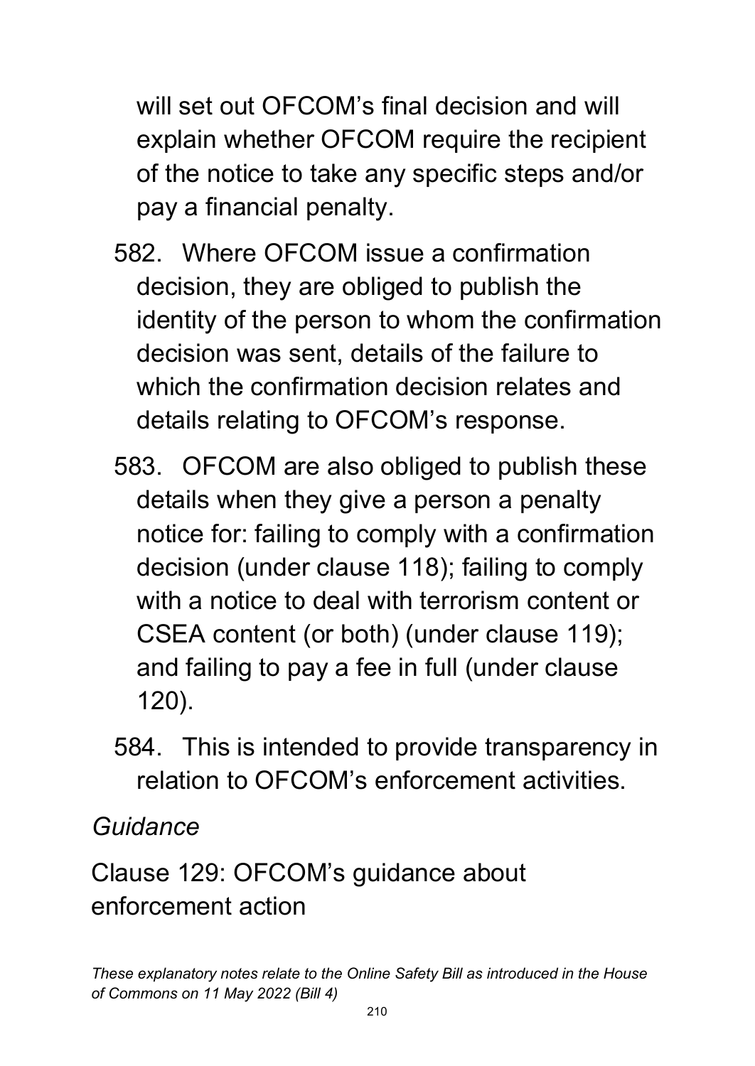will set out OFCOM's final decision and will explain whether OFCOM require the recipient of the notice to take any specific steps and/or pay a financial penalty.

582. Where OFCOM issue a confirmation decision, they are obliged to publish the identity of the person to whom the confirmation decision was sent, details of the failure to which the confirmation decision relates and details relating to OFCOM's response.

583. OFCOM are also obliged to publish these details when they give a person a penalty notice for: failing to comply with a confirmation decision (under clause 118); failing to comply with a notice to deal with terrorism content or CSEA content (or both) (under clause 119); and failing to pay a fee in full (under clause 120).

584. This is intended to provide transparency in relation to OFCOM's enforcement activities.

*Guidance*

Clause 129: OFCOM's guidance about enforcement action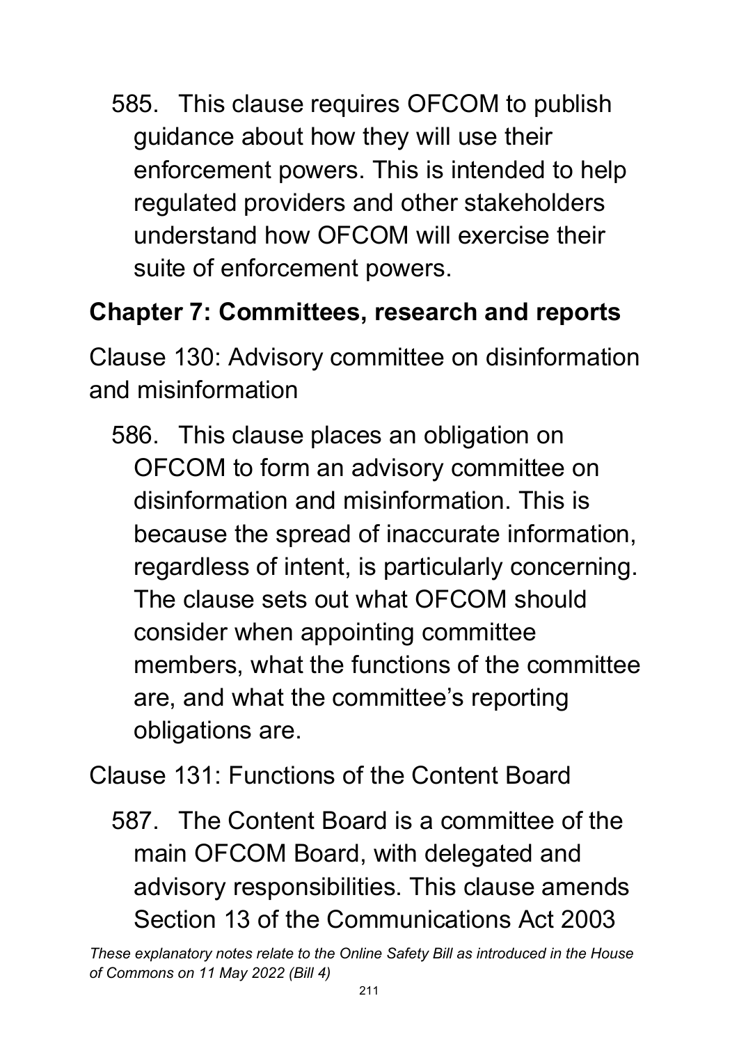585. This clause requires OFCOM to publish guidance about how they will use their enforcement powers. This is intended to help regulated providers and other stakeholders understand how OFCOM will exercise their suite of enforcement powers.

## Chapter 7: Committees, research and reports

Clause 130: Advisory committee on disinformation and misinformation

586. This clause places an obligation on OFCOM to form an advisory committee on disinformation and misinformation. This is because the spread of inaccurate information, regardless of intent, is particularly concerning. The clause sets out what OFCOM should consider when appointing committee members, what the functions of the committee are, and what the committee's reporting obligations are.

Clause 131: Functions of the Content Board

587. The Content Board is a committee of the main OFCOM Board, with delegated and advisory responsibilities. This clause amends Section 13 of the Communications Act 2003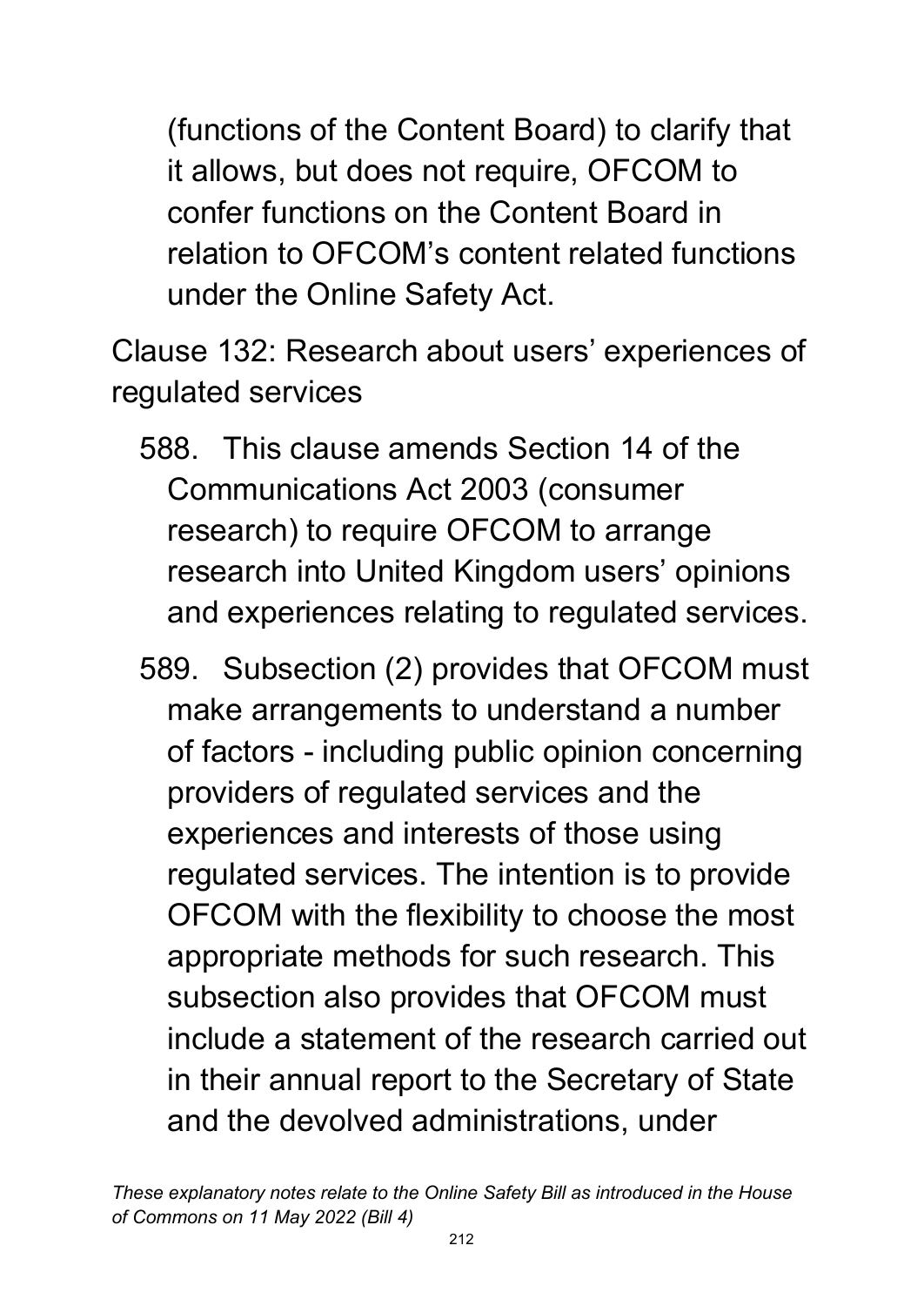(functions of the Content Board) to clarify that it allows, but does not require, OFCOM to confer functions on the Content Board in relation to OFCOM's content related functions under the Online Safety Act.

Clause 132: Research about users' experiences of regulated services

588. This clause amends Section 14 of the Communications Act 2003 (consumer research) to require OFCOM to arrange research into United Kingdom users' opinions and experiences relating to regulated services.

589. Subsection (2) provides that OFCOM must make arrangements to understand a number of factors - including public opinion concerning providers of regulated services and the experiences and interests of those using regulated services. The intention is to provide OFCOM with the flexibility to choose the most appropriate methods for such research. This subsection also provides that OFCOM must include a statement of the research carried out in their annual report to the Secretary of State and the devolved administrations, under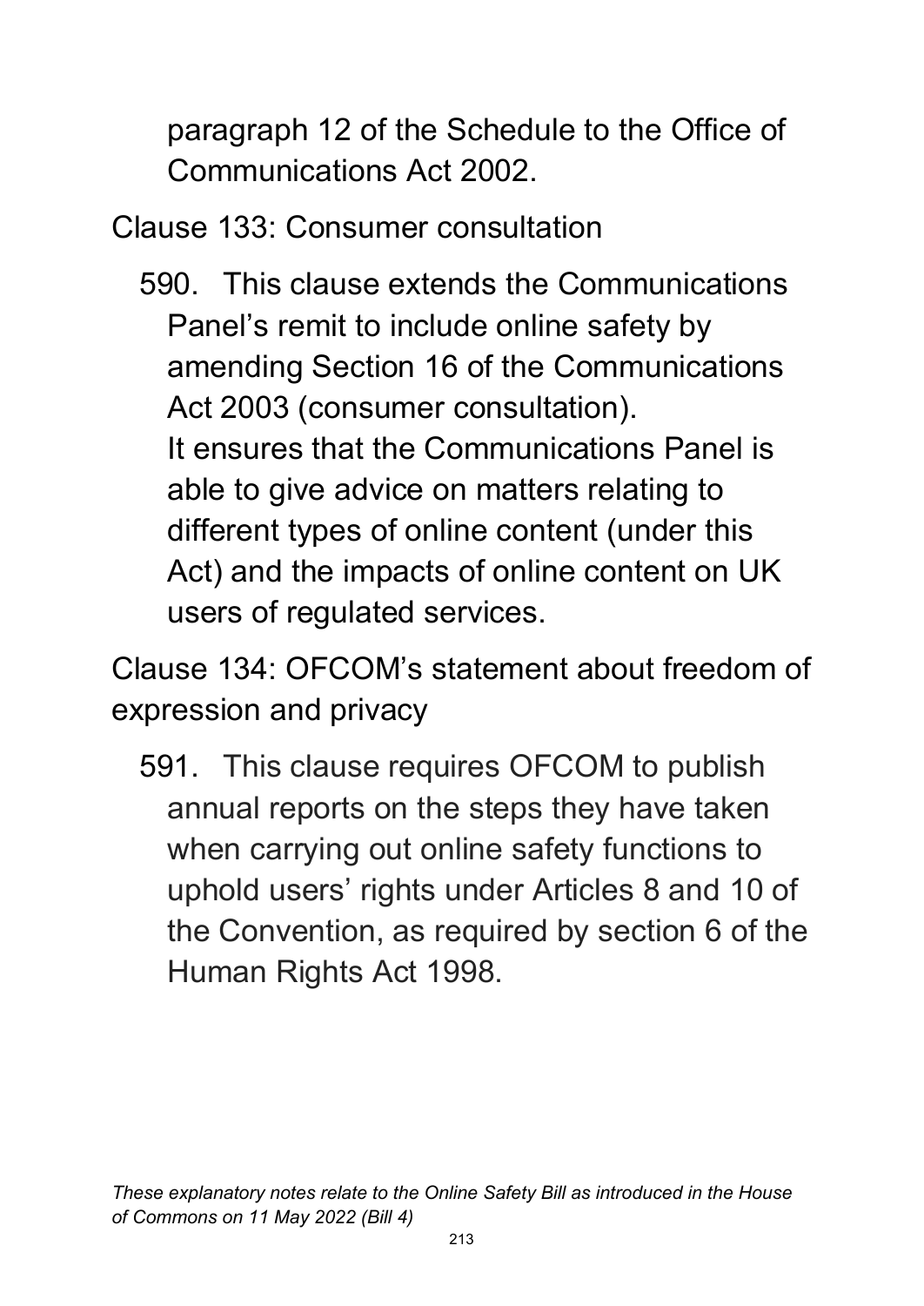paragraph 12 of the Schedule to the Office of Communications Act 2002.

Clause 133: Consumer consultation

590. This clause extends the Communications Panel's remit to include online safety by amending Section 16 of the Communications Act 2003 (consumer consultation). It ensures that the Communications Panel is able to give advice on matters relating to different types of online content (under this Act) and the impacts of online content on UK users of regulated services.

Clause 134: OFCOM's statement about freedom of expression and privacy

591. This clause requires OFCOM to publish annual reports on the steps they have taken when carrying out online safety functions to uphold users' rights under Articles 8 and 10 of the Convention, as required by section 6 of the Human Rights Act 1998.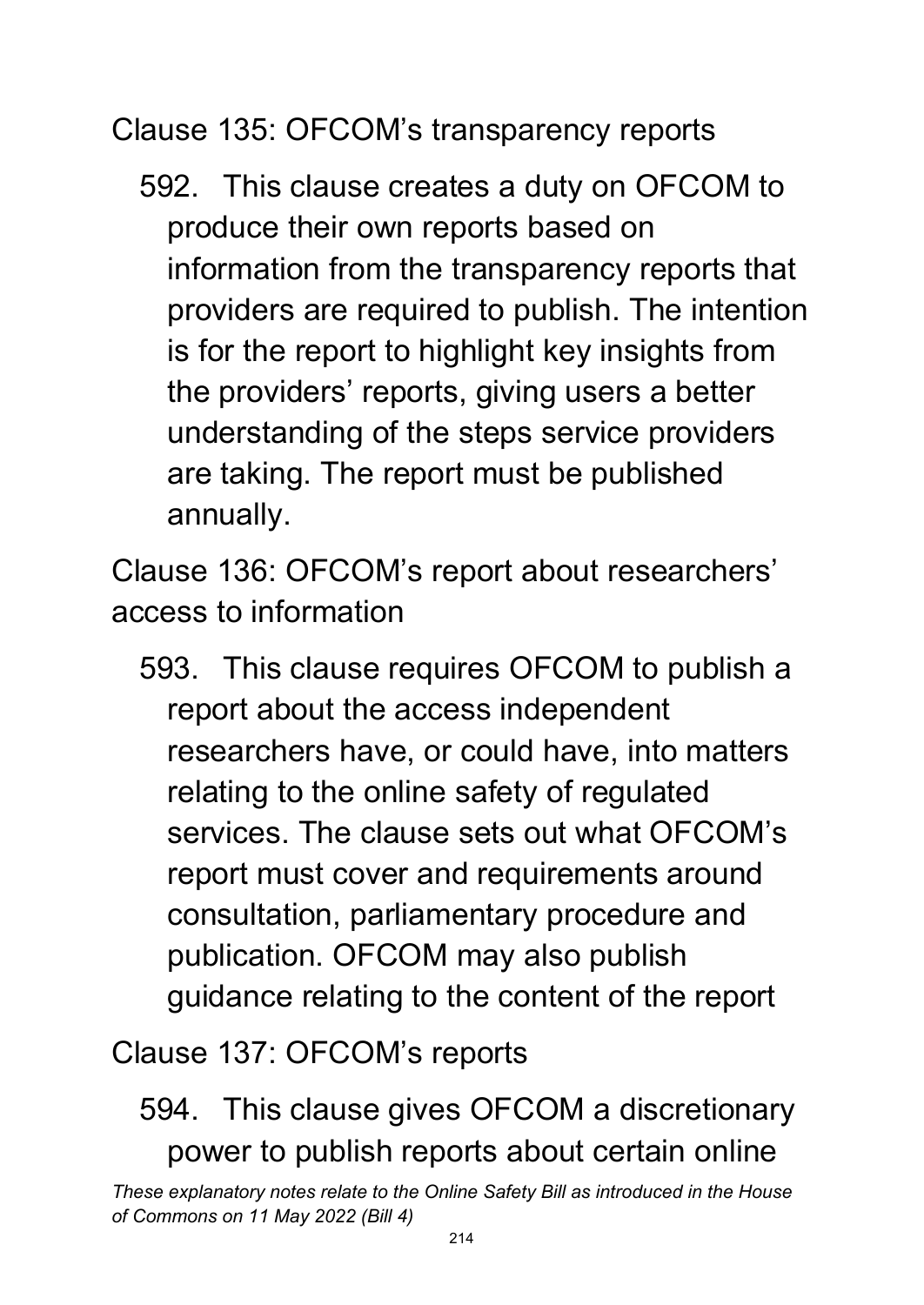Clause 135: OFCOM’s transparency reports

592. This clause creates a duty on OFCOM to produce their own reports based on information from the transparency reports that providers are required to publish. The intention is for the report to highlight key insights from the providers’ reports, giving users a better understanding of the steps service providers are taking. The report must be published annually.

Clause 136: OFCOM’s report about researchers’ access to information

593. This clause requires OFCOM to publish a report about the access independent researchers have, or could have, into matters relating to the online safety of regulated services. The clause sets out what OFCOM’s report must cover and requirements around consultation, parliamentary procedure and publication. OFCOM may also publish guidance relating to the content of the report

Clause 137: OFCOM’s reports

594. This clause gives OFCOM a discretionary power to publish reports about certain online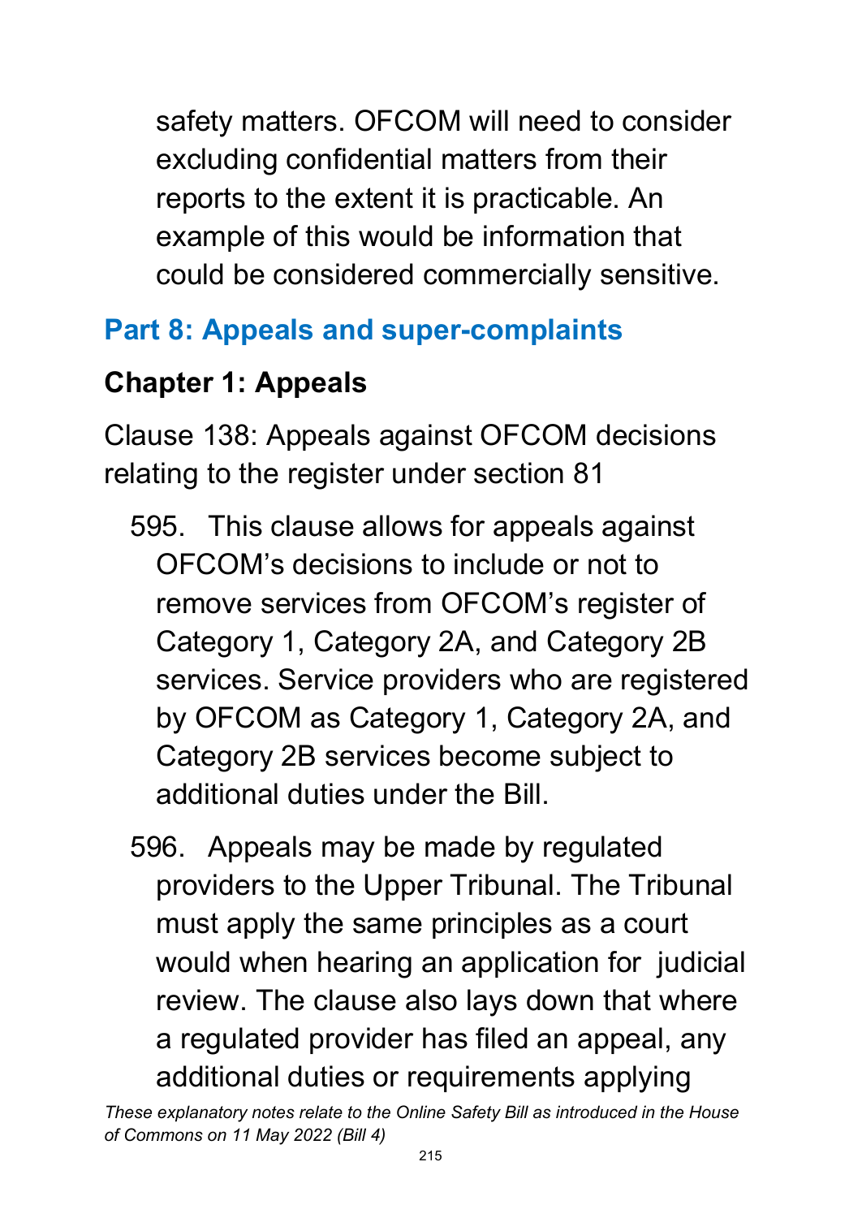safety matters. OFCOM will need to consider excluding confidential matters from their reports to the extent it is practicable. An example of this would be information that could be considered commercially sensitive.

## Part 8: Appeals and super-complaints

### Chapter 1: Appeals

Clause 138: Appeals against OFCOM decisions relating to the register under section 81

595. This clause allows for appeals against OFCOM's decisions to include or not to remove services from OFCOM's register of Category 1, Category 2A, and Category 2B services. Service providers who are registered by OFCOM as Category 1, Category 2A, and Category 2B services become subject to additional duties under the Bill.

596. Appeals may be made by regulated providers to the Upper Tribunal. The Tribunal must apply the same principles as a court would when hearing an application for judicial review. The clause also lays down that where a regulated provider has filed an appeal, any additional duties or requirements applying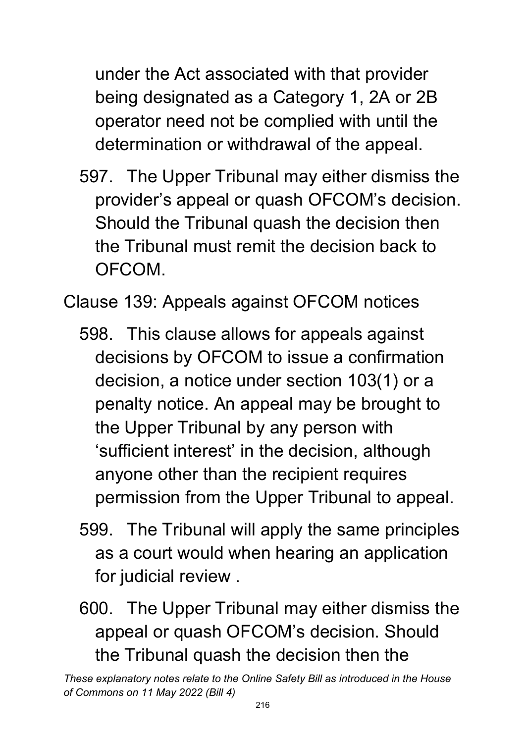under the Act associated with that provider being designated as a Category 1, 2A or 2B operator need not be complied with until the determination or withdrawal of the appeal.

597. The Upper Tribunal may either dismiss the provider's appeal or quash OFCOM's decision. Should the Tribunal quash the decision then the Tribunal must remit the decision back to OFCOM.

Clause 139: Appeals against OFCOM notices

598. This clause allows for appeals against decisions by OFCOM to issue a confirmation decision, a notice under section 103(1) or a penalty notice. An appeal may be brought to the Upper Tribunal by any person with 'sufficient interest' in the decision, although anyone other than the recipient requires permission from the Upper Tribunal to appeal.

599. The Tribunal will apply the same principles as a court would when hearing an application for judicial review .

600. The Upper Tribunal may either dismiss the appeal or quash OFCOM's decision. Should the Tribunal quash the decision then the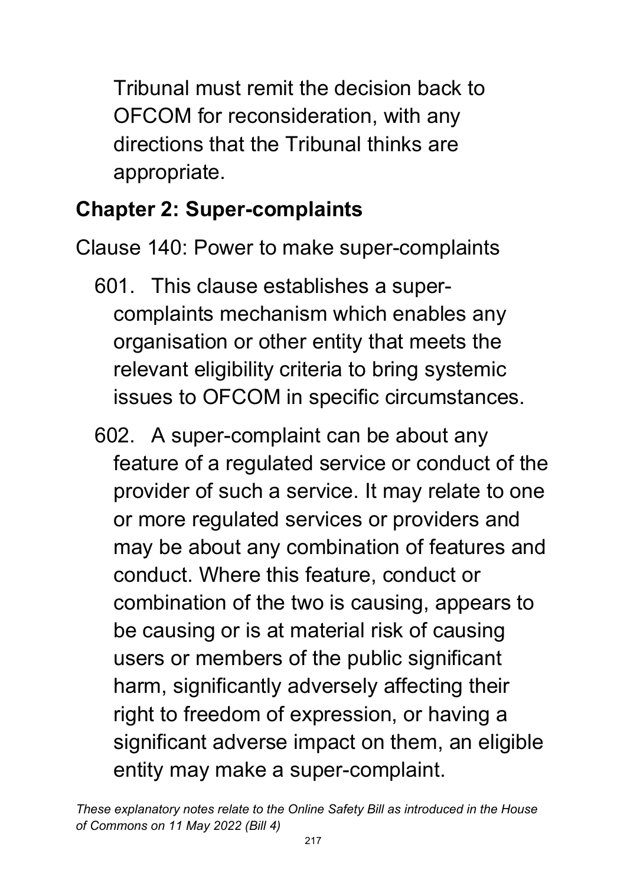Tribunal must remit the decision back to OFCOM for reconsideration, with any directions that the Tribunal thinks are appropriate.

## Chapter 2: Super-complaints

Clause 140: Power to make super-complaints

601. This clause establishes a super-complaints mechanism which enables any organisation or other entity that meets the relevant eligibility criteria to bring systemic issues to OFCOM in specific circumstances.

602. A super-complaint can be about any feature of a regulated service or conduct of the provider of such a service. It may relate to one or more regulated services or providers and may be about any combination of features and conduct. Where this feature, conduct or combination of the two is causing, appears to be causing or is at material risk of causing users or members of the public significant harm, significantly adversely affecting their right to freedom of expression, or having a significant adverse impact on them, an eligible entity may make a super-complaint.

*These explanatory notes relate to the Online Safety Bill as introduced in the House of Commons on 11 May 2022 (Bill 4)*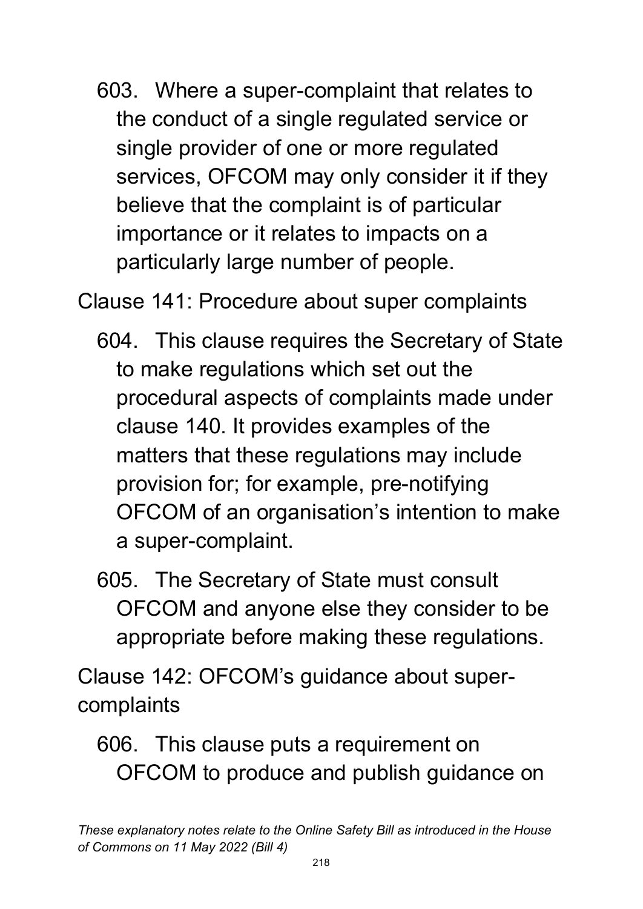603. Where a super-complaint that relates to the conduct of a single regulated service or single provider of one or more regulated services, OFCOM may only consider it if they believe that the complaint is of particular importance or it relates to impacts on a particularly large number of people.

Clause 141: Procedure about super complaints

604. This clause requires the Secretary of State to make regulations which set out the procedural aspects of complaints made under clause 140. It provides examples of the matters that these regulations may include provision for; for example, pre-notifying OFCOM of an organisation's intention to make a super-complaint.

605. The Secretary of State must consult OFCOM and anyone else they consider to be appropriate before making these regulations.

Clause 142: OFCOM's guidance about super-complaints

606. This clause puts a requirement on OFCOM to produce and publish guidance on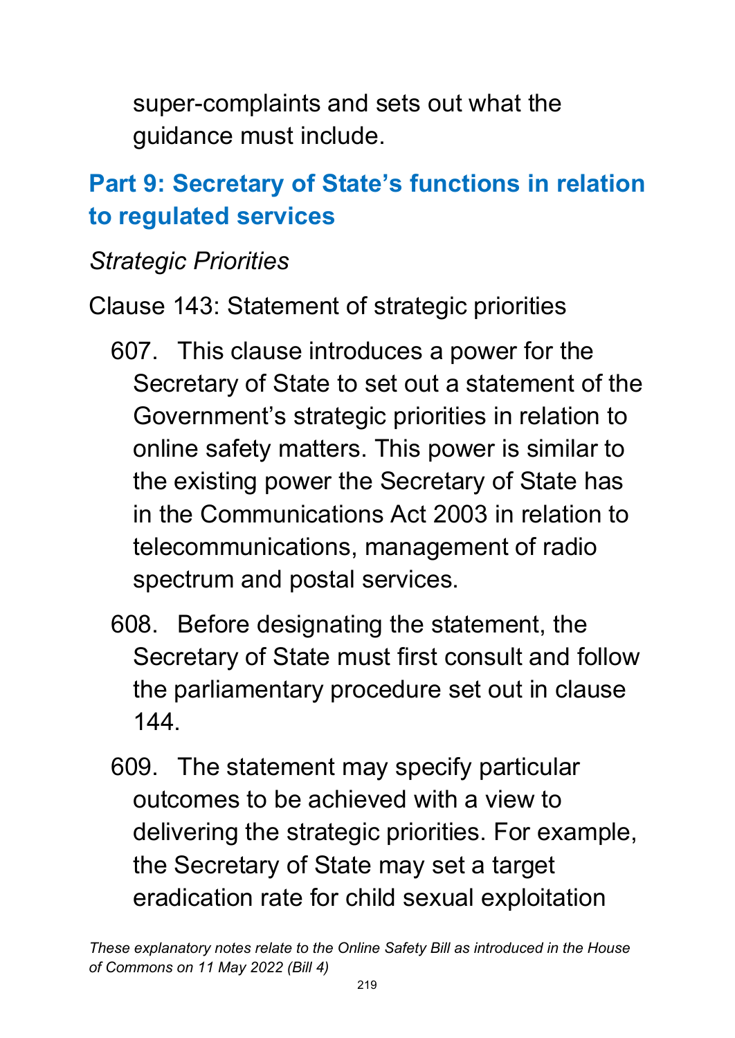super-complaints and sets out what the guidance must include.

## Part 9: Secretary of State's functions in relation to regulated services

*Strategic Priorities*

Clause 143: Statement of strategic priorities

607. This clause introduces a power for the Secretary of State to set out a statement of the Government's strategic priorities in relation to online safety matters. This power is similar to the existing power the Secretary of State has in the Communications Act 2003 in relation to telecommunications, management of radio spectrum and postal services.

608. Before designating the statement, the Secretary of State must first consult and follow the parliamentary procedure set out in clause 144.

609. The statement may specify particular outcomes to be achieved with a view to delivering the strategic priorities. For example, the Secretary of State may set a target eradication rate for child sexual exploitation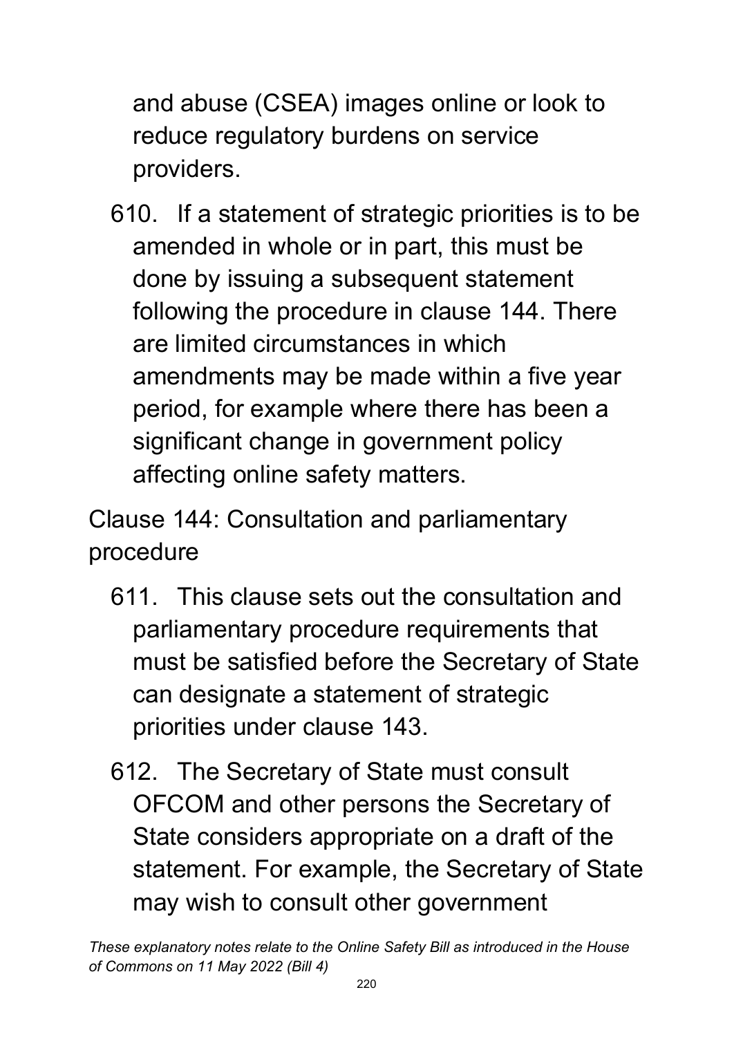and abuse (CSEA) images online or look to reduce regulatory burdens on service providers.

610. If a statement of strategic priorities is to be amended in whole or in part, this must be done by issuing a subsequent statement following the procedure in clause 144. There are limited circumstances in which amendments may be made within a five year period, for example where there has been a significant change in government policy affecting online safety matters.

Clause 144: Consultation and parliamentary procedure

611. This clause sets out the consultation and parliamentary procedure requirements that must be satisfied before the Secretary of State can designate a statement of strategic priorities under clause 143.

612. The Secretary of State must consult OFCOM and other persons the Secretary of State considers appropriate on a draft of the statement. For example, the Secretary of State may wish to consult other government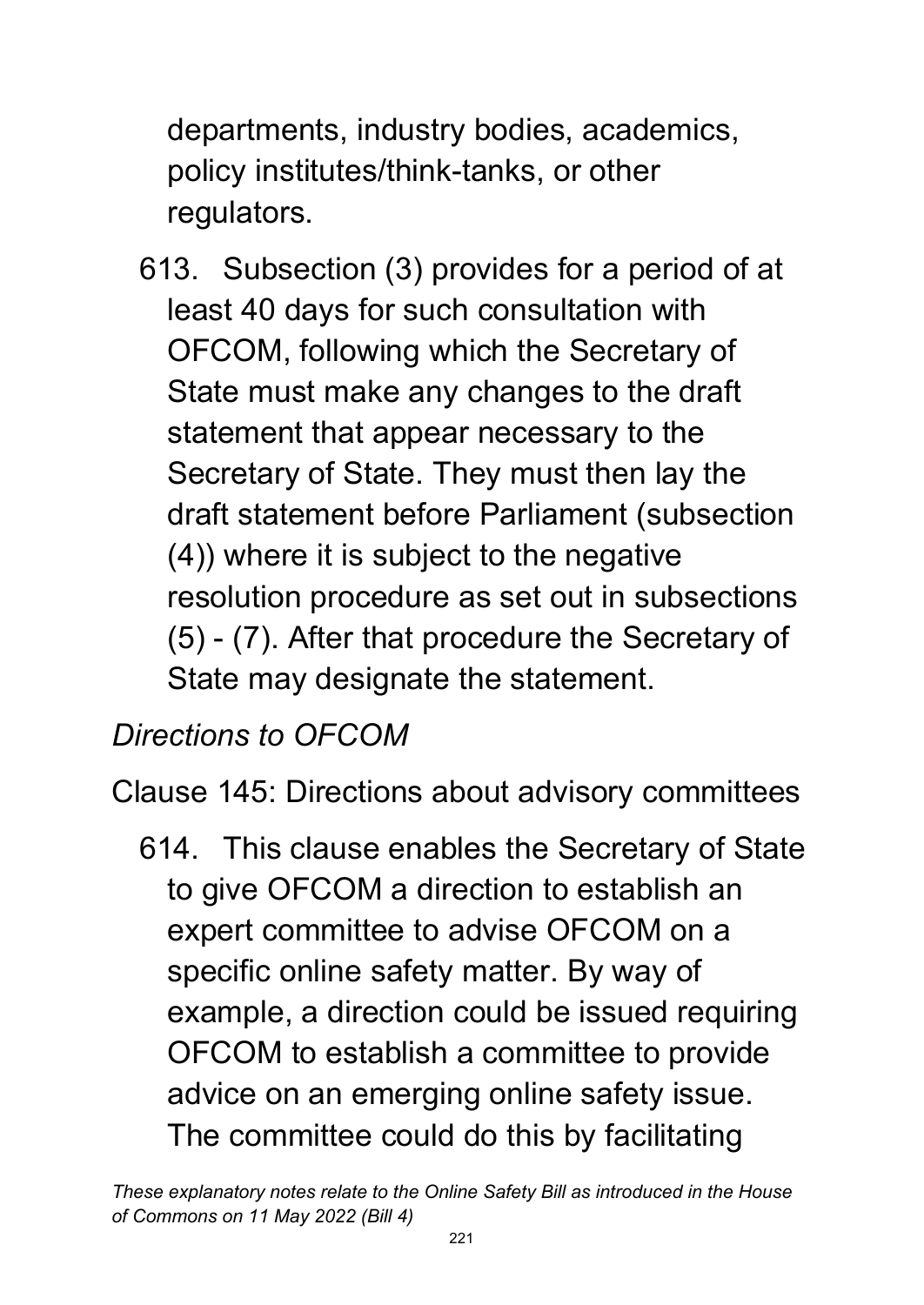departments, industry bodies, academics, policy institutes/think-tanks, or other regulators.

613. Subsection (3) provides for a period of at least 40 days for such consultation with OFCOM, following which the Secretary of State must make any changes to the draft statement that appear necessary to the Secretary of State. They must then lay the draft statement before Parliament (subsection (4)) where it is subject to the negative resolution procedure as set out in subsections (5) - (7). After that procedure the Secretary of State may designate the statement.

*Directions to OFCOM*

Clause 145: Directions about advisory committees

614. This clause enables the Secretary of State to give OFCOM a direction to establish an expert committee to advise OFCOM on a specific online safety matter. By way of example, a direction could be issued requiring OFCOM to establish a committee to provide advice on an emerging online safety issue. The committee could do this by facilitating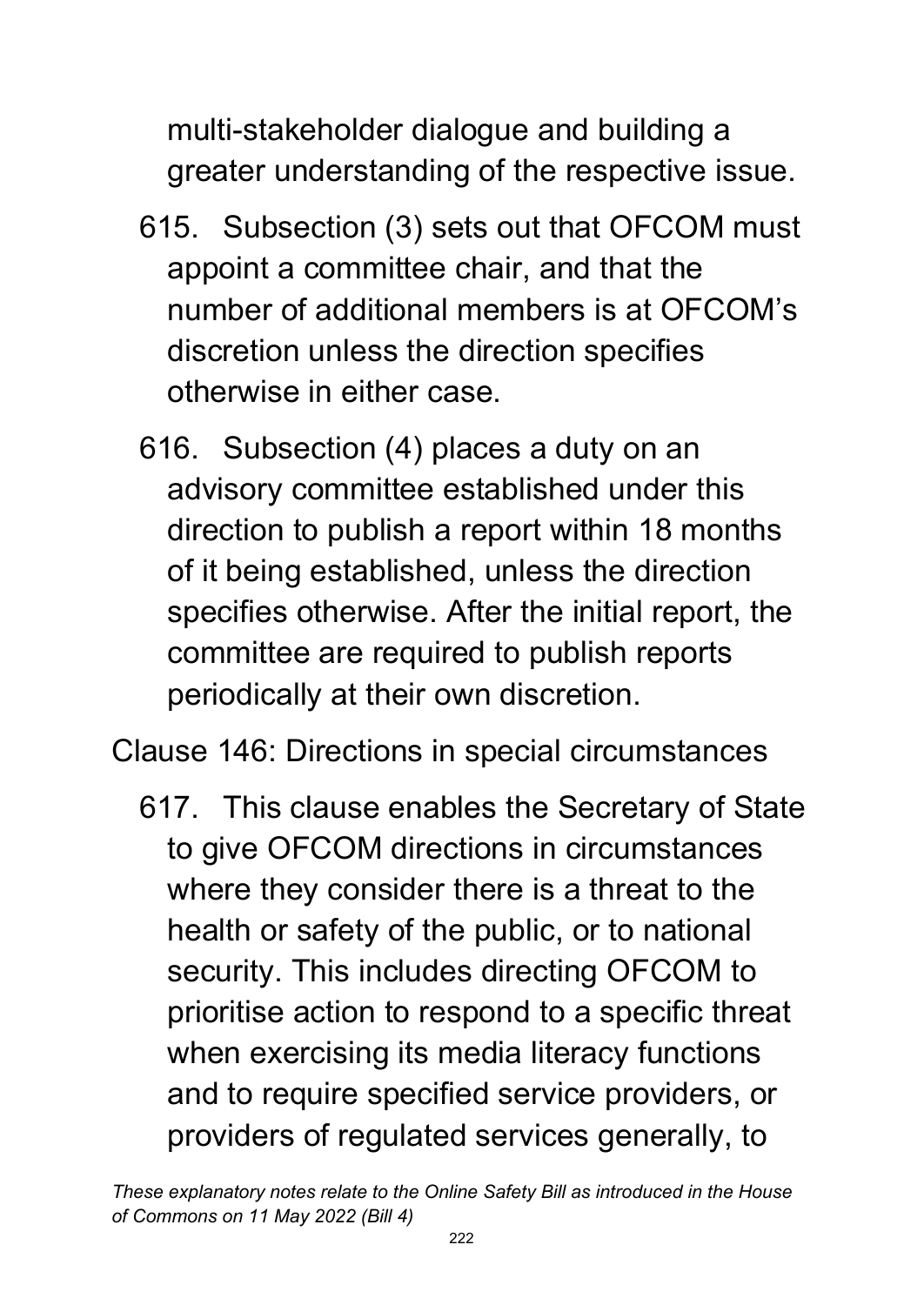multi-stakeholder dialogue and building a greater understanding of the respective issue.

615. Subsection (3) sets out that OFCOM must appoint a committee chair, and that the number of additional members is at OFCOM's discretion unless the direction specifies otherwise in either case.

616. Subsection (4) places a duty on an advisory committee established under this direction to publish a report within 18 months of it being established, unless the direction specifies otherwise. After the initial report, the committee are required to publish reports periodically at their own discretion.

Clause 146: Directions in special circumstances

617. This clause enables the Secretary of State to give OFCOM directions in circumstances where they consider there is a threat to the health or safety of the public, or to national security. This includes directing OFCOM to prioritise action to respond to a specific threat when exercising its media literacy functions and to require specified service providers, or providers of regulated services generally, to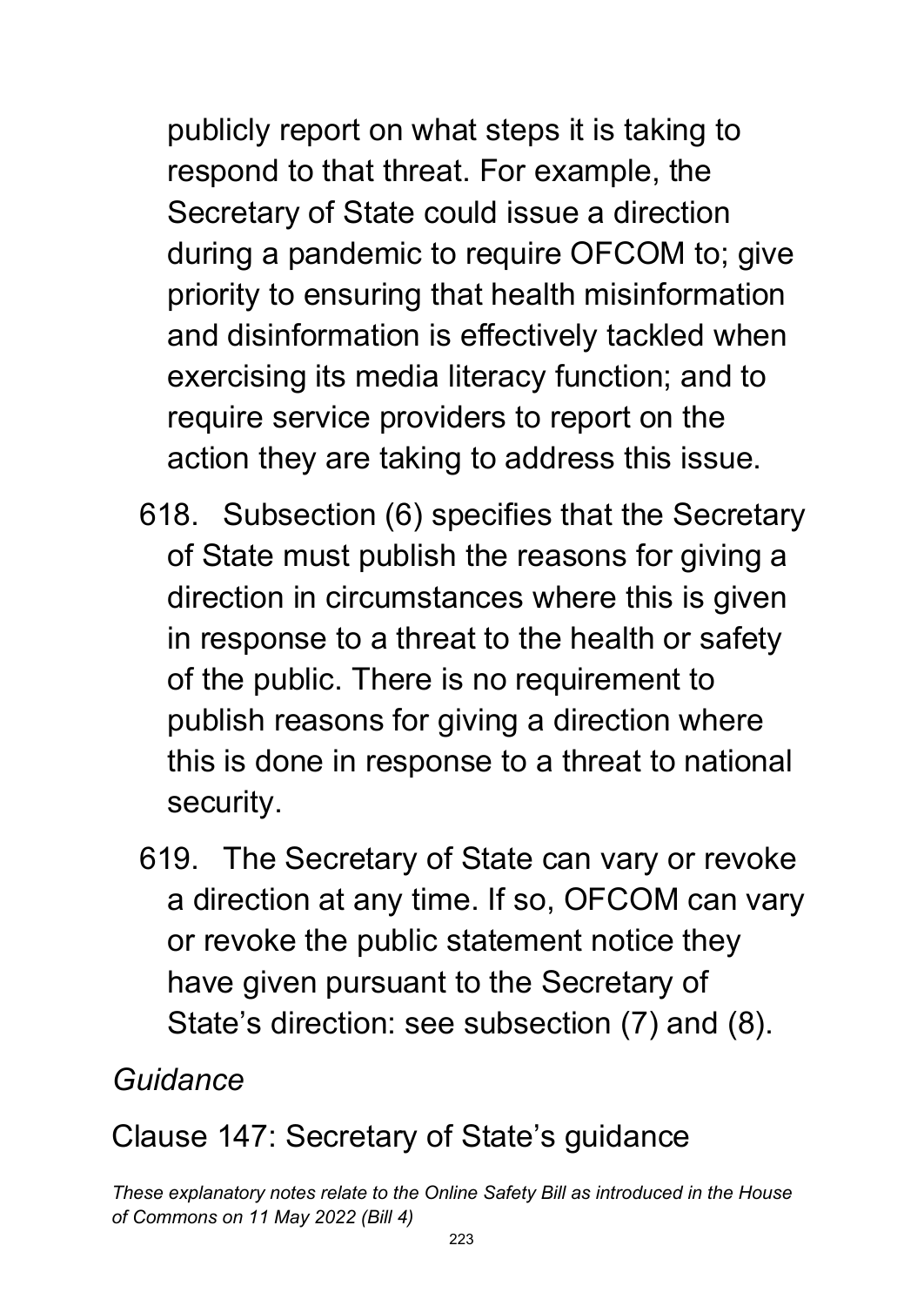publicly report on what steps it is taking to respond to that threat. For example, the Secretary of State could issue a direction during a pandemic to require OFCOM to; give priority to ensuring that health misinformation and disinformation is effectively tackled when exercising its media literacy function; and to require service providers to report on the action they are taking to address this issue.

618. Subsection (6) specifies that the Secretary of State must publish the reasons for giving a direction in circumstances where this is given in response to a threat to the health or safety of the public. There is no requirement to publish reasons for giving a direction where this is done in response to a threat to national security.

619. The Secretary of State can vary or revoke a direction at any time. If so, OFCOM can vary or revoke the public statement notice they have given pursuant to the Secretary of State's direction: see subsection (7) and (8).

*Guidance*

Clause 147: Secretary of State's guidance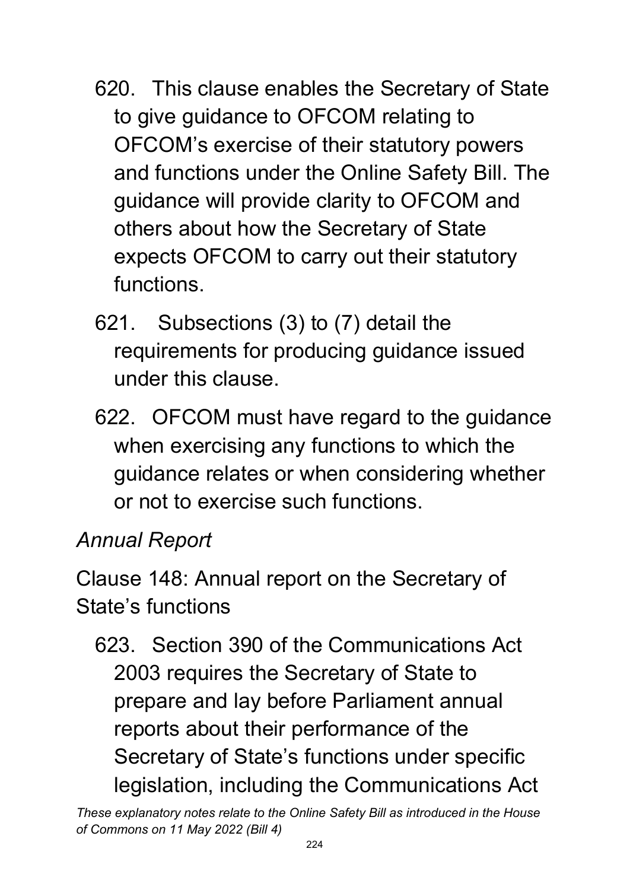620. This clause enables the Secretary of State to give guidance to OFCOM relating to OFCOM's exercise of their statutory powers and functions under the Online Safety Bill. The guidance will provide clarity to OFCOM and others about how the Secretary of State expects OFCOM to carry out their statutory functions.

621. Subsections (3) to (7) detail the requirements for producing guidance issued under this clause.

622. OFCOM must have regard to the guidance when exercising any functions to which the guidance relates or when considering whether or not to exercise such functions.

*Annual Report*

Clause 148: Annual report on the Secretary of State's functions

623. Section 390 of the Communications Act 2003 requires the Secretary of State to prepare and lay before Parliament annual reports about their performance of the Secretary of State's functions under specific legislation, including the Communications Act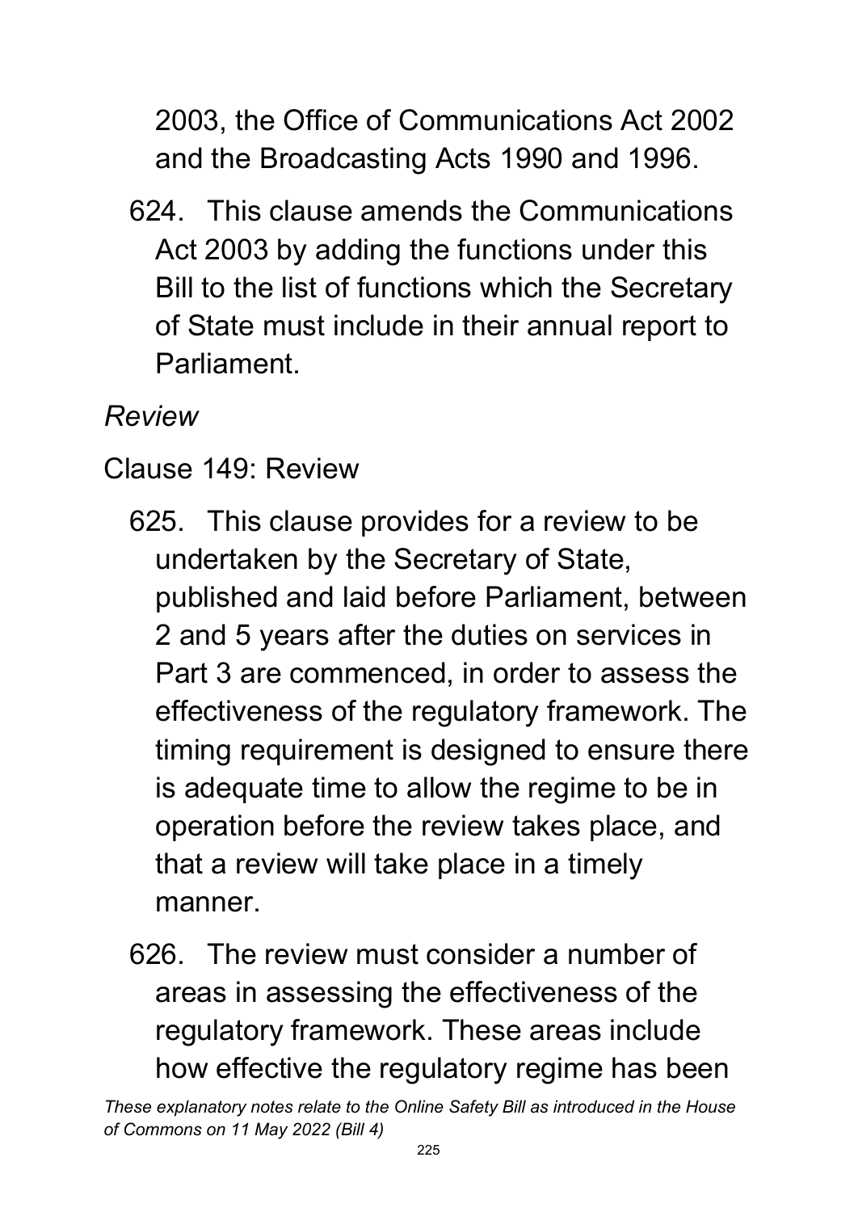2003, the Office of Communications Act 2002 and the Broadcasting Acts 1990 and 1996.

624. This clause amends the Communications Act 2003 by adding the functions under this Bill to the list of functions which the Secretary of State must include in their annual report to Parliament.

*Review*

Clause 149: Review

625. This clause provides for a review to be undertaken by the Secretary of State, published and laid before Parliament, between 2 and 5 years after the duties on services in Part 3 are commenced, in order to assess the effectiveness of the regulatory framework. The timing requirement is designed to ensure there is adequate time to allow the regime to be in operation before the review takes place, and that a review will take place in a timely manner.

626. The review must consider a number of areas in assessing the effectiveness of the regulatory framework. These areas include how effective the regulatory regime has been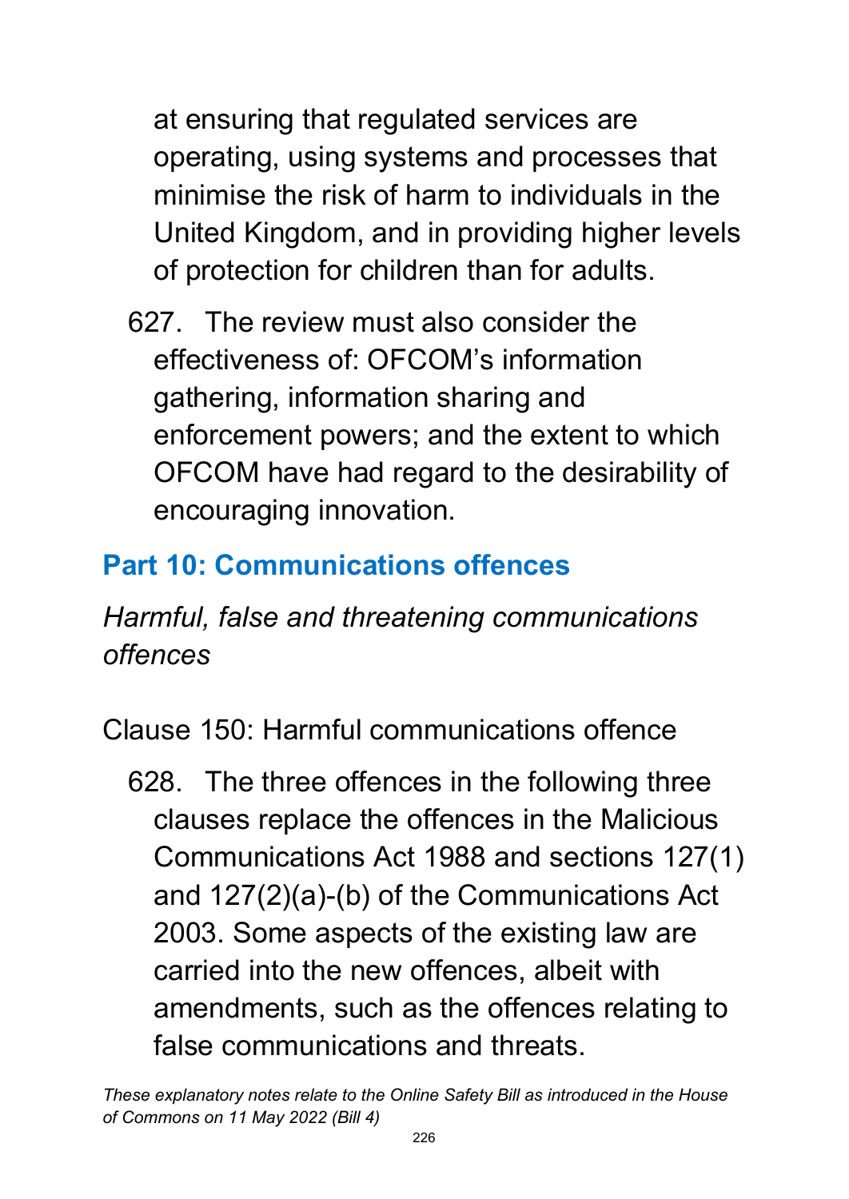at ensuring that regulated services are operating, using systems and processes that minimise the risk of harm to individuals in the United Kingdom, and in providing higher levels of protection for children than for adults.

627. The review must also consider the effectiveness of: OFCOM's information gathering, information sharing and enforcement powers; and the extent to which OFCOM have had regard to the desirability of encouraging innovation.

## Part 10: Communications offences

### *Harmful, false and threatening communications offences*

Clause 150: Harmful communications offence

628. The three offences in the following three clauses replace the offences in the Malicious Communications Act 1988 and sections 127(1) and 127(2)(a)-(b) of the Communications Act 2003. Some aspects of the existing law are carried into the new offences, albeit with amendments, such as the offences relating to false communications and threats.

*These explanatory notes relate to the Online Safety Bill as introduced in the House of Commons on 11 May 2022 (Bill 4)*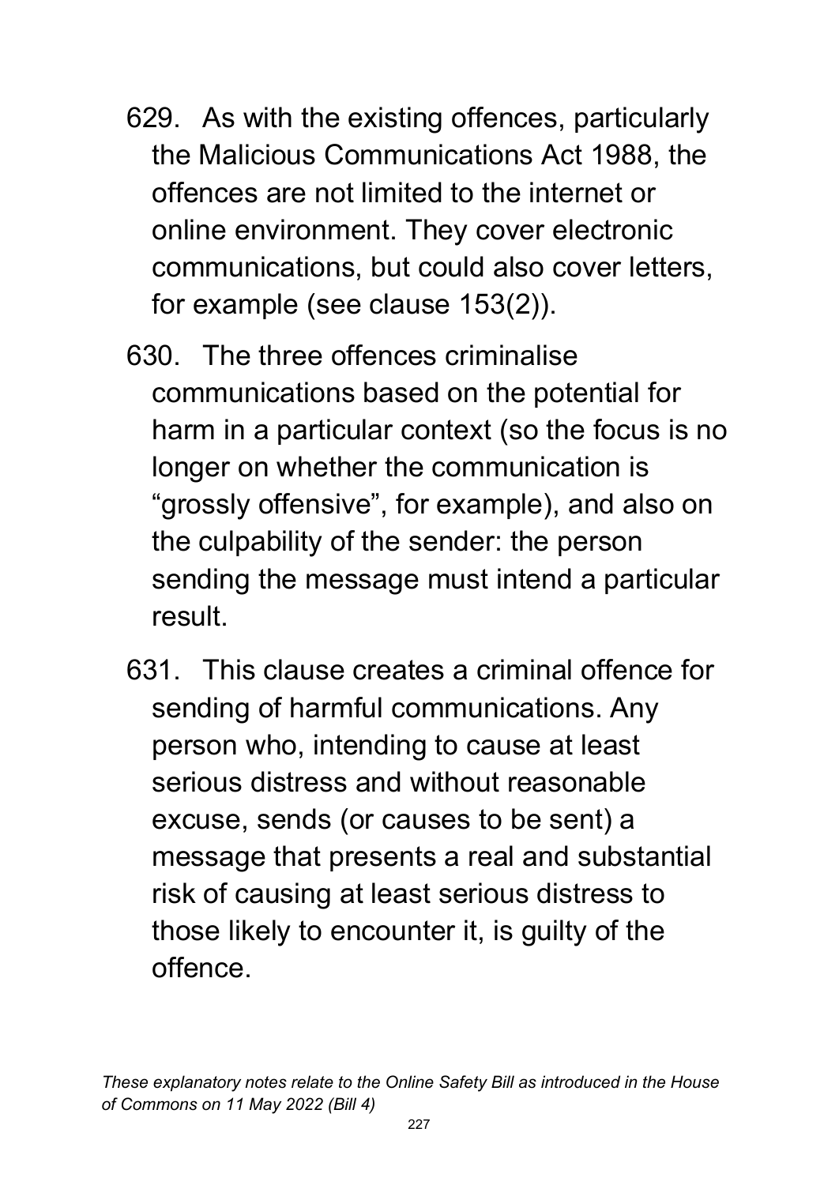629. As with the existing offences, particularly the Malicious Communications Act 1988, the offences are not limited to the internet or online environment. They cover electronic communications, but could also cover letters, for example (see clause 153(2)).

630. The three offences criminalise communications based on the potential for harm in a particular context (so the focus is no longer on whether the communication is "grossly offensive", for example), and also on the culpability of the sender: the person sending the message must intend a particular result.

631. This clause creates a criminal offence for sending of harmful communications. Any person who, intending to cause at least serious distress and without reasonable excuse, sends (or causes to be sent) a message that presents a real and substantial risk of causing at least serious distress to those likely to encounter it, is guilty of the offence.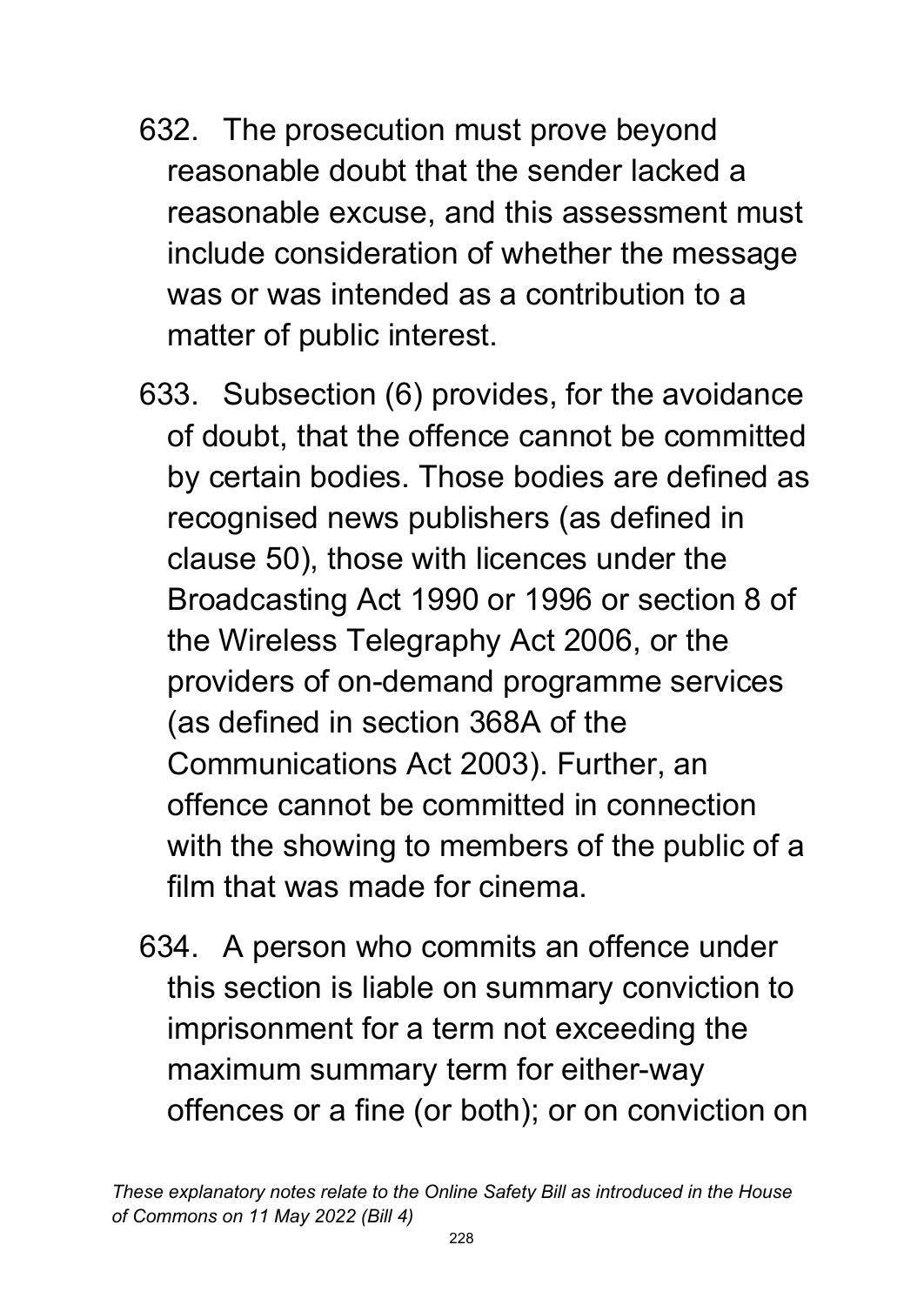632. The prosecution must prove beyond reasonable doubt that the sender lacked a reasonable excuse, and this assessment must include consideration of whether the message was or was intended as a contribution to a matter of public interest.

633. Subsection (6) provides, for the avoidance of doubt, that the offence cannot be committed by certain bodies. Those bodies are defined as recognised news publishers (as defined in clause 50), those with licences under the Broadcasting Act 1990 or 1996 or section 8 of the Wireless Telegraphy Act 2006, or the providers of on-demand programme services (as defined in section 368A of the Communications Act 2003). Further, an offence cannot be committed in connection with the showing to members of the public of a film that was made for cinema.

634. A person who commits an offence under this section is liable on summary conviction to imprisonment for a term not exceeding the maximum summary term for either-way offences or a fine (or both); or on conviction on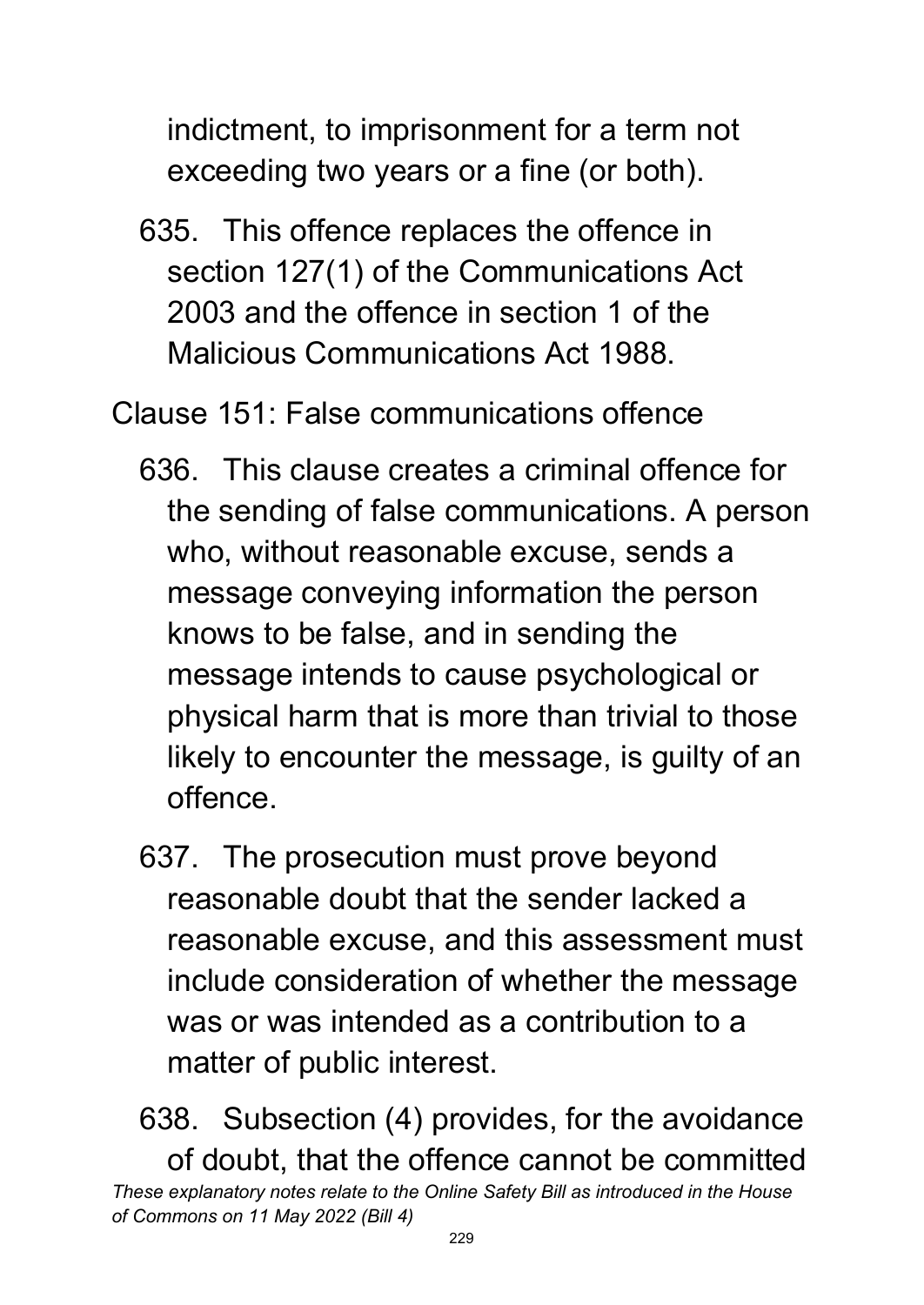indictment, to imprisonment for a term not exceeding two years or a fine (or both).

635. This offence replaces the offence in section 127(1) of the Communications Act 2003 and the offence in section 1 of the Malicious Communications Act 1988.

Clause 151: False communications offence

636. This clause creates a criminal offence for the sending of false communications. A person who, without reasonable excuse, sends a message conveying information the person knows to be false, and in sending the message intends to cause psychological or physical harm that is more than trivial to those likely to encounter the message, is guilty of an offence.

637. The prosecution must prove beyond reasonable doubt that the sender lacked a reasonable excuse, and this assessment must include consideration of whether the message was or was intended as a contribution to a matter of public interest.

638. Subsection (4) provides, for the avoidance of doubt, that the offence cannot be committed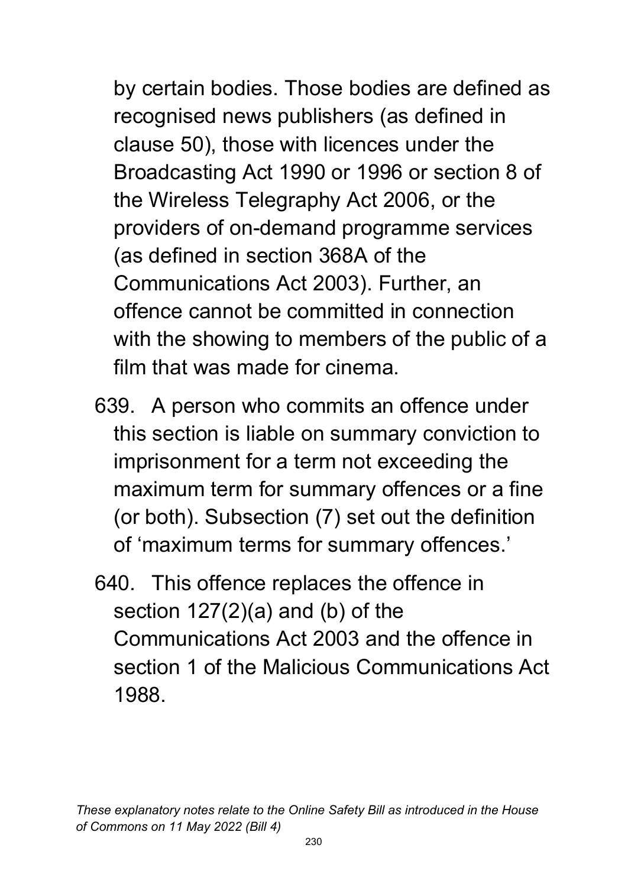by certain bodies. Those bodies are defined as recognised news publishers (as defined in clause 50), those with licences under the Broadcasting Act 1990 or 1996 or section 8 of the Wireless Telegraphy Act 2006, or the providers of on-demand programme services (as defined in section 368A of the Communications Act 2003). Further, an offence cannot be committed in connection with the showing to members of the public of a film that was made for cinema.

639. A person who commits an offence under this section is liable on summary conviction to imprisonment for a term not exceeding the maximum term for summary offences or a fine (or both). Subsection (7) set out the definition of 'maximum terms for summary offences.'

640. This offence replaces the offence in section 127(2)(a) and (b) of the Communications Act 2003 and the offence in section 1 of the Malicious Communications Act 1988.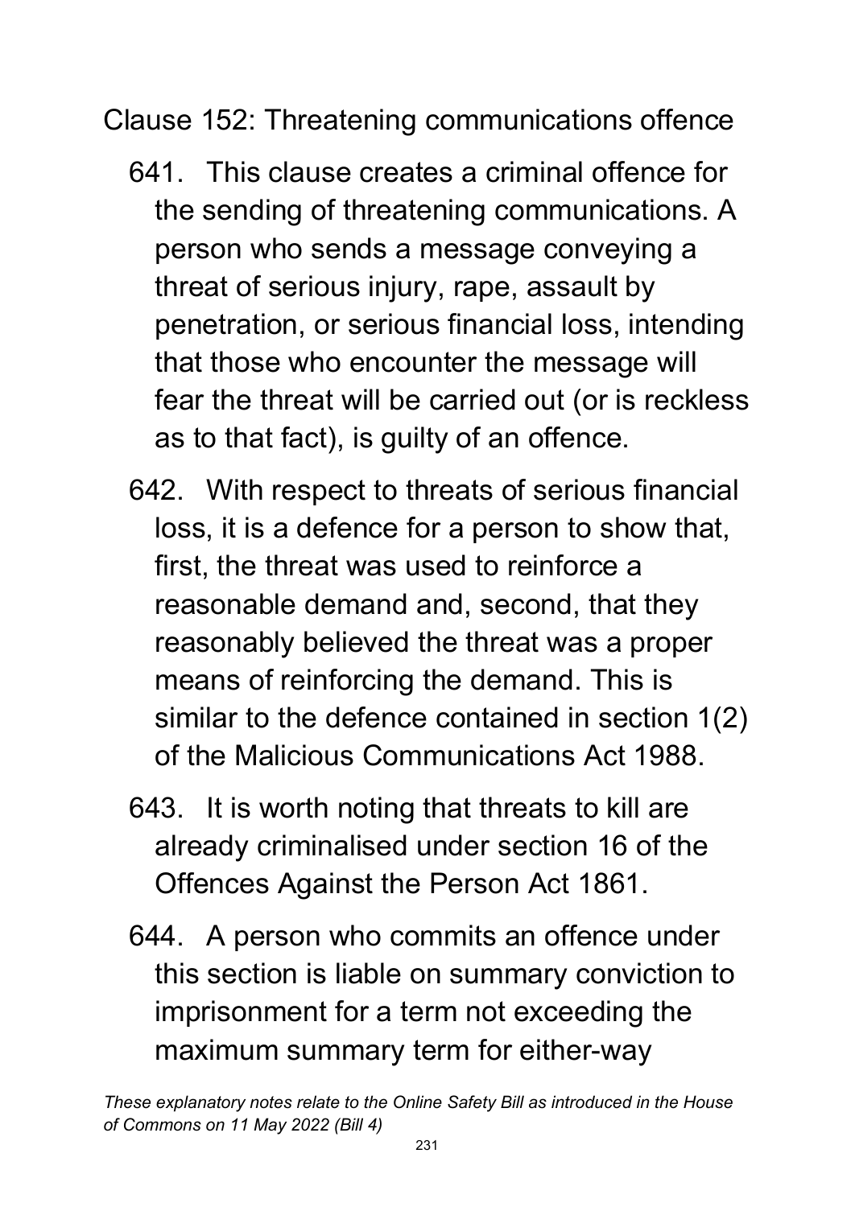Clause 152: Threatening communications offence

641. This clause creates a criminal offence for the sending of threatening communications. A person who sends a message conveying a threat of serious injury, rape, assault by penetration, or serious financial loss, intending that those who encounter the message will fear the threat will be carried out (or is reckless as to that fact), is guilty of an offence.

642. With respect to threats of serious financial loss, it is a defence for a person to show that, first, the threat was used to reinforce a reasonable demand and, second, that they reasonably believed the threat was a proper means of reinforcing the demand. This is similar to the defence contained in section 1(2) of the Malicious Communications Act 1988.

643. It is worth noting that threats to kill are already criminalised under section 16 of the Offences Against the Person Act 1861.

644. A person who commits an offence under this section is liable on summary conviction to imprisonment for a term not exceeding the maximum summary term for either-way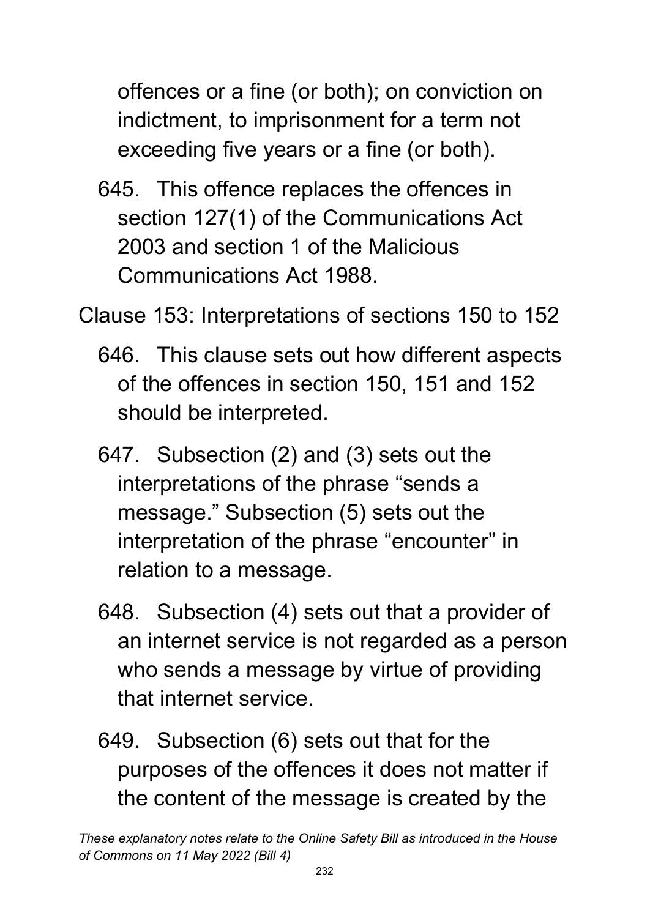offences or a fine (or both); on conviction on indictment, to imprisonment for a term not exceeding five years or a fine (or both).

645. This offence replaces the offences in section 127(1) of the Communications Act 2003 and section 1 of the Malicious Communications Act 1988.

Clause 153: Interpretations of sections 150 to 152

646. This clause sets out how different aspects of the offences in section 150, 151 and 152 should be interpreted.

647. Subsection (2) and (3) sets out the interpretations of the phrase "sends a message." Subsection (5) sets out the interpretation of the phrase "encounter" in relation to a message.

648. Subsection (4) sets out that a provider of an internet service is not regarded as a person who sends a message by virtue of providing that internet service.

649. Subsection (6) sets out that for the purposes of the offences it does not matter if the content of the message is created by the

*These explanatory notes relate to the Online Safety Bill as introduced in the House of Commons on 11 May 2022 (Bill 4)*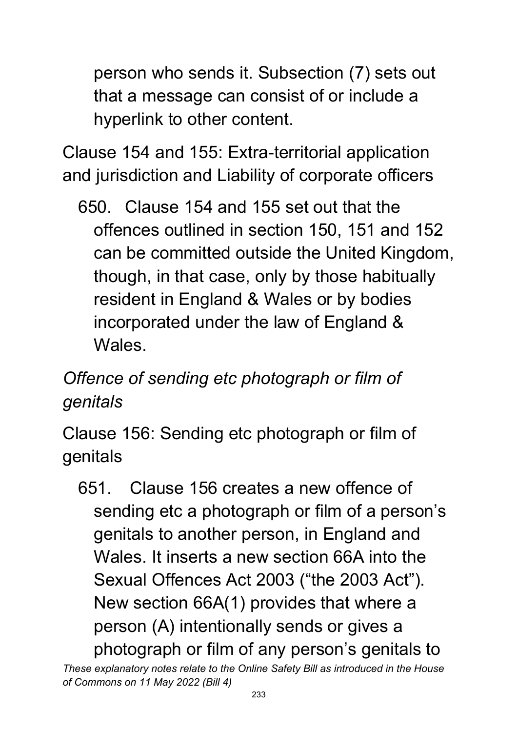person who sends it. Subsection (7) sets out that a message can consist of or include a hyperlink to other content.

Clause 154 and 155: Extra-territorial application and jurisdiction and Liability of corporate officers

650. Clause 154 and 155 set out that the offences outlined in section 150, 151 and 152 can be committed outside the United Kingdom, though, in that case, only by those habitually resident in England & Wales or by bodies incorporated under the law of England & Wales.

*Offence of sending etc photograph or film of genitals*

Clause 156: Sending etc photograph or film of genitals

651. Clause 156 creates a new offence of sending etc a photograph or film of a person's genitals to another person, in England and Wales. It inserts a new section 66A into the Sexual Offences Act 2003 ("the 2003 Act"). New section 66A(1) provides that where a person (A) intentionally sends or gives a photograph or film of any person's genitals to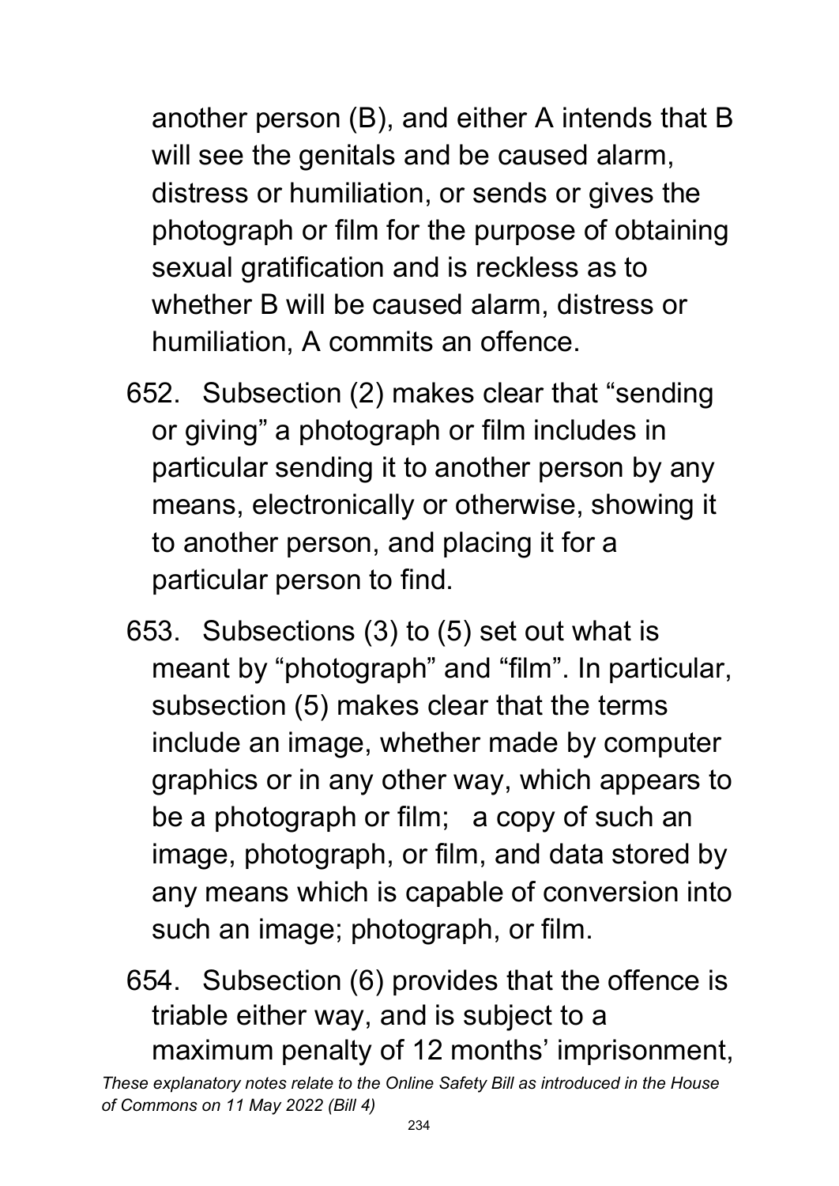another person (B), and either A intends that B will see the genitals and be caused alarm, distress or humiliation, or sends or gives the photograph or film for the purpose of obtaining sexual gratification and is reckless as to whether B will be caused alarm, distress or humiliation, A commits an offence.

652. Subsection (2) makes clear that "sending or giving" a photograph or film includes in particular sending it to another person by any means, electronically or otherwise, showing it to another person, and placing it for a particular person to find.

653. Subsections (3) to (5) set out what is meant by "photograph" and "film". In particular, subsection (5) makes clear that the terms include an image, whether made by computer graphics or in any other way, which appears to be a photograph or film;   a copy of such an image, photograph, or film, and data stored by any means which is capable of conversion into such an image; photograph, or film.

654. Subsection (6) provides that the offence is triable either way, and is subject to a maximum penalty of 12 months' imprisonment,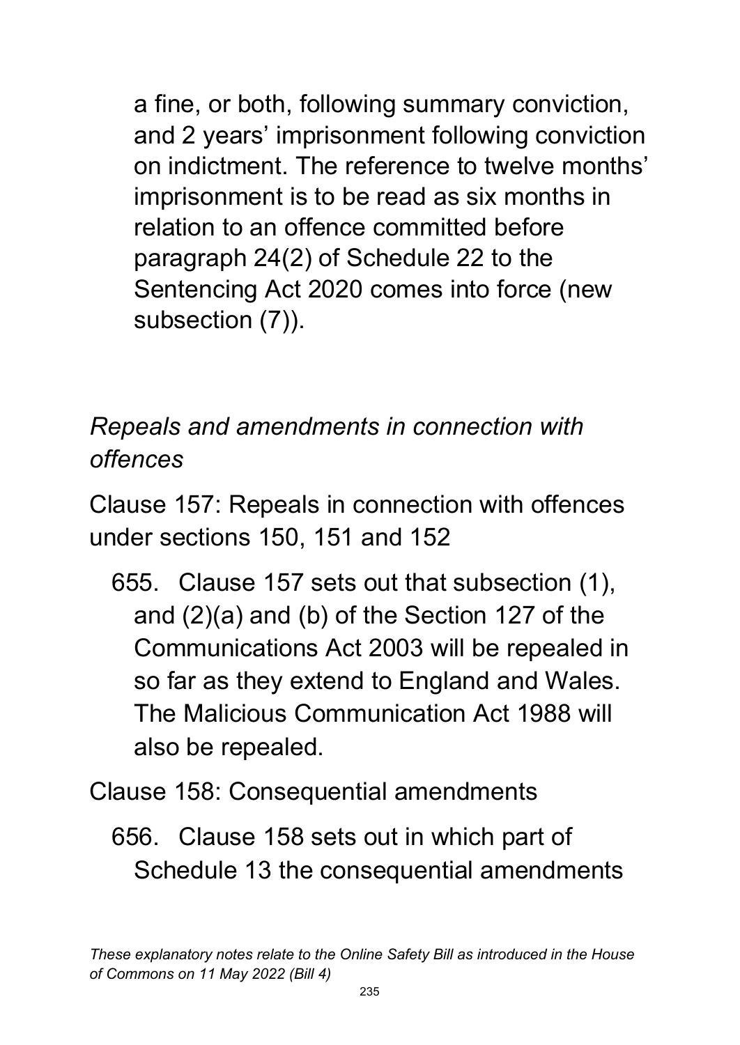a fine, or both, following summary conviction, and 2 years' imprisonment following conviction on indictment. The reference to twelve months' imprisonment is to be read as six months in relation to an offence committed before paragraph 24(2) of Schedule 22 to the Sentencing Act 2020 comes into force (new subsection (7)).

*Repeals and amendments in connection with offences*

Clause 157: Repeals in connection with offences under sections 150, 151 and 152

655. Clause 157 sets out that subsection (1), and (2)(a) and (b) of the Section 127 of the Communications Act 2003 will be repealed in so far as they extend to England and Wales. The Malicious Communication Act 1988 will also be repealed.

Clause 158: Consequential amendments

656. Clause 158 sets out in which part of Schedule 13 the consequential amendments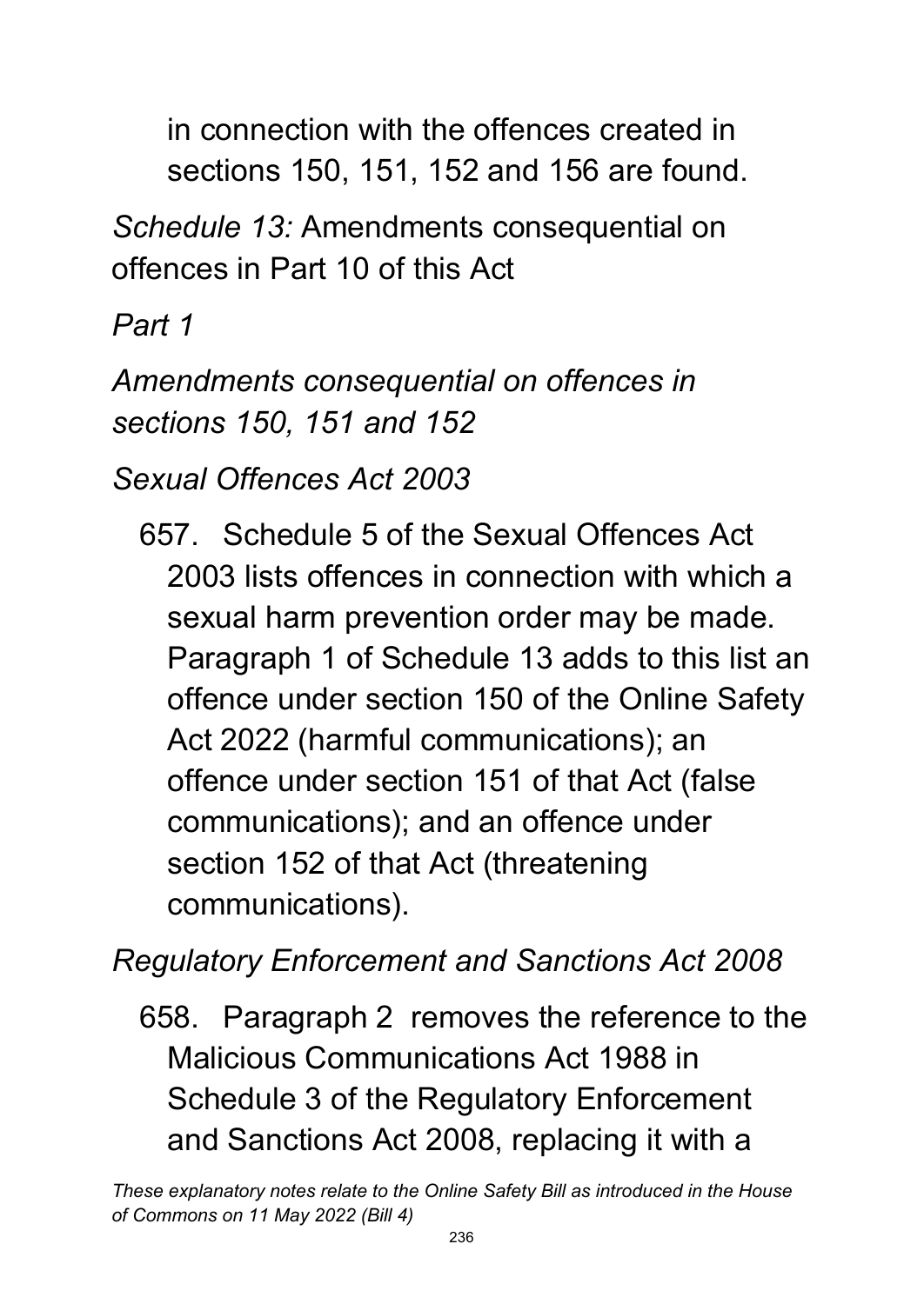in connection with the offences created in sections 150, 151, 152 and 156 are found.

*Schedule 13:* Amendments consequential on offences in Part 10 of this Act

*Part 1*

*Amendments consequential on offences in sections 150, 151 and 152*

*Sexual Offences Act 2003*

657. Schedule 5 of the Sexual Offences Act 2003 lists offences in connection with which a sexual harm prevention order may be made. Paragraph 1 of Schedule 13 adds to this list an offence under section 150 of the Online Safety Act 2022 (harmful communications); an offence under section 151 of that Act (false communications); and an offence under section 152 of that Act (threatening communications).

*Regulatory Enforcement and Sanctions Act 2008*

658. Paragraph 2 removes the reference to the Malicious Communications Act 1988 in Schedule 3 of the Regulatory Enforcement and Sanctions Act 2008, replacing it with a

*These explanatory notes relate to the Online Safety Bill as introduced in the House of Commons on 11 May 2022 (Bill 4)*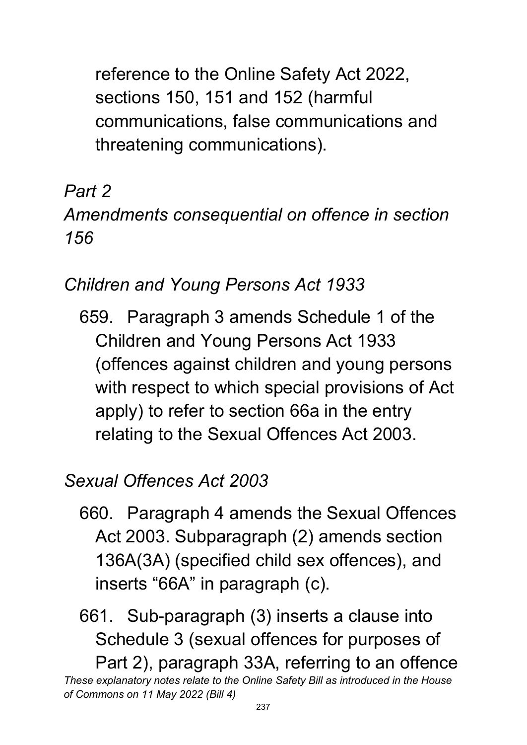reference to the Online Safety Act 2022, sections 150, 151 and 152 (harmful communications, false communications and threatening communications).

*Part 2*
*Amendments consequential on offence in section 156*

*Children and Young Persons Act 1933*

659. Paragraph 3 amends Schedule 1 of the Children and Young Persons Act 1933 (offences against children and young persons with respect to which special provisions of Act apply) to refer to section 66a in the entry relating to the Sexual Offences Act 2003.

*Sexual Offences Act 2003*

660. Paragraph 4 amends the Sexual Offences Act 2003. Subparagraph (2) amends section 136A(3A) (specified child sex offences), and inserts "66A" in paragraph (c).

661. Sub-paragraph (3) inserts a clause into Schedule 3 (sexual offences for purposes of Part 2), paragraph 33A, referring to an offence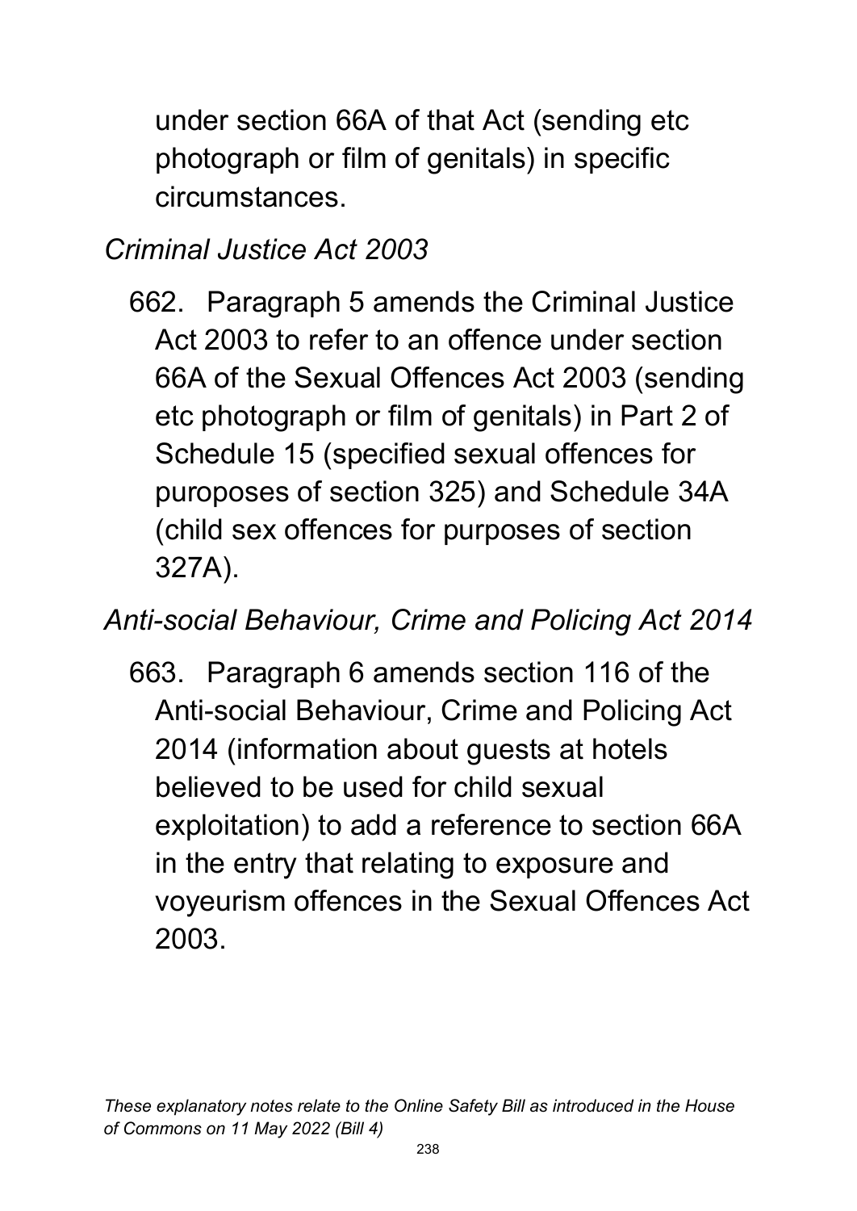under section 66A of that Act (sending etc photograph or film of genitals) in specific circumstances.

*Criminal Justice Act 2003*

662. Paragraph 5 amends the Criminal Justice Act 2003 to refer to an offence under section 66A of the Sexual Offences Act 2003 (sending etc photograph or film of genitals) in Part 2 of Schedule 15 (specified sexual offences for puroposes of section 325) and Schedule 34A (child sex offences for purposes of section 327A).

*Anti-social Behaviour, Crime and Policing Act 2014*

663. Paragraph 6 amends section 116 of the Anti-social Behaviour, Crime and Policing Act 2014 (information about guests at hotels believed to be used for child sexual exploitation) to add a reference to section 66A in the entry that relating to exposure and voyeurism offences in the Sexual Offences Act 2003.

*These explanatory notes relate to the Online Safety Bill as introduced in the House of Commons on 11 May 2022 (Bill 4)*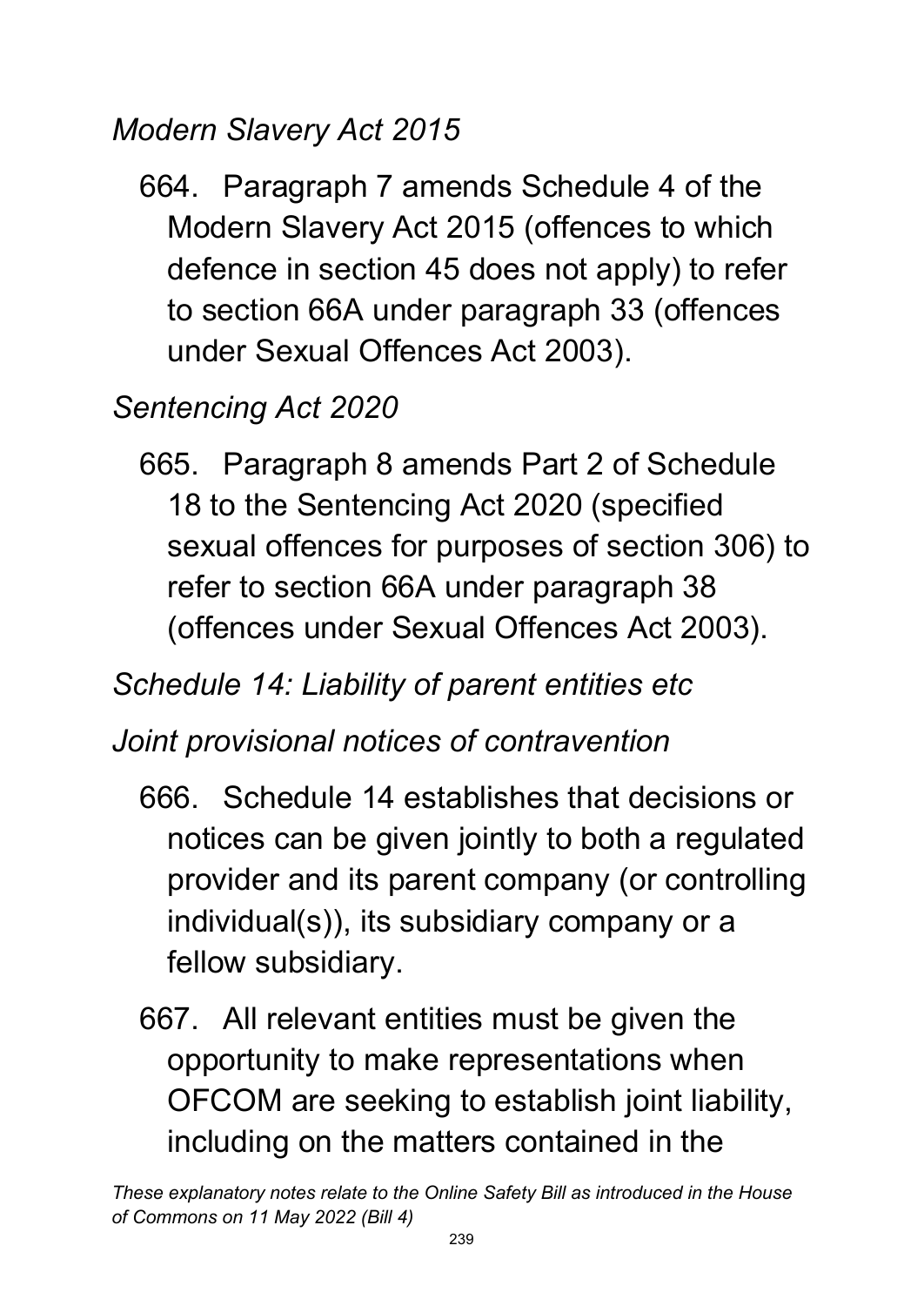*Modern Slavery Act 2015*

664. Paragraph 7 amends Schedule 4 of the Modern Slavery Act 2015 (offences to which defence in section 45 does not apply) to refer to section 66A under paragraph 33 (offences under Sexual Offences Act 2003).

*Sentencing Act 2020*

665. Paragraph 8 amends Part 2 of Schedule 18 to the Sentencing Act 2020 (specified sexual offences for purposes of section 306) to refer to section 66A under paragraph 38 (offences under Sexual Offences Act 2003).

*Schedule 14: Liability of parent entities etc*

*Joint provisional notices of contravention*

666. Schedule 14 establishes that decisions or notices can be given jointly to both a regulated provider and its parent company (or controlling individual(s)), its subsidiary company or a fellow subsidiary.

667. All relevant entities must be given the opportunity to make representations when OFCOM are seeking to establish joint liability, including on the matters contained in the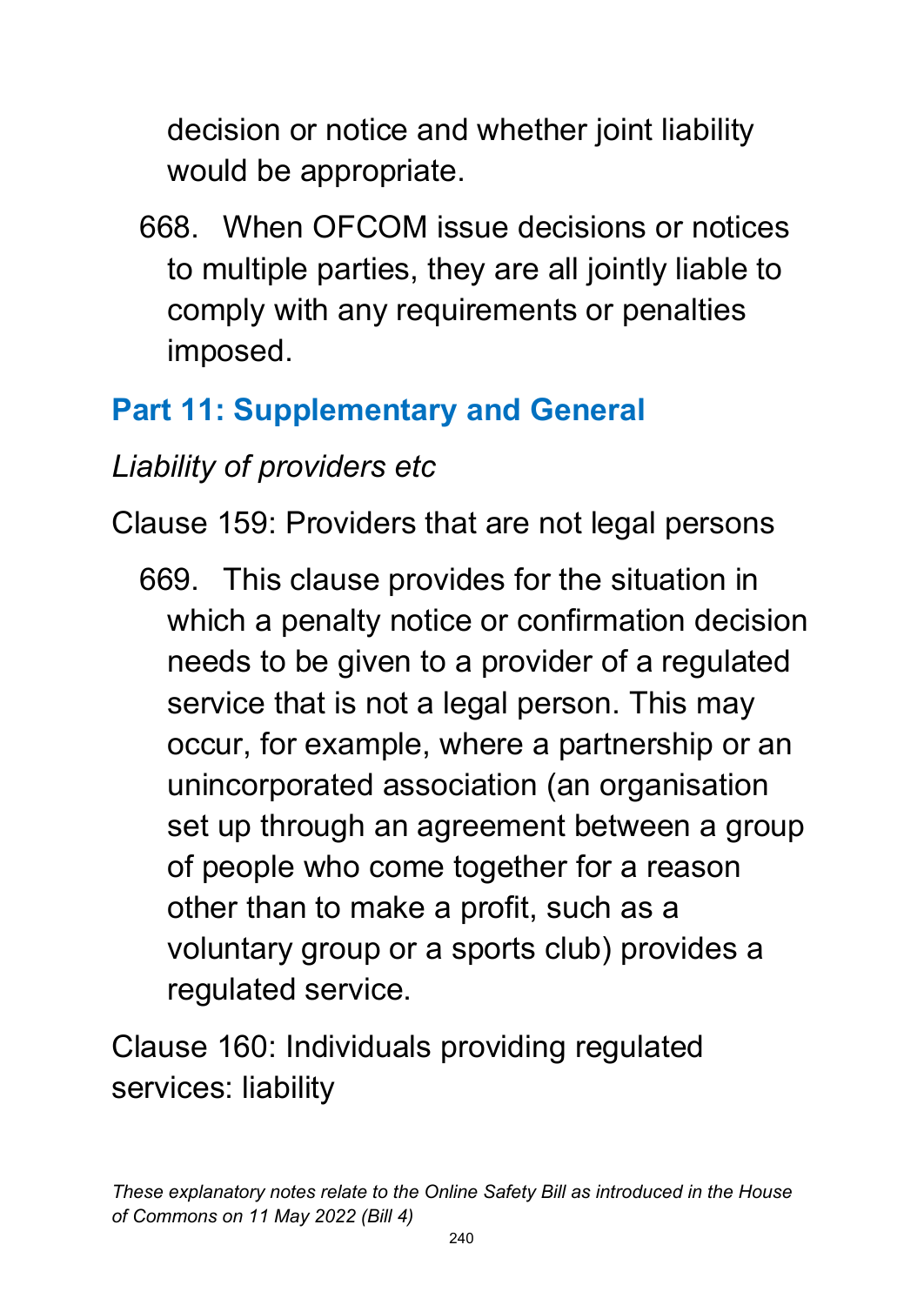decision or notice and whether joint liability would be appropriate.

668. When OFCOM issue decisions or notices to multiple parties, they are all jointly liable to comply with any requirements or penalties imposed.

## Part 11: Supplementary and General

*Liability of providers etc*

Clause 159: Providers that are not legal persons

669. This clause provides for the situation in which a penalty notice or confirmation decision needs to be given to a provider of a regulated service that is not a legal person. This may occur, for example, where a partnership or an unincorporated association (an organisation set up through an agreement between a group of people who come together for a reason other than to make a profit, such as a voluntary group or a sports club) provides a regulated service.

Clause 160: Individuals providing regulated services: liability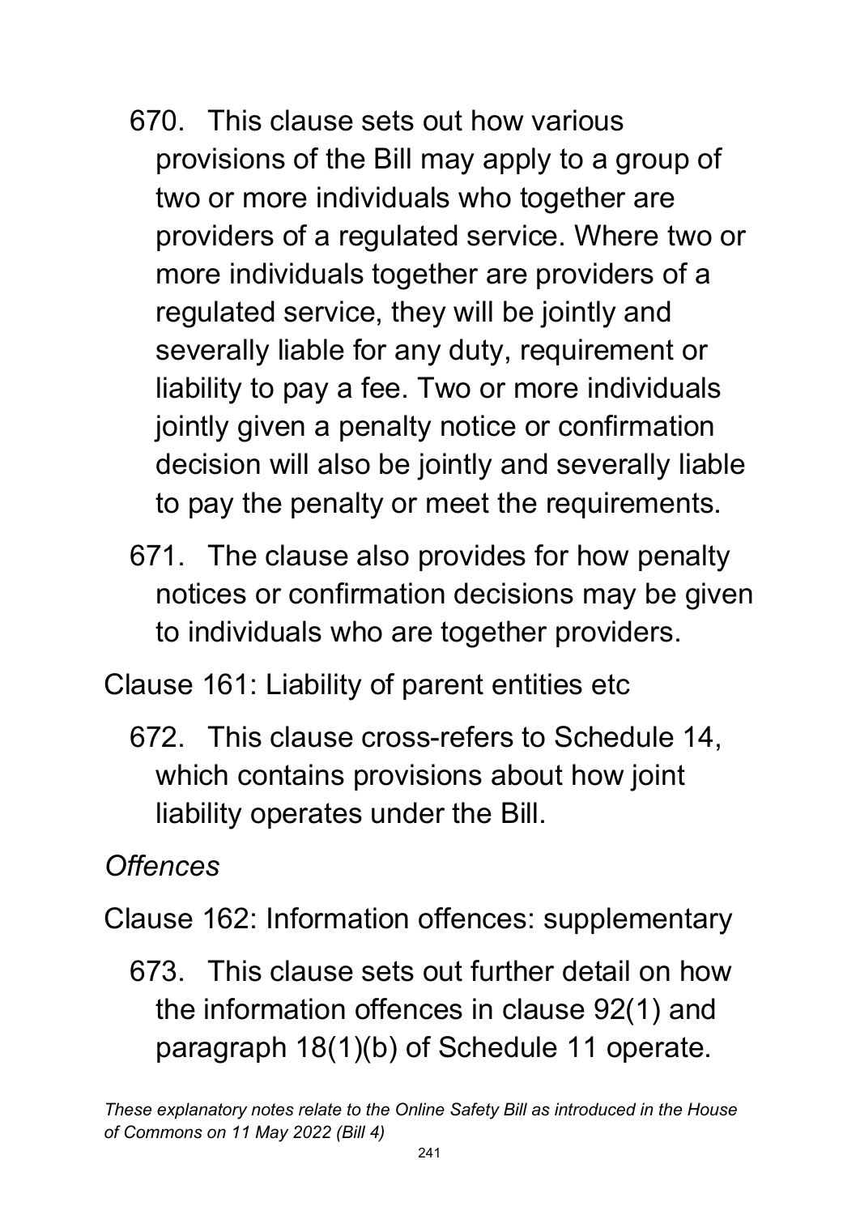670. This clause sets out how various provisions of the Bill may apply to a group of two or more individuals who together are providers of a regulated service. Where two or more individuals together are providers of a regulated service, they will be jointly and severally liable for any duty, requirement or liability to pay a fee. Two or more individuals jointly given a penalty notice or confirmation decision will also be jointly and severally liable to pay the penalty or meet the requirements.

671. The clause also provides for how penalty notices or confirmation decisions may be given to individuals who are together providers.

Clause 161: Liability of parent entities etc

672. This clause cross-refers to Schedule 14, which contains provisions about how joint liability operates under the Bill.

*Offences*

Clause 162: Information offences: supplementary

673. This clause sets out further detail on how the information offences in clause 92(1) and paragraph 18(1)(b) of Schedule 11 operate.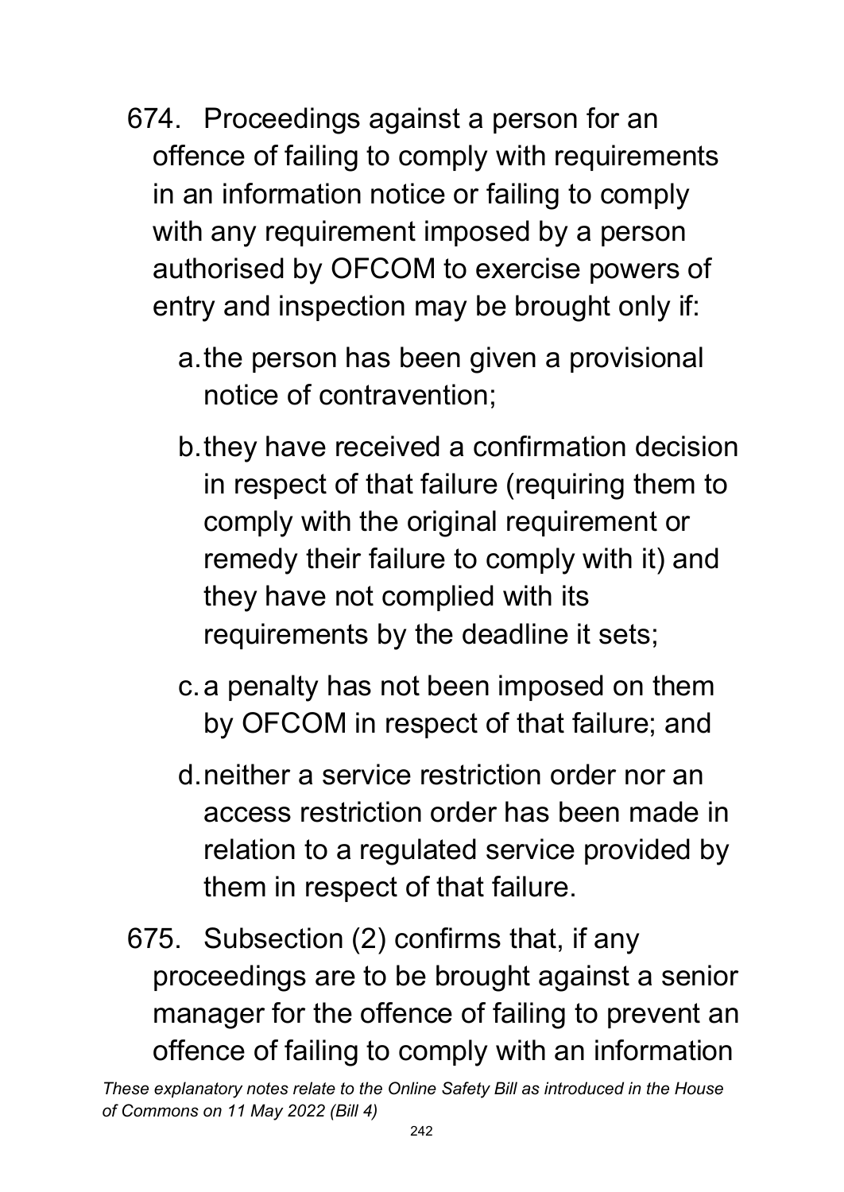674. Proceedings against a person for an offence of failing to comply with requirements in an information notice or failing to comply with any requirement imposed by a person authorised by OFCOM to exercise powers of entry and inspection may be brought only if:

   a. the person has been given a provisional notice of contravention;

   b. they have received a confirmation decision in respect of that failure (requiring them to comply with the original requirement or remedy their failure to comply with it) and they have not complied with its requirements by the deadline it sets;

   c. a penalty has not been imposed on them by OFCOM in respect of that failure; and

   d. neither a service restriction order nor an access restriction order has been made in relation to a regulated service provided by them in respect of that failure.

675. Subsection (2) confirms that, if any proceedings are to be brought against a senior manager for the offence of failing to prevent an offence of failing to comply with an information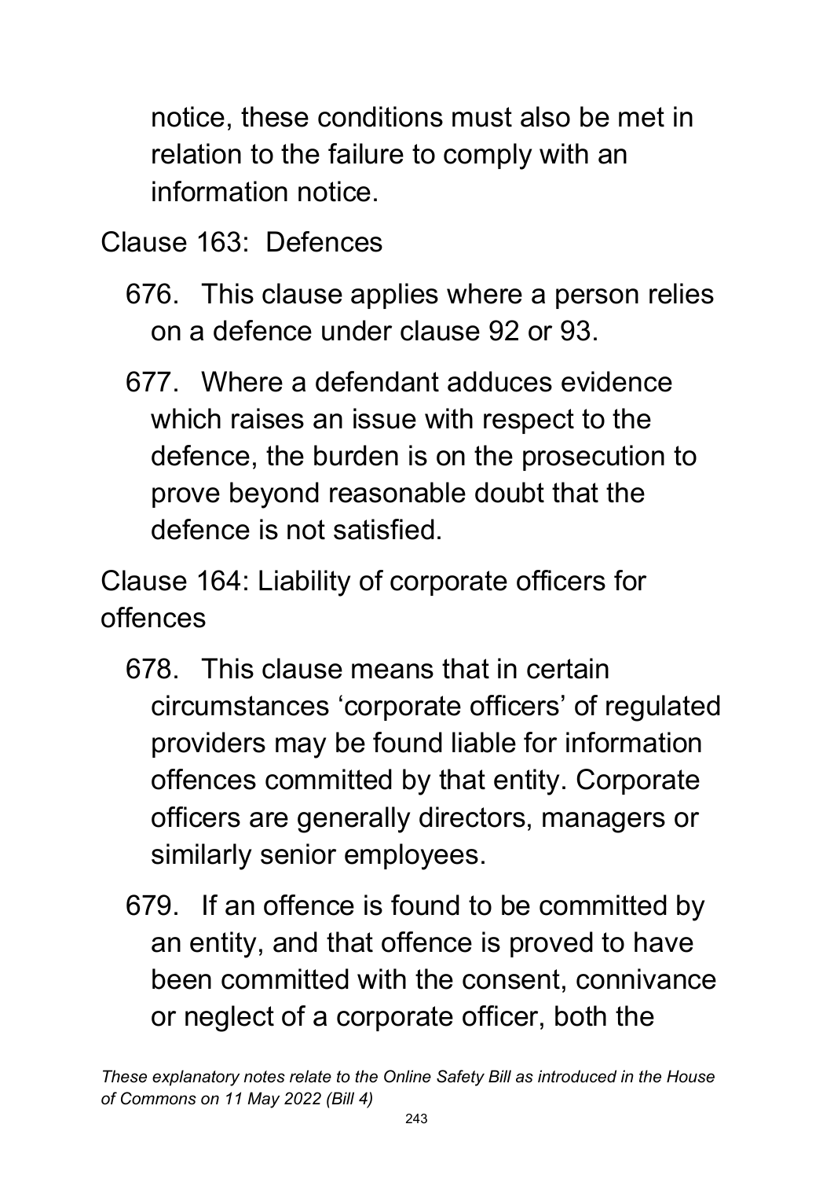notice, these conditions must also be met in relation to the failure to comply with an information notice.

Clause 163: Defences

676. This clause applies where a person relies on a defence under clause 92 or 93.

677. Where a defendant adduces evidence which raises an issue with respect to the defence, the burden is on the prosecution to prove beyond reasonable doubt that the defence is not satisfied.

Clause 164: Liability of corporate officers for offences

678. This clause means that in certain circumstances 'corporate officers' of regulated providers may be found liable for information offences committed by that entity. Corporate officers are generally directors, managers or similarly senior employees.

679. If an offence is found to be committed by an entity, and that offence is proved to have been committed with the consent, connivance or neglect of a corporate officer, both the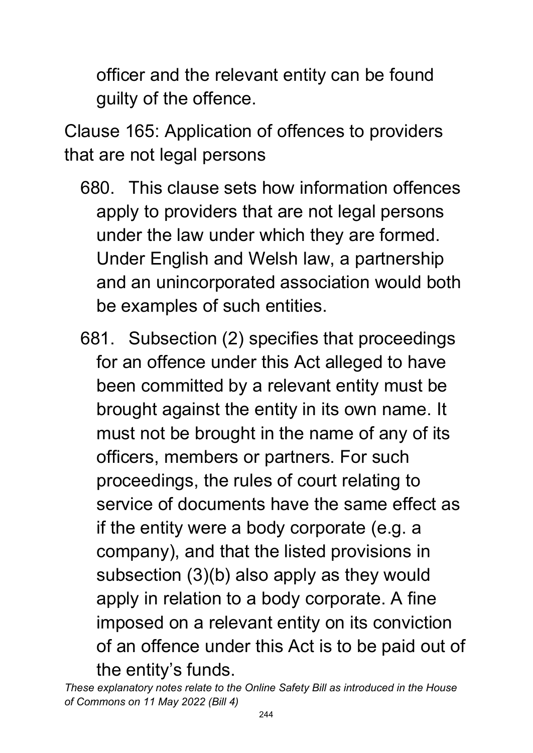officer and the relevant entity can be found guilty of the offence.

Clause 165: Application of offences to providers that are not legal persons

680. This clause sets how information offences apply to providers that are not legal persons under the law under which they are formed. Under English and Welsh law, a partnership and an unincorporated association would both be examples of such entities.

681. Subsection (2) specifies that proceedings for an offence under this Act alleged to have been committed by a relevant entity must be brought against the entity in its own name. It must not be brought in the name of any of its officers, members or partners. For such proceedings, the rules of court relating to service of documents have the same effect as if the entity were a body corporate (e.g. a company), and that the listed provisions in subsection (3)(b) also apply as they would apply in relation to a body corporate. A fine imposed on a relevant entity on its conviction of an offence under this Act is to be paid out of the entity's funds.

*These explanatory notes relate to the Online Safety Bill as introduced in the House of Commons on 11 May 2022 (Bill 4)*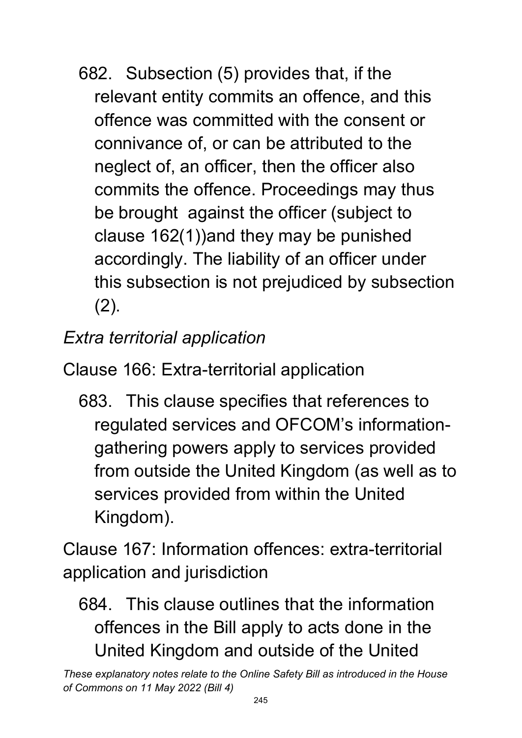682. Subsection (5) provides that, if the relevant entity commits an offence, and this offence was committed with the consent or connivance of, or can be attributed to the neglect of, an officer, then the officer also commits the offence. Proceedings may thus be brought against the officer (subject to clause 162(1))and they may be punished accordingly. The liability of an officer under this subsection is not prejudiced by subsection (2).

*Extra territorial application*

Clause 166: Extra-territorial application

683. This clause specifies that references to regulated services and OFCOM's information-gathering powers apply to services provided from outside the United Kingdom (as well as to services provided from within the United Kingdom).

Clause 167: Information offences: extra-territorial application and jurisdiction

684. This clause outlines that the information offences in the Bill apply to acts done in the United Kingdom and outside of the United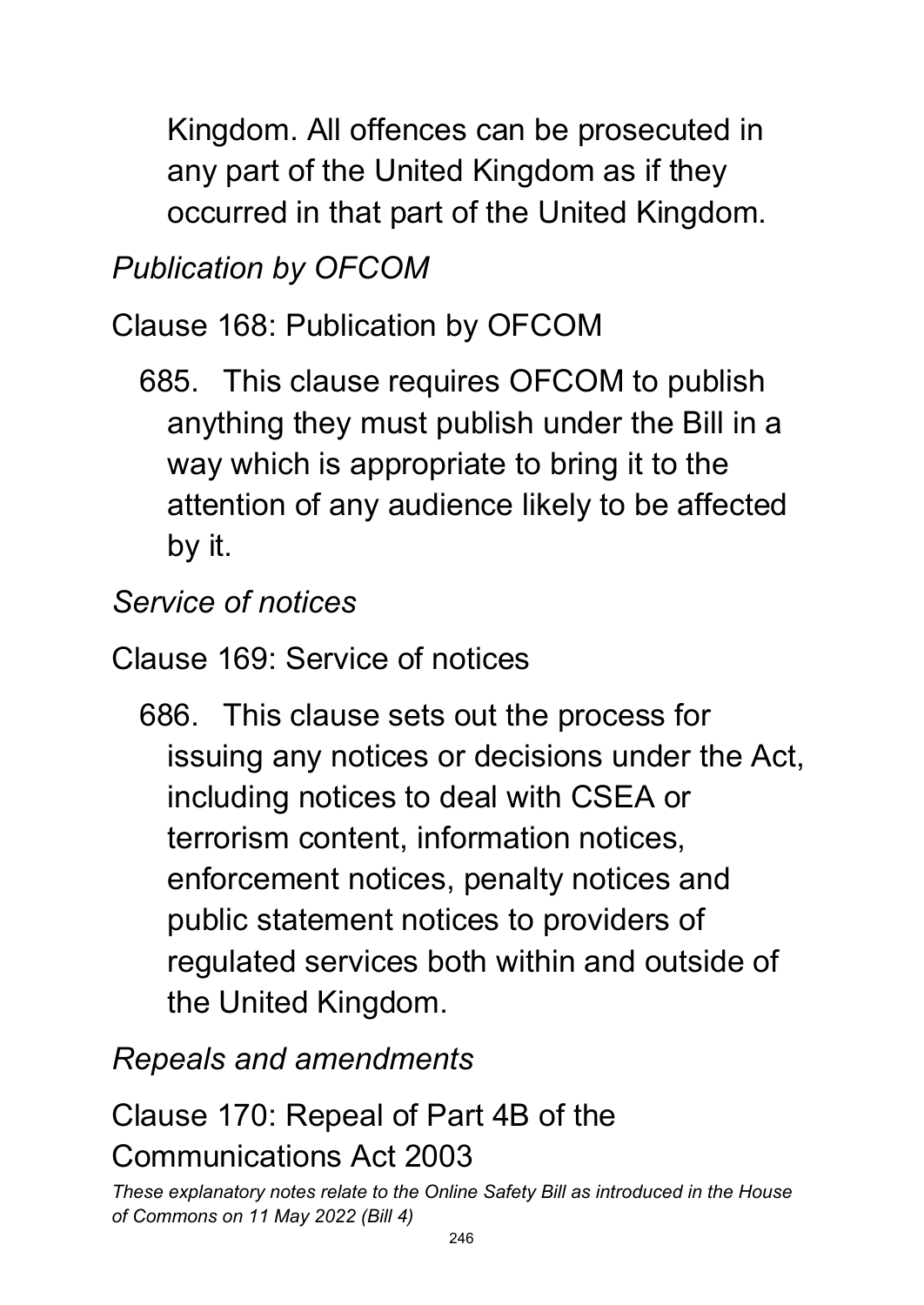Kingdom. All offences can be prosecuted in any part of the United Kingdom as if they occurred in that part of the United Kingdom.

*Publication by OFCOM*

Clause 168: Publication by OFCOM

685. This clause requires OFCOM to publish anything they must publish under the Bill in a way which is appropriate to bring it to the attention of any audience likely to be affected by it.

*Service of notices*

Clause 169: Service of notices

686. This clause sets out the process for issuing any notices or decisions under the Act, including notices to deal with CSEA or terrorism content, information notices, enforcement notices, penalty notices and public statement notices to providers of regulated services both within and outside of the United Kingdom.

*Repeals and amendments*

Clause 170: Repeal of Part 4B of the Communications Act 2003

*These explanatory notes relate to the Online Safety Bill as introduced in the House of Commons on 11 May 2022 (Bill 4)*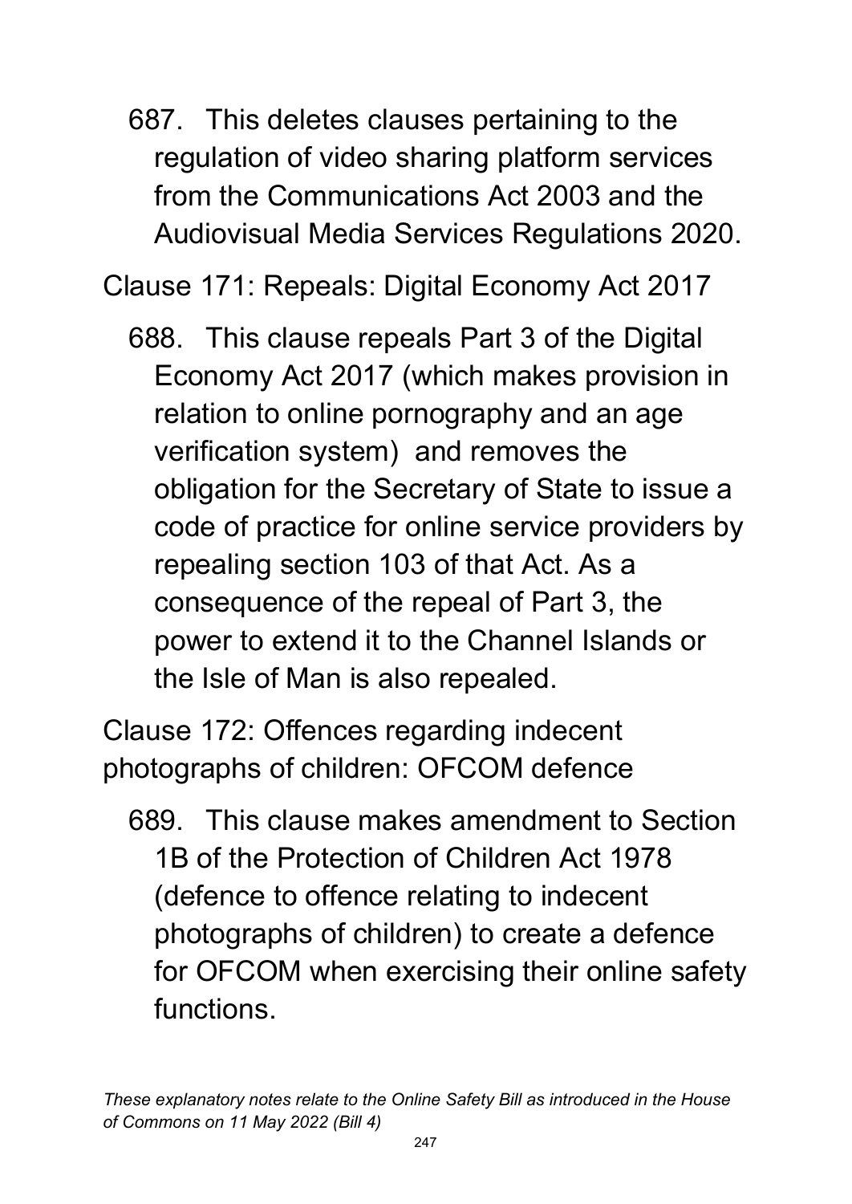687. This deletes clauses pertaining to the regulation of video sharing platform services from the Communications Act 2003 and the Audiovisual Media Services Regulations 2020.

Clause 171: Repeals: Digital Economy Act 2017

688. This clause repeals Part 3 of the Digital Economy Act 2017 (which makes provision in relation to online pornography and an age verification system) and removes the obligation for the Secretary of State to issue a code of practice for online service providers by repealing section 103 of that Act. As a consequence of the repeal of Part 3, the power to extend it to the Channel Islands or the Isle of Man is also repealed.

Clause 172: Offences regarding indecent photographs of children: OFCOM defence

689. This clause makes amendment to Section 1B of the Protection of Children Act 1978 (defence to offence relating to indecent photographs of children) to create a defence for OFCOM when exercising their online safety functions.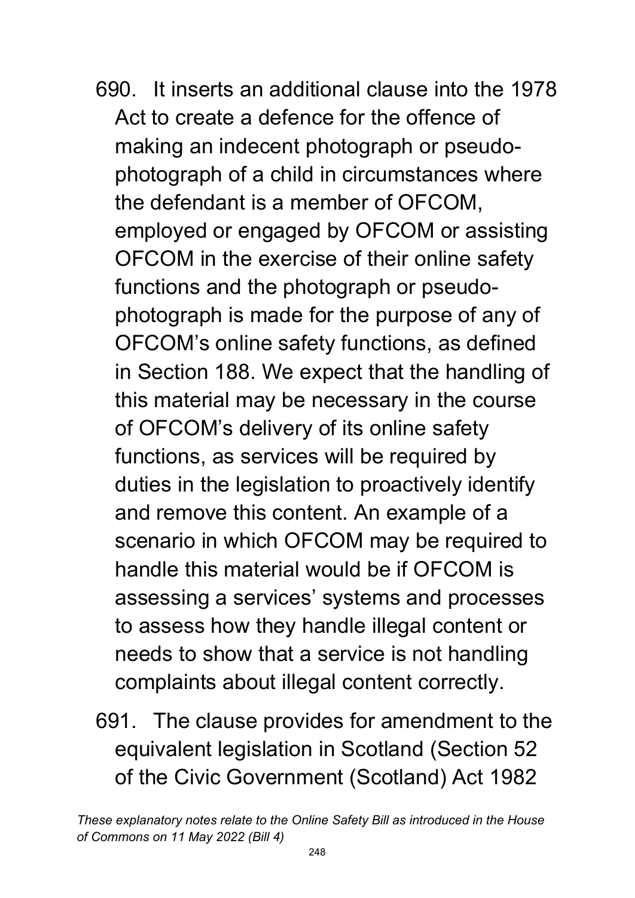690. It inserts an additional clause into the 1978 Act to create a defence for the offence of making an indecent photograph or pseudo-photograph of a child in circumstances where the defendant is a member of OFCOM, employed or engaged by OFCOM or assisting OFCOM in the exercise of their online safety functions and the photograph or pseudo-photograph is made for the purpose of any of OFCOM's online safety functions, as defined in Section 188. We expect that the handling of this material may be necessary in the course of OFCOM's delivery of its online safety functions, as services will be required by duties in the legislation to proactively identify and remove this content. An example of a scenario in which OFCOM may be required to handle this material would be if OFCOM is assessing a services' systems and processes to assess how they handle illegal content or needs to show that a service is not handling complaints about illegal content correctly.

691. The clause provides for amendment to the equivalent legislation in Scotland (Section 52 of the Civic Government (Scotland) Act 1982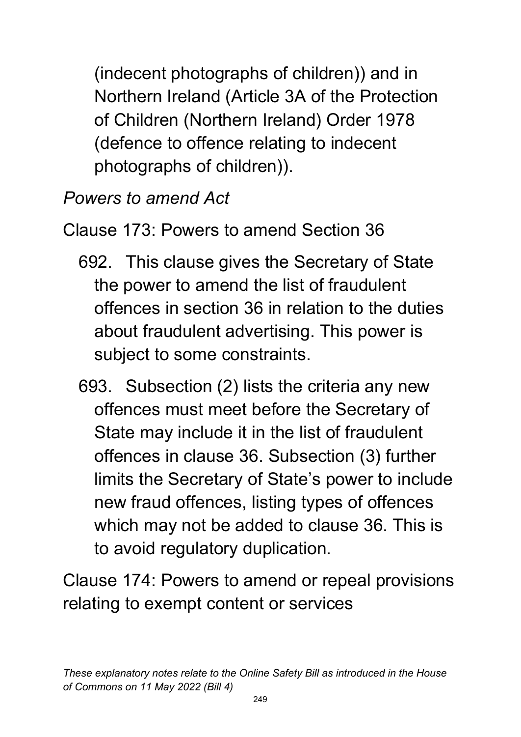(indecent photographs of children)) and in Northern Ireland (Article 3A of the Protection of Children (Northern Ireland) Order 1978 (defence to offence relating to indecent photographs of children)).

*Powers to amend Act*

Clause 173: Powers to amend Section 36

692. This clause gives the Secretary of State the power to amend the list of fraudulent offences in section 36 in relation to the duties about fraudulent advertising. This power is subject to some constraints.

693. Subsection (2) lists the criteria any new offences must meet before the Secretary of State may include it in the list of fraudulent offences in clause 36. Subsection (3) further limits the Secretary of State's power to include new fraud offences, listing types of offences which may not be added to clause 36. This is to avoid regulatory duplication.

Clause 174: Powers to amend or repeal provisions relating to exempt content or services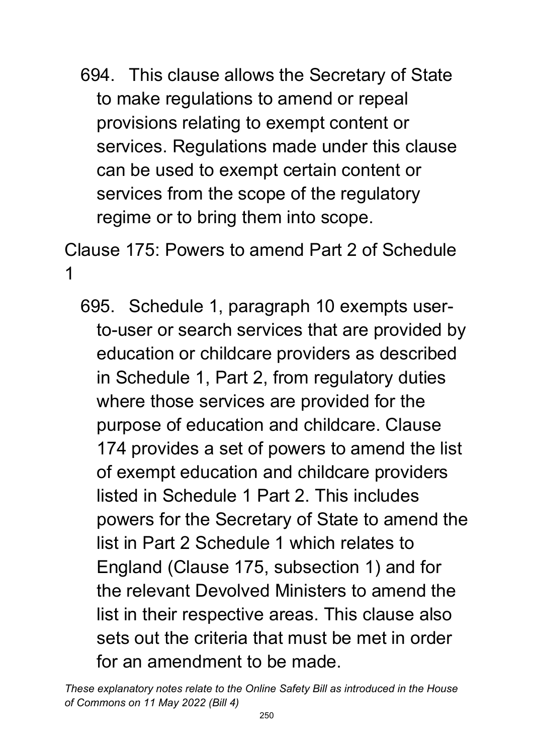694. This clause allows the Secretary of State to make regulations to amend or repeal provisions relating to exempt content or services. Regulations made under this clause can be used to exempt certain content or services from the scope of the regulatory regime or to bring them into scope.

## Clause 175: Powers to amend Part 2 of Schedule 1

695. Schedule 1, paragraph 10 exempts user-to-user or search services that are provided by education or childcare providers as described in Schedule 1, Part 2, from regulatory duties where those services are provided for the purpose of education and childcare. Clause 174 provides a set of powers to amend the list of exempt education and childcare providers listed in Schedule 1 Part 2. This includes powers for the Secretary of State to amend the list in Part 2 Schedule 1 which relates to England (Clause 175, subsection 1) and for the relevant Devolved Ministers to amend the list in their respective areas. This clause also sets out the criteria that must be met in order for an amendment to be made.

*These explanatory notes relate to the Online Safety Bill as introduced in the House of Commons on 11 May 2022 (Bill 4)*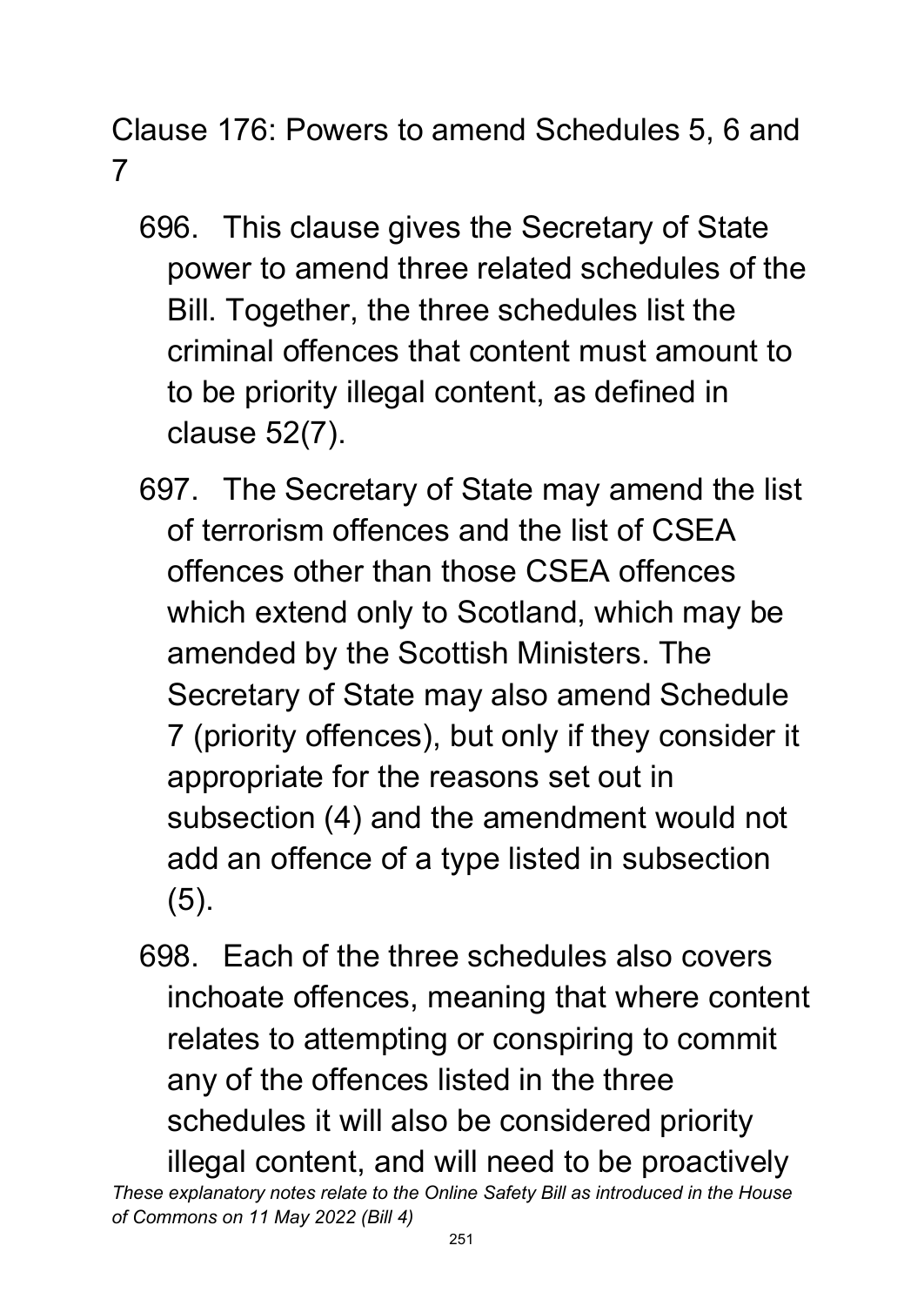Clause 176: Powers to amend Schedules 5, 6 and 7

696. This clause gives the Secretary of State power to amend three related schedules of the Bill. Together, the three schedules list the criminal offences that content must amount to to be priority illegal content, as defined in clause 52(7).

697. The Secretary of State may amend the list of terrorism offences and the list of CSEA offences other than those CSEA offences which extend only to Scotland, which may be amended by the Scottish Ministers. The Secretary of State may also amend Schedule 7 (priority offences), but only if they consider it appropriate for the reasons set out in subsection (4) and the amendment would not add an offence of a type listed in subsection (5).

698. Each of the three schedules also covers inchoate offences, meaning that where content relates to attempting or conspiring to commit any of the offences listed in the three schedules it will also be considered priority illegal content, and will need to be proactively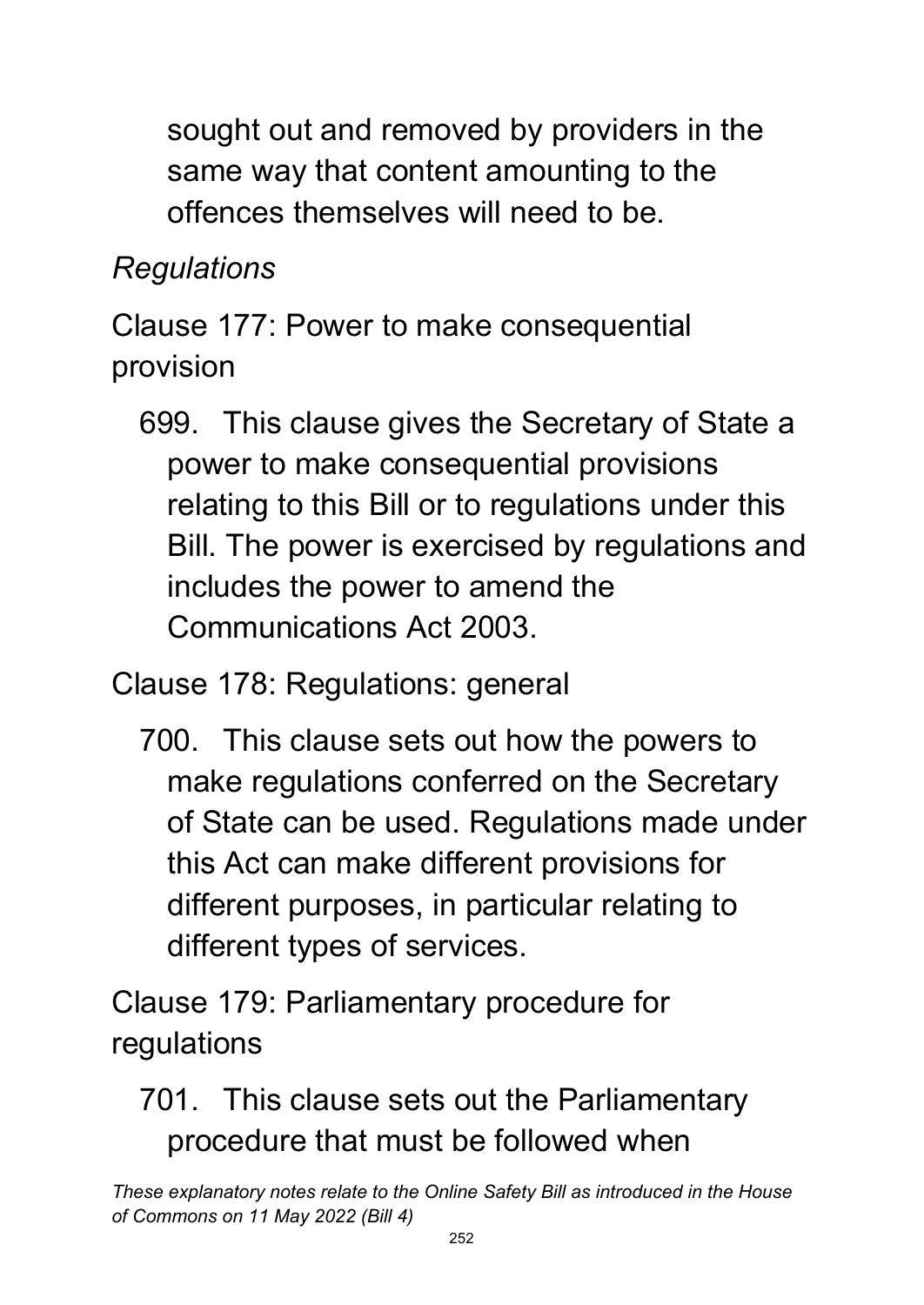sought out and removed by providers in the same way that content amounting to the offences themselves will need to be.

*Regulations*

Clause 177: Power to make consequential provision

699. This clause gives the Secretary of State a power to make consequential provisions relating to this Bill or to regulations under this Bill. The power is exercised by regulations and includes the power to amend the Communications Act 2003.

Clause 178: Regulations: general

700. This clause sets out how the powers to make regulations conferred on the Secretary of State can be used. Regulations made under this Act can make different provisions for different purposes, in particular relating to different types of services.

Clause 179: Parliamentary procedure for regulations

701. This clause sets out the Parliamentary procedure that must be followed when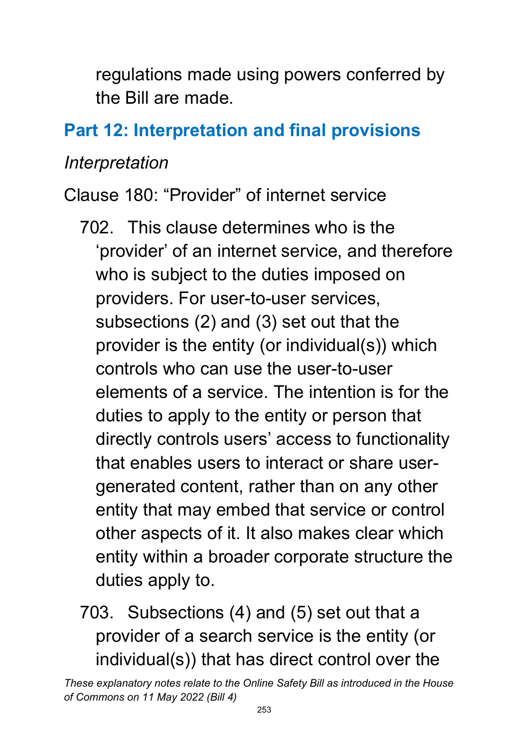regulations made using powers conferred by the Bill are made.

## Part 12: Interpretation and final provisions

*Interpretation*

Clause 180: “Provider” of internet service

702. This clause determines who is the ‘provider’ of an internet service, and therefore who is subject to the duties imposed on providers. For user-to-user services, subsections (2) and (3) set out that the provider is the entity (or individual(s)) which controls who can use the user-to-user elements of a service. The intention is for the duties to apply to the entity or person that directly controls users’ access to functionality that enables users to interact or share user-generated content, rather than on any other entity that may embed that service or control other aspects of it. It also makes clear which entity within a broader corporate structure the duties apply to.

703. Subsections (4) and (5) set out that a provider of a search service is the entity (or individual(s)) that has direct control over the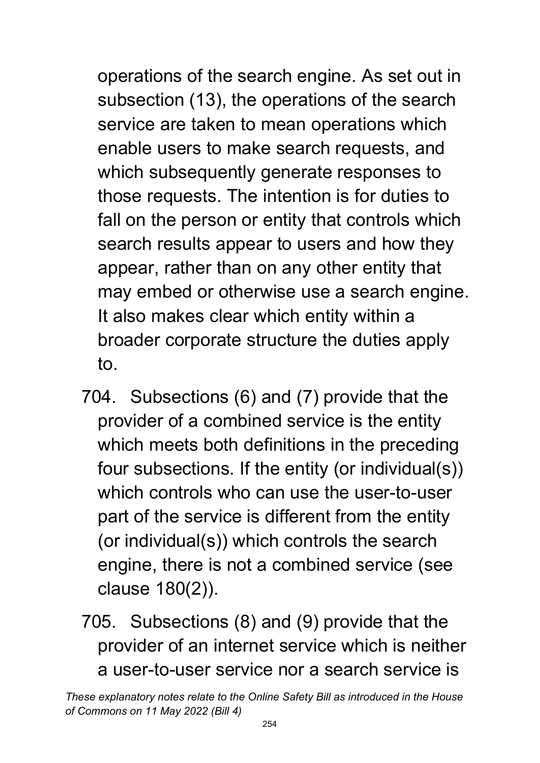operations of the search engine. As set out in subsection (13), the operations of the search service are taken to mean operations which enable users to make search requests, and which subsequently generate responses to those requests. The intention is for duties to fall on the person or entity that controls which search results appear to users and how they appear, rather than on any other entity that may embed or otherwise use a search engine. It also makes clear which entity within a broader corporate structure the duties apply to.

704. Subsections (6) and (7) provide that the provider of a combined service is the entity which meets both definitions in the preceding four subsections. If the entity (or individual(s)) which controls who can use the user-to-user part of the service is different from the entity (or individual(s)) which controls the search engine, there is not a combined service (see clause 180(2)).

705. Subsections (8) and (9) provide that the provider of an internet service which is neither a user-to-user service nor a search service is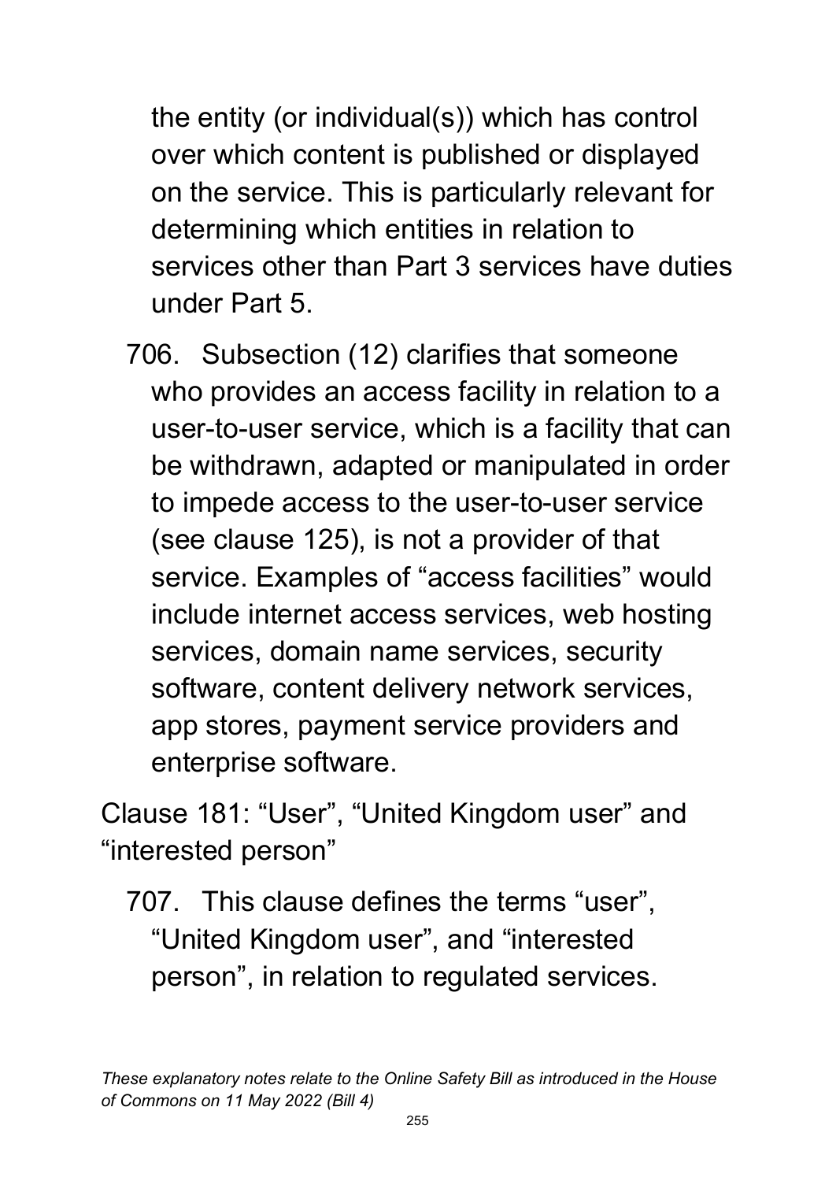the entity (or individual(s)) which has control over which content is published or displayed on the service. This is particularly relevant for determining which entities in relation to services other than Part 3 services have duties under Part 5.

706. Subsection (12) clarifies that someone who provides an access facility in relation to a user-to-user service, which is a facility that can be withdrawn, adapted or manipulated in order to impede access to the user-to-user service (see clause 125), is not a provider of that service. Examples of "access facilities" would include internet access services, web hosting services, domain name services, security software, content delivery network services, app stores, payment service providers and enterprise software.

### Clause 181: "User", "United Kingdom user" and "interested person"

707. This clause defines the terms "user", "United Kingdom user", and "interested person", in relation to regulated services.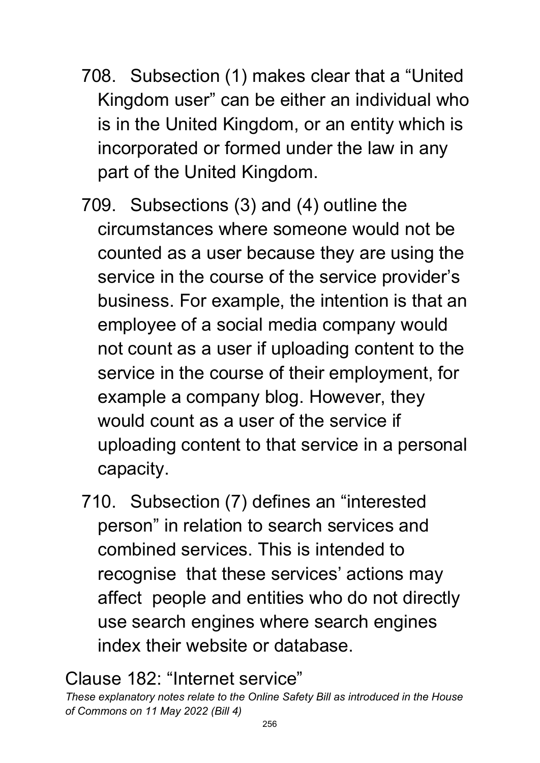708. Subsection (1) makes clear that a "United Kingdom user" can be either an individual who is in the United Kingdom, or an entity which is incorporated or formed under the law in any part of the United Kingdom.

709. Subsections (3) and (4) outline the circumstances where someone would not be counted as a user because they are using the service in the course of the service provider's business. For example, the intention is that an employee of a social media company would not count as a user if uploading content to the service in the course of their employment, for example a company blog. However, they would count as a user of the service if uploading content to that service in a personal capacity.

710. Subsection (7) defines an "interested person" in relation to search services and combined services. This is intended to recognise that these services' actions may affect people and entities who do not directly use search engines where search engines index their website or database.

## Clause 182: "Internet service"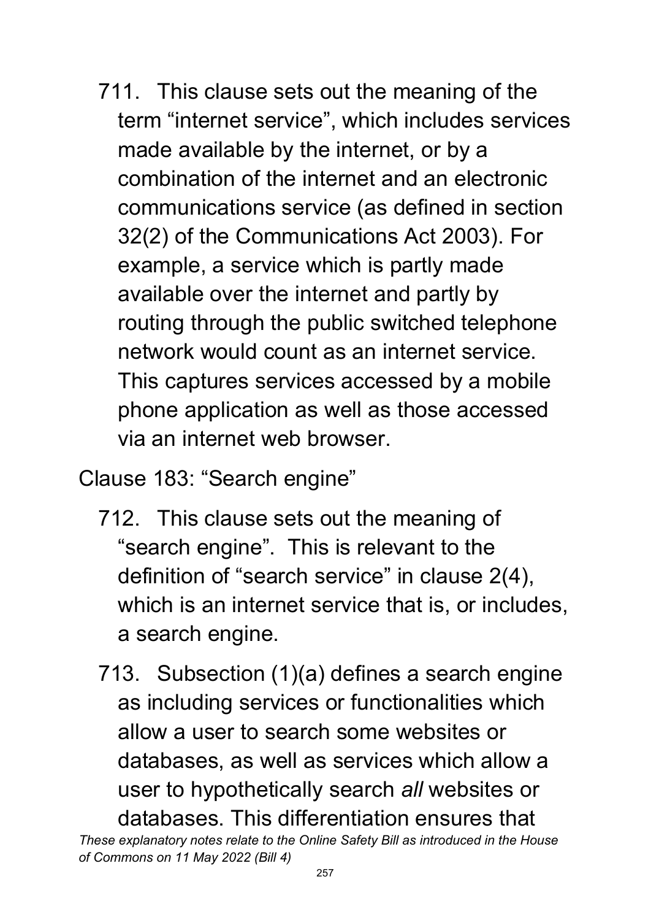711. This clause sets out the meaning of the term "internet service", which includes services made available by the internet, or by a combination of the internet and an electronic communications service (as defined in section 32(2) of the Communications Act 2003). For example, a service which is partly made available over the internet and partly by routing through the public switched telephone network would count as an internet service. This captures services accessed by a mobile phone application as well as those accessed via an internet web browser.

Clause 183: "Search engine"

712. This clause sets out the meaning of "search engine". This is relevant to the definition of "search service" in clause 2(4), which is an internet service that is, or includes, a search engine.

713. Subsection (1)(a) defines a search engine as including services or functionalities which allow a user to search some websites or databases, as well as services which allow a user to hypothetically search *all* websites or databases. This differentiation ensures that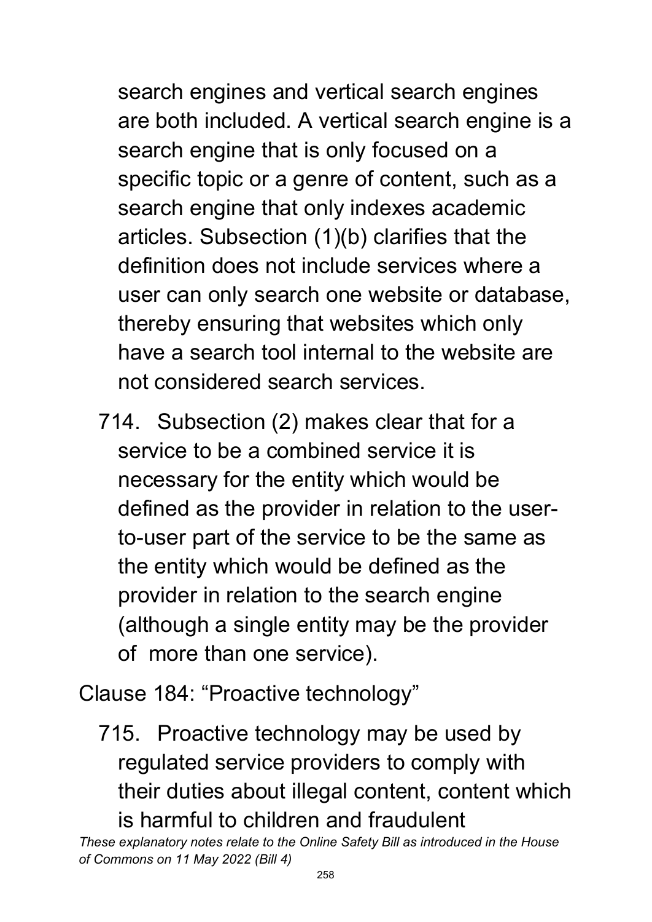search engines and vertical search engines are both included. A vertical search engine is a search engine that is only focused on a specific topic or a genre of content, such as a search engine that only indexes academic articles. Subsection (1)(b) clarifies that the definition does not include services where a user can only search one website or database, thereby ensuring that websites which only have a search tool internal to the website are not considered search services.

714. Subsection (2) makes clear that for a service to be a combined service it is necessary for the entity which would be defined as the provider in relation to the user-to-user part of the service to be the same as the entity which would be defined as the provider in relation to the search engine (although a single entity may be the provider of more than one service).

Clause 184: "Proactive technology"

715. Proactive technology may be used by regulated service providers to comply with their duties about illegal content, content which is harmful to children and fraudulent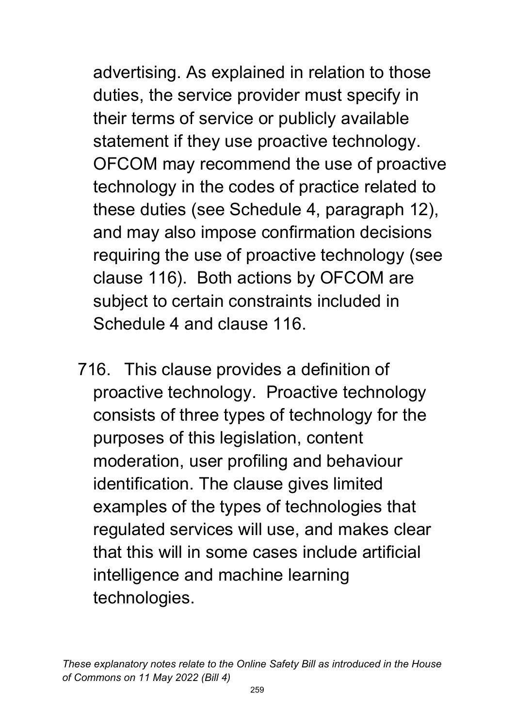advertising. As explained in relation to those duties, the service provider must specify in their terms of service or publicly available statement if they use proactive technology. OFCOM may recommend the use of proactive technology in the codes of practice related to these duties (see Schedule 4, paragraph 12), and may also impose confirmation decisions requiring the use of proactive technology (see clause 116). Both actions by OFCOM are subject to certain constraints included in Schedule 4 and clause 116.

716. This clause provides a definition of proactive technology. Proactive technology consists of three types of technology for the purposes of this legislation, content moderation, user profiling and behaviour identification. The clause gives limited examples of the types of technologies that regulated services will use, and makes clear that this will in some cases include artificial intelligence and machine learning technologies.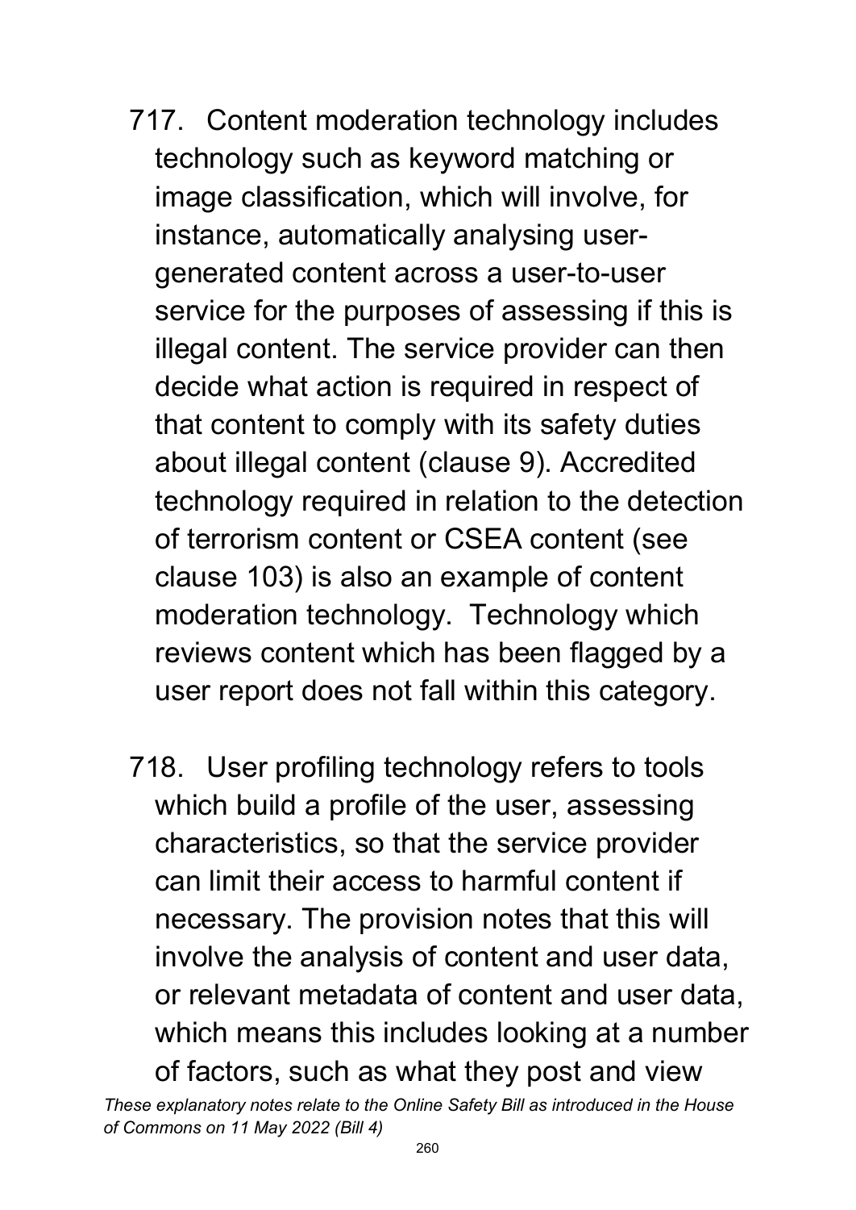717. Content moderation technology includes technology such as keyword matching or image classification, which will involve, for instance, automatically analysing user-generated content across a user-to-user service for the purposes of assessing if this is illegal content. The service provider can then decide what action is required in respect of that content to comply with its safety duties about illegal content (clause 9). Accredited technology required in relation to the detection of terrorism content or CSEA content (see clause 103) is also an example of content moderation technology. Technology which reviews content which has been flagged by a user report does not fall within this category.

718. User profiling technology refers to tools which build a profile of the user, assessing characteristics, so that the service provider can limit their access to harmful content if necessary. The provision notes that this will involve the analysis of content and user data, or relevant metadata of content and user data, which means this includes looking at a number of factors, such as what they post and view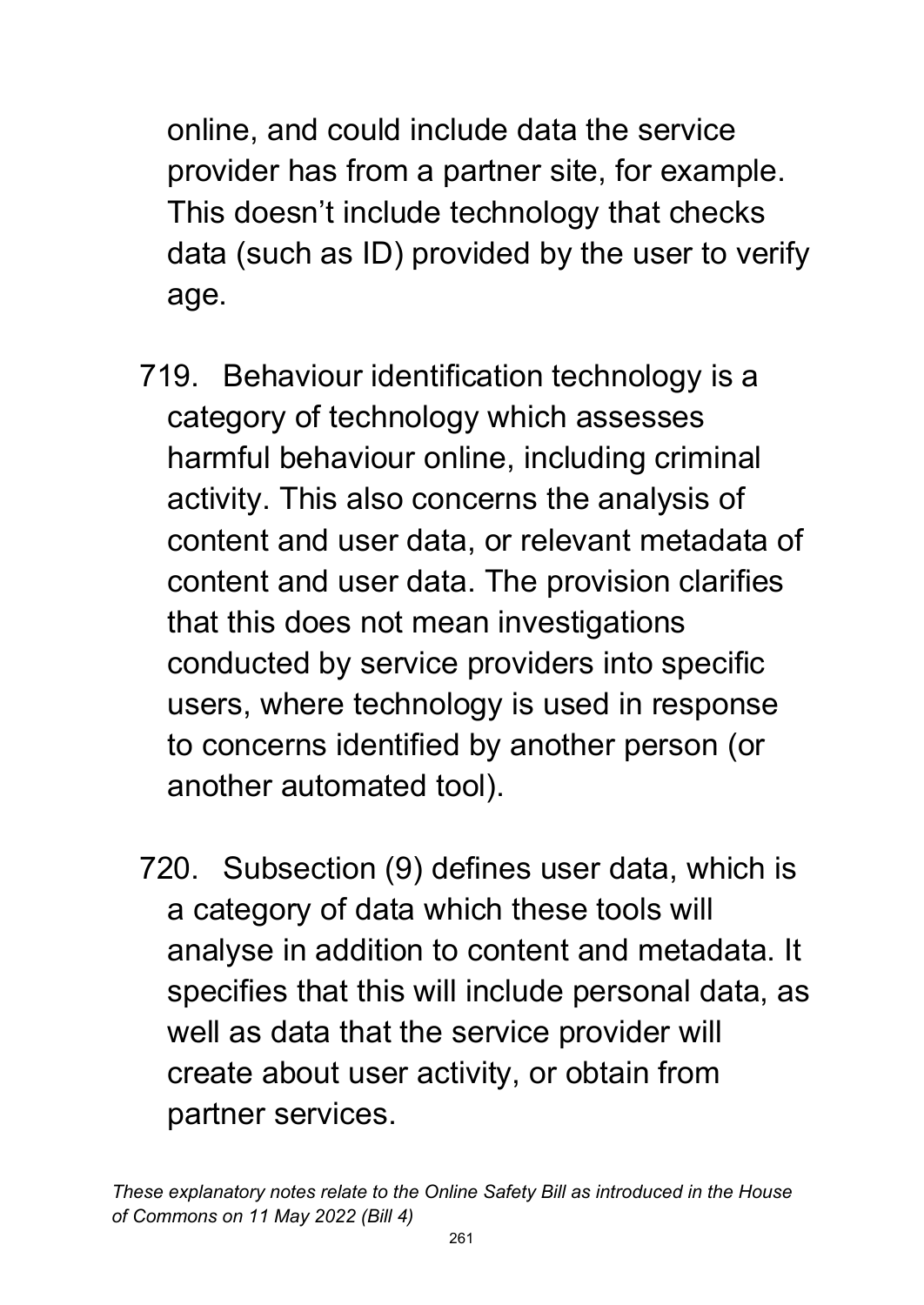online, and could include data the service provider has from a partner site, for example. This doesn't include technology that checks data (such as ID) provided by the user to verify age.

719. Behaviour identification technology is a category of technology which assesses harmful behaviour online, including criminal activity. This also concerns the analysis of content and user data, or relevant metadata of content and user data. The provision clarifies that this does not mean investigations conducted by service providers into specific users, where technology is used in response to concerns identified by another person (or another automated tool).

720. Subsection (9) defines user data, which is a category of data which these tools will analyse in addition to content and metadata. It specifies that this will include personal data, as well as data that the service provider will create about user activity, or obtain from partner services.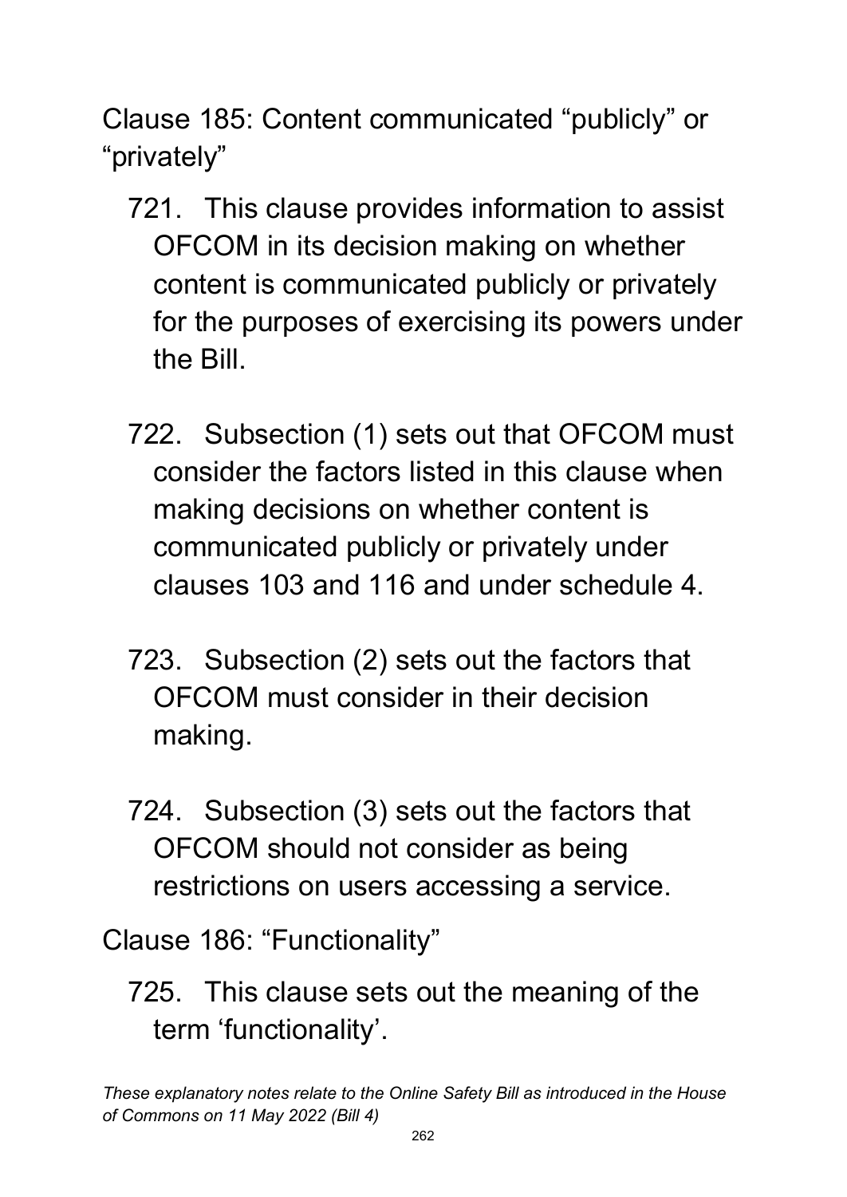Clause 185: Content communicated "publicly" or "privately"

721. This clause provides information to assist OFCOM in its decision making on whether content is communicated publicly or privately for the purposes of exercising its powers under the Bill.

722. Subsection (1) sets out that OFCOM must consider the factors listed in this clause when making decisions on whether content is communicated publicly or privately under clauses 103 and 116 and under schedule 4.

723. Subsection (2) sets out the factors that OFCOM must consider in their decision making.

724. Subsection (3) sets out the factors that OFCOM should not consider as being restrictions on users accessing a service.

Clause 186: "Functionality"

725. This clause sets out the meaning of the term 'functionality'.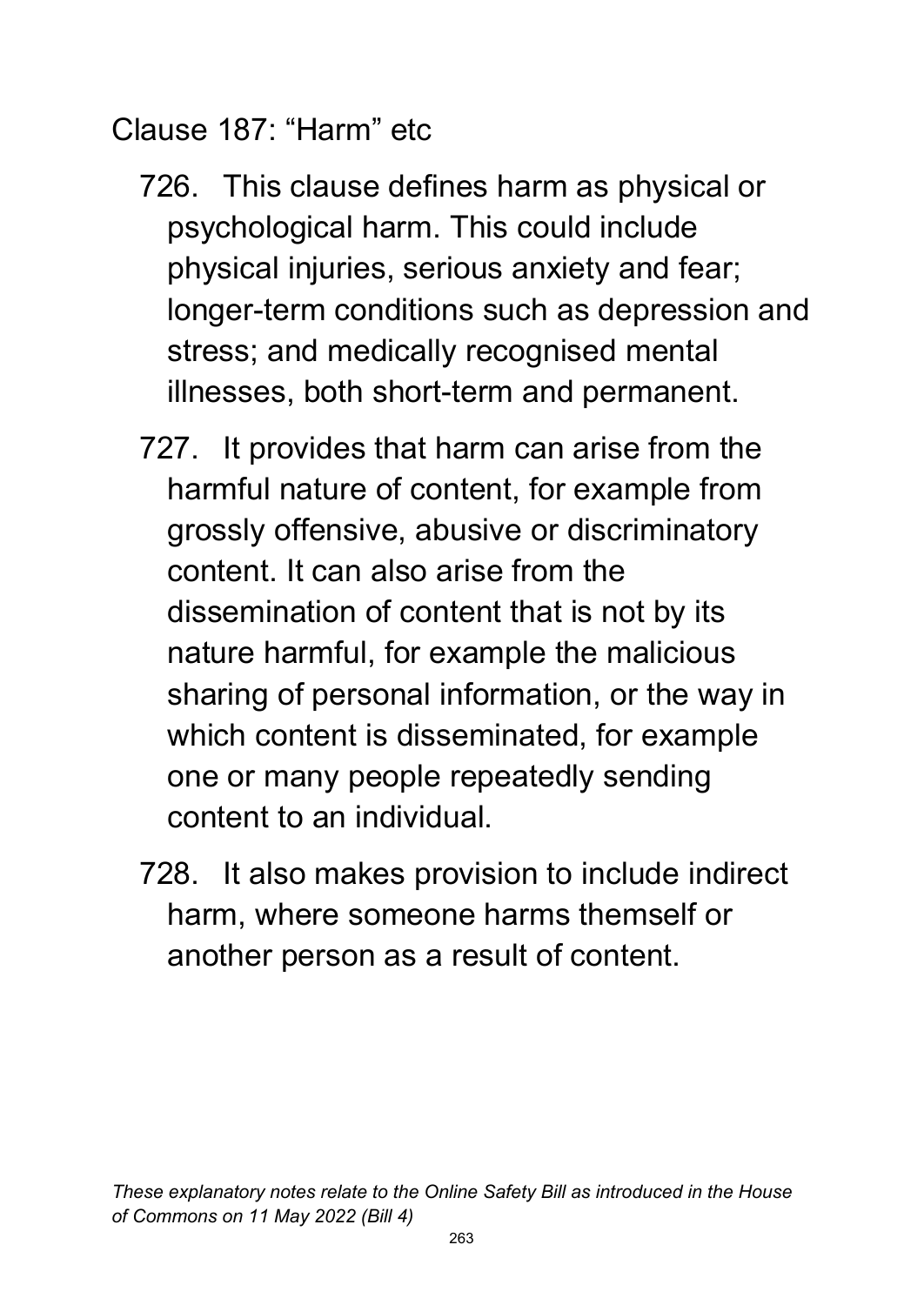## Clause 187: "Harm" etc

726. This clause defines harm as physical or psychological harm. This could include physical injuries, serious anxiety and fear; longer-term conditions such as depression and stress; and medically recognised mental illnesses, both short-term and permanent.

727. It provides that harm can arise from the harmful nature of content, for example from grossly offensive, abusive or discriminatory content. It can also arise from the dissemination of content that is not by its nature harmful, for example the malicious sharing of personal information, or the way in which content is disseminated, for example one or many people repeatedly sending content to an individual.

728. It also makes provision to include indirect harm, where someone harms themself or another person as a result of content.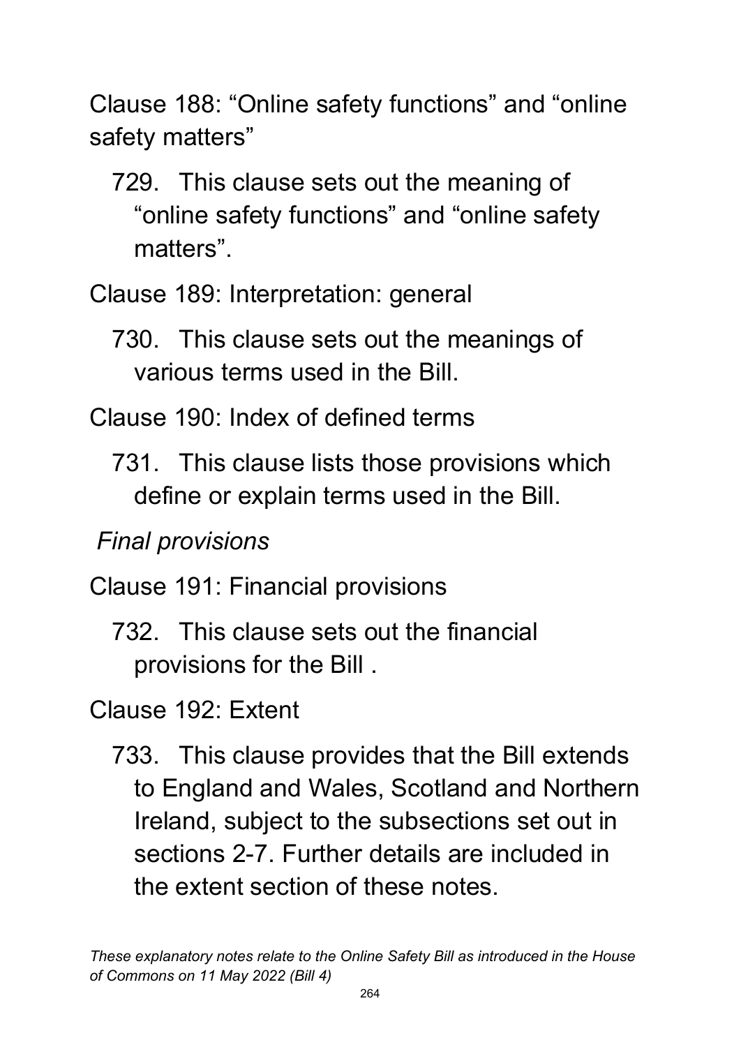Clause 188: "Online safety functions" and "online safety matters"

729. This clause sets out the meaning of "online safety functions" and "online safety matters".

Clause 189: Interpretation: general

730. This clause sets out the meanings of various terms used in the Bill.

Clause 190: Index of defined terms

731. This clause lists those provisions which define or explain terms used in the Bill.

*Final provisions*

Clause 191: Financial provisions

732. This clause sets out the financial provisions for the Bill .

Clause 192: Extent

733. This clause provides that the Bill extends to England and Wales, Scotland and Northern Ireland, subject to the subsections set out in sections 2-7. Further details are included in the extent section of these notes.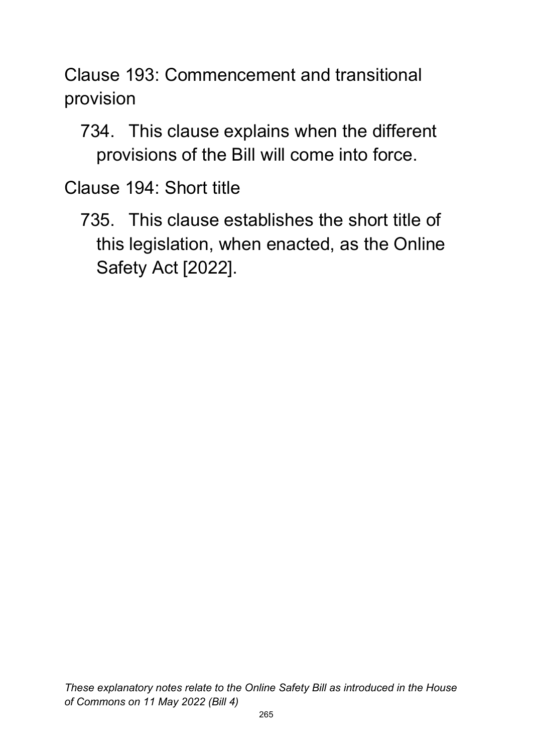Clause 193: Commencement and transitional provision

734. This clause explains when the different provisions of the Bill will come into force.

Clause 194: Short title

735. This clause establishes the short title of this legislation, when enacted, as the Online Safety Act [2022].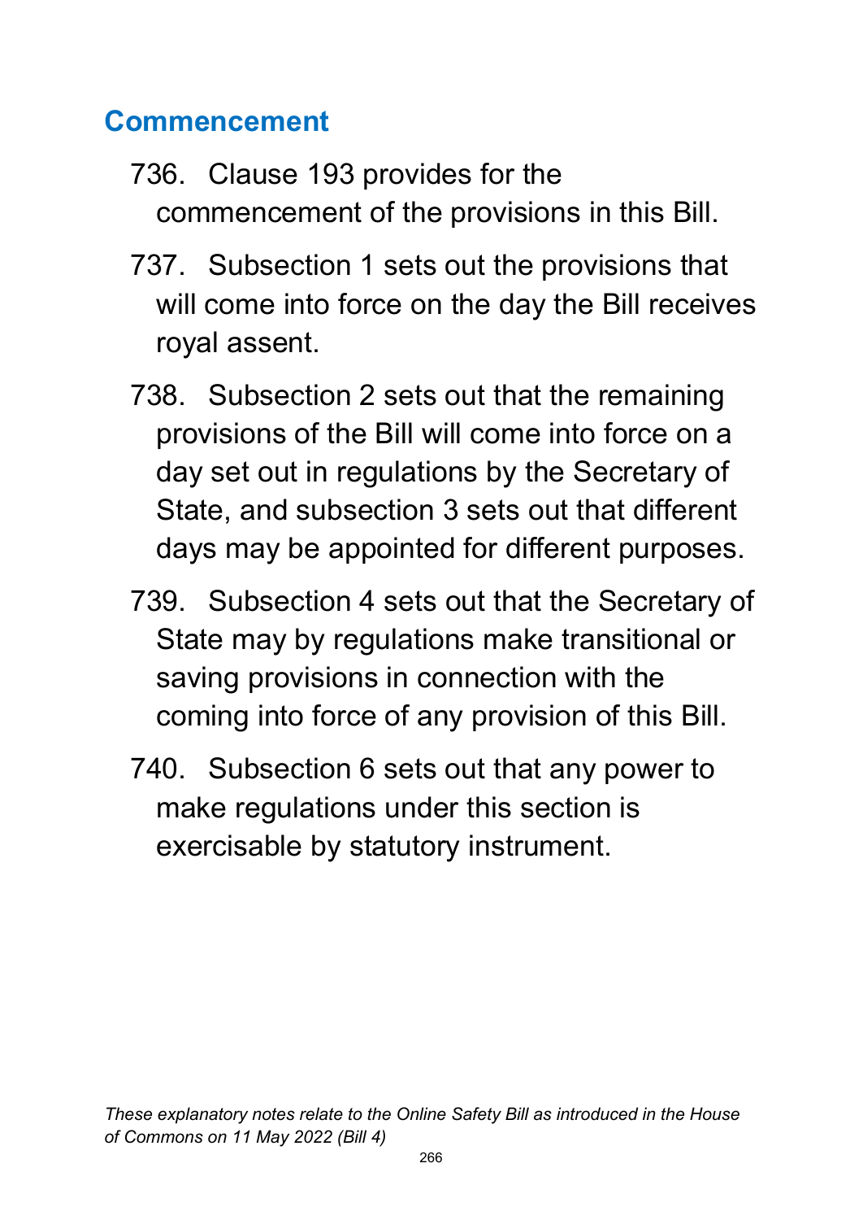## Commencement

736. Clause 193 provides for the commencement of the provisions in this Bill.

737. Subsection 1 sets out the provisions that will come into force on the day the Bill receives royal assent.

738. Subsection 2 sets out that the remaining provisions of the Bill will come into force on a day set out in regulations by the Secretary of State, and subsection 3 sets out that different days may be appointed for different purposes.

739. Subsection 4 sets out that the Secretary of State may by regulations make transitional or saving provisions in connection with the coming into force of any provision of this Bill.

740. Subsection 6 sets out that any power to make regulations under this section is exercisable by statutory instrument.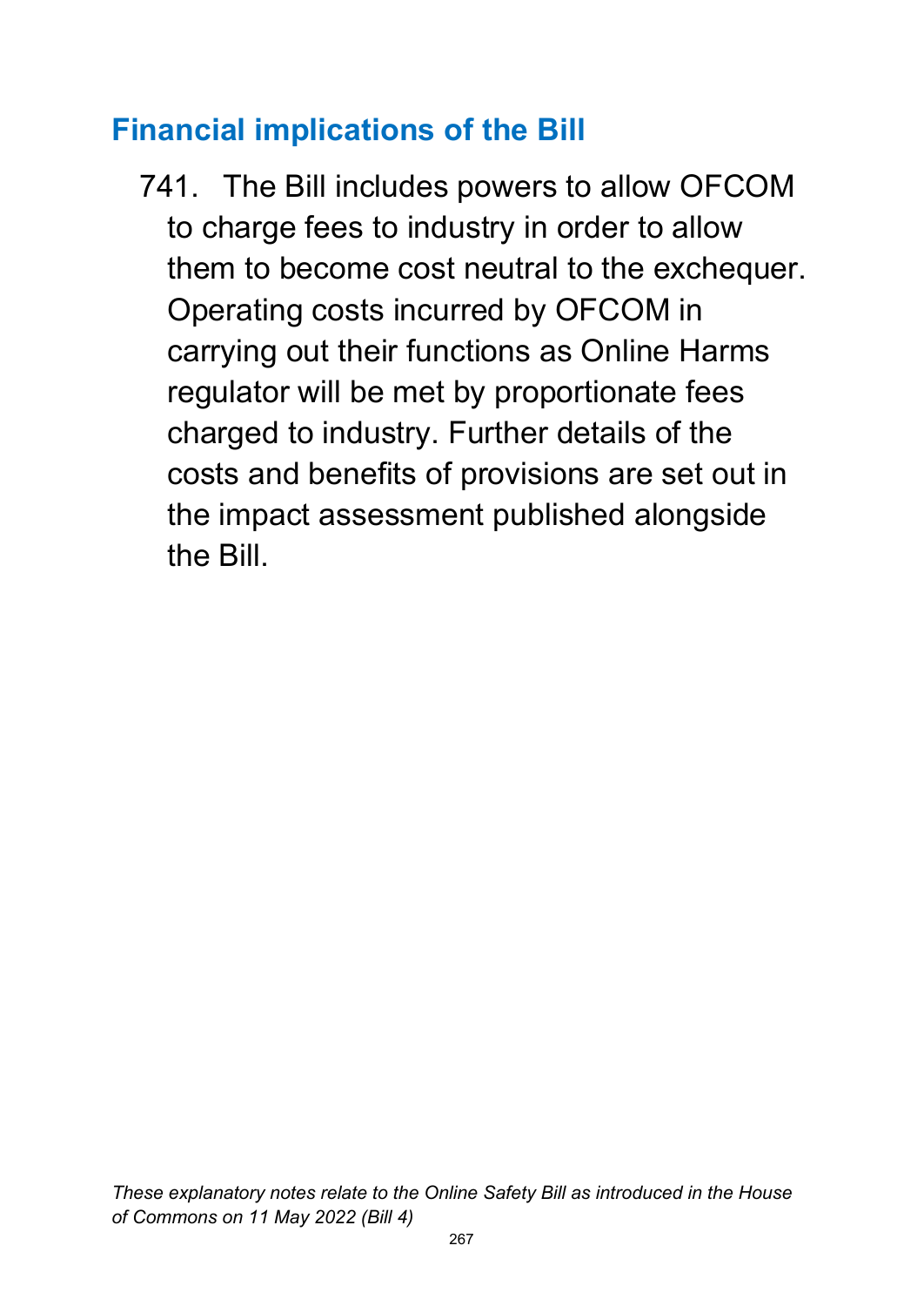## Financial implications of the Bill

741. The Bill includes powers to allow OFCOM to charge fees to industry in order to allow them to become cost neutral to the exchequer. Operating costs incurred by OFCOM in carrying out their functions as Online Harms regulator will be met by proportionate fees charged to industry. Further details of the costs and benefits of provisions are set out in the impact assessment published alongside the Bill.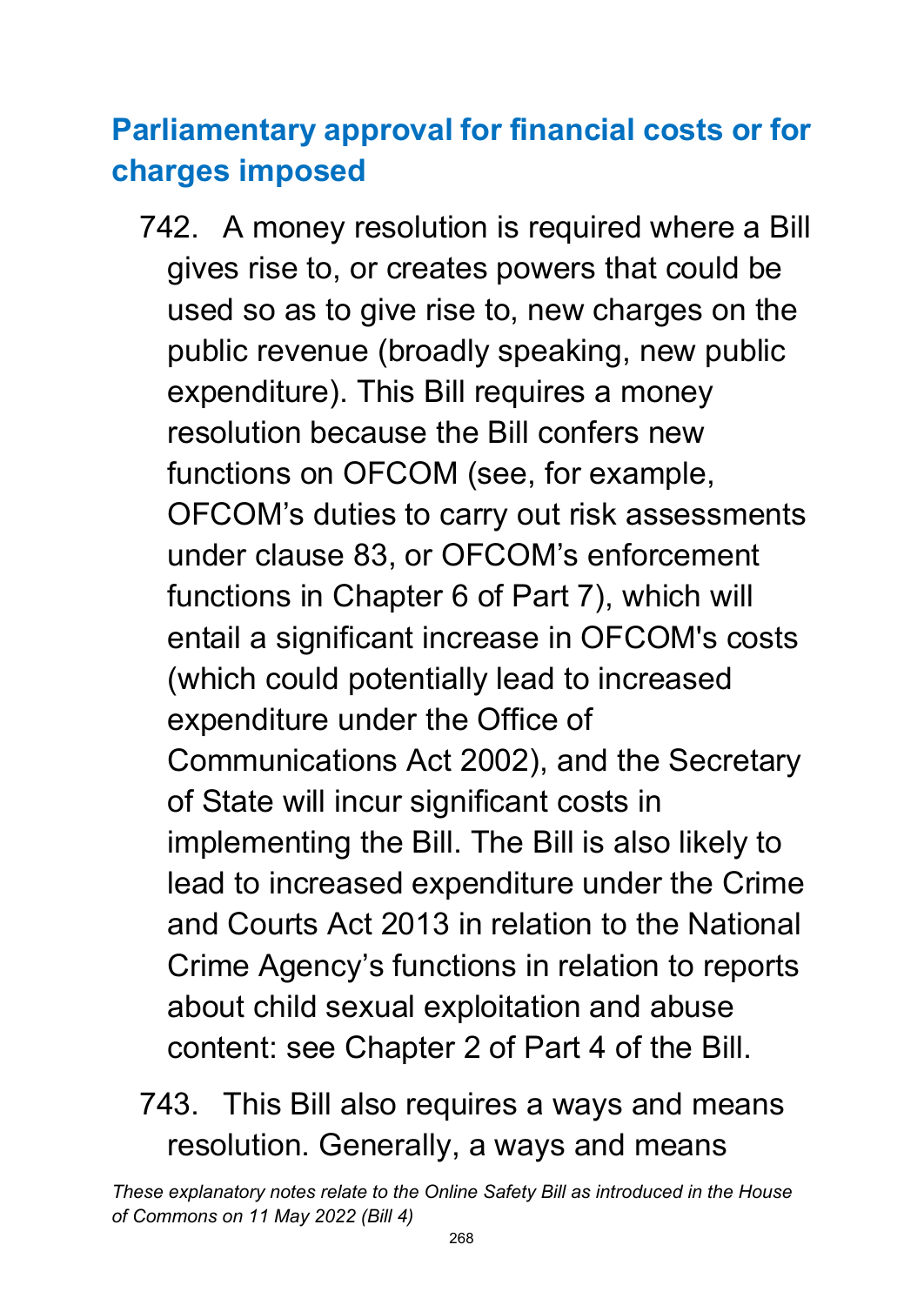## Parliamentary approval for financial costs or for charges imposed

742. A money resolution is required where a Bill gives rise to, or creates powers that could be used so as to give rise to, new charges on the public revenue (broadly speaking, new public expenditure). This Bill requires a money resolution because the Bill confers new functions on OFCOM (see, for example, OFCOM's duties to carry out risk assessments under clause 83, or OFCOM's enforcement functions in Chapter 6 of Part 7), which will entail a significant increase in OFCOM's costs (which could potentially lead to increased expenditure under the Office of Communications Act 2002), and the Secretary of State will incur significant costs in implementing the Bill. The Bill is also likely to lead to increased expenditure under the Crime and Courts Act 2013 in relation to the National Crime Agency's functions in relation to reports about child sexual exploitation and abuse content: see Chapter 2 of Part 4 of the Bill.

743. This Bill also requires a ways and means resolution. Generally, a ways and means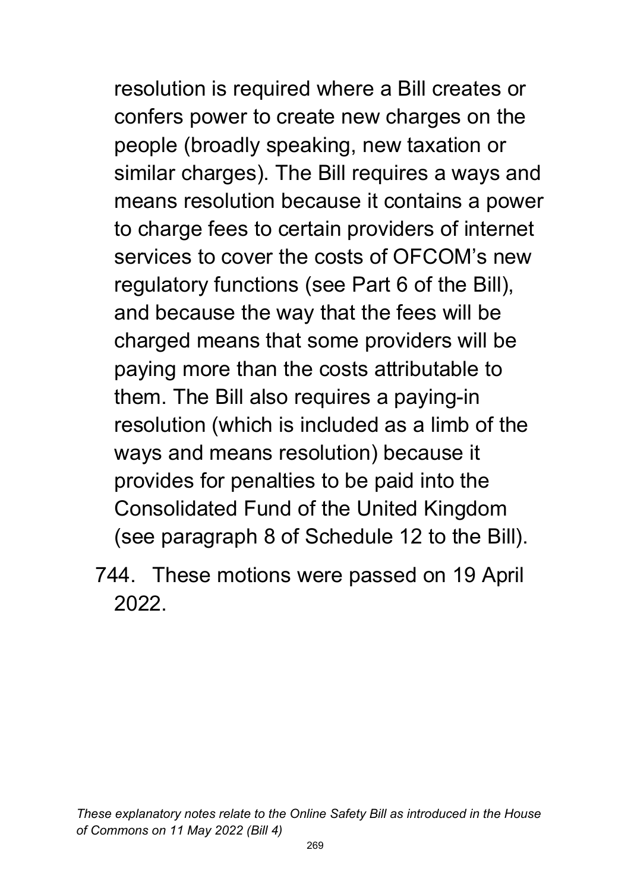resolution is required where a Bill creates or confers power to create new charges on the people (broadly speaking, new taxation or similar charges). The Bill requires a ways and means resolution because it contains a power to charge fees to certain providers of internet services to cover the costs of OFCOM's new regulatory functions (see Part 6 of the Bill), and because the way that the fees will be charged means that some providers will be paying more than the costs attributable to them. The Bill also requires a paying-in resolution (which is included as a limb of the ways and means resolution) because it provides for penalties to be paid into the Consolidated Fund of the United Kingdom (see paragraph 8 of Schedule 12 to the Bill).

744. These motions were passed on 19 April 2022.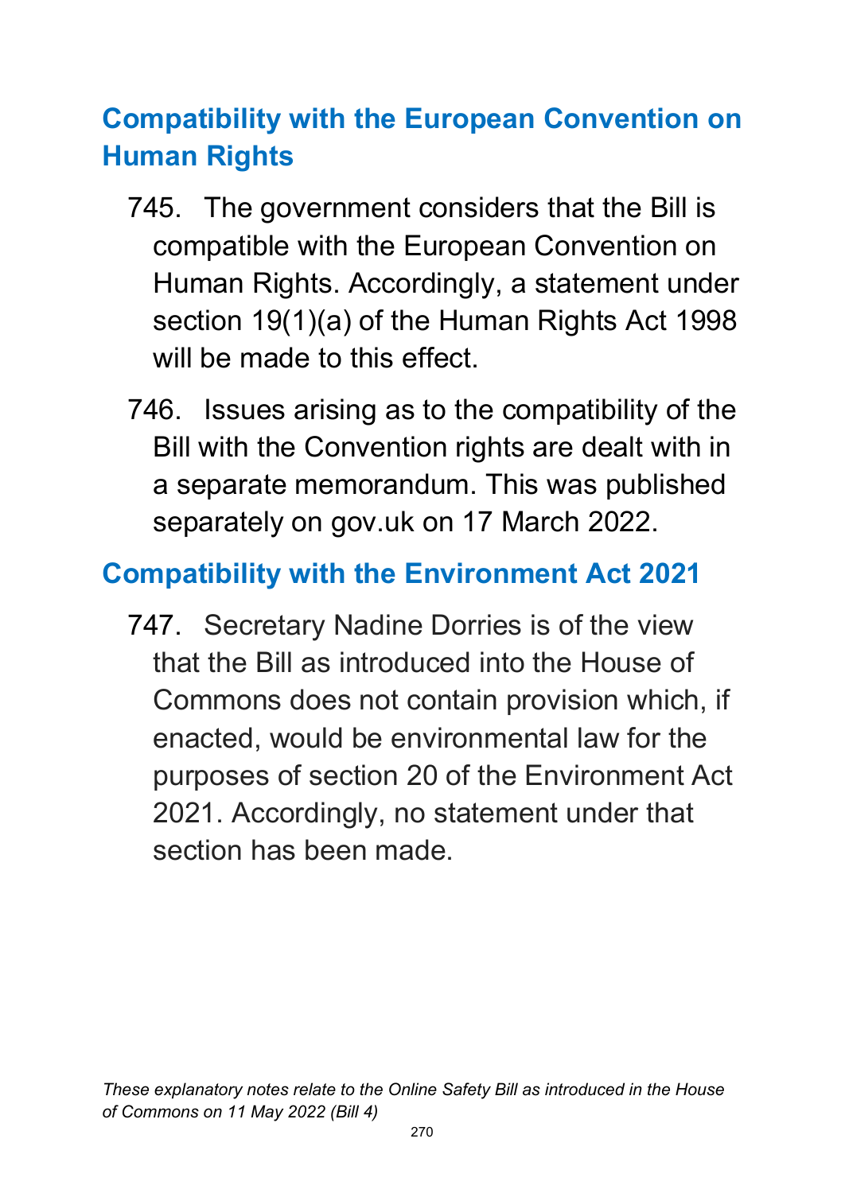## Compatibility with the European Convention on Human Rights

745. The government considers that the Bill is compatible with the European Convention on Human Rights. Accordingly, a statement under section 19(1)(a) of the Human Rights Act 1998 will be made to this effect.

746. Issues arising as to the compatibility of the Bill with the Convention rights are dealt with in a separate memorandum. This was published separately on gov.uk on 17 March 2022.

## Compatibility with the Environment Act 2021

747. Secretary Nadine Dorries is of the view that the Bill as introduced into the House of Commons does not contain provision which, if enacted, would be environmental law for the purposes of section 20 of the Environment Act 2021. Accordingly, no statement under that section has been made.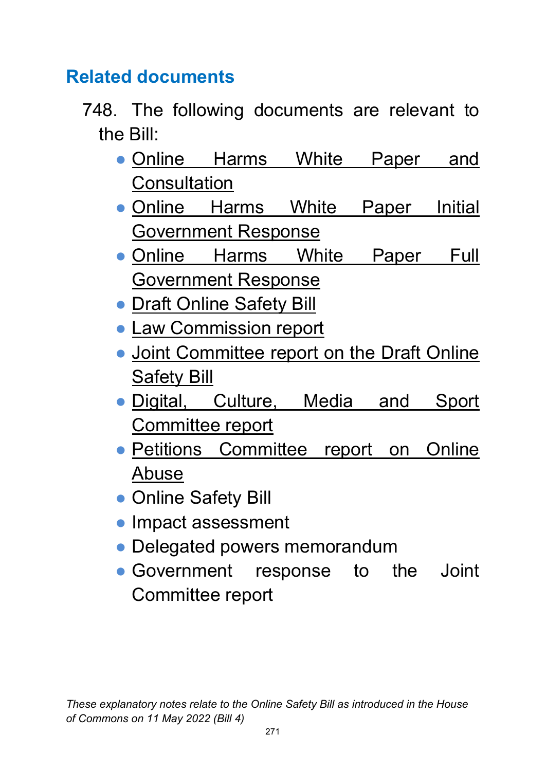## Related documents

748. The following documents are relevant to the Bill:

- Online Harms White Paper and Consultation
- Online Harms White Paper Initial Government Response
- Online Harms White Paper Full Government Response
- Draft Online Safety Bill
- Law Commission report
- Joint Committee report on the Draft Online Safety Bill
- Digital, Culture, Media and Sport Committee report
- Petitions Committee report on Online Abuse
- Online Safety Bill
- Impact assessment
- Delegated powers memorandum
- Government response to the Joint Committee report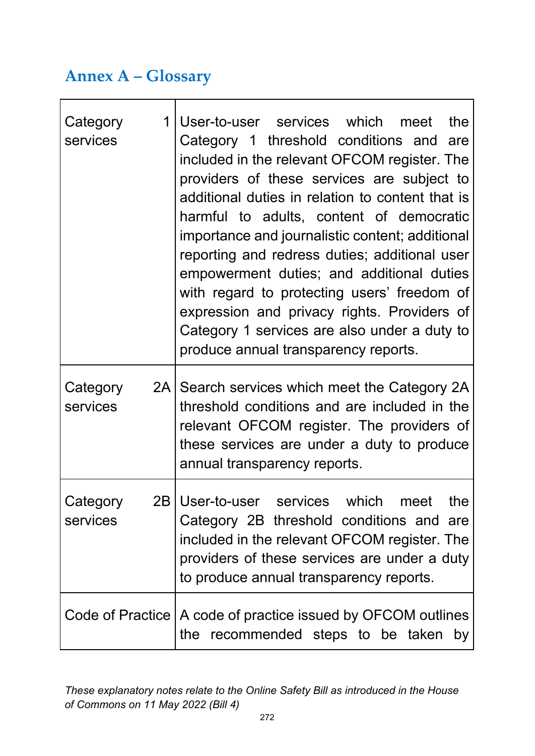## Annex A – Glossary

| | |
|---|---|
| Category 1 services | User-to-user services which meet the Category 1 threshold conditions and are included in the relevant OFCOM register. The providers of these services are subject to additional duties in relation to content that is harmful to adults, content of democratic importance and journalistic content; additional reporting and redress duties; additional user empowerment duties; and additional duties with regard to protecting users' freedom of expression and privacy rights. Providers of Category 1 services are also under a duty to produce annual transparency reports. |
| Category 2A services | Search services which meet the Category 2A threshold conditions and are included in the relevant OFCOM register. The providers of these services are under a duty to produce annual transparency reports. |
| Category 2B services | User-to-user services which meet the Category 2B threshold conditions and are included in the relevant OFCOM register. The providers of these services are under a duty to produce annual transparency reports. |
| Code of Practice | A code of practice issued by OFCOM outlines the recommended steps to be taken by |

*These explanatory notes relate to the Online Safety Bill as introduced in the House of Commons on 11 May 2022 (Bill 4)*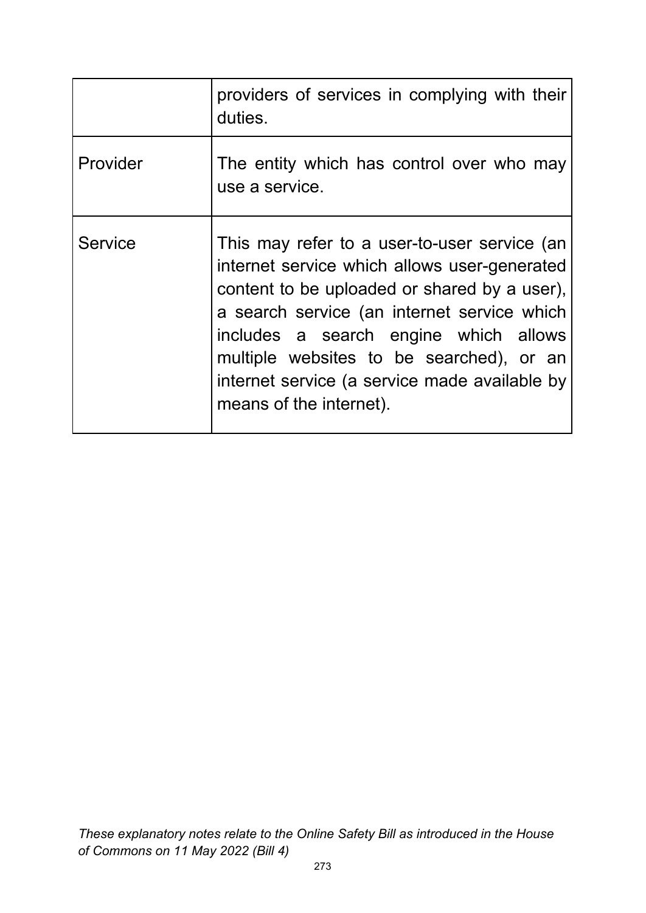| | |
|---|---|
| | providers of services in complying with their duties. |
| Provider | The entity which has control over who may use a service. |
| Service | This may refer to a user-to-user service (an internet service which allows user-generated content to be uploaded or shared by a user), a search service (an internet service which includes a search engine which allows multiple websites to be searched), or an internet service (a service made available by means of the internet). |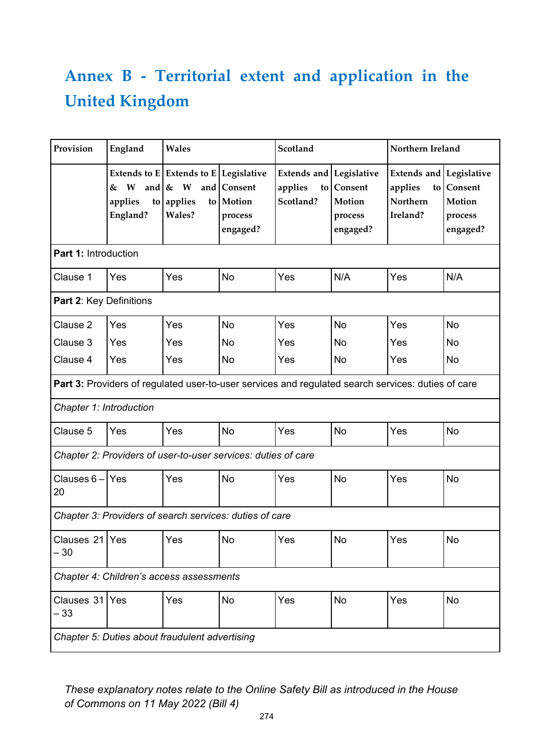# Annex B - Territorial extent and application in the United Kingdom

| Provision | England | Wales | | Scotland | | Northern Ireland | |
|---|---|---|---|---|---|---|---|
| | Extends to E & W and applies to England? | Extends to E & W and applies to Wales? | Legislative Consent Motion process engaged? | Extends and applies to Scotland? | Legislative Consent Motion process engaged? | Extends and applies to Northern Ireland? | Legislative Consent Motion process engaged? |
| **Part 1:** Introduction | | | | | | | |
| Clause 1 | Yes | Yes | No | Yes | N/A | Yes | N/A |
| **Part 2**: Key Definitions | | | | | | | |
| Clause 2 | Yes | Yes | No | Yes | No | Yes | No |
| Clause 3 | Yes | Yes | No | Yes | No | Yes | No |
| Clause 4 | Yes | Yes | No | Yes | No | Yes | No |
| **Part 3:** Providers of regulated user-to-user services and regulated search services: duties of care | | | | | | | |
| *Chapter 1: Introduction* | | | | | | | |
| Clause 5 | Yes | Yes | No | Yes | No | Yes | No |
| *Chapter 2: Providers of user-to-user services: duties of care* | | | | | | | |
| Clauses 6 – 20 | Yes | Yes | No | Yes | No | Yes | No |
| *Chapter 3: Providers of search services: duties of care* | | | | | | | |
| Clauses 21 – 30 | Yes | Yes | No | Yes | No | Yes | No |
| *Chapter 4: Children's access assessments* | | | | | | | |
| Clauses 31 – 33 | Yes | Yes | No | Yes | No | Yes | No |
| *Chapter 5: Duties about fraudulent advertising* | | | | | | | |

*These explanatory notes relate to the Online Safety Bill as introduced in the House of Commons on 11 May 2022 (Bill 4)*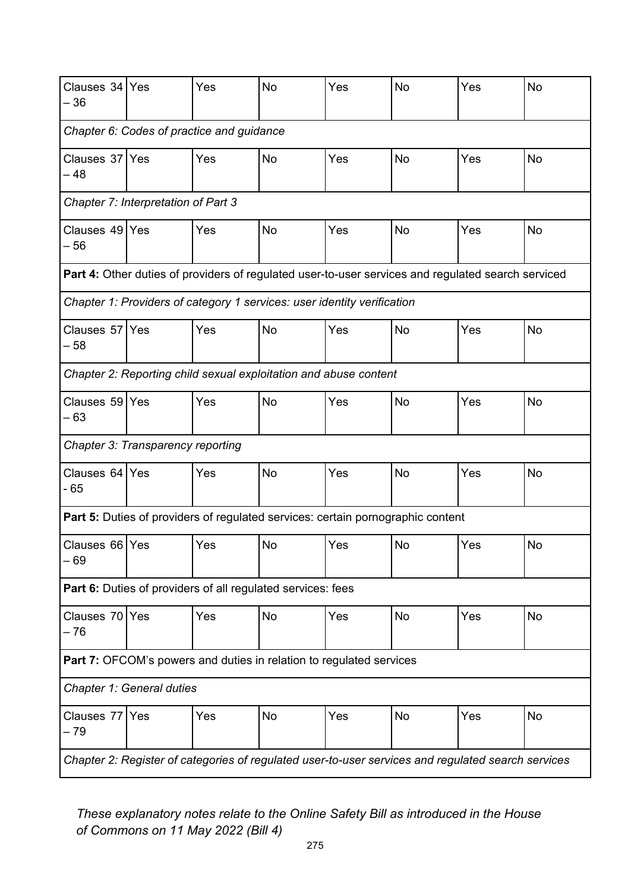| Clauses 34 – 36 | Yes | Yes | No | Yes | No | Yes | No |
|---|---|---|---|---|---|---|---|
| *Chapter 6: Codes of practice and guidance* | | | | | | | |
| Clauses 37 – 48 | Yes | Yes | No | Yes | No | Yes | No |
| *Chapter 7: Interpretation of Part 3* | | | | | | | |
| Clauses 49 – 56 | Yes | Yes | No | Yes | No | Yes | No |
| **Part 4:** Other duties of providers of regulated user-to-user services and regulated search serviced | | | | | | | |
| *Chapter 1: Providers of category 1 services: user identity verification* | | | | | | | |
| Clauses 57 – 58 | Yes | Yes | No | Yes | No | Yes | No |
| *Chapter 2: Reporting child sexual exploitation and abuse content* | | | | | | | |
| Clauses 59 – 63 | Yes | Yes | No | Yes | No | Yes | No |
| *Chapter 3: Transparency reporting* | | | | | | | |
| Clauses 64 - 65 | Yes | Yes | No | Yes | No | Yes | No |
| **Part 5:** Duties of providers of regulated services: certain pornographic content | | | | | | | |
| Clauses 66 – 69 | Yes | Yes | No | Yes | No | Yes | No |
| **Part 6:** Duties of providers of all regulated services: fees | | | | | | | |
| Clauses 70 – 76 | Yes | Yes | No | Yes | No | Yes | No |
| **Part 7:** OFCOM's powers and duties in relation to regulated services | | | | | | | |
| *Chapter 1: General duties* | | | | | | | |
| Clauses 77 – 79 | Yes | Yes | No | Yes | No | Yes | No |
| *Chapter 2: Register of categories of regulated user-to-user services and regulated search services* | | | | | | | |

*These explanatory notes relate to the Online Safety Bill as introduced in the House of Commons on 11 May 2022 (Bill 4)*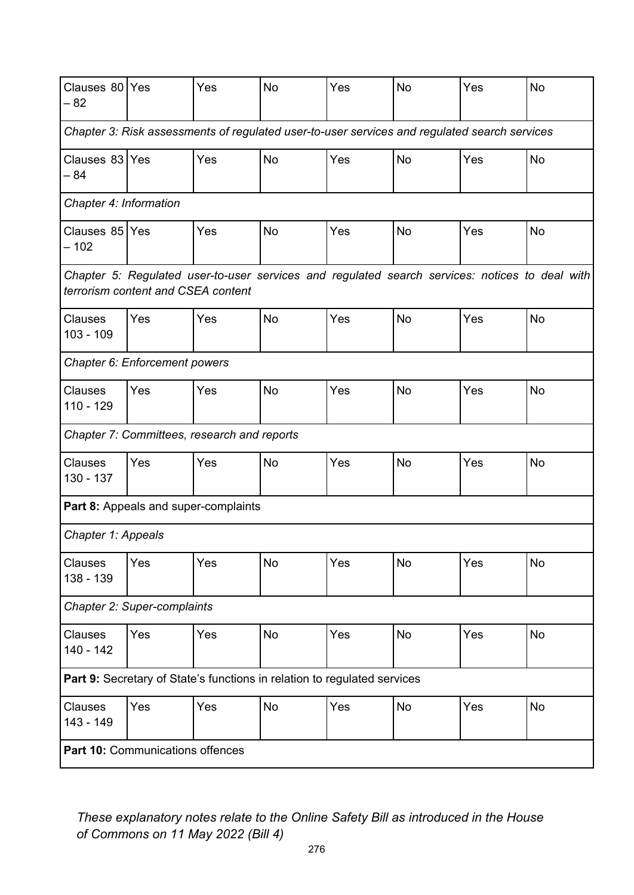| | | | | | | | |
|---|---|---|---|---|---|---|---|
| Clauses 80 – 82 | Yes | Yes | No | Yes | No | Yes | No |
| *Chapter 3: Risk assessments of regulated user-to-user services and regulated search services* | | | | | | | |
| Clauses 83 – 84 | Yes | Yes | No | Yes | No | Yes | No |
| *Chapter 4: Information* | | | | | | | |
| Clauses 85 – 102 | Yes | Yes | No | Yes | No | Yes | No |
| *Chapter 5: Regulated user-to-user services and regulated search services: notices to deal with terrorism content and CSEA content* | | | | | | | |
| Clauses 103 - 109 | Yes | Yes | No | Yes | No | Yes | No |
| *Chapter 6: Enforcement powers* | | | | | | | |
| Clauses 110 - 129 | Yes | Yes | No | Yes | No | Yes | No |
| *Chapter 7: Committees, research and reports* | | | | | | | |
| Clauses 130 - 137 | Yes | Yes | No | Yes | No | Yes | No |
| **Part 8:** Appeals and super-complaints | | | | | | | |
| *Chapter 1: Appeals* | | | | | | | |
| Clauses 138 - 139 | Yes | Yes | No | Yes | No | Yes | No |
| *Chapter 2: Super-complaints* | | | | | | | |
| Clauses 140 - 142 | Yes | Yes | No | Yes | No | Yes | No |
| **Part 9:** Secretary of State's functions in relation to regulated services | | | | | | | |
| Clauses 143 - 149 | Yes | Yes | No | Yes | No | Yes | No |
| **Part 10:** Communications offences | | | | | | | |

*These explanatory notes relate to the Online Safety Bill as introduced in the House of Commons on 11 May 2022 (Bill 4)*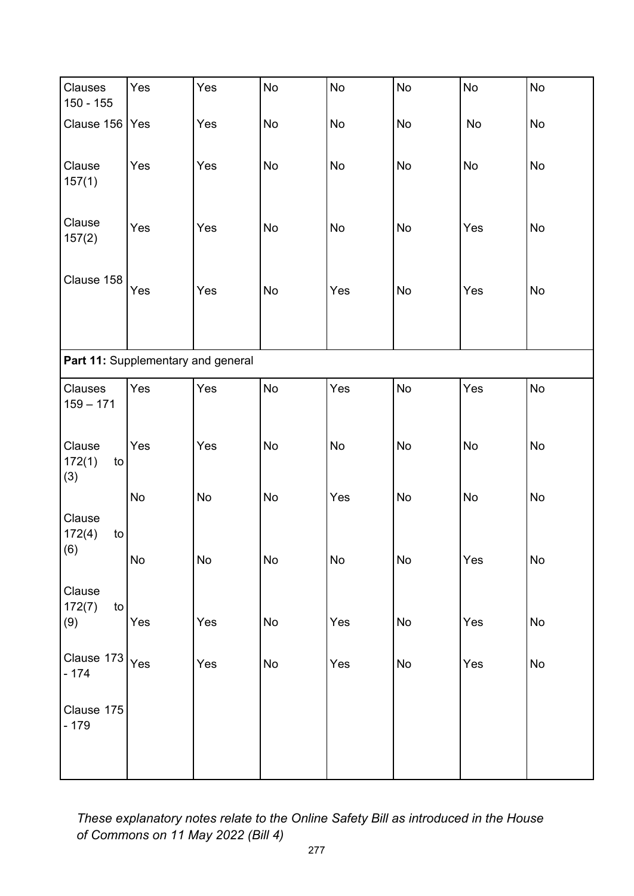| | | | | | | | |
|---|---|---|---|---|---|---|---|
| Clauses 150 - 155 | Yes | Yes | No | No | No | No | No |
| Clause 156 | Yes | Yes | No | No | No | No | No |
| Clause 157(1) | Yes | Yes | No | No | No | No | No |
| Clause 157(2) | Yes | Yes | No | No | No | Yes | No |
| Clause 158 | Yes | Yes | No | Yes | No | Yes | No |
| **Part 11:** Supplementary and general | | | | | | | |
| Clauses 159 – 171 | Yes | Yes | No | Yes | No | Yes | No |
| Clause 172(1) to (3) | Yes | Yes | No | No | No | No | No |
| Clause 172(4) to (6) | No | No | No | Yes | No | No | No |
| Clause 172(7) to (9) | No | No | No | No | No | Yes | No |
| | Yes | Yes | No | Yes | No | Yes | No |
| Clause 173 - 174 | Yes | Yes | No | Yes | No | Yes | No |
| Clause 175 - 179 | | | | | | | |

*These explanatory notes relate to the Online Safety Bill as introduced in the House of Commons on 11 May 2022 (Bill 4)*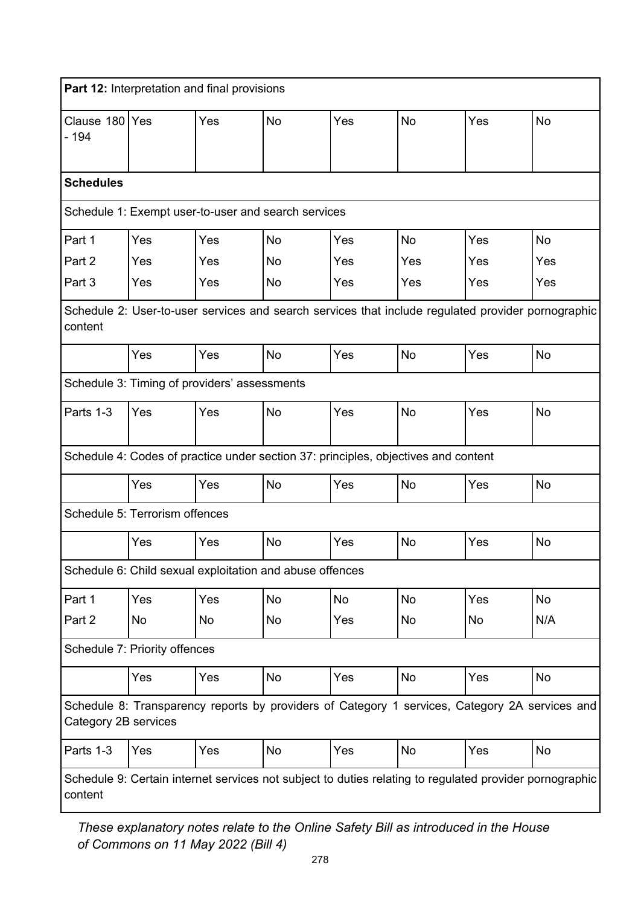| **Part 12:** Interpretation and final provisions | | | | | | | |
|---|---|---|---|---|---|---|---|
| Clause 180 - 194 | Yes | Yes | No | Yes | No | Yes | No |
| **Schedules** | | | | | | | |
| Schedule 1: Exempt user-to-user and search services | | | | | | | |
| Part 1 | Yes | Yes | No | Yes | No | Yes | No |
| Part 2 | Yes | Yes | No | Yes | Yes | Yes | Yes |
| Part 3 | Yes | Yes | No | Yes | Yes | Yes | Yes |
| Schedule 2: User-to-user services and search services that include regulated provider pornographic content | | | | | | | |
| | Yes | Yes | No | Yes | No | Yes | No |
| Schedule 3: Timing of providers' assessments | | | | | | | |
| Parts 1-3 | Yes | Yes | No | Yes | No | Yes | No |
| Schedule 4: Codes of practice under section 37: principles, objectives and content | | | | | | | |
| | Yes | Yes | No | Yes | No | Yes | No |
| Schedule 5: Terrorism offences | | | | | | | |
| | Yes | Yes | No | Yes | No | Yes | No |
| Schedule 6: Child sexual exploitation and abuse offences | | | | | | | |
| Part 1 | Yes | Yes | No | No | No | Yes | No |
| Part 2 | No | No | No | Yes | No | No | N/A |
| Schedule 7: Priority offences | | | | | | | |
| | Yes | Yes | No | Yes | No | Yes | No |
| Schedule 8: Transparency reports by providers of Category 1 services, Category 2A services and Category 2B services | | | | | | | |
| Parts 1-3 | Yes | Yes | No | Yes | No | Yes | No |
| Schedule 9: Certain internet services not subject to duties relating to regulated provider pornographic content | | | | | | | |

*These explanatory notes relate to the Online Safety Bill as introduced in the House of Commons on 11 May 2022 (Bill 4)*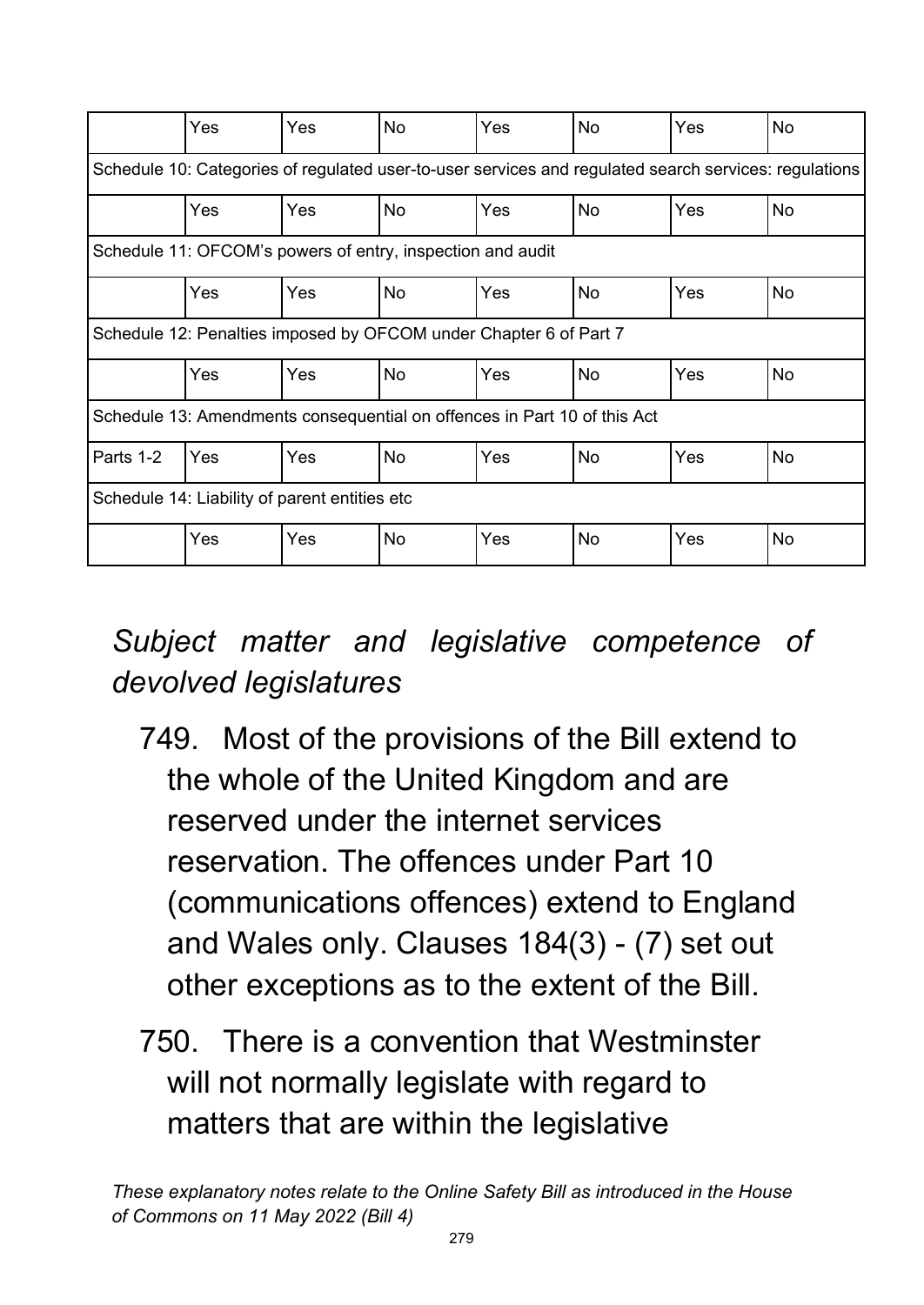| | | | | | | | |
|---|---|---|---|---|---|---|---|
| | Yes | Yes | No | Yes | No | Yes | No |
| Schedule 10: Categories of regulated user-to-user services and regulated search services: regulations | | | | | | | |
| | Yes | Yes | No | Yes | No | Yes | No |
| Schedule 11: OFCOM's powers of entry, inspection and audit | | | | | | | |
| | Yes | Yes | No | Yes | No | Yes | No |
| Schedule 12: Penalties imposed by OFCOM under Chapter 6 of Part 7 | | | | | | | |
| | Yes | Yes | No | Yes | No | Yes | No |
| Schedule 13: Amendments consequential on offences in Part 10 of this Act | | | | | | | |
| Parts 1-2 | Yes | Yes | No | Yes | No | Yes | No |
| Schedule 14: Liability of parent entities etc | | | | | | | |
| | Yes | Yes | No | Yes | No | Yes | No |

## *Subject matter and legislative competence of devolved legislatures*

749. Most of the provisions of the Bill extend to the whole of the United Kingdom and are reserved under the internet services reservation. The offences under Part 10 (communications offences) extend to England and Wales only. Clauses 184(3) - (7) set out other exceptions as to the extent of the Bill.

750. There is a convention that Westminster will not normally legislate with regard to matters that are within the legislative

*These explanatory notes relate to the Online Safety Bill as introduced in the House of Commons on 11 May 2022 (Bill 4)*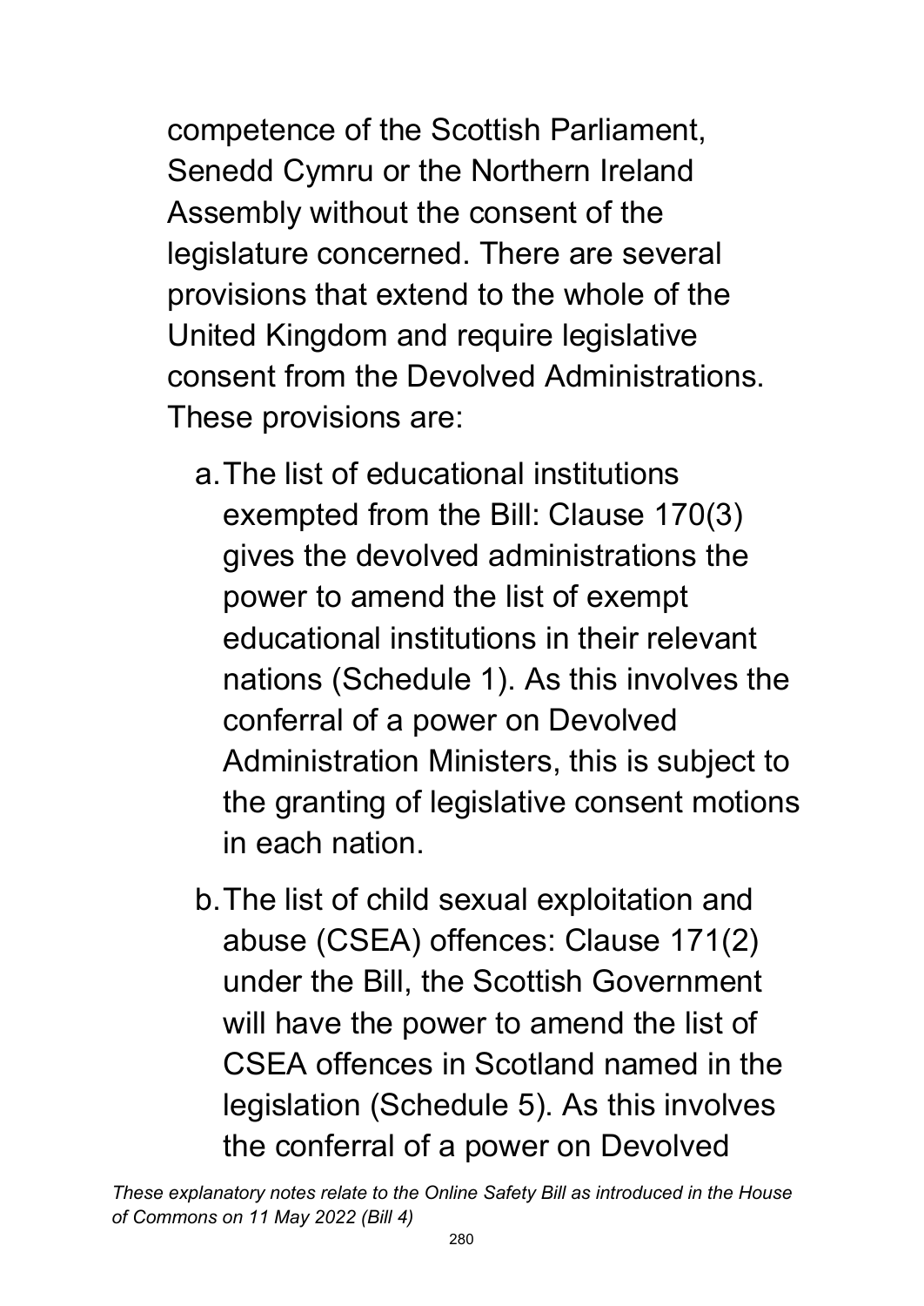competence of the Scottish Parliament, Senedd Cymru or the Northern Ireland Assembly without the consent of the legislature concerned. There are several provisions that extend to the whole of the United Kingdom and require legislative consent from the Devolved Administrations. These provisions are:

a. The list of educational institutions exempted from the Bill: Clause 170(3) gives the devolved administrations the power to amend the list of exempt educational institutions in their relevant nations (Schedule 1). As this involves the conferral of a power on Devolved Administration Ministers, this is subject to the granting of legislative consent motions in each nation.

b. The list of child sexual exploitation and abuse (CSEA) offences: Clause 171(2) under the Bill, the Scottish Government will have the power to amend the list of CSEA offences in Scotland named in the legislation (Schedule 5). As this involves the conferral of a power on Devolved

*These explanatory notes relate to the Online Safety Bill as introduced in the House of Commons on 11 May 2022 (Bill 4)*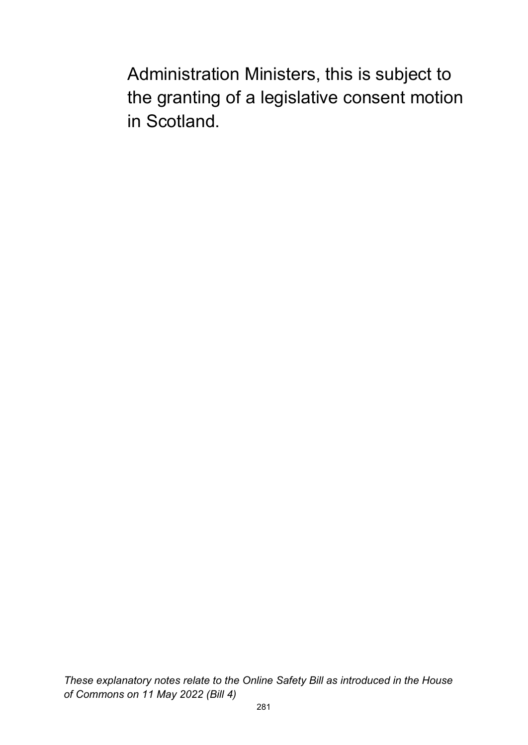Administration Ministers, this is subject to the granting of a legislative consent motion in Scotland.

*These explanatory notes relate to the Online Safety Bill as introduced in the House of Commons on 11 May 2022 (Bill 4)*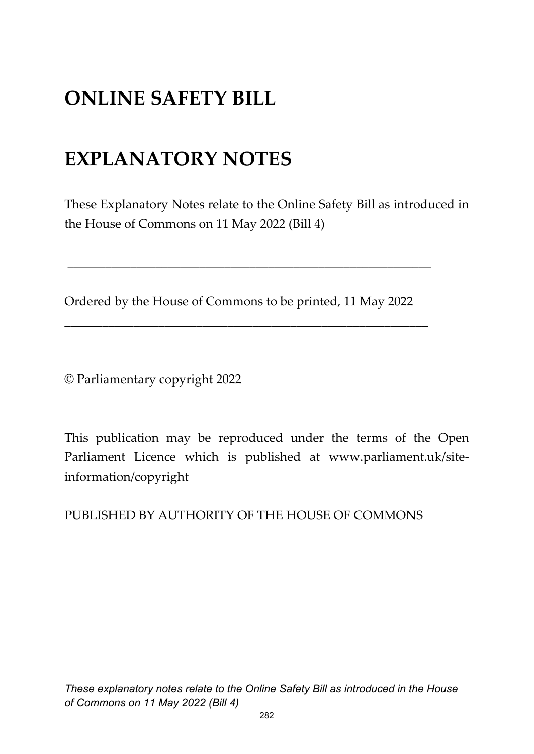# ONLINE SAFETY BILL

# EXPLANATORY NOTES

These Explanatory Notes relate to the Online Safety Bill as introduced in the House of Commons on 11 May 2022 (Bill 4)

---

Ordered by the House of Commons to be printed, 11 May 2022

---

© Parliamentary copyright 2022

This publication may be reproduced under the terms of the Open Parliament Licence which is published at www.parliament.uk/site-information/copyright

PUBLISHED BY AUTHORITY OF THE HOUSE OF COMMONS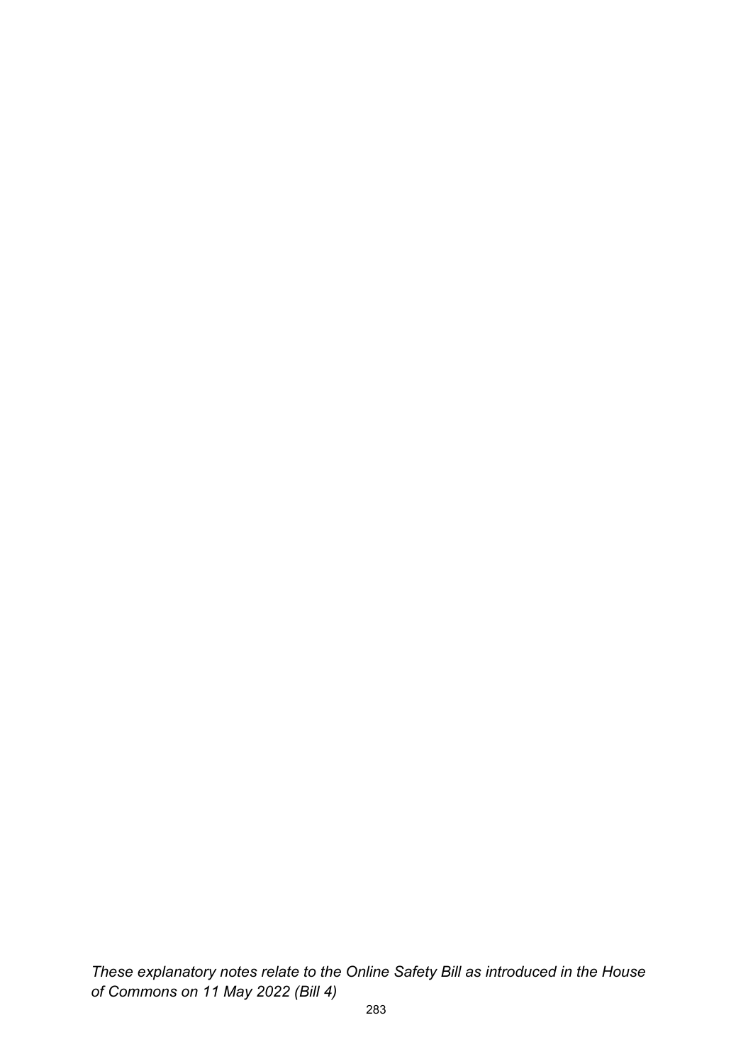*These explanatory notes relate to the Online Safety Bill as introduced in the House of Commons on 11 May 2022 (Bill 4)*